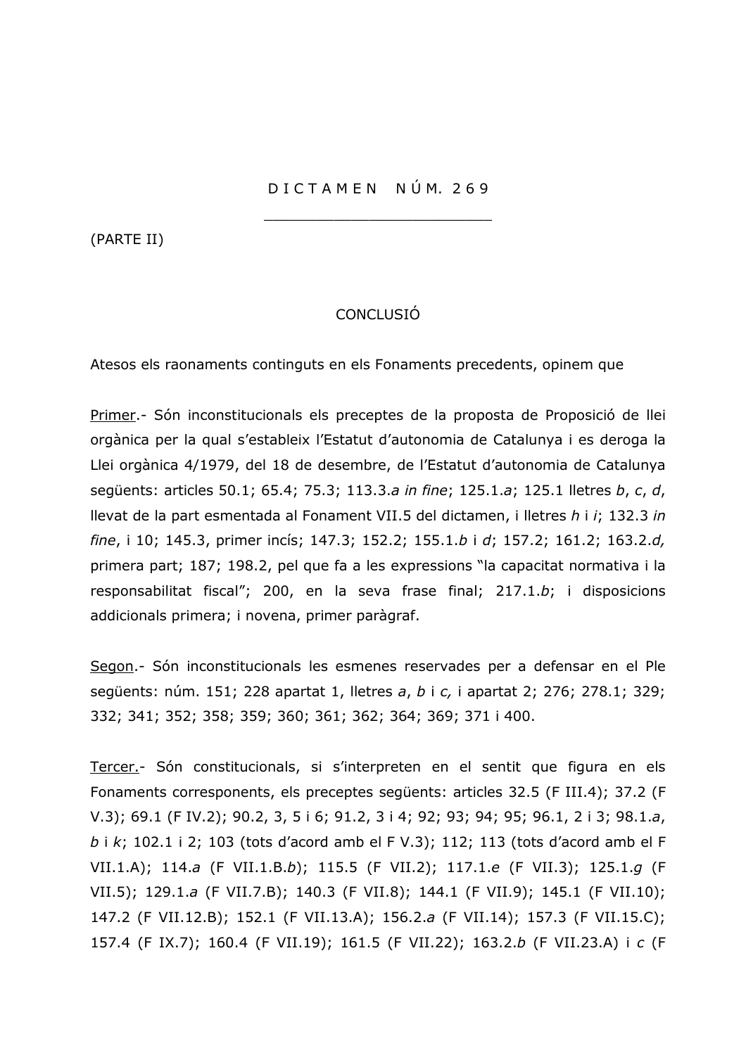# D I C T A M E N   N Ú M. 2 6 9

(PARTE II)

## CONCLUSIÓ

Atesos els raonaments continguts en els Fonaments precedents, opinem que

<u>Primer</u>.- Són inconstitucionals els preceptes de la proposta de Proposició de llei orgànica per la qual s'estableix l'Estatut d'autonomia de Catalunya i es deroga la Llei orgànica 4/1979, del 18 de desembre, de l'Estatut d'autonomia de Catalunya següents: articles 50.1; 65.4; 75.3; 113.3.*a in fine*; 125.1.*a*; 125.1 lletres *b*, *c*, *d*, llevat de la part esmentada al Fonament VII.5 del dictamen, i lletres *h* i *i*; 132.3 *in fine*, i 10; 145.3, primer incís; 147.3; 152.2; 155.1.*b* i *d*; 157.2; 161.2; 163.2.*d,* primera part; 187; 198.2, pel que fa a les expressions "la capacitat normativa i la responsabilitat fiscal"; 200, en la seva frase final; 217.1.*b*; i disposicions addicionals primera; i novena, primer paràgraf.

<u>Segon</u>.- Són inconstitucionals les esmenes reservades per a defensar en el Ple següents: núm. 151; 228 apartat 1, lletres *a*, *b* i *c,* i apartat 2; 276; 278.1; 329; 332; 341; 352; 358; 359; 360; 361; 362; 364; 369; 371 i 400.

<u>Tercer.</u>- Són constitucionals, si s'interpreten en el sentit que figura en els Fonaments corresponents, els preceptes següents: articles 32.5 (F III.4); 37.2 (F V.3); 69.1 (F IV.2); 90.2, 3, 5 i 6; 91.2, 3 i 4; 92; 93; 94; 95; 96.1, 2 i 3; 98.1.*a*, *b* i *k*; 102.1 i 2; 103 (tots d'acord amb el F V.3); 112; 113 (tots d'acord amb el F VII.1.A); 114.*a* (F VII.1.B.*b*); 115.5 (F VII.2); 117.1.*e* (F VII.3); 125.1.*g* (F VII.5); 129.1.*a* (F VII.7.B); 140.3 (F VII.8); 144.1 (F VII.9); 145.1 (F VII.10); 147.2 (F VII.12.B); 152.1 (F VII.13.A); 156.2.*a* (F VII.14); 157.3 (F VII.15.C); 157.4 (F IX.7); 160.4 (F VII.19); 161.5 (F VII.22); 163.2.*b* (F VII.23.A) i *c* (F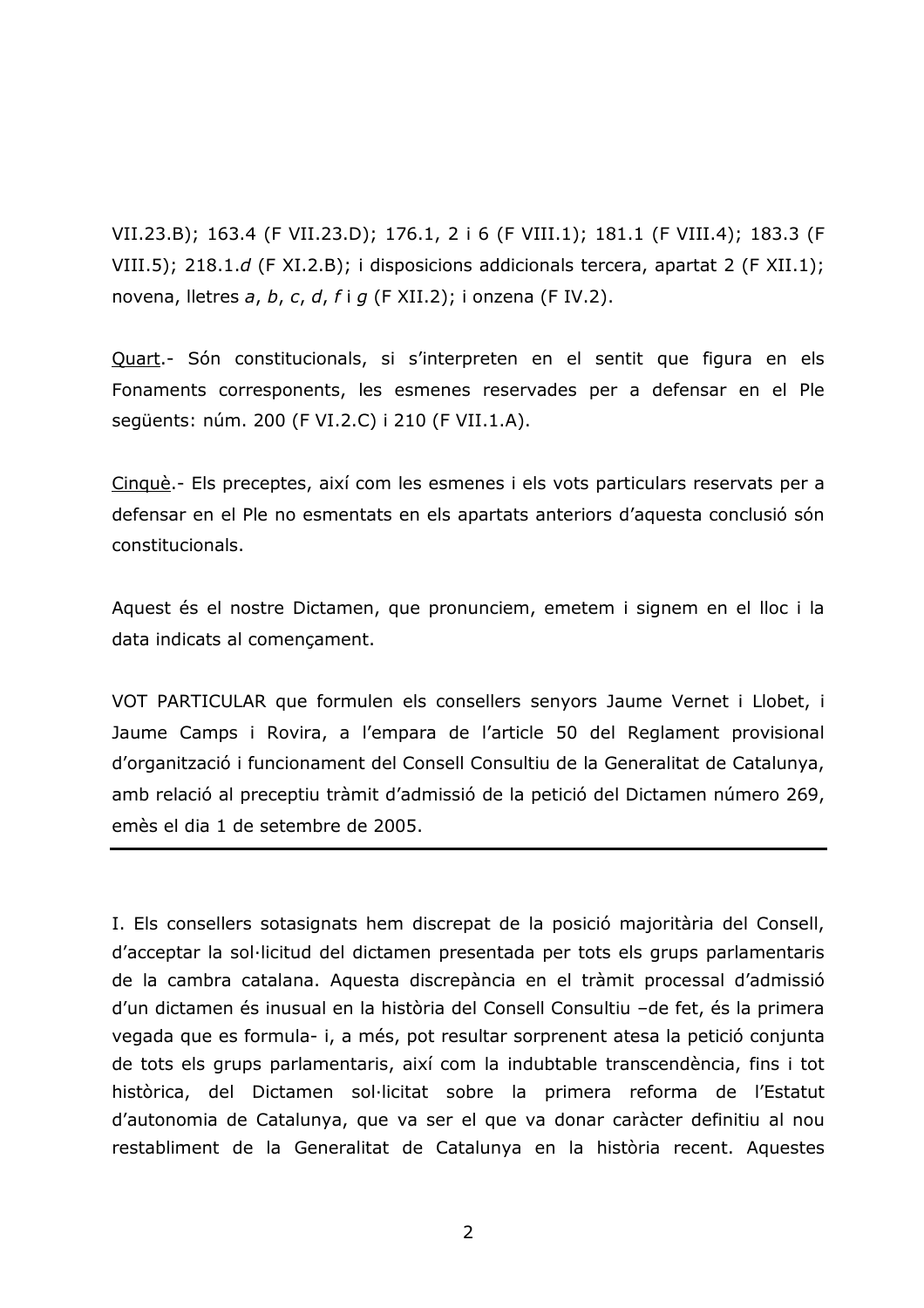VII.23.B); 163.4 (F VII.23.D); 176.1, 2 i 6 (F VIII.1); 181.1 (F VIII.4); 183.3 (F VIII.5); 218.1.*d* (F XI.2.B); i disposicions addicionals tercera, apartat 2 (F XII.1); novena, lletres *a*, *b*, *c*, *d*, *f* i *g* (F XII.2); i onzena (F IV.2).

<u>Quart</u>.- Són constitucionals, si s'interpreten en el sentit que figura en els Fonaments corresponents, les esmenes reservades per a defensar en el Ple següents: núm. 200 (F VI.2.C) i 210 (F VII.1.A).

<u>Cinquè</u>.- Els preceptes, així com les esmenes i els vots particulars reservats per a defensar en el Ple no esmentats en els apartats anteriors d'aquesta conclusió són constitucionals.

Aquest és el nostre Dictamen, que pronunciem, emetem i signem en el lloc i la data indicats al començament.

VOT PARTICULAR que formulen els consellers senyors Jaume Vernet i Llobet, i Jaume Camps i Rovira, a l'empara de l'article 50 del Reglament provisional d'organització i funcionament del Consell Consultiu de la Generalitat de Catalunya, amb relació al preceptiu tràmit d'admissió de la petició del Dictamen número 269, emès el dia 1 de setembre de 2005.

---

I. Els consellers sotasignats hem discrepat de la posició majoritària del Consell, d'acceptar la sol·licitud del dictamen presentada per tots els grups parlamentaris de la cambra catalana. Aquesta discrepància en el tràmit processal d'admissió d'un dictamen és inusual en la història del Consell Consultiu –de fet, és la primera vegada que es formula- i, a més, pot resultar sorprenent atesa la petició conjunta de tots els grups parlamentaris, així com la indubtable transcendència, fins i tot històrica, del Dictamen sol·licitat sobre la primera reforma de l'Estatut d'autonomia de Catalunya, que va ser el que va donar caràcter definitiu al nou restabliment de la Generalitat de Catalunya en la història recent. Aquestes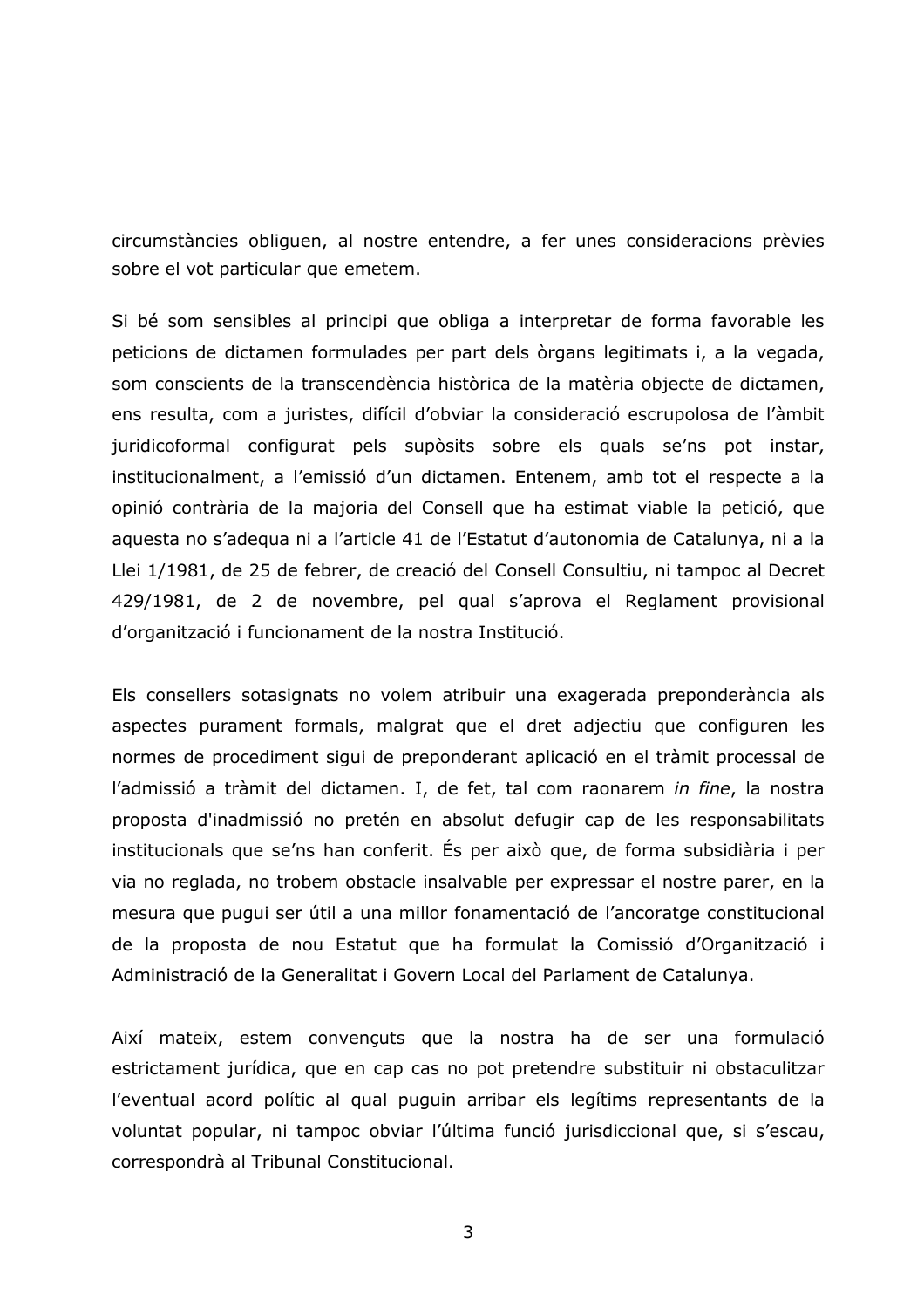circumstàncies obliguen, al nostre entendre, a fer unes consideracions prèvies sobre el vot particular que emetem.

Si bé som sensibles al principi que obliga a interpretar de forma favorable les peticions de dictamen formulades per part dels òrgans legitimats i, a la vegada, som conscients de la transcendència històrica de la matèria objecte de dictamen, ens resulta, com a juristes, difícil d'obviar la consideració escrupolosa de l'àmbit juridicoformal configurat pels supòsits sobre els quals se'ns pot instar, institucionalment, a l'emissió d'un dictamen. Entenem, amb tot el respecte a la opinió contrària de la majoria del Consell que ha estimat viable la petició, que aquesta no s'adequa ni a l'article 41 de l'Estatut d'autonomia de Catalunya, ni a la Llei 1/1981, de 25 de febrer, de creació del Consell Consultiu, ni tampoc al Decret 429/1981, de 2 de novembre, pel qual s'aprova el Reglament provisional d'organització i funcionament de la nostra Institució.

Els consellers sotasignats no volem atribuir una exagerada preponderància als aspectes purament formals, malgrat que el dret adjectiu que configuren les normes de procediment sigui de preponderant aplicació en el tràmit processal de l'admissió a tràmit del dictamen. I, de fet, tal com raonarem *in fine*, la nostra proposta d'inadmissió no pretén en absolut defugir cap de les responsabilitats institucionals que se'ns han conferit. És per això que, de forma subsidiària i per via no reglada, no trobem obstacle insalvable per expressar el nostre parer, en la mesura que pugui ser útil a una millor fonamentació de l'ancoratge constitucional de la proposta de nou Estatut que ha formulat la Comissió d'Organització i Administració de la Generalitat i Govern Local del Parlament de Catalunya.

Així mateix, estem convençuts que la nostra ha de ser una formulació estrictament jurídica, que en cap cas no pot pretendre substituir ni obstaculitzar l'eventual acord polític al qual puguin arribar els legítims representants de la voluntat popular, ni tampoc obviar l'última funció jurisdiccional que, si s'escau, correspondrà al Tribunal Constitucional.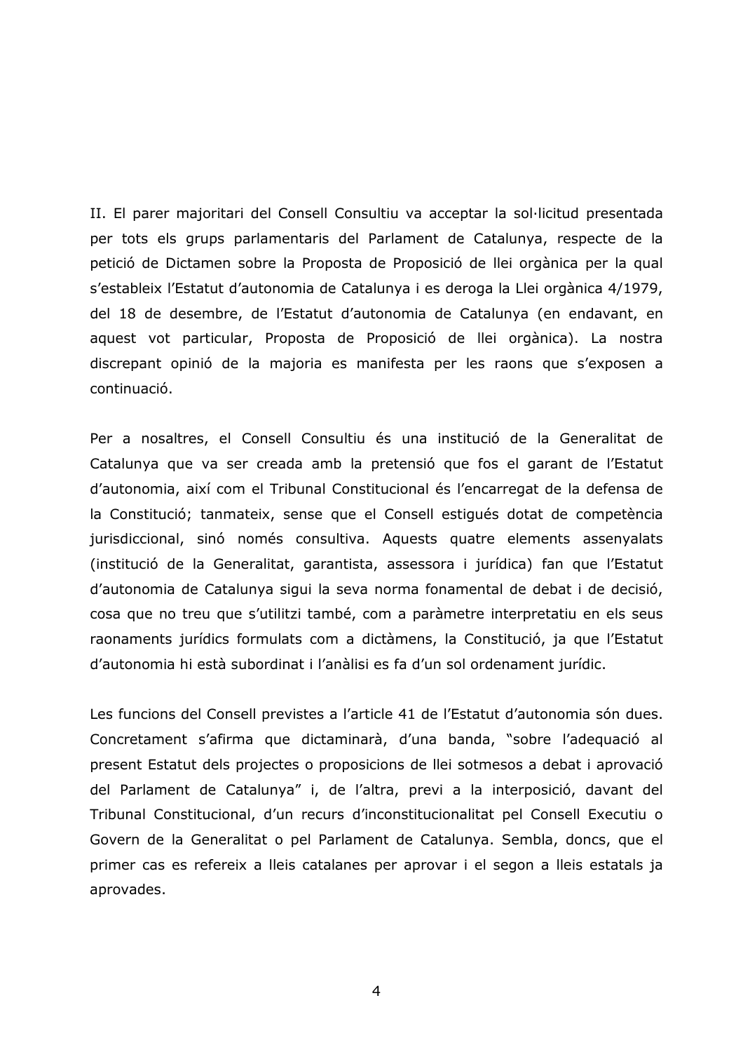II. El parer majoritari del Consell Consultiu va acceptar la sol·licitud presentada per tots els grups parlamentaris del Parlament de Catalunya, respecte de la petició de Dictamen sobre la Proposta de Proposició de llei orgànica per la qual s'estableix l'Estatut d'autonomia de Catalunya i es deroga la Llei orgànica 4/1979, del 18 de desembre, de l'Estatut d'autonomia de Catalunya (en endavant, en aquest vot particular, Proposta de Proposició de llei orgànica). La nostra discrepant opinió de la majoria es manifesta per les raons que s'exposen a continuació.

Per a nosaltres, el Consell Consultiu és una institució de la Generalitat de Catalunya que va ser creada amb la pretensió que fos el garant de l'Estatut d'autonomia, així com el Tribunal Constitucional és l'encarregat de la defensa de la Constitució; tanmateix, sense que el Consell estigués dotat de competència jurisdiccional, sinó només consultiva. Aquests quatre elements assenyalats (institució de la Generalitat, garantista, assessora i jurídica) fan que l'Estatut d'autonomia de Catalunya sigui la seva norma fonamental de debat i de decisió, cosa que no treu que s'utilitzi també, com a paràmetre interpretatiu en els seus raonaments jurídics formulats com a dictàmens, la Constitució, ja que l'Estatut d'autonomia hi està subordinat i l'anàlisi es fa d'un sol ordenament jurídic.

Les funcions del Consell previstes a l'article 41 de l'Estatut d'autonomia són dues. Concretament s'afirma que dictaminarà, d'una banda, "sobre l'adequació al present Estatut dels projectes o proposicions de llei sotmesos a debat i aprovació del Parlament de Catalunya" i, de l'altra, previ a la interposició, davant del Tribunal Constitucional, d'un recurs d'inconstitucionalitat pel Consell Executiu o Govern de la Generalitat o pel Parlament de Catalunya. Sembla, doncs, que el primer cas es refereix a lleis catalanes per aprovar i el segon a lleis estatals ja aprovades.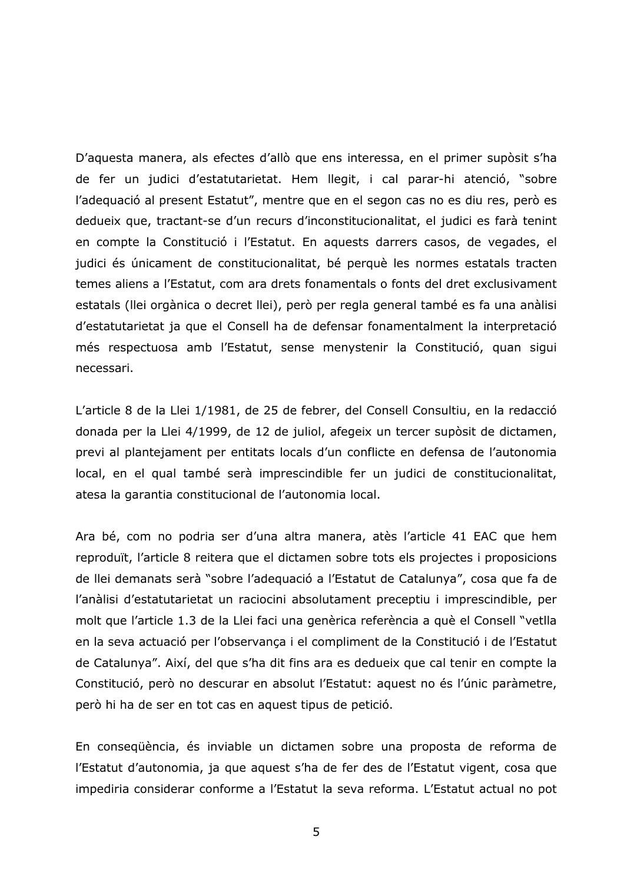D'aquesta manera, als efectes d'allò que ens interessa, en el primer supòsit s'ha de fer un judici d'estatutarietat. Hem llegit, i cal parar-hi atenció, "sobre l'adequació al present Estatut", mentre que en el segon cas no es diu res, però es dedueix que, tractant-se d'un recurs d'inconstitucionalitat, el judici es farà tenint en compte la Constitució i l'Estatut. En aquests darrers casos, de vegades, el judici és únicament de constitucionalitat, bé perquè les normes estatals tracten temes aliens a l'Estatut, com ara drets fonamentals o fonts del dret exclusivament estatals (llei orgànica o decret llei), però per regla general també es fa una anàlisi d'estatutarietat ja que el Consell ha de defensar fonamentalment la interpretació més respectuosa amb l'Estatut, sense menystenir la Constitució, quan sigui necessari.

L'article 8 de la Llei 1/1981, de 25 de febrer, del Consell Consultiu, en la redacció donada per la Llei 4/1999, de 12 de juliol, afegeix un tercer supòsit de dictamen, previ al plantejament per entitats locals d'un conflicte en defensa de l'autonomia local, en el qual també serà imprescindible fer un judici de constitucionalitat, atesa la garantia constitucional de l'autonomia local.

Ara bé, com no podria ser d'una altra manera, atès l'article 41 EAC que hem reproduït, l'article 8 reitera que el dictamen sobre tots els projectes i proposicions de llei demanats serà "sobre l'adequació a l'Estatut de Catalunya", cosa que fa de l'anàlisi d'estatutarietat un raciocini absolutament preceptiu i imprescindible, per molt que l'article 1.3 de la Llei faci una genèrica referència a què el Consell "vetlla en la seva actuació per l'observança i el compliment de la Constitució i de l'Estatut de Catalunya". Així, del que s'ha dit fins ara es dedueix que cal tenir en compte la Constitució, però no descurar en absolut l'Estatut: aquest no és l'únic paràmetre, però hi ha de ser en tot cas en aquest tipus de petició.

En conseqüència, és inviable un dictamen sobre una proposta de reforma de l'Estatut d'autonomia, ja que aquest s'ha de fer des de l'Estatut vigent, cosa que impediria considerar conforme a l'Estatut la seva reforma. L'Estatut actual no pot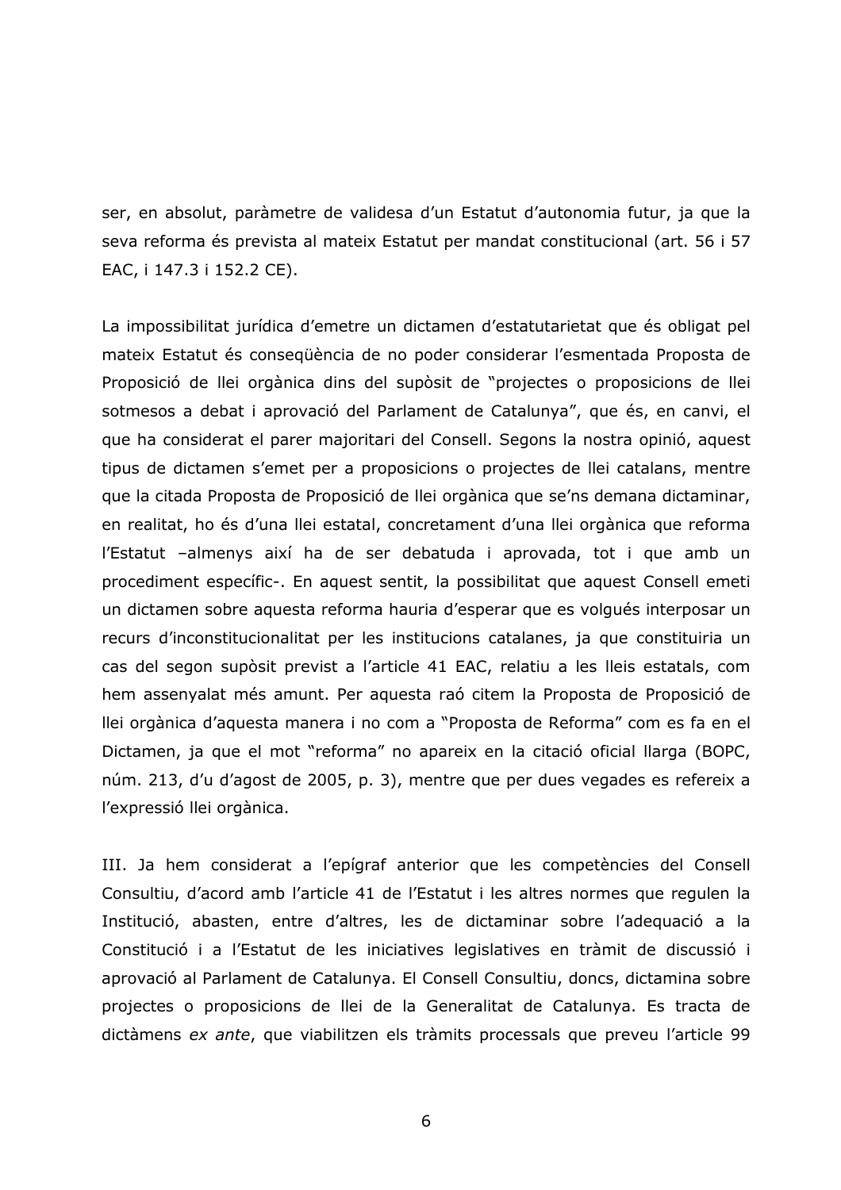ser, en absolut, paràmetre de validesa d'un Estatut d'autonomia futur, ja que la seva reforma és prevista al mateix Estatut per mandat constitucional (art. 56 i 57 EAC, i 147.3 i 152.2 CE).

La impossibilitat jurídica d'emetre un dictamen d'estatutarietat que és obligat pel mateix Estatut és conseqüència de no poder considerar l'esmentada Proposta de Proposició de llei orgànica dins del supòsit de "projectes o proposicions de llei sotmesos a debat i aprovació del Parlament de Catalunya", que és, en canvi, el que ha considerat el parer majoritari del Consell. Segons la nostra opinió, aquest tipus de dictamen s'emet per a proposicions o projectes de llei catalans, mentre que la citada Proposta de Proposició de llei orgànica que se'ns demana dictaminar, en realitat, ho és d'una llei estatal, concretament d'una llei orgànica que reforma l'Estatut –almenys així ha de ser debatuda i aprovada, tot i que amb un procediment específic-. En aquest sentit, la possibilitat que aquest Consell emeti un dictamen sobre aquesta reforma hauria d'esperar que es volgués interposar un recurs d'inconstitucionalitat per les institucions catalanes, ja que constituiria un cas del segon supòsit previst a l'article 41 EAC, relatiu a les lleis estatals, com hem assenyalat més amunt. Per aquesta raó citem la Proposta de Proposició de llei orgànica d'aquesta manera i no com a "Proposta de Reforma" com es fa en el Dictamen, ja que el mot "reforma" no apareix en la citació oficial llarga (BOPC, núm. 213, d'u d'agost de 2005, p. 3), mentre que per dues vegades es refereix a l'expressió llei orgànica.

III. Ja hem considerat a l'epígraf anterior que les competències del Consell Consultiu, d'acord amb l'article 41 de l'Estatut i les altres normes que regulen la Institució, abasten, entre d'altres, les de dictaminar sobre l'adequació a la Constitució i a l'Estatut de les iniciatives legislatives en tràmit de discussió i aprovació al Parlament de Catalunya. El Consell Consultiu, doncs, dictamina sobre projectes o proposicions de llei de la Generalitat de Catalunya. Es tracta de dictàmens *ex ante*, que viabilitzen els tràmits processals que preveu l'article 99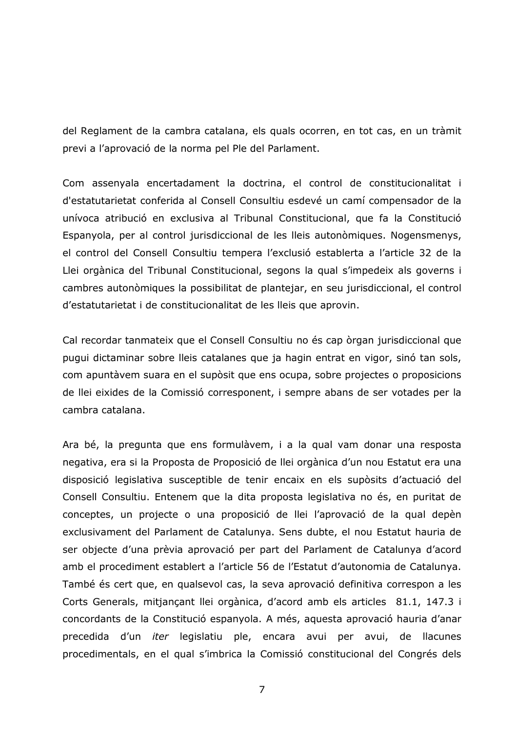del Reglament de la cambra catalana, els quals ocorren, en tot cas, en un tràmit previ a l'aprovació de la norma pel Ple del Parlament.

Com assenyala encertadament la doctrina, el control de constitucionalitat i d'estatutarietat conferida al Consell Consultiu esdevé un camí compensador de la unívoca atribució en exclusiva al Tribunal Constitucional, que fa la Constitució Espanyola, per al control jurisdiccional de les lleis autonòmiques. Nogensmenys, el control del Consell Consultiu tempera l'exclusió establerta a l'article 32 de la Llei orgànica del Tribunal Constitucional, segons la qual s'impedeix als governs i cambres autonòmiques la possibilitat de plantejar, en seu jurisdiccional, el control d'estatutarietat i de constitucionalitat de les lleis que aprovin.

Cal recordar tanmateix que el Consell Consultiu no és cap òrgan jurisdiccional que pugui dictaminar sobre lleis catalanes que ja hagin entrat en vigor, sinó tan sols, com apuntàvem suara en el supòsit que ens ocupa, sobre projectes o proposicions de llei eixides de la Comissió corresponent, i sempre abans de ser votades per la cambra catalana.

Ara bé, la pregunta que ens formulàvem, i a la qual vam donar una resposta negativa, era si la Proposta de Proposició de llei orgànica d'un nou Estatut era una disposició legislativa susceptible de tenir encaix en els supòsits d'actuació del Consell Consultiu. Entenem que la dita proposta legislativa no és, en puritat de conceptes, un projecte o una proposició de llei l'aprovació de la qual depèn exclusivament del Parlament de Catalunya. Sens dubte, el nou Estatut hauria de ser objecte d'una prèvia aprovació per part del Parlament de Catalunya d'acord amb el procediment establert a l'article 56 de l'Estatut d'autonomia de Catalunya. També és cert que, en qualsevol cas, la seva aprovació definitiva correspon a les Corts Generals, mitjançant llei orgànica, d'acord amb els articles 81.1, 147.3 i concordants de la Constitució espanyola. A més, aquesta aprovació hauria d'anar precedida d'un *iter* legislatiu ple, encara avui per avui, de llacunes procedimentals, en el qual s'imbrica la Comissió constitucional del Congrés dels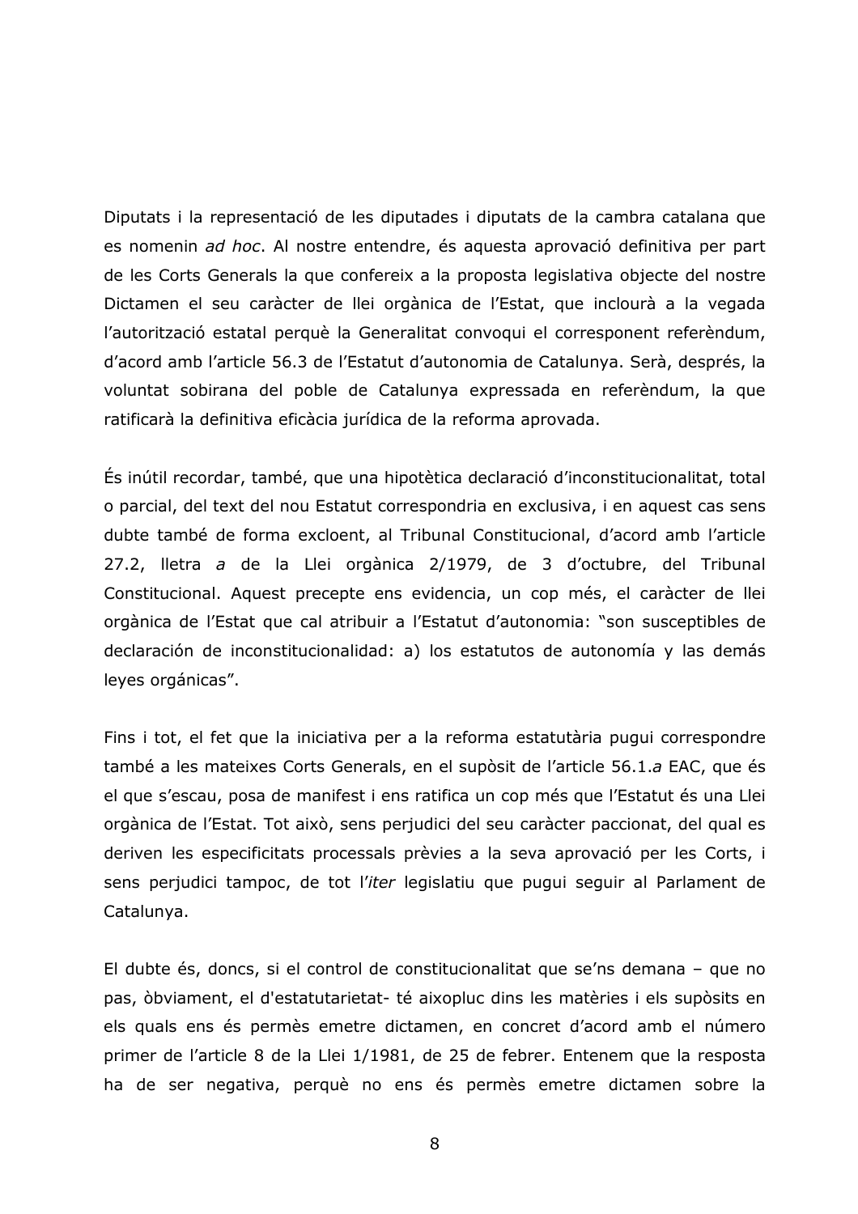Diputats i la representació de les diputades i diputats de la cambra catalana que es nomenin *ad hoc*. Al nostre entendre, és aquesta aprovació definitiva per part de les Corts Generals la que confereix a la proposta legislativa objecte del nostre Dictamen el seu caràcter de llei orgànica de l'Estat, que inclourà a la vegada l'autorització estatal perquè la Generalitat convoqui el corresponent referèndum, d'acord amb l'article 56.3 de l'Estatut d'autonomia de Catalunya. Serà, després, la voluntat sobirana del poble de Catalunya expressada en referèndum, la que ratificarà la definitiva eficàcia jurídica de la reforma aprovada.

És inútil recordar, també, que una hipotètica declaració d'inconstitucionalitat, total o parcial, del text del nou Estatut correspondria en exclusiva, i en aquest cas sens dubte també de forma excloent, al Tribunal Constitucional, d'acord amb l'article 27.2, lletra *a* de la Llei orgànica 2/1979, de 3 d'octubre, del Tribunal Constitucional. Aquest precepte ens evidencia, un cop més, el caràcter de llei orgànica de l'Estat que cal atribuir a l'Estatut d'autonomia: "son susceptibles de declaración de inconstitucionalidad: a) los estatutos de autonomía y las demás leyes orgánicas".

Fins i tot, el fet que la iniciativa per a la reforma estatutària pugui correspondre també a les mateixes Corts Generals, en el supòsit de l'article 56.1.*a* EAC, que és el que s'escau, posa de manifest i ens ratifica un cop més que l'Estatut és una Llei orgànica de l'Estat. Tot això, sens perjudici del seu caràcter paccionat, del qual es deriven les especificitats processals prèvies a la seva aprovació per les Corts, i sens perjudici tampoc, de tot l'*iter* legislatiu que pugui seguir al Parlament de Catalunya.

El dubte és, doncs, si el control de constitucionalitat que se'ns demana – que no pas, òbviament, el d'estatutarietat- té aixopluc dins les matèries i els supòsits en els quals ens és permès emetre dictamen, en concret d'acord amb el número primer de l'article 8 de la Llei 1/1981, de 25 de febrer. Entenem que la resposta ha de ser negativa, perquè no ens és permès emetre dictamen sobre la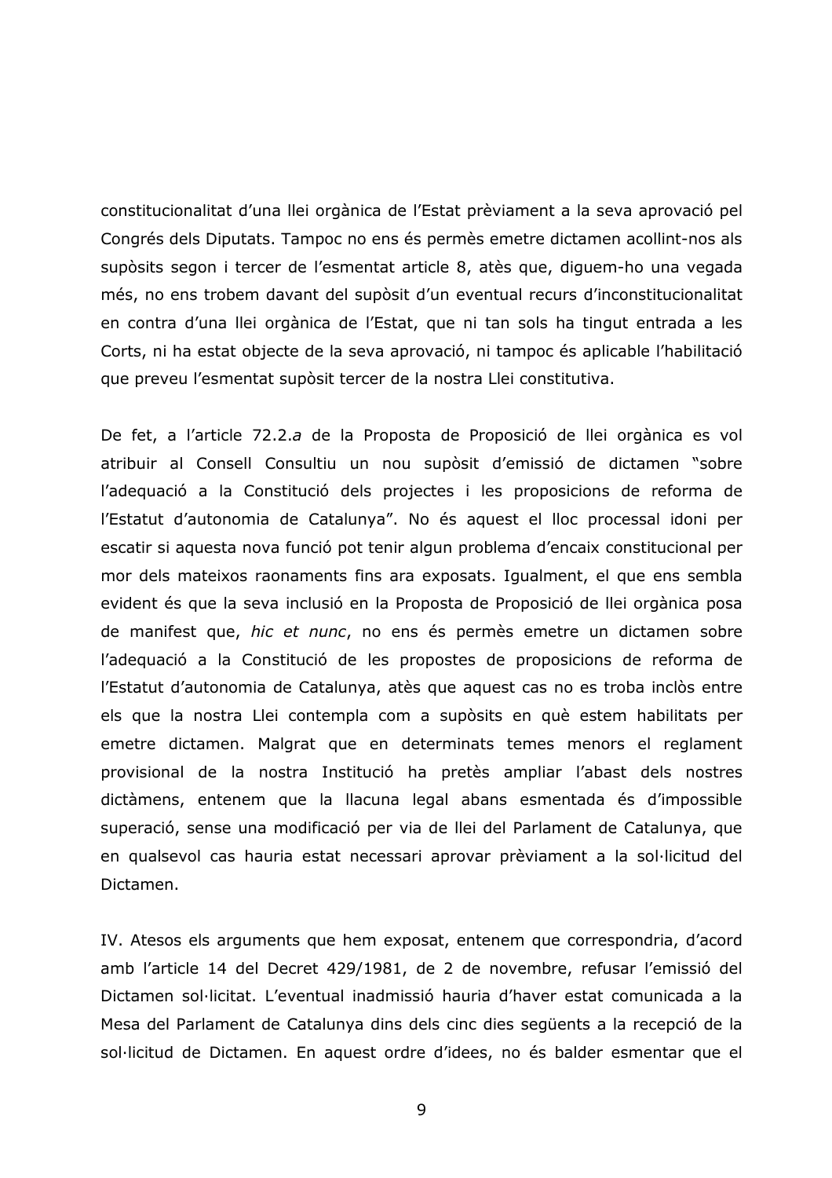constitucionalitat d'una llei orgànica de l'Estat prèviament a la seva aprovació pel Congrés dels Diputats. Tampoc no ens és permès emetre dictamen acollint-nos als supòsits segon i tercer de l'esmentat article 8, atès que, diguem-ho una vegada més, no ens trobem davant del supòsit d'un eventual recurs d'inconstitucionalitat en contra d'una llei orgànica de l'Estat, que ni tan sols ha tingut entrada a les Corts, ni ha estat objecte de la seva aprovació, ni tampoc és aplicable l'habilitació que preveu l'esmentat supòsit tercer de la nostra Llei constitutiva.

De fet, a l'article 72.2.*a* de la Proposta de Proposició de llei orgànica es vol atribuir al Consell Consultiu un nou supòsit d'emissió de dictamen "sobre l'adequació a la Constitució dels projectes i les proposicions de reforma de l'Estatut d'autonomia de Catalunya". No és aquest el lloc processal idoni per escatir si aquesta nova funció pot tenir algun problema d'encaix constitucional per mor dels mateixos raonaments fins ara exposats. Igualment, el que ens sembla evident és que la seva inclusió en la Proposta de Proposició de llei orgànica posa de manifest que, *hic et nunc*, no ens és permès emetre un dictamen sobre l'adequació a la Constitució de les propostes de proposicions de reforma de l'Estatut d'autonomia de Catalunya, atès que aquest cas no es troba inclòs entre els que la nostra Llei contempla com a supòsits en què estem habilitats per emetre dictamen. Malgrat que en determinats temes menors el reglament provisional de la nostra Institució ha pretès ampliar l'abast dels nostres dictàmens, entenem que la llacuna legal abans esmentada és d'impossible superació, sense una modificació per via de llei del Parlament de Catalunya, que en qualsevol cas hauria estat necessari aprovar prèviament a la sol·licitud del Dictamen.

IV. Atesos els arguments que hem exposat, entenem que correspondria, d'acord amb l'article 14 del Decret 429/1981, de 2 de novembre, refusar l'emissió del Dictamen sol·licitat. L'eventual inadmissió hauria d'haver estat comunicada a la Mesa del Parlament de Catalunya dins dels cinc dies següents a la recepció de la sol·licitud de Dictamen. En aquest ordre d'idees, no és balder esmentar que el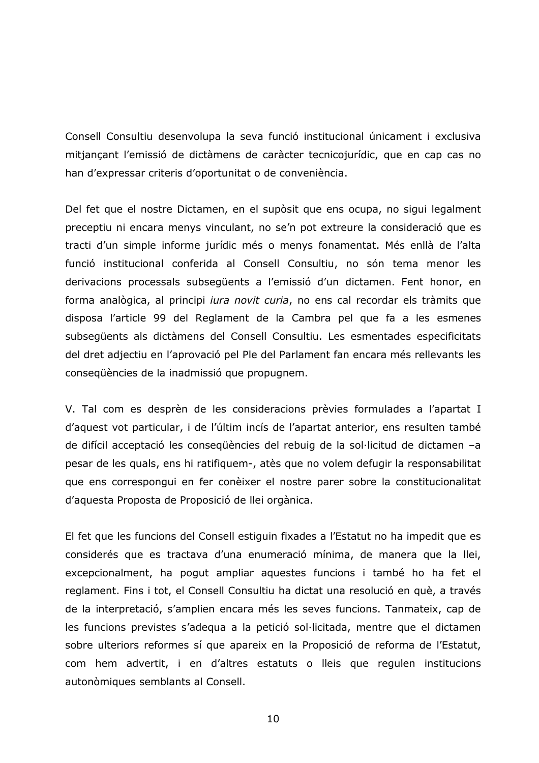Consell Consultiu desenvolupa la seva funció institucional únicament i exclusiva mitjançant l'emissió de dictàmens de caràcter tecnicojurídic, que en cap cas no han d'expressar criteris d'oportunitat o de conveniència.

Del fet que el nostre Dictamen, en el supòsit que ens ocupa, no sigui legalment preceptiu ni encara menys vinculant, no se'n pot extreure la consideració que es tracti d'un simple informe jurídic més o menys fonamentat. Més enllà de l'alta funció institucional conferida al Consell Consultiu, no són tema menor les derivacions processals subsegüents a l'emissió d'un dictamen. Fent honor, en forma analògica, al principi *iura novit curia*, no ens cal recordar els tràmits que disposa l'article 99 del Reglament de la Cambra pel que fa a les esmenes subsegüents als dictàmens del Consell Consultiu. Les esmentades especificitats del dret adjectiu en l'aprovació pel Ple del Parlament fan encara més rellevants les conseqüències de la inadmissió que propugnem.

V. Tal com es desprèn de les consideracions prèvies formulades a l'apartat I d'aquest vot particular, i de l'últim incís de l'apartat anterior, ens resulten també de difícil acceptació les conseqüències del rebuig de la sol·licitud de dictamen –a pesar de les quals, ens hi ratifiquem-, atès que no volem defugir la responsabilitat que ens correspongui en fer conèixer el nostre parer sobre la constitucionalitat d'aquesta Proposta de Proposició de llei orgànica.

El fet que les funcions del Consell estiguin fixades a l'Estatut no ha impedit que es considerés que es tractava d'una enumeració mínima, de manera que la llei, excepcionalment, ha pogut ampliar aquestes funcions i també ho ha fet el reglament. Fins i tot, el Consell Consultiu ha dictat una resolució en què, a través de la interpretació, s'amplien encara més les seves funcions. Tanmateix, cap de les funcions previstes s'adequa a la petició sol·licitada, mentre que el dictamen sobre ulteriors reformes sí que apareix en la Proposició de reforma de l'Estatut, com hem advertit, i en d'altres estatuts o lleis que regulen institucions autonòmiques semblants al Consell.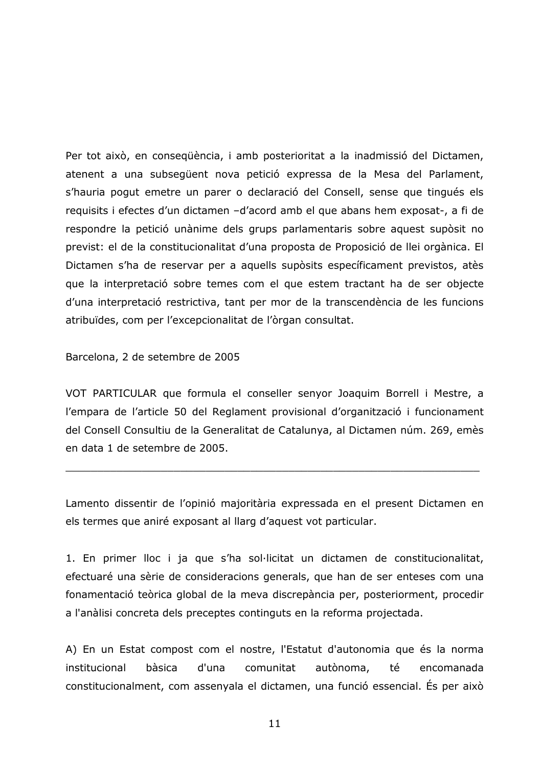Per tot això, en conseqüència, i amb posterioritat a la inadmissió del Dictamen, atenent a una subsegüent nova petició expressa de la Mesa del Parlament, s'hauria pogut emetre un parer o declaració del Consell, sense que tingués els requisits i efectes d'un dictamen –d'acord amb el que abans hem exposat-, a fi de respondre la petició unànime dels grups parlamentaris sobre aquest supòsit no previst: el de la constitucionalitat d'una proposta de Proposició de llei orgànica. El Dictamen s'ha de reservar per a aquells supòsits específicament previstos, atès que la interpretació sobre temes com el que estem tractant ha de ser objecte d'una interpretació restrictiva, tant per mor de la transcendència de les funcions atribuïdes, com per l'excepcionalitat de l'òrgan consultat.

Barcelona, 2 de setembre de 2005

VOT PARTICULAR que formula el conseller senyor Joaquim Borrell i Mestre, a l'empara de l'article 50 del Reglament provisional d'organització i funcionament del Consell Consultiu de la Generalitat de Catalunya, al Dictamen núm. 269, emès en data 1 de setembre de 2005.

---

Lamento dissentir de l'opinió majoritària expressada en el present Dictamen en els termes que aniré exposant al llarg d'aquest vot particular.

1. En primer lloc i ja que s'ha sol·licitat un dictamen de constitucionalitat, efectuaré una sèrie de consideracions generals, que han de ser enteses com una fonamentació teòrica global de la meva discrepància per, posteriorment, procedir a l'anàlisi concreta dels preceptes continguts en la reforma projectada.

A) En un Estat compost com el nostre, l'Estatut d'autonomia que és la norma institucional bàsica d'una comunitat autònoma, té encomanada constitucionalment, com assenyala el dictamen, una funció essencial. És per això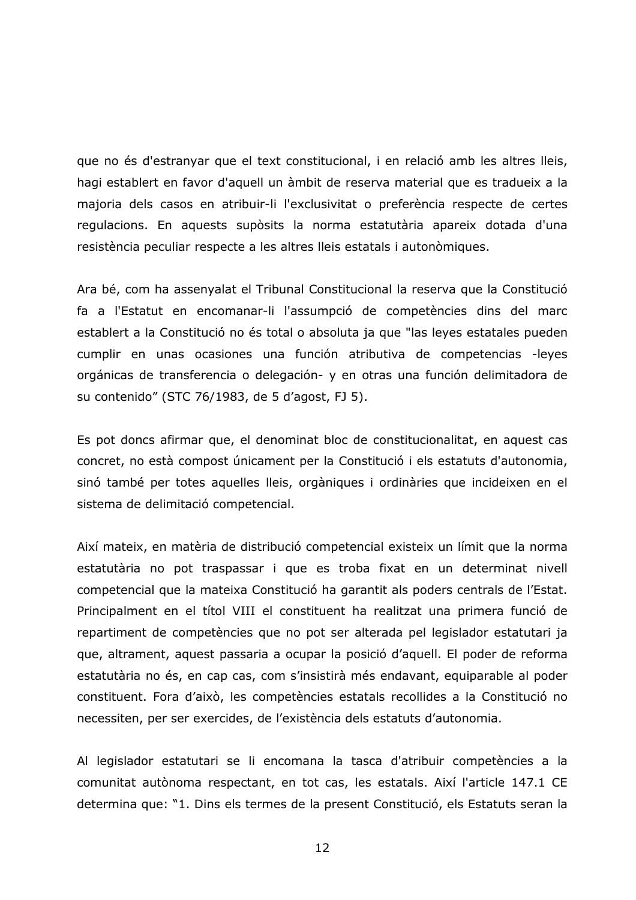que no és d'estranyar que el text constitucional, i en relació amb les altres lleis, hagi establert en favor d'aquell un àmbit de reserva material que es tradueix a la majoria dels casos en atribuir-li l'exclusivitat o preferència respecte de certes regulacions. En aquests supòsits la norma estatutària apareix dotada d'una resistència peculiar respecte a les altres lleis estatals i autonòmiques.

Ara bé, com ha assenyalat el Tribunal Constitucional la reserva que la Constitució fa a l'Estatut en encomanar-li l'assumpció de competències dins del marc establert a la Constitució no és total o absoluta ja que "las leyes estatales pueden cumplir en unas ocasiones una función atributiva de competencias -leyes orgánicas de transferencia o delegación- y en otras una función delimitadora de su contenido" (STC 76/1983, de 5 d'agost, FJ 5).

Es pot doncs afirmar que, el denominat bloc de constitucionalitat, en aquest cas concret, no està compost únicament per la Constitució i els estatuts d'autonomia, sinó també per totes aquelles lleis, orgàniques i ordinàries que incideixen en el sistema de delimitació competencial.

Així mateix, en matèria de distribució competencial existeix un límit que la norma estatutària no pot traspassar i que es troba fixat en un determinat nivell competencial que la mateixa Constitució ha garantit als poders centrals de l'Estat. Principalment en el títol VIII el constituent ha realitzat una primera funció de repartiment de competències que no pot ser alterada pel legislador estatutari ja que, altrament, aquest passaria a ocupar la posició d'aquell. El poder de reforma estatutària no és, en cap cas, com s'insistirà més endavant, equiparable al poder constituent. Fora d'això, les competències estatals recollides a la Constitució no necessiten, per ser exercides, de l'existència dels estatuts d'autonomia.

Al legislador estatutari se li encomana la tasca d'atribuir competències a la comunitat autònoma respectant, en tot cas, les estatals. Així l'article 147.1 CE determina que: "1. Dins els termes de la present Constitució, els Estatuts seran la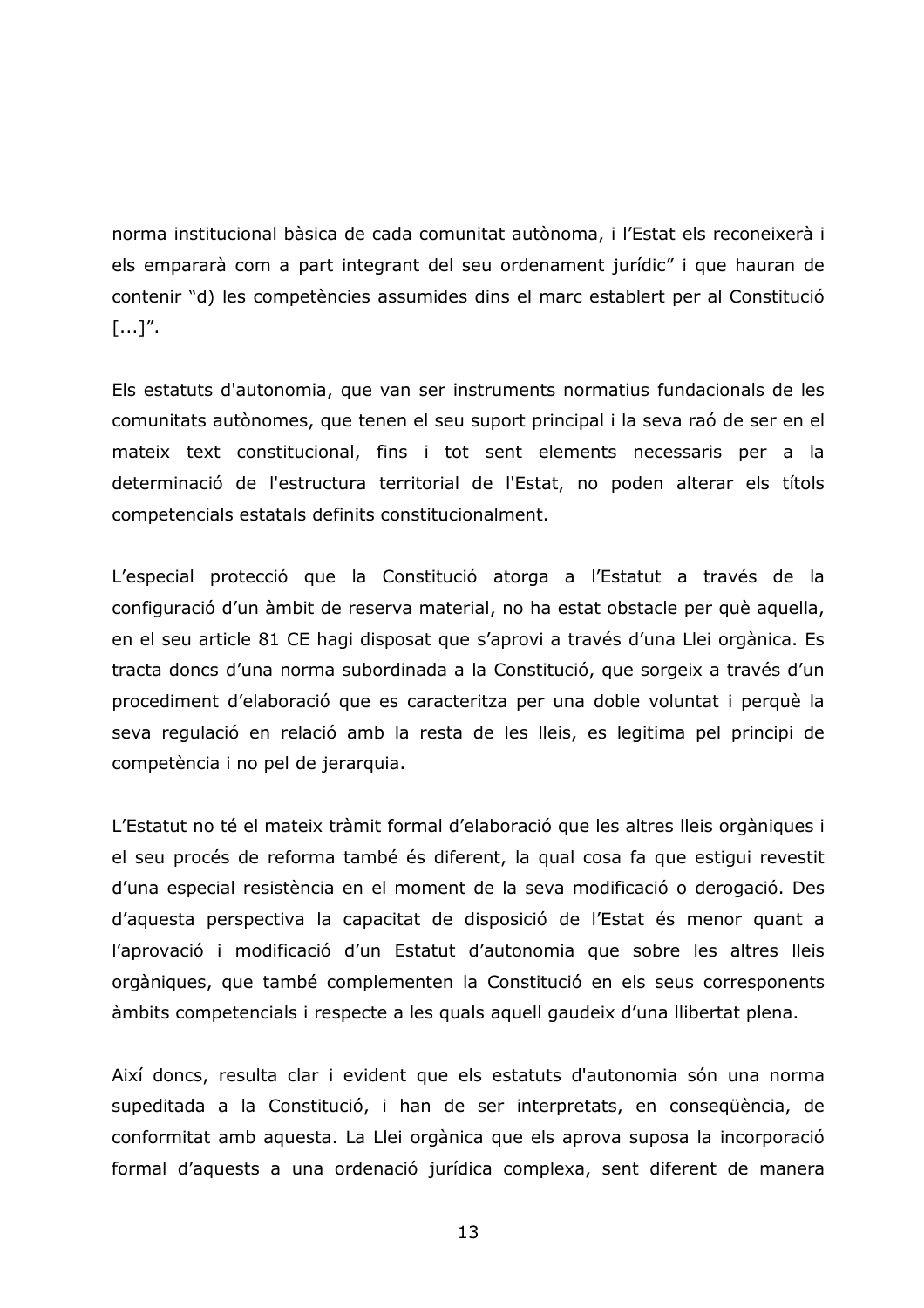norma institucional bàsica de cada comunitat autònoma, i l'Estat els reconeixerà i els emprarà com a part integrant del seu ordenament jurídic" i que hauran de contenir "d) les competències assumides dins el marc establert per al Constitució [...]".

Els estatuts d'autonomia, que van ser instruments normatius fundacionals de les comunitats autònomes, que tenen el seu suport principal i la seva raó de ser en el mateix text constitucional, fins i tot sent elements necessaris per a la determinació de l'estructura territorial de l'Estat, no poden alterar els títols competencials estatals definits constitucionalment.

L'especial protecció que la Constitució atorga a l'Estatut a través de la configuració d'un àmbit de reserva material, no ha estat obstacle per què aquella, en el seu article 81 CE hagi disposat que s'aprovi a través d'una Llei orgànica. Es tracta doncs d'una norma subordinada a la Constitució, que sorgeix a través d'un procediment d'elaboració que es caracteritza per una doble voluntat i perquè la seva regulació en relació amb la resta de les lleis, es legitima pel principi de competència i no pel de jerarquia.

L'Estatut no té el mateix tràmit formal d'elaboració que les altres lleis orgàniques i el seu procés de reforma també és diferent, la qual cosa fa que estigui revestit d'una especial resistència en el moment de la seva modificació o derogació. Des d'aquesta perspectiva la capacitat de disposició de l'Estat és menor quant a l'aprovació i modificació d'un Estatut d'autonomia que sobre les altres lleis orgàniques, que també complementen la Constitució en els seus corresponents àmbits competencials i respecte a les quals aquell gaudeix d'una llibertat plena.

Així doncs, resulta clar i evident que els estatuts d'autonomia són una norma supeditada a la Constitució, i han de ser interpretats, en conseqüència, de conformitat amb aquesta. La Llei orgànica que els aprova suposa la incorporació formal d'aquests a una ordenació jurídica complexa, sent diferent de manera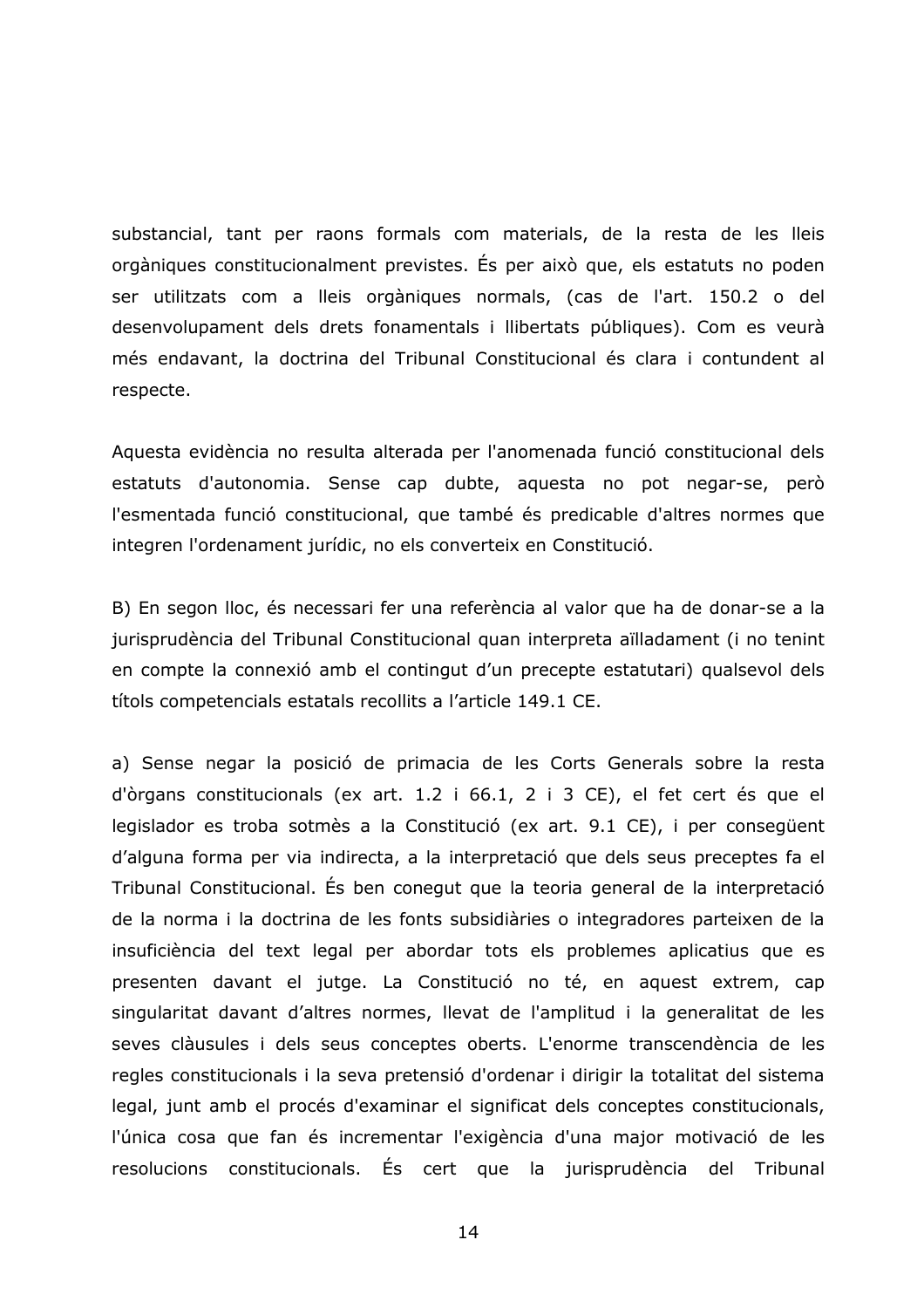substancial, tant per raons formals com materials, de la resta de les lleis orgàniques constitucionalment previstes. És per això que, els estatuts no poden ser utilitzats com a lleis orgàniques normals, (cas de l'art. 150.2 o del desenvolupament dels drets fonamentals i llibertats públiques). Com es veurà més endavant, la doctrina del Tribunal Constitucional és clara i contundent al respecte.

Aquesta evidència no resulta alterada per l'anomenada funció constitucional dels estatuts d'autonomia. Sense cap dubte, aquesta no pot negar-se, però l'esmentada funció constitucional, que també és predicable d'altres normes que integren l'ordenament jurídic, no els converteix en Constitució.

B) En segon lloc, és necessari fer una referència al valor que ha de donar-se a la jurisprudència del Tribunal Constitucional quan interpreta aïlladament (i no tenint en compte la connexió amb el contingut d'un precepte estatutari) qualsevol dels títols competencials estatals recollits a l'article 149.1 CE.

a) Sense negar la posició de primacia de les Corts Generals sobre la resta d'òrgans constitucionals (ex art. 1.2 i 66.1, 2 i 3 CE), el fet cert és que el legislador es troba sotmès a la Constitució (ex art. 9.1 CE), i per consegüent d'alguna forma per via indirecta, a la interpretació que dels seus preceptes fa el Tribunal Constitucional. És ben conegut que la teoria general de la interpretació de la norma i la doctrina de les fonts subsidiàries o integradores parteixen de la insuficiència del text legal per abordar tots els problemes aplicatius que es presenten davant el jutge. La Constitució no té, en aquest extrem, cap singularitat davant d'altres normes, llevat de l'amplitud i la generalitat de les seves clàusules i dels seus conceptes oberts. L'enorme transcendència de les regles constitucionals i la seva pretensió d'ordenar i dirigir la totalitat del sistema legal, junt amb el procés d'examinar el significat dels conceptes constitucionals, l'única cosa que fan és incrementar l'exigència d'una major motivació de les resolucions constitucionals. És cert que la jurisprudència del Tribunal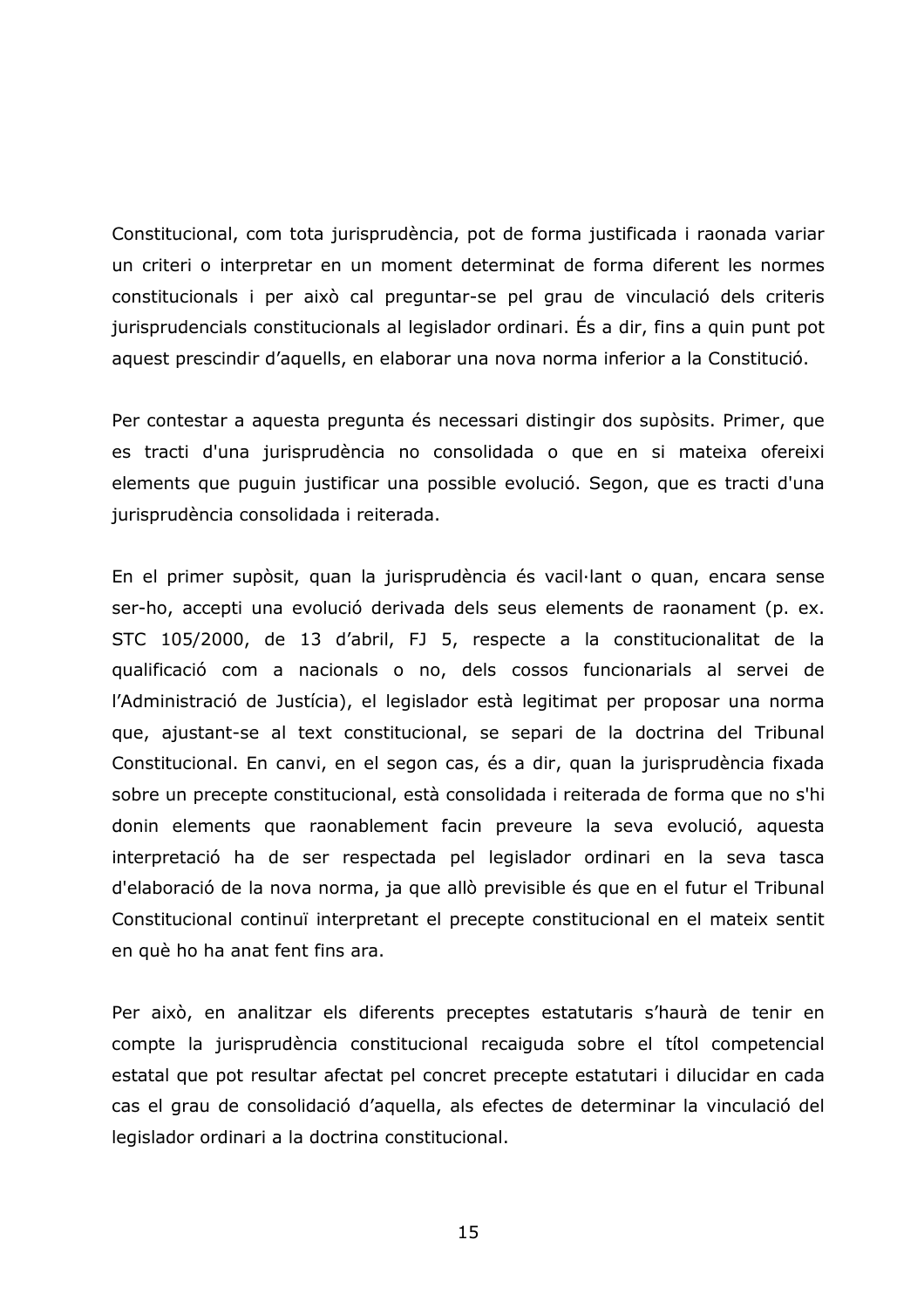Constitucional, com tota jurisprudència, pot de forma justificada i raonada variar un criteri o interpretar en un moment determinat de forma diferent les normes constitucionals i per això cal preguntar-se pel grau de vinculació dels criteris jurisprudencials constitucionals al legislador ordinari. És a dir, fins a quin punt pot aquest prescindir d'aquells, en elaborar una nova norma inferior a la Constitució.

Per contestar a aquesta pregunta és necessari distingir dos supòsits. Primer, que es tracti d'una jurisprudència no consolidada o que en si mateixa ofereixi elements que puguin justificar una possible evolució. Segon, que es tracti d'una jurisprudència consolidada i reiterada.

En el primer supòsit, quan la jurisprudència és vacil·lant o quan, encara sense ser-ho, accepti una evolució derivada dels seus elements de raonament (p. ex. STC 105/2000, de 13 d'abril, FJ 5, respecte a la constitucionalitat de la qualificació com a nacionals o no, dels cossos funcionarials al servei de l'Administració de Justícia), el legislador està legitimat per proposar una norma que, ajustant-se al text constitucional, se separi de la doctrina del Tribunal Constitucional. En canvi, en el segon cas, és a dir, quan la jurisprudència fixada sobre un precepte constitucional, està consolidada i reiterada de forma que no s'hi donin elements que raonablement facin preveure la seva evolució, aquesta interpretació ha de ser respectada pel legislador ordinari en la seva tasca d'elaboració de la nova norma, ja que allò previsible és que en el futur el Tribunal Constitucional continuï interpretant el precepte constitucional en el mateix sentit en què ho ha anat fent fins ara.

Per això, en analitzar els diferents preceptes estatutaris s'haurà de tenir en compte la jurisprudència constitucional recaiguda sobre el títol competencial estatal que pot resultar afectat pel concret precepte estatutari i dilucidar en cada cas el grau de consolidació d'aquella, als efectes de determinar la vinculació del legislador ordinari a la doctrina constitucional.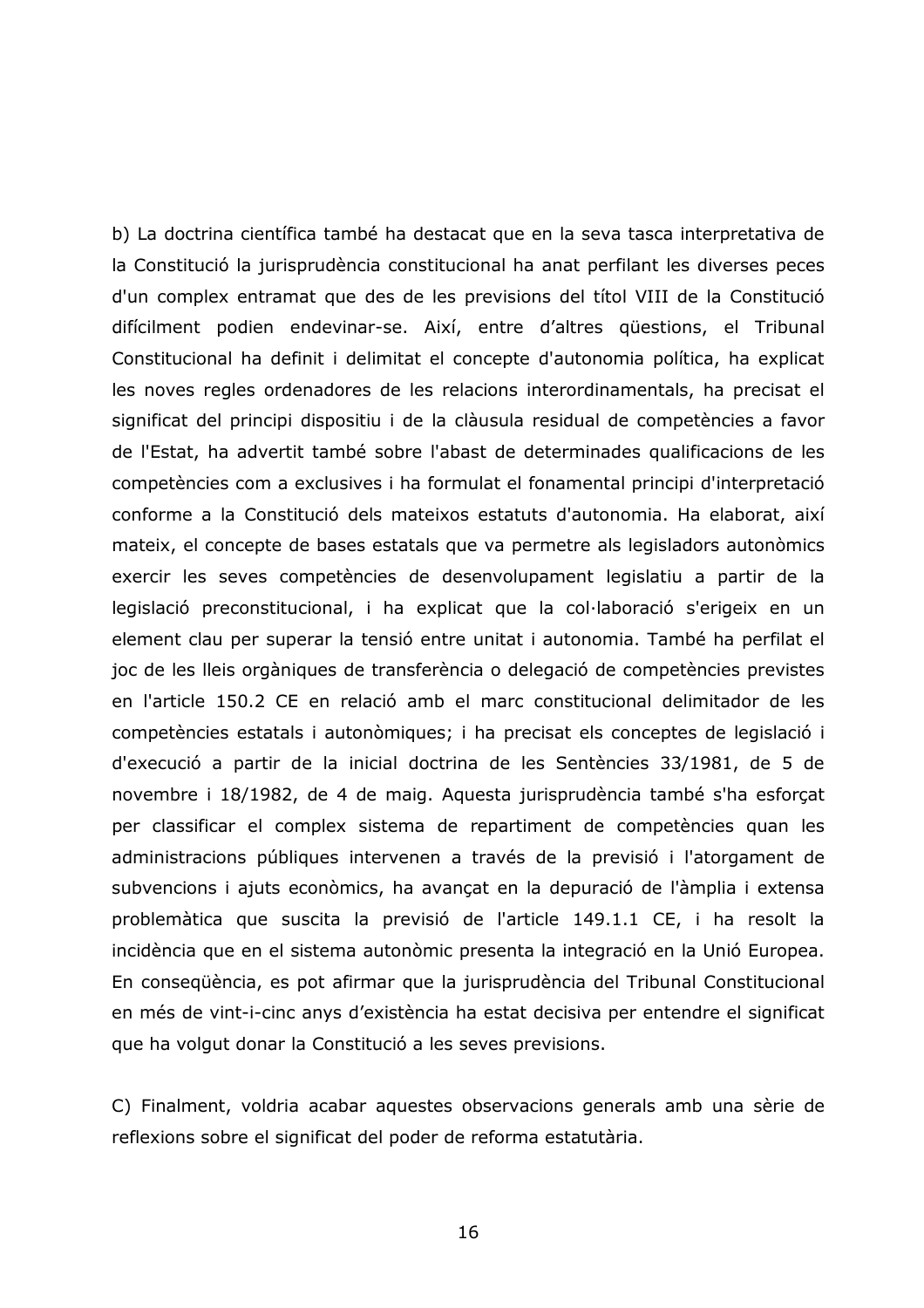b) La doctrina científica també ha destacat que en la seva tasca interpretativa de la Constitució la jurisprudència constitucional ha anat perfilant les diverses peces d'un complex entramat que des de les previsions del títol VIII de la Constitució difícilment podien endevinar-se. Així, entre d'altres qüestions, el Tribunal Constitucional ha definit i delimitat el concepte d'autonomia política, ha explicat les noves regles ordenadores de les relacions interordinamentals, ha precisat el significat del principi dispositiu i de la clàusula residual de competències a favor de l'Estat, ha advertit també sobre l'abast de determinades qualificacions de les competències com a exclusives i ha formulat el fonamental principi d'interpretació conforme a la Constitució dels mateixos estatuts d'autonomia. Ha elaborat, així mateix, el concepte de bases estatals que va permetre als legisladors autonòmics exercir les seves competències de desenvolupament legislatiu a partir de la legislació preconstitucional, i ha explicat que la col·laboració s'erigeix en un element clau per superar la tensió entre unitat i autonomia. També ha perfilat el joc de les lleis orgàniques de transferència o delegació de competències previstes en l'article 150.2 CE en relació amb el marc constitucional delimitador de les competències estatals i autonòmiques; i ha precisat els conceptes de legislació i d'execució a partir de la inicial doctrina de les Sentències 33/1981, de 5 de novembre i 18/1982, de 4 de maig. Aquesta jurisprudència també s'ha esforçat per classificar el complex sistema de repartiment de competències quan les administracions públiques intervenen a través de la previsió i l'atorgament de subvencions i ajuts econòmics, ha avançat en la depuració de l'àmplia i extensa problemàtica que suscita la previsió de l'article 149.1.1 CE, i ha resolt la incidència que en el sistema autonòmic presenta la integració en la Unió Europea. En conseqüència, es pot afirmar que la jurisprudència del Tribunal Constitucional en més de vint-i-cinc anys d'existència ha estat decisiva per entendre el significat que ha volgut donar la Constitució a les seves previsions.

C) Finalment, voldria acabar aquestes observacions generals amb una sèrie de reflexions sobre el significat del poder de reforma estatutària.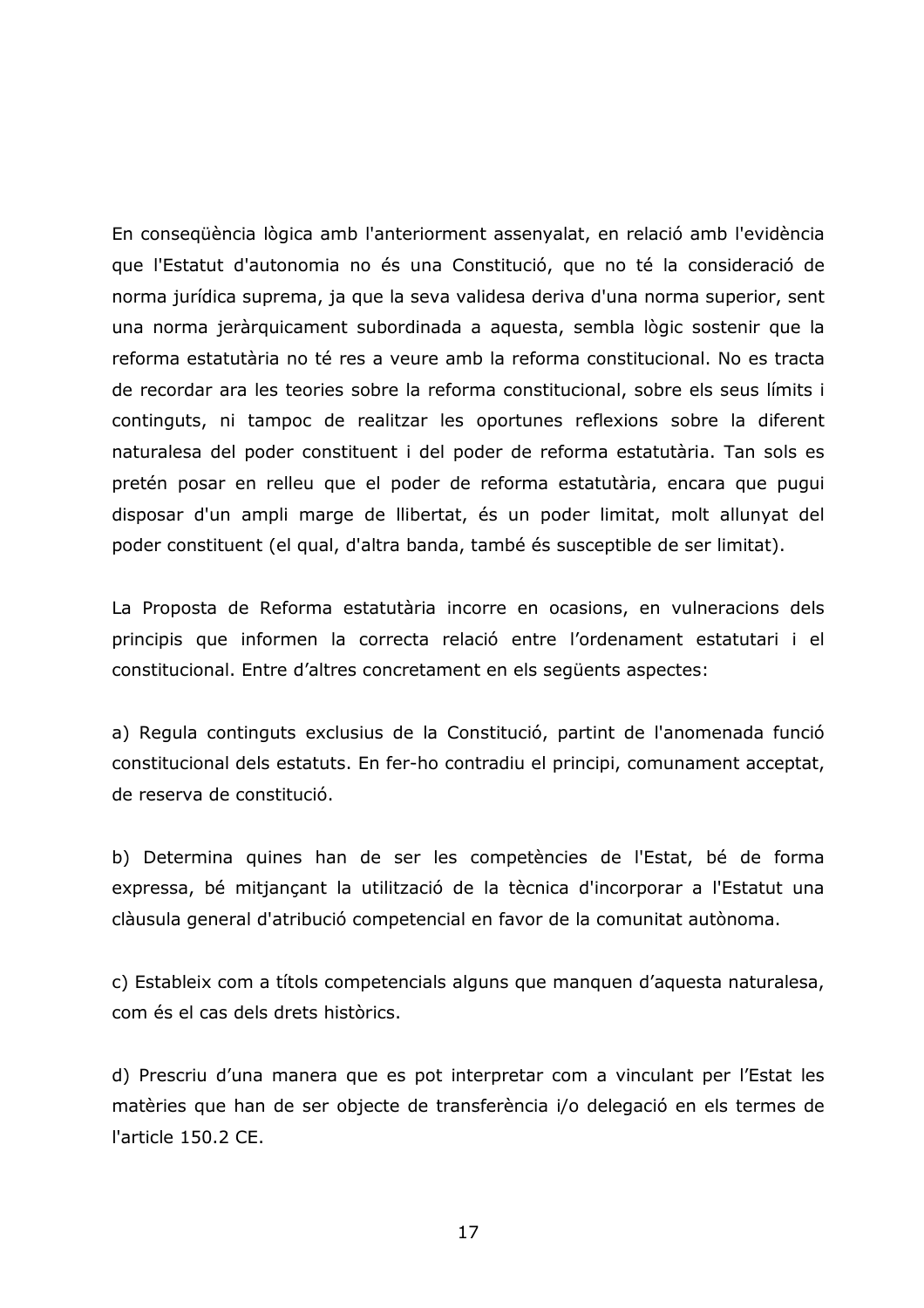En conseqüència lògica amb l'anteriorment assenyalat, en relació amb l'evidència que l'Estatut d'autonomia no és una Constitució, que no té la consideració de norma jurídica suprema, ja que la seva validesa deriva d'una norma superior, sent una norma jeràrquicament subordinada a aquesta, sembla lògic sostenir que la reforma estatutària no té res a veure amb la reforma constitucional. No es tracta de recordar ara les teories sobre la reforma constitucional, sobre els seus límits i continguts, ni tampoc de realitzar les oportunes reflexions sobre la diferent naturalesa del poder constituent i del poder de reforma estatutària. Tan sols es pretén posar en relleu que el poder de reforma estatutària, encara que pugui disposar d'un ampli marge de llibertat, és un poder limitat, molt allunyat del poder constituent (el qual, d'altra banda, també és susceptible de ser limitat).

La Proposta de Reforma estatutària incorre en ocasions, en vulneracions dels principis que informen la correcta relació entre l'ordenament estatutari i el constitucional. Entre d'altres concretament en els següents aspectes:

a) Regula continguts exclusius de la Constitució, partint de l'anomenada funció constitucional dels estatuts. En fer-ho contradiu el principi, comunament acceptat, de reserva de constitució.

b) Determina quines han de ser les competències de l'Estat, bé de forma expressa, bé mitjançant la utilització de la tècnica d'incorporar a l'Estatut una clàusula general d'atribució competencial en favor de la comunitat autònoma.

c) Estableix com a títols competencials alguns que manquen d'aquesta naturalesa, com és el cas dels drets històrics.

d) Prescriu d'una manera que es pot interpretar com a vinculant per l'Estat les matèries que han de ser objecte de transferència i/o delegació en els termes de l'article 150.2 CE.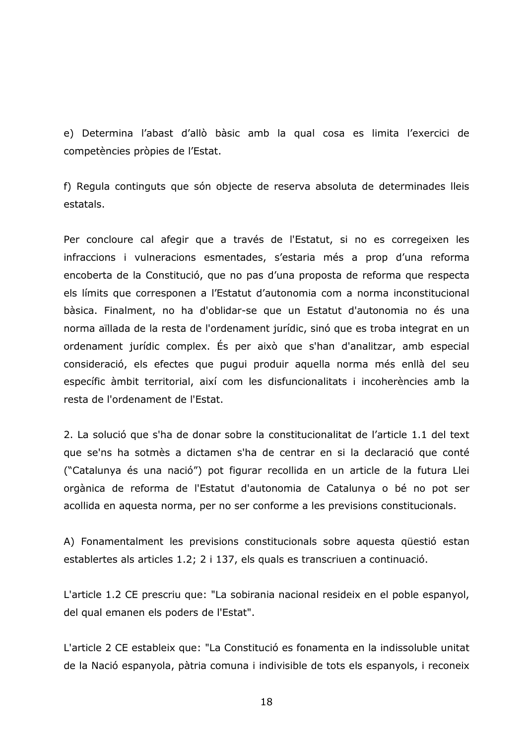e) Determina l'abast d'allò bàsic amb la qual cosa es limita l'exercici de competències pròpies de l'Estat.

f) Regula continguts que són objecte de reserva absoluta de determinades lleis estatals.

Per concloure cal afegir que a través de l'Estatut, si no es corregeixen les infraccions i vulneracions esmentades, s'estaria més a prop d'una reforma encoberta de la Constitució, que no pas d'una proposta de reforma que respecta els límits que corresponen a l'Estatut d'autonomia com a norma inconstitucional bàsica. Finalment, no ha d'oblidar-se que un Estatut d'autonomia no és una norma aïllada de la resta de l'ordenament jurídic, sinó que es troba integrat en un ordenament jurídic complex. És per això que s'han d'analitzar, amb especial consideració, els efectes que pugui produir aquella norma més enllà del seu específic àmbit territorial, així com les disfuncionalitats i incoherències amb la resta de l'ordenament de l'Estat.

2. La solució que s'ha de donar sobre la constitucionalitat de l'article 1.1 del text que se'ns ha sotmès a dictamen s'ha de centrar en si la declaració que conté ("Catalunya és una nació") pot figurar recollida en un article de la futura Llei orgànica de reforma de l'Estatut d'autonomia de Catalunya o bé no pot ser acollida en aquesta norma, per no ser conforme a les previsions constitucionals.

A) Fonamentalment les previsions constitucionals sobre aquesta qüestió estan establertes als articles 1.2; 2 i 137, els quals es transcriuen a continuació.

L'article 1.2 CE prescriu que: "La sobirania nacional resideix en el poble espanyol, del qual emanen els poders de l'Estat".

L'article 2 CE estableix que: "La Constitució es fonamenta en la indissoluble unitat de la Nació espanyola, pàtria comuna i indivisible de tots els espanyols, i reconeix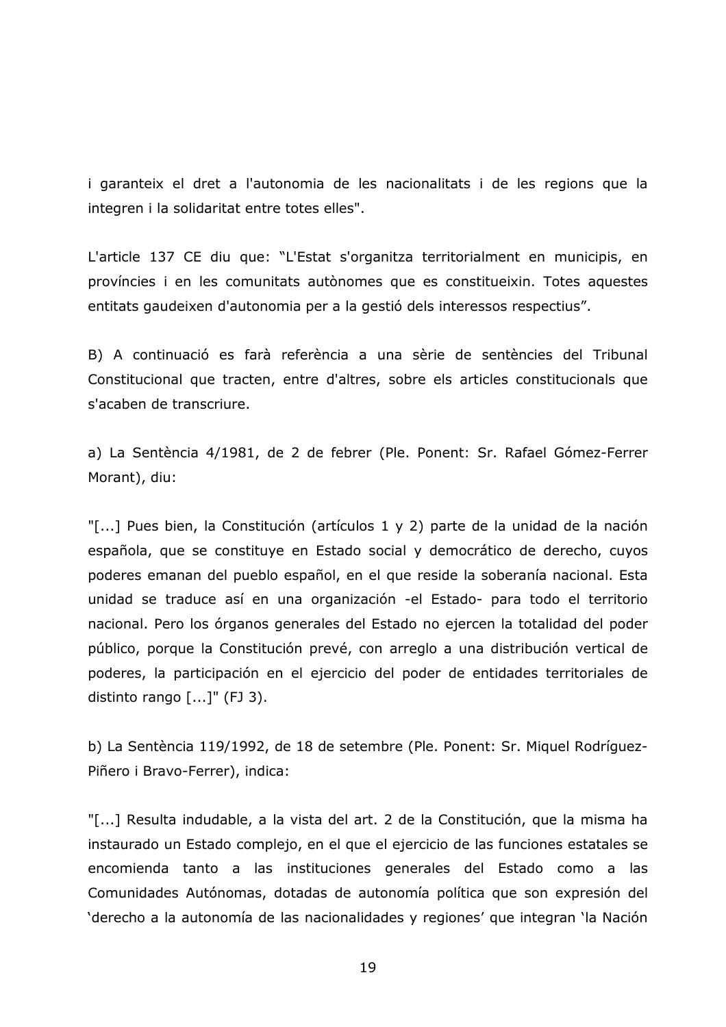i garanteix el dret a l'autonomia de les nacionalitats i de les regions que la integren i la solidaritat entre totes elles".

L'article 137 CE diu que: "L'Estat s'organitza territorialment en municipis, en províncies i en les comunitats autònomes que es constitueixin. Totes aquestes entitats gaudeixen d'autonomia per a la gestió dels interessos respectius".

B) A continuació es farà referència a una sèrie de sentències del Tribunal Constitucional que tracten, entre d'altres, sobre els articles constitucionals que s'acaben de transcriure.

a) La Sentència 4/1981, de 2 de febrer (Ple. Ponent: Sr. Rafael Gómez-Ferrer Morant), diu:

"[...] Pues bien, la Constitución (artículos 1 y 2) parte de la unidad de la nación española, que se constituye en Estado social y democrático de derecho, cuyos poderes emanan del pueblo español, en el que reside la soberanía nacional. Esta unidad se traduce así en una organización -el Estado- para todo el territorio nacional. Pero los órganos generales del Estado no ejercen la totalidad del poder público, porque la Constitución prevé, con arreglo a una distribución vertical de poderes, la participación en el ejercicio del poder de entidades territoriales de distinto rango [...]" (FJ 3).

b) La Sentència 119/1992, de 18 de setembre (Ple. Ponent: Sr. Miquel Rodríguez-Piñero i Bravo-Ferrer), indica:

"[...] Resulta indudable, a la vista del art. 2 de la Constitución, que la misma ha instaurado un Estado complejo, en el que el ejercicio de las funciones estatales se encomienda tanto a las instituciones generales del Estado como a las Comunidades Autónomas, dotadas de autonomía política que son expresión del 'derecho a la autonomía de las nacionalidades y regiones' que integran 'la Nación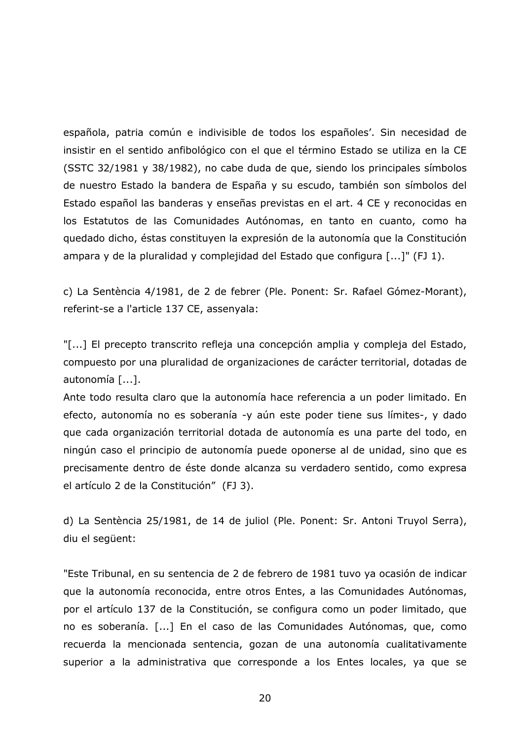española, patria común e indivisible de todos los españoles'. Sin necesidad de insistir en el sentido anfibológico con el que el término Estado se utiliza en la CE (SSTC 32/1981 y 38/1982), no cabe duda de que, siendo los principales símbolos de nuestro Estado la bandera de España y su escudo, también son símbolos del Estado español las banderas y enseñas previstas en el art. 4 CE y reconocidas en los Estatutos de las Comunidades Autónomas, en tanto en cuanto, como ha quedado dicho, éstas constituyen la expresión de la autonomía que la Constitución ampara y de la pluralidad y complejidad del Estado que configura [...]" (FJ 1).

c) La Sentència 4/1981, de 2 de febrer (Ple. Ponent: Sr. Rafael Gómez-Morant), referint-se a l'article 137 CE, assenyala:

"[...] El precepto transcrito refleja una concepción amplia y compleja del Estado, compuesto por una pluralidad de organizaciones de carácter territorial, dotadas de autonomía [...].
Ante todo resulta claro que la autonomía hace referencia a un poder limitado. En efecto, autonomía no es soberanía -y aún este poder tiene sus límites-, y dado que cada organización territorial dotada de autonomía es una parte del todo, en ningún caso el principio de autonomía puede oponerse al de unidad, sino que es precisamente dentro de éste donde alcanza su verdadero sentido, como expresa el artículo 2 de la Constitución" (FJ 3).

d) La Sentència 25/1981, de 14 de juliol (Ple. Ponent: Sr. Antoni Truyol Serra), diu el següent:

"Este Tribunal, en su sentencia de 2 de febrero de 1981 tuvo ya ocasión de indicar que la autonomía reconocida, entre otros Entes, a las Comunidades Autónomas, por el artículo 137 de la Constitución, se configura como un poder limitado, que no es soberanía. [...] En el caso de las Comunidades Autónomas, que, como recuerda la mencionada sentencia, gozan de una autonomía cualitativamente superior a la administrativa que corresponde a los Entes locales, ya que se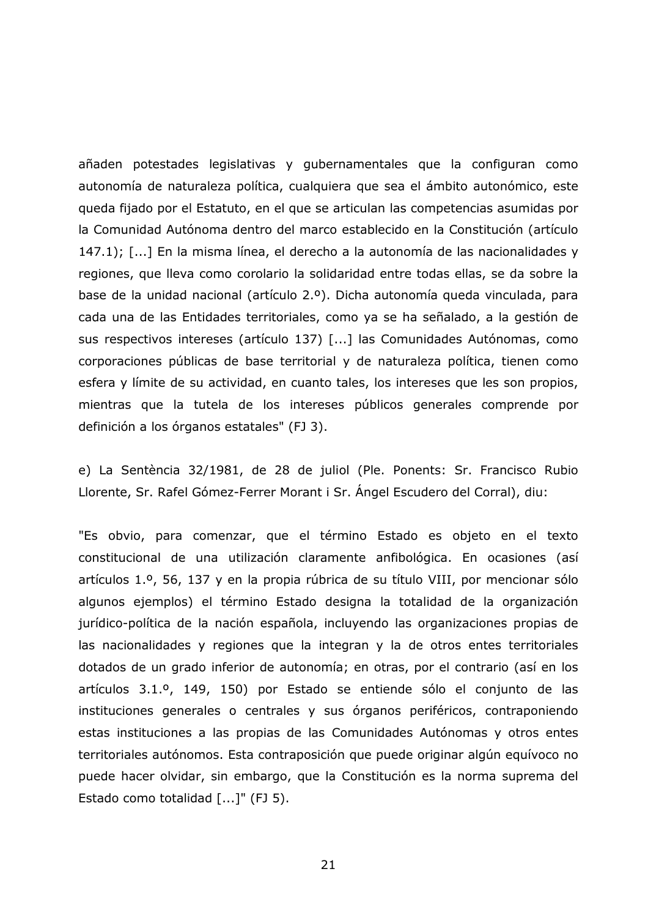añaden potestades legislativas y gubernamentales que la configuran como autonomía de naturaleza política, cualquiera que sea el ámbito autonómico, este queda fijado por el Estatuto, en el que se articulan las competencias asumidas por la Comunidad Autónoma dentro del marco establecido en la Constitución (artículo 147.1); [...] En la misma línea, el derecho a la autonomía de las nacionalidades y regiones, que lleva como corolario la solidaridad entre todas ellas, se da sobre la base de la unidad nacional (artículo 2.º). Dicha autonomía queda vinculada, para cada una de las Entidades territoriales, como ya se ha señalado, a la gestión de sus respectivos intereses (artículo 137) [...] las Comunidades Autónomas, como corporaciones públicas de base territorial y de naturaleza política, tienen como esfera y límite de su actividad, en cuanto tales, los intereses que les son propios, mientras que la tutela de los intereses públicos generales comprende por definición a los órganos estatales" (FJ 3).

e) La Sentència 32/1981, de 28 de juliol (Ple. Ponents: Sr. Francisco Rubio Llorente, Sr. Rafel Gómez-Ferrer Morant i Sr. Ángel Escudero del Corral), diu:

"Es obvio, para comenzar, que el término Estado es objeto en el texto constitucional de una utilización claramente anfibológica. En ocasiones (así artículos 1.º, 56, 137 y en la propia rúbrica de su título VIII, por mencionar sólo algunos ejemplos) el término Estado designa la totalidad de la organización jurídico-política de la nación española, incluyendo las organizaciones propias de las nacionalidades y regiones que la integran y la de otros entes territoriales dotados de un grado inferior de autonomía; en otras, por el contrario (así en los artículos 3.1.º, 149, 150) por Estado se entiende sólo el conjunto de las instituciones generales o centrales y sus órganos periféricos, contraponiendo estas instituciones a las propias de las Comunidades Autónomas y otros entes territoriales autónomos. Esta contraposición que puede originar algún equívoco no puede hacer olvidar, sin embargo, que la Constitución es la norma suprema del Estado como totalidad [...]" (FJ 5).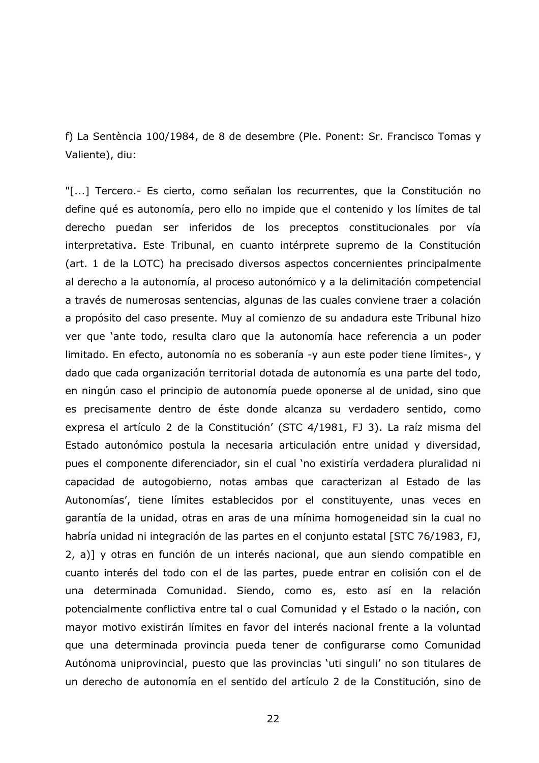f) La Sentència 100/1984, de 8 de desembre (Ple. Ponent: Sr. Francisco Tomas y Valiente), diu:

"[...] Tercero.- Es cierto, como señalan los recurrentes, que la Constitución no define qué es autonomía, pero ello no impide que el contenido y los límites de tal derecho puedan ser inferidos de los preceptos constitucionales por vía interpretativa. Este Tribunal, en cuanto intérprete supremo de la Constitución (art. 1 de la LOTC) ha precisado diversos aspectos concernientes principalmente al derecho a la autonomía, al proceso autonómico y a la delimitación competencial a través de numerosas sentencias, algunas de las cuales conviene traer a colación a propósito del caso presente. Muy al comienzo de su andadura este Tribunal hizo ver que 'ante todo, resulta claro que la autonomía hace referencia a un poder limitado. En efecto, autonomía no es soberanía -y aun este poder tiene límites-, y dado que cada organización territorial dotada de autonomía es una parte del todo, en ningún caso el principio de autonomía puede oponerse al de unidad, sino que es precisamente dentro de éste donde alcanza su verdadero sentido, como expresa el artículo 2 de la Constitución' (STC 4/1981, FJ 3). La raíz misma del Estado autonómico postula la necesaria articulación entre unidad y diversidad, pues el componente diferenciador, sin el cual 'no existiría verdadera pluralidad ni capacidad de autogobierno, notas ambas que caracterizan al Estado de las Autonomías', tiene límites establecidos por el constituyente, unas veces en garantía de la unidad, otras en aras de una mínima homogeneidad sin la cual no habría unidad ni integración de las partes en el conjunto estatal [STC 76/1983, FJ, 2, a)] y otras en función de un interés nacional, que aun siendo compatible en cuanto interés del todo con el de las partes, puede entrar en colisión con el de una determinada Comunidad. Siendo, como es, esto así en la relación potencialmente conflictiva entre tal o cual Comunidad y el Estado o la nación, con mayor motivo existirán límites en favor del interés nacional frente a la voluntad que una determinada provincia pueda tener de configurarse como Comunidad Autónoma uniprovincial, puesto que las provincias 'uti singuli' no son titulares de un derecho de autonomía en el sentido del artículo 2 de la Constitución, sino de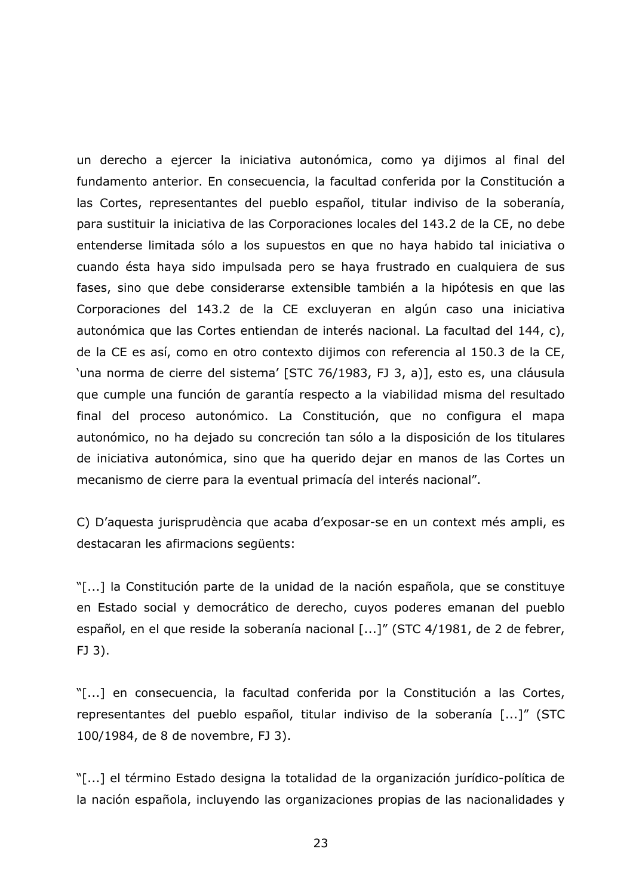un derecho a ejercer la iniciativa autonómica, como ya dijimos al final del fundamento anterior. En consecuencia, la facultad conferida por la Constitución a las Cortes, representantes del pueblo español, titular indiviso de la soberanía, para sustituir la iniciativa de las Corporaciones locales del 143.2 de la CE, no debe entenderse limitada sólo a los supuestos en que no haya habido tal iniciativa o cuando ésta haya sido impulsada pero se haya frustrado en cualquiera de sus fases, sino que debe considerarse extensible también a la hipótesis en que las Corporaciones del 143.2 de la CE excluyeran en algún caso una iniciativa autonómica que las Cortes entiendan de interés nacional. La facultad del 144, c), de la CE es así, como en otro contexto dijimos con referencia al 150.3 de la CE, 'una norma de cierre del sistema' [STC 76/1983, FJ 3, a)], esto es, una cláusula que cumple una función de garantía respecto a la viabilidad misma del resultado final del proceso autonómico. La Constitución, que no configura el mapa autonómico, no ha dejado su concreción tan sólo a la disposición de los titulares de iniciativa autonómica, sino que ha querido dejar en manos de las Cortes un mecanismo de cierre para la eventual primacía del interés nacional".

C) D'aquesta jurisprudència que acaba d'exposar-se en un context més ampli, es destacaran les afirmacions següents:

"[...] la Constitución parte de la unidad de la nación española, que se constituye en Estado social y democrático de derecho, cuyos poderes emanan del pueblo español, en el que reside la soberanía nacional [...]" (STC 4/1981, de 2 de febrer, FJ 3).

"[...] en consecuencia, la facultad conferida por la Constitución a las Cortes, representantes del pueblo español, titular indiviso de la soberanía [...]" (STC 100/1984, de 8 de novembre, FJ 3).

"[...] el término Estado designa la totalidad de la organización jurídico-política de la nación española, incluyendo las organizaciones propias de las nacionalidades y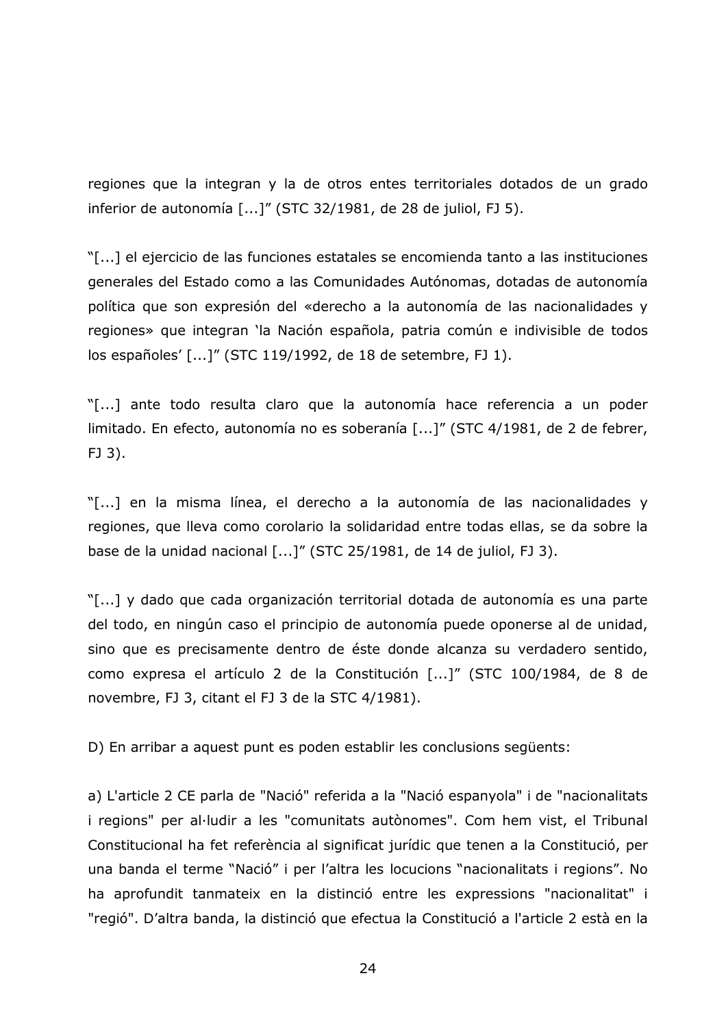regiones que la integran y la de otros entes territoriales dotados de un grado inferior de autonomía [...]" (STC 32/1981, de 28 de juliol, FJ 5).

"[...] el ejercicio de las funciones estatales se encomienda tanto a las instituciones generales del Estado como a las Comunidades Autónomas, dotadas de autonomía política que son expresión del «derecho a la autonomía de las nacionalidades y regiones» que integran 'la Nación española, patria común e indivisible de todos los españoles' [...]" (STC 119/1992, de 18 de setembre, FJ 1).

"[...] ante todo resulta claro que la autonomía hace referencia a un poder limitado. En efecto, autonomía no es soberanía [...]" (STC 4/1981, de 2 de febrer, FJ 3).

"[...] en la misma línea, el derecho a la autonomía de las nacionalidades y regiones, que lleva como corolario la solidaridad entre todas ellas, se da sobre la base de la unidad nacional [...]" (STC 25/1981, de 14 de juliol, FJ 3).

"[...] y dado que cada organización territorial dotada de autonomía es una parte del todo, en ningún caso el principio de autonomía puede oponerse al de unidad, sino que es precisamente dentro de éste donde alcanza su verdadero sentido, como expresa el artículo 2 de la Constitución [...]" (STC 100/1984, de 8 de novembre, FJ 3, citant el FJ 3 de la STC 4/1981).

D) En arribar a aquest punt es poden establir les conclusions següents:

a) L'article 2 CE parla de "Nació" referida a la "Nació espanyola" i de "nacionalitats i regions" per al·ludir a les "comunitats autònomes". Com hem vist, el Tribunal Constitucional ha fet referència al significat jurídic que tenen a la Constitució, per una banda el terme "Nació" i per l'altra les locucions "nacionalitats i regions". No ha aprofundit tanmateix en la distinció entre les expressions "nacionalitat" i "regió". D'altra banda, la distinció que efectua la Constitució a l'article 2 està en la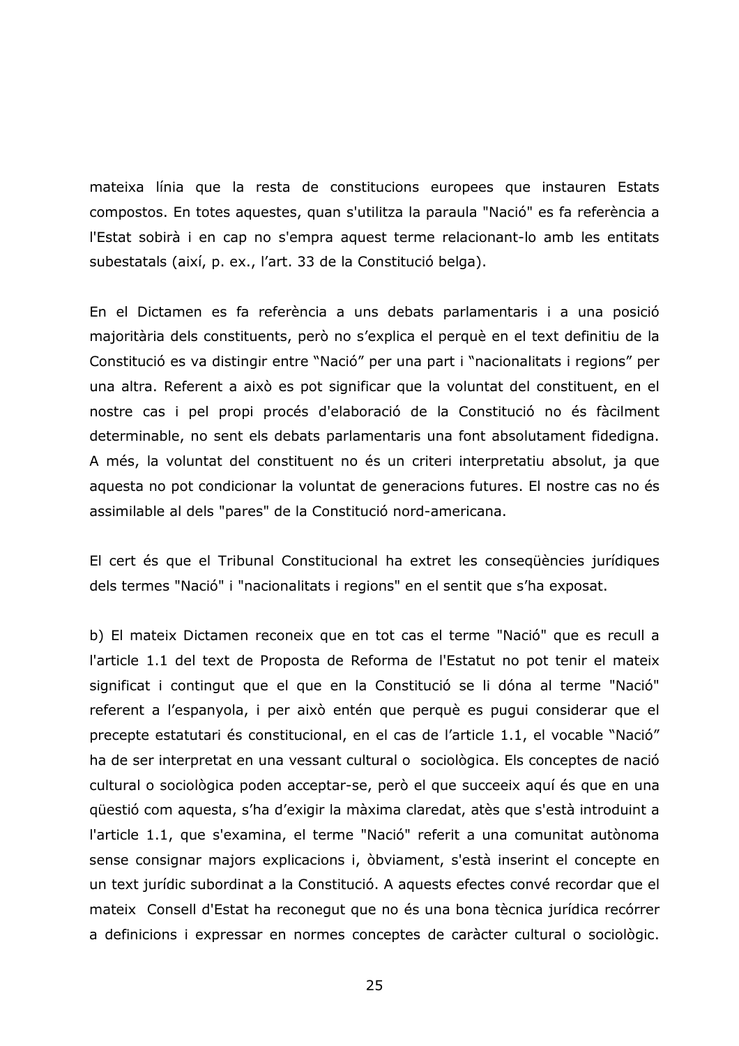mateixa línia que la resta de constitucions europees que instauren Estats compostos. En totes aquestes, quan s'utilitza la paraula "Nació" es fa referència a l'Estat sobirà i en cap no s'empra aquest terme relacionant-lo amb les entitats subestatals (així, p. ex., l'art. 33 de la Constitució belga).

En el Dictamen es fa referència a uns debats parlamentaris i a una posició majoritària dels constituents, però no s'explica el perquè en el text definitiu de la Constitució es va distingir entre "Nació" per una part i "nacionalitats i regions" per una altra. Referent a això es pot significar que la voluntat del constituent, en el nostre cas i pel propi procés d'elaboració de la Constitució no és fàcilment determinable, no sent els debats parlamentaris una font absolutament fidedigna. A més, la voluntat del constituent no és un criteri interpretatiu absolut, ja que aquesta no pot condicionar la voluntat de generacions futures. El nostre cas no és assimilable al dels "pares" de la Constitució nord-americana.

El cert és que el Tribunal Constitucional ha extret les conseqüències jurídiques dels termes "Nació" i "nacionalitats i regions" en el sentit que s'ha exposat.

b) El mateix Dictamen reconeix que en tot cas el terme "Nació" que es recull a l'article 1.1 del text de Proposta de Reforma de l'Estatut no pot tenir el mateix significat i contingut que el que en la Constitució se li dóna al terme "Nació" referent a l'espanyola, i per això entén que perquè es pugui considerar que el precepte estatutari és constitucional, en el cas de l'article 1.1, el vocable "Nació" ha de ser interpretat en una vessant cultural o sociològica. Els conceptes de nació cultural o sociològica poden acceptar-se, però el que succeeix aquí és que en una qüestió com aquesta, s'ha d'exigir la màxima claredat, atès que s'està introduint a l'article 1.1, que s'examina, el terme "Nació" referit a una comunitat autònoma sense consignar majors explicacions i, òbviament, s'està inserint el concepte en un text jurídic subordinat a la Constitució. A aquests efectes convé recordar que el mateix Consell d'Estat ha reconegut que no és una bona tècnica jurídica recórrer a definicions i expressar en normes conceptes de caràcter cultural o sociològic.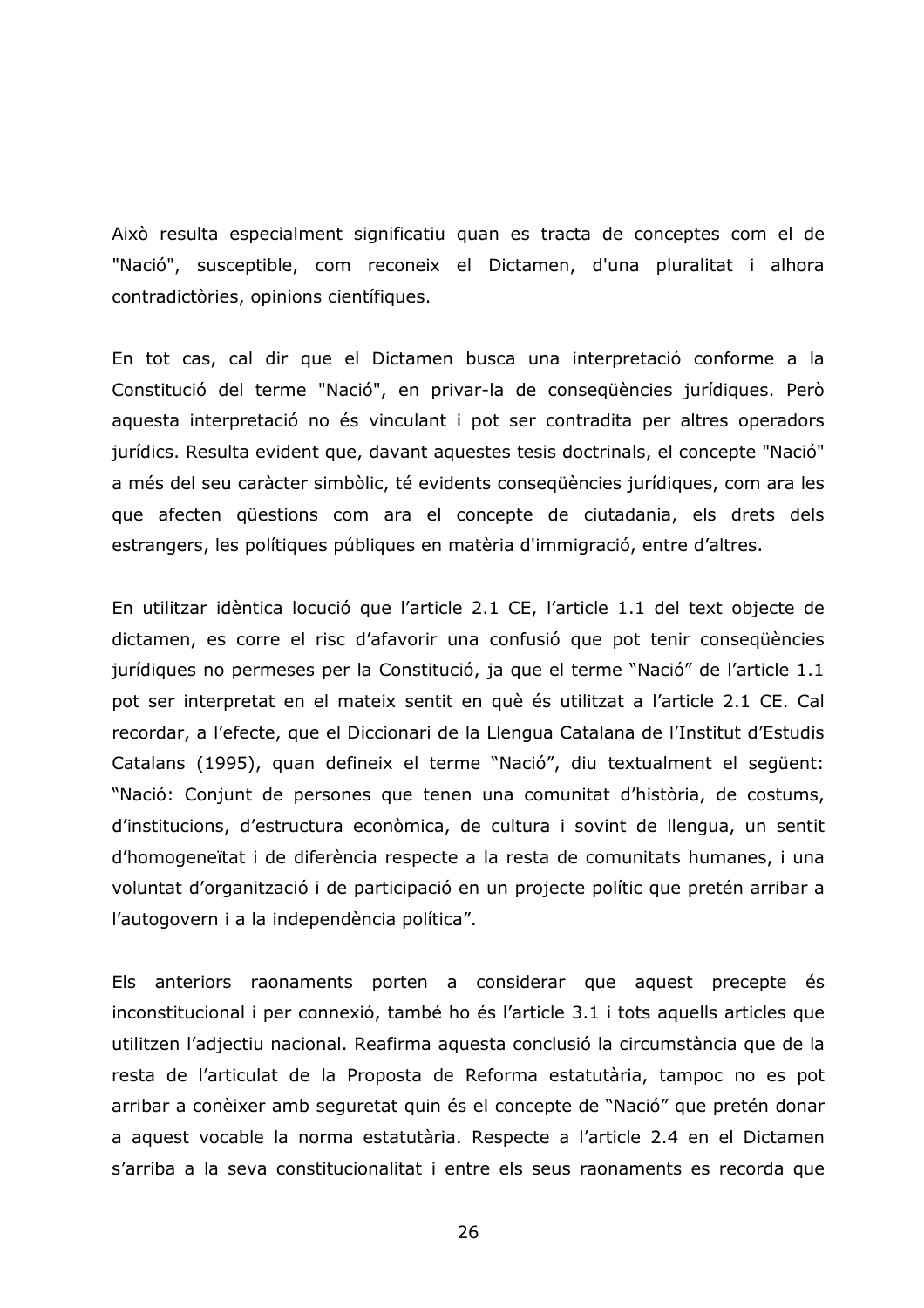Això resulta especialment significatiu quan es tracta de conceptes com el de "Nació", susceptible, com reconeix el Dictamen, d'una pluralitat i alhora contradictòries, opinions científiques.

En tot cas, cal dir que el Dictamen busca una interpretació conforme a la Constitució del terme "Nació", en privar-la de conseqüències jurídiques. Però aquesta interpretació no és vinculant i pot ser contradita per altres operadors jurídics. Resulta evident que, davant aquestes tesis doctrinals, el concepte "Nació" a més del seu caràcter simbòlic, té evidents conseqüències jurídiques, com ara les que afecten qüestions com ara el concepte de ciutadania, els drets dels estrangers, les polítiques públiques en matèria d'immigració, entre d'altres.

En utilitzar idèntica locució que l'article 2.1 CE, l'article 1.1 del text objecte de dictamen, es corre el risc d'afavorir una confusió que pot tenir conseqüències jurídiques no permeses per la Constitució, ja que el terme "Nació" de l'article 1.1 pot ser interpretat en el mateix sentit en què és utilitzat a l'article 2.1 CE. Cal recordar, a l'efecte, que el Diccionari de la Llengua Catalana de l'Institut d'Estudis Catalans (1995), quan defineix el terme "Nació", diu textualment el següent: "Nació: Conjunt de persones que tenen una comunitat d'història, de costums, d'institucions, d'estructura econòmica, de cultura i sovint de llengua, un sentit d'homogeneïtat i de diferència respecte a la resta de comunitats humanes, i una voluntat d'organització i de participació en un projecte polític que pretén arribar a l'autogovern i a la independència política".

Els anteriors raonaments porten a considerar que aquest precepte és inconstitucional i per connexió, també ho és l'article 3.1 i tots aquells articles que utilitzen l'adjectiu nacional. Reafirma aquesta conclusió la circumstància que de la resta de l'articulat de la Proposta de Reforma estatutària, tampoc no es pot arribar a conèixer amb seguretat quin és el concepte de "Nació" que pretén donar a aquest vocable la norma estatutària. Respecte a l'article 2.4 en el Dictamen s'arriba a la seva constitucionalitat i entre els seus raonaments es recorda que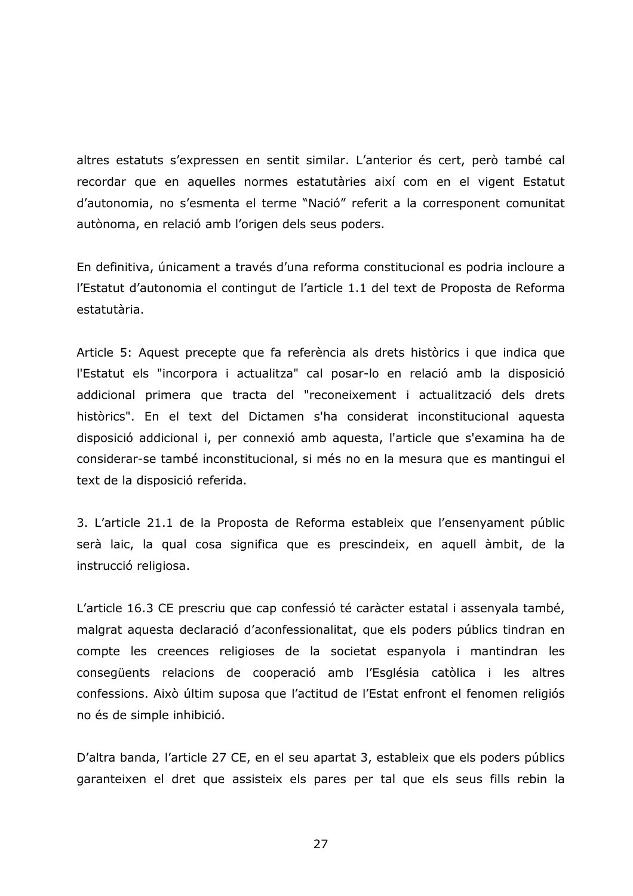altres estatuts s'expressen en sentit similar. L'anterior és cert, però també cal recordar que en aquelles normes estatutàries així com en el vigent Estatut d'autonomia, no s'esmenta el terme "Nació" referit a la corresponent comunitat autònoma, en relació amb l'origen dels seus poders.

En definitiva, únicament a través d'una reforma constitucional es podria incloure a l'Estatut d'autonomia el contingut de l'article 1.1 del text de Proposta de Reforma estatutària.

Article 5: Aquest precepte que fa referència als drets històrics i que indica que l'Estatut els "incorpora i actualitza" cal posar-lo en relació amb la disposició addicional primera que tracta del "reconeixement i actualització dels drets històrics". En el text del Dictamen s'ha considerat inconstitucional aquesta disposició addicional i, per connexió amb aquesta, l'article que s'examina ha de considerar-se també inconstitucional, si més no en la mesura que es mantingui el text de la disposició referida.

3. L'article 21.1 de la Proposta de Reforma estableix que l'ensenyament públic serà laic, la qual cosa significa que es prescindeix, en aquell àmbit, de la instrucció religiosa.

L'article 16.3 CE prescriu que cap confessió té caràcter estatal i assenyala també, malgrat aquesta declaració d'aconfessionalitat, que els poders públics tindran en compte les creences religioses de la societat espanyola i mantindran les conseqüents relacions de cooperació amb l'Església catòlica i les altres confessions. Això últim suposa que l'actitud de l'Estat enfront el fenomen religiós no és de simple inhibició.

D'altra banda, l'article 27 CE, en el seu apartat 3, estableix que els poders públics garanteixen el dret que assisteix els pares per tal que els seus fills rebin la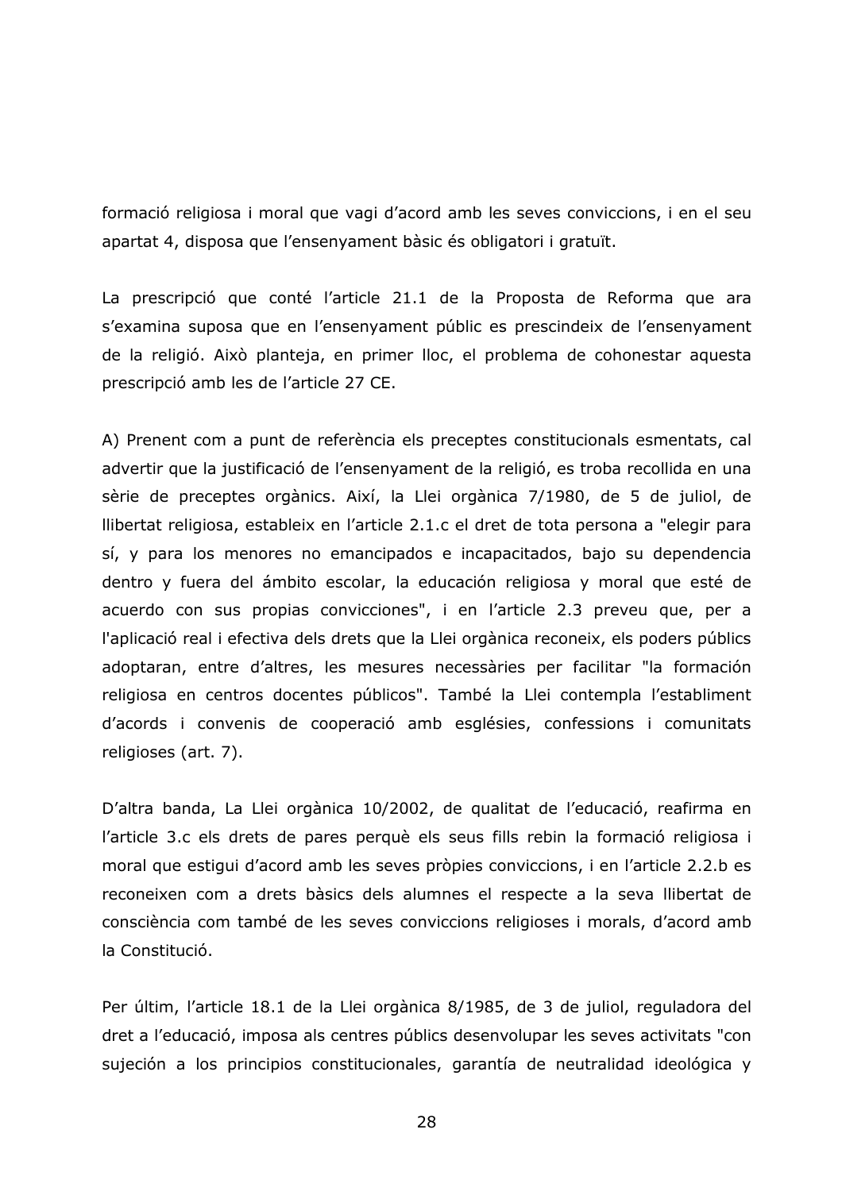formació religiosa i moral que vagi d'acord amb les seves conviccions, i en el seu apartat 4, disposa que l'ensenyament bàsic és obligatori i gratuït.

La prescripció que conté l'article 21.1 de la Proposta de Reforma que ara s'examina suposa que en l'ensenyament públic es prescindeix de l'ensenyament de la religió. Això planteja, en primer lloc, el problema de cohonestar aquesta prescripció amb les de l'article 27 CE.

A) Prenent com a punt de referència els preceptes constitucionals esmentats, cal advertir que la justificació de l'ensenyament de la religió, es troba recollida en una sèrie de preceptes orgànics. Així, la Llei orgànica 7/1980, de 5 de juliol, de llibertat religiosa, estableix en l'article 2.1.c el dret de tota persona a "elegir para sí, y para los menores no emancipados e incapacitados, bajo su dependencia dentro y fuera del ámbito escolar, la educación religiosa y moral que esté de acuerdo con sus propias convicciones", i en l'article 2.3 preveu que, per a l'aplicació real i efectiva dels drets que la Llei orgànica reconeix, els poders públics adoptaran, entre d'altres, les mesures necessàries per facilitar "la formación religiosa en centros docentes públicos". També la Llei contempla l'establiment d'acords i convenis de cooperació amb esglésies, confessions i comunitats religioses (art. 7).

D'altra banda, La Llei orgànica 10/2002, de qualitat de l'educació, reafirma en l'article 3.c els drets de pares perquè els seus fills rebin la formació religiosa i moral que estigui d'acord amb les seves pròpies conviccions, i en l'article 2.2.b es reconeixen com a drets bàsics dels alumnes el respecte a la seva llibertat de consciència com també de les seves conviccions religioses i morals, d'acord amb la Constitució.

Per últim, l'article 18.1 de la Llei orgànica 8/1985, de 3 de juliol, reguladora del dret a l'educació, imposa als centres públics desenvolupar les seves activitats "con sujeción a los principios constitucionales, garantía de neutralidad ideológica y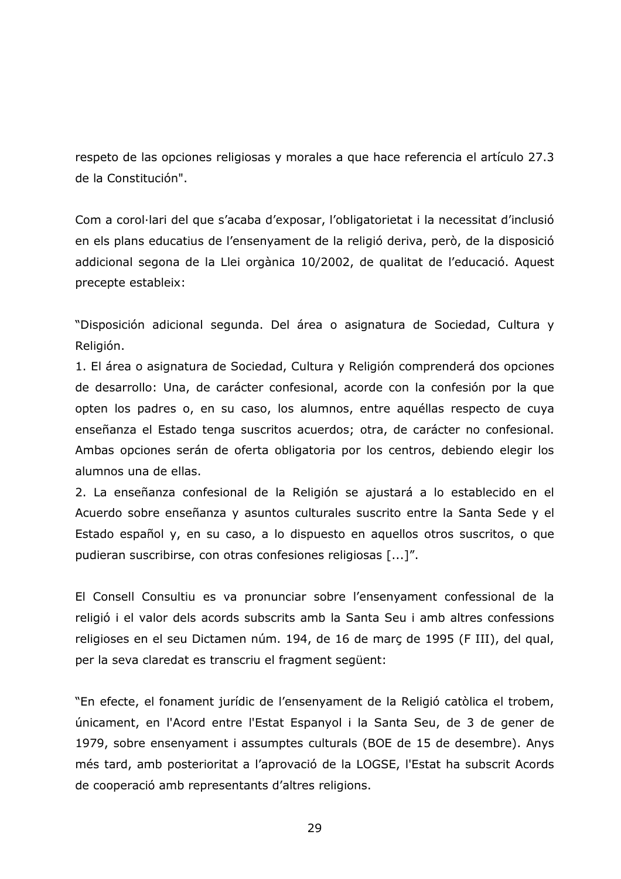respeto de las opciones religiosas y morales a que hace referencia el artículo 27.3 de la Constitución".

Com a corol·lari del que s'acaba d'exposar, l'obligatorietat i la necessitat d'inclusió en els plans educatius de l'ensenyament de la religió deriva, però, de la disposició addicional segona de la Llei orgànica 10/2002, de qualitat de l'educació. Aquest precepte estableix:

"Disposición adicional segunda. Del área o asignatura de Sociedad, Cultura y Religión.
1. El área o asignatura de Sociedad, Cultura y Religión comprenderá dos opciones de desarrollo: Una, de carácter confesional, acorde con la confesión por la que opten los padres o, en su caso, los alumnos, entre aquéllas respecto de cuya enseñanza el Estado tenga suscritos acuerdos; otra, de carácter no confesional. Ambas opciones serán de oferta obligatoria por los centros, debiendo elegir los alumnos una de ellas.
2. La enseñanza confesional de la Religión se ajustará a lo establecido en el Acuerdo sobre enseñanza y asuntos culturales suscrito entre la Santa Sede y el Estado español y, en su caso, a lo dispuesto en aquellos otros suscritos, o que pudieran suscribirse, con otras confesiones religiosas [...]".

El Consell Consultiu es va pronunciar sobre l'ensenyament confessional de la religió i el valor dels acords subscrits amb la Santa Seu i amb altres confessions religioses en el seu Dictamen núm. 194, de 16 de març de 1995 (F III), del qual, per la seva claredat es transcriu el fragment següent:

"En efecte, el fonament jurídic de l'ensenyament de la Religió catòlica el trobem, únicament, en l'Acord entre l'Estat Espanyol i la Santa Seu, de 3 de gener de 1979, sobre ensenyament i assumptes culturals (BOE de 15 de desembre). Anys més tard, amb posterioritat a l'aprovació de la LOGSE, l'Estat ha subscrit Acords de cooperació amb representants d'altres religions.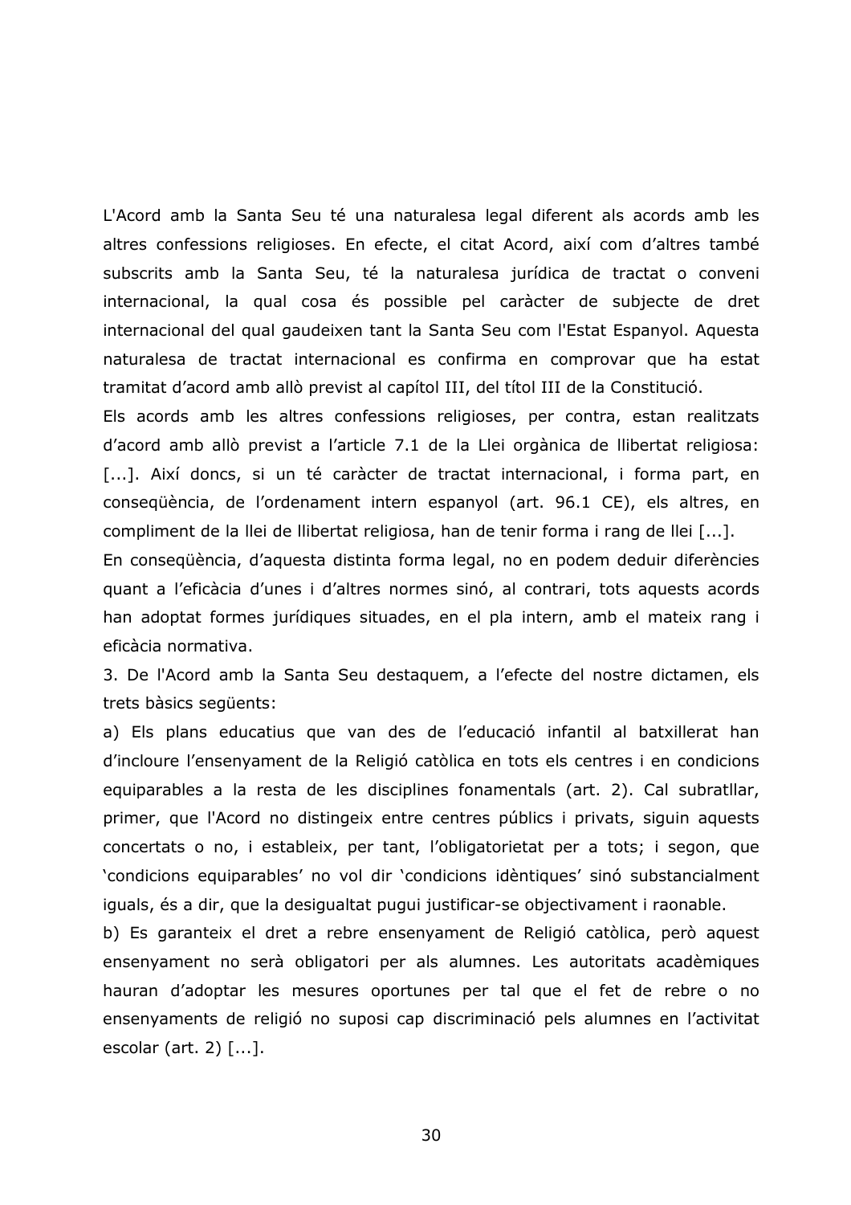L'Acord amb la Santa Seu té una naturalesa legal diferent als acords amb les altres confessions religioses. En efecte, el citat Acord, així com d'altres també subscrits amb la Santa Seu, té la naturalesa jurídica de tractat o conveni internacional, la qual cosa és possible pel caràcter de subjecte de dret internacional del qual gaudeixen tant la Santa Seu com l'Estat Espanyol. Aquesta naturalesa de tractat internacional es confirma en comprovar que ha estat tramitat d'acord amb allò previst al capítol III, del títol III de la Constitució.

Els acords amb les altres confessions religioses, per contra, estan realitzats d'acord amb allò previst a l'article 7.1 de la Llei orgànica de llibertat religiosa: [...]. Així doncs, si un té caràcter de tractat internacional, i forma part, en conseqüència, de l'ordenament intern espanyol (art. 96.1 CE), els altres, en compliment de la llei de llibertat religiosa, han de tenir forma i rang de llei [...].

En conseqüència, d'aquesta distinta forma legal, no en podem deduir diferències quant a l'eficàcia d'unes i d'altres normes sinó, al contrari, tots aquests acords han adoptat formes jurídiques situades, en el pla intern, amb el mateix rang i eficàcia normativa.

3. De l'Acord amb la Santa Seu destaquem, a l'efecte del nostre dictamen, els trets bàsics següents:

a) Els plans educatius que van des de l'educació infantil al batxillerat han d'incloure l'ensenyament de la Religió catòlica en tots els centres i en condicions equiparables a la resta de les disciplines fonamentals (art. 2). Cal subratllar, primer, que l'Acord no distingeix entre centres públics i privats, siguin aquests concertats o no, i estableix, per tant, l'obligatorietat per a tots; i segon, que 'condicions equiparables' no vol dir 'condicions idèntiques' sinó substancialment iguals, és a dir, que la desigualtat pugui justificar-se objectivament i raonable.

b) Es garanteix el dret a rebre ensenyament de Religió catòlica, però aquest ensenyament no serà obligatori per als alumnes. Les autoritats acadèmiques hauran d'adoptar les mesures oportunes per tal que el fet de rebre o no ensenyaments de religió no suposi cap discriminació pels alumnes en l'activitat escolar (art. 2) [...].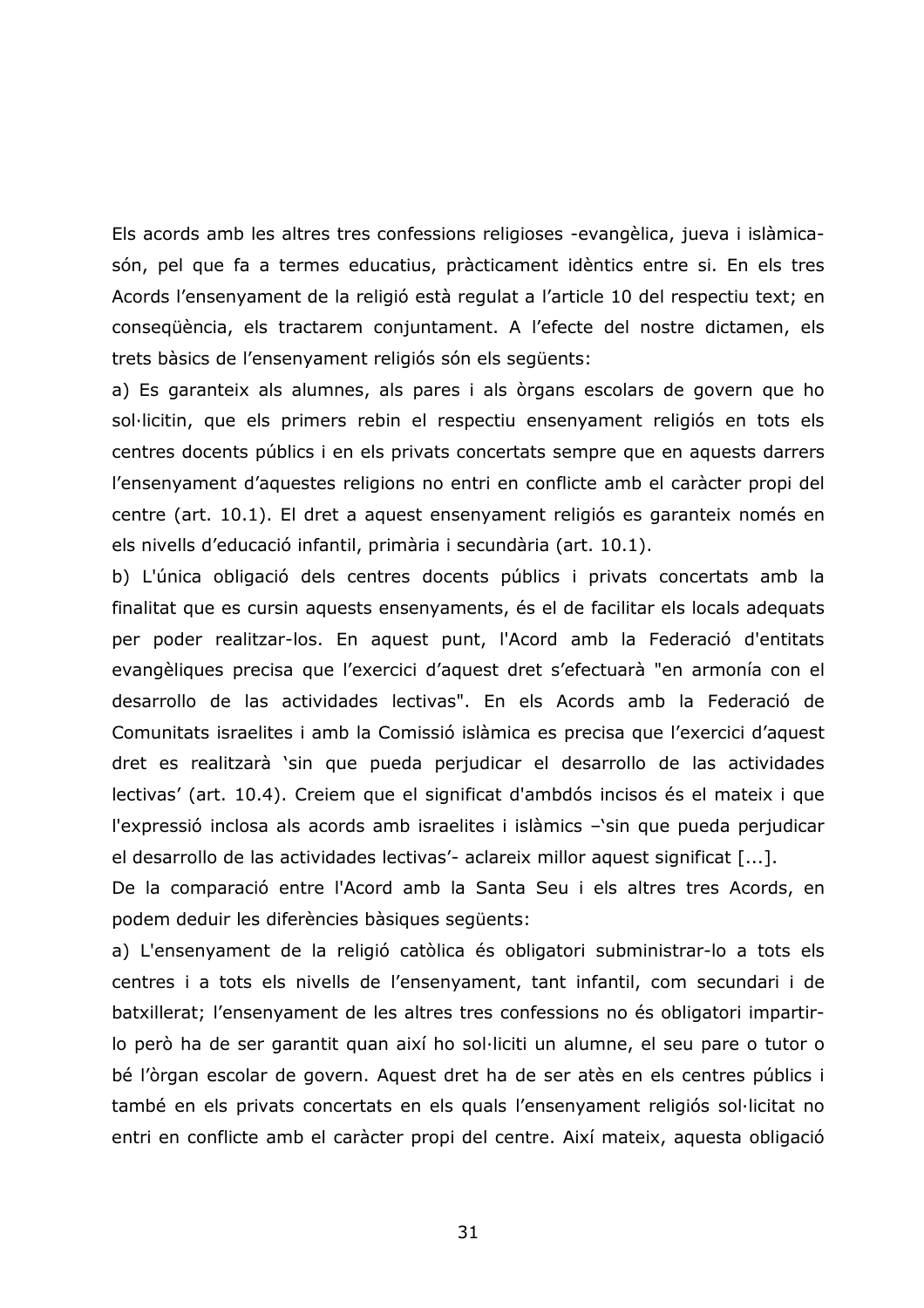Els acords amb les altres tres confessions religioses -evangèlica, jueva i islàmica-són, pel que fa a termes educatius, pràcticament idèntics entre si. En els tres Acords l'ensenyament de la religió està regulat a l'article 10 del respectiu text; en conseqüència, els tractarem conjuntament. A l'efecte del nostre dictamen, els trets bàsics de l'ensenyament religiós són els següents:

a) Es garanteix als alumnes, als pares i als òrgans escolars de govern que ho sol·licitin, que els primers rebin el respectiu ensenyament religiós en tots els centres docents públics i en els privats concertats sempre que en aquests darrers l'ensenyament d'aquestes religions no entri en conflicte amb el caràcter propi del centre (art. 10.1). El dret a aquest ensenyament religiós es garanteix només en els nivells d'educació infantil, primària i secundària (art. 10.1).

b) L'única obligació dels centres docents públics i privats concertats amb la finalitat que es cursin aquests ensenyaments, és el de facilitar els locals adequats per poder realitzar-los. En aquest punt, l'Acord amb la Federació d'entitats evangèliques precisa que l'exercici d'aquest dret s'efectuarà "en armonía con el desarrollo de las actividades lectivas". En els Acords amb la Federació de Comunitats israelites i amb la Comissió islàmica es precisa que l'exercici d'aquest dret es realitzarà 'sin que pueda perjudicar el desarrollo de las actividades lectivas' (art. 10.4). Creiem que el significat d'ambdós incisos és el mateix i que l'expressió inclosa als acords amb israelites i islàmics –'sin que pueda perjudicar el desarrollo de las actividades lectivas'- aclareix millor aquest significat [...].

De la comparació entre l'Acord amb la Santa Seu i els altres tres Acords, en podem deduir les diferències bàsiques següents:

a) L'ensenyament de la religió catòlica és obligatori subministrar-lo a tots els centres i a tots els nivells de l'ensenyament, tant infantil, com secundari i de batxillerat; l'ensenyament de les altres tres confessions no és obligatori impartir-lo però ha de ser garantit quan així ho sol·liciti un alumne, el seu pare o tutor o bé l'òrgan escolar de govern. Aquest dret ha de ser atès en els centres públics i també en els privats concertats en els quals l'ensenyament religiós sol·licitat no entri en conflicte amb el caràcter propi del centre. Així mateix, aquesta obligació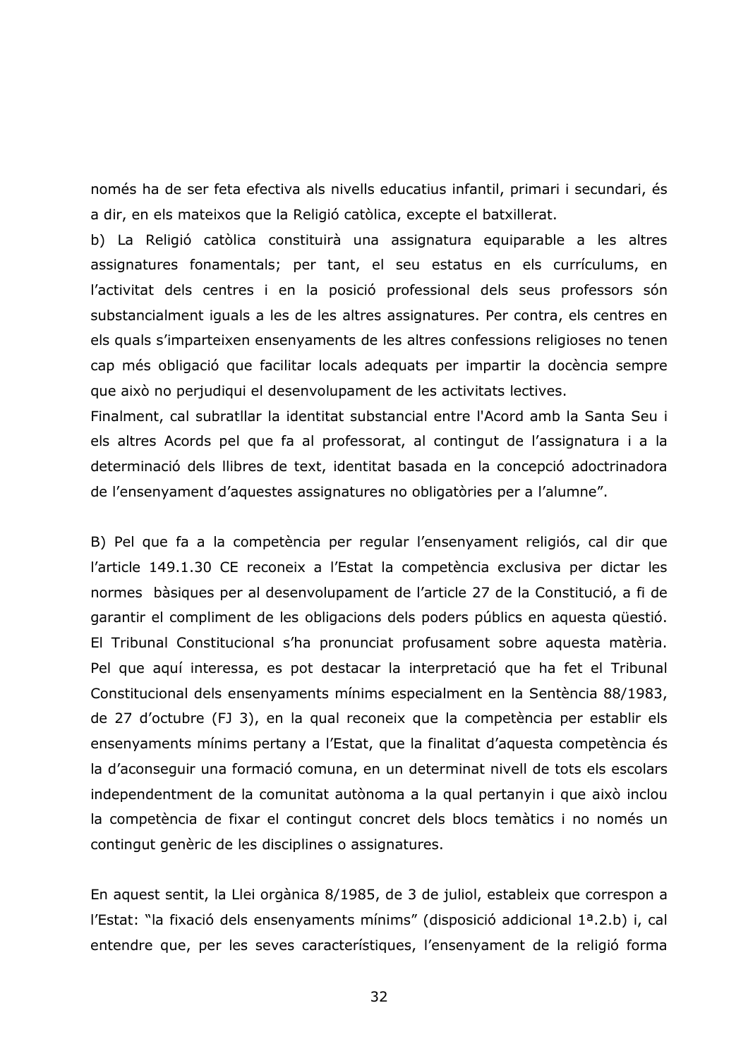només ha de ser feta efectiva als nivells educatius infantil, primari i secundari, és a dir, en els mateixos que la Religió catòlica, excepte el batxillerat.

b) La Religió catòlica constituirà una assignatura equiparable a les altres assignatures fonamentals; per tant, el seu estatus en els currículums, en l'activitat dels centres i en la posició professional dels seus professors són substancialment iguals a les de les altres assignatures. Per contra, els centres en els quals s'imparteixen ensenyaments de les altres confessions religioses no tenen cap més obligació que facilitar locals adequats per impartir la docència sempre que això no perjudiqui el desenvolupament de les activitats lectives.

Finalment, cal subratllar la identitat substancial entre l'Acord amb la Santa Seu i els altres Acords pel que fa al professorat, al contingut de l'assignatura i a la determinació dels llibres de text, identitat basada en la concepció adoctrinadora de l'ensenyament d'aquestes assignatures no obligatòries per a l'alumne".

B) Pel que fa a la competència per regular l'ensenyament religiós, cal dir que l'article 149.1.30 CE reconeix a l'Estat la competència exclusiva per dictar les normes bàsiques per al desenvolupament de l'article 27 de la Constitució, a fi de garantir el compliment de les obligacions dels poders públics en aquesta qüestió. El Tribunal Constitucional s'ha pronunciat profusament sobre aquesta matèria. Pel que aquí interessa, es pot destacar la interpretació que ha fet el Tribunal Constitucional dels ensenyaments mínims especialment en la Sentència 88/1983, de 27 d'octubre (FJ 3), en la qual reconeix que la competència per establir els ensenyaments mínims pertany a l'Estat, que la finalitat d'aquesta competència és la d'aconseguir una formació comuna, en un determinat nivell de tots els escolars independentment de la comunitat autònoma a la qual pertanyin i que això inclou la competència de fixar el contingut concret dels blocs temàtics i no només un contingut genèric de les disciplines o assignatures.

En aquest sentit, la Llei orgànica 8/1985, de 3 de juliol, estableix que correspon a l'Estat: "la fixació dels ensenyaments mínims" (disposició addicional 1ª.2.b) i, cal entendre que, per les seves característiques, l'ensenyament de la religió forma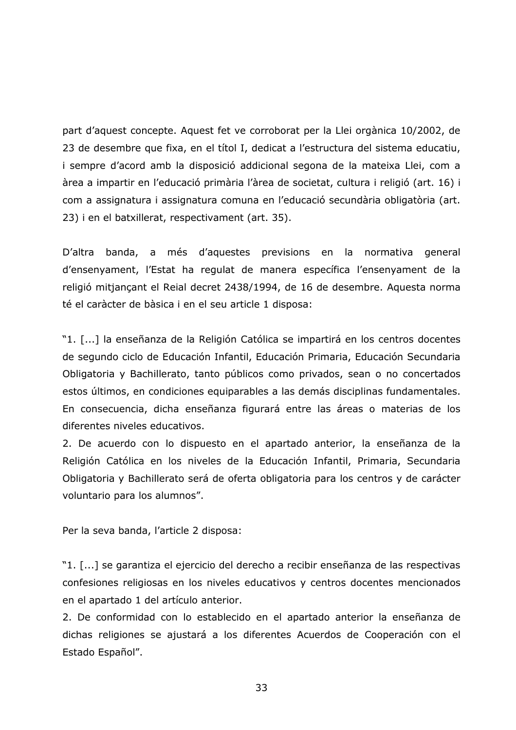part d'aquest concepte. Aquest fet ve corroborat per la Llei orgànica 10/2002, de 23 de desembre que fixa, en el títol I, dedicat a l'estructura del sistema educatiu, i sempre d'acord amb la disposició addicional segona de la mateixa Llei, com a àrea a impartir en l'educació primària l'àrea de societat, cultura i religió (art. 16) i com a assignatura i assignatura comuna en l'educació secundària obligatòria (art. 23) i en el batxillerat, respectivament (art. 35).

D'altra banda, a més d'aquestes previsions en la normativa general d'ensenyament, l'Estat ha regulat de manera específica l'ensenyament de la religió mitjançant el Reial decret 2438/1994, de 16 de desembre. Aquesta norma té el caràcter de bàsica i en el seu article 1 disposa:

"1. [...] la enseñanza de la Religión Católica se impartirá en los centros docentes de segundo ciclo de Educación Infantil, Educación Primaria, Educación Secundaria Obligatoria y Bachillerato, tanto públicos como privados, sean o no concertados estos últimos, en condiciones equiparables a las demás disciplinas fundamentales. En consecuencia, dicha enseñanza figurará entre las áreas o materias de los diferentes niveles educativos.
2. De acuerdo con lo dispuesto en el apartado anterior, la enseñanza de la Religión Católica en los niveles de la Educación Infantil, Primaria, Secundaria Obligatoria y Bachillerato será de oferta obligatoria para los centros y de carácter voluntario para los alumnos".

Per la seva banda, l'article 2 disposa:

"1. [...] se garantiza el ejercicio del derecho a recibir enseñanza de las respectivas confesiones religiosas en los niveles educativos y centros docentes mencionados en el apartado 1 del artículo anterior.
2. De conformidad con lo establecido en el apartado anterior la enseñanza de dichas religiones se ajustará a los diferentes Acuerdos de Cooperación con el Estado Español".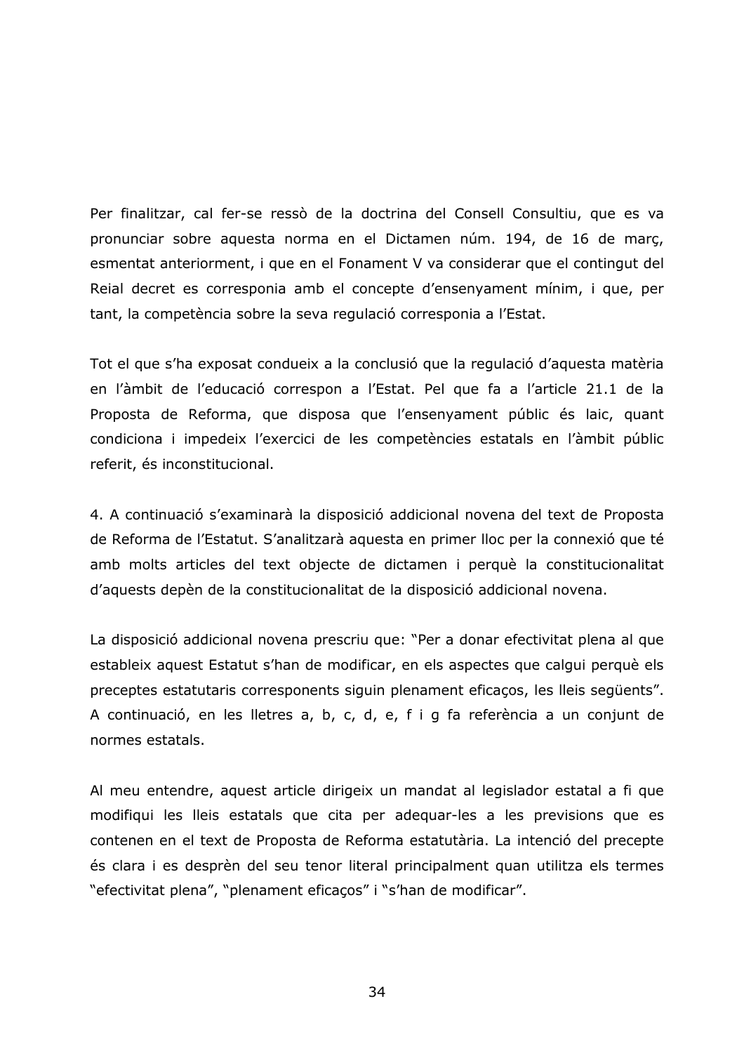Per finalitzar, cal fer-se ressò de la doctrina del Consell Consultiu, que es va pronunciar sobre aquesta norma en el Dictamen núm. 194, de 16 de març, esmentat anteriorment, i que en el Fonament V va considerar que el contingut del Reial decret es corresponia amb el concepte d'ensenyament mínim, i que, per tant, la competència sobre la seva regulació corresponia a l'Estat.

Tot el que s'ha exposat condueix a la conclusió que la regulació d'aquesta matèria en l'àmbit de l'educació correspon a l'Estat. Pel que fa a l'article 21.1 de la Proposta de Reforma, que disposa que l'ensenyament públic és laic, quant condiciona i impedeix l'exercici de les competències estatals en l'àmbit públic referit, és inconstitucional.

4. A continuació s'examinarà la disposició addicional novena del text de Proposta de Reforma de l'Estatut. S'analitzarà aquesta en primer lloc per la connexió que té amb molts articles del text objecte de dictamen i perquè la constitucionalitat d'aquests depèn de la constitucionalitat de la disposició addicional novena.

La disposició addicional novena prescriu que: "Per a donar efectivitat plena al que estableix aquest Estatut s'han de modificar, en els aspectes que calgui perquè els preceptes estatutaris corresponents siguin plenament eficaços, les lleis següents". A continuació, en les lletres a, b, c, d, e, f i g fa referència a un conjunt de normes estatals.

Al meu entendre, aquest article dirigeix un mandat al legislador estatal a fi que modifiqui les lleis estatals que cita per adequar-les a les previsions que es contenen en el text de Proposta de Reforma estatutària. La intenció del precepte és clara i es desprèn del seu tenor literal principalment quan utilitza els termes "efectivitat plena", "plenament eficaços" i "s'han de modificar".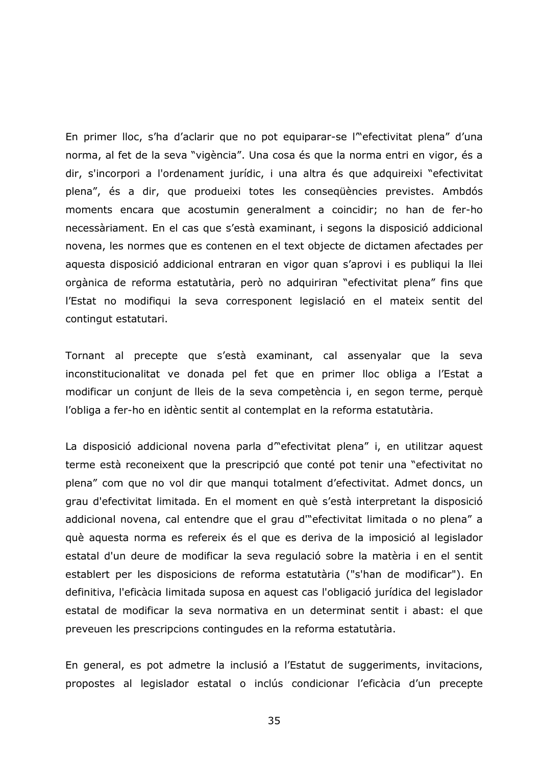En primer lloc, s'ha d'aclarir que no pot equiparar-se l'"efectivitat plena" d'una norma, al fet de la seva "vigència". Una cosa és que la norma entri en vigor, és a dir, s'incorpori a l'ordenament jurídic, i una altra és que adquireixi "efectivitat plena", és a dir, que produeixi totes les conseqüències previstes. Ambdós moments encara que acostumin generalment a coincidir; no han de fer-ho necessàriament. En el cas que s'està examinant, i segons la disposició addicional novena, les normes que es contenen en el text objecte de dictamen afectades per aquesta disposició addicional entraran en vigor quan s'aprovi i es publiqui la llei orgànica de reforma estatutària, però no adquiriran "efectivitat plena" fins que l'Estat no modifiqui la seva corresponent legislació en el mateix sentit del contingut estatutari.

Tornant al precepte que s'està examinant, cal assenyalar que la seva inconstitucionalitat ve donada pel fet que en primer lloc obliga a l'Estat a modificar un conjunt de lleis de la seva competència i, en segon terme, perquè l'obliga a fer-ho en idèntic sentit al contemplat en la reforma estatutària.

La disposició addicional novena parla d'"efectivitat plena" i, en utilitzar aquest terme està reconeixent que la prescripció que conté pot tenir una "efectivitat no plena" com que no vol dir que manqui totalment d'efectivitat. Admet doncs, un grau d'efectivitat limitada. En el moment en què s'està interpretant la disposició addicional novena, cal entendre que el grau d'"efectivitat limitada o no plena" a què aquesta norma es refereix és el que es deriva de la imposició al legislador estatal d'un deure de modificar la seva regulació sobre la matèria i en el sentit establert per les disposicions de reforma estatutària ("s'han de modificar"). En definitiva, l'eficàcia limitada suposa en aquest cas l'obligació jurídica del legislador estatal de modificar la seva normativa en un determinat sentit i abast: el que preveuen les prescripcions contingudes en la reforma estatutària.

En general, es pot admetre la inclusió a l'Estatut de suggeriments, invitacions, propostes al legislador estatal o inclús condicionar l'eficàcia d'un precepte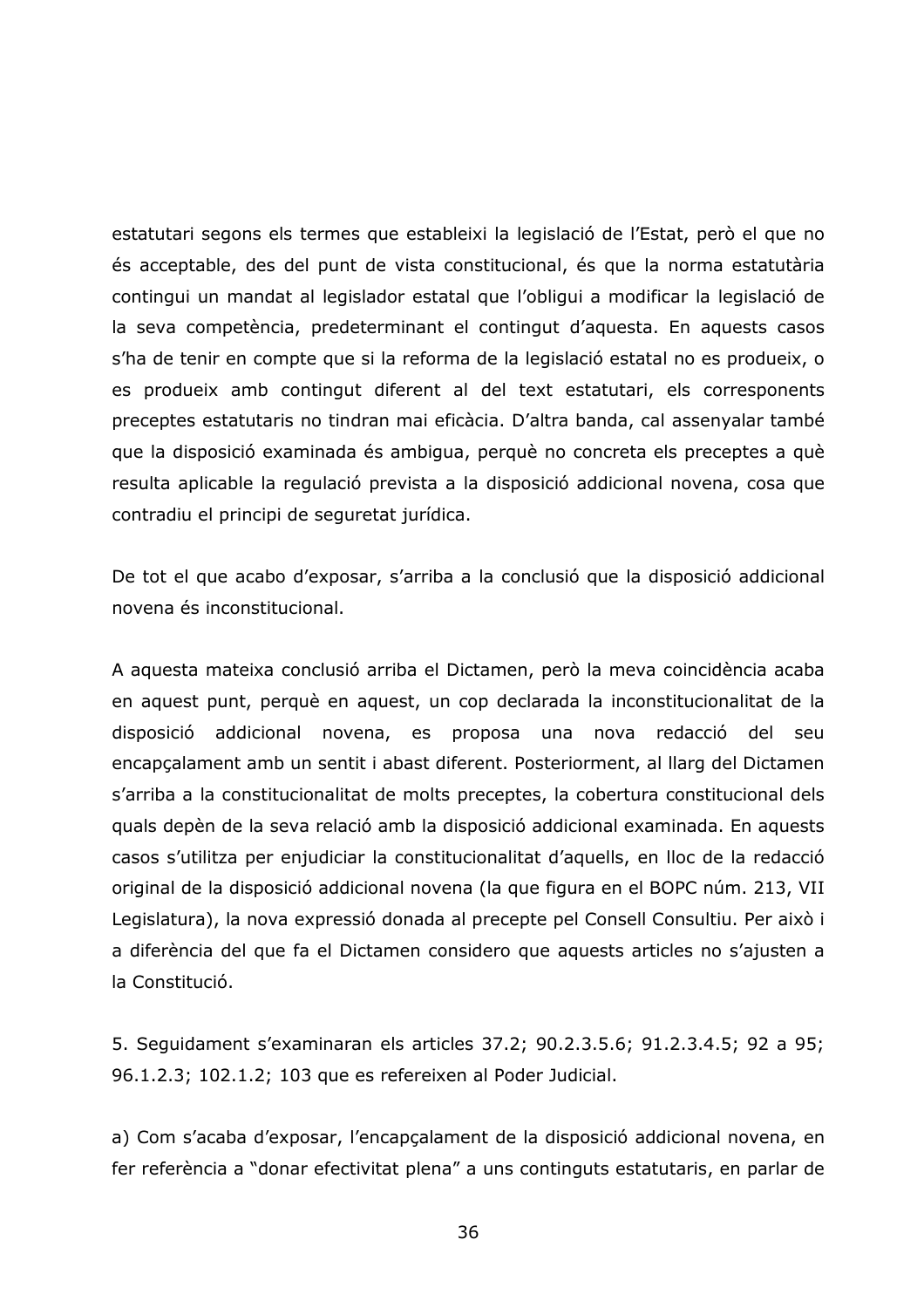estatutari segons els termes que estableixi la legislació de l'Estat, però el que no és acceptable, des del punt de vista constitucional, és que la norma estatutària contingui un mandat al legislador estatal que l'obligui a modificar la legislació de la seva competència, predeterminant el contingut d'aquesta. En aquests casos s'ha de tenir en compte que si la reforma de la legislació estatal no es produeix, o es produeix amb contingut diferent al del text estatutari, els corresponents preceptes estatutaris no tindran mai eficàcia. D'altra banda, cal assenyalar també que la disposició examinada és ambigua, perquè no concreta els preceptes a què resulta aplicable la regulació prevista a la disposició addicional novena, cosa que contradiu el principi de seguretat jurídica.

De tot el que acabo d'exposar, s'arriba a la conclusió que la disposició addicional novena és inconstitucional.

A aquesta mateixa conclusió arriba el Dictamen, però la meva coincidència acaba en aquest punt, perquè en aquest, un cop declarada la inconstitucionalitat de la disposició addicional novena, es proposa una nova redacció del seu encapçalament amb un sentit i abast diferent. Posteriorment, al llarg del Dictamen s'arriba a la constitucionalitat de molts preceptes, la cobertura constitucional dels quals depèn de la seva relació amb la disposició addicional examinada. En aquests casos s'utilitza per enjudiciar la constitucionalitat d'aquells, en lloc de la redacció original de la disposició addicional novena (la que figura en el BOPC núm. 213, VII Legislatura), la nova expressió donada al precepte pel Consell Consultiu. Per això i a diferència del que fa el Dictamen considero que aquests articles no s'ajusten a la Constitució.

5. Seguidament s'examinaran els articles 37.2; 90.2.3.5.6; 91.2.3.4.5; 92 a 95; 96.1.2.3; 102.1.2; 103 que es refereixen al Poder Judicial.

a) Com s'acaba d'exposar, l'encapçalament de la disposició addicional novena, en fer referència a "donar efectivitat plena" a uns continguts estatutaris, en parlar de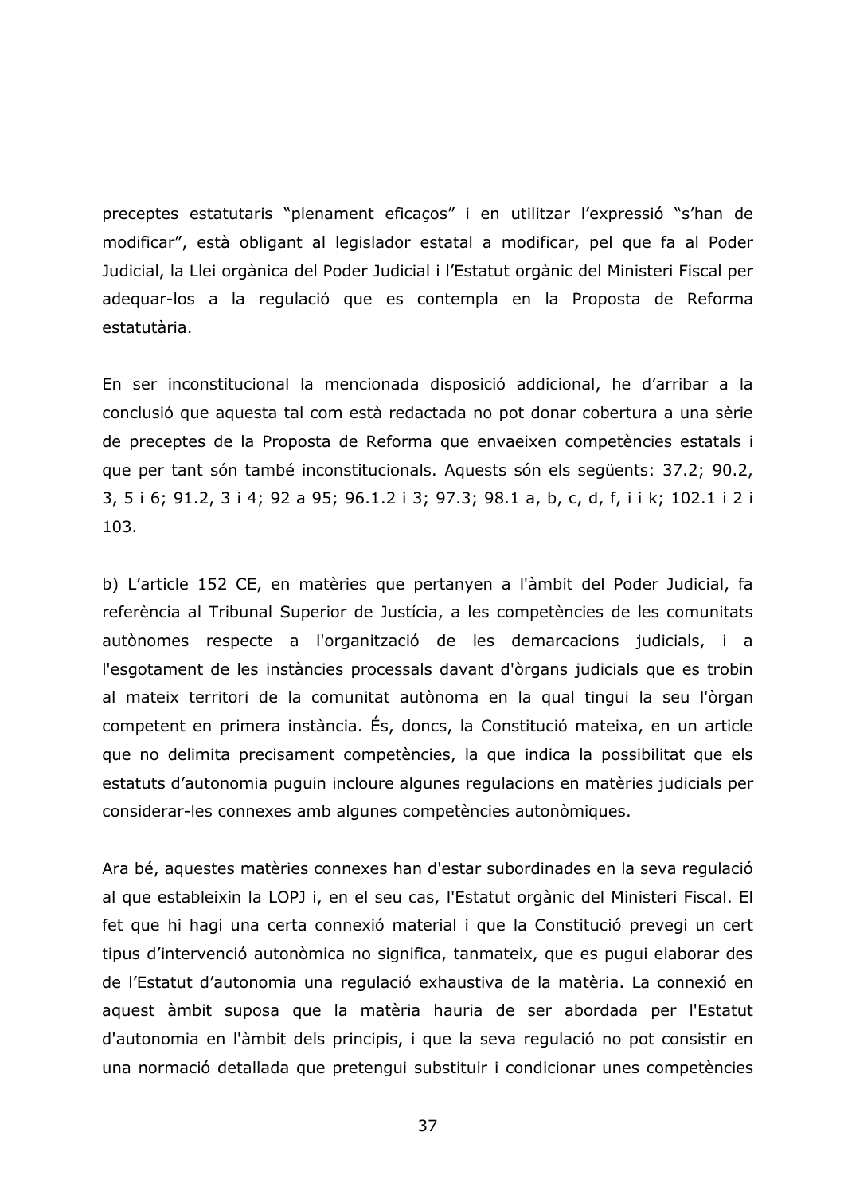preceptes estatutaris "plenament eficaços" i en utilitzar l'expressió "s'han de modificar", està obligant al legislador estatal a modificar, pel que fa al Poder Judicial, la Llei orgànica del Poder Judicial i l'Estatut orgànic del Ministeri Fiscal per adequar-los a la regulació que es contempla en la Proposta de Reforma estatutària.

En ser inconstitucional la mencionada disposició addicional, he d'arribar a la conclusió que aquesta tal com està redactada no pot donar cobertura a una sèrie de preceptes de la Proposta de Reforma que envaeixen competències estatals i que per tant són també inconstitucionals. Aquests són els següents: 37.2; 90.2, 3, 5 i 6; 91.2, 3 i 4; 92 a 95; 96.1.2 i 3; 97.3; 98.1 a, b, c, d, f, i i k; 102.1 i 2 i 103.

b) L'article 152 CE, en matèries que pertanyen a l'àmbit del Poder Judicial, fa referència al Tribunal Superior de Justícia, a les competències de les comunitats autònomes respecte a l'organització de les demarcacions judicials, i a l'esgotament de les instàncies processals davant d'òrgans judicials que es trobin al mateix territori de la comunitat autònoma en la qual tingui la seu l'òrgan competent en primera instància. És, doncs, la Constitució mateixa, en un article que no delimita precisament competències, la que indica la possibilitat que els estatuts d'autonomia puguin incloure algunes regulacions en matèries judicials per considerar-les connexes amb algunes competències autonòmiques.

Ara bé, aquestes matèries connexes han d'estar subordinades en la seva regulació al que estableixin la LOPJ i, en el seu cas, l'Estatut orgànic del Ministeri Fiscal. El fet que hi hagi una certa connexió material i que la Constitució prevegi un cert tipus d'intervenció autonòmica no significa, tanmateix, que es pugui elaborar des de l'Estatut d'autonomia una regulació exhaustiva de la matèria. La connexió en aquest àmbit suposa que la matèria hauria de ser abordada per l'Estatut d'autonomia en l'àmbit dels principis, i que la seva regulació no pot consistir en una normació detallada que pretengui substituir i condicionar unes competències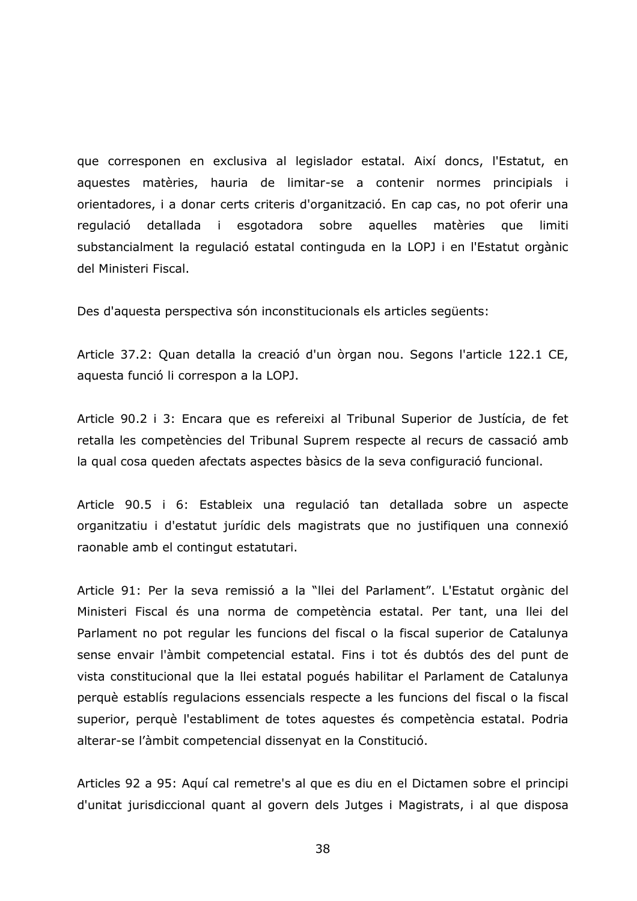que corresponen en exclusiva al legislador estatal. Així doncs, l'Estatut, en aquestes matèries, hauria de limitar-se a contenir normes principials i orientadores, i a donar certs criteris d'organització. En cap cas, no pot oferir una regulació detallada i esgotadora sobre aquelles matèries que limiti substancialment la regulació estatal continguda en la LOPJ i en l'Estatut orgànic del Ministeri Fiscal.

Des d'aquesta perspectiva són inconstitucionals els articles següents:

Article 37.2: Quan detalla la creació d'un òrgan nou. Segons l'article 122.1 CE, aquesta funció li correspon a la LOPJ.

Article 90.2 i 3: Encara que es refereixi al Tribunal Superior de Justícia, de fet retalla les competències del Tribunal Suprem respecte al recurs de cassació amb la qual cosa queden afectats aspectes bàsics de la seva configuració funcional.

Article 90.5 i 6: Estableix una regulació tan detallada sobre un aspecte organitzatiu i d'estatut jurídic dels magistrats que no justifiquen una connexió raonable amb el contingut estatutari.

Article 91: Per la seva remissió a la "llei del Parlament". L'Estatut orgànic del Ministeri Fiscal és una norma de competència estatal. Per tant, una llei del Parlament no pot regular les funcions del fiscal o la fiscal superior de Catalunya sense envair l'àmbit competencial estatal. Fins i tot és dubtós des del punt de vista constitucional que la llei estatal pogués habilitar el Parlament de Catalunya perquè establís regulacions essencials respecte a les funcions del fiscal o la fiscal superior, perquè l'establiment de totes aquestes és competència estatal. Podria alterar-se l'àmbit competencial dissenyat en la Constitució.

Articles 92 a 95: Aquí cal remetre's al que es diu en el Dictamen sobre el principi d'unitat jurisdiccional quant al govern dels Jutges i Magistrats, i al que disposa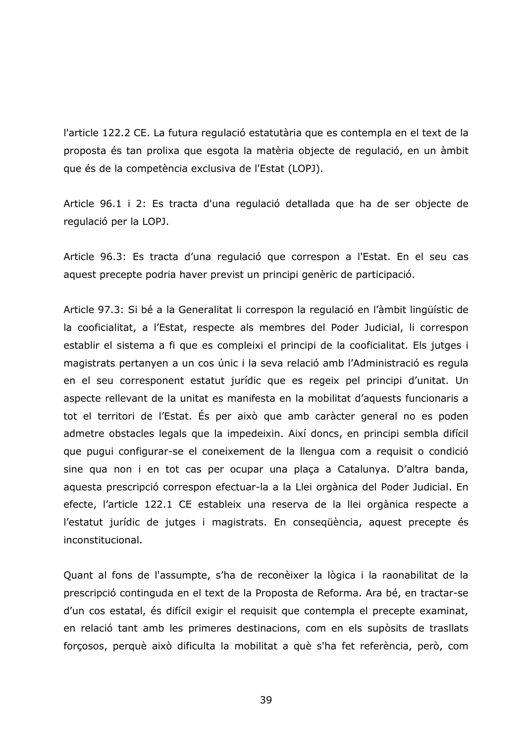l'article 122.2 CE. La futura regulació estatutària que es contempla en el text de la proposta és tan prolixa que esgota la matèria objecte de regulació, en un àmbit que és de la competència exclusiva de l'Estat (LOPJ).

Article 96.1 i 2: Es tracta d'una regulació detallada que ha de ser objecte de regulació per la LOPJ.

Article 96.3: Es tracta d'una regulació que correspon a l'Estat. En el seu cas aquest precepte podria haver previst un principi genèric de participació.

Article 97.3: Si bé a la Generalitat li correspon la regulació en l'àmbit lingüístic de la cooficialitat, a l'Estat, respecte als membres del Poder Judicial, li correspon establir el sistema a fi que es compleixi el principi de la cooficialitat. Els jutges i magistrats pertanyen a un cos únic i la seva relació amb l'Administració es regula en el seu corresponent estatut jurídic que es regeix pel principi d'unitat. Un aspecte rellevant de la unitat es manifesta en la mobilitat d'aquests funcionaris a tot el territori de l'Estat. És per això que amb caràcter general no es poden admetre obstacles legals que la impedeixin. Així doncs, en principi sembla difícil que pugui configurar-se el coneixement de la llengua com a requisit o condició sine qua non i en tot cas per ocupar una plaça a Catalunya. D'altra banda, aquesta prescripció correspon efectuar-la a la Llei orgànica del Poder Judicial. En efecte, l'article 122.1 CE estableix una reserva de la llei orgànica respecte a l'estatut jurídic de jutges i magistrats. En conseqüència, aquest precepte és inconstitucional.

Quant al fons de l'assumpte, s'ha de reconèixer la lògica i la raonabilitat de la prescripció continguda en el text de la Proposta de Reforma. Ara bé, en tractar-se d'un cos estatal, és difícil exigir el requisit que contempla el precepte examinat, en relació tant amb les primeres destinacions, com en els supòsits de trasllats forçosos, perquè això dificulta la mobilitat a què s'ha fet referència, però, com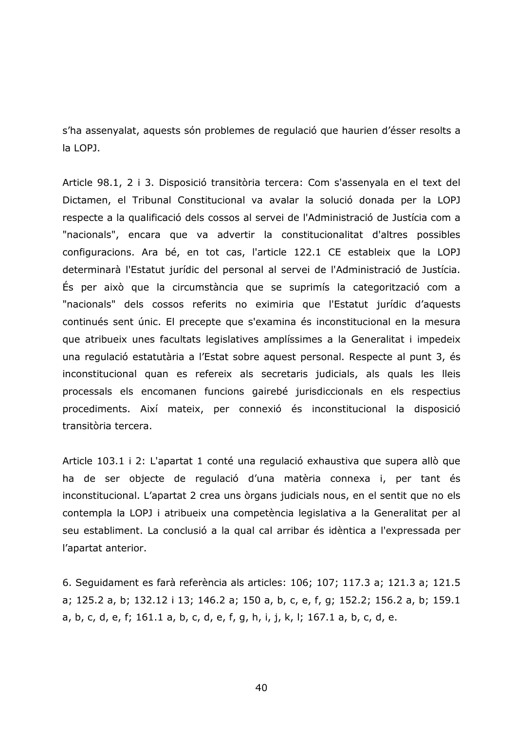s'ha assenyalat, aquests són problemes de regulació que haurien d'ésser resolts a la LOPJ.

Article 98.1, 2 i 3. Disposició transitòria tercera: Com s'assenyala en el text del Dictamen, el Tribunal Constitucional va avalar la solució donada per la LOPJ respecte a la qualificació dels cossos al servei de l'Administració de Justícia com a "nacionals", encara que va advertir la constitucionalitat d'altres possibles configuracions. Ara bé, en tot cas, l'article 122.1 CE estableix que la LOPJ determinarà l'Estatut jurídic del personal al servei de l'Administració de Justícia. És per això que la circumstància que se suprimís la categorització com a "nacionals" dels cossos referits no eximiria que l'Estatut jurídic d'aquests continués sent únic. El precepte que s'examina és inconstitucional en la mesura que atribueix unes facultats legislatives amplíssimes a la Generalitat i impedeix una regulació estatutària a l'Estat sobre aquest personal. Respecte al punt 3, és inconstitucional quan es refereix als secretaris judicials, als quals les lleis processals els encomanen funcions gairebé jurisdiccionals en els respectius procediments. Així mateix, per connexió és inconstitucional la disposició transitòria tercera.

Article 103.1 i 2: L'apartat 1 conté una regulació exhaustiva que supera allò que ha de ser objecte de regulació d'una matèria connexa i, per tant és inconstitucional. L'apartat 2 crea uns òrgans judicials nous, en el sentit que no els contempla la LOPJ i atribueix una competència legislativa a la Generalitat per al seu establiment. La conclusió a la qual cal arribar és idèntica a l'expressada per l'apartat anterior.

6. Seguidament es farà referència als articles: 106; 107; 117.3 a; 121.3 a; 121.5 a; 125.2 a, b; 132.12 i 13; 146.2 a; 150 a, b, c, e, f, g; 152.2; 156.2 a, b; 159.1 a, b, c, d, e, f; 161.1 a, b, c, d, e, f, g, h, i, j, k, l; 167.1 a, b, c, d, e.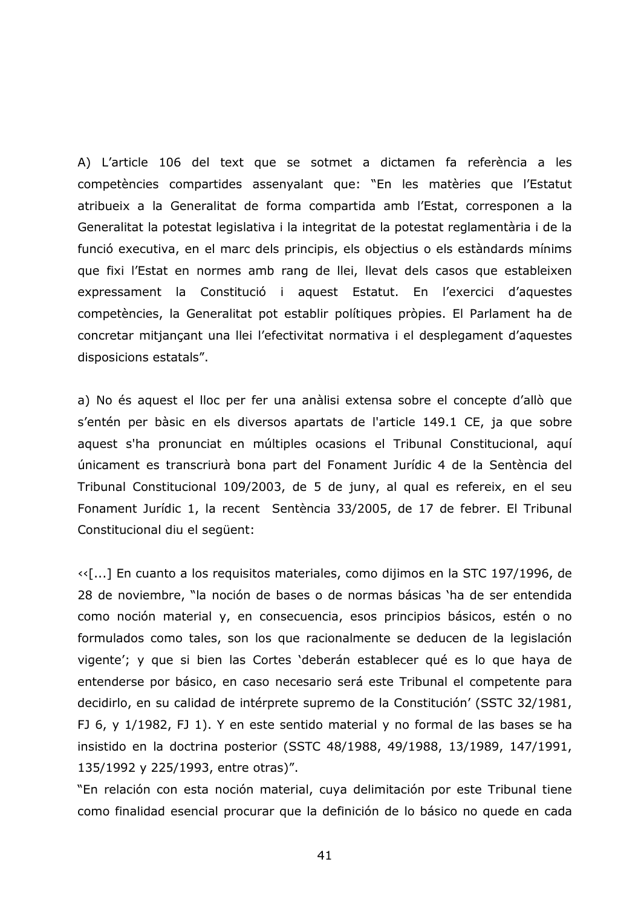A) L'article 106 del text que se sotmet a dictamen fa referència a les competències compartides assenyalant que: "En les matèries que l'Estatut atribueix a la Generalitat de forma compartida amb l'Estat, corresponen a la Generalitat la potestat legislativa i la integritat de la potestat reglamentària i de la funció executiva, en el marc dels principis, els objectius o els estàndards mínims que fixi l'Estat en normes amb rang de llei, llevat dels casos que estableixen expressament la Constitució i aquest Estatut. En l'exercici d'aquestes competències, la Generalitat pot establir polítiques pròpies. El Parlament ha de concretar mitjançant una llei l'efectivitat normativa i el desplegament d'aquestes disposicions estatals".

a) No és aquest el lloc per fer una anàlisi extensa sobre el concepte d'allò que s'entén per bàsic en els diversos apartats de l'article 149.1 CE, ja que sobre aquest s'ha pronunciat en múltiples ocasions el Tribunal Constitucional, aquí únicament es transcriurà bona part del Fonament Jurídic 4 de la Sentència del Tribunal Constitucional 109/2003, de 5 de juny, al qual es refereix, en el seu Fonament Jurídic 1, la recent Sentència 33/2005, de 17 de febrer. El Tribunal Constitucional diu el següent:

‹‹[...] En cuanto a los requisitos materiales, como dijimos en la STC 197/1996, de 28 de noviembre, "la noción de bases o de normas básicas 'ha de ser entendida como noción material y, en consecuencia, esos principios básicos, estén o no formulados como tales, son los que racionalmente se deducen de la legislación vigente'; y que si bien las Cortes 'deberán establecer qué es lo que haya de entenderse por básico, en caso necesario será este Tribunal el competente para decidirlo, en su calidad de intérprete supremo de la Constitución' (SSTC 32/1981, FJ 6, y 1/1982, FJ 1). Y en este sentido material y no formal de las bases se ha insistido en la doctrina posterior (SSTC 48/1988, 49/1988, 13/1989, 147/1991, 135/1992 y 225/1993, entre otras)".

"En relación con esta noción material, cuya delimitación por este Tribunal tiene como finalidad esencial procurar que la definición de lo básico no quede en cada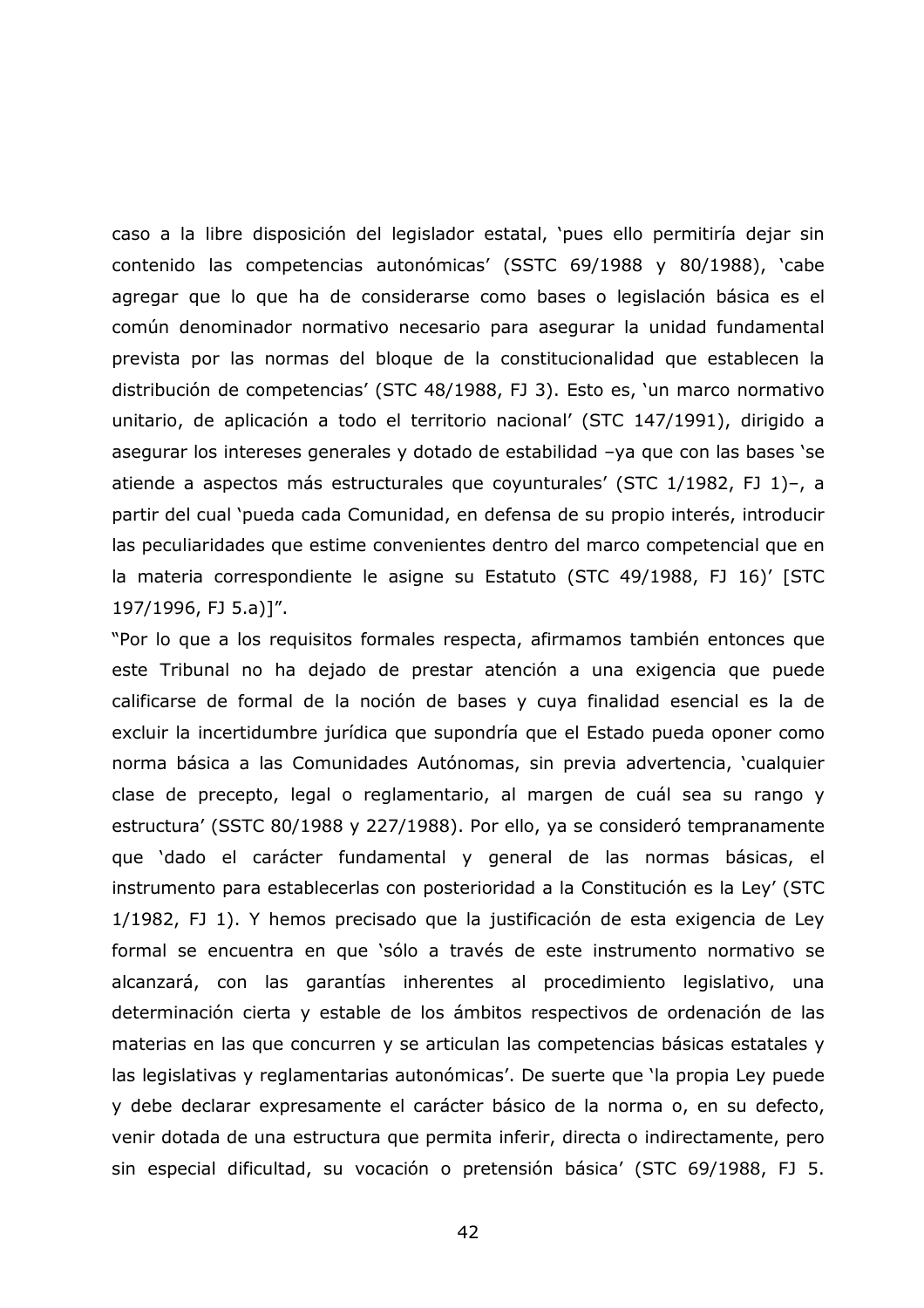caso a la libre disposición del legislador estatal, 'pues ello permitiría dejar sin contenido las competencias autonómicas' (SSTC 69/1988 y 80/1988), 'cabe agregar que lo que ha de considerarse como bases o legislación básica es el común denominador normativo necesario para asegurar la unidad fundamental prevista por las normas del bloque de la constitucionalidad que establecen la distribución de competencias' (STC 48/1988, FJ 3). Esto es, 'un marco normativo unitario, de aplicación a todo el territorio nacional' (STC 147/1991), dirigido a asegurar los intereses generales y dotado de estabilidad –ya que con las bases 'se atiende a aspectos más estructurales que coyunturales' (STC 1/1982, FJ 1)–, a partir del cual 'pueda cada Comunidad, en defensa de su propio interés, introducir las peculiaridades que estime convenientes dentro del marco competencial que en la materia correspondiente le asigne su Estatuto (STC 49/1988, FJ 16)' [STC 197/1996, FJ 5.a)]".

"Por lo que a los requisitos formales respecta, afirmamos también entonces que este Tribunal no ha dejado de prestar atención a una exigencia que puede calificarse de formal de la noción de bases y cuya finalidad esencial es la de excluir la incertidumbre jurídica que supondría que el Estado pueda oponer como norma básica a las Comunidades Autónomas, sin previa advertencia, 'cualquier clase de precepto, legal o reglamentario, al margen de cuál sea su rango y estructura' (SSTC 80/1988 y 227/1988). Por ello, ya se consideró tempranamente que 'dado el carácter fundamental y general de las normas básicas, el instrumento para establecerlas con posterioridad a la Constitución es la Ley' (STC 1/1982, FJ 1). Y hemos precisado que la justificación de esta exigencia de Ley formal se encuentra en que 'sólo a través de este instrumento normativo se alcanzará, con las garantías inherentes al procedimiento legislativo, una determinación cierta y estable de los ámbitos respectivos de ordenación de las materias en las que concurren y se articulan las competencias básicas estatales y las legislativas y reglamentarias autonómicas'. De suerte que 'la propia Ley puede y debe declarar expresamente el carácter básico de la norma o, en su defecto, venir dotada de una estructura que permita inferir, directa o indirectamente, pero sin especial dificultad, su vocación o pretensión básica' (STC 69/1988, FJ 5.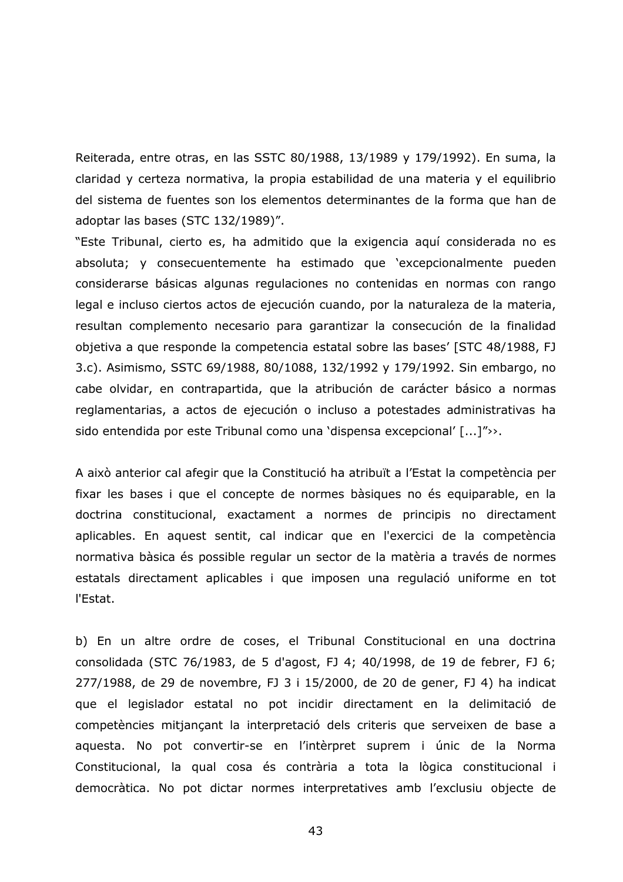Reiterada, entre otras, en las SSTC 80/1988, 13/1989 y 179/1992). En suma, la claridad y certeza normativa, la propia estabilidad de una materia y el equilibrio del sistema de fuentes son los elementos determinantes de la forma que han de adoptar las bases (STC 132/1989)".

"Este Tribunal, cierto es, ha admitido que la exigencia aquí considerada no es absoluta; y consecuentemente ha estimado que 'excepcionalmente pueden considerarse básicas algunas regulaciones no contenidas en normas con rango legal e incluso ciertos actos de ejecución cuando, por la naturaleza de la materia, resultan complemento necesario para garantizar la consecución de la finalidad objetiva a que responde la competencia estatal sobre las bases' [STC 48/1988, FJ 3.c). Asimismo, SSTC 69/1988, 80/1088, 132/1992 y 179/1992. Sin embargo, no cabe olvidar, en contrapartida, que la atribución de carácter básico a normas reglamentarias, a actos de ejecución o incluso a potestades administrativas ha sido entendida por este Tribunal como una 'dispensa excepcional' [...]"››.

A això anterior cal afegir que la Constitució ha atribuït a l'Estat la competència per fixar les bases i que el concepte de normes bàsiques no és equiparable, en la doctrina constitucional, exactament a normes de principis no directament aplicables. En aquest sentit, cal indicar que en l'exercici de la competència normativa bàsica és possible regular un sector de la matèria a través de normes estatals directament aplicables i que imposen una regulació uniforme en tot l'Estat.

b) En un altre ordre de coses, el Tribunal Constitucional en una doctrina consolidada (STC 76/1983, de 5 d'agost, FJ 4; 40/1998, de 19 de febrer, FJ 6; 277/1988, de 29 de novembre, FJ 3 i 15/2000, de 20 de gener, FJ 4) ha indicat que el legislador estatal no pot incidir directament en la delimitació de competències mitjançant la interpretació dels criteris que serveixen de base a aquesta. No pot convertir-se en l'intèrpret suprem i únic de la Norma Constitucional, la qual cosa és contrària a tota la lògica constitucional i democràtica. No pot dictar normes interpretatives amb l'exclusiu objecte de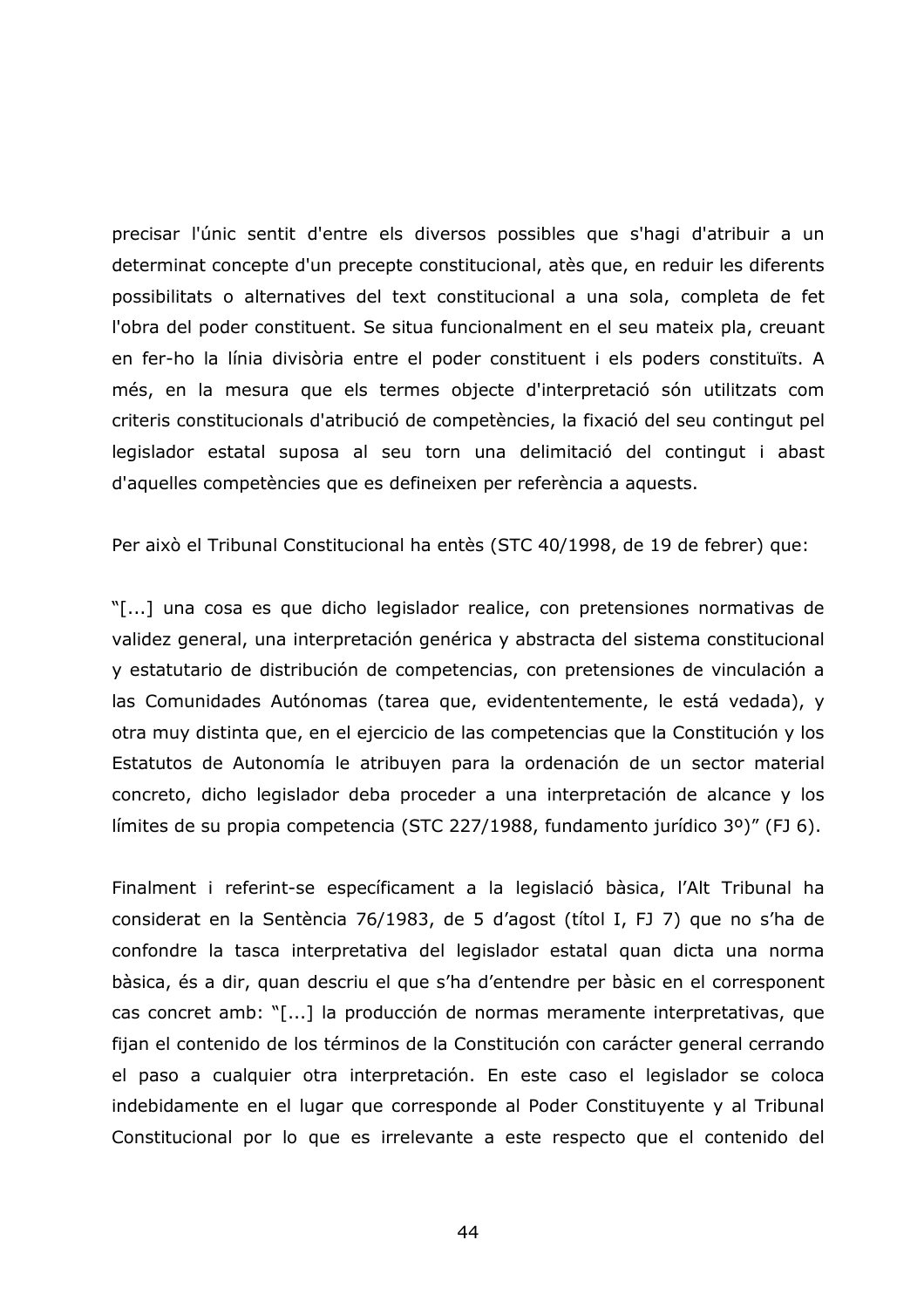precisar l'únic sentit d'entre els diversos possibles que s'hagi d'atribuir a un determinat concepte d'un precepte constitucional, atès que, en reduir les diferents possibilitats o alternatives del text constitucional a una sola, completa de fet l'obra del poder constituent. Se situa funcionalment en el seu mateix pla, creuant en fer-ho la línia divisòria entre el poder constituent i els poders constituïts. A més, en la mesura que els termes objecte d'interpretació són utilitzats com criteris constitucionals d'atribució de competències, la fixació del seu contingut pel legislador estatal suposa al seu torn una delimitació del contingut i abast d'aquelles competències que es defineixen per referència a aquests.

Per això el Tribunal Constitucional ha entès (STC 40/1998, de 19 de febrer) que:

"[...] una cosa es que dicho legislador realice, con pretensiones normativas de validez general, una interpretación genérica y abstracta del sistema constitucional y estatutario de distribución de competencias, con pretensiones de vinculación a las Comunidades Autónomas (tarea que, evidententemente, le está vedada), y otra muy distinta que, en el ejercicio de las competencias que la Constitución y los Estatutos de Autonomía le atribuyen para la ordenación de un sector material concreto, dicho legislador deba proceder a una interpretación de alcance y los límites de su propia competencia (STC 227/1988, fundamento jurídico 3º)" (FJ 6).

Finalment i referint-se específicament a la legislació bàsica, l'Alt Tribunal ha considerat en la Sentència 76/1983, de 5 d'agost (títol I, FJ 7) que no s'ha de confondre la tasca interpretativa del legislador estatal quan dicta una norma bàsica, és a dir, quan descriu el que s'ha d'entendre per bàsic en el corresponent cas concret amb: "[...] la producción de normas meramente interpretativas, que fijan el contenido de los términos de la Constitución con carácter general cerrando el paso a cualquier otra interpretación. En este caso el legislador se coloca indebidamente en el lugar que corresponde al Poder Constituyente y al Tribunal Constitucional por lo que es irrelevante a este respecto que el contenido del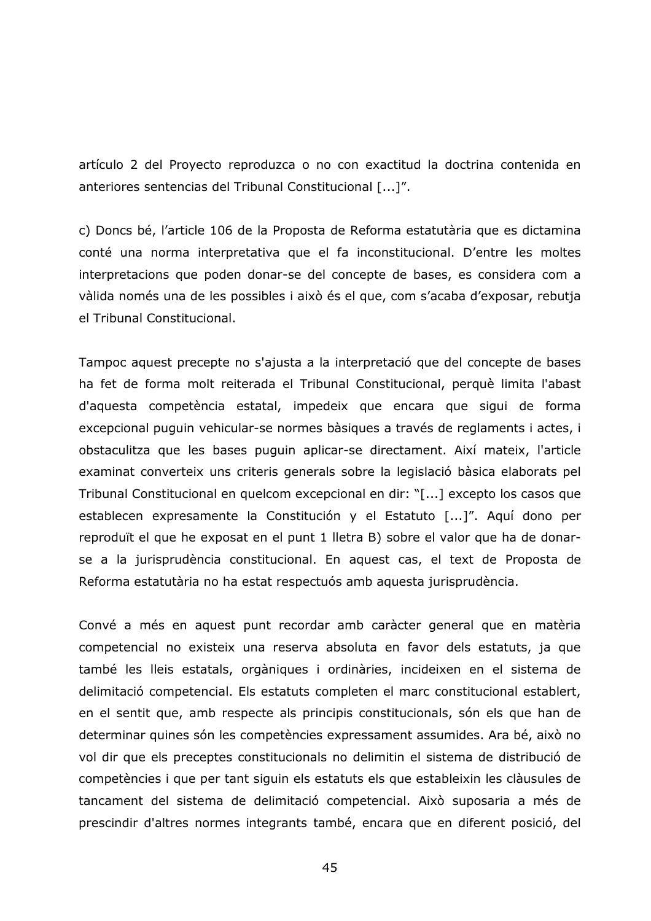artículo 2 del Proyecto reproduzca o no con exactitud la doctrina contenida en anteriores sentencias del Tribunal Constitucional [...]".

c) Doncs bé, l'article 106 de la Proposta de Reforma estatutària que es dictamina conté una norma interpretativa que el fa inconstitucional. D'entre les moltes interpretacions que poden donar-se del concepte de bases, es considera com a vàlida només una de les possibles i això és el que, com s'acaba d'exposar, rebutja el Tribunal Constitucional.

Tampoc aquest precepte no s'ajusta a la interpretació que del concepte de bases ha fet de forma molt reiterada el Tribunal Constitucional, perquè limita l'abast d'aquesta competència estatal, impedeix que encara que sigui de forma excepcional puguin vehicular-se normes bàsiques a través de reglaments i actes, i obstaculitza que les bases puguin aplicar-se directament. Així mateix, l'article examinat converteix uns criteris generals sobre la legislació bàsica elaborats pel Tribunal Constitucional en quelcom excepcional en dir: "[...] excepto los casos que establecen expresamente la Constitución y el Estatuto [...]". Aquí dono per reproduït el que he exposat en el punt 1 lletra B) sobre el valor que ha de donar-se a la jurisprudència constitucional. En aquest cas, el text de Proposta de Reforma estatutària no ha estat respectuós amb aquesta jurisprudència.

Convé a més en aquest punt recordar amb caràcter general que en matèria competencial no existeix una reserva absoluta en favor dels estatuts, ja que també les lleis estatals, orgàniques i ordinàries, incideixen en el sistema de delimitació competencial. Els estatuts completen el marc constitucional establert, en el sentit que, amb respecte als principis constitucionals, són els que han de determinar quines són les competències expressament assumides. Ara bé, això no vol dir que els preceptes constitucionals no delimitin el sistema de distribució de competències i que per tant siguin els estatuts els que estableixin les clàusules de tancament del sistema de delimitació competencial. Això suposaria a més de prescindir d'altres normes integrants també, encara que en diferent posició, del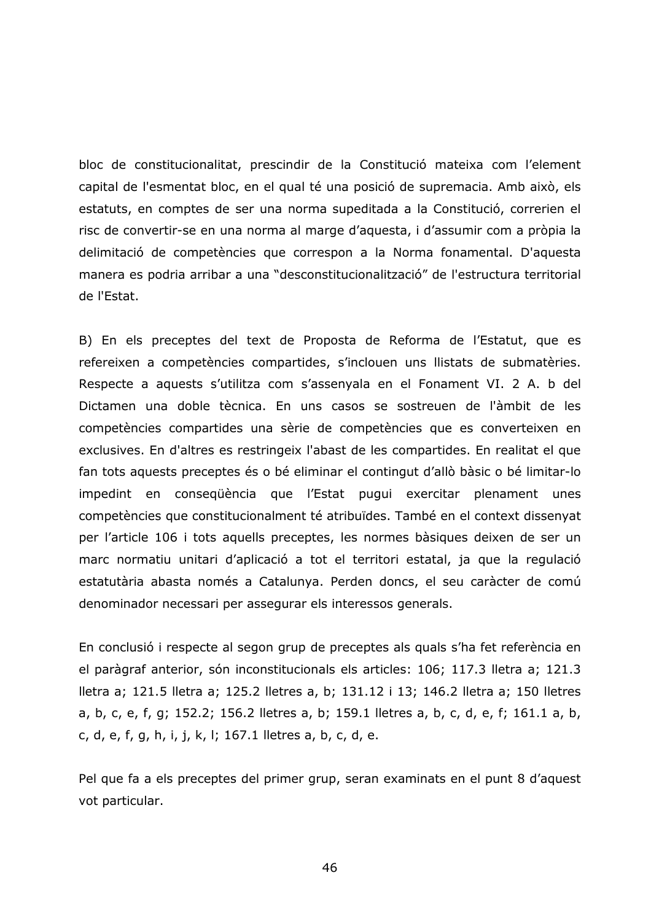bloc de constitucionalitat, prescindir de la Constitució mateixa com l'element capital de l'esmentat bloc, en el qual té una posició de supremacia. Amb això, els estatuts, en comptes de ser una norma supeditada a la Constitució, correrien el risc de convertir-se en una norma al marge d'aquesta, i d'assumir com a pròpia la delimitació de competències que correspon a la Norma fonamental. D'aquesta manera es podria arribar a una "desconstitucionalització" de l'estructura territorial de l'Estat.

B) En els preceptes del text de Proposta de Reforma de l'Estatut, que es refereixen a competències compartides, s'inclouen uns llistats de submatèries. Respecte a aquests s'utilitza com s'assenyala en el Fonament VI. 2 A. b del Dictamen una doble tècnica. En uns casos se sostreuen de l'àmbit de les competències compartides una sèrie de competències que es converteixen en exclusives. En d'altres es restringeix l'abast de les compartides. En realitat el que fan tots aquests preceptes és o bé eliminar el contingut d'allò bàsic o bé limitar-lo impedint en conseqüència que l'Estat pugui exercitar plenament unes competències que constitucionalment té atribuïdes. També en el context dissenyat per l'article 106 i tots aquells preceptes, les normes bàsiques deixen de ser un marc normatiu unitari d'aplicació a tot el territori estatal, ja que la regulació estatutària abasta només a Catalunya. Perden doncs, el seu caràcter de comú denominador necessari per assegurar els interessos generals.

En conclusió i respecte al segon grup de preceptes als quals s'ha fet referència en el paràgraf anterior, són inconstitucionals els articles: 106; 117.3 lletra a; 121.3 lletra a; 121.5 lletra a; 125.2 lletres a, b; 131.12 i 13; 146.2 lletra a; 150 lletres a, b, c, e, f, g; 152.2; 156.2 lletres a, b; 159.1 lletres a, b, c, d, e, f; 161.1 a, b, c, d, e, f, g, h, i, j, k, l; 167.1 lletres a, b, c, d, e.

Pel que fa a els preceptes del primer grup, seran examinats en el punt 8 d'aquest vot particular.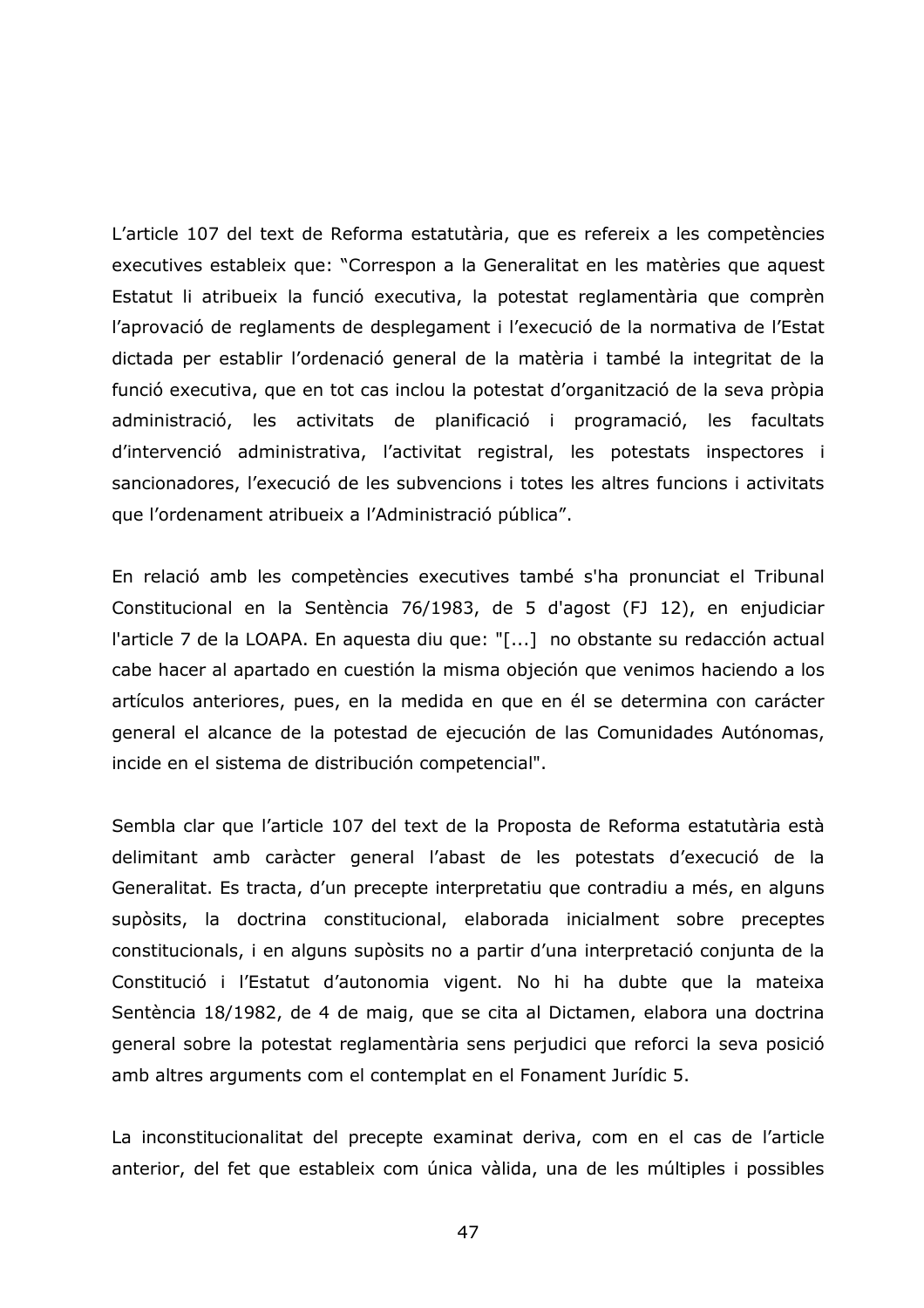L'article 107 del text de Reforma estatutària, que es refereix a les competències executives estableix que: "Correspon a la Generalitat en les matèries que aquest Estatut li atribueix la funció executiva, la potestat reglamentària que comprèn l'aprovació de reglaments de desplegament i l'execució de la normativa de l'Estat dictada per establir l'ordenació general de la matèria i també la integritat de la funció executiva, que en tot cas inclou la potestat d'organització de la seva pròpia administració, les activitats de planificació i programació, les facultats d'intervenció administrativa, l'activitat registral, les potestats inspectores i sancionadores, l'execució de les subvencions i totes les altres funcions i activitats que l'ordenament atribueix a l'Administració pública".

En relació amb les competències executives també s'ha pronunciat el Tribunal Constitucional en la Sentència 76/1983, de 5 d'agost (FJ 12), en enjudiciar l'article 7 de la LOAPA. En aquesta diu que: "[...] no obstante su redacción actual cabe hacer al apartado en cuestión la misma objeción que venimos haciendo a los artículos anteriores, pues, en la medida en que en él se determina con carácter general el alcance de la potestad de ejecución de las Comunidades Autónomas, incide en el sistema de distribución competencial".

Sembla clar que l'article 107 del text de la Proposta de Reforma estatutària està delimitant amb caràcter general l'abast de les potestats d'execució de la Generalitat. Es tracta, d'un precepte interpretatiu que contradiu a més, en alguns supòsits, la doctrina constitucional, elaborada inicialment sobre preceptes constitucionals, i en alguns supòsits no a partir d'una interpretació conjunta de la Constitució i l'Estatut d'autonomia vigent. No hi ha dubte que la mateixa Sentència 18/1982, de 4 de maig, que se cita al Dictamen, elabora una doctrina general sobre la potestat reglamentària sens perjudici que reforci la seva posició amb altres arguments com el contemplat en el Fonament Jurídic 5.

La inconstitucionalitat del precepte examinat deriva, com en el cas de l'article anterior, del fet que estableix com única vàlida, una de les múltiples i possibles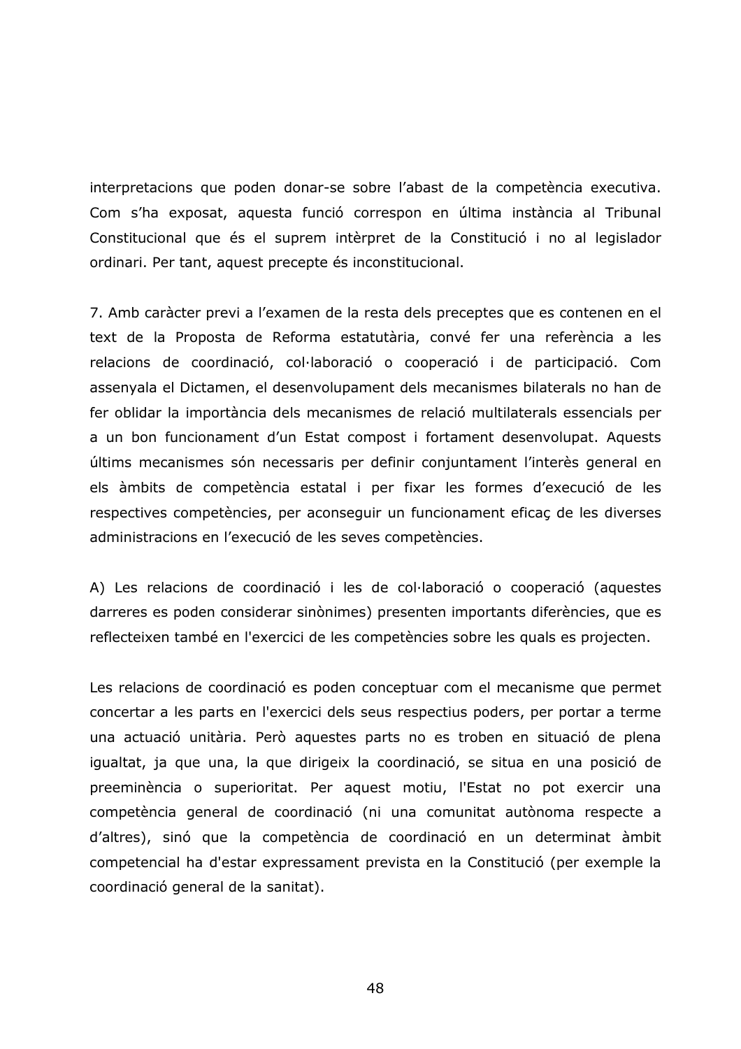interpretacions que poden donar-se sobre l'abast de la competència executiva. Com s'ha exposat, aquesta funció correspon en última instància al Tribunal Constitucional que és el suprem intèrpret de la Constitució i no al legislador ordinari. Per tant, aquest precepte és inconstitucional.

7. Amb caràcter previ a l'examen de la resta dels preceptes que es contenen en el text de la Proposta de Reforma estatutària, convé fer una referència a les relacions de coordinació, col·laboració o cooperació i de participació. Com assenyala el Dictamen, el desenvolupament dels mecanismes bilaterals no han de fer oblidar la importància dels mecanismes de relació multilaterals essencials per a un bon funcionament d'un Estat compost i fortament desenvolupat. Aquests últims mecanismes són necessaris per definir conjuntament l'interès general en els àmbits de competència estatal i per fixar les formes d'execució de les respectives competències, per aconseguir un funcionament eficaç de les diverses administracions en l'execució de les seves competències.

A) Les relacions de coordinació i les de col·laboració o cooperació (aquestes darreres es poden considerar sinònimes) presenten importants diferències, que es reflecteixen també en l'exercici de les competències sobre les quals es projecten.

Les relacions de coordinació es poden conceptuar com el mecanisme que permet concertar a les parts en l'exercici dels seus respectius poders, per portar a terme una actuació unitària. Però aquestes parts no es troben en situació de plena igualtat, ja que una, la que dirigeix la coordinació, se situa en una posició de preeminència o superioritat. Per aquest motiu, l'Estat no pot exercir una competència general de coordinació (ni una comunitat autònoma respecte a d'altres), sinó que la competència de coordinació en un determinat àmbit competencial ha d'estar expressament prevista en la Constitució (per exemple la coordinació general de la sanitat).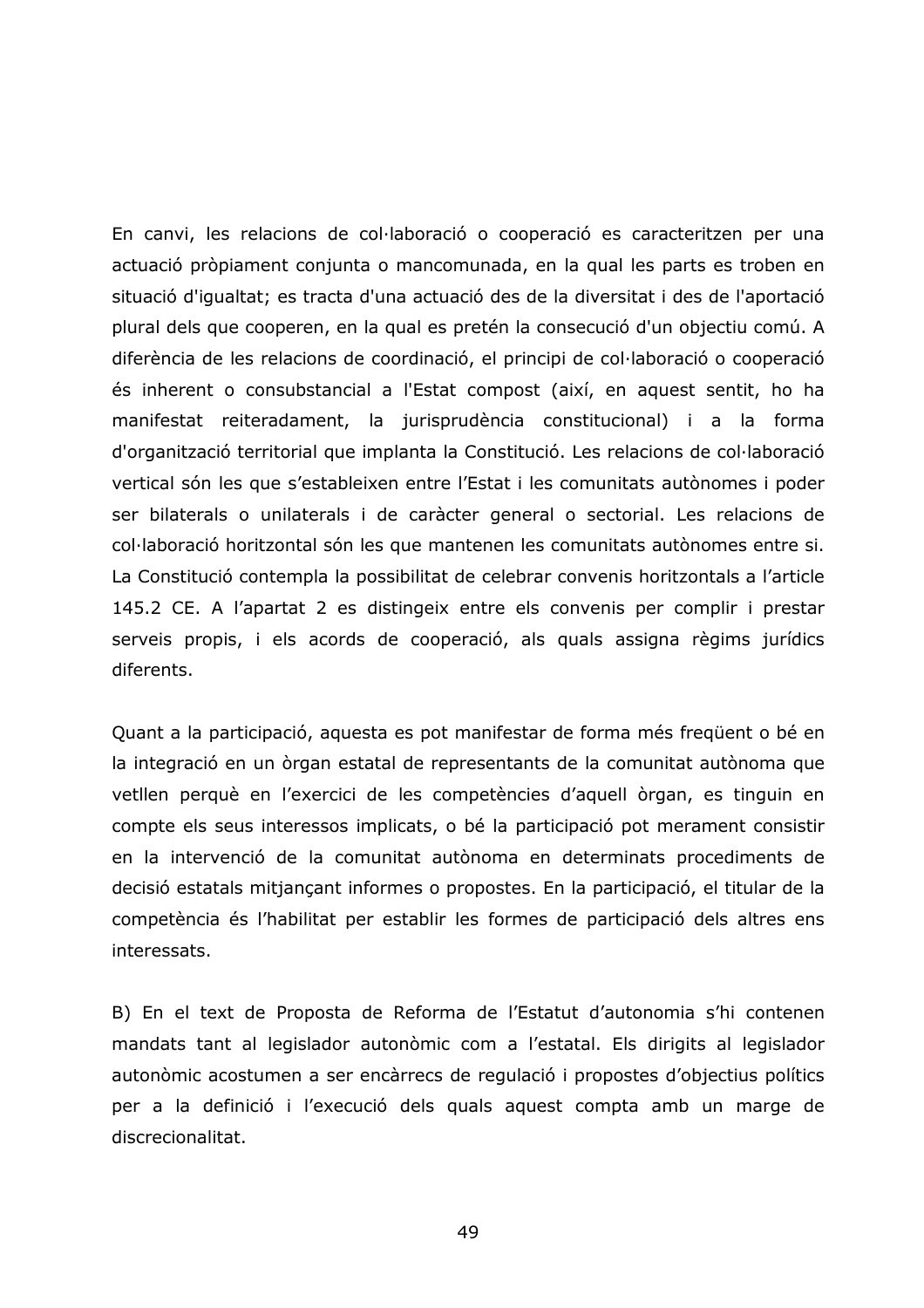En canvi, les relacions de col·laboració o cooperació es caracteritzen per una actuació pròpiament conjunta o mancomunada, en la qual les parts es troben en situació d'igualtat; es tracta d'una actuació des de la diversitat i des de l'aportació plural dels que cooperen, en la qual es pretén la consecució d'un objectiu comú. A diferència de les relacions de coordinació, el principi de col·laboració o cooperació és inherent o consubstancial a l'Estat compost (així, en aquest sentit, ho ha manifestat reiteradament, la jurisprudència constitucional) i a la forma d'organització territorial que implanta la Constitució. Les relacions de col·laboració vertical són les que s'estableixen entre l'Estat i les comunitats autònomes i poder ser bilaterals o unilaterals i de caràcter general o sectorial. Les relacions de col·laboració horitzontal són les que mantenen les comunitats autònomes entre si. La Constitució contempla la possibilitat de celebrar convenis horitzontals a l'article 145.2 CE. A l'apartat 2 es distingeix entre els convenis per complir i prestar serveis propis, i els acords de cooperació, als quals assigna règims jurídics diferents.

Quant a la participació, aquesta es pot manifestar de forma més freqüent o bé en la integració en un òrgan estatal de representants de la comunitat autònoma que vetllen perquè en l'exercici de les competències d'aquell òrgan, es tinguin en compte els seus interessos implicats, o bé la participació pot merament consistir en la intervenció de la comunitat autònoma en determinats procediments de decisió estatals mitjançant informes o propostes. En la participació, el titular de la competència és l'habilitat per establir les formes de participació dels altres ens interessats.

B) En el text de Proposta de Reforma de l'Estatut d'autonomia s'hi contenen mandats tant al legislador autonòmic com a l'estatal. Els dirigits al legislador autonòmic acostumen a ser encàrrecs de regulació i propostes d'objectius polítics per a la definició i l'execució dels quals aquest compta amb un marge de discrecionalitat.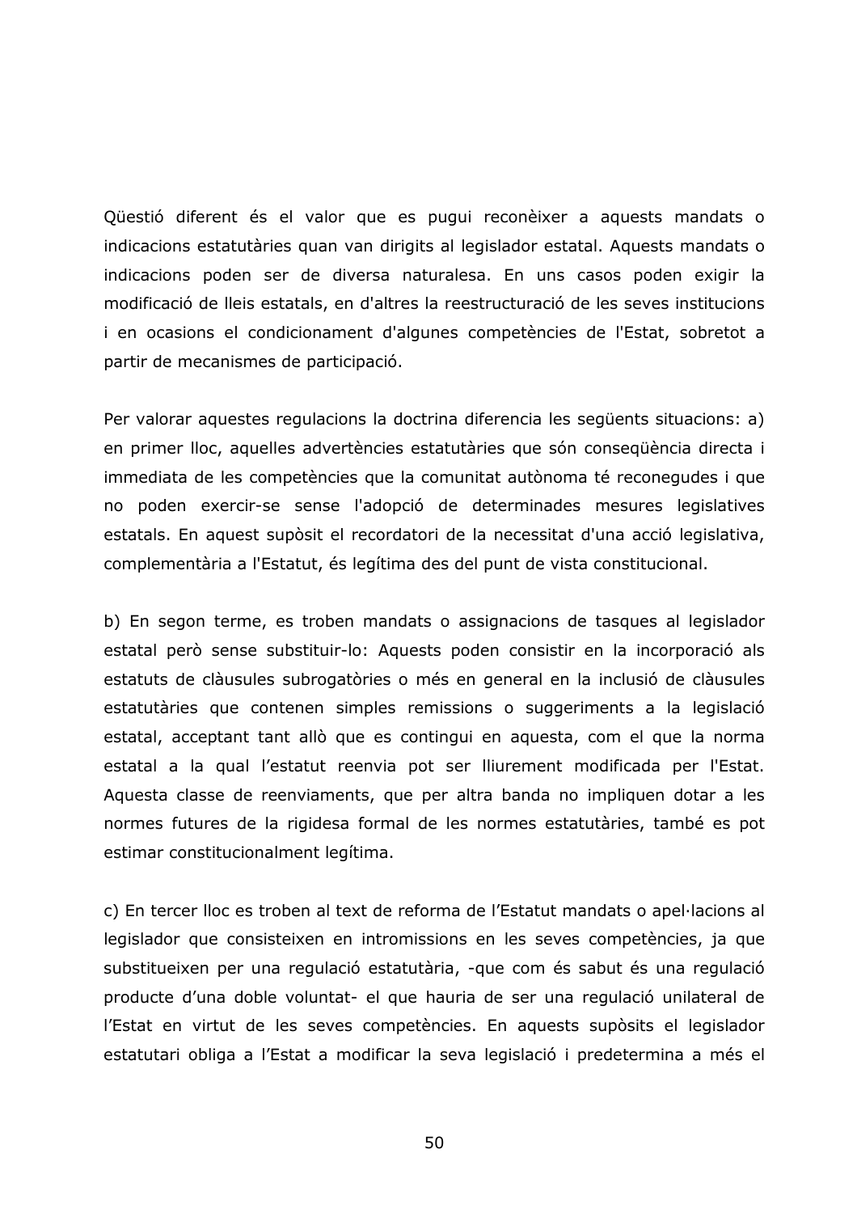Qüestió diferent és el valor que es pugui reconèixer a aquests mandats o indicacions estatutàries quan van dirigits al legislador estatal. Aquests mandats o indicacions poden ser de diversa naturalesa. En uns casos poden exigir la modificació de lleis estatals, en d'altres la reestructuració de les seves institucions i en ocasions el condicionament d'algunes competències de l'Estat, sobretot a partir de mecanismes de participació.

Per valorar aquestes regulacions la doctrina diferencia les següents situacions: a) en primer lloc, aquelles advertències estatutàries que són conseqüència directa i immediata de les competències que la comunitat autònoma té reconegudes i que no poden exercir-se sense l'adopció de determinades mesures legislatives estatals. En aquest supòsit el recordatori de la necessitat d'una acció legislativa, complementària a l'Estatut, és legítima des del punt de vista constitucional.

b) En segon terme, es troben mandats o assignacions de tasques al legislador estatal però sense substituir-lo: Aquests poden consistir en la incorporació als estatuts de clàusules subrogatòries o més en general en la inclusió de clàusules estatutàries que contenen simples remissions o suggeriments a la legislació estatal, acceptant tant allò que es contingui en aquesta, com el que la norma estatal a la qual l'estatut reenvia pot ser lliurement modificada per l'Estat. Aquesta classe de reenviaments, que per altra banda no impliquen dotar a les normes futures de la rigidesa formal de les normes estatutàries, també es pot estimar constitucionalment legítima.

c) En tercer lloc es troben al text de reforma de l'Estatut mandats o apel·lacions al legislador que consisteixen en intromissions en les seves competències, ja que substitueixen per una regulació estatutària, -que com és sabut és una regulació producte d'una doble voluntat- el que hauria de ser una regulació unilateral de l'Estat en virtut de les seves competències. En aquests supòsits el legislador estatutari obliga a l'Estat a modificar la seva legislació i predetermina a més el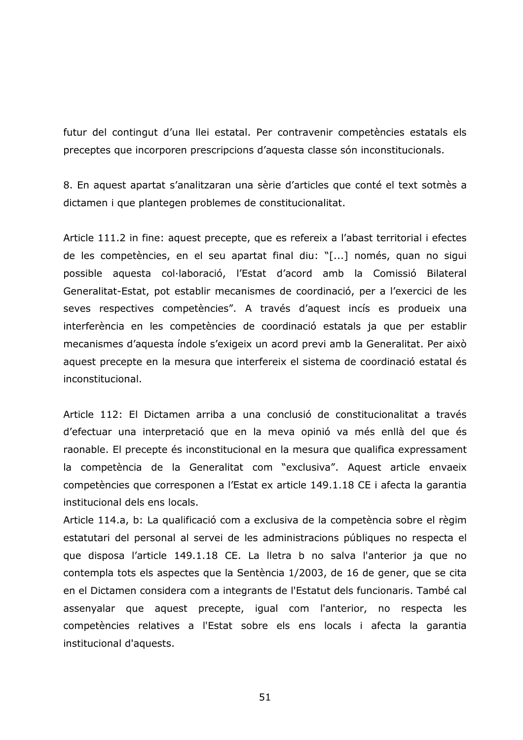futur del contingut d'una llei estatal. Per contravenir competències estatals els preceptes que incorporen prescripcions d'aquesta classe són inconstitucionals.

8. En aquest apartat s'analitzaran una sèrie d'articles que conté el text sotmès a dictamen i que plantegen problemes de constitucionalitat.

Article 111.2 in fine: aquest precepte, que es refereix a l'abast territorial i efectes de les competències, en el seu apartat final diu: "[...] només, quan no sigui possible aquesta col·laboració, l'Estat d'acord amb la Comissió Bilateral Generalitat-Estat, pot establir mecanismes de coordinació, per a l'exercici de les seves respectives competències". A través d'aquest incís es produeix una interferència en les competències de coordinació estatals ja que per establir mecanismes d'aquesta índole s'exigeix un acord previ amb la Generalitat. Per això aquest precepte en la mesura que interfereix el sistema de coordinació estatal és inconstitucional.

Article 112: El Dictamen arriba a una conclusió de constitucionalitat a través d'efectuar una interpretació que en la meva opinió va més enllà del que és raonable. El precepte és inconstitucional en la mesura que qualifica expressament la competència de la Generalitat com "exclusiva". Aquest article envaeix competències que corresponen a l'Estat ex article 149.1.18 CE i afecta la garantia institucional dels ens locals.

Article 114.a, b: La qualificació com a exclusiva de la competència sobre el règim estatutari del personal al servei de les administracions públiques no respecta el que disposa l'article 149.1.18 CE. La lletra b no salva l'anterior ja que no contempla tots els aspectes que la Sentència 1/2003, de 16 de gener, que se cita en el Dictamen considera com a integrants de l'Estatut dels funcionaris. També cal assenyalar que aquest precepte, igual com l'anterior, no respecta les competències relatives a l'Estat sobre els ens locals i afecta la garantia institucional d'aquests.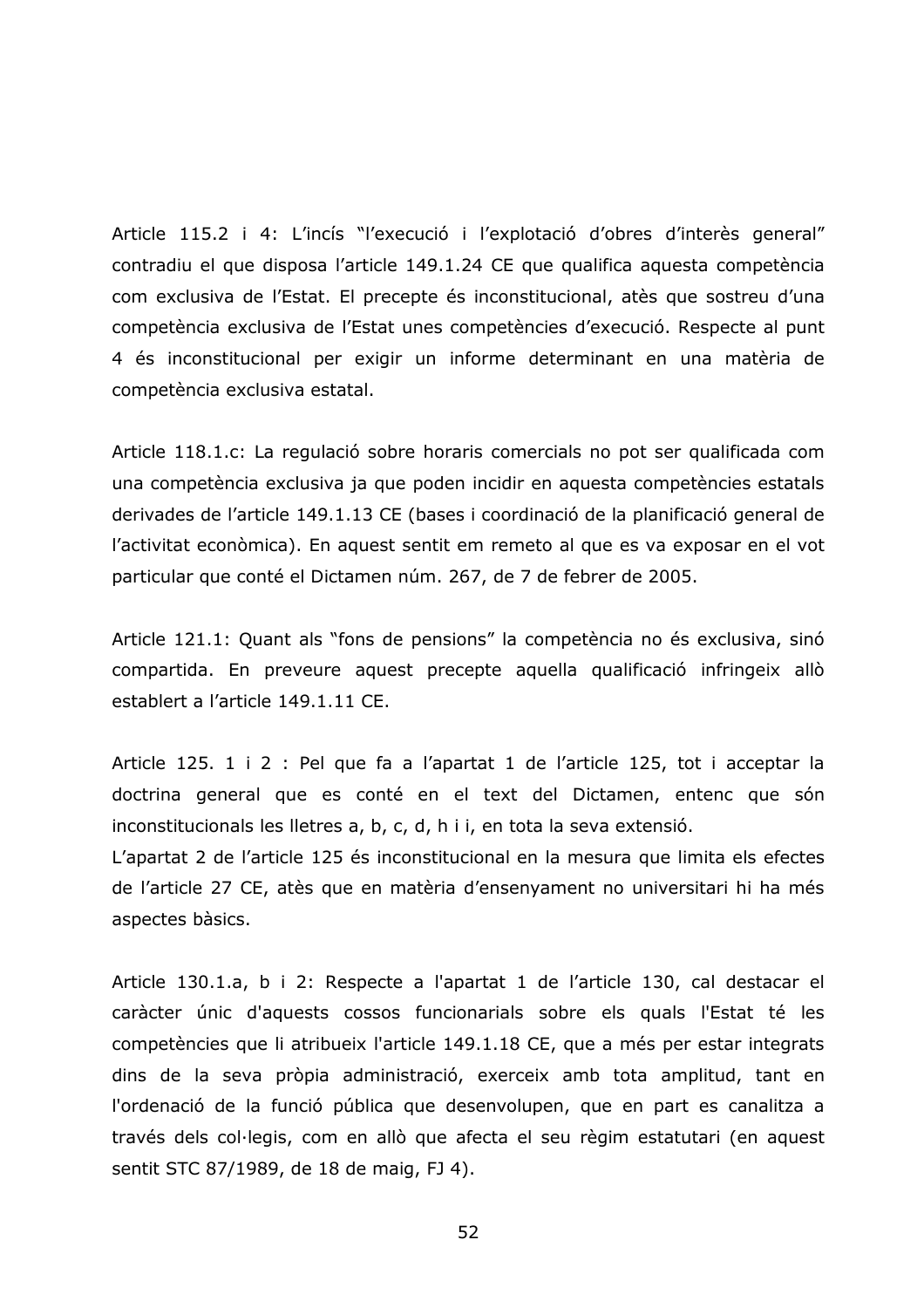Article 115.2 i 4: L'incís "l'execució i l'explotació d'obres d'interès general" contradiu el que disposa l'article 149.1.24 CE que qualifica aquesta competència com exclusiva de l'Estat. El precepte és inconstitucional, atès que sostreu d'una competència exclusiva de l'Estat unes competències d'execució. Respecte al punt 4 és inconstitucional per exigir un informe determinant en una matèria de competència exclusiva estatal.

Article 118.1.c: La regulació sobre horaris comercials no pot ser qualificada com una competència exclusiva ja que poden incidir en aquesta competències estatals derivades de l'article 149.1.13 CE (bases i coordinació de la planificació general de l'activitat econòmica). En aquest sentit em remeto al que es va exposar en el vot particular que conté el Dictamen núm. 267, de 7 de febrer de 2005.

Article 121.1: Quant als "fons de pensions" la competència no és exclusiva, sinó compartida. En preveure aquest precepte aquella qualificació infringeix allò establert a l'article 149.1.11 CE.

Article 125. 1 i 2 : Pel que fa a l'apartat 1 de l'article 125, tot i acceptar la doctrina general que es conté en el text del Dictamen, entenc que són inconstitucionals les lletres a, b, c, d, h i i, en tota la seva extensió.
L'apartat 2 de l'article 125 és inconstitucional en la mesura que limita els efectes de l'article 27 CE, atès que en matèria d'ensenyament no universitari hi ha més aspectes bàsics.

Article 130.1.a, b i 2: Respecte a l'apartat 1 de l'article 130, cal destacar el caràcter únic d'aquests cossos funcionarials sobre els quals l'Estat té les competències que li atribueix l'article 149.1.18 CE, que a més per estar integrats dins de la seva pròpia administració, exerceix amb tota amplitud, tant en l'ordenació de la funció pública que desenvolupen, que en part es canalitza a través dels col·legis, com en allò que afecta el seu règim estatutari (en aquest sentit STC 87/1989, de 18 de maig, FJ 4).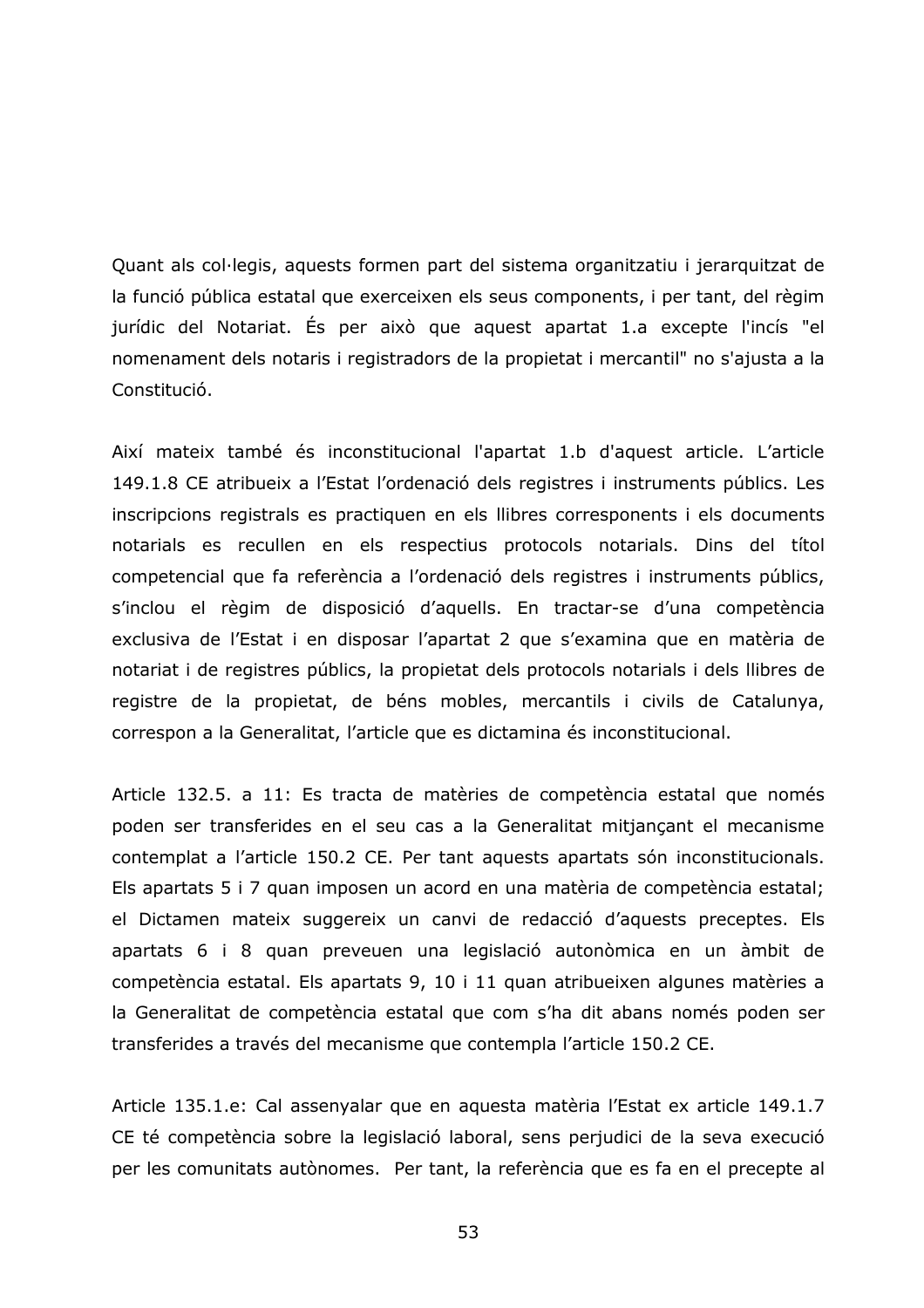Quant als col·legis, aquests formen part del sistema organitzatiu i jerarquitzat de la funció pública estatal que exerceixen els seus components, i per tant, del règim jurídic del Notariat. És per això que aquest apartat 1.a excepte l'incís "el nomenament dels notaris i registradors de la propietat i mercantil" no s'ajusta a la Constitució.

Així mateix també és inconstitucional l'apartat 1.b d'aquest article. L'article 149.1.8 CE atribueix a l'Estat l'ordenació dels registres i instruments públics. Les inscripcions registrals es practiquen en els llibres corresponents i els documents notarials es recullen en els respectius protocols notarials. Dins del títol competencial que fa referència a l'ordenació dels registres i instruments públics, s'inclou el règim de disposició d'aquells. En tractar-se d'una competència exclusiva de l'Estat i en disposar l'apartat 2 que s'examina que en matèria de notariat i de registres públics, la propietat dels protocols notarials i dels llibres de registre de la propietat, de béns mobles, mercantils i civils de Catalunya, correspon a la Generalitat, l'article que es dictamina és inconstitucional.

Article 132.5. a 11: Es tracta de matèries de competència estatal que només poden ser transferides en el seu cas a la Generalitat mitjançant el mecanisme contemplat a l'article 150.2 CE. Per tant aquests apartats són inconstitucionals. Els apartats 5 i 7 quan imposen un acord en una matèria de competència estatal; el Dictamen mateix suggereix un canvi de redacció d'aquests preceptes. Els apartats 6 i 8 quan preveuen una legislació autonòmica en un àmbit de competència estatal. Els apartats 9, 10 i 11 quan atribueixen algunes matèries a la Generalitat de competència estatal que com s'ha dit abans només poden ser transferides a través del mecanisme que contempla l'article 150.2 CE.

Article 135.1.e: Cal assenyalar que en aquesta matèria l'Estat ex article 149.1.7 CE té competència sobre la legislació laboral, sens perjudici de la seva execució per les comunitats autònomes. Per tant, la referència que es fa en el precepte al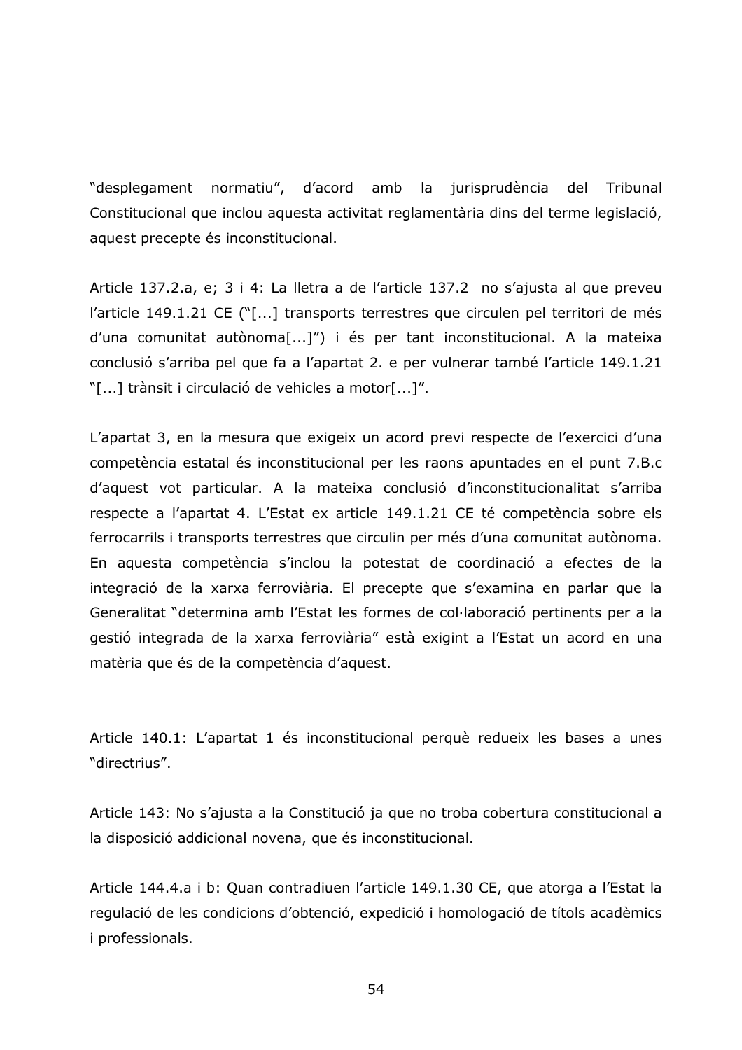"desplegament normatiu", d'acord amb la jurisprudència del Tribunal Constitucional que inclou aquesta activitat reglamentària dins del terme legislació, aquest precepte és inconstitucional.

Article 137.2.a, e; 3 i 4: La lletra a de l'article 137.2 no s'ajusta al que preveu l'article 149.1.21 CE ("[...] transports terrestres que circulen pel territori de més d'una comunitat autònoma[...]") i és per tant inconstitucional. A la mateixa conclusió s'arriba pel que fa a l'apartat 2. e per vulnerar també l'article 149.1.21 "[...] trànsit i circulació de vehicles a motor[...]".

L'apartat 3, en la mesura que exigeix un acord previ respecte de l'exercici d'una competència estatal és inconstitucional per les raons apuntades en el punt 7.B.c d'aquest vot particular. A la mateixa conclusió d'inconstitucionalitat s'arriba respecte a l'apartat 4. L'Estat ex article 149.1.21 CE té competència sobre els ferrocarrils i transports terrestres que circulin per més d'una comunitat autònoma. En aquesta competència s'inclou la potestat de coordinació a efectes de la integració de la xarxa ferroviària. El precepte que s'examina en parlar que la Generalitat "determina amb l'Estat les formes de col·laboració pertinents per a la gestió integrada de la xarxa ferroviària" està exigint a l'Estat un acord en una matèria que és de la competència d'aquest.

Article 140.1: L'apartat 1 és inconstitucional perquè redueix les bases a unes "directrius".

Article 143: No s'ajusta a la Constitució ja que no troba cobertura constitucional a la disposició addicional novena, que és inconstitucional.

Article 144.4.a i b: Quan contradiuen l'article 149.1.30 CE, que atorga a l'Estat la regulació de les condicions d'obtenció, expedició i homologació de títols acadèmics i professionals.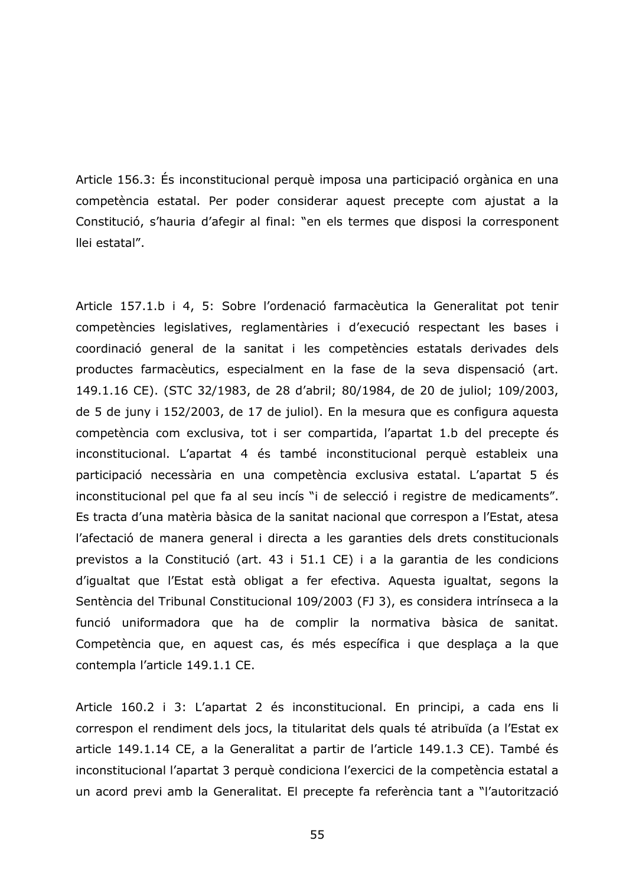Article 156.3: És inconstitucional perquè imposa una participació orgànica en una competència estatal. Per poder considerar aquest precepte com ajustat a la Constitució, s'hauria d'afegir al final: "en els termes que disposi la corresponent llei estatal".

Article 157.1.b i 4, 5: Sobre l'ordenació farmacèutica la Generalitat pot tenir competències legislatives, reglamentàries i d'execució respectant les bases i coordinació general de la sanitat i les competències estatals derivades dels productes farmacèutics, especialment en la fase de la seva dispensació (art. 149.1.16 CE). (STC 32/1983, de 28 d'abril; 80/1984, de 20 de juliol; 109/2003, de 5 de juny i 152/2003, de 17 de juliol). En la mesura que es configura aquesta competència com exclusiva, tot i ser compartida, l'apartat 1.b del precepte és inconstitucional. L'apartat 4 és també inconstitucional perquè estableix una participació necessària en una competència exclusiva estatal. L'apartat 5 és inconstitucional pel que fa al seu incís "i de selecció i registre de medicaments". Es tracta d'una matèria bàsica de la sanitat nacional que correspon a l'Estat, atesa l'afectació de manera general i directa a les garanties dels drets constitucionals previstos a la Constitució (art. 43 i 51.1 CE) i a la garantia de les condicions d'igualtat que l'Estat està obligat a fer efectiva. Aquesta igualtat, segons la Sentència del Tribunal Constitucional 109/2003 (FJ 3), es considera intrínseca a la funció uniformadora que ha de complir la normativa bàsica de sanitat. Competència que, en aquest cas, és més específica i que desplaça a la que contempla l'article 149.1.1 CE.

Article 160.2 i 3: L'apartat 2 és inconstitucional. En principi, a cada ens li correspon el rendiment dels jocs, la titularitat dels quals té atribuïda (a l'Estat ex article 149.1.14 CE, a la Generalitat a partir de l'article 149.1.3 CE). També és inconstitucional l'apartat 3 perquè condiciona l'exercici de la competència estatal a un acord previ amb la Generalitat. El precepte fa referència tant a "l'autorització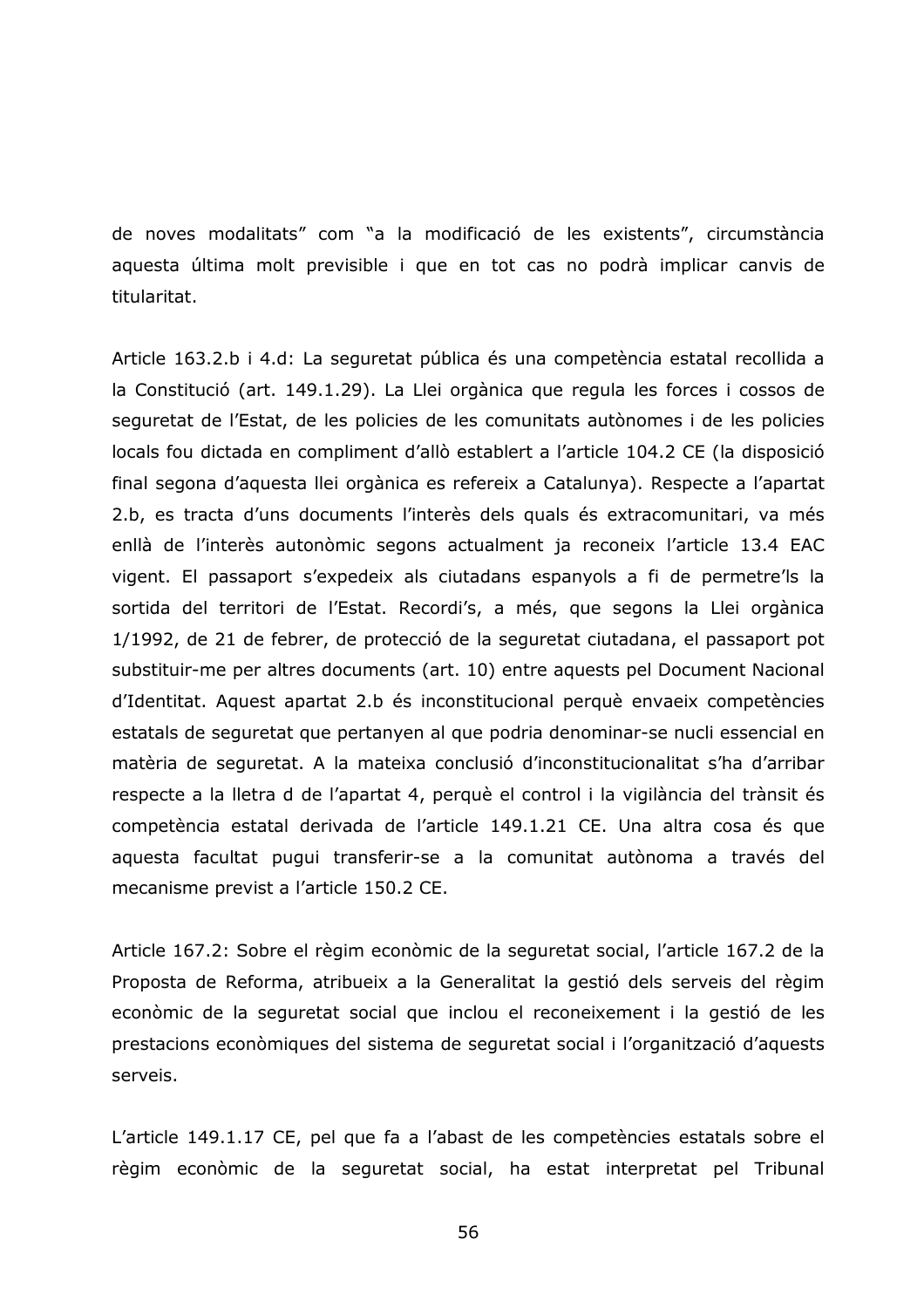de noves modalitats" com "a la modificació de les existents", circumstància aquesta última molt previsible i que en tot cas no podrà implicar canvis de titularitat.

Article 163.2.b i 4.d: La seguretat pública és una competència estatal recollida a la Constitució (art. 149.1.29). La Llei orgànica que regula les forces i cossos de seguretat de l'Estat, de les policies de les comunitats autònomes i de les policies locals fou dictada en compliment d'allò establert a l'article 104.2 CE (la disposició final segona d'aquesta llei orgànica es refereix a Catalunya). Respecte a l'apartat 2.b, es tracta d'uns documents l'interès dels quals és extracomunitari, va més enllà de l'interès autonòmic segons actualment ja reconeix l'article 13.4 EAC vigent. El passaport s'expedeix als ciutadans espanyols a fi de permetre'ls la sortida del territori de l'Estat. Recordi's, a més, que segons la Llei orgànica 1/1992, de 21 de febrer, de protecció de la seguretat ciutadana, el passaport pot substituir-me per altres documents (art. 10) entre aquests pel Document Nacional d'Identitat. Aquest apartat 2.b és inconstitucional perquè envaeix competències estatals de seguretat que pertanyen al que podria denominar-se nucli essencial en matèria de seguretat. A la mateixa conclusió d'inconstitucionalitat s'ha d'arribar respecte a la lletra d de l'apartat 4, perquè el control i la vigilància del trànsit és competència estatal derivada de l'article 149.1.21 CE. Una altra cosa és que aquesta facultat pugui transferir-se a la comunitat autònoma a través del mecanisme previst a l'article 150.2 CE.

Article 167.2: Sobre el règim econòmic de la seguretat social, l'article 167.2 de la Proposta de Reforma, atribueix a la Generalitat la gestió dels serveis del règim econòmic de la seguretat social que inclou el reconeixement i la gestió de les prestacions econòmiques del sistema de seguretat social i l'organització d'aquests serveis.

L'article 149.1.17 CE, pel que fa a l'abast de les competències estatals sobre el règim econòmic de la seguretat social, ha estat interpretat pel Tribunal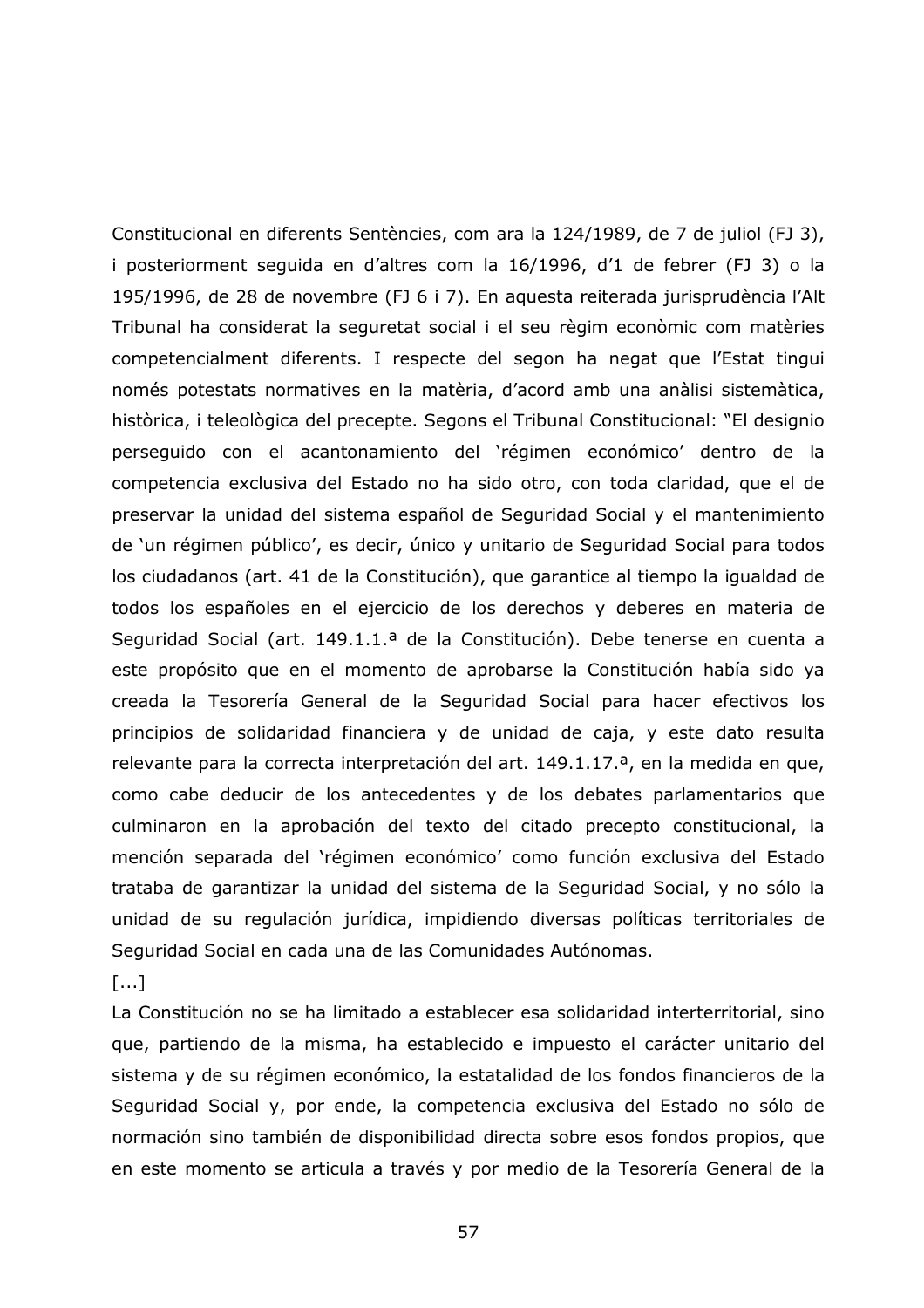Constitucional en diferents Sentències, com ara la 124/1989, de 7 de juliol (FJ 3), i posteriorment seguida en d'altres com la 16/1996, d'1 de febrer (FJ 3) o la 195/1996, de 28 de novembre (FJ 6 i 7). En aquesta reiterada jurisprudència l'Alt Tribunal ha considerat la seguretat social i el seu règim econòmic com matèries competencialment diferents. I respecte del segon ha negat que l'Estat tingui només potestats normatives en la matèria, d'acord amb una anàlisi sistemàtica, històrica, i teleològica del precepte. Segons el Tribunal Constitucional: "El designio perseguido con el acantonamiento del 'régimen económico' dentro de la competencia exclusiva del Estado no ha sido otro, con toda claridad, que el de preservar la unidad del sistema español de Seguridad Social y el mantenimiento de 'un régimen público', es decir, único y unitario de Seguridad Social para todos los ciudadanos (art. 41 de la Constitución), que garantice al tiempo la igualdad de todos los españoles en el ejercicio de los derechos y deberes en materia de Seguridad Social (art. 149.1.1.ª de la Constitución). Debe tenerse en cuenta a este propósito que en el momento de aprobarse la Constitución había sido ya creada la Tesorería General de la Seguridad Social para hacer efectivos los principios de solidaridad financiera y de unidad de caja, y este dato resulta relevante para la correcta interpretación del art. 149.1.17.ª, en la medida en que, como cabe deducir de los antecedentes y de los debates parlamentarios que culminaron en la aprobación del texto del citado precepto constitucional, la mención separada del 'régimen económico' como función exclusiva del Estado trataba de garantizar la unidad del sistema de la Seguridad Social, y no sólo la unidad de su regulación jurídica, impidiendo diversas políticas territoriales de Seguridad Social en cada una de las Comunidades Autónomas.

[...]

La Constitución no se ha limitado a establecer esa solidaridad interterritorial, sino que, partiendo de la misma, ha establecido e impuesto el carácter unitario del sistema y de su régimen económico, la estatalidad de los fondos financieros de la Seguridad Social y, por ende, la competencia exclusiva del Estado no sólo de normación sino también de disponibilidad directa sobre esos fondos propios, que en este momento se articula a través y por medio de la Tesorería General de la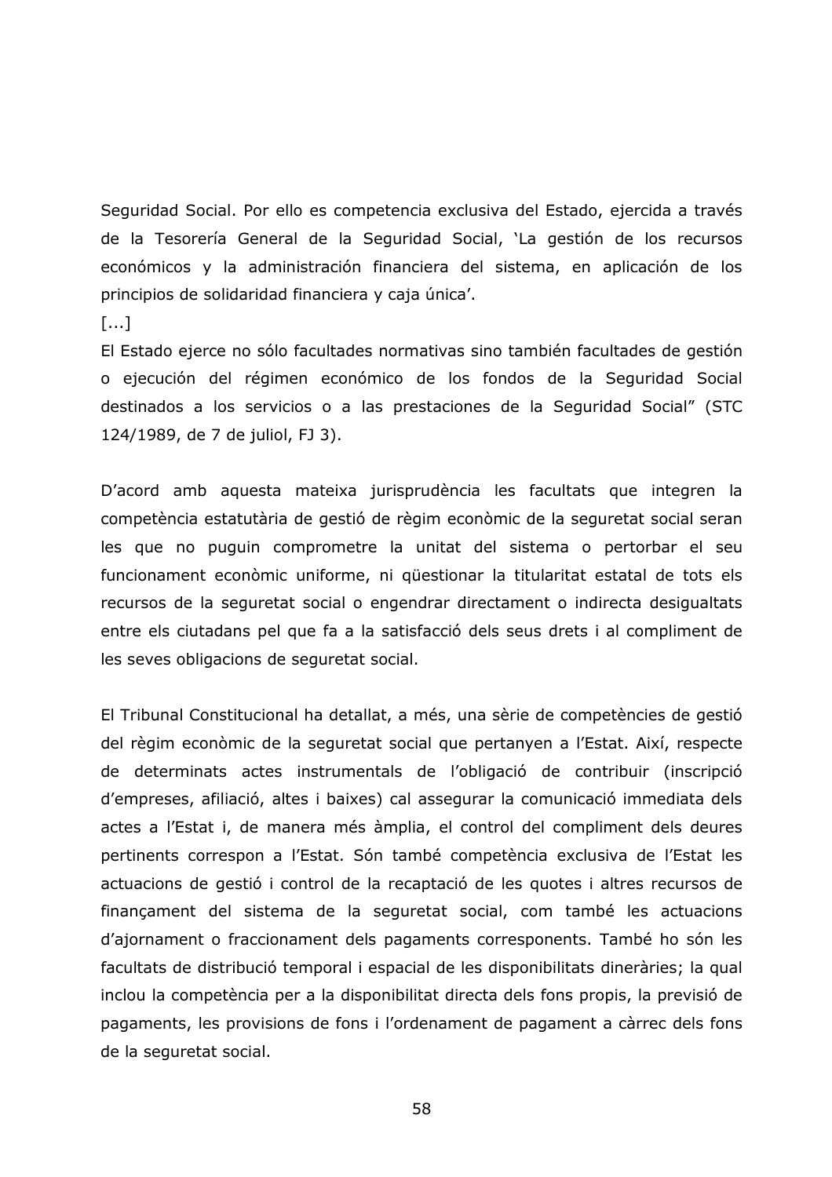Seguridad Social. Por ello es competencia exclusiva del Estado, ejercida a través de la Tesorería General de la Seguridad Social, 'La gestión de los recursos económicos y la administración financiera del sistema, en aplicación de los principios de solidaridad financiera y caja única'.

[...]

El Estado ejerce no sólo facultades normativas sino también facultades de gestión o ejecución del régimen económico de los fondos de la Seguridad Social destinados a los servicios o a las prestaciones de la Seguridad Social" (STC 124/1989, de 7 de juliol, FJ 3).

D'acord amb aquesta mateixa jurisprudència les facultats que integren la competència estatutària de gestió de règim econòmic de la seguretat social seran les que no puguin comprometre la unitat del sistema o pertorbar el seu funcionament econòmic uniforme, ni qüestionar la titularitat estatal de tots els recursos de la seguretat social o engendrar directament o indirecta desigualtats entre els ciutadans pel que fa a la satisfacció dels seus drets i al compliment de les seves obligacions de seguretat social.

El Tribunal Constitucional ha detallat, a més, una sèrie de competències de gestió del règim econòmic de la seguretat social que pertanyen a l'Estat. Així, respecte de determinats actes instrumentals de l'obligació de contribuir (inscripció d'empreses, afiliació, altes i baixes) cal assegurar la comunicació immediata dels actes a l'Estat i, de manera més àmplia, el control del compliment dels deures pertinents correspon a l'Estat. Són també competència exclusiva de l'Estat les actuacions de gestió i control de la recaptació de les quotes i altres recursos de finançament del sistema de la seguretat social, com també les actuacions d'ajornament o fraccionament dels pagaments corresponents. També ho són les facultats de distribució temporal i espacial de les disponibilitats dineràries; la qual inclou la competència per a la disponibilitat directa dels fons propis, la previsió de pagaments, les provisions de fons i l'ordenament de pagament a càrrec dels fons de la seguretat social.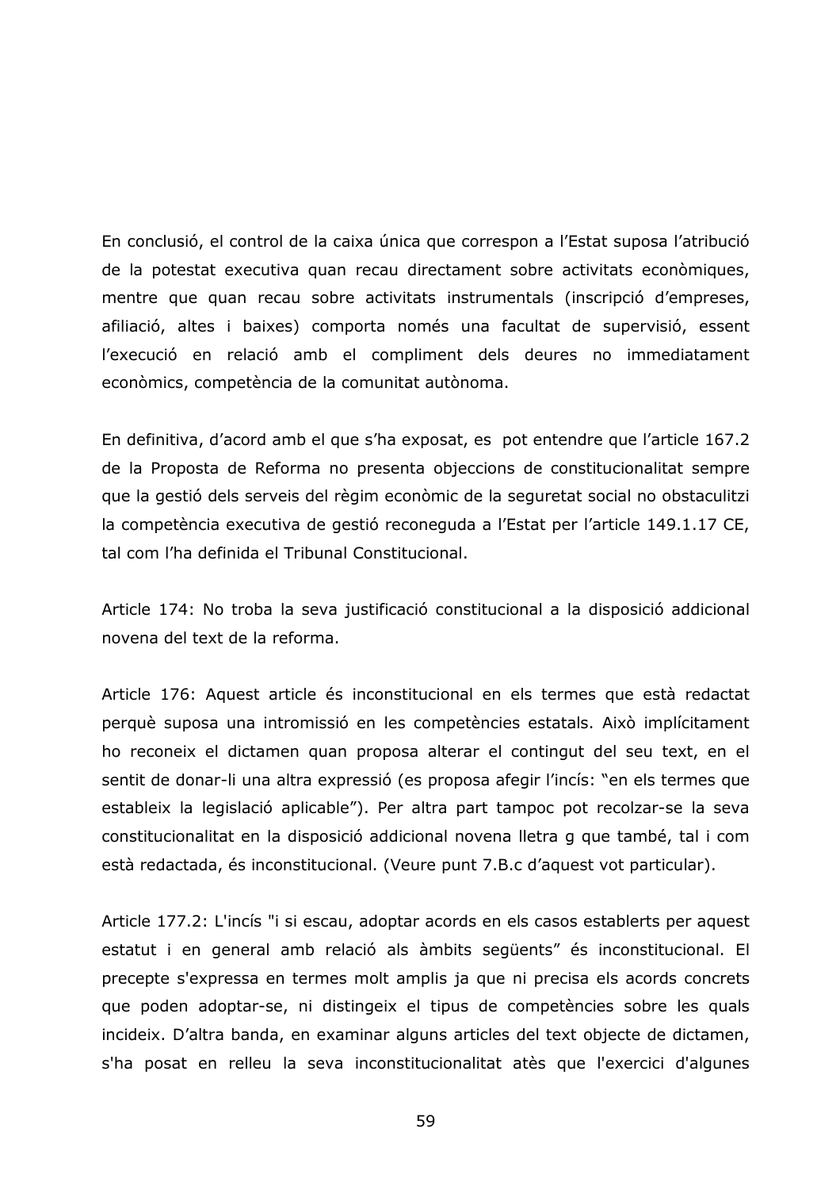En conclusió, el control de la caixa única que correspon a l'Estat suposa l'atribució de la potestat executiva quan recau directament sobre activitats econòmiques, mentre que quan recau sobre activitats instrumentals (inscripció d'empreses, afiliació, altes i baixes) comporta només una facultat de supervisió, essent l'execució en relació amb el compliment dels deures no immediatament econòmics, competència de la comunitat autònoma.

En definitiva, d'acord amb el que s'ha exposat, es pot entendre que l'article 167.2 de la Proposta de Reforma no presenta objeccions de constitucionalitat sempre que la gestió dels serveis del règim econòmic de la seguretat social no obstaculitzi la competència executiva de gestió reconeguda a l'Estat per l'article 149.1.17 CE, tal com l'ha definida el Tribunal Constitucional.

Article 174: No troba la seva justificació constitucional a la disposició addicional novena del text de la reforma.

Article 176: Aquest article és inconstitucional en els termes que està redactat perquè suposa una intromissió en les competències estatals. Això implícitament ho reconeix el dictamen quan proposa alterar el contingut del seu text, en el sentit de donar-li una altra expressió (es proposa afegir l'incís: "en els termes que estableix la legislació aplicable"). Per altra part tampoc pot recolzar-se la seva constitucionalitat en la disposició addicional novena lletra g que també, tal i com està redactada, és inconstitucional. (Veure punt 7.B.c d'aquest vot particular).

Article 177.2: L'incís "i si escau, adoptar acords en els casos establerts per aquest estatut i en general amb relació als àmbits següents" és inconstitucional. El precepte s'expressa en termes molt amplis ja que ni precisa els acords concrets que poden adoptar-se, ni distingeix el tipus de competències sobre les quals incideix. D'altra banda, en examinar alguns articles del text objecte de dictamen, s'ha posat en relleu la seva inconstitucionalitat atès que l'exercici d'algunes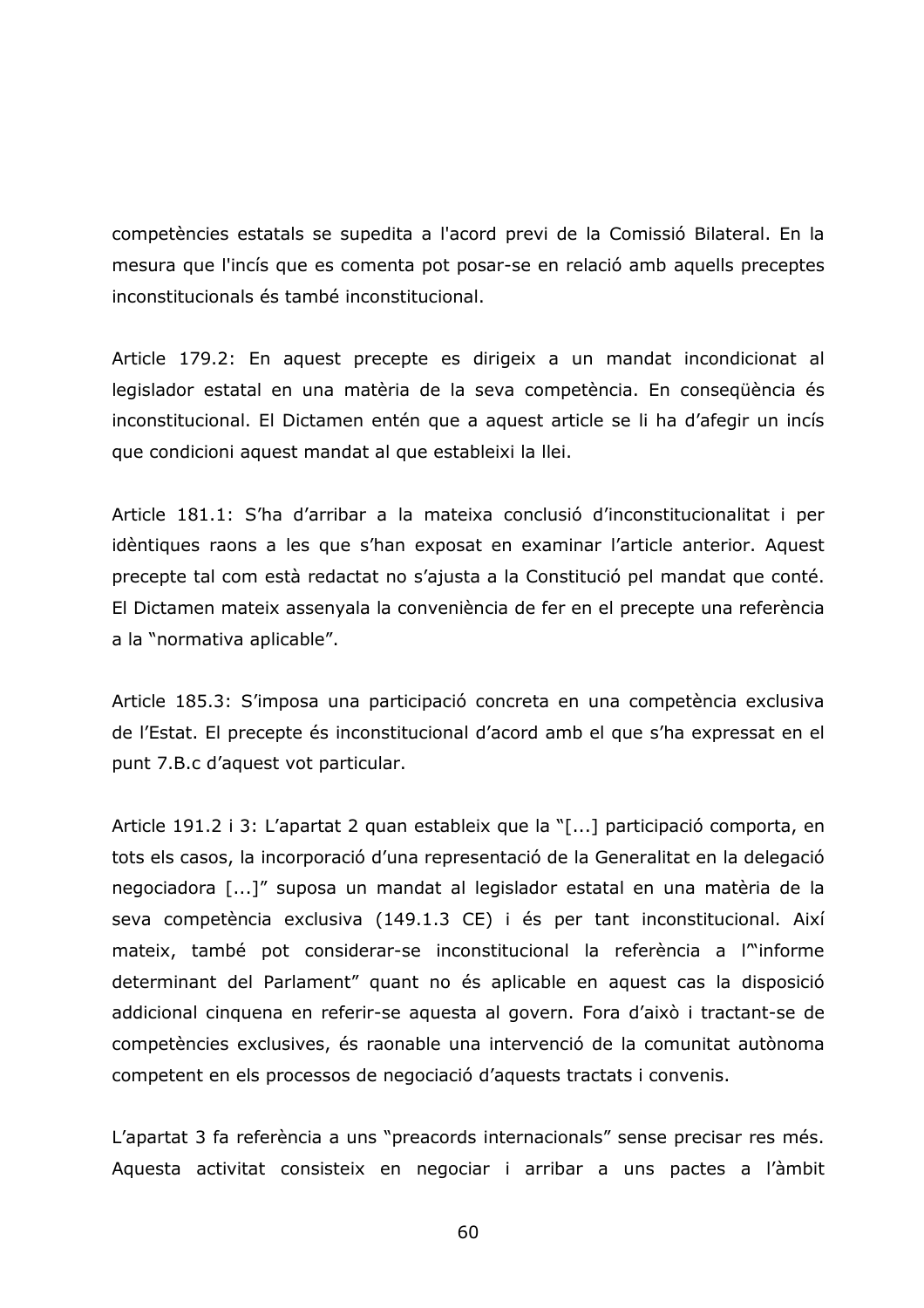competències estatals se supedita a l'acord previ de la Comissió Bilateral. En la mesura que l'incís que es comenta pot posar-se en relació amb aquells preceptes inconstitucionals és també inconstitucional.

Article 179.2: En aquest precepte es dirigeix a un mandat incondicionat al legislador estatal en una matèria de la seva competència. En conseqüència és inconstitucional. El Dictamen entén que a aquest article se li ha d'afegir un incís que condicioni aquest mandat al que estableixi la llei.

Article 181.1: S'ha d'arribar a la mateixa conclusió d'inconstitucionalitat i per idèntiques raons a les que s'han exposat en examinar l'article anterior. Aquest precepte tal com està redactat no s'ajusta a la Constitució pel mandat que conté. El Dictamen mateix assenyala la conveniència de fer en el precepte una referència a la "normativa aplicable".

Article 185.3: S'imposa una participació concreta en una competència exclusiva de l'Estat. El precepte és inconstitucional d'acord amb el que s'ha expressat en el punt 7.B.c d'aquest vot particular.

Article 191.2 i 3: L'apartat 2 quan estableix que la "[...] participació comporta, en tots els casos, la incorporació d'una representació de la Generalitat en la delegació negociadora [...]" suposa un mandat al legislador estatal en una matèria de la seva competència exclusiva (149.1.3 CE) i és per tant inconstitucional. Així mateix, també pot considerar-se inconstitucional la referència a l'"informe determinant del Parlament" quant no és aplicable en aquest cas la disposició addicional cinquena en referir-se aquesta al govern. Fora d'això i tractant-se de competències exclusives, és raonable una intervenció de la comunitat autònoma competent en els processos de negociació d'aquests tractats i convenis.

L'apartat 3 fa referència a uns "preacords internacionals" sense precisar res més. Aquesta activitat consisteix en negociar i arribar a uns pactes a l'àmbit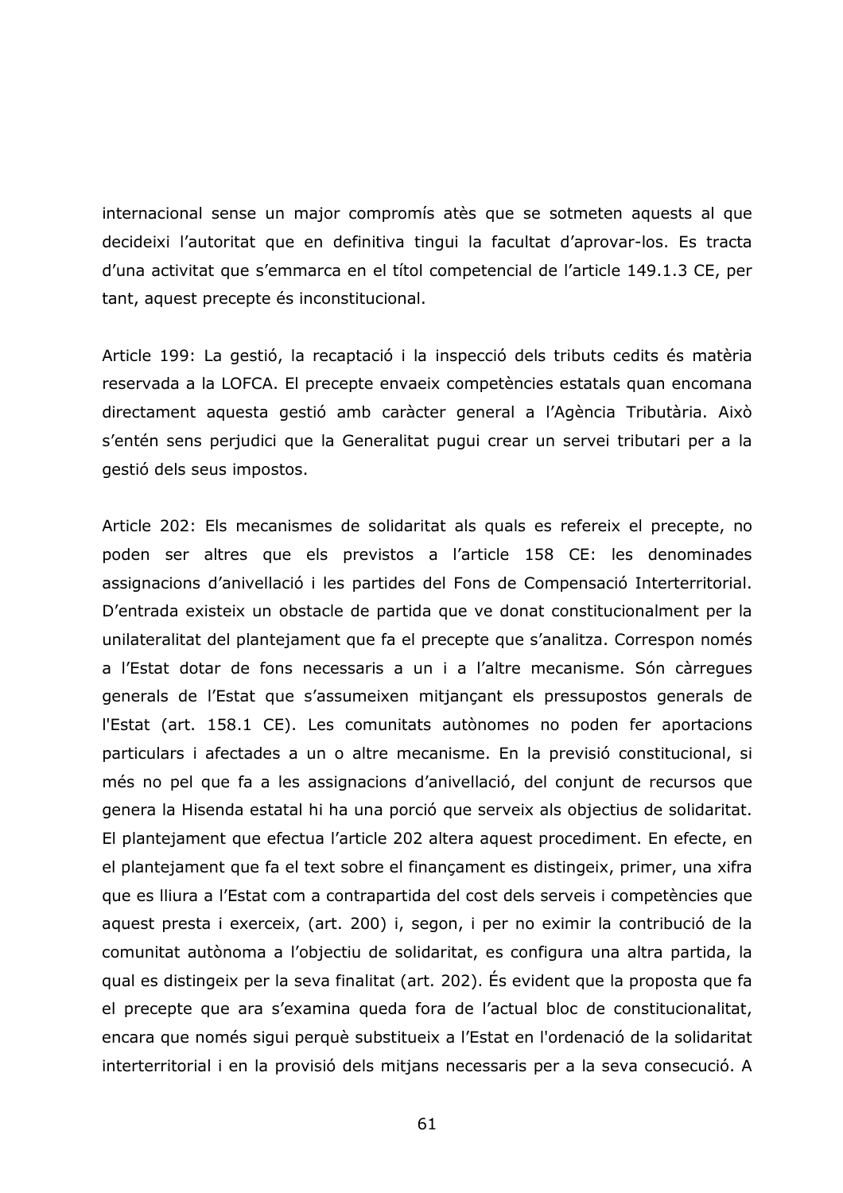internacional sense un major compromís atès que se sotmeten aquests al que decideixi l'autoritat que en definitiva tingui la facultat d'aprovar-los. Es tracta d'una activitat que s'emmarca en el títol competencial de l'article 149.1.3 CE, per tant, aquest precepte és inconstitucional.

Article 199: La gestió, la recaptació i la inspecció dels tributs cedits és matèria reservada a la LOFCA. El precepte envaeix competències estatals quan encomana directament aquesta gestió amb caràcter general a l'Agència Tributària. Això s'entén sens perjudici que la Generalitat pugui crear un servei tributari per a la gestió dels seus impostos.

Article 202: Els mecanismes de solidaritat als quals es refereix el precepte, no poden ser altres que els previstos a l'article 158 CE: les denominades assignacions d'anivellació i les partides del Fons de Compensació Interterritorial. D'entrada existeix un obstacle de partida que ve donat constitucionalment per la unilateralitat del plantejament que fa el precepte que s'analitza. Correspon només a l'Estat dotar de fons necessaris a un i a l'altre mecanisme. Són càrregues generals de l'Estat que s'assumeixen mitjançant els pressupostos generals de l'Estat (art. 158.1 CE). Les comunitats autònomes no poden fer aportacions particulars i afectades a un o altre mecanisme. En la previsió constitucional, si més no pel que fa a les assignacions d'anivellació, del conjunt de recursos que genera la Hisenda estatal hi ha una porció que serveix als objectius de solidaritat. El plantejament que efectua l'article 202 altera aquest procediment. En efecte, en el plantejament que fa el text sobre el finançament es distingeix, primer, una xifra que es lliura a l'Estat com a contrapartida del cost dels serveis i competències que aquest presta i exerceix, (art. 200) i, segon, i per no eximir la contribució de la comunitat autònoma a l'objectiu de solidaritat, es configura una altra partida, la qual es distingeix per la seva finalitat (art. 202). És evident que la proposta que fa el precepte que ara s'examina queda fora de l'actual bloc de constitucionalitat, encara que només sigui perquè substitueix a l'Estat en l'ordenació de la solidaritat interterritorial i en la provisió dels mitjans necessaris per a la seva consecució. A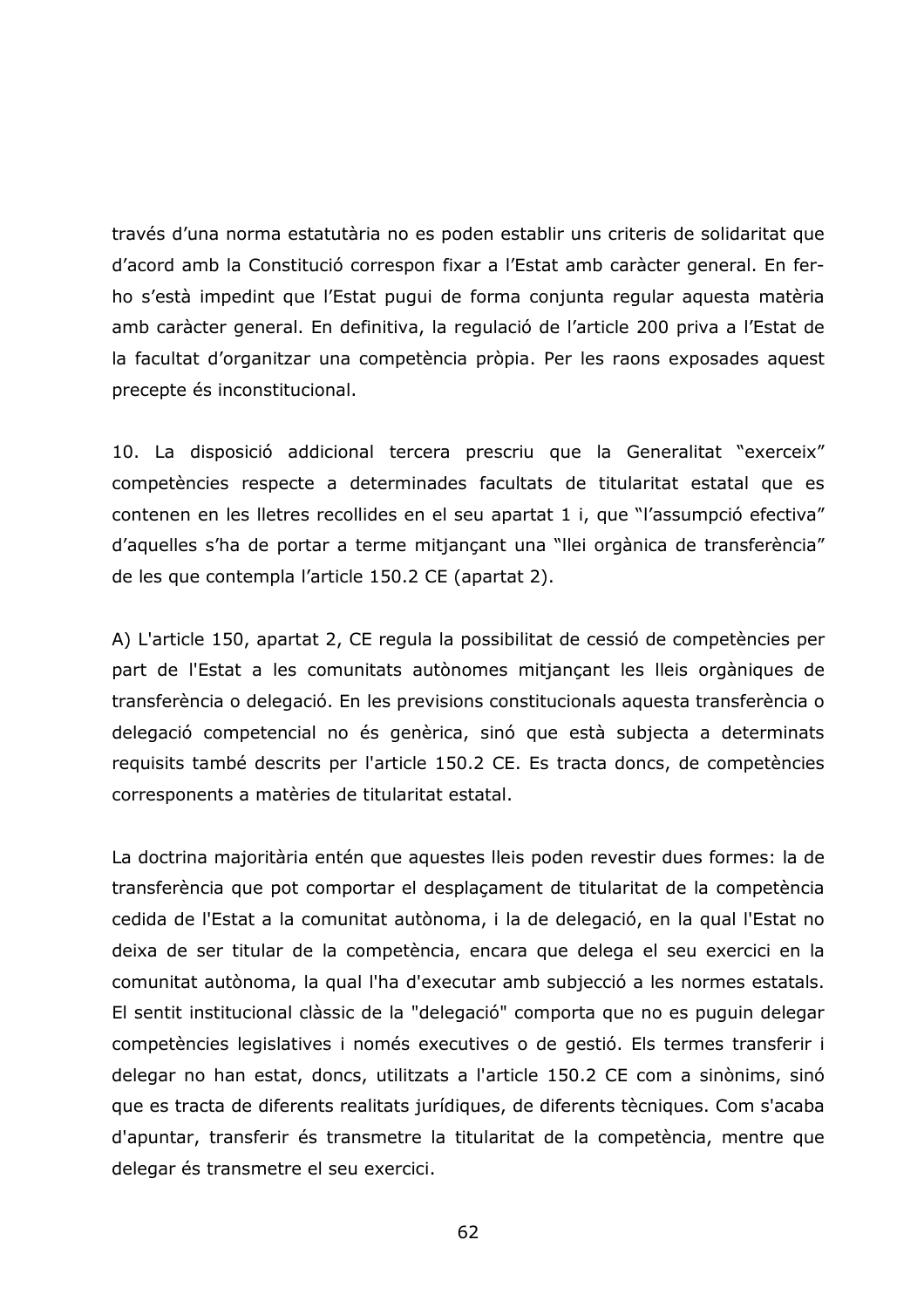través d'una norma estatutària no es poden establir uns criteris de solidaritat que d'acord amb la Constitució correspon fixar a l'Estat amb caràcter general. En fer-ho s'està impedint que l'Estat pugui de forma conjunta regular aquesta matèria amb caràcter general. En definitiva, la regulació de l'article 200 priva a l'Estat de la facultat d'organitzar una competència pròpia. Per les raons exposades aquest precepte és inconstitucional.

10. La disposició addicional tercera prescriu que la Generalitat "exerceix" competències respecte a determinades facultats de titularitat estatal que es contenen en les lletres recollides en el seu apartat 1 i, que "l'assumpció efectiva" d'aquelles s'ha de portar a terme mitjançant una "llei orgànica de transferència" de les que contempla l'article 150.2 CE (apartat 2).

A) L'article 150, apartat 2, CE regula la possibilitat de cessió de competències per part de l'Estat a les comunitats autònomes mitjançant les lleis orgàniques de transferència o delegació. En les previsions constitucionals aquesta transferència o delegació competencial no és genèrica, sinó que està subjecta a determinats requisits també descrits per l'article 150.2 CE. Es tracta doncs, de competències corresponents a matèries de titularitat estatal.

La doctrina majoritària entén que aquestes lleis poden revestir dues formes: la de transferència que pot comportar el desplaçament de titularitat de la competència cedida de l'Estat a la comunitat autònoma, i la de delegació, en la qual l'Estat no deixa de ser titular de la competència, encara que delega el seu exercici en la comunitat autònoma, la qual l'ha d'executar amb subjecció a les normes estatals. El sentit institucional clàssic de la "delegació" comporta que no es puguin delegar competències legislatives i només executives o de gestió. Els termes transferir i delegar no han estat, doncs, utilitzats a l'article 150.2 CE com a sinònims, sinó que es tracta de diferents realitats jurídiques, de diferents tècniques. Com s'acaba d'apuntar, transferir és transmetre la titularitat de la competència, mentre que delegar és transmetre el seu exercici.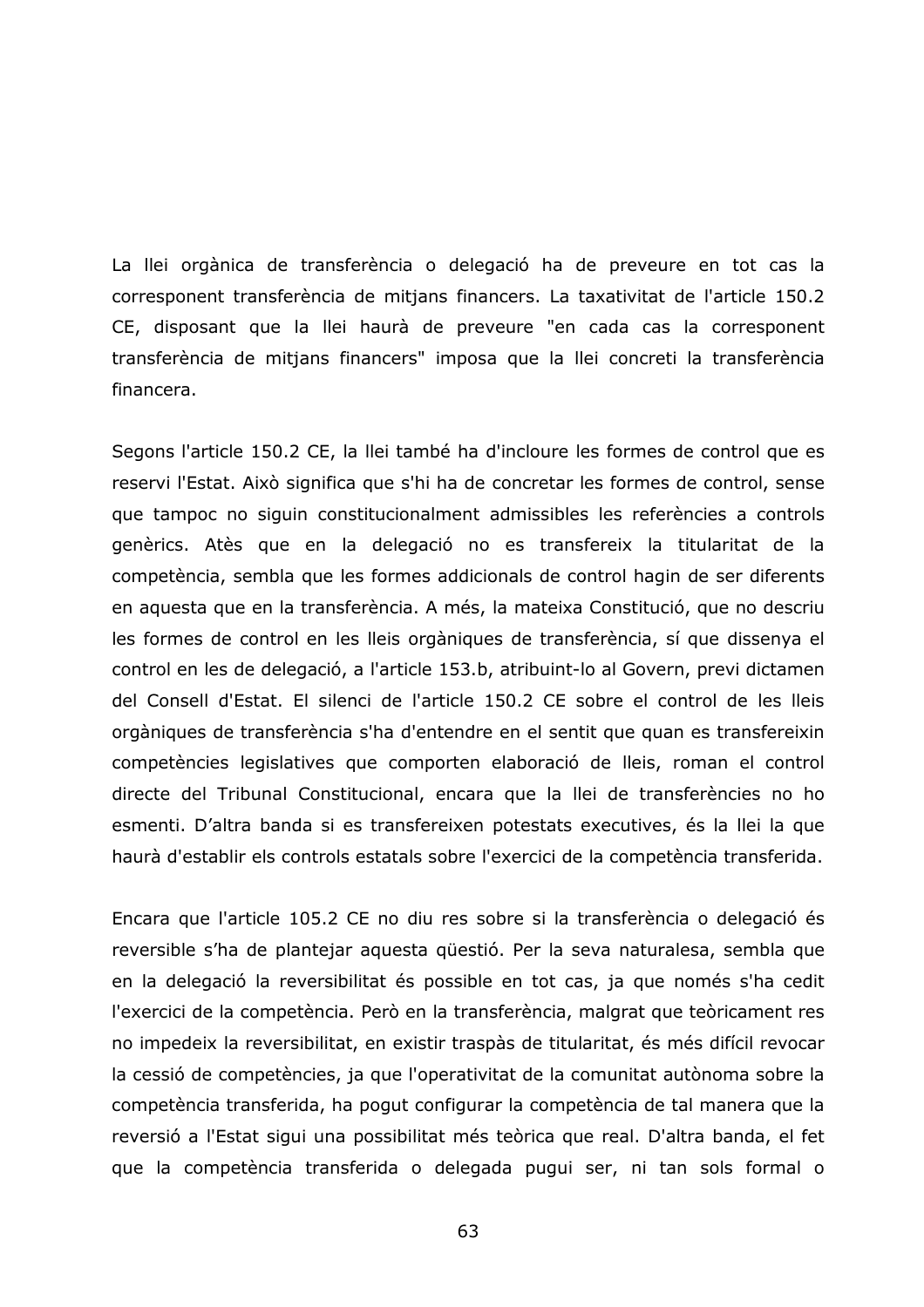La llei orgànica de transferència o delegació ha de preveure en tot cas la corresponent transferència de mitjans financers. La taxativitat de l'article 150.2 CE, disposant que la llei haurà de preveure "en cada cas la corresponent transferència de mitjans financers" imposa que la llei concreti la transferència financera.

Segons l'article 150.2 CE, la llei també ha d'incloure les formes de control que es reservi l'Estat. Això significa que s'hi ha de concretar les formes de control, sense que tampoc no siguin constitucionalment admissibles les referències a controls genèrics. Atès que en la delegació no es transfereix la titularitat de la competència, sembla que les formes addicionals de control hagin de ser diferents en aquesta que en la transferència. A més, la mateixa Constitució, que no descriu les formes de control en les lleis orgàniques de transferència, sí que dissenya el control en les de delegació, a l'article 153.b, atribuint-lo al Govern, previ dictamen del Consell d'Estat. El silenci de l'article 150.2 CE sobre el control de les lleis orgàniques de transferència s'ha d'entendre en el sentit que quan es transfereixin competències legislatives que comporten elaboració de lleis, roman el control directe del Tribunal Constitucional, encara que la llei de transferències no ho esmenti. D'altra banda si es transfereixen potestats executives, és la llei la que haurà d'establir els controls estatals sobre l'exercici de la competència transferida.

Encara que l'article 105.2 CE no diu res sobre si la transferència o delegació és reversible s'ha de plantejar aquesta qüestió. Per la seva naturalesa, sembla que en la delegació la reversibilitat és possible en tot cas, ja que només s'ha cedit l'exercici de la competència. Però en la transferència, malgrat que teòricament res no impedeix la reversibilitat, en existir traspàs de titularitat, és més difícil revocar la cessió de competències, ja que l'operativitat de la comunitat autònoma sobre la competència transferida, ha pogut configurar la competència de tal manera que la reversió a l'Estat sigui una possibilitat més teòrica que real. D'altra banda, el fet que la competència transferida o delegada pugui ser, ni tan sols formal o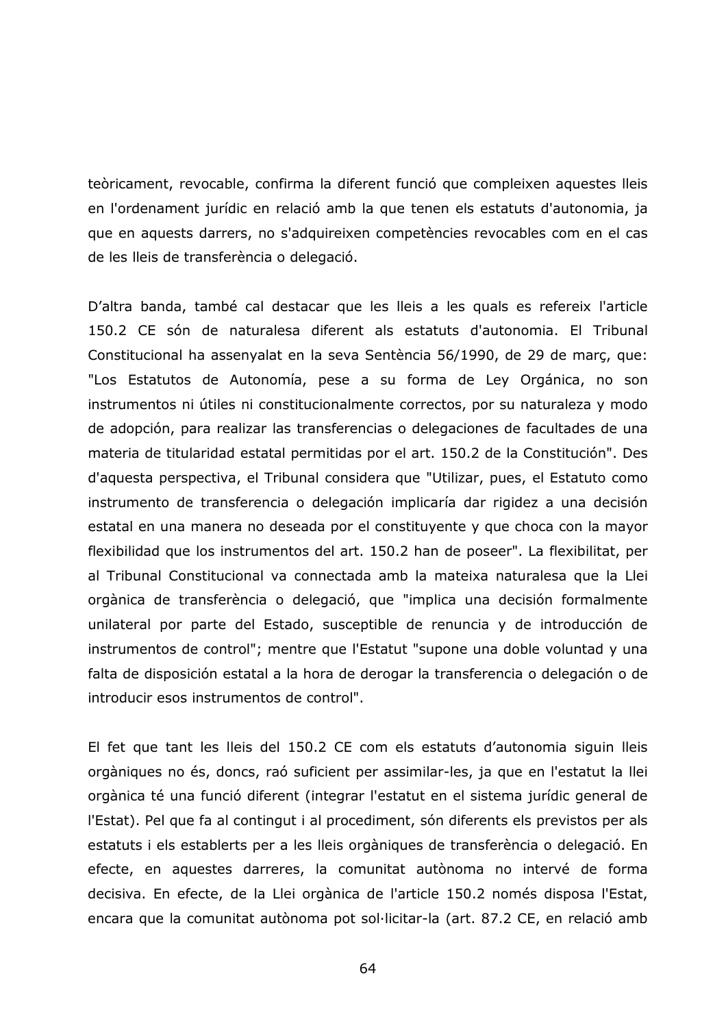teòricament, revocable, confirma la diferent funció que compleixen aquestes lleis en l'ordenament jurídic en relació amb la que tenen els estatuts d'autonomia, ja que en aquests darrers, no s'adquireixen competències revocables com en el cas de les lleis de transferència o delegació.

D'altra banda, també cal destacar que les lleis a les quals es refereix l'article 150.2 CE són de naturalesa diferent als estatuts d'autonomia. El Tribunal Constitucional ha assenyalat en la seva Sentència 56/1990, de 29 de març, que: "Los Estatutos de Autonomía, pese a su forma de Ley Orgánica, no son instrumentos ni útiles ni constitucionalmente correctos, por su naturaleza y modo de adopción, para realizar las transferencias o delegaciones de facultades de una materia de titularidad estatal permitidas por el art. 150.2 de la Constitución". Des d'aquesta perspectiva, el Tribunal considera que "Utilizar, pues, el Estatuto como instrumento de transferencia o delegación implicaría dar rigidez a una decisión estatal en una manera no deseada por el constituyente y que choca con la mayor flexibilidad que los instrumentos del art. 150.2 han de poseer". La flexibilitat, per al Tribunal Constitucional va connectada amb la mateixa naturalesa que la Llei orgànica de transferència o delegació, que "implica una decisión formalmente unilateral por parte del Estado, susceptible de renuncia y de introducción de instrumentos de control"; mentre que l'Estatut "supone una doble voluntad y una falta de disposición estatal a la hora de derogar la transferencia o delegación o de introducir esos instrumentos de control".

El fet que tant les lleis del 150.2 CE com els estatuts d'autonomia siguin lleis orgàniques no és, doncs, raó suficient per assimilar-les, ja que en l'estatut la llei orgànica té una funció diferent (integrar l'estatut en el sistema jurídic general de l'Estat). Pel que fa al contingut i al procediment, són diferents els previstos per als estatuts i els establerts per a les lleis orgàniques de transferència o delegació. En efecte, en aquestes darreres, la comunitat autònoma no intervé de forma decisiva. En efecte, de la Llei orgànica de l'article 150.2 només disposa l'Estat, encara que la comunitat autònoma pot sol·licitar-la (art. 87.2 CE, en relació amb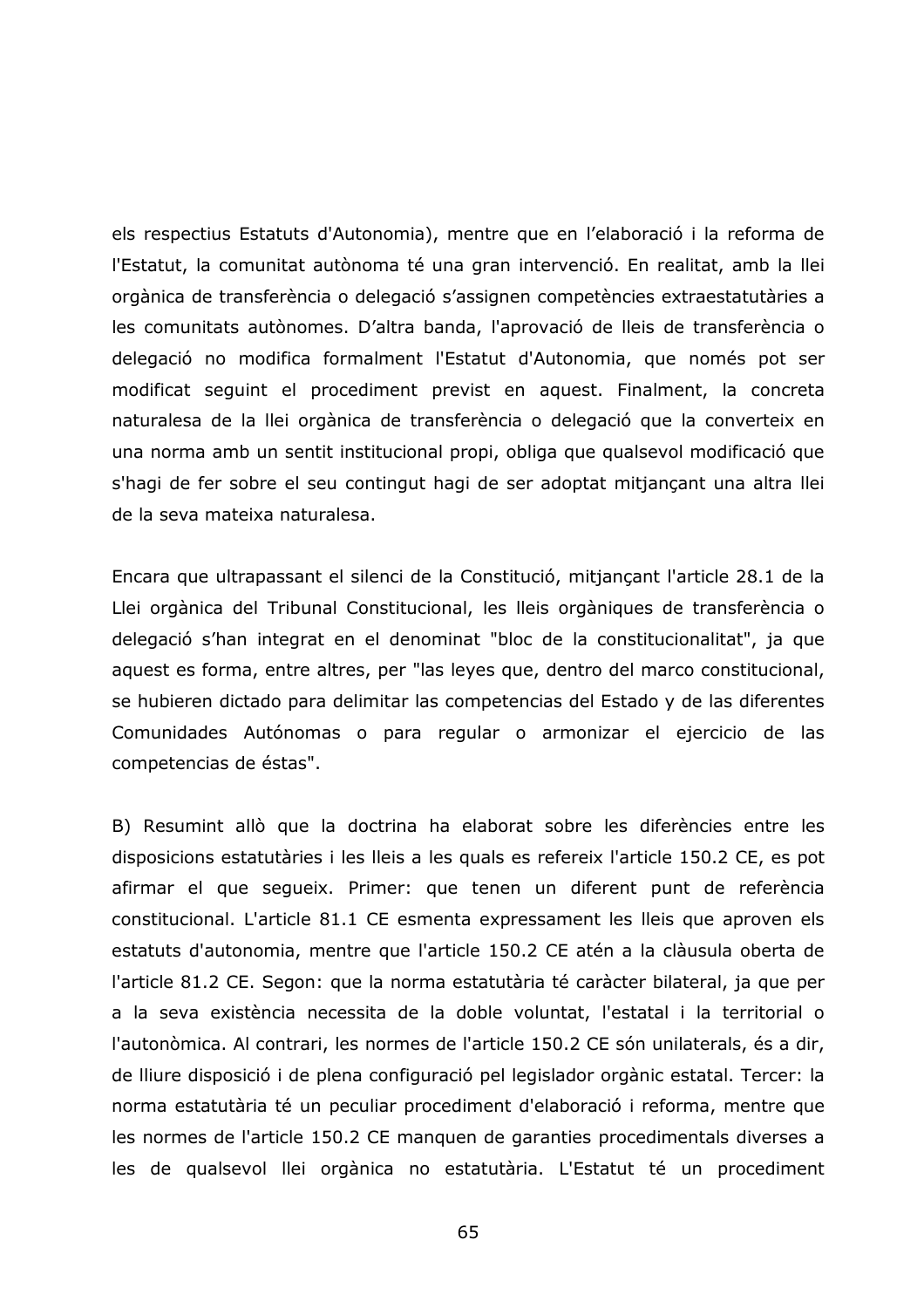els respectius Estatuts d'Autonomia), mentre que en l'elaboració i la reforma de l'Estatut, la comunitat autònoma té una gran intervenció. En realitat, amb la llei orgànica de transferència o delegació s'assignen competències extraestatutàries a les comunitats autònomes. D'altra banda, l'aprovació de lleis de transferència o delegació no modifica formalment l'Estatut d'Autonomia, que només pot ser modificat seguint el procediment previst en aquest. Finalment, la concreta naturalesa de la llei orgànica de transferència o delegació que la converteix en una norma amb un sentit institucional propi, obliga que qualsevol modificació que s'hagi de fer sobre el seu contingut hagi de ser adoptat mitjançant una altra llei de la seva mateixa naturalesa.

Encara que ultrapassant el silenci de la Constitució, mitjançant l'article 28.1 de la Llei orgànica del Tribunal Constitucional, les lleis orgàniques de transferència o delegació s'han integrat en el denominat "bloc de la constitucionalitat", ja que aquest es forma, entre altres, per "las leyes que, dentro del marco constitucional, se hubieren dictado para delimitar las competencias del Estado y de las diferentes Comunidades Autónomas o para regular o armonizar el ejercicio de las competencias de éstas".

B) Resumint allò que la doctrina ha elaborat sobre les diferències entre les disposicions estatutàries i les lleis a les quals es refereix l'article 150.2 CE, es pot afirmar el que segueix. Primer: que tenen un diferent punt de referència constitucional. L'article 81.1 CE esmenta expressament les lleis que aproven els estatuts d'autonomia, mentre que l'article 150.2 CE atén a la clàusula oberta de l'article 81.2 CE. Segon: que la norma estatutària té caràcter bilateral, ja que per a la seva existència necessita de la doble voluntat, l'estatal i la territorial o l'autonòmica. Al contrari, les normes de l'article 150.2 CE són unilaterals, és a dir, de lliure disposició i de plena configuració pel legislador orgànic estatal. Tercer: la norma estatutària té un peculiar procediment d'elaboració i reforma, mentre que les normes de l'article 150.2 CE manquen de garanties procedimentals diverses a les de qualsevol llei orgànica no estatutària. L'Estatut té un procediment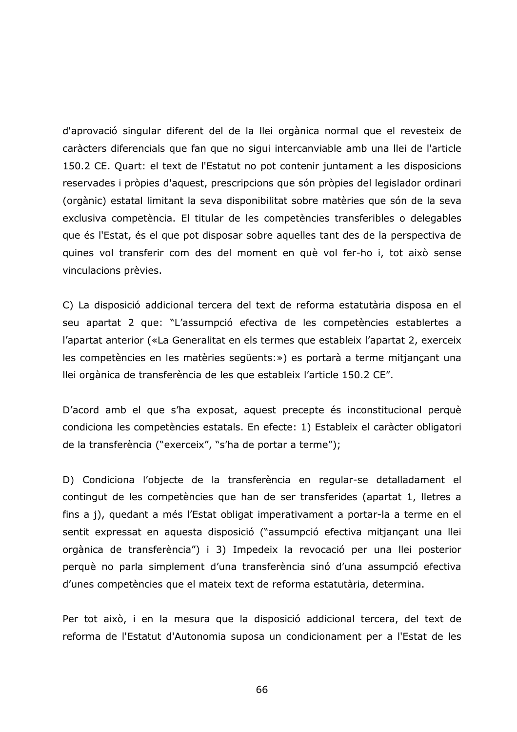d'aprovació singular diferent del de la llei orgànica normal que el revesteix de caràcters diferencials que fan que no sigui intercanviable amb una llei de l'article 150.2 CE. Quart: el text de l'Estatut no pot contenir juntament a les disposicions reservades i pròpies d'aquest, prescripcions que són pròpies del legislador ordinari (orgànic) estatal limitant la seva disponibilitat sobre matèries que són de la seva exclusiva competència. El titular de les competències transferibles o delegables que és l'Estat, és el que pot disposar sobre aquelles tant des de la perspectiva de quines vol transferir com des del moment en què vol fer-ho i, tot això sense vinculacions prèvies.

C) La disposició addicional tercera del text de reforma estatutària disposa en el seu apartat 2 que: "L'assumpció efectiva de les competències establertes a l'apartat anterior («La Generalitat en els termes que estableix l'apartat 2, exerceix les competències en les matèries següents:») es portarà a terme mitjançant una llei orgànica de transferència de les que estableix l'article 150.2 CE".

D'acord amb el que s'ha exposat, aquest precepte és inconstitucional perquè condiciona les competències estatals. En efecte: 1) Estableix el caràcter obligatori de la transferència ("exerceix", "s'ha de portar a terme");

D) Condiciona l'objecte de la transferència en regular-se detalladament el contingut de les competències que han de ser transferides (apartat 1, lletres a fins a j), quedant a més l'Estat obligat imperativament a portar-la a terme en el sentit expressat en aquesta disposició ("assumpció efectiva mitjançant una llei orgànica de transferència") i 3) Impedeix la revocació per una llei posterior perquè no parla simplement d'una transferència sinó d'una assumpció efectiva d'unes competències que el mateix text de reforma estatutària, determina.

Per tot això, i en la mesura que la disposició addicional tercera, del text de reforma de l'Estatut d'Autonomia suposa un condicionament per a l'Estat de les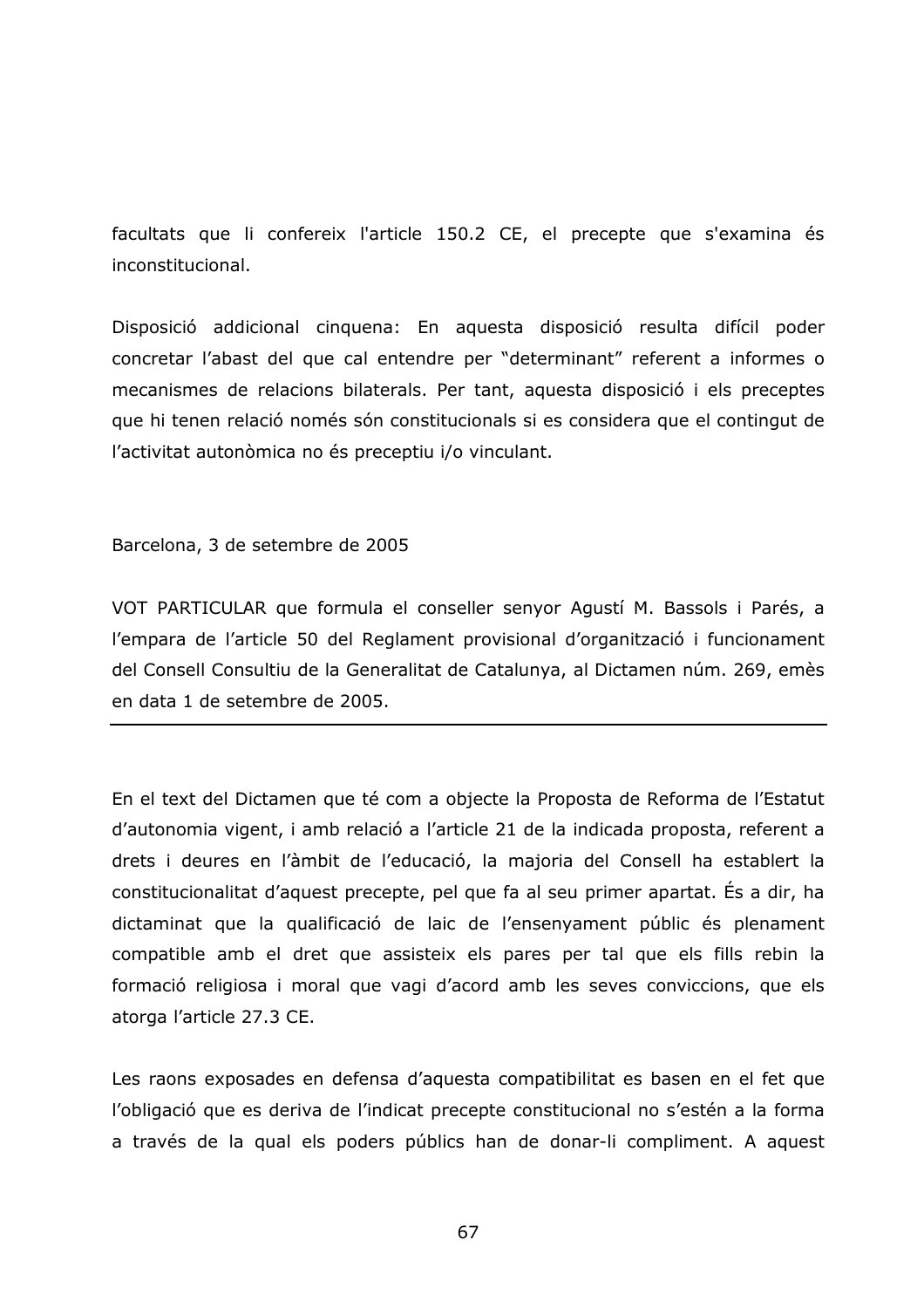facultats que li confereix l'article 150.2 CE, el precepte que s'examina és inconstitucional.

Disposició addicional cinquena: En aquesta disposició resulta difícil poder concretar l'abast del que cal entendre per "determinant" referent a informes o mecanismes de relacions bilaterals. Per tant, aquesta disposició i els preceptes que hi tenen relació només són constitucionals si es considera que el contingut de l'activitat autonòmica no és preceptiu i/o vinculant.

Barcelona, 3 de setembre de 2005

VOT PARTICULAR que formula el conseller senyor Agustí M. Bassols i Parés, a l'empara de l'article 50 del Reglament provisional d'organització i funcionament del Consell Consultiu de la Generalitat de Catalunya, al Dictamen núm. 269, emès en data 1 de setembre de 2005.

---

En el text del Dictamen que té com a objecte la Proposta de Reforma de l'Estatut d'autonomia vigent, i amb relació a l'article 21 de la indicada proposta, referent a drets i deures en l'àmbit de l'educació, la majoria del Consell ha establert la constitucionalitat d'aquest precepte, pel que fa al seu primer apartat. És a dir, ha dictaminat que la qualificació de laic de l'ensenyament públic és plenament compatible amb el dret que assisteix els pares per tal que els fills rebin la formació religiosa i moral que vagi d'acord amb les seves conviccions, que els atorga l'article 27.3 CE.

Les raons exposades en defensa d'aquesta compatibilitat es basen en el fet que l'obligació que es deriva de l'indicat precepte constitucional no s'estén a la forma a través de la qual els poders públics han de donar-li compliment. A aquest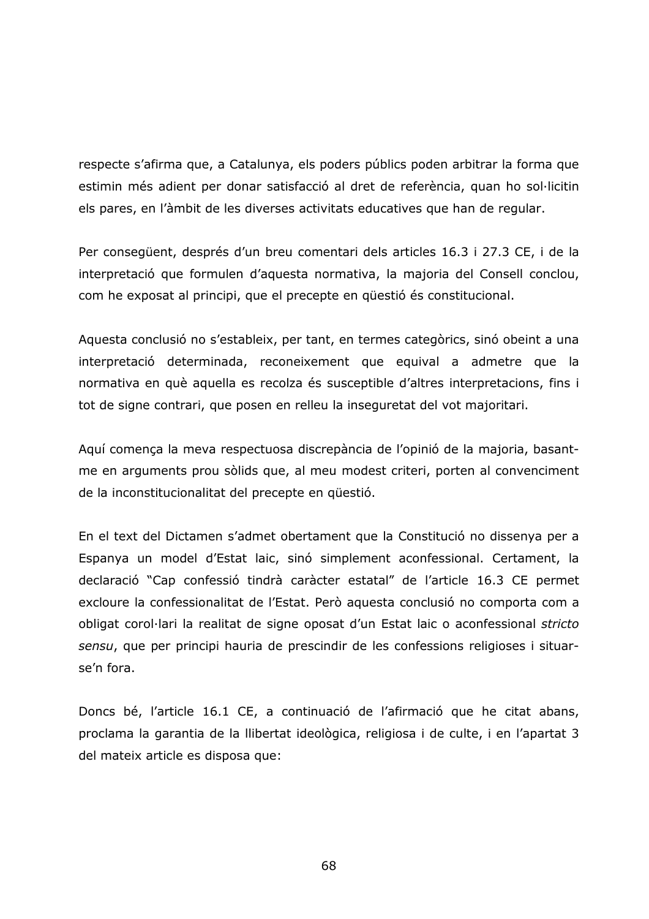respecte s'afirma que, a Catalunya, els poders públics poden arbitrar la forma que estimin més adient per donar satisfacció al dret de referència, quan ho sol·licitin els pares, en l'àmbit de les diverses activitats educatives que han de regular.

Per consegüent, després d'un breu comentari dels articles 16.3 i 27.3 CE, i de la interpretació que formulen d'aquesta normativa, la majoria del Consell conclou, com he exposat al principi, que el precepte en qüestió és constitucional.

Aquesta conclusió no s'estableix, per tant, en termes categòrics, sinó obeint a una interpretació determinada, reconeixement que equival a admetre que la normativa en què aquella es recolza és susceptible d'altres interpretacions, fins i tot de signe contrari, que posen en relleu la inseguretat del vot majoritari.

Aquí comença la meva respectuosa discrepància de l'opinió de la majoria, basant-me en arguments prou sòlids que, al meu modest criteri, porten al convenciment de la inconstitucionalitat del precepte en qüestió.

En el text del Dictamen s'admet obertament que la Constitució no dissenya per a Espanya un model d'Estat laic, sinó simplement aconfessional. Certament, la declaració "Cap confessió tindrà caràcter estatal" de l'article 16.3 CE permet excloure la confessionalitat de l'Estat. Però aquesta conclusió no comporta com a obligat corol·lari la realitat de signe oposat d'un Estat laic o aconfessional *stricto sensu*, que per principi hauria de prescindir de les confessions religioses i situar-se'n fora.

Doncs bé, l'article 16.1 CE, a continuació de l'afirmació que he citat abans, proclama la garantia de la llibertat ideològica, religiosa i de culte, i en l'apartat 3 del mateix article es disposa que: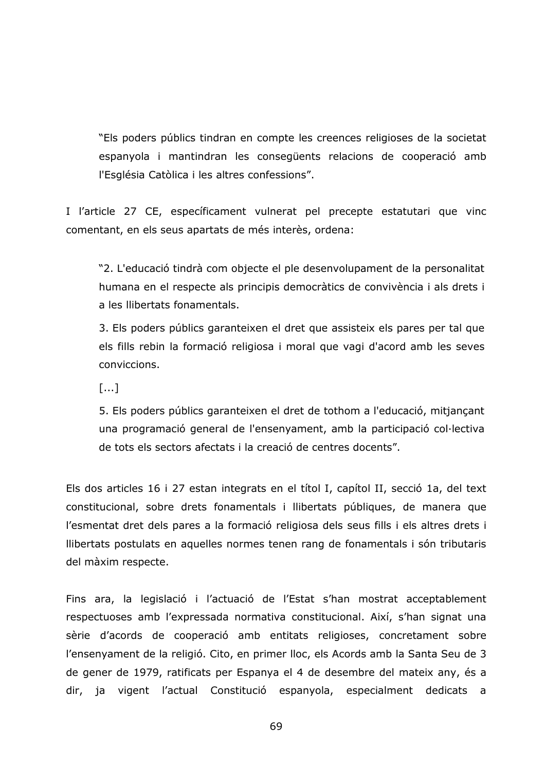> "Els poders públics tindran en compte les creences religioses de la societat espanyola i mantindran les consegüents relacions de cooperació amb l'Església Catòlica i les altres confessions".

I l'article 27 CE, específicament vulnerat pel precepte estatutari que vinc comentant, en els seus apartats de més interès, ordena:

> "2. L'educació tindrà com objecte el ple desenvolupament de la personalitat humana en el respecte als principis democràtics de convivència i als drets i a les llibertats fonamentals.
>
> 3. Els poders públics garanteixen el dret que assisteix els pares per tal que els fills rebin la formació religiosa i moral que vagi d'acord amb les seves conviccions.
>
> [...]
>
> 5. Els poders públics garanteixen el dret de tothom a l'educació, mitjançant una programació general de l'ensenyament, amb la participació col·lectiva de tots els sectors afectats i la creació de centres docents".

Els dos articles 16 i 27 estan integrats en el títol I, capítol II, secció 1a, del text constitucional, sobre drets fonamentals i llibertats públiques, de manera que l'esmentat dret dels pares a la formació religiosa dels seus fills i els altres drets i llibertats postulats en aquelles normes tenen rang de fonamentals i són tributaris del màxim respecte.

Fins ara, la legislació i l'actuació de l'Estat s'han mostrat acceptablement respectuoses amb l'expressada normativa constitucional. Així, s'han signat una sèrie d'acords de cooperació amb entitats religioses, concretament sobre l'ensenyament de la religió. Cito, en primer lloc, els Acords amb la Santa Seu de 3 de gener de 1979, ratificats per Espanya el 4 de desembre del mateix any, és a dir, ja vigent l'actual Constitució espanyola, especialment dedicats a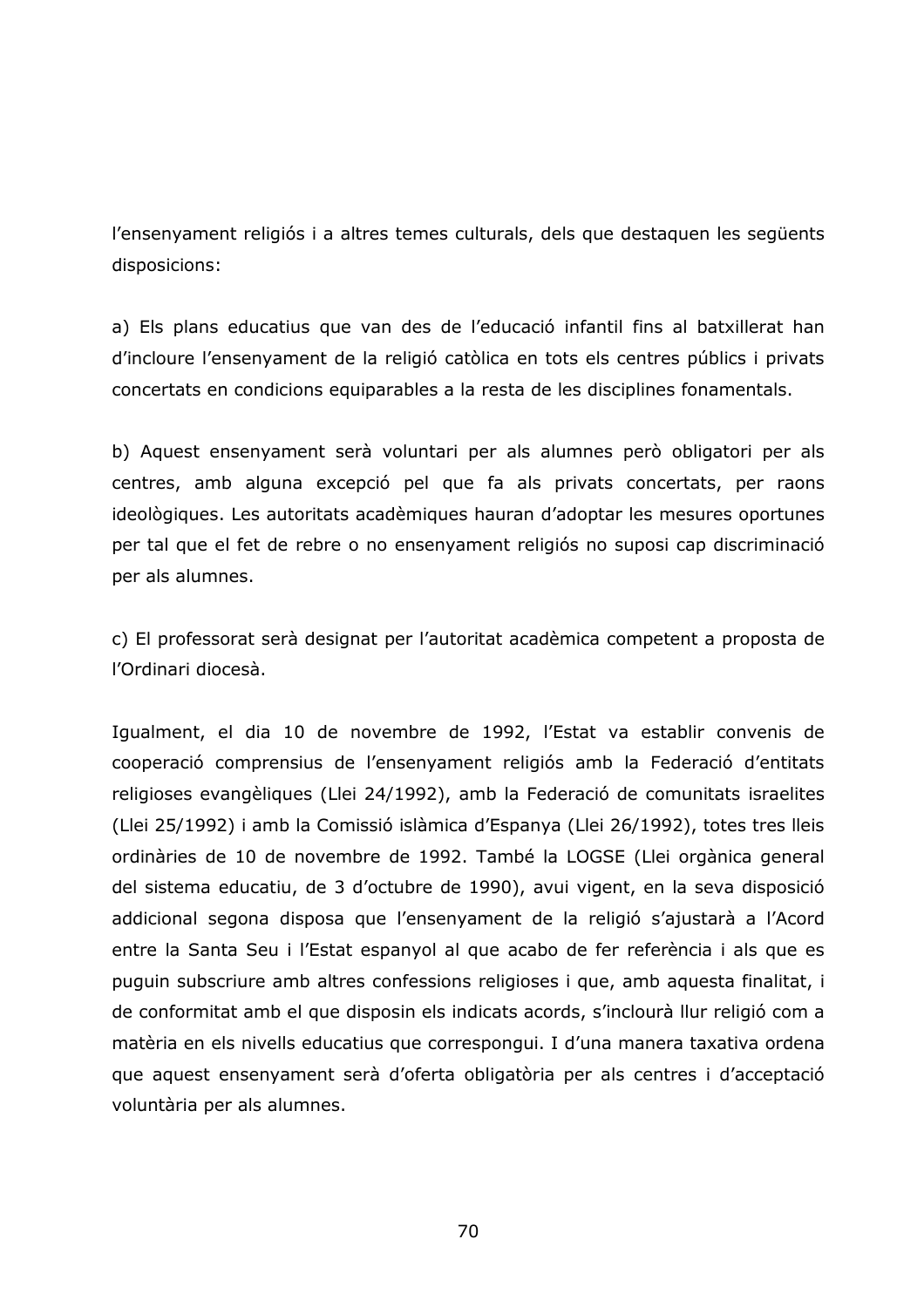l'ensenyament religiós i a altres temes culturals, dels que destaquen les següents disposicions:

a) Els plans educatius que van des de l'educació infantil fins al batxillerat han d'incloure l'ensenyament de la religió catòlica en tots els centres públics i privats concertats en condicions equiparables a la resta de les disciplines fonamentals.

b) Aquest ensenyament serà voluntari per als alumnes però obligatori per als centres, amb alguna excepció pel que fa als privats concertats, per raons ideològiques. Les autoritats acadèmiques hauran d'adoptar les mesures oportunes per tal que el fet de rebre o no ensenyament religiós no suposi cap discriminació per als alumnes.

c) El professorat serà designat per l'autoritat acadèmica competent a proposta de l'Ordinari diocesà.

Igualment, el dia 10 de novembre de 1992, l'Estat va establir convenis de cooperació comprensius de l'ensenyament religiós amb la Federació d'entitats religioses evangèliques (Llei 24/1992), amb la Federació de comunitats israelites (Llei 25/1992) i amb la Comissió islàmica d'Espanya (Llei 26/1992), totes tres lleis ordinàries de 10 de novembre de 1992. També la LOGSE (Llei orgànica general del sistema educatiu, de 3 d'octubre de 1990), avui vigent, en la seva disposició addicional segona disposa que l'ensenyament de la religió s'ajustarà a l'Acord entre la Santa Seu i l'Estat espanyol al que acabo de fer referència i als que es puguin subscriure amb altres confessions religioses i que, amb aquesta finalitat, i de conformitat amb el que disposin els indicats acords, s'inclourà llur religió com a matèria en els nivells educatius que correspongui. I d'una manera taxativa ordena que aquest ensenyament serà d'oferta obligatòria per als centres i d'acceptació voluntària per als alumnes.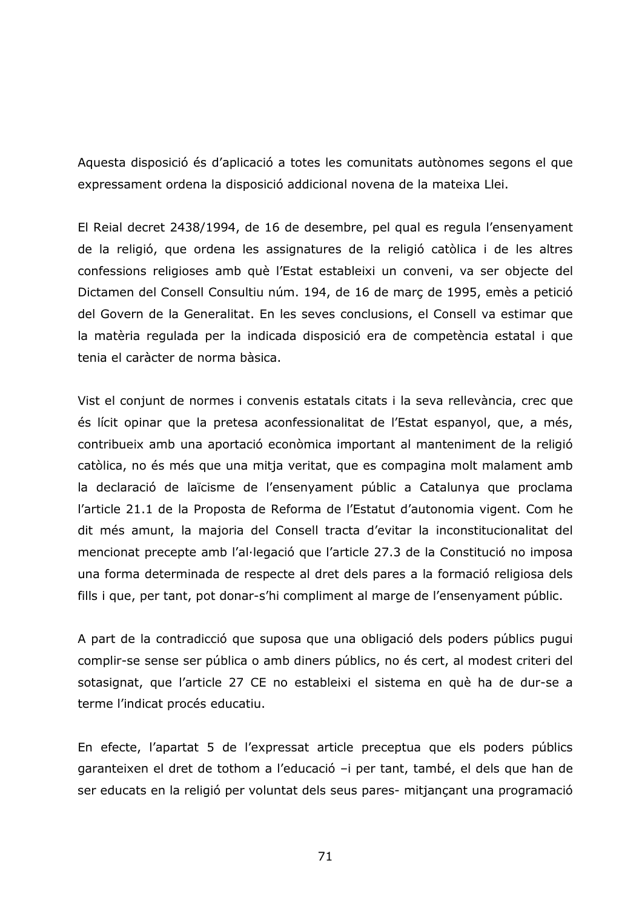Aquesta disposició és d'aplicació a totes les comunitats autònomes segons el que expressament ordena la disposició addicional novena de la mateixa Llei.

El Reial decret 2438/1994, de 16 de desembre, pel qual es regula l'ensenyament de la religió, que ordena les assignatures de la religió catòlica i de les altres confessions religioses amb què l'Estat estableixi un conveni, va ser objecte del Dictamen del Consell Consultiu núm. 194, de 16 de març de 1995, emès a petició del Govern de la Generalitat. En les seves conclusions, el Consell va estimar que la matèria regulada per la indicada disposició era de competència estatal i que tenia el caràcter de norma bàsica.

Vist el conjunt de normes i convenis estatals citats i la seva rellevància, crec que és lícit opinar que la pretesa aconfessionalitat de l'Estat espanyol, que, a més, contribueix amb una aportació econòmica important al manteniment de la religió catòlica, no és més que una mitja veritat, que es compagina molt malament amb la declaració de laïcisme de l'ensenyament públic a Catalunya que proclama l'article 21.1 de la Proposta de Reforma de l'Estatut d'autonomia vigent. Com he dit més amunt, la majoria del Consell tracta d'evitar la inconstitucionalitat del mencionat precepte amb l'al·legació que l'article 27.3 de la Constitució no imposa una forma determinada de respecte al dret dels pares a la formació religiosa dels fills i que, per tant, pot donar-s'hi compliment al marge de l'ensenyament públic.

A part de la contradicció que suposa que una obligació dels poders públics pugui complir-se sense ser pública o amb diners públics, no és cert, al modest criteri del sotasignat, que l'article 27 CE no estableixi el sistema en què ha de dur-se a terme l'indicat procés educatiu.

En efecte, l'apartat 5 de l'expressat article preceptua que els poders públics garanteixen el dret de tothom a l'educació –i per tant, també, el dels que han de ser educats en la religió per voluntat dels seus pares- mitjançant una programació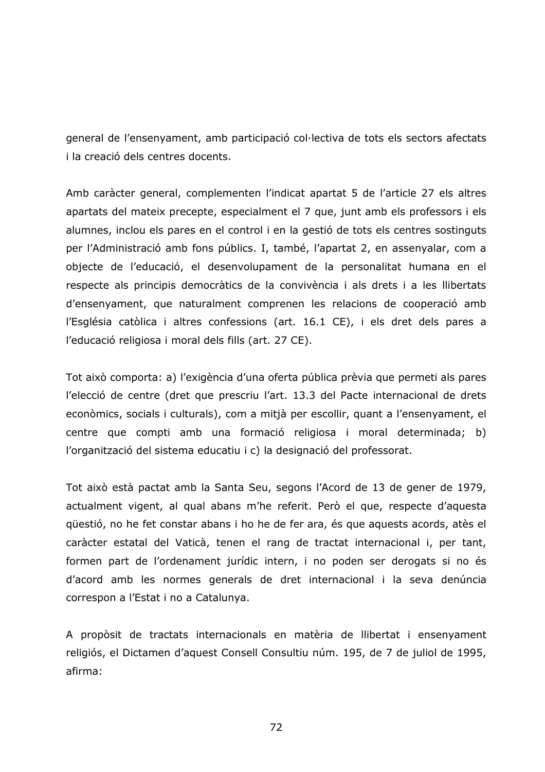general de l'ensenyament, amb participació col·lectiva de tots els sectors afectats i la creació dels centres docents.

Amb caràcter general, complementen l'indicat apartat 5 de l'article 27 els altres apartats del mateix precepte, especialment el 7 que, junt amb els professors i els alumnes, inclou els pares en el control i en la gestió de tots els centres sostinguts per l'Administració amb fons públics. I, també, l'apartat 2, en assenyalar, com a objecte de l'educació, el desenvolupament de la personalitat humana en el respecte als principis democràtics de la convivència i als drets i a les llibertats d'ensenyament, que naturalment comprenen les relacions de cooperació amb l'Església catòlica i altres confessions (art. 16.1 CE), i els dret dels pares a l'educació religiosa i moral dels fills (art. 27 CE).

Tot això comporta: a) l'exigència d'una oferta pública prèvia que permeti als pares l'elecció de centre (dret que prescriu l'art. 13.3 del Pacte internacional de drets econòmics, socials i culturals), com a mitjà per escollir, quant a l'ensenyament, el centre que compti amb una formació religiosa i moral determinada; b) l'organització del sistema educatiu i c) la designació del professorat.

Tot això està pactat amb la Santa Seu, segons l'Acord de 13 de gener de 1979, actualment vigent, al qual abans m'he referit. Però el que, respecte d'aquesta qüestió, no he fet constar abans i ho he de fer ara, és que aquests acords, atès el caràcter estatal del Vaticà, tenen el rang de tractat internacional i, per tant, formen part de l'ordenament jurídic intern, i no poden ser derogats si no és d'acord amb les normes generals de dret internacional i la seva denúncia correspon a l'Estat i no a Catalunya.

A propòsit de tractats internacionals en matèria de llibertat i ensenyament religiós, el Dictamen d'aquest Consell Consultiu núm. 195, de 7 de juliol de 1995, afirma: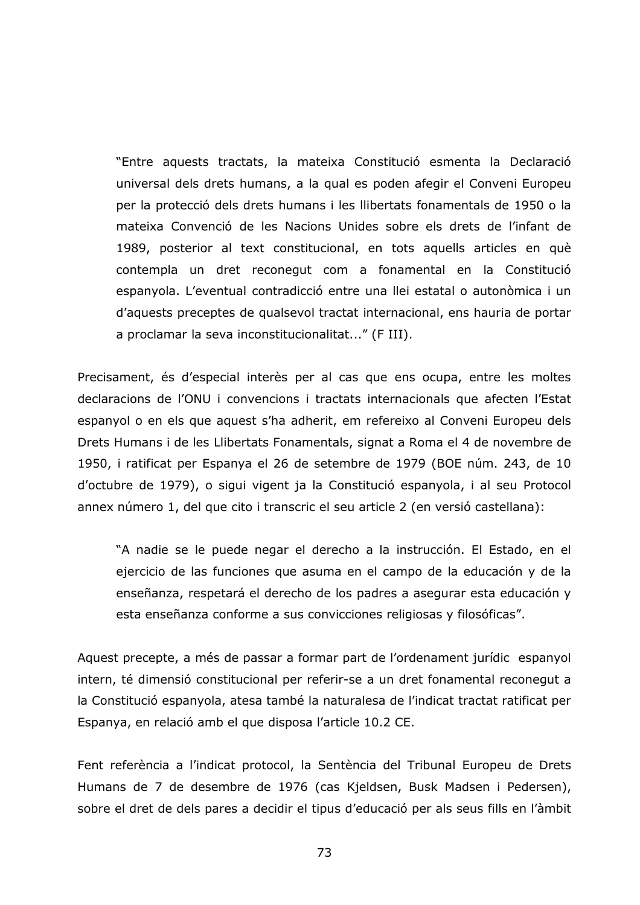> "Entre aquests tractats, la mateixa Constitució esmenta la Declaració universal dels drets humans, a la qual es poden afegir el Conveni Europeu per la protecció dels drets humans i les llibertats fonamentals de 1950 o la mateixa Convenció de les Nacions Unides sobre els drets de l'infant de 1989, posterior al text constitucional, en tots aquells articles en què contempla un dret reconegut com a fonamental en la Constitució espanyola. L'eventual contradicció entre una llei estatal o autonòmica i un d'aquests preceptes de qualsevol tractat internacional, ens hauria de portar a proclamar la seva inconstitucionalitat..." (F III).

Precisament, és d'especial interès per al cas que ens ocupa, entre les moltes declaracions de l'ONU i convencions i tractats internacionals que afecten l'Estat espanyol o en els que aquest s'ha adherit, em refereixo al Conveni Europeu dels Drets Humans i de les Llibertats Fonamentals, signat a Roma el 4 de novembre de 1950, i ratificat per Espanya el 26 de setembre de 1979 (BOE núm. 243, de 10 d'octubre de 1979), o sigui vigent ja la Constitució espanyola, i al seu Protocol annex número 1, del que cito i transcric el seu article 2 (en versió castellana):

> "A nadie se le puede negar el derecho a la instrucción. El Estado, en el ejercicio de las funciones que asuma en el campo de la educación y de la enseñanza, respetará el derecho de los padres a asegurar esta educación y esta enseñanza conforme a sus convicciones religiosas y filosóficas".

Aquest precepte, a més de passar a formar part de l'ordenament jurídic espanyol intern, té dimensió constitucional per referir-se a un dret fonamental reconegut a la Constitució espanyola, atesa també la naturalesa de l'indicat tractat ratificat per Espanya, en relació amb el que disposa l'article 10.2 CE.

Fent referència a l'indicat protocol, la Sentència del Tribunal Europeu de Drets Humans de 7 de desembre de 1976 (cas Kjeldsen, Busk Madsen i Pedersen), sobre el dret de dels pares a decidir el tipus d'educació per als seus fills en l'àmbit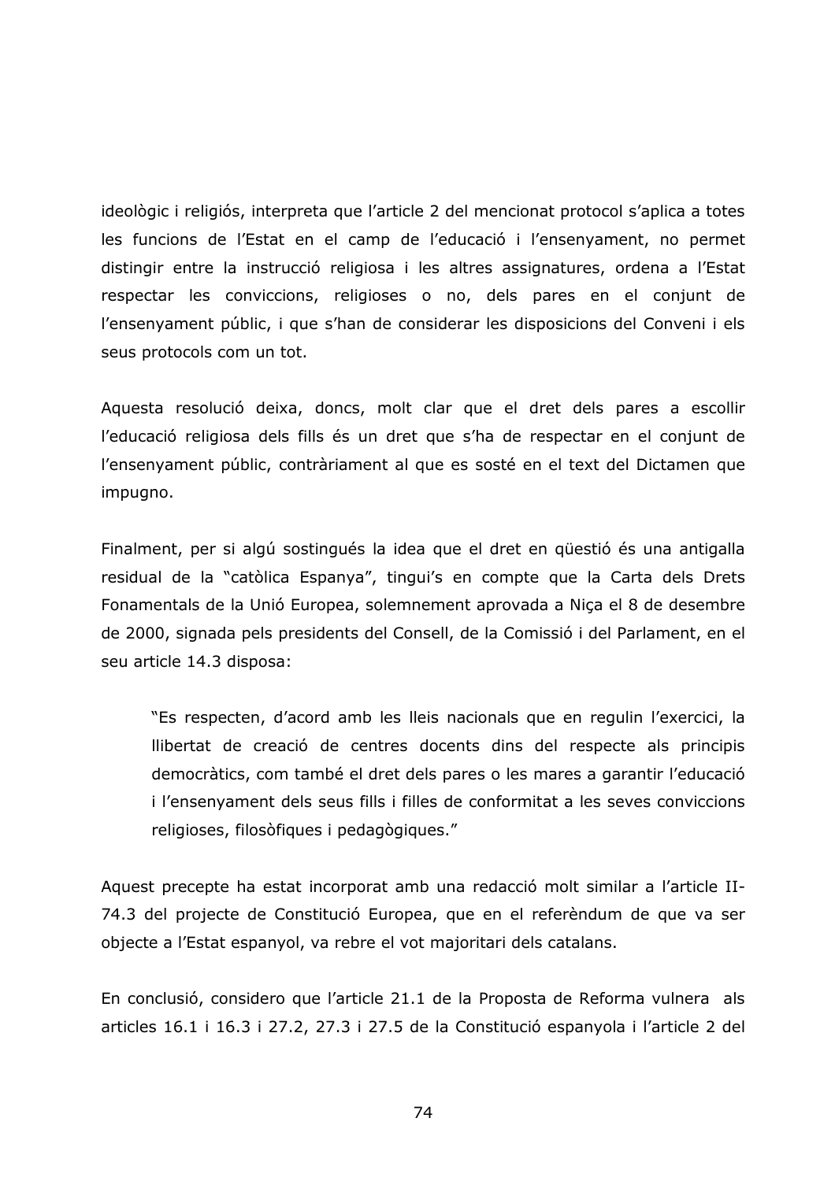ideològic i religiós, interpreta que l'article 2 del mencionat protocol s'aplica a totes les funcions de l'Estat en el camp de l'educació i l'ensenyament, no permet distingir entre la instrucció religiosa i les altres assignatures, ordena a l'Estat respectar les conviccions, religioses o no, dels pares en el conjunt de l'ensenyament públic, i que s'han de considerar les disposicions del Conveni i els seus protocols com un tot.

Aquesta resolució deixa, doncs, molt clar que el dret dels pares a escollir l'educació religiosa dels fills és un dret que s'ha de respectar en el conjunt de l'ensenyament públic, contràriament al que es sosté en el text del Dictamen que impugno.

Finalment, per si algú sostingués la idea que el dret en qüestió és una antigalla residual de la "catòlica Espanya", tingui's en compte que la Carta dels Drets Fonamentals de la Unió Europea, solemnement aprovada a Niça el 8 de desembre de 2000, signada pels presidents del Consell, de la Comissió i del Parlament, en el seu article 14.3 disposa:

> "Es respecten, d'acord amb les lleis nacionals que en regulin l'exercici, la llibertat de creació de centres docents dins del respecte als principis democràtics, com també el dret dels pares o les mares a garantir l'educació i l'ensenyament dels seus fills i filles de conformitat a les seves conviccions religioses, filosòfiques i pedagògiques."

Aquest precepte ha estat incorporat amb una redacció molt similar a l'article II-74.3 del projecte de Constitució Europea, que en el referèndum de que va ser objecte a l'Estat espanyol, va rebre el vot majoritari dels catalans.

En conclusió, considero que l'article 21.1 de la Proposta de Reforma vulnera als articles 16.1 i 16.3 i 27.2, 27.3 i 27.5 de la Constitució espanyola i l'article 2 del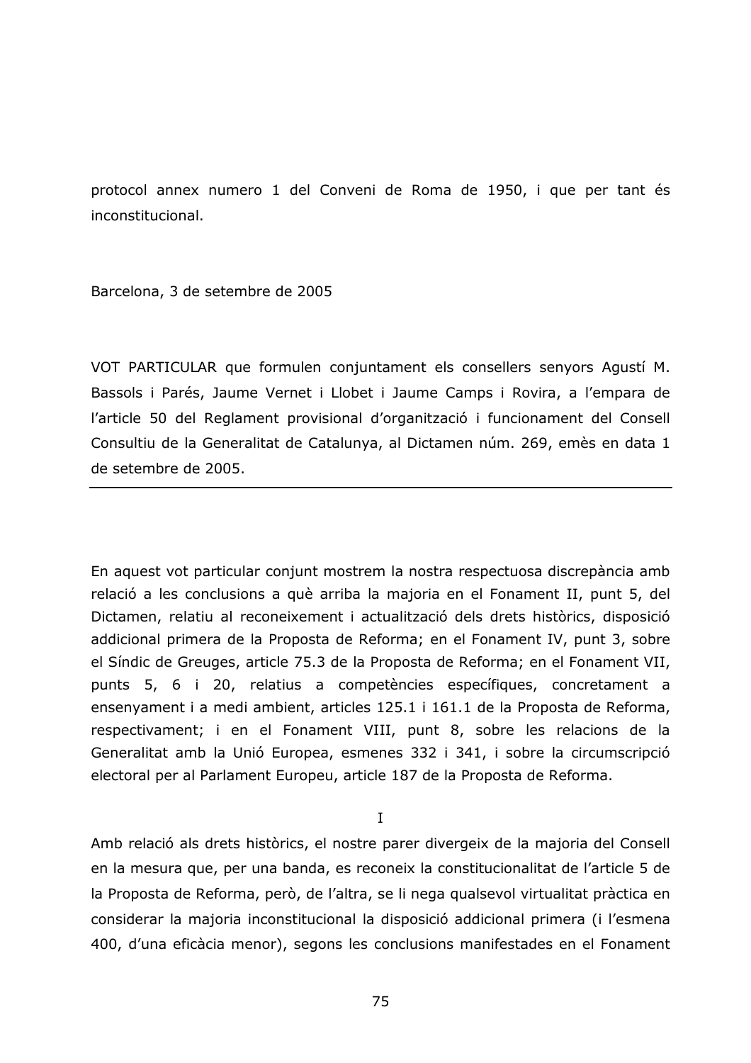protocol annex numero 1 del Conveni de Roma de 1950, i que per tant és inconstitucional.

Barcelona, 3 de setembre de 2005

VOT PARTICULAR que formulen conjuntament els consellers senyors Agustí M. Bassols i Parés, Jaume Vernet i Llobet i Jaume Camps i Rovira, a l'empara de l'article 50 del Reglament provisional d'organització i funcionament del Consell Consultiu de la Generalitat de Catalunya, al Dictamen núm. 269, emès en data 1 de setembre de 2005.

---

En aquest vot particular conjunt mostrem la nostra respectuosa discrepància amb relació a les conclusions a què arriba la majoria en el Fonament II, punt 5, del Dictamen, relatiu al reconeixement i actualització dels drets històrics, disposició addicional primera de la Proposta de Reforma; en el Fonament IV, punt 3, sobre el Síndic de Greuges, article 75.3 de la Proposta de Reforma; en el Fonament VII, punts 5, 6 i 20, relatius a competències específiques, concretament a ensenyament i a medi ambient, articles 125.1 i 161.1 de la Proposta de Reforma, respectivament; i en el Fonament VIII, punt 8, sobre les relacions de la Generalitat amb la Unió Europea, esmenes 332 i 341, i sobre la circumscripció electoral per al Parlament Europeu, article 187 de la Proposta de Reforma.

I

Amb relació als drets històrics, el nostre parer divergeix de la majoria del Consell en la mesura que, per una banda, es reconeix la constitucionalitat de l'article 5 de la Proposta de Reforma, però, de l'altra, se li nega qualsevol virtualitat pràctica en considerar la majoria inconstitucional la disposició addicional primera (i l'esmena 400, d'una eficàcia menor), segons les conclusions manifestades en el Fonament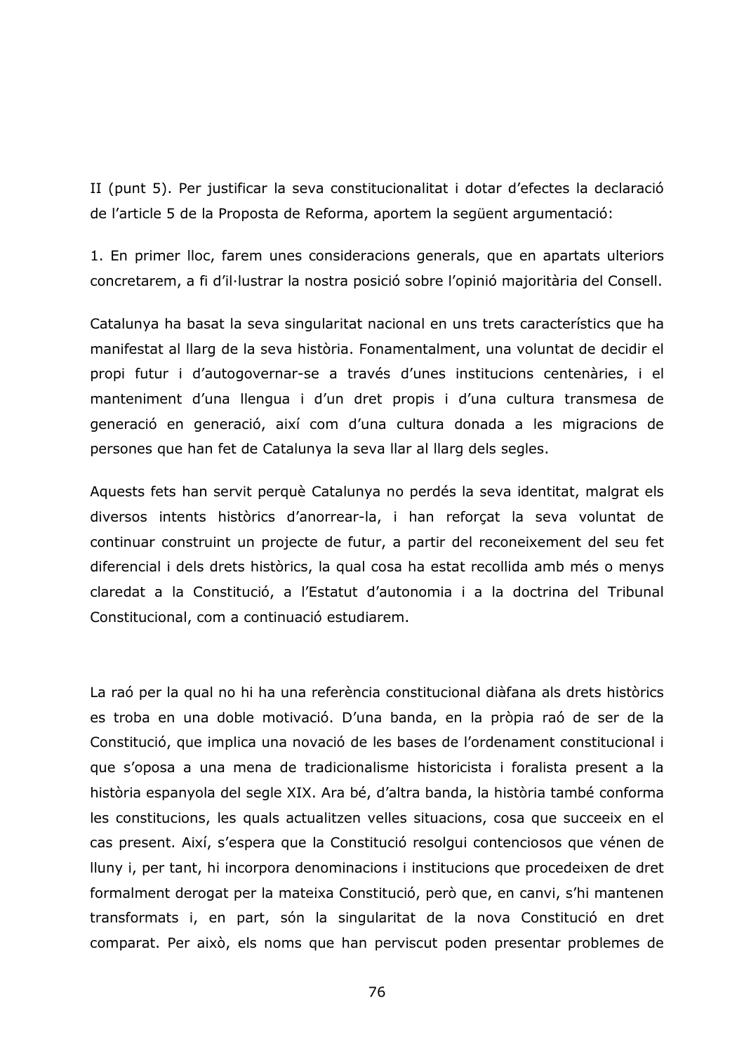II (punt 5). Per justificar la seva constitucionalitat i dotar d'efectes la declaració de l'article 5 de la Proposta de Reforma, aportem la següent argumentació:

1. En primer lloc, farem unes consideracions generals, que en apartats ulteriors concretarem, a fi d'il·lustrar la nostra posició sobre l'opinió majoritària del Consell.

Catalunya ha basat la seva singularitat nacional en uns trets característics que ha manifestat al llarg de la seva història. Fonamentalment, una voluntat de decidir el propi futur i d'autogovernar-se a través d'unes institucions centenàries, i el manteniment d'una llengua i d'un dret propis i d'una cultura transmesa de generació en generació, així com d'una cultura donada a les migracions de persones que han fet de Catalunya la seva llar al llarg dels segles.

Aquests fets han servit perquè Catalunya no perdés la seva identitat, malgrat els diversos intents històrics d'anorrear-la, i han reforçat la seva voluntat de continuar construint un projecte de futur, a partir del reconeixement del seu fet diferencial i dels drets històrics, la qual cosa ha estat recollida amb més o menys claredat a la Constitució, a l'Estatut d'autonomia i a la doctrina del Tribunal Constitucional, com a continuació estudiarem.

La raó per la qual no hi ha una referència constitucional diàfana als drets històrics es troba en una doble motivació. D'una banda, en la pròpia raó de ser de la Constitució, que implica una novació de les bases de l'ordenament constitucional i que s'oposa a una mena de tradicionalisme historicista i foralista present a la història espanyola del segle XIX. Ara bé, d'altra banda, la història també conforma les constitucions, les quals actualitzen velles situacions, cosa que succeeix en el cas present. Així, s'espera que la Constitució resolgui contenciosos que vénen de lluny i, per tant, hi incorpora denominacions i institucions que procedeixen de dret formalment derogat per la mateixa Constitució, però que, en canvi, s'hi mantenen transformats i, en part, són la singularitat de la nova Constitució en dret comparat. Per això, els noms que han perviscut poden presentar problemes de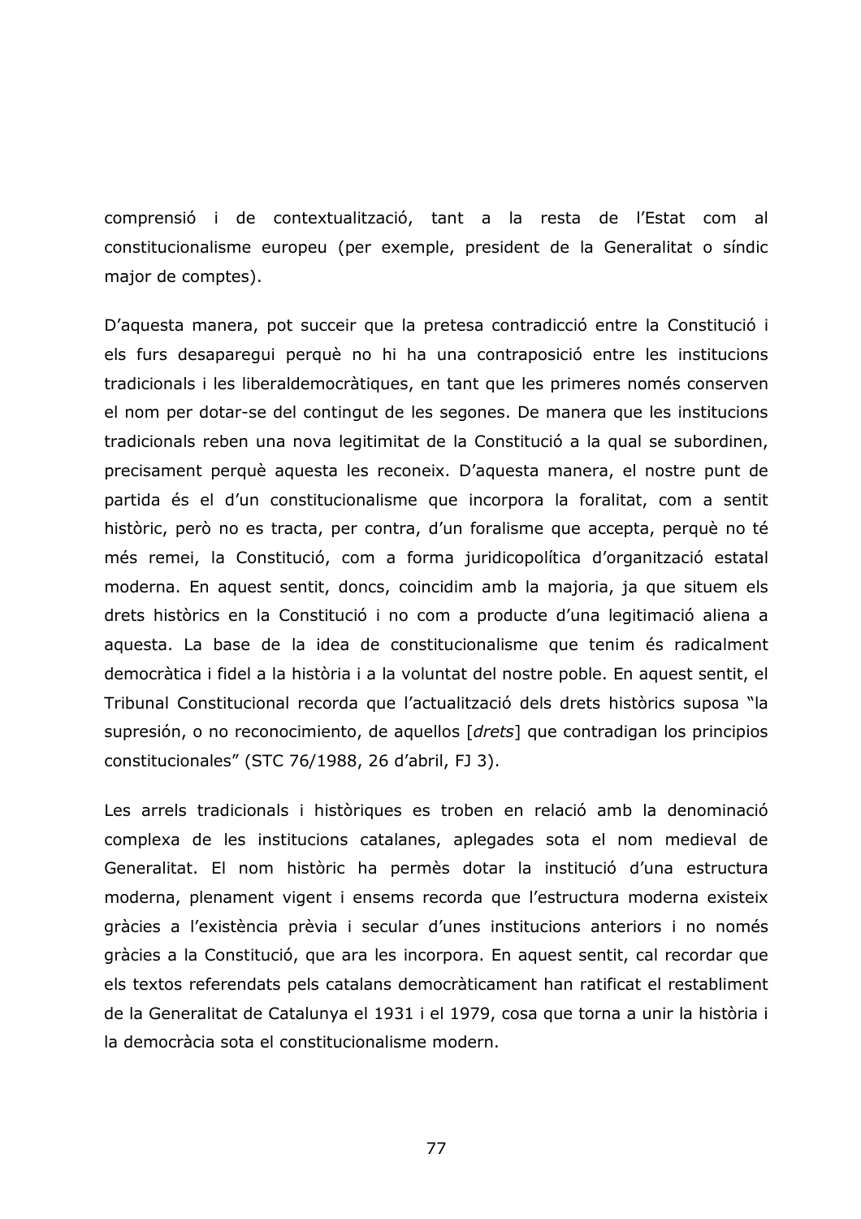comprensió i de contextualització, tant a la resta de l'Estat com al constitucionalisme europeu (per exemple, president de la Generalitat o síndic major de comptes).

D'aquesta manera, pot succeir que la pretesa contradicció entre la Constitució i els furs desaparegui perquè no hi ha una contraposició entre les institucions tradicionals i les liberaldemocràtiques, en tant que les primeres només conserven el nom per dotar-se del contingut de les segones. De manera que les institucions tradicionals reben una nova legitimitat de la Constitució a la qual se subordinen, precisament perquè aquesta les reconeix. D'aquesta manera, el nostre punt de partida és el d'un constitucionalisme que incorpora la foralitat, com a sentit històric, però no es tracta, per contra, d'un foralisme que accepta, perquè no té més remei, la Constitució, com a forma juridicopolítica d'organització estatal moderna. En aquest sentit, doncs, coincidim amb la majoria, ja que situem els drets històrics en la Constitució i no com a producte d'una legitimació aliena a aquesta. La base de la idea de constitucionalisme que tenim és radicalment democràtica i fidel a la història i a la voluntat del nostre poble. En aquest sentit, el Tribunal Constitucional recorda que l'actualització dels drets històrics suposa "la supresión, o no reconocimiento, de aquellos [*drets*] que contradigan los principios constitucionales" (STC 76/1988, 26 d'abril, FJ 3).

Les arrels tradicionals i històriques es troben en relació amb la denominació complexa de les institucions catalanes, aplegades sota el nom medieval de Generalitat. El nom històric ha permès dotar la institució d'una estructura moderna, plenament vigent i ensems recorda que l'estructura moderna existeix gràcies a l'existència prèvia i secular d'unes institucions anteriors i no només gràcies a la Constitució, que ara les incorpora. En aquest sentit, cal recordar que els textos referendats pels catalans democràticament han ratificat el restabliment de la Generalitat de Catalunya el 1931 i el 1979, cosa que torna a unir la història i la democràcia sota el constitucionalisme modern.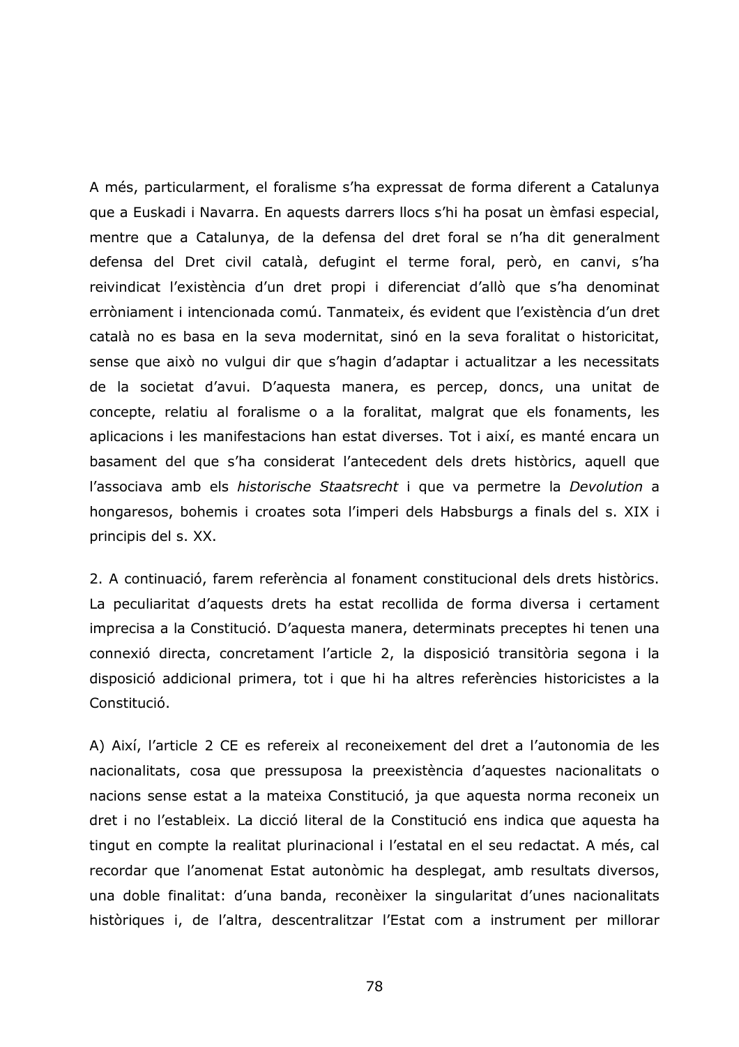A més, particularment, el foralisme s'ha expressat de forma diferent a Catalunya que a Euskadi i Navarra. En aquests darrers llocs s'hi ha posat un èmfasi especial, mentre que a Catalunya, de la defensa del dret foral se n'ha dit generalment defensa del Dret civil català, defugint el terme foral, però, en canvi, s'ha reivindicat l'existència d'un dret propi i diferenciat d'allò que s'ha denominat erròniament i intencionada comú. Tanmateix, és evident que l'existència d'un dret català no es basa en la seva modernitat, sinó en la seva foralitat o historicitat, sense que això no vulgui dir que s'hagin d'adaptar i actualitzar a les necessitats de la societat d'avui. D'aquesta manera, es percep, doncs, una unitat de concepte, relatiu al foralisme o a la foralitat, malgrat que els fonaments, les aplicacions i les manifestacions han estat diverses. Tot i així, es manté encara un basament del que s'ha considerat l'antecedent dels drets històrics, aquell que l'associava amb els *historische Staatsrecht* i que va permetre la *Devolution* a hongaresos, bohemis i croates sota l'imperi dels Habsburgs a finals del s. XIX i principis del s. XX.

2. A continuació, farem referència al fonament constitucional dels drets històrics. La peculiaritat d'aquests drets ha estat recollida de forma diversa i certament imprecisa a la Constitució. D'aquesta manera, determinats preceptes hi tenen una connexió directa, concretament l'article 2, la disposició transitòria segona i la disposició addicional primera, tot i que hi ha altres referències historicistes a la Constitució.

A) Així, l'article 2 CE es refereix al reconeixement del dret a l'autonomia de les nacionalitats, cosa que pressuposa la preexistència d'aquestes nacionalitats o nacions sense estat a la mateixa Constitució, ja que aquesta norma reconeix un dret i no l'estableix. La dicció literal de la Constitució ens indica que aquesta ha tingut en compte la realitat plurinacional i l'estatal en el seu redactat. A més, cal recordar que l'anomenat Estat autonòmic ha desplegat, amb resultats diversos, una doble finalitat: d'una banda, reconèixer la singularitat d'unes nacionalitats històriques i, de l'altra, descentralitzar l'Estat com a instrument per millorar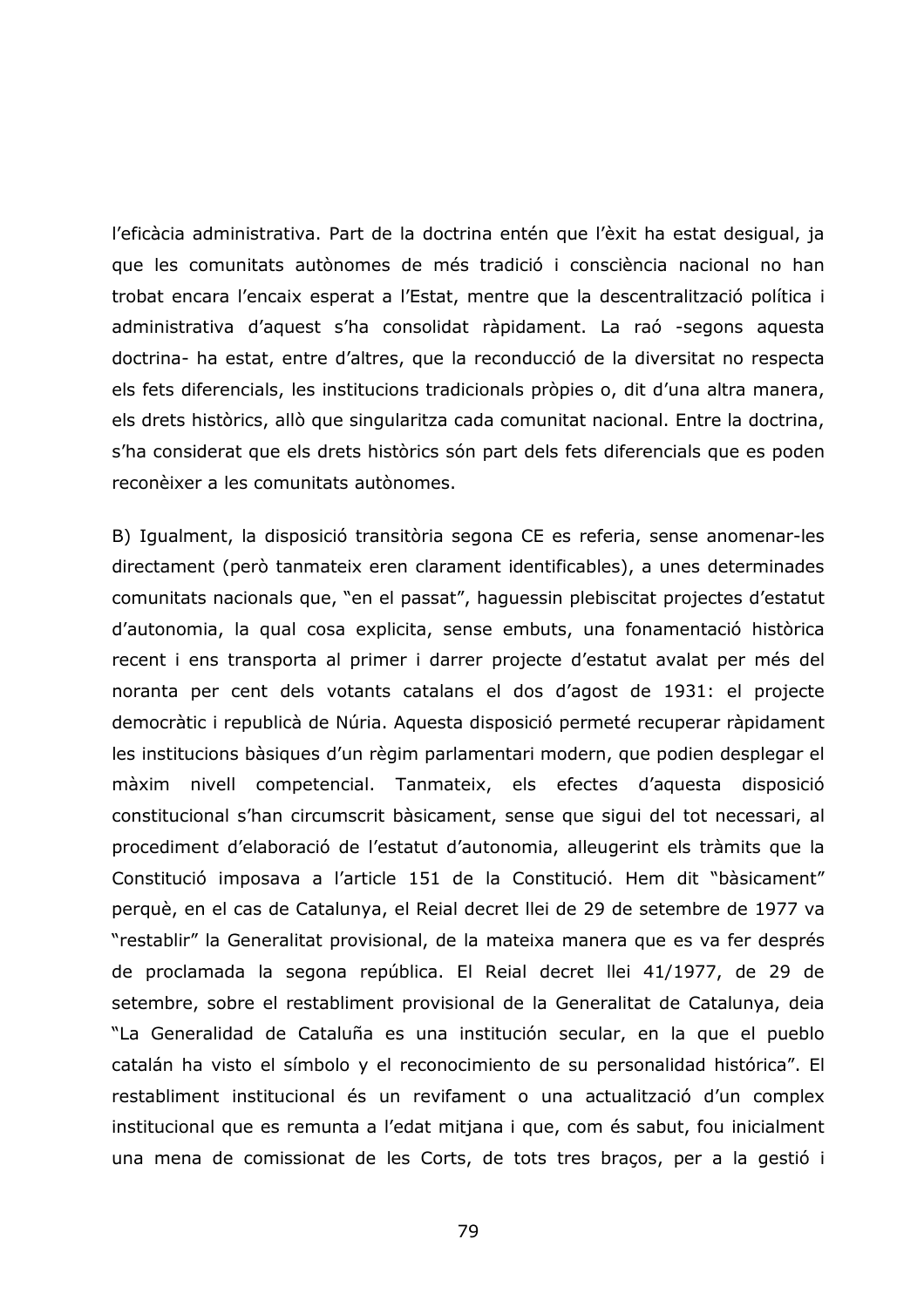l'eficàcia administrativa. Part de la doctrina entén que l'èxit ha estat desigual, ja que les comunitats autònomes de més tradició i consciència nacional no han trobat encara l'encaix esperat a l'Estat, mentre que la descentralització política i administrativa d'aquest s'ha consolidat ràpidament. La raó -segons aquesta doctrina- ha estat, entre d'altres, que la reconducció de la diversitat no respecta els fets diferencials, les institucions tradicionals pròpies o, dit d'una altra manera, els drets històrics, allò que singularitza cada comunitat nacional. Entre la doctrina, s'ha considerat que els drets històrics són part dels fets diferencials que es poden reconèixer a les comunitats autònomes.

B) Igualment, la disposició transitòria segona CE es referia, sense anomenar-les directament (però tanmateix eren clarament identificables), a unes determinades comunitats nacionals que, "en el passat", haguessin plebiscitat projectes d'estatut d'autonomia, la qual cosa explicita, sense embuts, una fonamentació històrica recent i ens transporta al primer i darrer projecte d'estatut avalat per més del noranta per cent dels votants catalans el dos d'agost de 1931: el projecte democràtic i republicà de Núria. Aquesta disposició permeté recuperar ràpidament les institucions bàsiques d'un règim parlamentari modern, que podien desplegar el màxim nivell competencial. Tanmateix, els efectes d'aquesta disposició constitucional s'han circumscrit bàsicament, sense que sigui del tot necessari, al procediment d'elaboració de l'estatut d'autonomia, alleugerint els tràmits que la Constitució imposava a l'article 151 de la Constitució. Hem dit "bàsicament" perquè, en el cas de Catalunya, el Reial decret llei de 29 de setembre de 1977 va "restablir" la Generalitat provisional, de la mateixa manera que es va fer després de proclamada la segona república. El Reial decret llei 41/1977, de 29 de setembre, sobre el restabliment provisional de la Generalitat de Catalunya, deia "La Generalidad de Cataluña es una institución secular, en la que el pueblo catalán ha visto el símbolo y el reconocimiento de su personalidad histórica". El restabliment institucional és un revifament o una actualització d'un complex institucional que es remunta a l'edat mitjana i que, com és sabut, fou inicialment una mena de comissionat de les Corts, de tots tres braços, per a la gestió i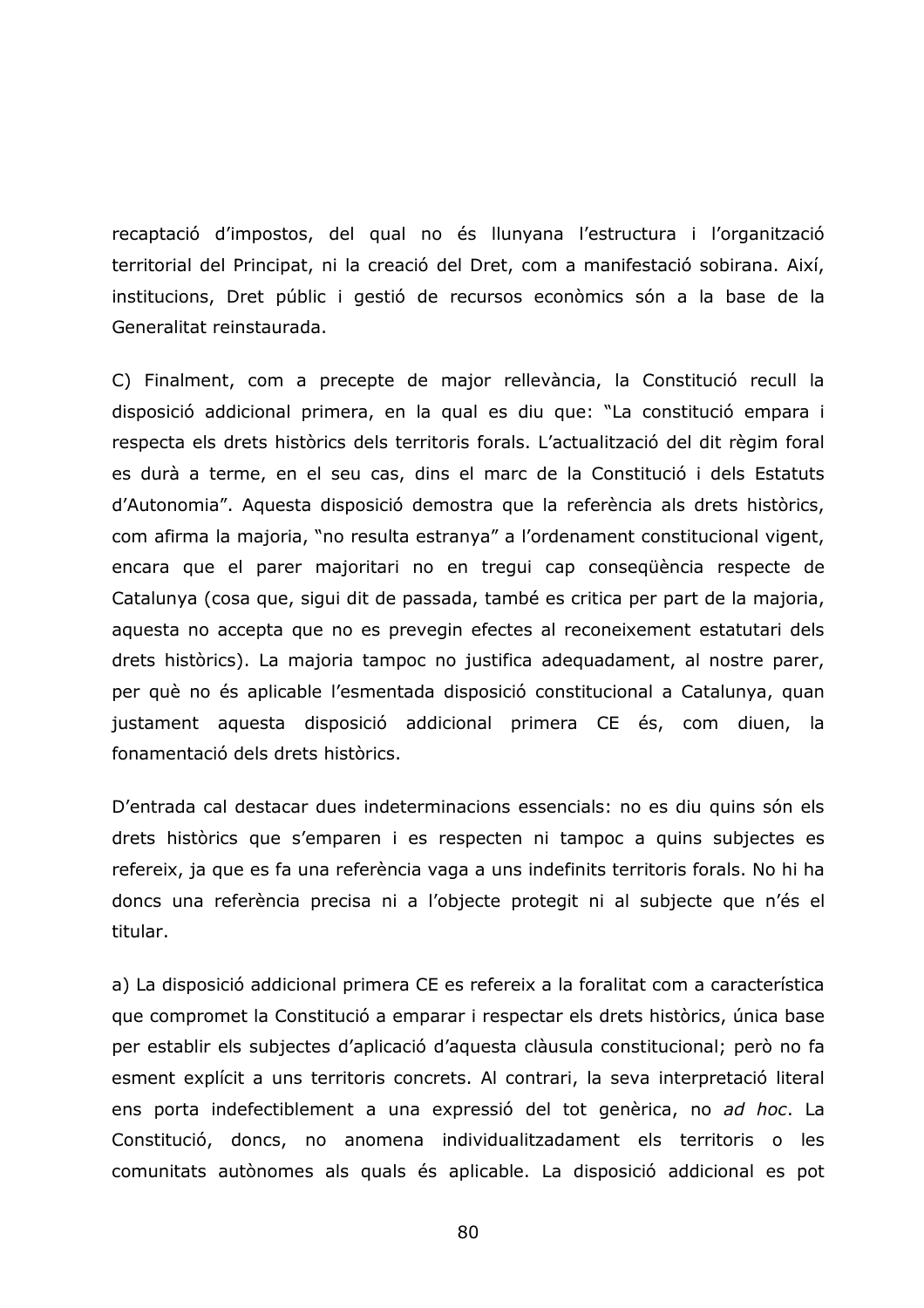recaptació d'impostos, del qual no és llunyana l'estructura i l'organització territorial del Principat, ni la creació del Dret, com a manifestació sobirana. Així, institucions, Dret públic i gestió de recursos econòmics són a la base de la Generalitat reinstaurada.

C) Finalment, com a precepte de major rellevància, la Constitució recull la disposició addicional primera, en la qual es diu que: "La constitució empara i respecta els drets històrics dels territoris forals. L'actualització del dit règim foral es durà a terme, en el seu cas, dins el marc de la Constitució i dels Estatuts d'Autonomia". Aquesta disposició demostra que la referència als drets històrics, com afirma la majoria, "no resulta estranya" a l'ordenament constitucional vigent, encara que el parer majoritari no en tregui cap conseqüència respecte de Catalunya (cosa que, sigui dit de passada, també es critica per part de la majoria, aquesta no accepta que no es prevegin efectes al reconeixement estatutari dels drets històrics). La majoria tampoc no justifica adequadament, al nostre parer, per què no és aplicable l'esmentada disposició constitucional a Catalunya, quan justament aquesta disposició addicional primera CE és, com diuen, la fonamentació dels drets històrics.

D'entrada cal destacar dues indeterminacions essencials: no es diu quins són els drets històrics que s'emparen i es respecten ni tampoc a quins subjectes es refereix, ja que es fa una referència vaga a uns indefinits territoris forals. No hi ha doncs una referència precisa ni a l'objecte protegit ni al subjecte que n'és el titular.

a) La disposició addicional primera CE es refereix a la foralitat com a característica que compromet la Constitució a emparar i respectar els drets històrics, única base per establir els subjectes d'aplicació d'aquesta clàusula constitucional; però no fa esment explícit a uns territoris concrets. Al contrari, la seva interpretació literal ens porta indefectiblement a una expressió del tot genèrica, no *ad hoc*. La Constitució, doncs, no anomena individualitzadament els territoris o les comunitats autònomes als quals és aplicable. La disposició addicional es pot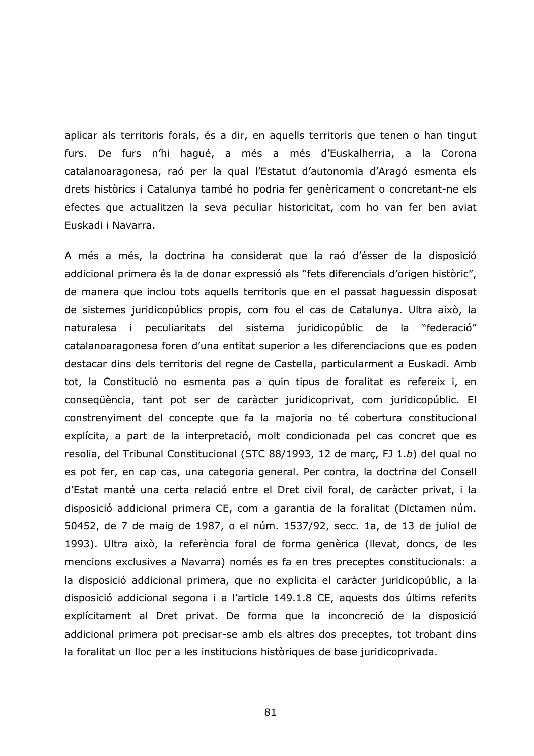aplicar als territoris forals, és a dir, en aquells territoris que tenen o han tingut furs. De furs n'hi hagué, a més a més d'Euskalherria, a la Corona catalanoaragonesa, raó per la qual l'Estatut d'autonomia d'Aragó esmenta els drets històrics i Catalunya també ho podria fer genèricament o concretant-ne els efectes que actualitzen la seva peculiar historicitat, com ho van fer ben aviat Euskadi i Navarra.

A més a més, la doctrina ha considerat que la raó d'ésser de la disposició addicional primera és la de donar expressió als "fets diferencials d'origen històric", de manera que inclou tots aquells territoris que en el passat haguessin disposat de sistemes juridicopúblics propis, com fou el cas de Catalunya. Ultra això, la naturalesa i peculiaritats del sistema juridicopúblic de la "federació" catalanoaragonesa foren d'una entitat superior a les diferenciacions que es poden destacar dins dels territoris del regne de Castella, particularment a Euskadi. Amb tot, la Constitució no esmenta pas a quin tipus de foralitat es refereix i, en conseqüència, tant pot ser de caràcter juridicoprivat, com juridicopúblic. El constrenyiment del concepte que fa la majoria no té cobertura constitucional explícita, a part de la interpretació, molt condicionada pel cas concret que es resolia, del Tribunal Constitucional (STC 88/1993, 12 de març, FJ 1.*b*) del qual no es pot fer, en cap cas, una categoria general. Per contra, la doctrina del Consell d'Estat manté una certa relació entre el Dret civil foral, de caràcter privat, i la disposició addicional primera CE, com a garantia de la foralitat (Dictamen núm. 50452, de 7 de maig de 1987, o el núm. 1537/92, secc. 1a, de 13 de juliol de 1993). Ultra això, la referència foral de forma genèrica (llevat, doncs, de les mencions exclusives a Navarra) només es fa en tres preceptes constitucionals: a la disposició addicional primera, que no explicita el caràcter juridicopúblic, a la disposició addicional segona i a l'article 149.1.8 CE, aquests dos últims referits explícitament al Dret privat. De forma que la inconcreció de la disposició addicional primera pot precisar-se amb els altres dos preceptes, tot trobant dins la foralitat un lloc per a les institucions històriques de base juridicoprivada.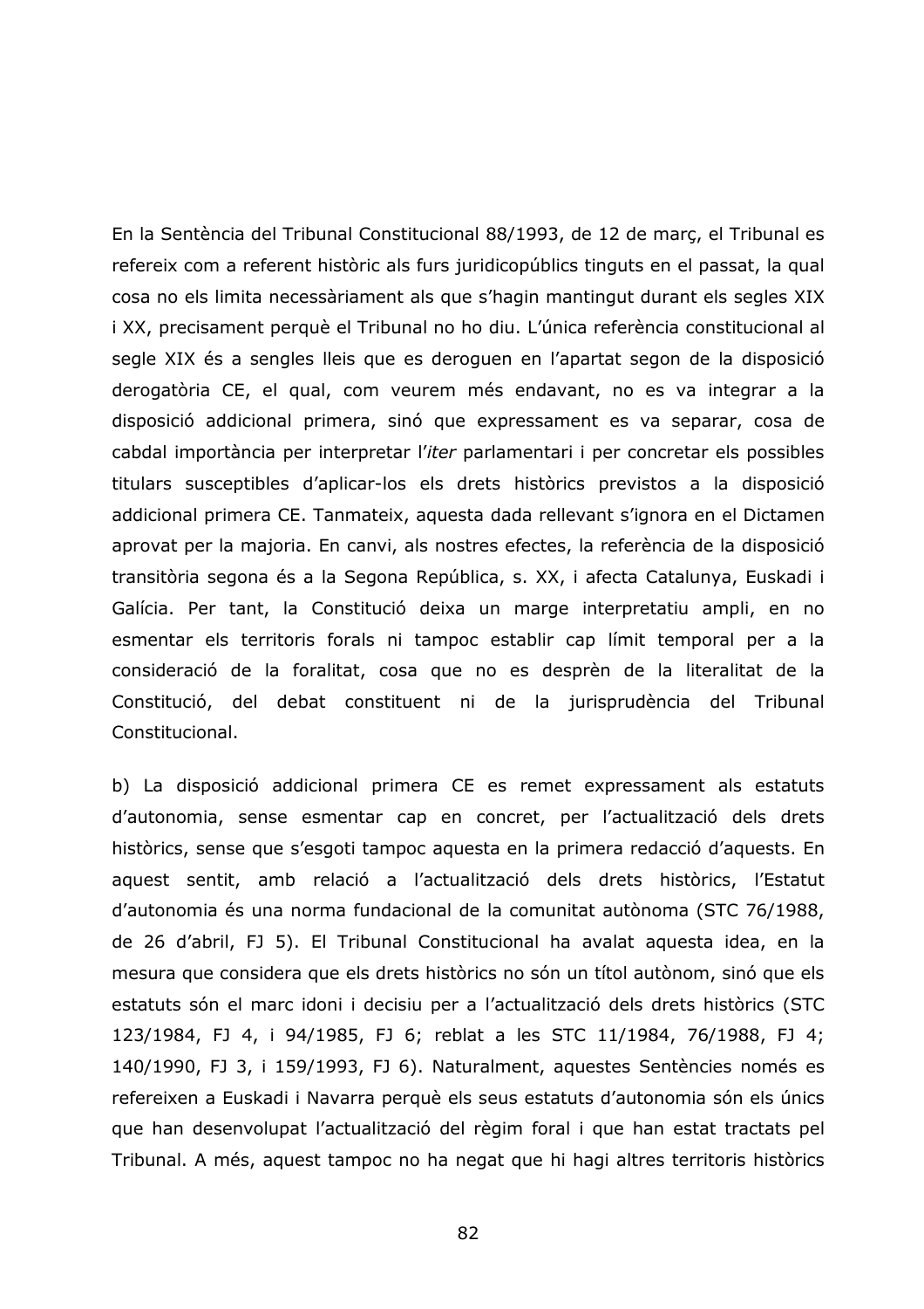En la Sentència del Tribunal Constitucional 88/1993, de 12 de març, el Tribunal es refereix com a referent històric als furs juridicopúblics tinguts en el passat, la qual cosa no els limita necessàriament als que s'hagin mantingut durant els segles XIX i XX, precisament perquè el Tribunal no ho diu. L'única referència constitucional al segle XIX és a sengles lleis que es deroguen en l'apartat segon de la disposició derogatòria CE, el qual, com veurem més endavant, no es va integrar a la disposició addicional primera, sinó que expressament es va separar, cosa de cabdal importància per interpretar l'*iter* parlamentari i per concretar els possibles titulars susceptibles d'aplicar-los els drets històrics previstos a la disposició addicional primera CE. Tanmateix, aquesta dada rellevant s'ignora en el Dictamen aprovat per la majoria. En canvi, als nostres efectes, la referència de la disposició transitòria segona és a la Segona República, s. XX, i afecta Catalunya, Euskadi i Galícia. Per tant, la Constitució deixa un marge interpretatiu ampli, en no esmentar els territoris forals ni tampoc establir cap límit temporal per a la consideració de la foralitat, cosa que no es desprèn de la literalitat de la Constitució, del debat constituent ni de la jurisprudència del Tribunal Constitucional.

b) La disposició addicional primera CE es remet expressament als estatuts d'autonomia, sense esmentar cap en concret, per l'actualització dels drets històrics, sense que s'esgoti tampoc aquesta en la primera redacció d'aquests. En aquest sentit, amb relació a l'actualització dels drets històrics, l'Estatut d'autonomia és una norma fundacional de la comunitat autònoma (STC 76/1988, de 26 d'abril, FJ 5). El Tribunal Constitucional ha avalat aquesta idea, en la mesura que considera que els drets històrics no són un títol autònom, sinó que els estatuts són el marc idoni i decisiu per a l'actualització dels drets històrics (STC 123/1984, FJ 4, i 94/1985, FJ 6; reblat a les STC 11/1984, 76/1988, FJ 4; 140/1990, FJ 3, i 159/1993, FJ 6). Naturalment, aquestes Sentències només es refereixen a Euskadi i Navarra perquè els seus estatuts d'autonomia són els únics que han desenvolupat l'actualització del règim foral i que han estat tractats pel Tribunal. A més, aquest tampoc no ha negat que hi hagi altres territoris històrics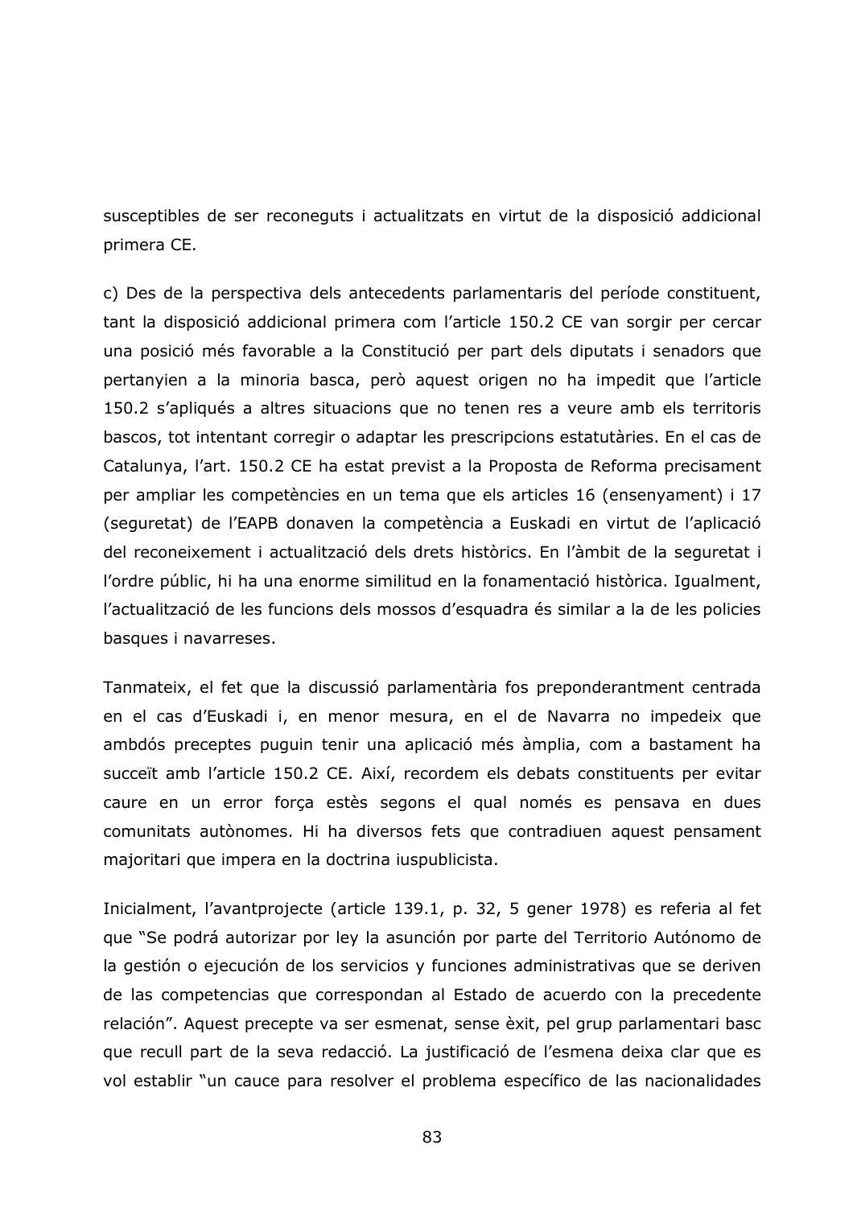susceptibles de ser reconeguts i actualitzats en virtut de la disposició addicional primera CE.

c) Des de la perspectiva dels antecedents parlamentaris del període constituent, tant la disposició addicional primera com l'article 150.2 CE van sorgir per cercar una posició més favorable a la Constitució per part dels diputats i senadors que pertanyien a la minoria basca, però aquest origen no ha impedit que l'article 150.2 s'apliqués a altres situacions que no tenen res a veure amb els territoris bascos, tot intentant corregir o adaptar les prescripcions estatutàries. En el cas de Catalunya, l'art. 150.2 CE ha estat previst a la Proposta de Reforma precisament per ampliar les competències en un tema que els articles 16 (ensenyament) i 17 (seguretat) de l'EAPB donaven la competència a Euskadi en virtut de l'aplicació del reconeixement i actualització dels drets històrics. En l'àmbit de la seguretat i l'ordre públic, hi ha una enorme similitud en la fonamentació històrica. Igualment, l'actualització de les funcions dels mossos d'esquadra és similar a la de les policies basques i navarreses.

Tanmateix, el fet que la discussió parlamentària fos preponderantment centrada en el cas d'Euskadi i, en menor mesura, en el de Navarra no impedeix que ambdós preceptes puguin tenir una aplicació més àmplia, com a bastament ha succeït amb l'article 150.2 CE. Així, recordem els debats constituents per evitar caure en un error força estès segons el qual només es pensava en dues comunitats autònomes. Hi ha diversos fets que contradiuen aquest pensament majoritari que impera en la doctrina iuspublicista.

Inicialment, l'avantprojecte (article 139.1, p. 32, 5 gener 1978) es referia al fet que "Se podrá autorizar por ley la asunción por parte del Territorio Autónomo de la gestión o ejecución de los servicios y funciones administrativas que se deriven de las competencias que correspondan al Estado de acuerdo con la precedente relación". Aquest precepte va ser esmenat, sense èxit, pel grup parlamentari basc que recull part de la seva redacció. La justificació de l'esmena deixa clar que es vol establir "un cauce para resolver el problema específico de las nacionalidades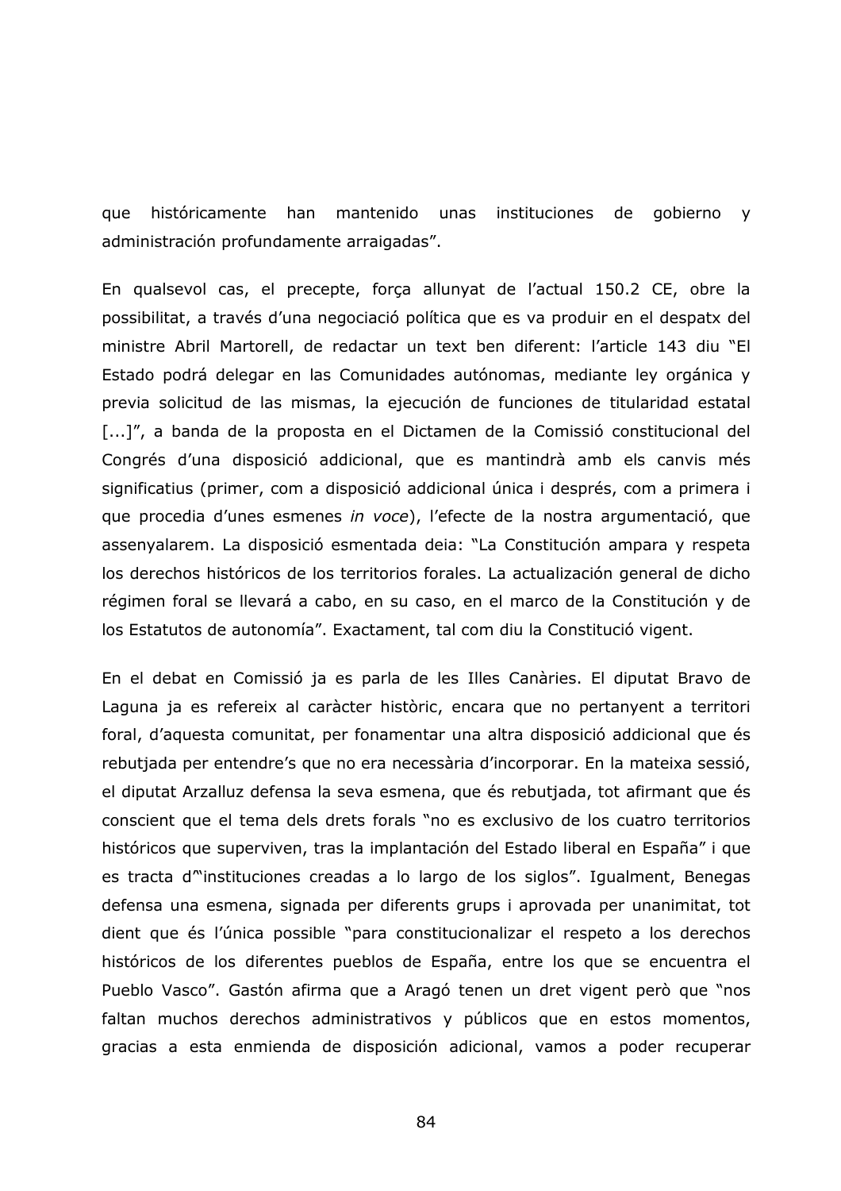que históricamente han mantenido unas instituciones de gobierno y administración profundamente arraigadas".

En qualsevol cas, el precepte, força allunyat de l'actual 150.2 CE, obre la possibilitat, a través d'una negociació política que es va produir en el despatx del ministre Abril Martorell, de redactar un text ben diferent: l'article 143 diu "El Estado podrá delegar en las Comunidades autónomas, mediante ley orgánica y previa solicitud de las mismas, la ejecución de funciones de titularidad estatal [...]", a banda de la proposta en el Dictamen de la Comissió constitucional del Congrés d'una disposició addicional, que es mantindrà amb els canvis més significatius (primer, com a disposició addicional única i després, com a primera i que procedia d'unes esmenes *in voce*), l'efecte de la nostra argumentació, que assenyalarem. La disposició esmentada deia: "La Constitución ampara y respeta los derechos históricos de los territorios forales. La actualización general de dicho régimen foral se llevará a cabo, en su caso, en el marco de la Constitución y de los Estatutos de autonomía". Exactament, tal com diu la Constitució vigent.

En el debat en Comissió ja es parla de les Illes Canàries. El diputat Bravo de Laguna ja es refereix al caràcter històric, encara que no pertanyent a territori foral, d'aquesta comunitat, per fonamentar una altra disposició addicional que és rebutjada per entendre's que no era necessària d'incorporar. En la mateixa sessió, el diputat Arzalluz defensa la seva esmena, que és rebutjada, tot afirmant que és conscient que el tema dels drets forals "no es exclusivo de los cuatro territorios históricos que superviven, tras la implantación del Estado liberal en España" i que es tracta d'"instituciones creadas a lo largo de los siglos". Igualment, Benegas defensa una esmena, signada per diferents grups i aprovada per unanimitat, tot dient que és l'única possible "para constitucionalizar el respeto a los derechos históricos de los diferentes pueblos de España, entre los que se encuentra el Pueblo Vasco". Gastón afirma que a Aragó tenen un dret vigent però que "nos faltan muchos derechos administrativos y públicos que en estos momentos, gracias a esta enmienda de disposición adicional, vamos a poder recuperar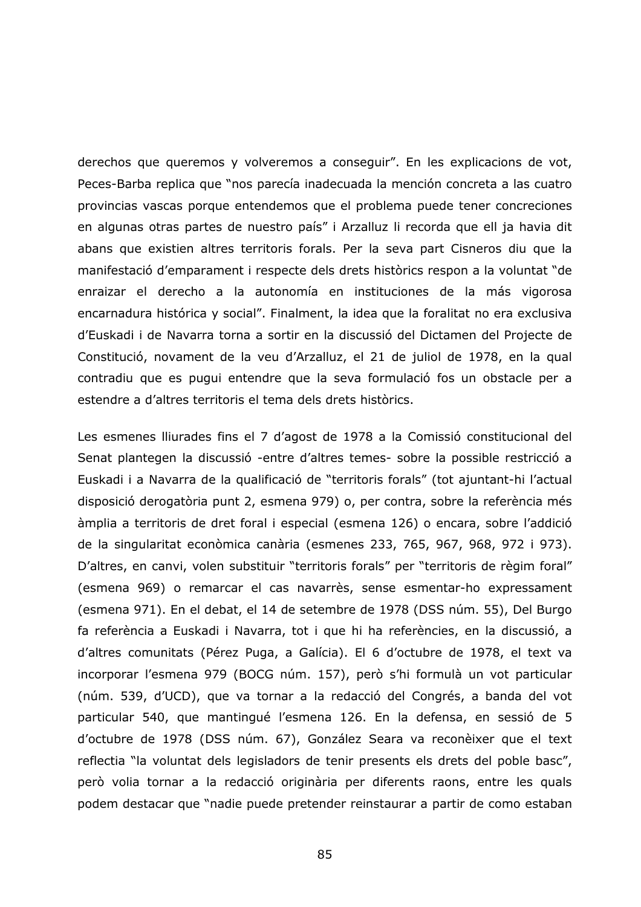derechos que queremos y volveremos a conseguir". En les explicacions de vot, Peces-Barba replica que "nos parecía inadecuada la mención concreta a las cuatro provincias vascas porque entendemos que el problema puede tener concreciones en algunas otras partes de nuestro país" i Arzalluz li recorda que ell ja havia dit abans que existien altres territoris forals. Per la seva part Cisneros diu que la manifestació d'emparament i respecte dels drets històrics respon a la voluntat "de enraizar el derecho a la autonomía en instituciones de la más vigorosa encarnadura histórica y social". Finalment, la idea que la foralitat no era exclusiva d'Euskadi i de Navarra torna a sortir en la discussió del Dictamen del Projecte de Constitució, novament de la veu d'Arzalluz, el 21 de juliol de 1978, en la qual contradiu que es pugui entendre que la seva formulació fos un obstacle per a estendre a d'altres territoris el tema dels drets històrics.

Les esmenes lliurades fins el 7 d'agost de 1978 a la Comissió constitucional del Senat plantegen la discussió -entre d'altres temes- sobre la possible restricció a Euskadi i a Navarra de la qualificació de "territoris forals" (tot ajuntant-hi l'actual disposició derogatòria punt 2, esmena 979) o, per contra, sobre la referència més àmplia a territoris de dret foral i especial (esmena 126) o encara, sobre l'addició de la singularitat econòmica canària (esmenes 233, 765, 967, 968, 972 i 973). D'altres, en canvi, volen substituir "territoris forals" per "territoris de règim foral" (esmena 969) o remarcar el cas navarrès, sense esmentar-ho expressament (esmena 971). En el debat, el 14 de setembre de 1978 (DSS núm. 55), Del Burgo fa referència a Euskadi i Navarra, tot i que hi ha referències, en la discussió, a d'altres comunitats (Pérez Puga, a Galícia). El 6 d'octubre de 1978, el text va incorporar l'esmena 979 (BOCG núm. 157), però s'hi formulà un vot particular (núm. 539, d'UCD), que va tornar a la redacció del Congrés, a banda del vot particular 540, que mantingué l'esmena 126. En la defensa, en sessió de 5 d'octubre de 1978 (DSS núm. 67), González Seara va reconèixer que el text reflectia "la voluntat dels legisladors de tenir presents els drets del poble basc", però volia tornar a la redacció originària per diferents raons, entre les quals podem destacar que "nadie puede pretender reinstaurar a partir de como estaban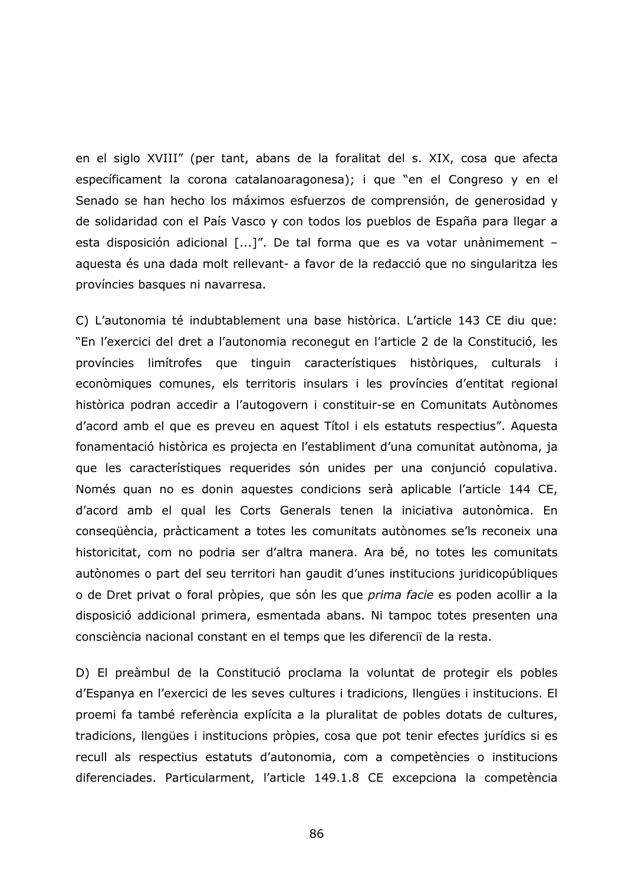en el siglo XVIII" (per tant, abans de la foralitat del s. XIX, cosa que afecta específicament la corona catalanoaragonesa); i que "en el Congreso y en el Senado se han hecho los máximos esfuerzos de comprensión, de generosidad y de solidaridad con el País Vasco y con todos los pueblos de España para llegar a esta disposición adicional [...]". De tal forma que es va votar unànimement –aquesta és una dada molt rellevant- a favor de la redacció que no singularitza les províncies basques ni navarresa.

C) L'autonomia té indubtablement una base històrica. L'article 143 CE diu que: "En l'exercici del dret a l'autonomia reconegut en l'article 2 de la Constitució, les províncies limítrofes que tinguin característiques històriques, culturals i econòmiques comunes, els territoris insulars i les províncies d'entitat regional històrica podran accedir a l'autogovern i constituir-se en Comunitats Autònomes d'acord amb el que es preveu en aquest Títol i els estatuts respectius". Aquesta fonamentació històrica es projecta en l'establiment d'una comunitat autònoma, ja que les característiques requerides són unides per una conjunció copulativa. Només quan no es donin aquestes condicions serà aplicable l'article 144 CE, d'acord amb el qual les Corts Generals tenen la iniciativa autonòmica. En conseqüència, pràcticament a totes les comunitats autònomes se'ls reconeix una historicitat, com no podria ser d'altra manera. Ara bé, no totes les comunitats autònomes o part del seu territori han gaudit d'unes institucions juridicopúbliques o de Dret privat o foral pròpies, que són les que *prima facie* es poden acollir a la disposició addicional primera, esmentada abans. Ni tampoc totes presenten una consciència nacional constant en el temps que les diferenciï de la resta.

D) El preàmbul de la Constitució proclama la voluntat de protegir els pobles d'Espanya en l'exercici de les seves cultures i tradicions, llengües i institucions. El proemi fa també referència explícita a la pluralitat de pobles dotats de cultures, tradicions, llengües i institucions pròpies, cosa que pot tenir efectes jurídics si es recull als respectius estatuts d'autonomia, com a competències o institucions diferenciades. Particularment, l'article 149.1.8 CE excepciona la competència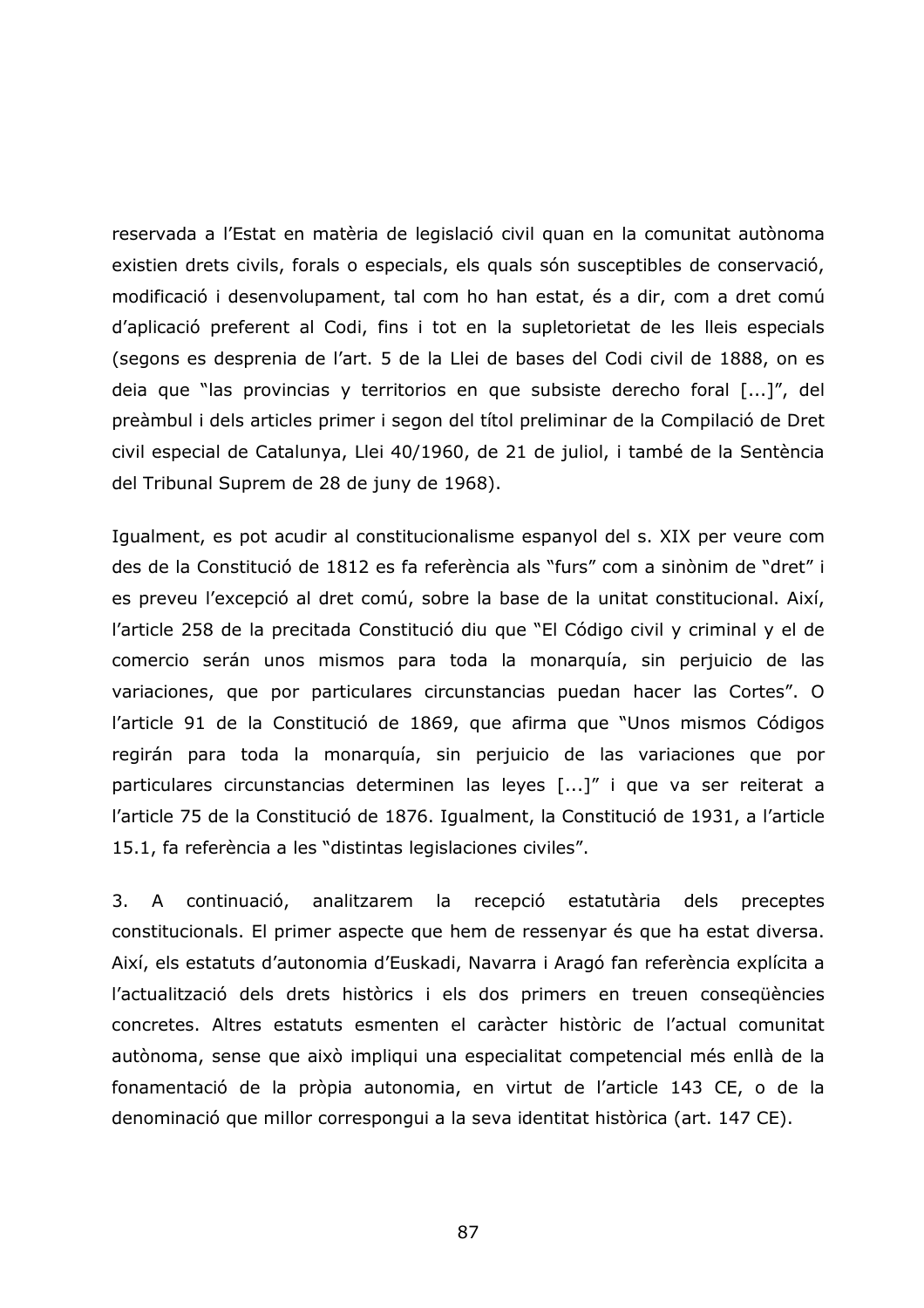reservada a l'Estat en matèria de legislació civil quan en la comunitat autònoma existien drets civils, forals o especials, els quals són susceptibles de conservació, modificació i desenvolupament, tal com ho han estat, és a dir, com a dret comú d'aplicació preferent al Codi, fins i tot en la supletorietat de les lleis especials (segons es desprenia de l'art. 5 de la Llei de bases del Codi civil de 1888, on es deia que "las provincias y territorios en que subsiste derecho foral [...]", del preàmbul i dels articles primer i segon del títol preliminar de la Compilació de Dret civil especial de Catalunya, Llei 40/1960, de 21 de juliol, i també de la Sentència del Tribunal Suprem de 28 de juny de 1968).

Igualment, es pot acudir al constitucionalisme espanyol del s. XIX per veure com des de la Constitució de 1812 es fa referència als "furs" com a sinònim de "dret" i es preveu l'excepció al dret comú, sobre la base de la unitat constitucional. Així, l'article 258 de la precitada Constitució diu que "El Código civil y criminal y el de comercio serán unos mismos para toda la monarquía, sin perjuicio de las variaciones, que por particulares circunstancias puedan hacer las Cortes". O l'article 91 de la Constitució de 1869, que afirma que "Unos mismos Códigos regirán para toda la monarquía, sin perjuicio de las variaciones que por particulares circunstancias determinen las leyes [...]" i que va ser reiterat a l'article 75 de la Constitució de 1876. Igualment, la Constitució de 1931, a l'article 15.1, fa referència a les "distintas legislaciones civiles".

3. A continuació, analitzarem la recepció estatutària dels preceptes constitucionals. El primer aspecte que hem de ressenyar és que ha estat diversa. Així, els estatuts d'autonomia d'Euskadi, Navarra i Aragó fan referència explícita a l'actualització dels drets històrics i els dos primers en treuen conseqüències concretes. Altres estatuts esmenten el caràcter històric de l'actual comunitat autònoma, sense que això impliqui una especialitat competencial més enllà de la fonamentació de la pròpia autonomia, en virtut de l'article 143 CE, o de la denominació que millor correspongui a la seva identitat històrica (art. 147 CE).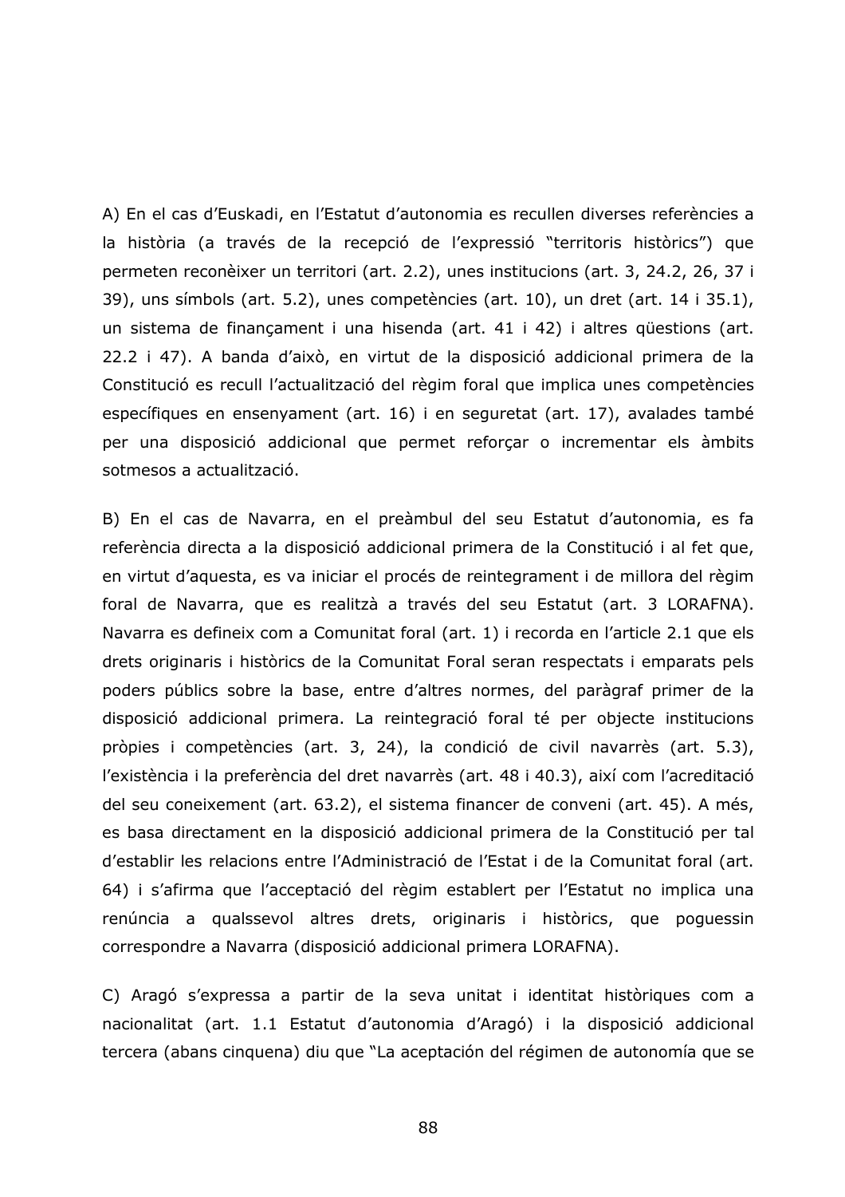A) En el cas d'Euskadi, en l'Estatut d'autonomia es recullen diverses referències a la història (a través de la recepció de l'expressió "territoris històrics") que permeten reconèixer un territori (art. 2.2), unes institucions (art. 3, 24.2, 26, 37 i 39), uns símbols (art. 5.2), unes competències (art. 10), un dret (art. 14 i 35.1), un sistema de finançament i una hisenda (art. 41 i 42) i altres qüestions (art. 22.2 i 47). A banda d'això, en virtut de la disposició addicional primera de la Constitució es recull l'actualització del règim foral que implica unes competències específiques en ensenyament (art. 16) i en seguretat (art. 17), avalades també per una disposició addicional que permet reforçar o incrementar els àmbits sotmesos a actualització.

B) En el cas de Navarra, en el preàmbul del seu Estatut d'autonomia, es fa referència directa a la disposició addicional primera de la Constitució i al fet que, en virtut d'aquesta, es va iniciar el procés de reintegrament i de millora del règim foral de Navarra, que es realitzà a través del seu Estatut (art. 3 LORAFNA). Navarra es defineix com a Comunitat foral (art. 1) i recorda en l'article 2.1 que els drets originaris i històrics de la Comunitat Foral seran respectats i emparats pels poders públics sobre la base, entre d'altres normes, del paràgraf primer de la disposició addicional primera. La reintegració foral té per objecte institucions pròpies i competències (art. 3, 24), la condició de civil navarrès (art. 5.3), l'existència i la preferència del dret navarrès (art. 48 i 40.3), així com l'acreditació del seu coneixement (art. 63.2), el sistema financer de conveni (art. 45). A més, es basa directament en la disposició addicional primera de la Constitució per tal d'establir les relacions entre l'Administració de l'Estat i de la Comunitat foral (art. 64) i s'afirma que l'acceptació del règim establert per l'Estatut no implica una renúncia a qualssevol altres drets, originaris i històrics, que poguessin correspondre a Navarra (disposició addicional primera LORAFNA).

C) Aragó s'expressa a partir de la seva unitat i identitat històriques com a nacionalitat (art. 1.1 Estatut d'autonomia d'Aragó) i la disposició addicional tercera (abans cinquena) diu que "La aceptación del régimen de autonomía que se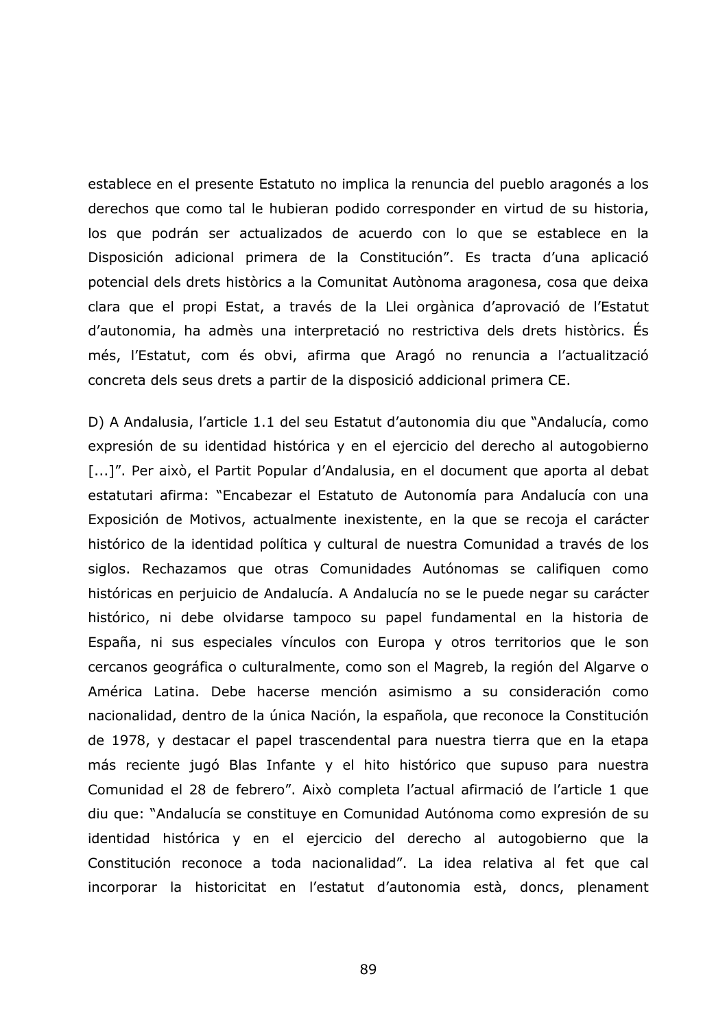establece en el presente Estatuto no implica la renuncia del pueblo aragonés a los derechos que como tal le hubieran podido corresponder en virtud de su historia, los que podrán ser actualizados de acuerdo con lo que se establece en la Disposición adicional primera de la Constitución". Es tracta d'una aplicació potencial dels drets històrics a la Comunitat Autònoma aragonesa, cosa que deixa clara que el propi Estat, a través de la Llei orgànica d'aprovació de l'Estatut d'autonomia, ha admès una interpretació no restrictiva dels drets històrics. És més, l'Estatut, com és obvi, afirma que Aragó no renuncia a l'actualització concreta dels seus drets a partir de la disposició addicional primera CE.

D) A Andalusia, l'article 1.1 del seu Estatut d'autonomia diu que "Andalucía, como expresión de su identidad histórica y en el ejercicio del derecho al autogobierno [...]". Per això, el Partit Popular d'Andalusia, en el document que aporta al debat estatutari afirma: "Encabezar el Estatuto de Autonomía para Andalucía con una Exposición de Motivos, actualmente inexistente, en la que se recoja el carácter histórico de la identidad política y cultural de nuestra Comunidad a través de los siglos. Rechazamos que otras Comunidades Autónomas se califiquen como históricas en perjuicio de Andalucía. A Andalucía no se le puede negar su carácter histórico, ni debe olvidarse tampoco su papel fundamental en la historia de España, ni sus especiales vínculos con Europa y otros territorios que le son cercanos geográfica o culturalmente, como son el Magreb, la región del Algarve o América Latina. Debe hacerse mención asimismo a su consideración como nacionalidad, dentro de la única Nación, la española, que reconoce la Constitución de 1978, y destacar el papel trascendental para nuestra tierra que en la etapa más reciente jugó Blas Infante y el hito histórico que supuso para nuestra Comunidad el 28 de febrero". Això completa l'actual afirmació de l'article 1 que diu que: "Andalucía se constituye en Comunidad Autónoma como expresión de su identidad histórica y en el ejercicio del derecho al autogobierno que la Constitución reconoce a toda nacionalidad". La idea relativa al fet que cal incorporar la historicitat en l'estatut d'autonomia està, doncs, plenament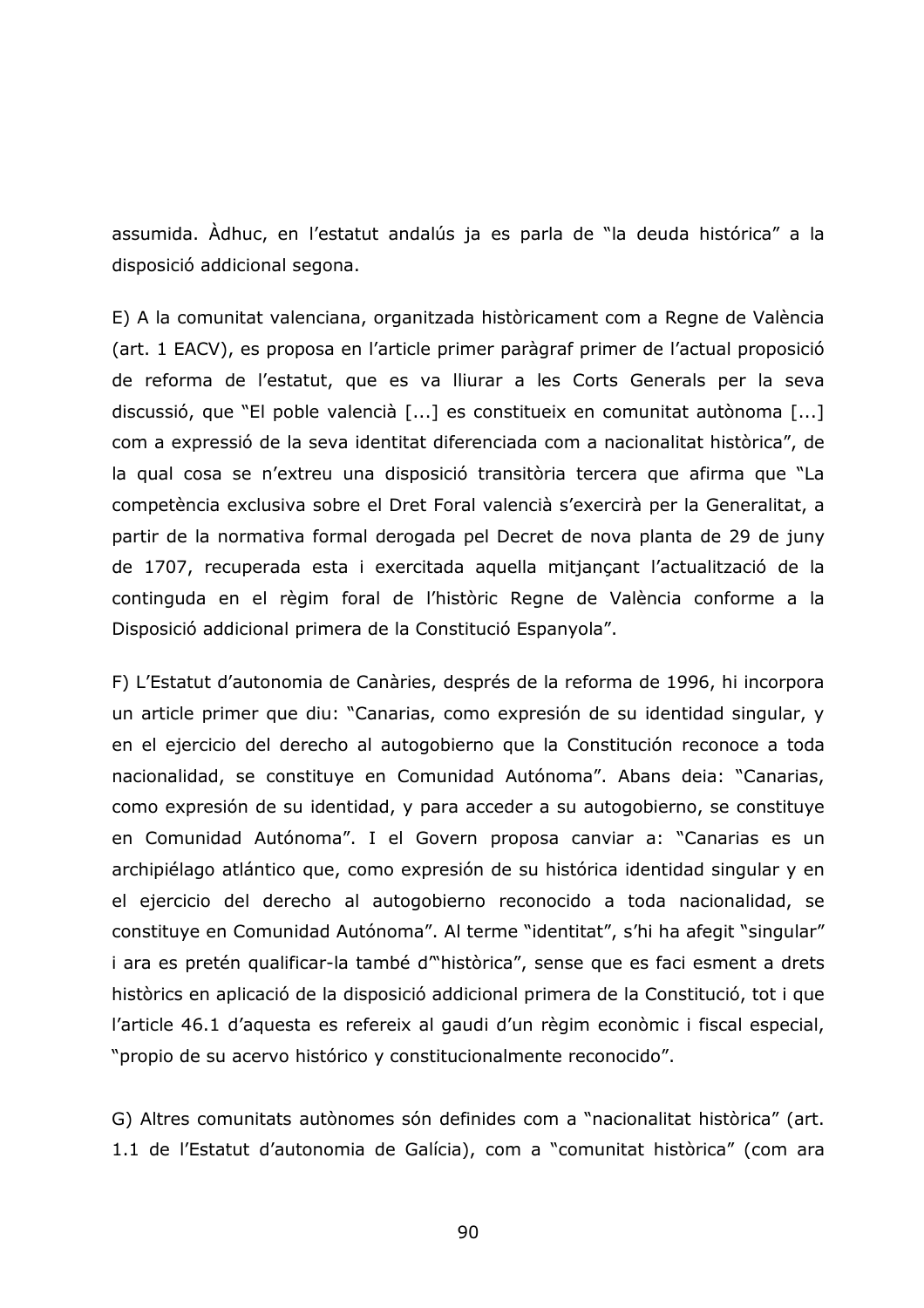assumida. Àdhuc, en l’estatut andalús ja es parla de “la deuda histórica” a la disposició addicional segona.

E) A la comunitat valenciana, organitzada històricament com a Regne de València (art. 1 EACV), es proposa en l’article primer paràgraf primer de l’actual proposició de reforma de l’estatut, que es va lliurar a les Corts Generals per la seva discussió, que “El poble valencià [...] es constitueix en comunitat autònoma [...] com a expressió de la seva identitat diferenciada com a nacionalitat històrica”, de la qual cosa se n’extreu una disposició transitòria tercera que afirma que “La competència exclusiva sobre el Dret Foral valencià s’exercirà per la Generalitat, a partir de la normativa formal derogada pel Decret de nova planta de 29 de juny de 1707, recuperada esta i exercitada aquella mitjançant l’actualització de la continguda en el règim foral de l’històric Regne de València conforme a la Disposició addicional primera de la Constitució Espanyola”.

F) L’Estatut d’autonomia de Canàries, després de la reforma de 1996, hi incorpora un article primer que diu: “Canarias, como expresión de su identidad singular, y en el ejercicio del derecho al autogobierno que la Constitución reconoce a toda nacionalidad, se constituye en Comunidad Autónoma”. Abans deia: “Canarias, como expresión de su identidad, y para acceder a su autogobierno, se constituye en Comunidad Autónoma”. I el Govern proposa canviar a: “Canarias es un archipiélago atlántico que, como expresión de su histórica identidad singular y en el ejercicio del derecho al autogobierno reconocido a toda nacionalidad, se constituye en Comunidad Autónoma”. Al terme “identitat”, s’hi ha afegit “singular” i ara es pretén qualificar-la també d’“històrica”, sense que es faci esment a drets històrics en aplicació de la disposició addicional primera de la Constitució, tot i que l’article 46.1 d’aquesta es refereix al gaudi d’un règim econòmic i fiscal especial, “propio de su acervo histórico y constitucionalmente reconocido”.

G) Altres comunitats autònomes són definides com a “nacionalitat històrica” (art. 1.1 de l’Estatut d’autonomia de Galícia), com a “comunitat històrica” (com ara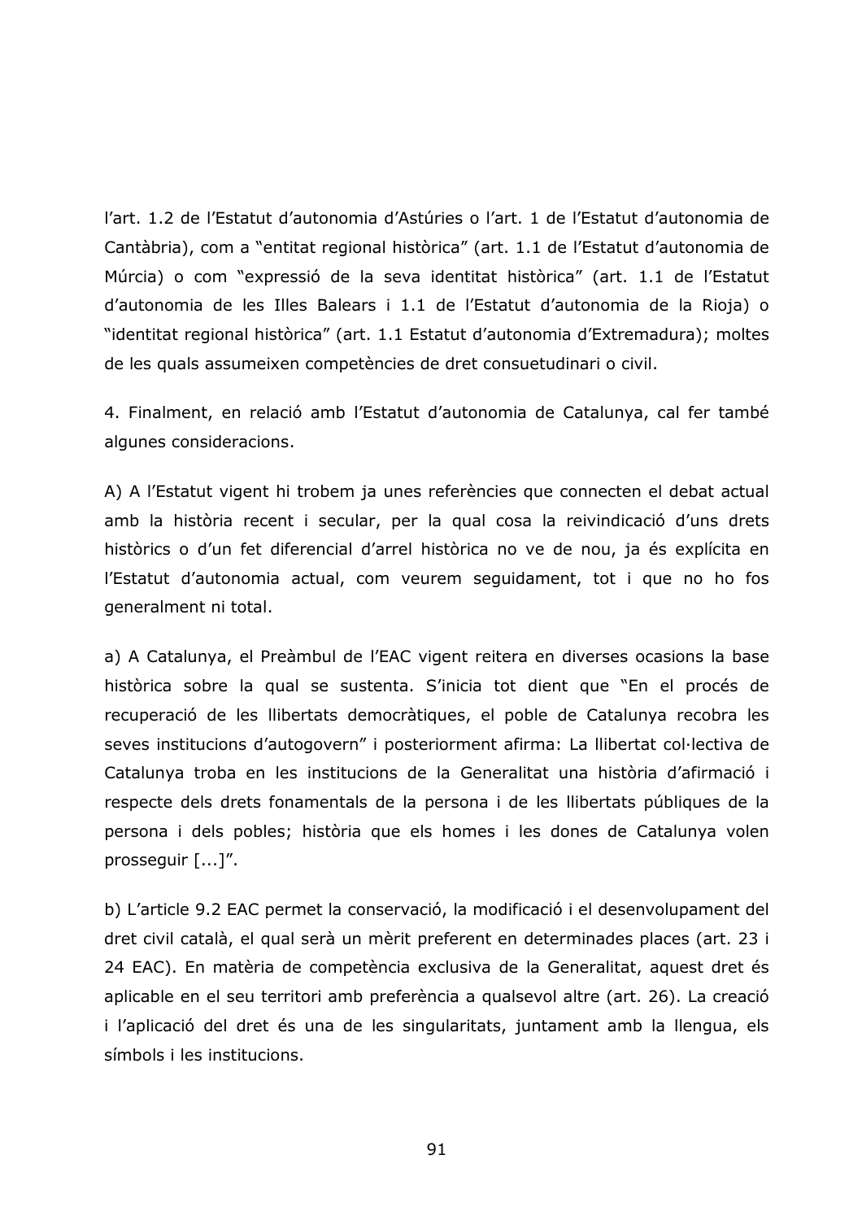l'art. 1.2 de l'Estatut d'autonomia d'Astúries o l'art. 1 de l'Estatut d'autonomia de Cantàbria), com a "entitat regional històrica" (art. 1.1 de l'Estatut d'autonomia de Múrcia) o com "expressió de la seva identitat històrica" (art. 1.1 de l'Estatut d'autonomia de les Illes Balears i 1.1 de l'Estatut d'autonomia de la Rioja) o "identitat regional històrica" (art. 1.1 Estatut d'autonomia d'Extremadura); moltes de les quals assumeixen competències de dret consuetudinari o civil.

4. Finalment, en relació amb l'Estatut d'autonomia de Catalunya, cal fer també algunes consideracions.

A) A l'Estatut vigent hi trobem ja unes referències que connecten el debat actual amb la història recent i secular, per la qual cosa la reivindicació d'uns drets històrics o d'un fet diferencial d'arrel històrica no ve de nou, ja és explícita en l'Estatut d'autonomia actual, com veurem seguidament, tot i que no ho fos generalment ni total.

a) A Catalunya, el Preàmbul de l'EAC vigent reitera en diverses ocasions la base històrica sobre la qual se sustenta. S'inicia tot dient que "En el procés de recuperació de les llibertats democràtiques, el poble de Catalunya recobra les seves institucions d'autogovern" i posteriorment afirma: La llibertat col·lectiva de Catalunya troba en les institucions de la Generalitat una història d'afirmació i respecte dels drets fonamentals de la persona i de les llibertats públiques de la persona i dels pobles; història que els homes i les dones de Catalunya volen prosseguir [...]".

b) L'article 9.2 EAC permet la conservació, la modificació i el desenvolupament del dret civil català, el qual serà un mèrit preferent en determinades places (art. 23 i 24 EAC). En matèria de competència exclusiva de la Generalitat, aquest dret és aplicable en el seu territori amb preferència a qualsevol altre (art. 26). La creació i l'aplicació del dret és una de les singularitats, juntament amb la llengua, els símbols i les institucions.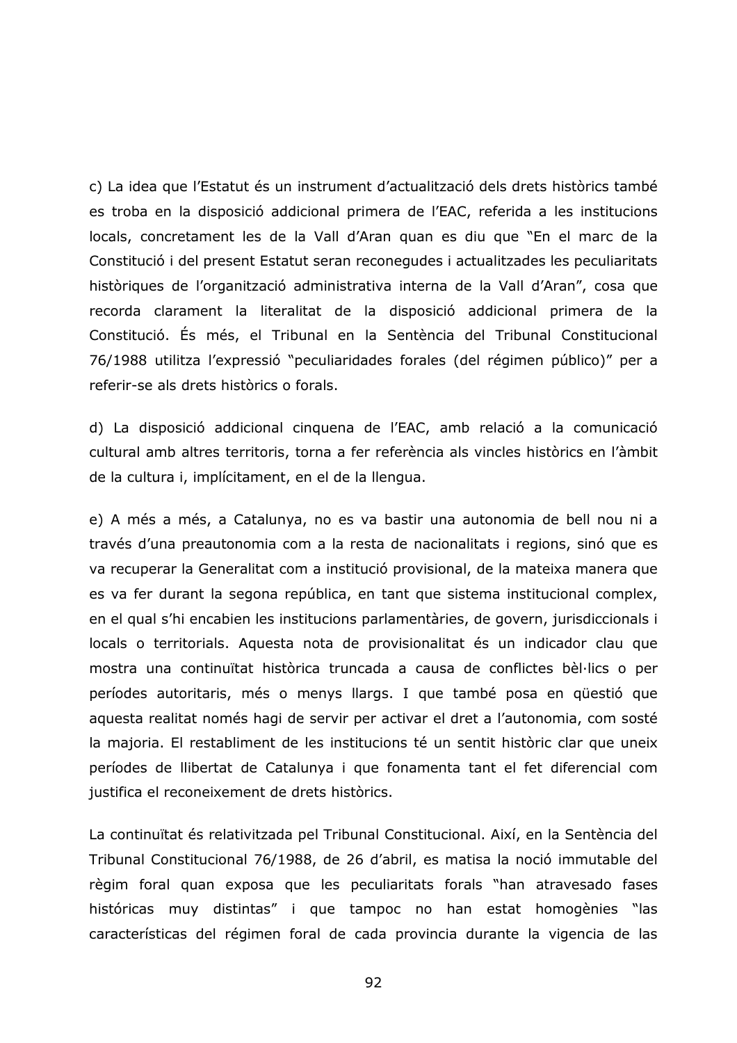c) La idea que l'Estatut és un instrument d'actualització dels drets històrics també es troba en la disposició addicional primera de l'EAC, referida a les institucions locals, concretament les de la Vall d'Aran quan es diu que "En el marc de la Constitució i del present Estatut seran reconegudes i actualitzades les peculiaritats històriques de l'organització administrativa interna de la Vall d'Aran", cosa que recorda clarament la literalitat de la disposició addicional primera de la Constitució. És més, el Tribunal en la Sentència del Tribunal Constitucional 76/1988 utilitza l'expressió "peculiaridades forales (del régimen público)" per a referir-se als drets històrics o forals.

d) La disposició addicional cinquena de l'EAC, amb relació a la comunicació cultural amb altres territoris, torna a fer referència als vincles històrics en l'àmbit de la cultura i, implícitament, en el de la llengua.

e) A més a més, a Catalunya, no es va bastir una autonomia de bell nou ni a través d'una preautonomia com a la resta de nacionalitats i regions, sinó que es va recuperar la Generalitat com a institució provisional, de la mateixa manera que es va fer durant la segona república, en tant que sistema institucional complex, en el qual s'hi encabien les institucions parlamentàries, de govern, jurisdiccionals i locals o territorials. Aquesta nota de provisionalitat és un indicador clau que mostra una continuïtat històrica truncada a causa de conflictes bèl·lics o per períodes autoritaris, més o menys llargs. I que també posa en qüestió que aquesta realitat només hagi de servir per activar el dret a l'autonomia, com sosté la majoria. El restabliment de les institucions té un sentit històric clar que uneix períodes de llibertat de Catalunya i que fonamenta tant el fet diferencial com justifica el reconeixement de drets històrics.

La continuïtat és relativitzada pel Tribunal Constitucional. Així, en la Sentència del Tribunal Constitucional 76/1988, de 26 d'abril, es matisa la noció immutable del règim foral quan exposa que les peculiaritats forals "han atravesado fases históricas muy distintas" i que tampoc no han estat homogènies "las características del régimen foral de cada provincia durante la vigencia de las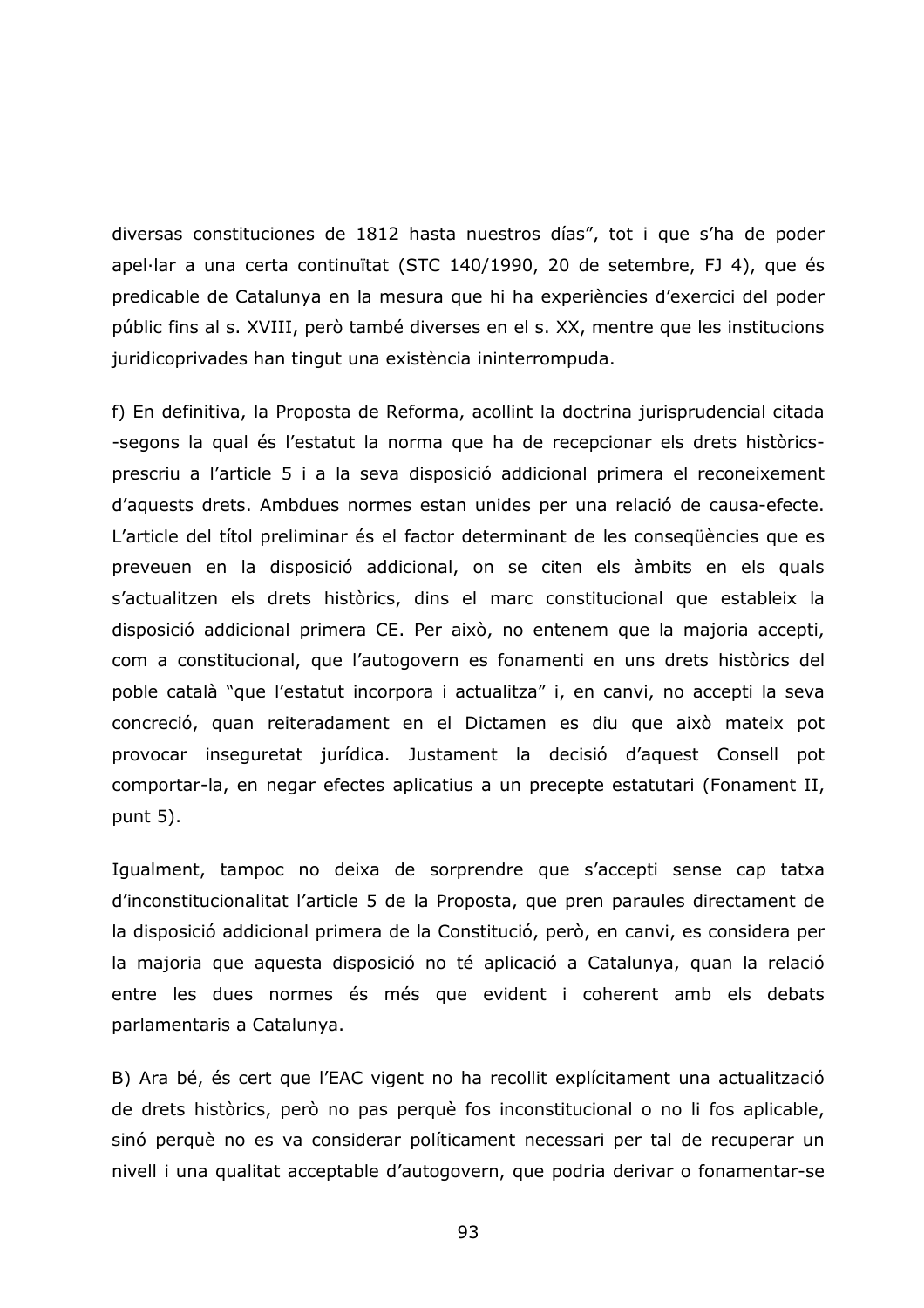diversas constituciones de 1812 hasta nuestros días", tot i que s'ha de poder apel·lar a una certa continuïtat (STC 140/1990, 20 de setembre, FJ 4), que és predicable de Catalunya en la mesura que hi ha experiències d'exercici del poder públic fins al s. XVIII, però també diverses en el s. XX, mentre que les institucions juridicoprivades han tingut una existència ininterrompuda.

f) En definitiva, la Proposta de Reforma, acollint la doctrina jurisprudencial citada -segons la qual és l'estatut la norma que ha de recepcionar els drets històrics- prescriu a l'article 5 i a la seva disposició addicional primera el reconeixement d'aquests drets. Ambdues normes estan unides per una relació de causa-efecte. L'article del títol preliminar és el factor determinant de les conseqüències que es preveuen en la disposició addicional, on se citen els àmbits en els quals s'actualitzen els drets històrics, dins el marc constitucional que estableix la disposició addicional primera CE. Per això, no entenem que la majoria accepti, com a constitucional, que l'autogovern es fonamenti en uns drets històrics del poble català "que l'estatut incorpora i actualitza" i, en canvi, no accepti la seva concreció, quan reiteradament en el Dictamen es diu que això mateix pot provocar inseguretat jurídica. Justament la decisió d'aquest Consell pot comportar-la, en negar efectes aplicatius a un precepte estatutari (Fonament II, punt 5).

Igualment, tampoc no deixa de sorprendre que s'accepti sense cap tatxa d'inconstitucionalitat l'article 5 de la Proposta, que pren paraules directament de la disposició addicional primera de la Constitució, però, en canvi, es considera per la majoria que aquesta disposició no té aplicació a Catalunya, quan la relació entre les dues normes és més que evident i coherent amb els debats parlamentaris a Catalunya.

B) Ara bé, és cert que l'EAC vigent no ha recollit explícitament una actualització de drets històrics, però no pas perquè fos inconstitucional o no li fos aplicable, sinó perquè no es va considerar políticament necessari per tal de recuperar un nivell i una qualitat acceptable d'autogovern, que podria derivar o fonamentar-se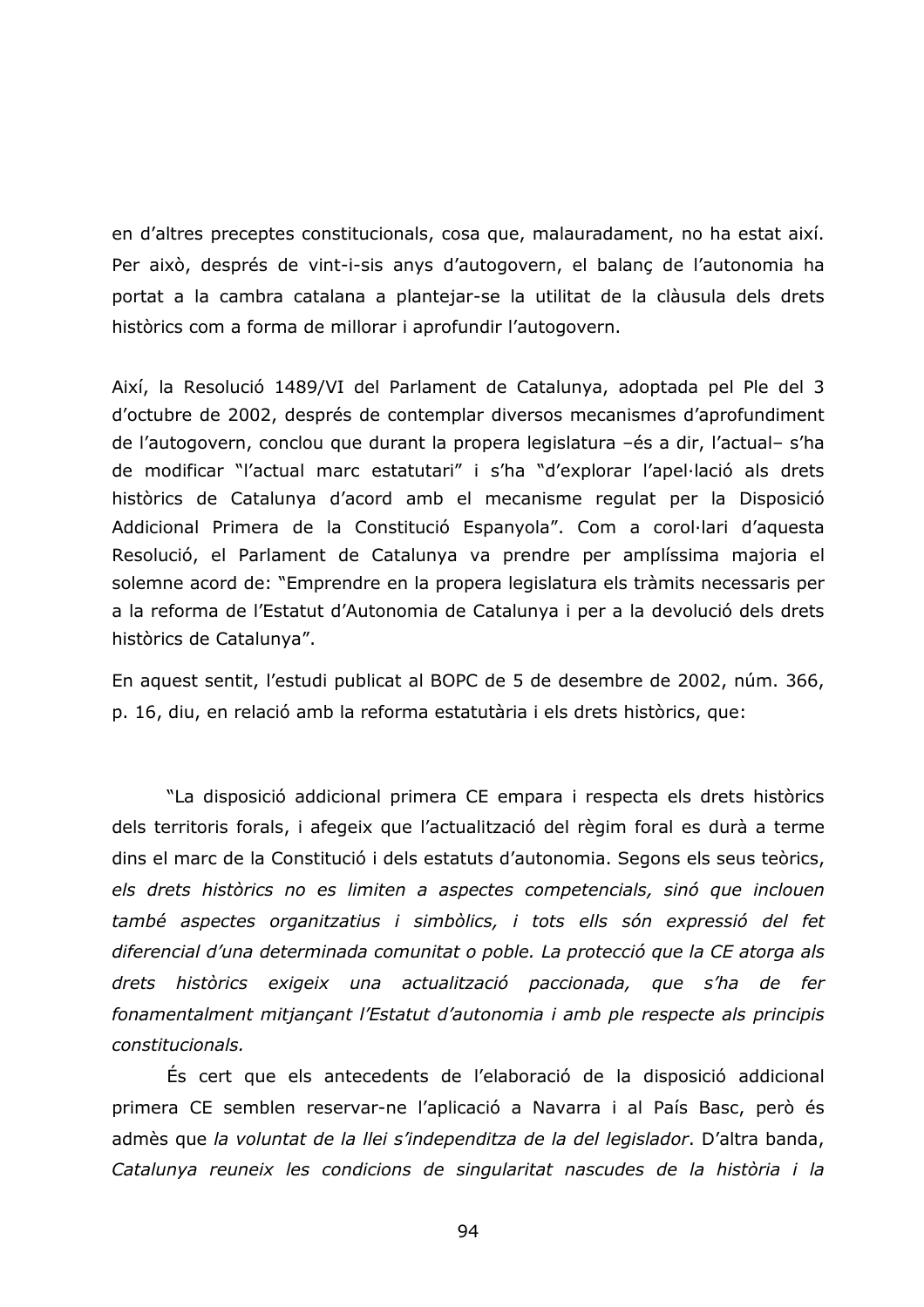en d'altres preceptes constitucionals, cosa que, malauradament, no ha estat així. Per això, després de vint-i-sis anys d'autogovern, el balanç de l'autonomia ha portat a la cambra catalana a plantejar-se la utilitat de la clàusula dels drets històrics com a forma de millorar i aprofundir l'autogovern.

Així, la Resolució 1489/VI del Parlament de Catalunya, adoptada pel Ple del 3 d'octubre de 2002, després de contemplar diversos mecanismes d'aprofundiment de l'autogovern, conclou que durant la propera legislatura –és a dir, l'actual– s'ha de modificar "l'actual marc estatutari" i s'ha "d'explorar l'apel·lació als drets històrics de Catalunya d'acord amb el mecanisme regulat per la Disposició Addicional Primera de la Constitució Espanyola". Com a corol·lari d'aquesta Resolució, el Parlament de Catalunya va prendre per amplíssima majoria el solemne acord de: "Emprendre en la propera legislatura els tràmits necessaris per a la reforma de l'Estatut d'Autonomia de Catalunya i per a la devolució dels drets històrics de Catalunya".

En aquest sentit, l'estudi publicat al BOPC de 5 de desembre de 2002, núm. 366, p. 16, diu, en relació amb la reforma estatutària i els drets històrics, que:

> "La disposició addicional primera CE empara i respecta els drets històrics dels territoris forals, i afegeix que l'actualització del règim foral es durà a terme dins el marc de la Constitució i dels estatuts d'autonomia. Segons els seus teòrics, *els drets històrics no es limiten a aspectes competencials, sinó que inclouen també aspectes organitzatius i simbòlics, i tots ells són expressió del fet diferencial d'una determinada comunitat o poble. La protecció que la CE atorga als drets històrics exigeix una actualització paccionada, que s'ha de fer fonamentalment mitjançant l'Estatut d'autonomia i amb ple respecte als principis constitucionals.*
>
> És cert que els antecedents de l'elaboració de la disposició addicional primera CE semblen reservar-ne l'aplicació a Navarra i al País Basc, però és admès que *la voluntat de la llei s'independitza de la del legislador*. D'altra banda, *Catalunya reuneix les condicions de singularitat nascudes de la història i la*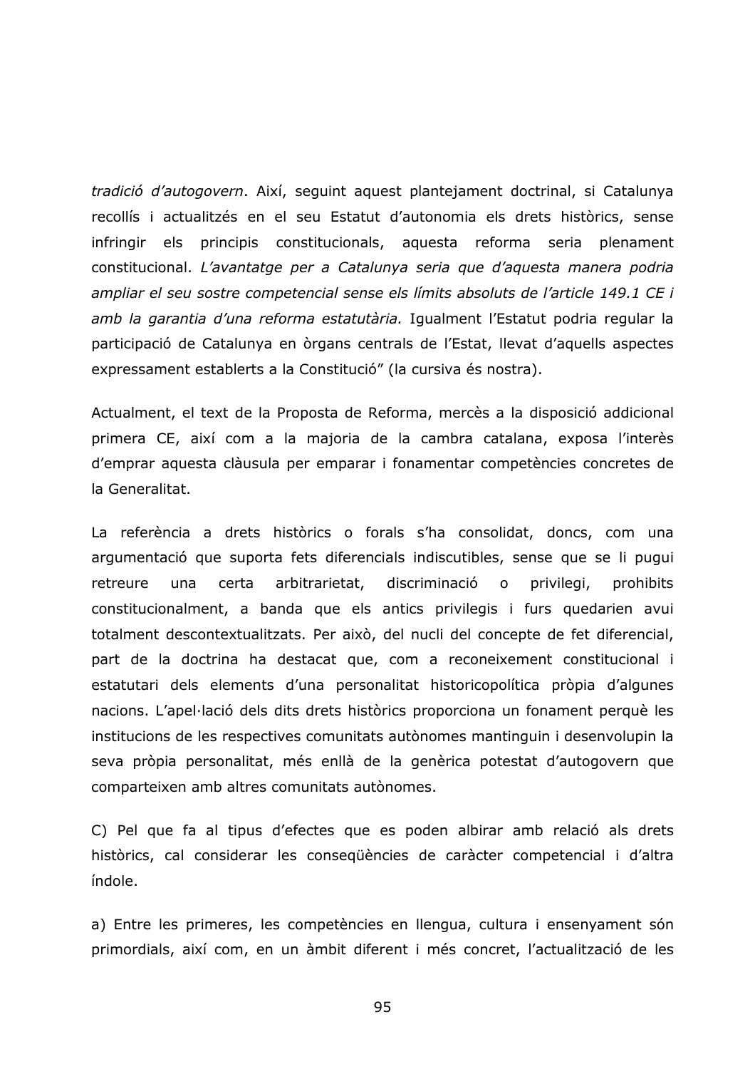*tradició d'autogovern*. Així, seguint aquest plantejament doctrinal, si Catalunya recollís i actualitzés en el seu Estatut d'autonomia els drets històrics, sense infringir els principis constitucionals, aquesta reforma seria plenament constitucional. *L'avantatge per a Catalunya seria que d'aquesta manera podria ampliar el seu sostre competencial sense els límits absoluts de l'article 149.1 CE i amb la garantia d'una reforma estatutària.* Igualment l'Estatut podria regular la participació de Catalunya en òrgans centrals de l'Estat, llevat d'aquells aspectes expressament establerts a la Constitució" (la cursiva és nostra).

Actualment, el text de la Proposta de Reforma, mercès a la disposició addicional primera CE, així com a la majoria de la cambra catalana, exposa l'interès d'emprar aquesta clàusula per emparar i fonamentar competències concretes de la Generalitat.

La referència a drets històrics o forals s'ha consolidat, doncs, com una argumentació que suporta fets diferencials indiscutibles, sense que se li pugui retreure una certa arbitrarietat, discriminació o privilegi, prohibits constitucionalment, a banda que els antics privilegis i furs quedarien avui totalment descontextualitzats. Per això, del nucli del concepte de fet diferencial, part de la doctrina ha destacat que, com a reconeixement constitucional i estatutari dels elements d'una personalitat historicopolítica pròpia d'algunes nacions. L'apel·lació dels dits drets històrics proporciona un fonament perquè les institucions de les respectives comunitats autònomes mantinguin i desenvolupin la seva pròpia personalitat, més enllà de la genèrica potestat d'autogovern que comparteixen amb altres comunitats autònomes.

C) Pel que fa al tipus d'efectes que es poden albirar amb relació als drets històrics, cal considerar les conseqüències de caràcter competencial i d'altra índole.

a) Entre les primeres, les competències en llengua, cultura i ensenyament són primordials, així com, en un àmbit diferent i més concret, l'actualització de les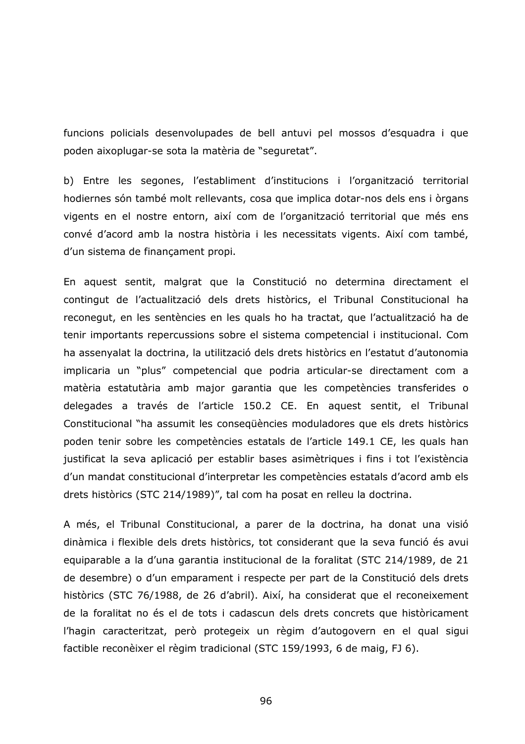funcions policials desenvolupades de bell antuvi pel mossos d'esquadra i que poden aixoplugar-se sota la matèria de "seguretat".

b) Entre les segones, l'establiment d'institucions i l'organització territorial hodiernes són també molt rellevants, cosa que implica dotar-nos dels ens i òrgans vigents en el nostre entorn, així com de l'organització territorial que més ens convé d'acord amb la nostra història i les necessitats vigents. Així com també, d'un sistema de finançament propi.

En aquest sentit, malgrat que la Constitució no determina directament el contingut de l'actualització dels drets històrics, el Tribunal Constitucional ha reconegut, en les sentències en les quals ho ha tractat, que l'actualització ha de tenir importants repercussions sobre el sistema competencial i institucional. Com ha assenyalat la doctrina, la utilització dels drets històrics en l'estatut d'autonomia implicaria un "plus" competencial que podria articular-se directament com a matèria estatutària amb major garantia que les competències transferides o delegades a través de l'article 150.2 CE. En aquest sentit, el Tribunal Constitucional "ha assumit les conseqüències moduladores que els drets històrics poden tenir sobre les competències estatals de l'article 149.1 CE, les quals han justificat la seva aplicació per establir bases asimètriques i fins i tot l'existència d'un mandat constitucional d'interpretar les competències estatals d'acord amb els drets històrics (STC 214/1989)", tal com ha posat en relleu la doctrina.

A més, el Tribunal Constitucional, a parer de la doctrina, ha donat una visió dinàmica i flexible dels drets històrics, tot considerant que la seva funció és avui equiparable a la d'una garantia institucional de la foralitat (STC 214/1989, de 21 de desembre) o d'un emparament i respecte per part de la Constitució dels drets històrics (STC 76/1988, de 26 d'abril). Així, ha considerat que el reconeixement de la foralitat no és el de tots i cadascun dels drets concrets que històricament l'hagin caracteritzat, però protegeix un règim d'autogovern en el qual sigui factible reconèixer el règim tradicional (STC 159/1993, 6 de maig, FJ 6).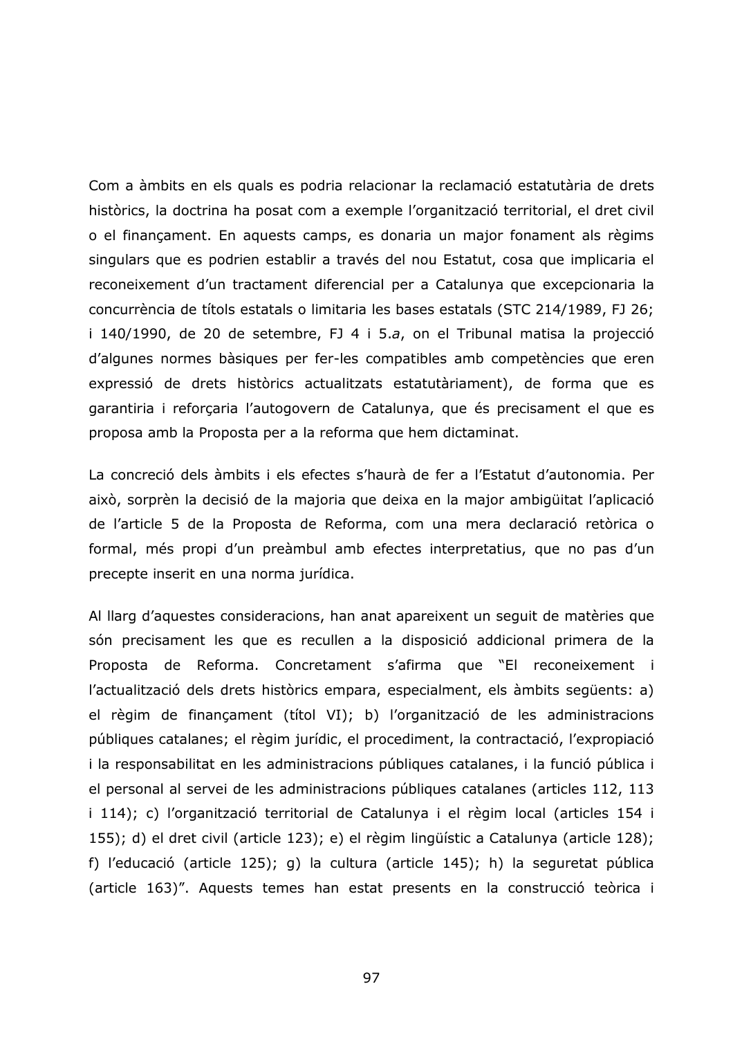Com a àmbits en els quals es podria relacionar la reclamació estatutària de drets històrics, la doctrina ha posat com a exemple l'organització territorial, el dret civil o el finançament. En aquests camps, es donaria un major fonament als règims singulars que es podrien establir a través del nou Estatut, cosa que implicaria el reconeixement d'un tractament diferencial per a Catalunya que excepcionaria la concurrència de títols estatals o limitaria les bases estatals (STC 214/1989, FJ 26; i 140/1990, de 20 de setembre, FJ 4 i 5.*a*, on el Tribunal matisa la projecció d'algunes normes bàsiques per fer-les compatibles amb competències que eren expressió de drets històrics actualitzats estatutàriament), de forma que es garantiria i reforçaria l'autogovern de Catalunya, que és precisament el que es proposa amb la Proposta per a la reforma que hem dictaminat.

La concreció dels àmbits i els efectes s'haurà de fer a l'Estatut d'autonomia. Per això, sorprèn la decisió de la majoria que deixa en la major ambigüitat l'aplicació de l'article 5 de la Proposta de Reforma, com una mera declaració retòrica o formal, més propi d'un preàmbul amb efectes interpretatius, que no pas d'un precepte inserit en una norma jurídica.

Al llarg d'aquestes consideracions, han anat apareixent un seguit de matèries que són precisament les que es recullen a la disposició addicional primera de la Proposta de Reforma. Concretament s'afirma que "El reconeixement i l'actualització dels drets històrics empara, especialment, els àmbits següents: a) el règim de finançament (títol VI); b) l'organització de les administracions públiques catalanes; el règim jurídic, el procediment, la contractació, l'expropiació i la responsabilitat en les administracions públiques catalanes, i la funció pública i el personal al servei de les administracions públiques catalanes (articles 112, 113 i 114); c) l'organització territorial de Catalunya i el règim local (articles 154 i 155); d) el dret civil (article 123); e) el règim lingüístic a Catalunya (article 128); f) l'educació (article 125); g) la cultura (article 145); h) la seguretat pública (article 163)". Aquests temes han estat presents en la construcció teòrica i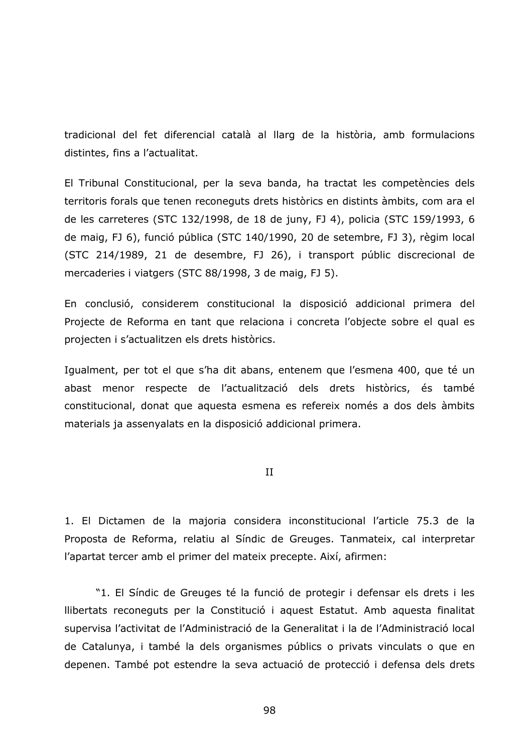tradicional del fet diferencial català al llarg de la història, amb formulacions distintes, fins a l'actualitat.

El Tribunal Constitucional, per la seva banda, ha tractat les competències dels territoris forals que tenen reconeguts drets històrics en distints àmbits, com ara el de les carreteres (STC 132/1998, de 18 de juny, FJ 4), policia (STC 159/1993, 6 de maig, FJ 6), funció pública (STC 140/1990, 20 de setembre, FJ 3), règim local (STC 214/1989, 21 de desembre, FJ 26), i transport públic discrecional de mercaderies i viatgers (STC 88/1998, 3 de maig, FJ 5).

En conclusió, considerem constitucional la disposició addicional primera del Projecte de Reforma en tant que relaciona i concreta l'objecte sobre el qual es projecten i s'actualitzen els drets històrics.

Igualment, per tot el que s'ha dit abans, entenem que l'esmena 400, que té un abast menor respecte de l'actualització dels drets històrics, és també constitucional, donat que aquesta esmena es refereix només a dos dels àmbits materials ja assenyalats en la disposició addicional primera.

## II

1. El Dictamen de la majoria considera inconstitucional l'article 75.3 de la Proposta de Reforma, relatiu al Síndic de Greuges. Tanmateix, cal interpretar l'apartat tercer amb el primer del mateix precepte. Així, afirmen:

> "1. El Síndic de Greuges té la funció de protegir i defensar els drets i les llibertats reconeguts per la Constitució i aquest Estatut. Amb aquesta finalitat supervisa l'activitat de l'Administració de la Generalitat i la de l'Administració local de Catalunya, i també la dels organismes públics o privats vinculats o que en depenen. També pot estendre la seva actuació de protecció i defensa dels drets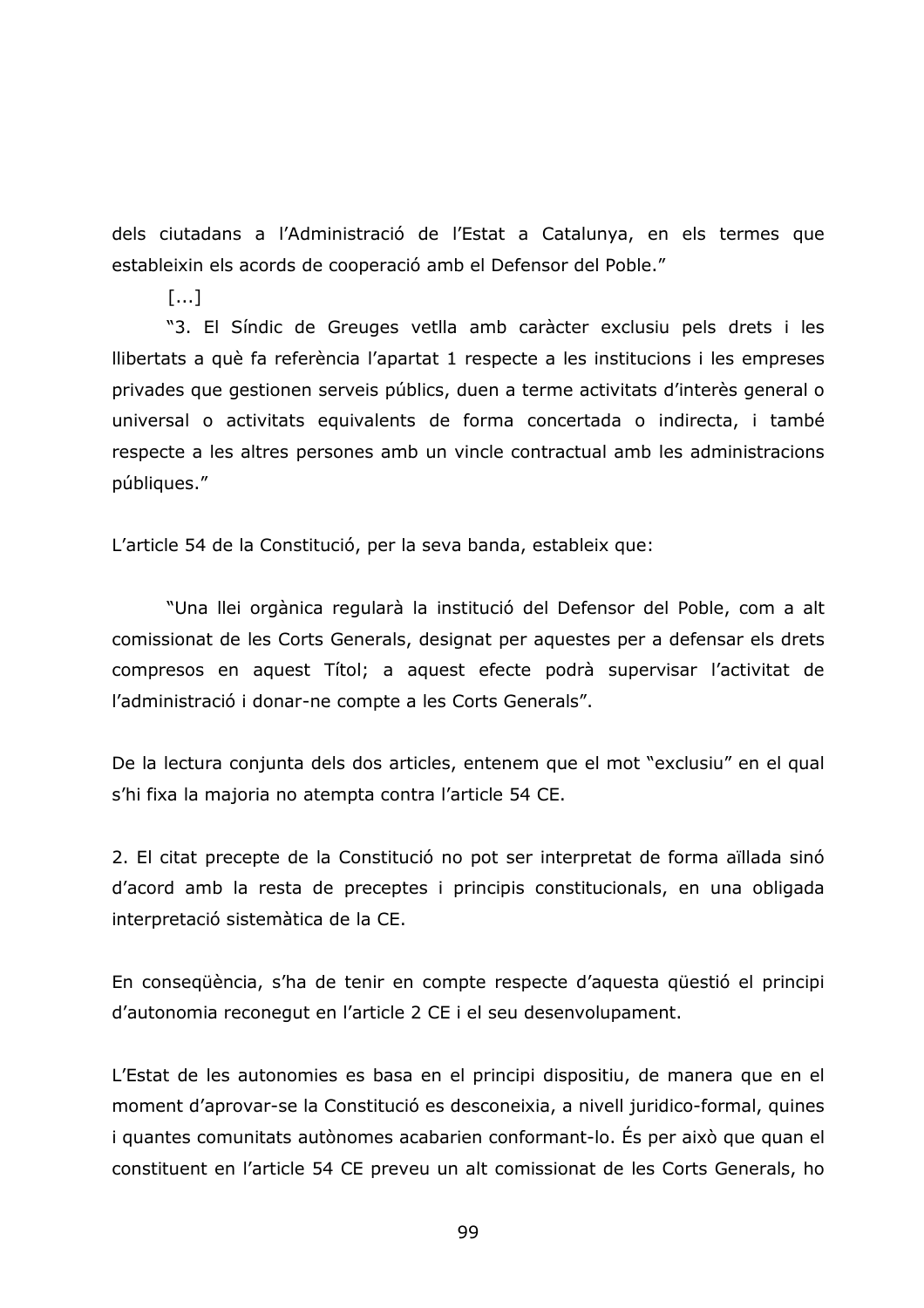dels ciutadans a l'Administració de l'Estat a Catalunya, en els termes que estableixin els acords de cooperació amb el Defensor del Poble."

[...]

"3. El Síndic de Greuges vetlla amb caràcter exclusiu pels drets i les llibertats a què fa referència l'apartat 1 respecte a les institucions i les empreses privades que gestionen serveis públics, duen a terme activitats d'interès general o universal o activitats equivalents de forma concertada o indirecta, i també respecte a les altres persones amb un vincle contractual amb les administracions públiques."

L'article 54 de la Constitució, per la seva banda, estableix que:

> "Una llei orgànica regularà la institució del Defensor del Poble, com a alt comissionat de les Corts Generals, designat per aquestes per a defensar els drets compresos en aquest Títol; a aquest efecte podrà supervisar l'activitat de l'administració i donar-ne compte a les Corts Generals".

De la lectura conjunta dels dos articles, entenem que el mot "exclusiu" en el qual s'hi fixa la majoria no atempta contra l'article 54 CE.

2. El citat precepte de la Constitució no pot ser interpretat de forma aïllada sinó d'acord amb la resta de preceptes i principis constitucionals, en una obligada interpretació sistemàtica de la CE.

En conseqüència, s'ha de tenir en compte respecte d'aquesta qüestió el principi d'autonomia reconegut en l'article 2 CE i el seu desenvolupament.

L'Estat de les autonomies es basa en el principi dispositiu, de manera que en el moment d'aprovar-se la Constitució es desconeixia, a nivell juridico-formal, quines i quantes comunitats autònomes acabarien conformant-lo. És per això que quan el constituent en l'article 54 CE preveu un alt comissionat de les Corts Generals, ho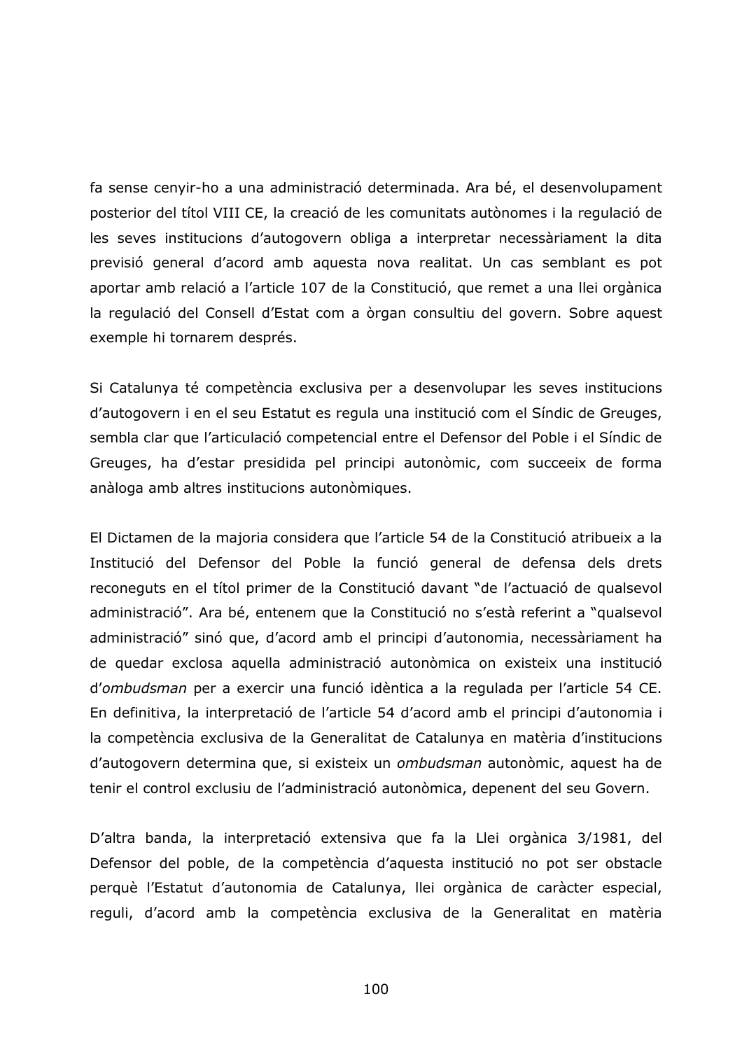fa sense cenyir-ho a una administració determinada. Ara bé, el desenvolupament posterior del títol VIII CE, la creació de les comunitats autònomes i la regulació de les seves institucions d'autogovern obliga a interpretar necessàriament la dita previsió general d'acord amb aquesta nova realitat. Un cas semblant es pot aportar amb relació a l'article 107 de la Constitució, que remet a una llei orgànica la regulació del Consell d'Estat com a òrgan consultiu del govern. Sobre aquest exemple hi tornarem després.

Si Catalunya té competència exclusiva per a desenvolupar les seves institucions d'autogovern i en el seu Estatut es regula una institució com el Síndic de Greuges, sembla clar que l'articulació competencial entre el Defensor del Poble i el Síndic de Greuges, ha d'estar presidida pel principi autonòmic, com succeeix de forma anàloga amb altres institucions autonòmiques.

El Dictamen de la majoria considera que l'article 54 de la Constitució atribueix a la Institució del Defensor del Poble la funció general de defensa dels drets reconeguts en el títol primer de la Constitució davant "de l'actuació de qualsevol administració". Ara bé, entenem que la Constitució no s'està referint a "qualsevol administració" sinó que, d'acord amb el principi d'autonomia, necessàriament ha de quedar exclosa aquella administració autonòmica on existeix una institució d'*ombudsman* per a exercir una funció idèntica a la regulada per l'article 54 CE. En definitiva, la interpretació de l'article 54 d'acord amb el principi d'autonomia i la competència exclusiva de la Generalitat de Catalunya en matèria d'institucions d'autogovern determina que, si existeix un *ombudsman* autonòmic, aquest ha de tenir el control exclusiu de l'administració autonòmica, depenent del seu Govern.

D'altra banda, la interpretació extensiva que fa la Llei orgànica 3/1981, del Defensor del poble, de la competència d'aquesta institució no pot ser obstacle perquè l'Estatut d'autonomia de Catalunya, llei orgànica de caràcter especial, reguli, d'acord amb la competència exclusiva de la Generalitat en matèria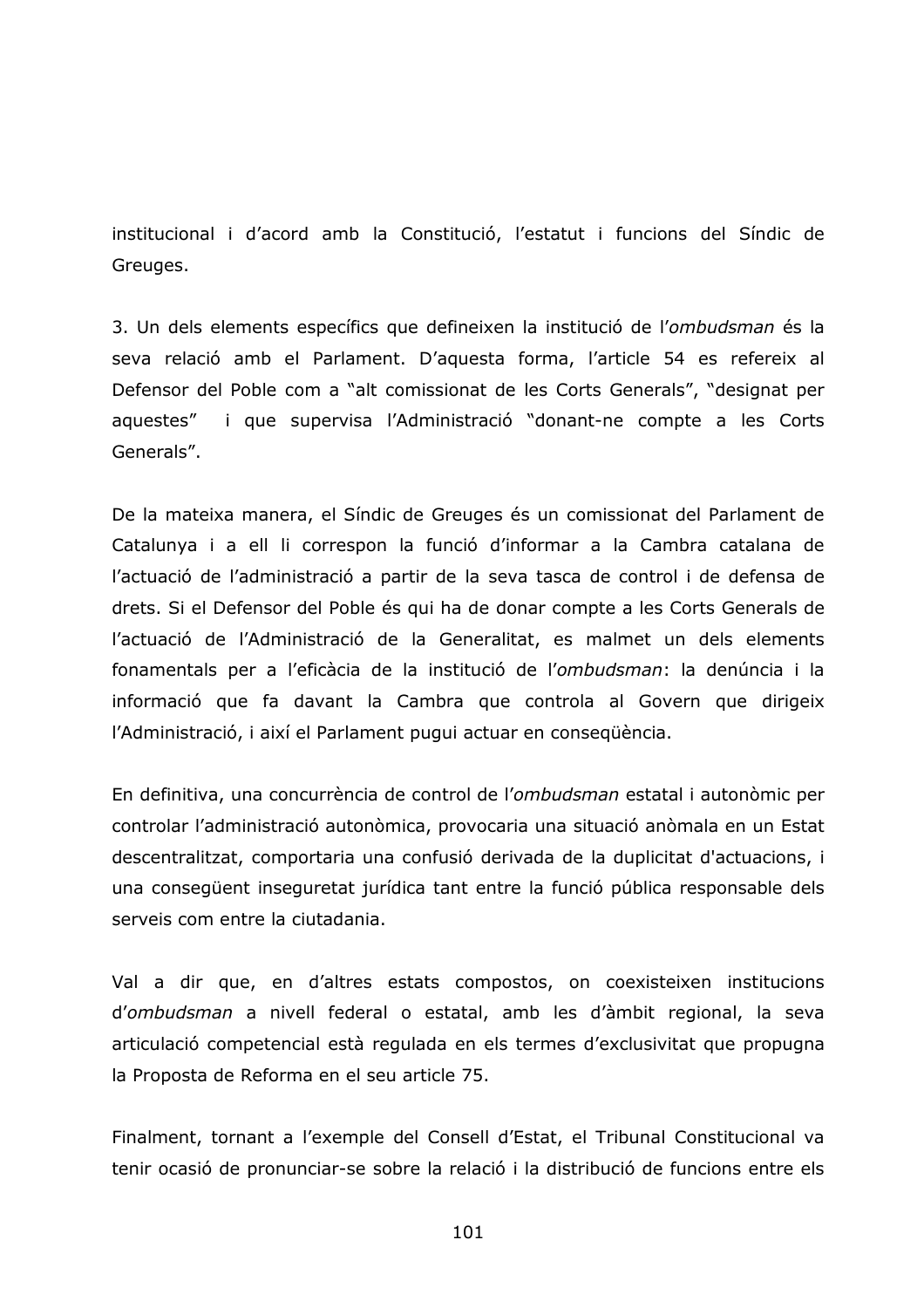institucional i d'acord amb la Constitució, l'estatut i funcions del Síndic de Greuges.

3. Un dels elements específics que defineixen la institució de l'*ombudsman* és la seva relació amb el Parlament. D'aquesta forma, l'article 54 es refereix al Defensor del Poble com a "alt comissionat de les Corts Generals", "designat per aquestes" i que supervisa l'Administració "donant-ne compte a les Corts Generals".

De la mateixa manera, el Síndic de Greuges és un comissionat del Parlament de Catalunya i a ell li correspon la funció d'informar a la Cambra catalana de l'actuació de l'administració a partir de la seva tasca de control i de defensa de drets. Si el Defensor del Poble és qui ha de donar compte a les Corts Generals de l'actuació de l'Administració de la Generalitat, es malmet un dels elements fonamentals per a l'eficàcia de la institució de l'*ombudsman*: la denúncia i la informació que fa davant la Cambra que controla al Govern que dirigeix l'Administració, i així el Parlament pugui actuar en conseqüència.

En definitiva, una concurrència de control de l'*ombudsman* estatal i autonòmic per controlar l'administració autonòmica, provocaria una situació anòmala en un Estat descentralitzat, comportaria una confusió derivada de la duplicitat d'actuacions, i una consegüent inseguretat jurídica tant entre la funció pública responsable dels serveis com entre la ciutadania.

Val a dir que, en d'altres estats compostos, on coexisteixen institucions d'*ombudsman* a nivell federal o estatal, amb les d'àmbit regional, la seva articulació competencial està regulada en els termes d'exclusivitat que propugna la Proposta de Reforma en el seu article 75.

Finalment, tornant a l'exemple del Consell d'Estat, el Tribunal Constitucional va tenir ocasió de pronunciar-se sobre la relació i la distribució de funcions entre els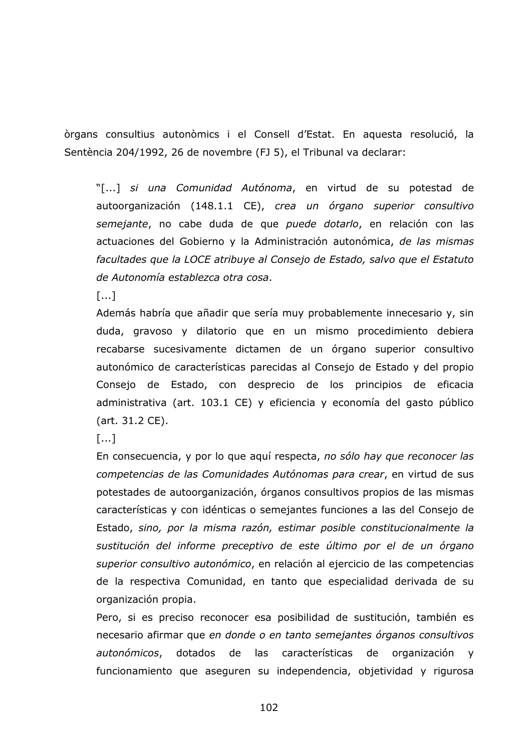òrgans consultius autonòmics i el Consell d'Estat. En aquesta resolució, la Sentència 204/1992, 26 de novembre (FJ 5), el Tribunal va declarar:

> "[...] *si una Comunidad Autónoma*, en virtud de su potestad de autoorganización (148.1.1 CE), *crea un órgano superior consultivo semejante*, no cabe duda de que *puede dotarlo*, en relación con las actuaciones del Gobierno y la Administración autonómica, *de las mismas facultades que la LOCE atribuye al Consejo de Estado, salvo que el Estatuto de Autonomía establezca otra cosa*.
>
> [...]
>
> Además habría que añadir que sería muy probablemente innecesario y, sin duda, gravoso y dilatorio que en un mismo procedimiento debiera recabarse sucesivamente dictamen de un órgano superior consultivo autonómico de características parecidas al Consejo de Estado y del propio Consejo de Estado, con desprecio de los principios de eficacia administrativa (art. 103.1 CE) y eficiencia y economía del gasto público (art. 31.2 CE).
>
> [...]
>
> En consecuencia, y por lo que aquí respecta, *no sólo hay que reconocer las competencias de las Comunidades Autónomas para crear*, en virtud de sus potestades de autoorganización, órganos consultivos propios de las mismas características y con idénticas o semejantes funciones a las del Consejo de Estado, *sino, por la misma razón, estimar posible constitucionalmente la sustitución del informe preceptivo de este último por el de un órgano superior consultivo autonómico*, en relación al ejercicio de las competencias de la respectiva Comunidad, en tanto que especialidad derivada de su organización propia.
>
> Pero, si es preciso reconocer esa posibilidad de sustitución, también es necesario afirmar que *en donde o en tanto semejantes órganos consultivos autonómicos*, dotados de las características de organización y funcionamiento que aseguren su independencia, objetividad y rigurosa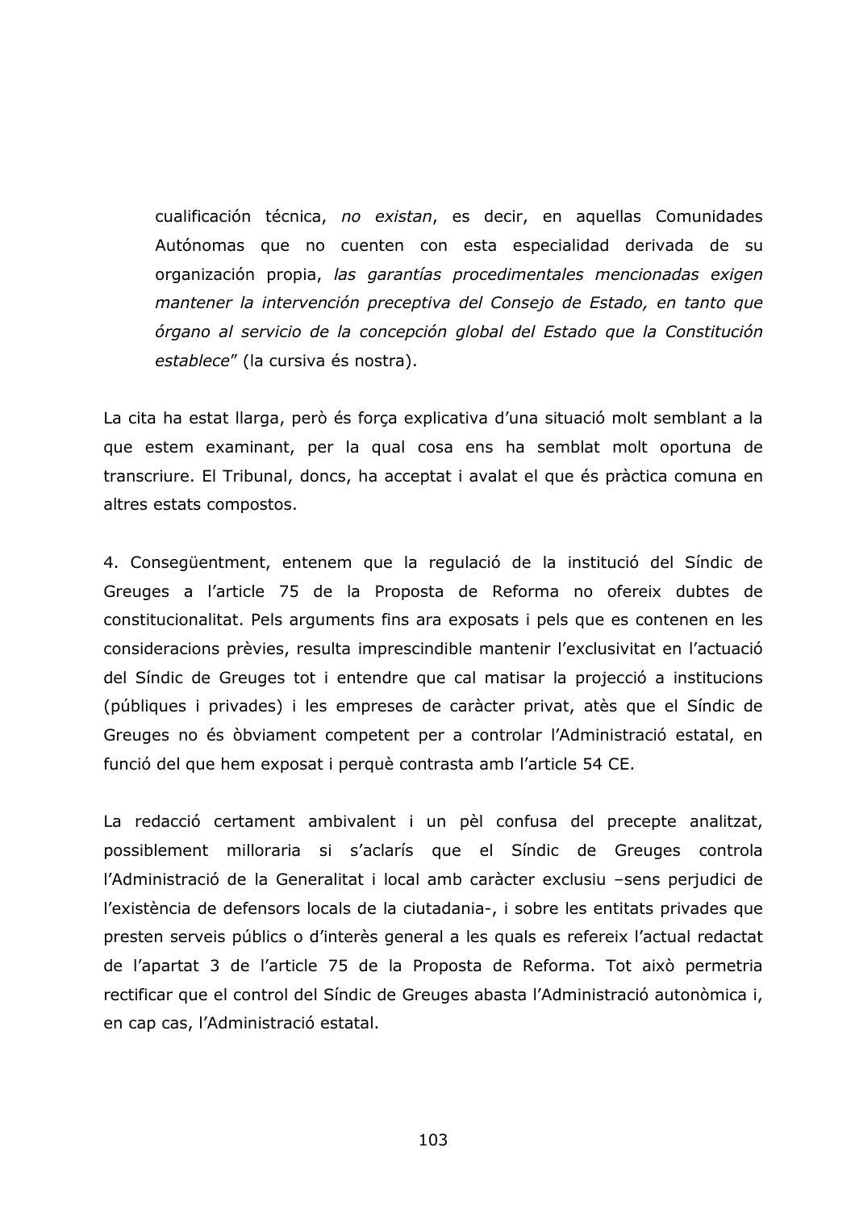> cualificación técnica, *no existan*, es decir, en aquellas Comunidades Autónomas que no cuenten con esta especialidad derivada de su organización propia, *las garantías procedimentales mencionadas exigen mantener la intervención preceptiva del Consejo de Estado, en tanto que órgano al servicio de la concepción global del Estado que la Constitución establece*" (la cursiva és nostra).

La cita ha estat llarga, però és força explicativa d'una situació molt semblant a la que estem examinant, per la qual cosa ens ha semblat molt oportuna de transcriure. El Tribunal, doncs, ha acceptat i avalat el que és pràctica comuna en altres estats compostos.

4. Conseqüentment, entenem que la regulació de la institució del Síndic de Greuges a l'article 75 de la Proposta de Reforma no ofereix dubtes de constitucionalitat. Pels arguments fins ara exposats i pels que es contenen en les consideracions prèvies, resulta imprescindible mantenir l'exclusivitat en l'actuació del Síndic de Greuges tot i entendre que cal matisar la projecció a institucions (públiques i privades) i les empreses de caràcter privat, atès que el Síndic de Greuges no és òbviament competent per a controlar l'Administració estatal, en funció del que hem exposat i perquè contrasta amb l'article 54 CE.

La redacció certament ambivalent i un pèl confusa del precepte analitzat, possiblement milloraria si s'aclarís que el Síndic de Greuges controla l'Administració de la Generalitat i local amb caràcter exclusiu –sens perjudici de l'existència de defensors locals de la ciutadania-, i sobre les entitats privades que presten serveis públics o d'interès general a les quals es refereix l'actual redactat de l'apartat 3 de l'article 75 de la Proposta de Reforma. Tot això permetria rectificar que el control del Síndic de Greuges abasta l'Administració autonòmica i, en cap cas, l'Administració estatal.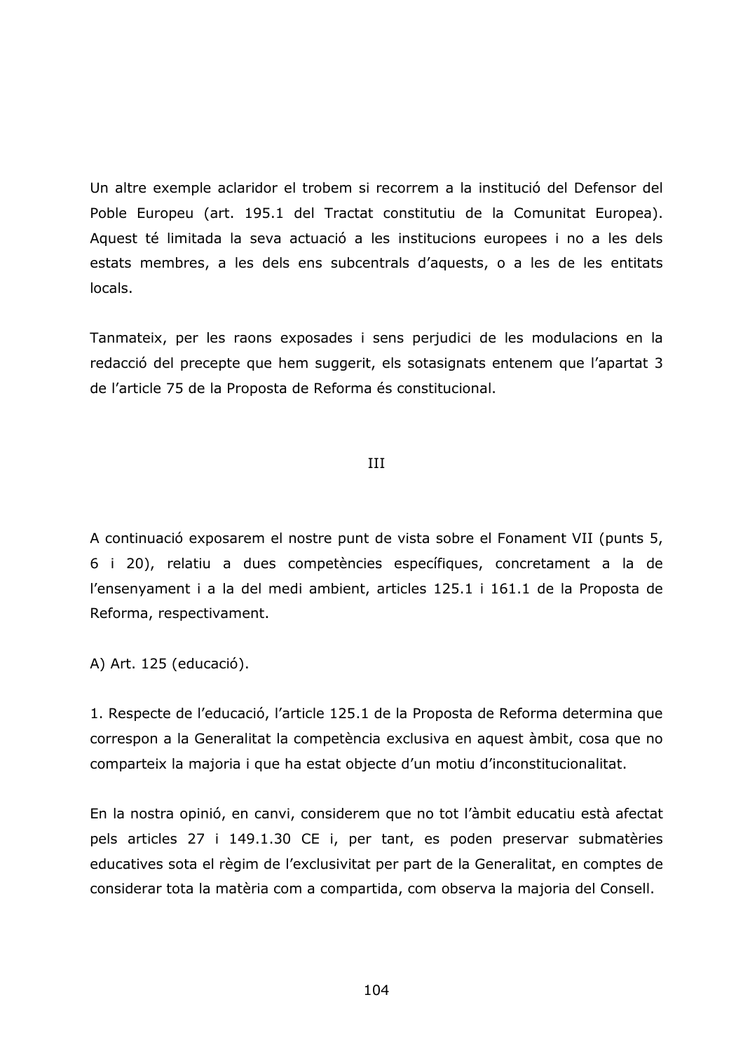Un altre exemple aclaridor el trobem si recorrem a la institució del Defensor del Poble Europeu (art. 195.1 del Tractat constitutiu de la Comunitat Europea). Aquest té limitada la seva actuació a les institucions europees i no a les dels estats membres, a les dels ens subcentrals d'aquests, o a les de les entitats locals.

Tanmateix, per les raons exposades i sens perjudici de les modulacions en la redacció del precepte que hem suggerit, els sotasignats entenem que l'apartat 3 de l'article 75 de la Proposta de Reforma és constitucional.

## III

A continuació exposarem el nostre punt de vista sobre el Fonament VII (punts 5, 6 i 20), relatiu a dues competències específiques, concretament a la de l'ensenyament i a la del medi ambient, articles 125.1 i 161.1 de la Proposta de Reforma, respectivament.

A) Art. 125 (educació).

1. Respecte de l'educació, l'article 125.1 de la Proposta de Reforma determina que correspon a la Generalitat la competència exclusiva en aquest àmbit, cosa que no comparteix la majoria i que ha estat objecte d'un motiu d'inconstitucionalitat.

En la nostra opinió, en canvi, considerem que no tot l'àmbit educatiu està afectat pels articles 27 i 149.1.30 CE i, per tant, es poden preservar submatèries educatives sota el règim de l'exclusivitat per part de la Generalitat, en comptes de considerar tota la matèria com a compartida, com observa la majoria del Consell.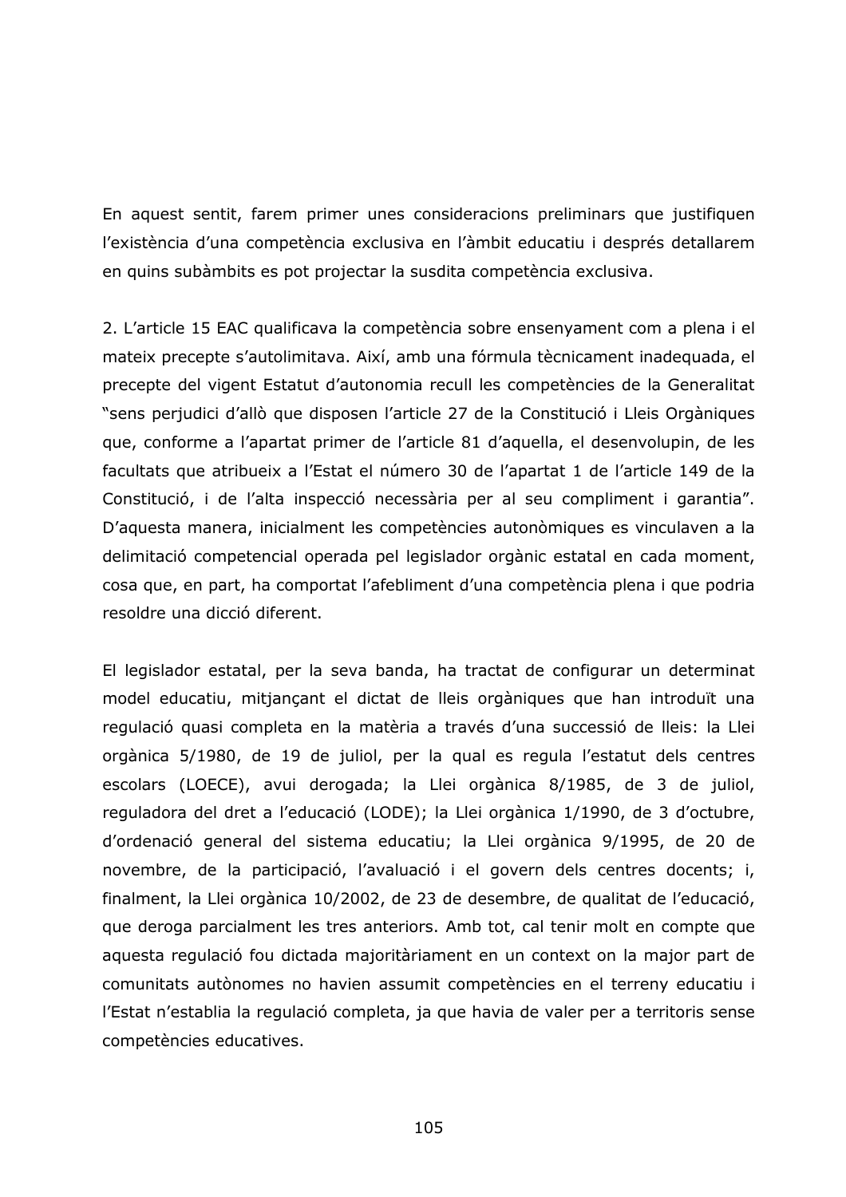En aquest sentit, farem primer unes consideracions preliminars que justifiquen l'existència d'una competència exclusiva en l'àmbit educatiu i després detallarem en quins subàmbits es pot projectar la susdita competència exclusiva.

2. L'article 15 EAC qualificava la competència sobre ensenyament com a plena i el mateix precepte s'autolimitava. Així, amb una fórmula tècnicament inadequada, el precepte del vigent Estatut d'autonomia recull les competències de la Generalitat "sens perjudici d'allò que disposen l'article 27 de la Constitució i Lleis Orgàniques que, conforme a l'apartat primer de l'article 81 d'aquella, el desenvolupin, de les facultats que atribueix a l'Estat el número 30 de l'apartat 1 de l'article 149 de la Constitució, i de l'alta inspecció necessària per al seu compliment i garantia". D'aquesta manera, inicialment les competències autonòmiques es vinculaven a la delimitació competencial operada pel legislador orgànic estatal en cada moment, cosa que, en part, ha comportat l'afebliment d'una competència plena i que podria resoldre una dicció diferent.

El legislador estatal, per la seva banda, ha tractat de configurar un determinat model educatiu, mitjançant el dictat de lleis orgàniques que han introduït una regulació quasi completa en la matèria a través d'una successió de lleis: la Llei orgànica 5/1980, de 19 de juliol, per la qual es regula l'estatut dels centres escolars (LOECE), avui derogada; la Llei orgànica 8/1985, de 3 de juliol, reguladora del dret a l'educació (LODE); la Llei orgànica 1/1990, de 3 d'octubre, d'ordenació general del sistema educatiu; la Llei orgànica 9/1995, de 20 de novembre, de la participació, l'avaluació i el govern dels centres docents; i, finalment, la Llei orgànica 10/2002, de 23 de desembre, de qualitat de l'educació, que deroga parcialment les tres anteriors. Amb tot, cal tenir molt en compte que aquesta regulació fou dictada majoritàriament en un context on la major part de comunitats autònomes no havien assumit competències en el terreny educatiu i l'Estat n'establia la regulació completa, ja que havia de valer per a territoris sense competències educatives.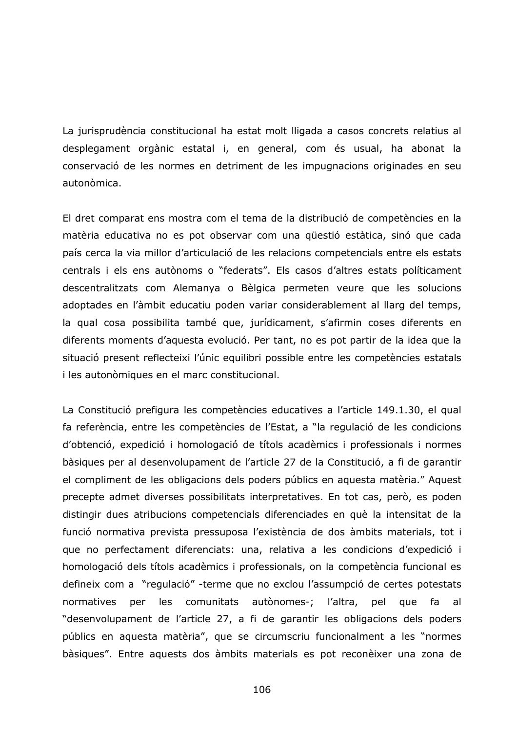La jurisprudència constitucional ha estat molt lligada a casos concrets relatius al desplegament orgànic estatal i, en general, com és usual, ha abonat la conservació de les normes en detriment de les impugnacions originades en seu autonòmica.

El dret comparat ens mostra com el tema de la distribució de competències en la matèria educativa no es pot observar com una qüestió estàtica, sinó que cada país cerca la via millor d'articulació de les relacions competencials entre els estats centrals i els ens autònoms o "federats". Els casos d'altres estats políticament descentralitzats com Alemanya o Bèlgica permeten veure que les solucions adoptades en l'àmbit educatiu poden variar considerablement al llarg del temps, la qual cosa possibilita també que, jurídicament, s'afirmin coses diferents en diferents moments d'aquesta evolució. Per tant, no es pot partir de la idea que la situació present reflecteixi l'únic equilibri possible entre les competències estatals i les autonòmiques en el marc constitucional.

La Constitució prefigura les competències educatives a l'article 149.1.30, el qual fa referència, entre les competències de l'Estat, a "la regulació de les condicions d'obtenció, expedició i homologació de títols acadèmics i professionals i normes bàsiques per al desenvolupament de l'article 27 de la Constitució, a fi de garantir el compliment de les obligacions dels poders públics en aquesta matèria." Aquest precepte admet diverses possibilitats interpretatives. En tot cas, però, es poden distingir dues atribucions competencials diferenciades en què la intensitat de la funció normativa prevista pressuposa l'existència de dos àmbits materials, tot i que no perfectament diferenciats: una, relativa a les condicions d'expedició i homologació dels títols acadèmics i professionals, on la competència funcional es defineix com a "regulació" -terme que no exclou l'assumpció de certes potestats normatives per les comunitats autònomes-; l'altra, pel que fa al "desenvolupament de l'article 27, a fi de garantir les obligacions dels poders públics en aquesta matèria", que se circumscriu funcionalment a les "normes bàsiques". Entre aquests dos àmbits materials es pot reconèixer una zona de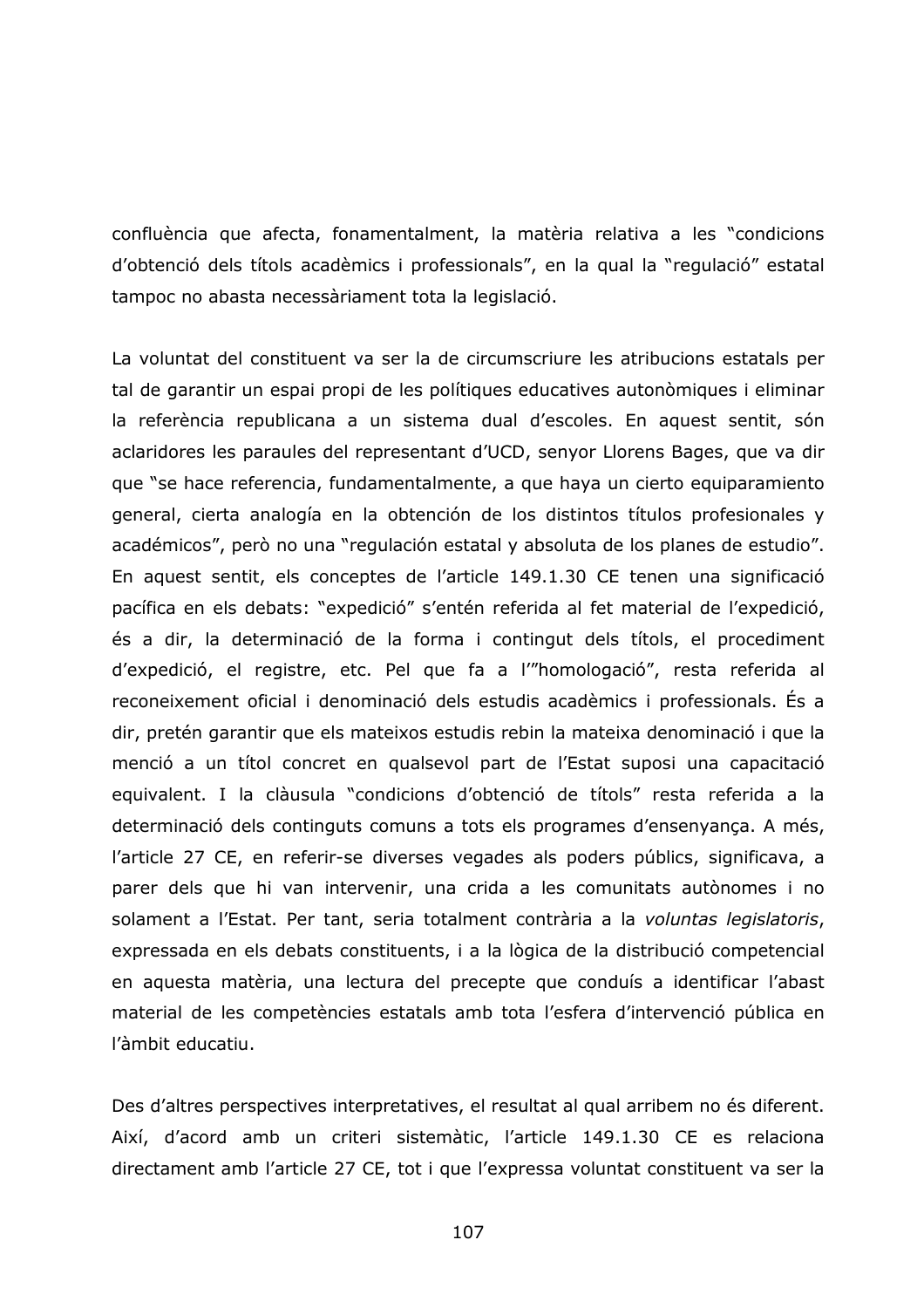confluència que afecta, fonamentalment, la matèria relativa a les "condicions d'obtenció dels títols acadèmics i professionals", en la qual la "regulació" estatal tampoc no abasta necessàriament tota la legislació.

La voluntat del constituent va ser la de circumscriure les atribucions estatals per tal de garantir un espai propi de les polítiques educatives autonòmiques i eliminar la referència republicana a un sistema dual d'escoles. En aquest sentit, són aclaridores les paraules del representant d'UCD, senyor Llorens Bages, que va dir que "se hace referencia, fundamentalmente, a que haya un cierto equiparamiento general, cierta analogía en la obtención de los distintos títulos profesionales y académicos", però no una "regulación estatal y absoluta de los planes de estudio". En aquest sentit, els conceptes de l'article 149.1.30 CE tenen una significació pacífica en els debats: "expedició" s'entén referida al fet material de l'expedició, és a dir, la determinació de la forma i contingut dels títols, el procediment d'expedició, el registre, etc. Pel que fa a l'"homologació", resta referida al reconeixement oficial i denominació dels estudis acadèmics i professionals. És a dir, pretén garantir que els mateixos estudis rebin la mateixa denominació i que la menció a un títol concret en qualsevol part de l'Estat suposi una capacitació equivalent. I la clàusula "condicions d'obtenció de títols" resta referida a la determinació dels continguts comuns a tots els programes d'ensenyança. A més, l'article 27 CE, en referir-se diverses vegades als poders públics, significava, a parer dels que hi van intervenir, una crida a les comunitats autònomes i no solament a l'Estat. Per tant, seria totalment contrària a la *voluntas legislatoris*, expressada en els debats constituents, i a la lògica de la distribució competencial en aquesta matèria, una lectura del precepte que conduís a identificar l'abast material de les competències estatals amb tota l'esfera d'intervenció pública en l'àmbit educatiu.

Des d'altres perspectives interpretatives, el resultat al qual arribem no és diferent. Així, d'acord amb un criteri sistemàtic, l'article 149.1.30 CE es relaciona directament amb l'article 27 CE, tot i que l'expressa voluntat constituent va ser la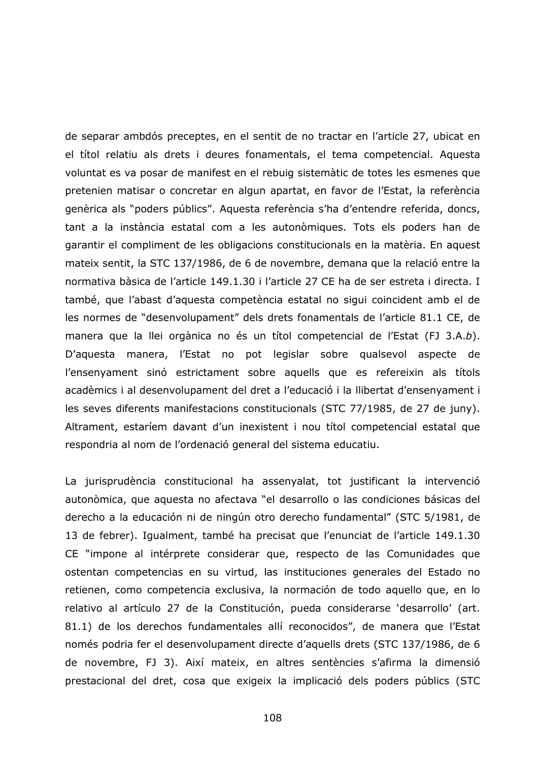de separar ambdós preceptes, en el sentit de no tractar en l'article 27, ubicat en el títol relatiu als drets i deures fonamentals, el tema competencial. Aquesta voluntat es va posar de manifest en el rebuig sistemàtic de totes les esmenes que pretenien matisar o concretar en algun apartat, en favor de l'Estat, la referència genèrica als "poders públics". Aquesta referència s'ha d'entendre referida, doncs, tant a la instància estatal com a les autonòmiques. Tots els poders han de garantir el compliment de les obligacions constitucionals en la matèria. En aquest mateix sentit, la STC 137/1986, de 6 de novembre, demana que la relació entre la normativa bàsica de l'article 149.1.30 i l'article 27 CE ha de ser estreta i directa. I també, que l'abast d'aquesta competència estatal no sigui coincident amb el de les normes de "desenvolupament" dels drets fonamentals de l'article 81.1 CE, de manera que la llei orgànica no és un títol competencial de l'Estat (FJ 3.A.*b*). D'aquesta manera, l'Estat no pot legislar sobre qualsevol aspecte de l'ensenyament sinó estrictament sobre aquells que es refereixin als títols acadèmics i al desenvolupament del dret a l'educació i la llibertat d'ensenyament i les seves diferents manifestacions constitucionals (STC 77/1985, de 27 de juny). Altrament, estaríem davant d'un inexistent i nou títol competencial estatal que respondria al nom de l'ordenació general del sistema educatiu.

La jurisprudència constitucional ha assenyalat, tot justificant la intervenció autonòmica, que aquesta no afectava "el desarrollo o las condiciones básicas del derecho a la educación ni de ningún otro derecho fundamental" (STC 5/1981, de 13 de febrer). Igualment, també ha precisat que l'enunciat de l'article 149.1.30 CE "impone al intérprete considerar que, respecto de las Comunidades que ostentan competencias en su virtud, las instituciones generales del Estado no retienen, como competencia exclusiva, la normación de todo aquello que, en lo relativo al artículo 27 de la Constitución, pueda considerarse 'desarrollo' (art. 81.1) de los derechos fundamentales allí reconocidos", de manera que l'Estat només podria fer el desenvolupament directe d'aquells drets (STC 137/1986, de 6 de novembre, FJ 3). Així mateix, en altres sentències s'afirma la dimensió prestacional del dret, cosa que exigeix la implicació dels poders públics (STC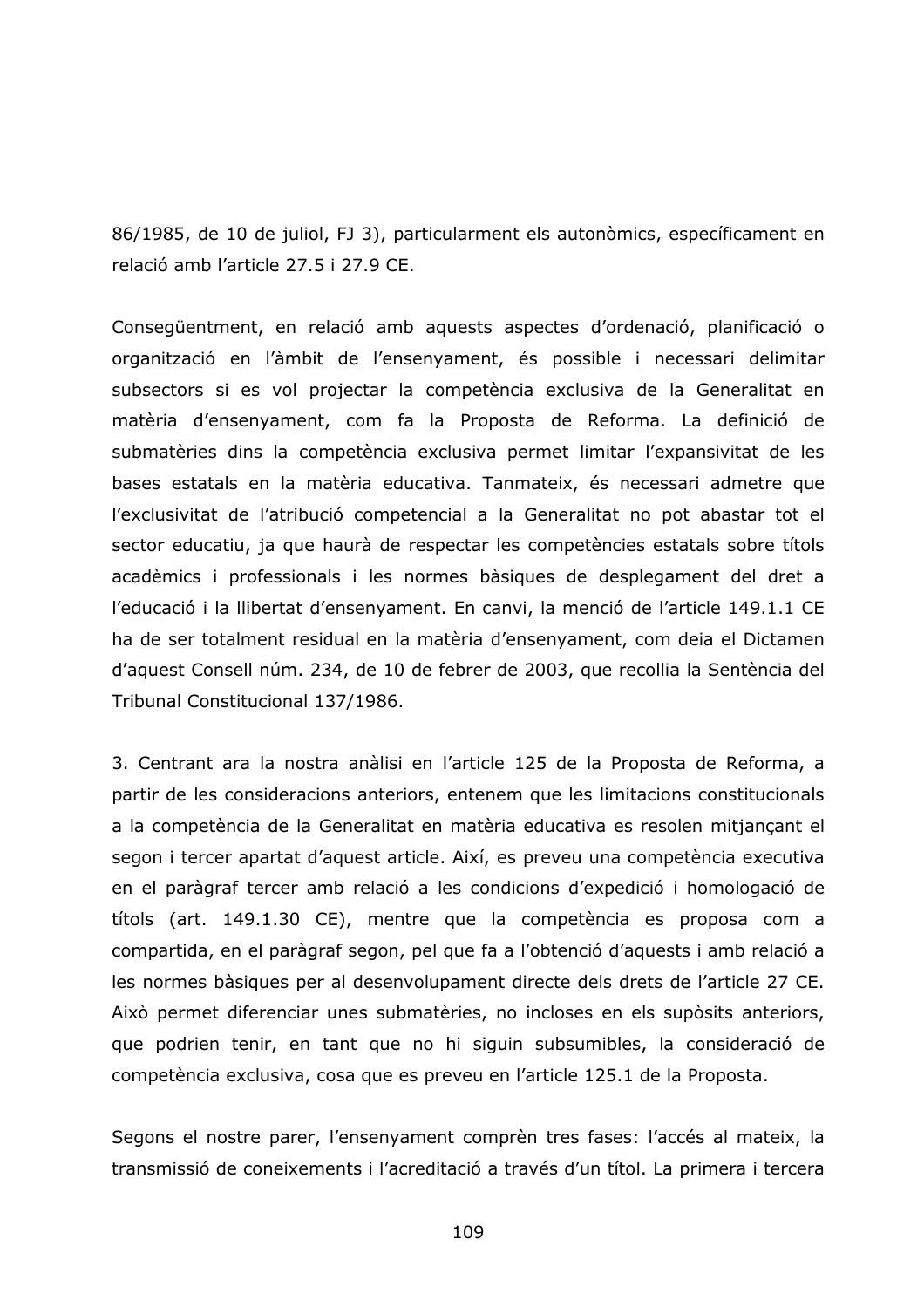86/1985, de 10 de juliol, FJ 3), particularment els autonòmics, específicament en relació amb l'article 27.5 i 27.9 CE.

Conseqüentment, en relació amb aquests aspectes d'ordenació, planificació o organització en l'àmbit de l'ensenyament, és possible i necessari delimitar subsectors si es vol projectar la competència exclusiva de la Generalitat en matèria d'ensenyament, com fa la Proposta de Reforma. La definició de submatèries dins la competència exclusiva permet limitar l'expansivitat de les bases estatals en la matèria educativa. Tanmateix, és necessari admetre que l'exclusivitat de l'atribució competencial a la Generalitat no pot abastar tot el sector educatiu, ja que haurà de respectar les competències estatals sobre títols acadèmics i professionals i les normes bàsiques de desplegament del dret a l'educació i la llibertat d'ensenyament. En canvi, la menció de l'article 149.1.1 CE ha de ser totalment residual en la matèria d'ensenyament, com deia el Dictamen d'aquest Consell núm. 234, de 10 de febrer de 2003, que recollia la Sentència del Tribunal Constitucional 137/1986.

3. Centrant ara la nostra anàlisi en l'article 125 de la Proposta de Reforma, a partir de les consideracions anteriors, entenem que les limitacions constitucionals a la competència de la Generalitat en matèria educativa es resolen mitjançant el segon i tercer apartat d'aquest article. Així, es preveu una competència executiva en el paràgraf tercer amb relació a les condicions d'expedició i homologació de títols (art. 149.1.30 CE), mentre que la competència es proposa com a compartida, en el paràgraf segon, pel que fa a l'obtenció d'aquests i amb relació a les normes bàsiques per al desenvolupament directe dels drets de l'article 27 CE. Això permet diferenciar unes submatèries, no incloses en els supòsits anteriors, que podrien tenir, en tant que no hi siguin subsumibles, la consideració de competència exclusiva, cosa que es preveu en l'article 125.1 de la Proposta.

Segons el nostre parer, l'ensenyament comprèn tres fases: l'accés al mateix, la transmissió de coneixements i l'acreditació a través d'un títol. La primera i tercera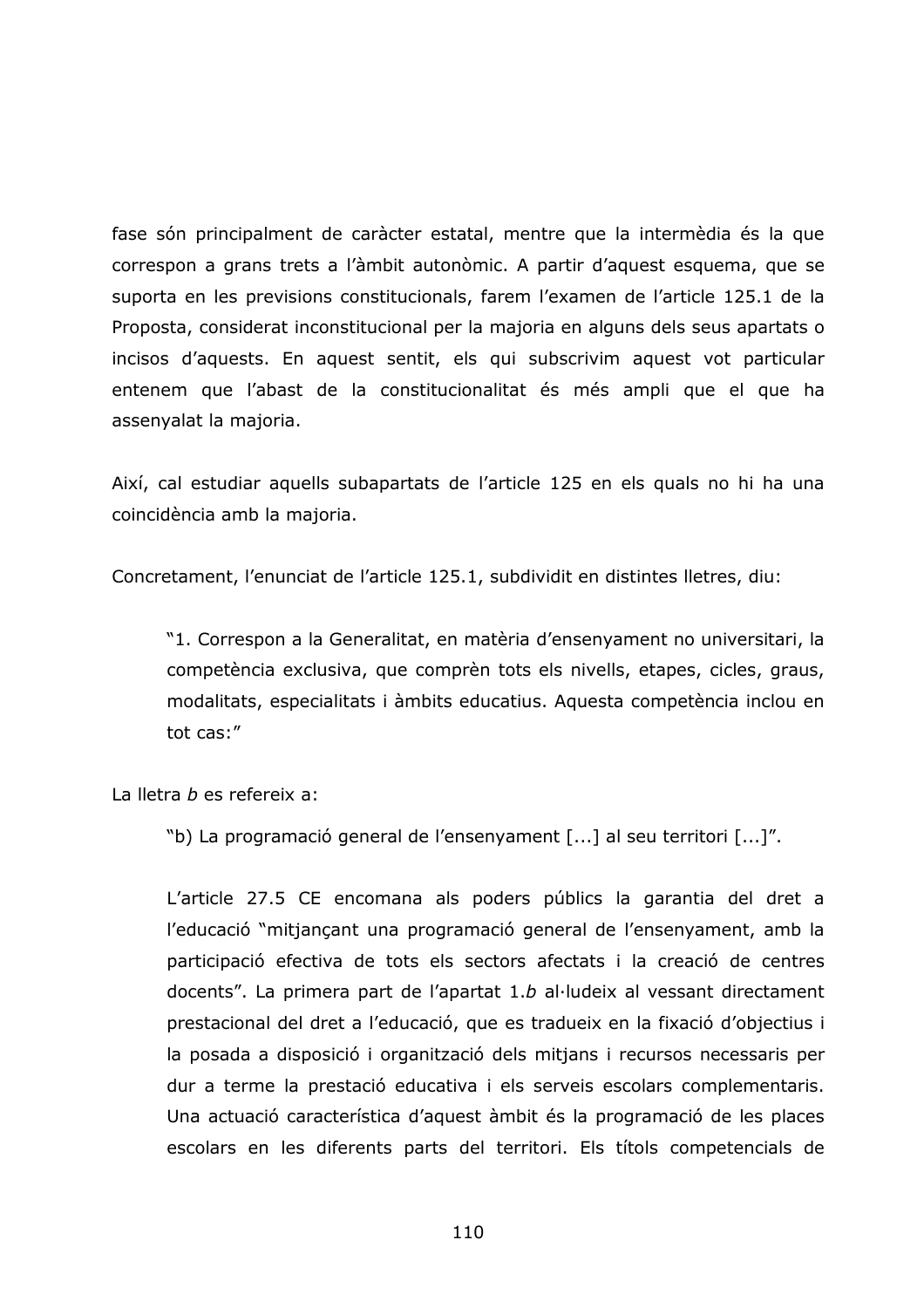fase són principalment de caràcter estatal, mentre que la intermèdia és la que correspon a grans trets a l'àmbit autonòmic. A partir d'aquest esquema, que se suporta en les previsions constitucionals, farem l'examen de l'article 125.1 de la Proposta, considerat inconstitucional per la majoria en alguns dels seus apartats o incisos d'aquests. En aquest sentit, els qui subscrivim aquest vot particular entenem que l'abast de la constitucionalitat és més ampli que el que ha assenyalat la majoria.

Així, cal estudiar aquells subapartats de l'article 125 en els quals no hi ha una coincidència amb la majoria.

Concretament, l'enunciat de l'article 125.1, subdividit en distintes lletres, diu:

> "1. Correspon a la Generalitat, en matèria d'ensenyament no universitari, la competència exclusiva, que comprèn tots els nivells, etapes, cicles, graus, modalitats, especialitats i àmbits educatius. Aquesta competència inclou en tot cas:"

La lletra *b* es refereix a:

> "b) La programació general de l'ensenyament [...] al seu territori [...]".
>
> L'article 27.5 CE encomana als poders públics la garantia del dret a l'educació "mitjançant una programació general de l'ensenyament, amb la participació efectiva de tots els sectors afectats i la creació de centres docents". La primera part de l'apartat 1.*b* al·ludeix al vessant directament prestacional del dret a l'educació, que es tradueix en la fixació d'objectius i la posada a disposició i organització dels mitjans i recursos necessaris per dur a terme la prestació educativa i els serveis escolars complementaris. Una actuació característica d'aquest àmbit és la programació de les places escolars en les diferents parts del territori. Els títols competencials de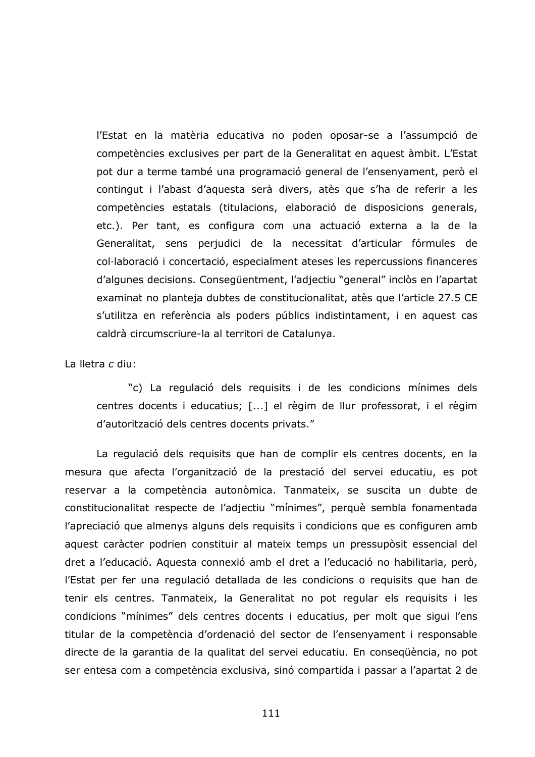l'Estat en la matèria educativa no poden oposar-se a l'assumpció de competències exclusives per part de la Generalitat en aquest àmbit. L'Estat pot dur a terme també una programació general de l'ensenyament, però el contingut i l'abast d'aquesta serà divers, atès que s'ha de referir a les competències estatals (titulacions, elaboració de disposicions generals, etc.). Per tant, es configura com una actuació externa a la de la Generalitat, sens perjudici de la necessitat d'articular fórmules de col·laboració i concertació, especialment ateses les repercussions financeres d'algunes decisions. Consegüentment, l'adjectiu "general" inclòs en l'apartat examinat no planteja dubtes de constitucionalitat, atès que l'article 27.5 CE s'utilitza en referència als poders públics indistintament, i en aquest cas caldrà circumscriure-la al territori de Catalunya.

La lletra *c* diu:

> "c) La regulació dels requisits i de les condicions mínimes dels centres docents i educatius; [...] el règim de llur professorat, i el règim d'autorització dels centres docents privats."

La regulació dels requisits que han de complir els centres docents, en la mesura que afecta l'organització de la prestació del servei educatiu, es pot reservar a la competència autonòmica. Tanmateix, se suscita un dubte de constitucionalitat respecte de l'adjectiu "mínimes", perquè sembla fonamentada l'apreciació que almenys alguns dels requisits i condicions que es configuren amb aquest caràcter podrien constituir al mateix temps un pressupòsit essencial del dret a l'educació. Aquesta connexió amb el dret a l'educació no habilitaria, però, l'Estat per fer una regulació detallada de les condicions o requisits que han de tenir els centres. Tanmateix, la Generalitat no pot regular els requisits i les condicions "mínimes" dels centres docents i educatius, per molt que sigui l'ens titular de la competència d'ordenació del sector de l'ensenyament i responsable directe de la garantia de la qualitat del servei educatiu. En conseqüència, no pot ser entesa com a competència exclusiva, sinó compartida i passar a l'apartat 2 de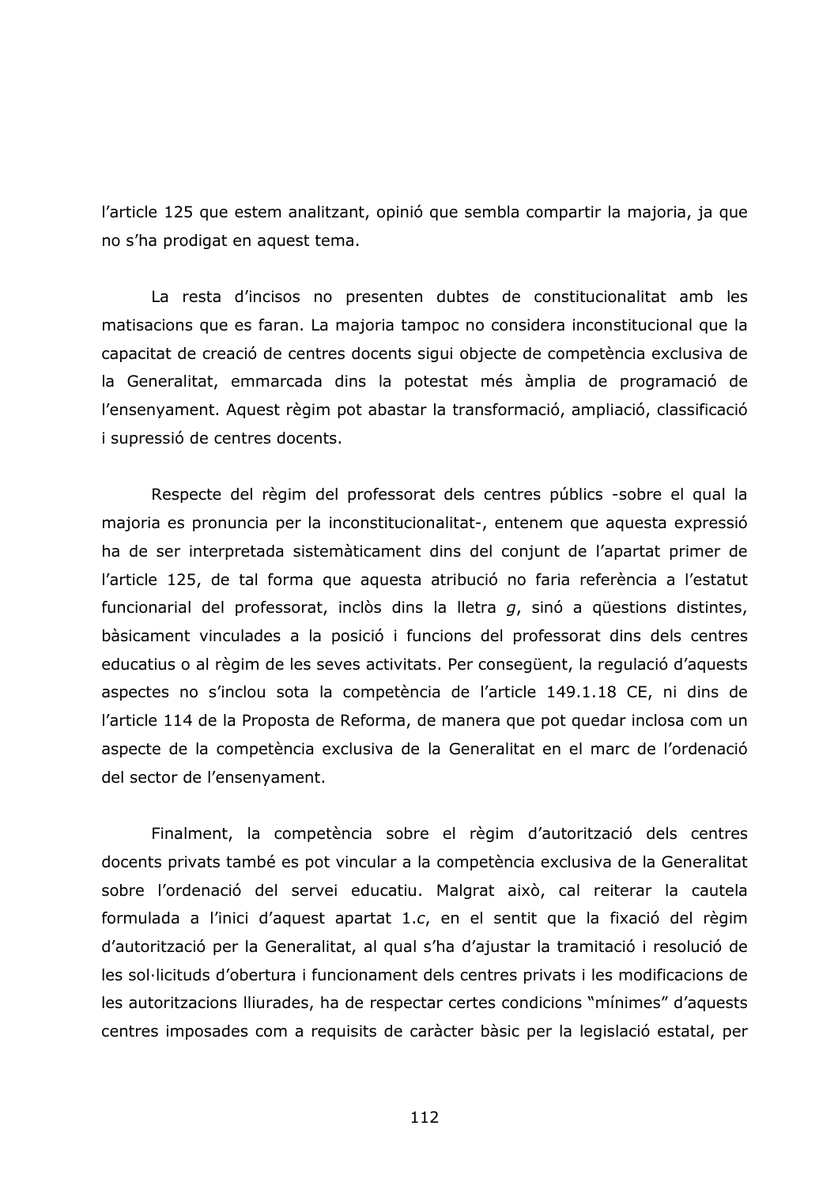l'article 125 que estem analitzant, opinió que sembla compartir la majoria, ja que no s'ha prodigat en aquest tema.

La resta d'incisos no presenten dubtes de constitucionalitat amb les matisacions que es faran. La majoria tampoc no considera inconstitucional que la capacitat de creació de centres docents sigui objecte de competència exclusiva de la Generalitat, emmarcada dins la potestat més àmplia de programació de l'ensenyament. Aquest règim pot abastar la transformació, ampliació, classificació i supressió de centres docents.

Respecte del règim del professorat dels centres públics -sobre el qual la majoria es pronuncia per la inconstitucionalitat-, entenem que aquesta expressió ha de ser interpretada sistemàticament dins del conjunt de l'apartat primer de l'article 125, de tal forma que aquesta atribució no faria referència a l'estatut funcionarial del professorat, inclòs dins la lletra *g*, sinó a qüestions distintes, bàsicament vinculades a la posició i funcions del professorat dins dels centres educatius o al règim de les seves activitats. Per consegüent, la regulació d'aquests aspectes no s'inclou sota la competència de l'article 149.1.18 CE, ni dins de l'article 114 de la Proposta de Reforma, de manera que pot quedar inclosa com un aspecte de la competència exclusiva de la Generalitat en el marc de l'ordenació del sector de l'ensenyament.

Finalment, la competència sobre el règim d'autorització dels centres docents privats també es pot vincular a la competència exclusiva de la Generalitat sobre l'ordenació del servei educatiu. Malgrat això, cal reiterar la cautela formulada a l'inici d'aquest apartat 1.*c*, en el sentit que la fixació del règim d'autorització per la Generalitat, al qual s'ha d'ajustar la tramitació i resolució de les sol·licituds d'obertura i funcionament dels centres privats i les modificacions de les autoritzacions lliurades, ha de respectar certes condicions "mínimes" d'aquests centres imposades com a requisits de caràcter bàsic per la legislació estatal, per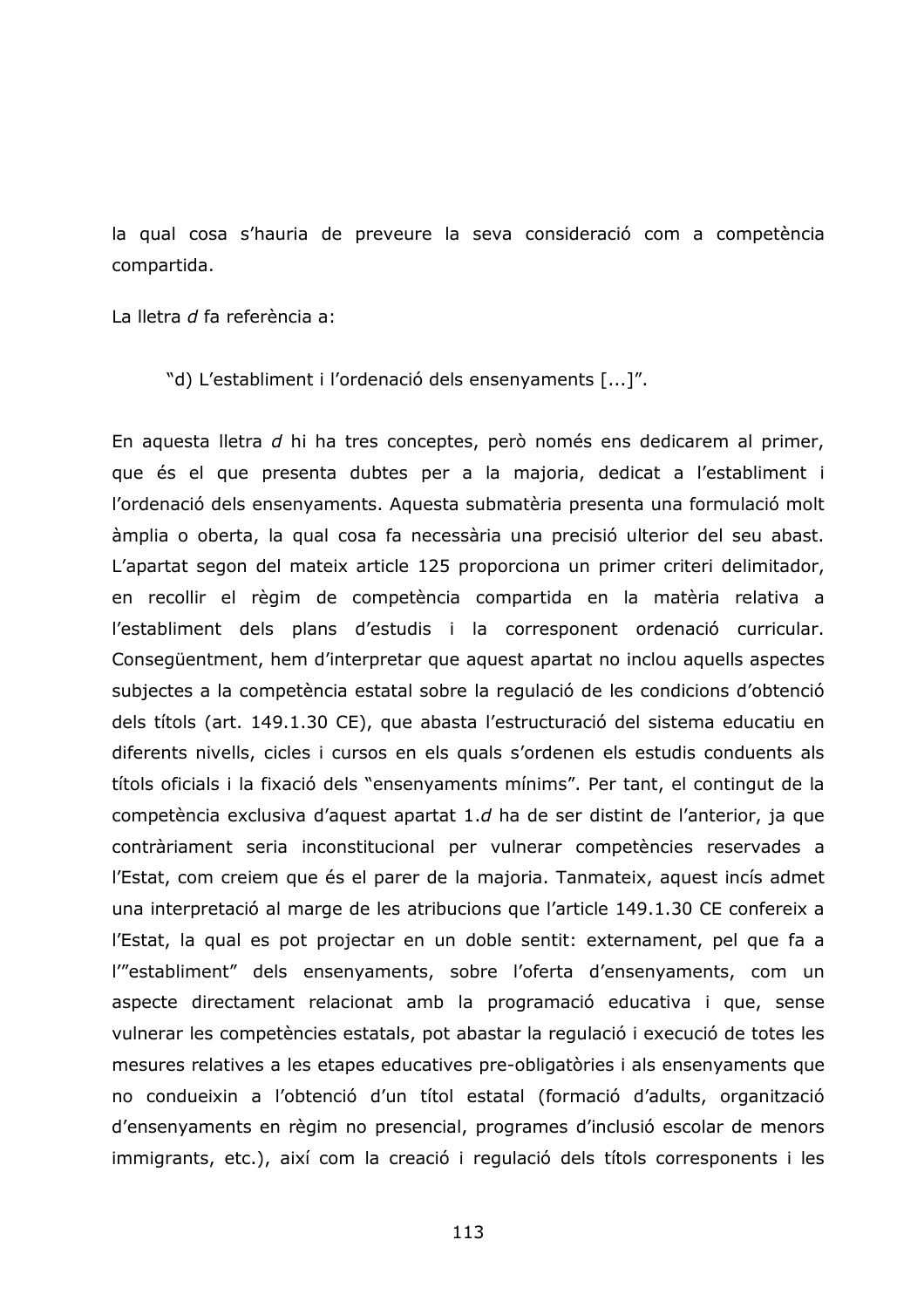la qual cosa s'hauria de preveure la seva consideració com a competència compartida.

La lletra *d* fa referència a:

> "d) L'establiment i l'ordenació dels ensenyaments [...]".

En aquesta lletra *d* hi ha tres conceptes, però només ens dedicarem al primer, que és el que presenta dubtes per a la majoria, dedicat a l'establiment i l'ordenació dels ensenyaments. Aquesta submatèria presenta una formulació molt àmplia o oberta, la qual cosa fa necessària una precisió ulterior del seu abast. L'apartat segon del mateix article 125 proporciona un primer criteri delimitador, en recollir el règim de competència compartida en la matèria relativa a l'establiment dels plans d'estudis i la corresponent ordenació curricular. Conseqüentment, hem d'interpretar que aquest apartat no inclou aquells aspectes subjectes a la competència estatal sobre la regulació de les condicions d'obtenció dels títols (art. 149.1.30 CE), que abasta l'estructuració del sistema educatiu en diferents nivells, cicles i cursos en els quals s'ordenen els estudis conduents als títols oficials i la fixació dels "ensenyaments mínims". Per tant, el contingut de la competència exclusiva d'aquest apartat 1.*d* ha de ser distint de l'anterior, ja que contràriament seria inconstitucional per vulnerar competències reservades a l'Estat, com creiem que és el parer de la majoria. Tanmateix, aquest incís admet una interpretació al marge de les atribucions que l'article 149.1.30 CE confereix a l'Estat, la qual es pot projectar en un doble sentit: externament, pel que fa a l'"establiment" dels ensenyaments, sobre l'oferta d'ensenyaments, com un aspecte directament relacionat amb la programació educativa i que, sense vulnerar les competències estatals, pot abastar la regulació i execució de totes les mesures relatives a les etapes educatives pre-obligatòries i als ensenyaments que no condueixin a l'obtenció d'un títol estatal (formació d'adults, organització d'ensenyaments en règim no presencial, programes d'inclusió escolar de menors immigrants, etc.), així com la creació i regulació dels títols corresponents i les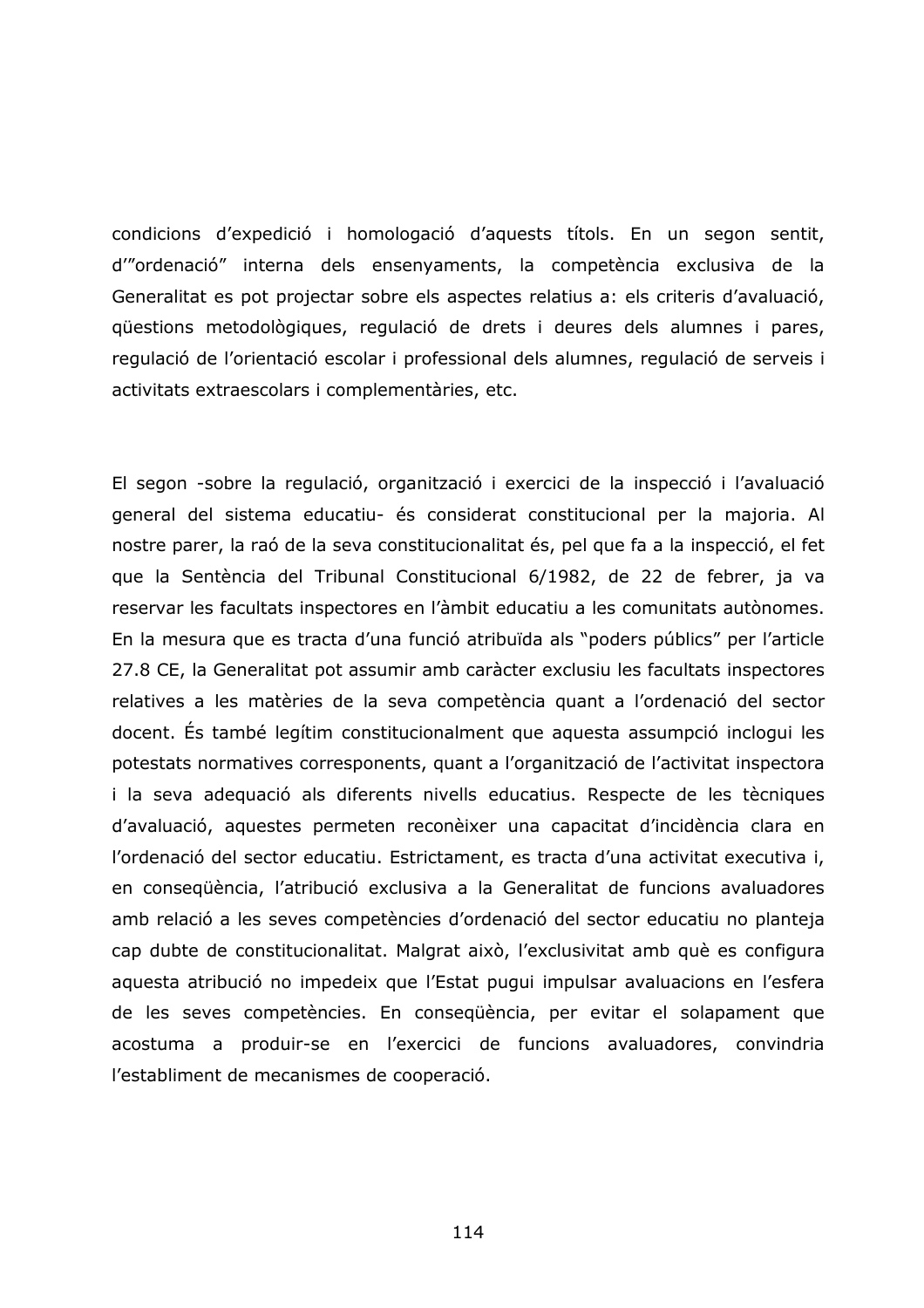condicions d'expedició i homologació d'aquests títols. En un segon sentit, d'"ordenació" interna dels ensenyaments, la competència exclusiva de la Generalitat es pot projectar sobre els aspectes relatius a: els criteris d'avaluació, qüestions metodològiques, regulació de drets i deures dels alumnes i pares, regulació de l'orientació escolar i professional dels alumnes, regulació de serveis i activitats extraescolars i complementàries, etc.

El segon -sobre la regulació, organització i exercici de la inspecció i l'avaluació general del sistema educatiu- és considerat constitucional per la majoria. Al nostre parer, la raó de la seva constitucionalitat és, pel que fa a la inspecció, el fet que la Sentència del Tribunal Constitucional 6/1982, de 22 de febrer, ja va reservar les facultats inspectores en l'àmbit educatiu a les comunitats autònomes. En la mesura que es tracta d'una funció atribuïda als "poders públics" per l'article 27.8 CE, la Generalitat pot assumir amb caràcter exclusiu les facultats inspectores relatives a les matèries de la seva competència quant a l'ordenació del sector docent. És també legítim constitucionalment que aquesta assumpció inclogui les potestats normatives corresponents, quant a l'organització de l'activitat inspectora i la seva adequació als diferents nivells educatius. Respecte de les tècniques d'avaluació, aquestes permeten reconèixer una capacitat d'incidència clara en l'ordenació del sector educatiu. Estrictament, es tracta d'una activitat executiva i, en conseqüència, l'atribució exclusiva a la Generalitat de funcions avaluadores amb relació a les seves competències d'ordenació del sector educatiu no planteja cap dubte de constitucionalitat. Malgrat això, l'exclusivitat amb què es configura aquesta atribució no impedeix que l'Estat pugui impulsar avaluacions en l'esfera de les seves competències. En conseqüència, per evitar el solapament que acostuma a produir-se en l'exercici de funcions avaluadores, convindria l'establiment de mecanismes de cooperació.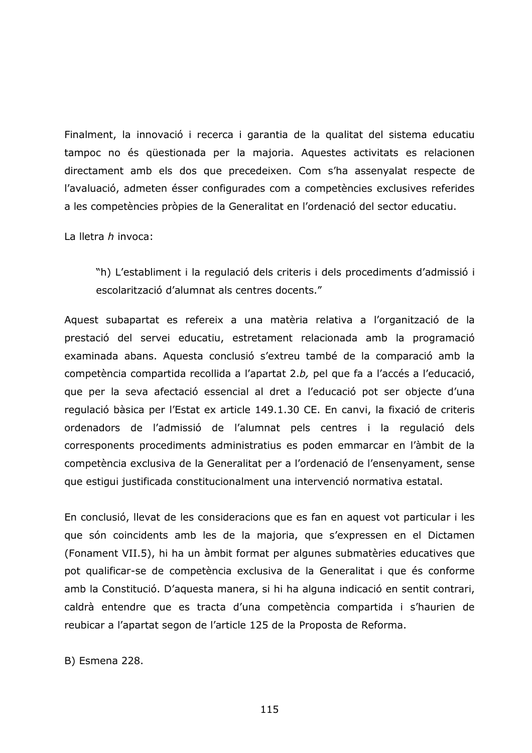Finalment, la innovació i recerca i garantia de la qualitat del sistema educatiu tampoc no és qüestionada per la majoria. Aquestes activitats es relacionen directament amb els dos que precedeixen. Com s'ha assenyalat respecte de l'avaluació, admeten ésser configurades com a competències exclusives referides a les competències pròpies de la Generalitat en l'ordenació del sector educatiu.

La lletra *h* invoca:

> "h) L'establiment i la regulació dels criteris i dels procediments d'admissió i escolarització d'alumnat als centres docents."

Aquest subapartat es refereix a una matèria relativa a l'organització de la prestació del servei educatiu, estretament relacionada amb la programació examinada abans. Aquesta conclusió s'extreu també de la comparació amb la competència compartida recollida a l'apartat 2.*b,* pel que fa a l'accés a l'educació, que per la seva afectació essencial al dret a l'educació pot ser objecte d'una regulació bàsica per l'Estat ex article 149.1.30 CE. En canvi, la fixació de criteris ordenadors de l'admissió de l'alumnat pels centres i la regulació dels corresponents procediments administratius es poden emmarcar en l'àmbit de la competència exclusiva de la Generalitat per a l'ordenació de l'ensenyament, sense que estigui justificada constitucionalment una intervenció normativa estatal.

En conclusió, llevat de les consideracions que es fan en aquest vot particular i les que són coincidents amb les de la majoria, que s'expressen en el Dictamen (Fonament VII.5), hi ha un àmbit format per algunes submatèries educatives que pot qualificar-se de competència exclusiva de la Generalitat i que és conforme amb la Constitució. D'aquesta manera, si hi ha alguna indicació en sentit contrari, caldrà entendre que es tracta d'una competència compartida i s'haurien de reubicar a l'apartat segon de l'article 125 de la Proposta de Reforma.

B) Esmena 228.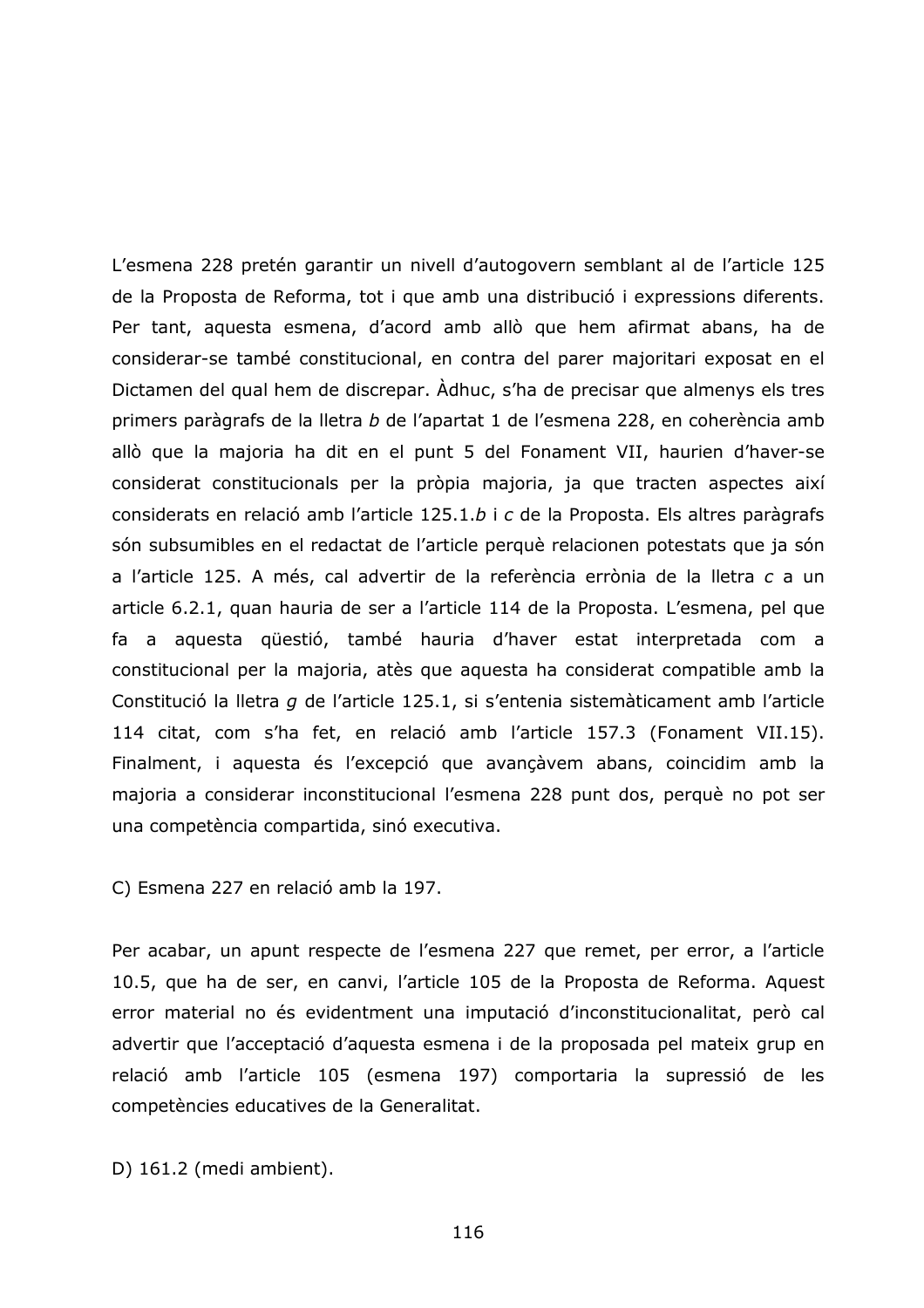L'esmena 228 pretén garantir un nivell d'autogovern semblant al de l'article 125 de la Proposta de Reforma, tot i que amb una distribució i expressions diferents. Per tant, aquesta esmena, d'acord amb allò que hem afirmat abans, ha de considerar-se també constitucional, en contra del parer majoritari exposat en el Dictamen del qual hem de discrepar. Àdhuc, s'ha de precisar que almenys els tres primers paràgrafs de la lletra *b* de l'apartat 1 de l'esmena 228, en coherència amb allò que la majoria ha dit en el punt 5 del Fonament VII, haurien d'haver-se considerat constitucionals per la pròpia majoria, ja que tracten aspectes així considerats en relació amb l'article 125.1.*b* i *c* de la Proposta. Els altres paràgrafs són subsumibles en el redactat de l'article perquè relacionen potestats que ja són a l'article 125. A més, cal advertir de la referència errònia de la lletra *c* a un article 6.2.1, quan hauria de ser a l'article 114 de la Proposta. L'esmena, pel que fa a aquesta qüestió, també hauria d'haver estat interpretada com a constitucional per la majoria, atès que aquesta ha considerat compatible amb la Constitució la lletra *g* de l'article 125.1, si s'entenia sistemàticament amb l'article 114 citat, com s'ha fet, en relació amb l'article 157.3 (Fonament VII.15). Finalment, i aquesta és l'excepció que avançàvem abans, coincidim amb la majoria a considerar inconstitucional l'esmena 228 punt dos, perquè no pot ser una competència compartida, sinó executiva.

C) Esmena 227 en relació amb la 197.

Per acabar, un apunt respecte de l'esmena 227 que remet, per error, a l'article 10.5, que ha de ser, en canvi, l'article 105 de la Proposta de Reforma. Aquest error material no és evidentment una imputació d'inconstitucionalitat, però cal advertir que l'acceptació d'aquesta esmena i de la proposada pel mateix grup en relació amb l'article 105 (esmena 197) comportaria la supressió de les competències educatives de la Generalitat.

D) 161.2 (medi ambient).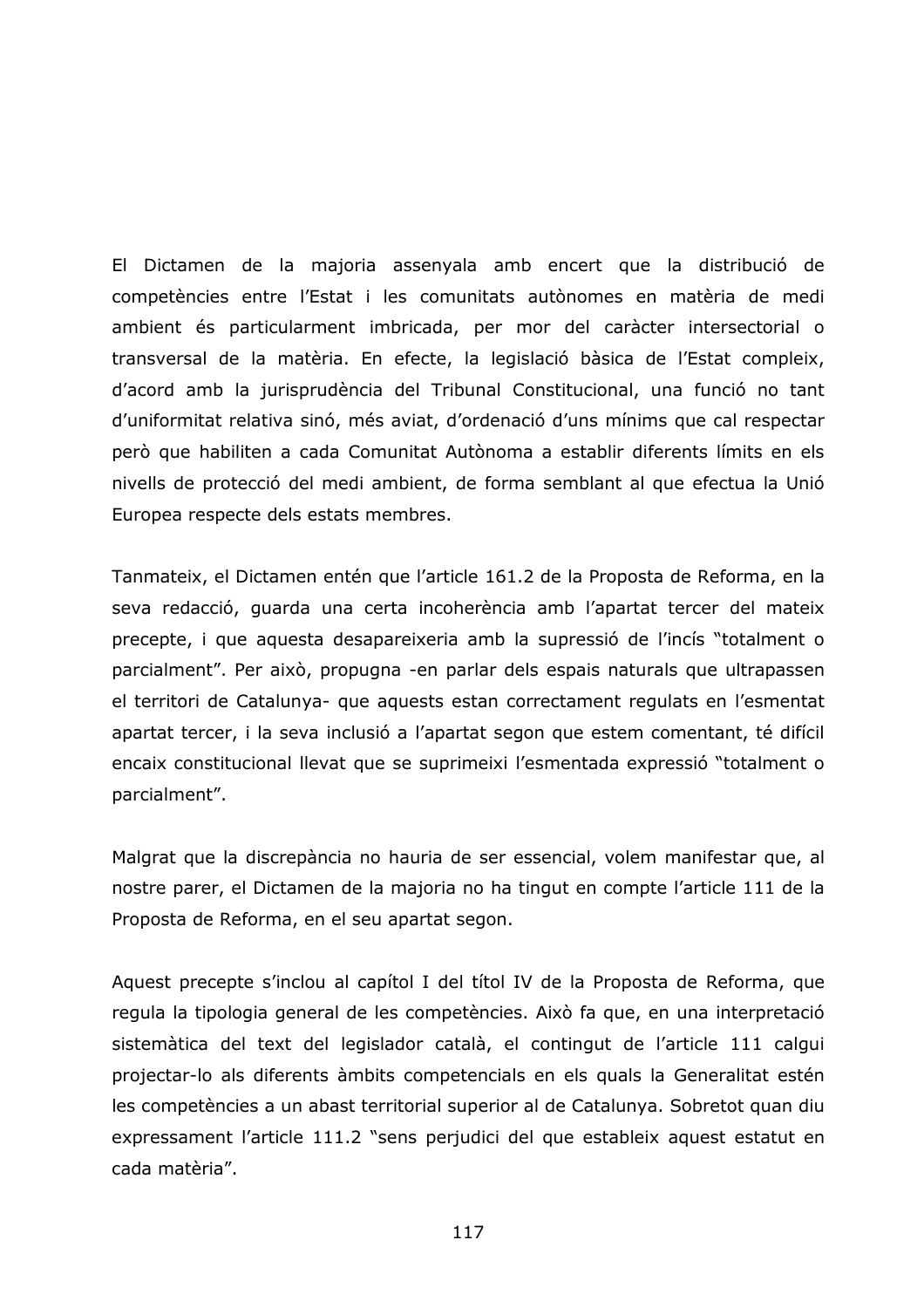El Dictamen de la majoria assenyala amb encert que la distribució de competències entre l'Estat i les comunitats autònomes en matèria de medi ambient és particularment imbricada, per mor del caràcter intersectorial o transversal de la matèria. En efecte, la legislació bàsica de l'Estat compleix, d'acord amb la jurisprudència del Tribunal Constitucional, una funció no tant d'uniformitat relativa sinó, més aviat, d'ordenació d'uns mínims que cal respectar però que habiliten a cada Comunitat Autònoma a establir diferents límits en els nivells de protecció del medi ambient, de forma semblant al que efectua la Unió Europea respecte dels estats membres.

Tanmateix, el Dictamen entén que l'article 161.2 de la Proposta de Reforma, en la seva redacció, guarda una certa incoherència amb l'apartat tercer del mateix precepte, i que aquesta desapareixeria amb la supressió de l'incís "totalment o parcialment". Per això, propugna -en parlar dels espais naturals que ultrapassen el territori de Catalunya- que aquests estan correctament regulats en l'esmentat apartat tercer, i la seva inclusió a l'apartat segon que estem comentant, té difícil encaix constitucional llevat que se suprimeixi l'esmentada expressió "totalment o parcialment".

Malgrat que la discrepància no hauria de ser essencial, volem manifestar que, al nostre parer, el Dictamen de la majoria no ha tingut en compte l'article 111 de la Proposta de Reforma, en el seu apartat segon.

Aquest precepte s'inclou al capítol I del títol IV de la Proposta de Reforma, que regula la tipologia general de les competències. Això fa que, en una interpretació sistemàtica del text del legislador català, el contingut de l'article 111 calgui projectar-lo als diferents àmbits competencials en els quals la Generalitat estén les competències a un abast territorial superior al de Catalunya. Sobretot quan diu expressament l'article 111.2 "sens perjudici del que estableix aquest estatut en cada matèria".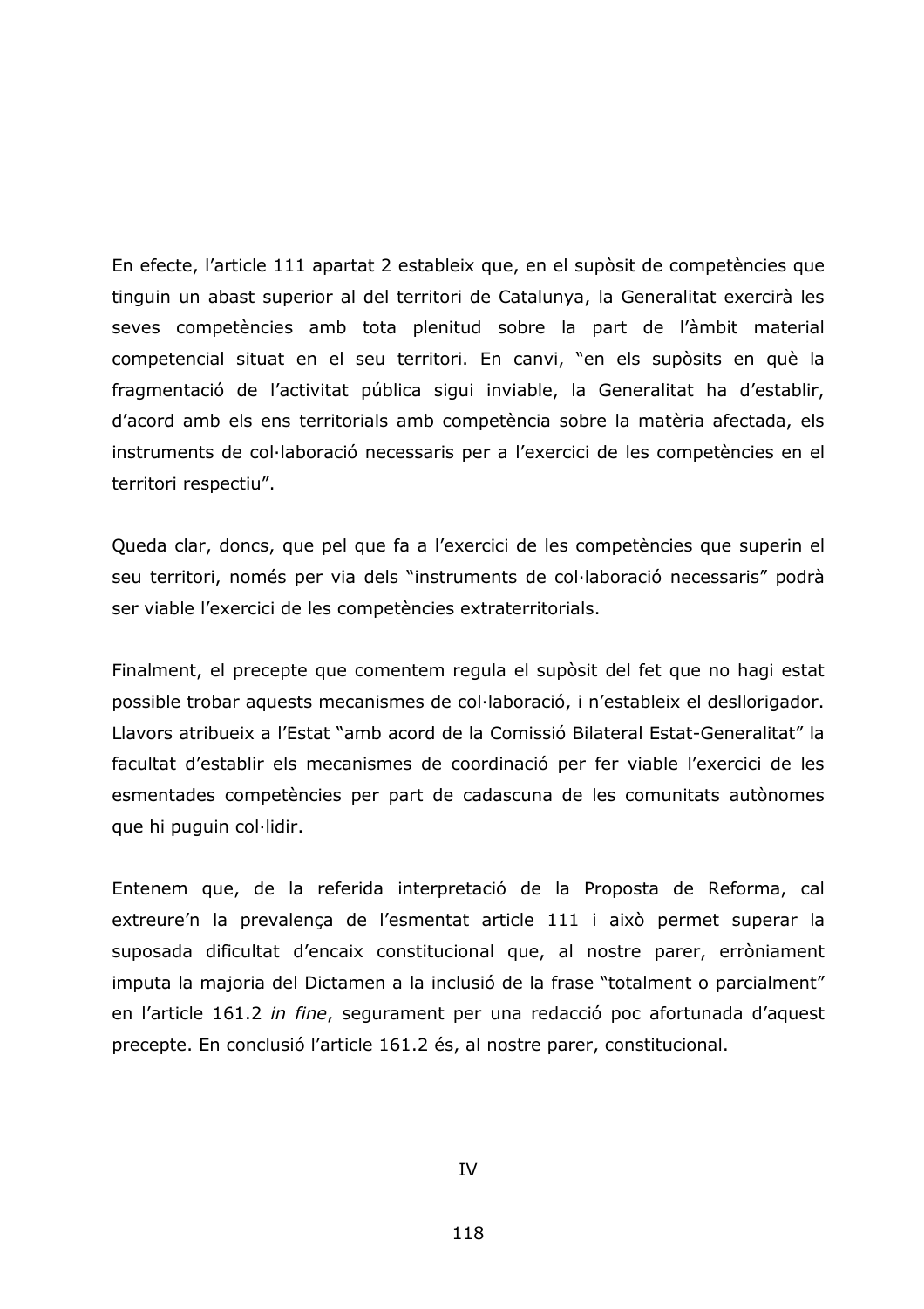En efecte, l'article 111 apartat 2 estableix que, en el supòsit de competències que tinguin un abast superior al del territori de Catalunya, la Generalitat exercirà les seves competències amb tota plenitud sobre la part de l'àmbit material competencial situat en el seu territori. En canvi, "en els supòsits en què la fragmentació de l'activitat pública sigui inviable, la Generalitat ha d'establir, d'acord amb els ens territorials amb competència sobre la matèria afectada, els instruments de col·laboració necessaris per a l'exercici de les competències en el territori respectiu".

Queda clar, doncs, que pel que fa a l'exercici de les competències que superin el seu territori, només per via dels "instruments de col·laboració necessaris" podrà ser viable l'exercici de les competències extraterritorials.

Finalment, el precepte que comentem regula el supòsit del fet que no hagi estat possible trobar aquests mecanismes de col·laboració, i n'estableix el desllorigador. Llavors atribueix a l'Estat "amb acord de la Comissió Bilateral Estat-Generalitat" la facultat d'establir els mecanismes de coordinació per fer viable l'exercici de les esmentades competències per part de cadascuna de les comunitats autònomes que hi puguin col·lidir.

Entenem que, de la referida interpretació de la Proposta de Reforma, cal extreure'n la prevalença de l'esmentat article 111 i això permet superar la suposada dificultat d'encaix constitucional que, al nostre parer, erròniament imputa la majoria del Dictamen a la inclusió de la frase "totalment o parcialment" en l'article 161.2 *in fine*, segurament per una redacció poc afortunada d'aquest precepte. En conclusió l'article 161.2 és, al nostre parer, constitucional.

## IV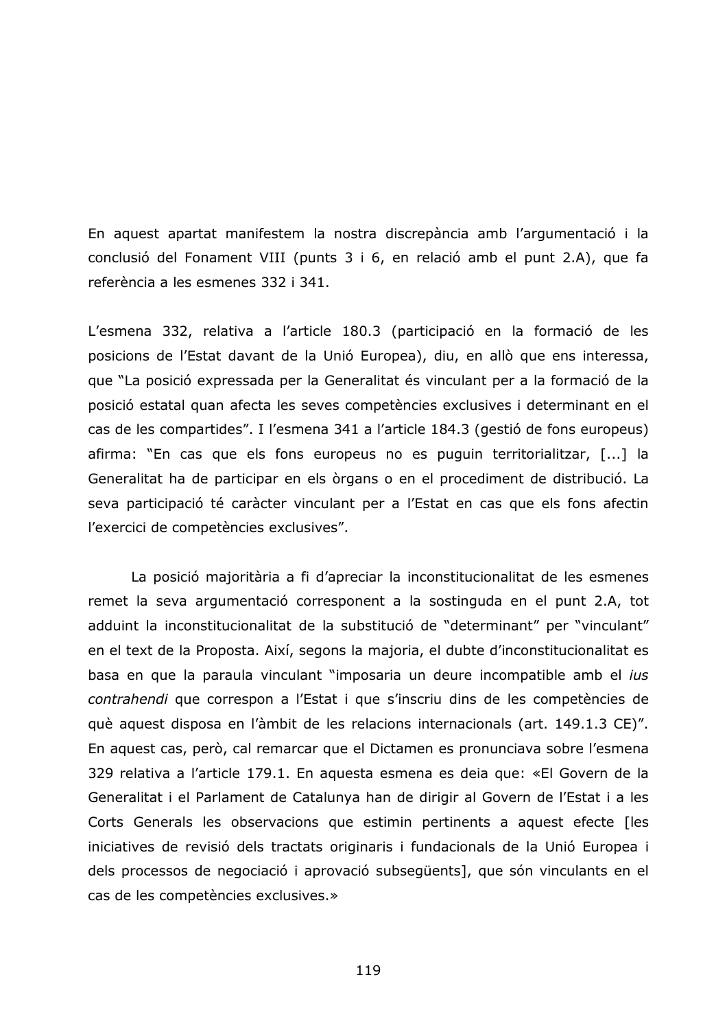En aquest apartat manifestem la nostra discrepància amb l'argumentació i la conclusió del Fonament VIII (punts 3 i 6, en relació amb el punt 2.A), que fa referència a les esmenes 332 i 341.

L'esmena 332, relativa a l'article 180.3 (participació en la formació de les posicions de l'Estat davant de la Unió Europea), diu, en allò que ens interessa, que "La posició expressada per la Generalitat és vinculant per a la formació de la posició estatal quan afecta les seves competències exclusives i determinant en el cas de les compartides". I l'esmena 341 a l'article 184.3 (gestió de fons europeus) afirma: "En cas que els fons europeus no es puguin territorialitzar, [...] la Generalitat ha de participar en els òrgans o en el procediment de distribució. La seva participació té caràcter vinculant per a l'Estat en cas que els fons afectin l'exercici de competències exclusives".

La posició majoritària a fi d'apreciar la inconstitucionalitat de les esmenes remet la seva argumentació corresponent a la sostinguda en el punt 2.A, tot adduint la inconstitucionalitat de la substitució de "determinant" per "vinculant" en el text de la Proposta. Així, segons la majoria, el dubte d'inconstitucionalitat es basa en que la paraula vinculant "imposaria un deure incompatible amb el *ius contrahendi* que correspon a l'Estat i que s'inscriu dins de les competències de què aquest disposa en l'àmbit de les relacions internacionals (art. 149.1.3 CE)". En aquest cas, però, cal remarcar que el Dictamen es pronunciava sobre l'esmena 329 relativa a l'article 179.1. En aquesta esmena es deia que: «El Govern de la Generalitat i el Parlament de Catalunya han de dirigir al Govern de l'Estat i a les Corts Generals les observacions que estimin pertinents a aquest efecte [les iniciatives de revisió dels tractats originaris i fundacionals de la Unió Europea i dels processos de negociació i aprovació subsegüents], que són vinculants en el cas de les competències exclusives.»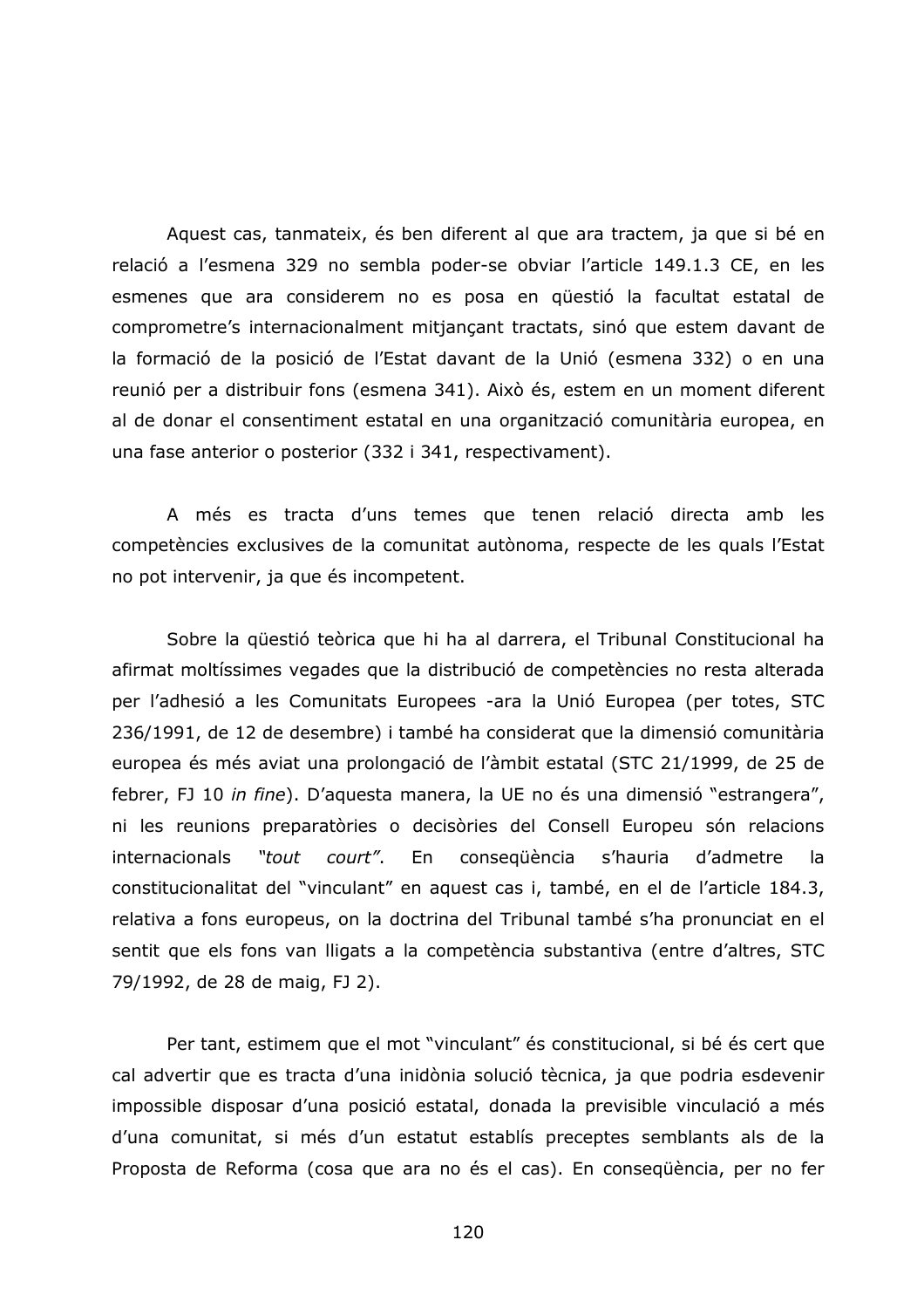Aquest cas, tanmateix, és ben diferent al que ara tractem, ja que si bé en relació a l'esmena 329 no sembla poder-se obviar l'article 149.1.3 CE, en les esmenes que ara considerem no es posa en qüestió la facultat estatal de comprometre's internacionalment mitjançant tractats, sinó que estem davant de la formació de la posició de l'Estat davant de la Unió (esmena 332) o en una reunió per a distribuir fons (esmena 341). Això és, estem en un moment diferent al de donar el consentiment estatal en una organització comunitària europea, en una fase anterior o posterior (332 i 341, respectivament).

A més es tracta d'uns temes que tenen relació directa amb les competències exclusives de la comunitat autònoma, respecte de les quals l'Estat no pot intervenir, ja que és incompetent.

Sobre la qüestió teòrica que hi ha al darrera, el Tribunal Constitucional ha afirmat moltíssimes vegades que la distribució de competències no resta alterada per l'adhesió a les Comunitats Europees -ara la Unió Europea (per totes, STC 236/1991, de 12 de desembre) i també ha considerat que la dimensió comunitària europea és més aviat una prolongació de l'àmbit estatal (STC 21/1999, de 25 de febrer, FJ 10 *in fine*). D'aquesta manera, la UE no és una dimensió "estrangera", ni les reunions preparatòries o decisòries del Consell Europeu són relacions internacionals *"tout court"*. En conseqüència s'hauria d'admetre la constitucionalitat del "vinculant" en aquest cas i, també, en el de l'article 184.3, relativa a fons europeus, on la doctrina del Tribunal també s'ha pronunciat en el sentit que els fons van lligats a la competència substantiva (entre d'altres, STC 79/1992, de 28 de maig, FJ 2).

Per tant, estimem que el mot "vinculant" és constitucional, si bé és cert que cal advertir que es tracta d'una inidònia solució tècnica, ja que podria esdevenir impossible disposar d'una posició estatal, donada la previsible vinculació a més d'una comunitat, si més d'un estatut establís preceptes semblants als de la Proposta de Reforma (cosa que ara no és el cas). En conseqüència, per no fer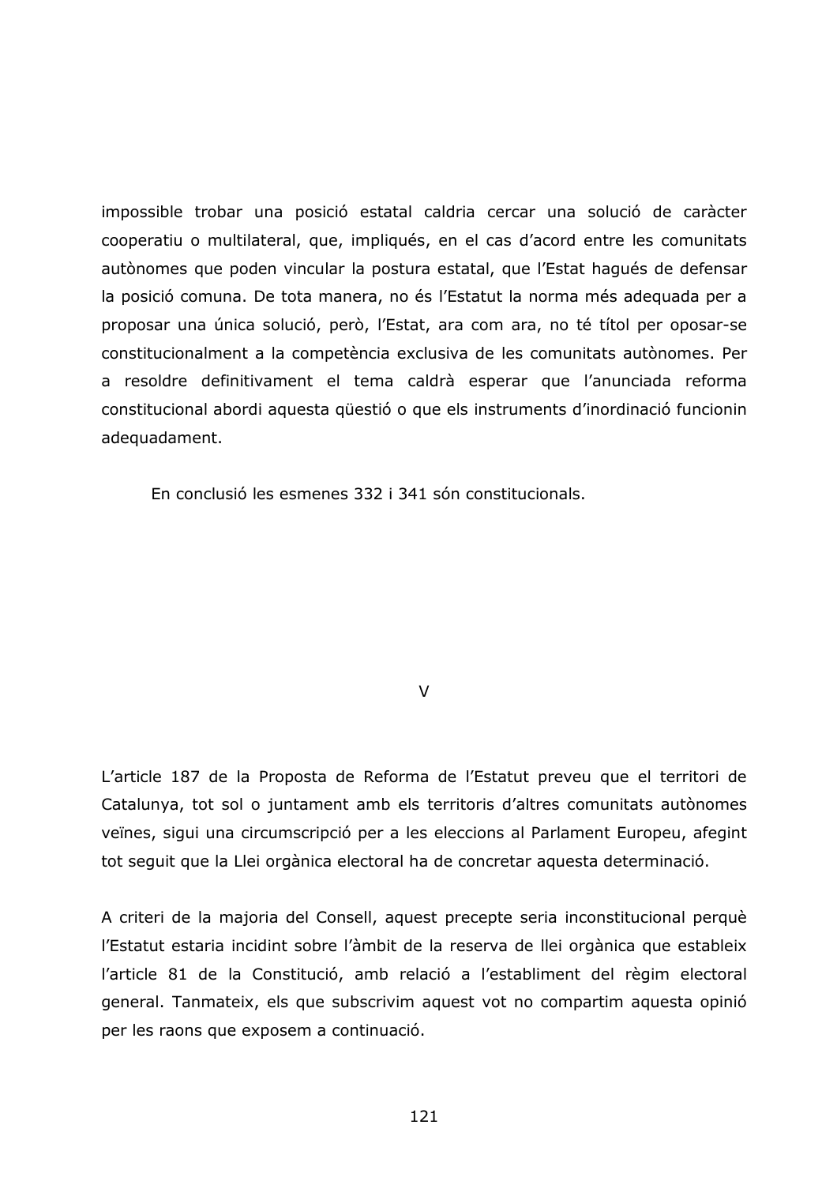impossible trobar una posició estatal caldria cercar una solució de caràcter cooperatiu o multilateral, que, impliqués, en el cas d'acord entre les comunitats autònomes que poden vincular la postura estatal, que l'Estat hagués de defensar la posició comuna. De tota manera, no és l'Estatut la norma més adequada per a proposar una única solució, però, l'Estat, ara com ara, no té títol per oposar-se constitucionalment a la competència exclusiva de les comunitats autònomes. Per a resoldre definitivament el tema caldrà esperar que l'anunciada reforma constitucional abordi aquesta qüestió o que els instruments d'inordinació funcionin adequadament.

En conclusió les esmenes 332 i 341 són constitucionals.

## V

L'article 187 de la Proposta de Reforma de l'Estatut preveu que el territori de Catalunya, tot sol o juntament amb els territoris d'altres comunitats autònomes veïnes, sigui una circumscripció per a les eleccions al Parlament Europeu, afegint tot seguit que la Llei orgànica electoral ha de concretar aquesta determinació.

A criteri de la majoria del Consell, aquest precepte seria inconstitucional perquè l'Estatut estaria incidint sobre l'àmbit de la reserva de llei orgànica que estableix l'article 81 de la Constitució, amb relació a l'establiment del règim electoral general. Tanmateix, els que subscrivim aquest vot no compartim aquesta opinió per les raons que exposem a continuació.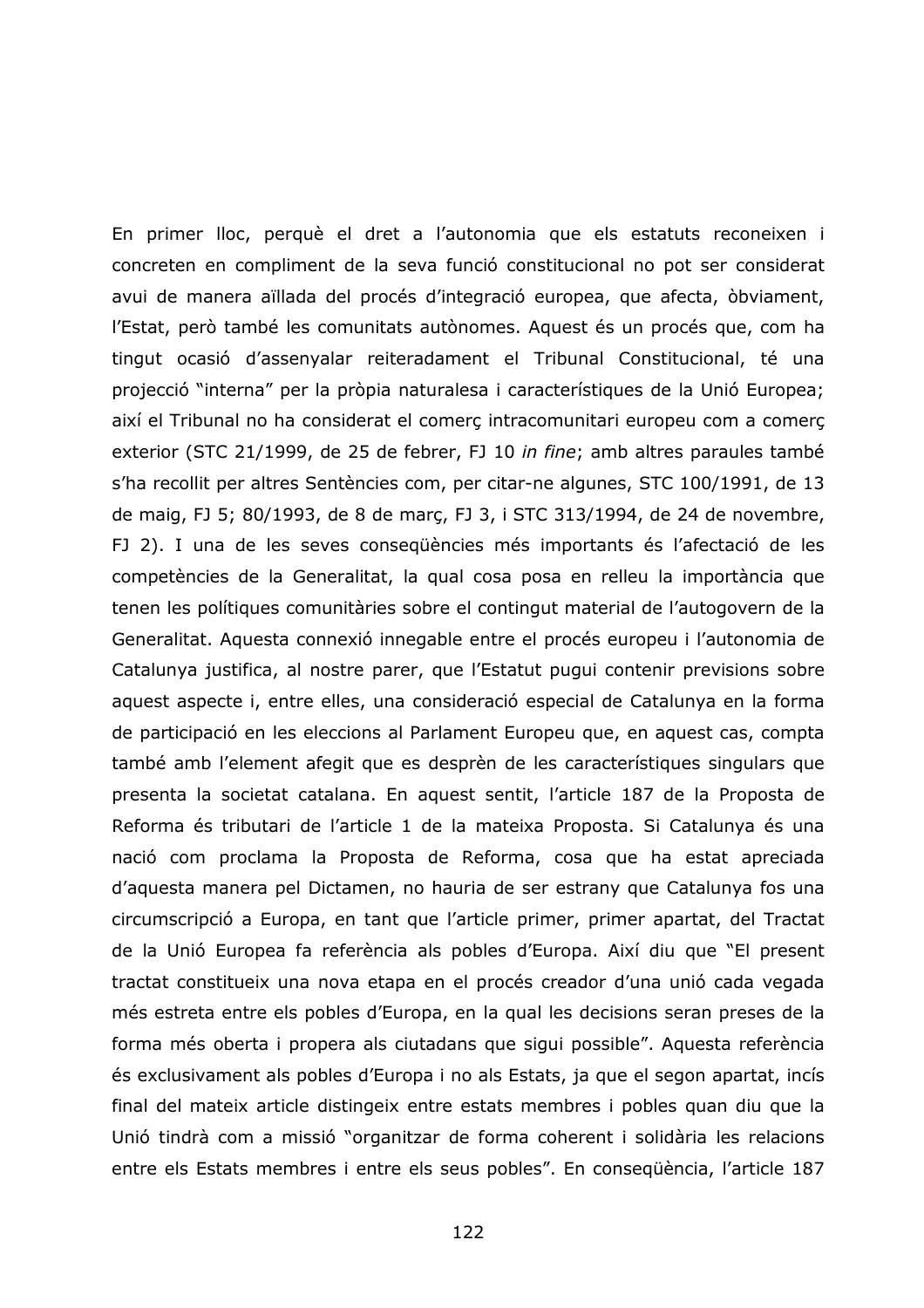En primer lloc, perquè el dret a l'autonomia que els estatuts reconeixen i concreten en compliment de la seva funció constitucional no pot ser considerat avui de manera aïllada del procés d'integració europea, que afecta, òbviament, l'Estat, però també les comunitats autònomes. Aquest és un procés que, com ha tingut ocasió d'assenyalar reiteradament el Tribunal Constitucional, té una projecció "interna" per la pròpia naturalesa i característiques de la Unió Europea; així el Tribunal no ha considerat el comerç intracomunitari europeu com a comerç exterior (STC 21/1999, de 25 de febrer, FJ 10 *in fine*; amb altres paraules també s'ha recollit per altres Sentències com, per citar-ne algunes, STC 100/1991, de 13 de maig, FJ 5; 80/1993, de 8 de març, FJ 3, i STC 313/1994, de 24 de novembre, FJ 2). I una de les seves conseqüències més importants és l'afectació de les competències de la Generalitat, la qual cosa posa en relleu la importància que tenen les polítiques comunitàries sobre el contingut material de l'autogovern de la Generalitat. Aquesta connexió innegable entre el procés europeu i l'autonomia de Catalunya justifica, al nostre parer, que l'Estatut pugui contenir previsions sobre aquest aspecte i, entre elles, una consideració especial de Catalunya en la forma de participació en les eleccions al Parlament Europeu que, en aquest cas, compta també amb l'element afegit que es desprèn de les característiques singulars que presenta la societat catalana. En aquest sentit, l'article 187 de la Proposta de Reforma és tributari de l'article 1 de la mateixa Proposta. Si Catalunya és una nació com proclama la Proposta de Reforma, cosa que ha estat apreciada d'aquesta manera pel Dictamen, no hauria de ser estrany que Catalunya fos una circumscripció a Europa, en tant que l'article primer, primer apartat, del Tractat de la Unió Europea fa referència als pobles d'Europa. Així diu que "El present tractat constitueix una nova etapa en el procés creador d'una unió cada vegada més estreta entre els pobles d'Europa, en la qual les decisions seran preses de la forma més oberta i propera als ciutadans que sigui possible". Aquesta referència és exclusivament als pobles d'Europa i no als Estats, ja que el segon apartat, incís final del mateix article distingeix entre estats membres i pobles quan diu que la Unió tindrà com a missió "organitzar de forma coherent i solidària les relacions entre els Estats membres i entre els seus pobles". En conseqüència, l'article 187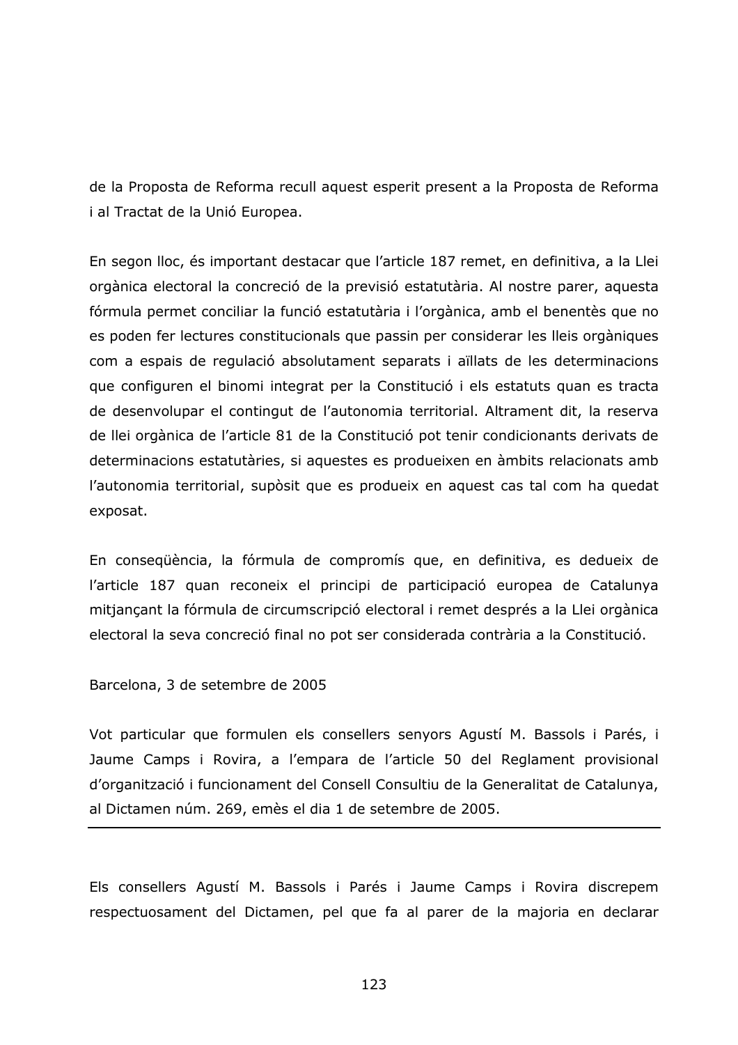de la Proposta de Reforma recull aquest esperit present a la Proposta de Reforma i al Tractat de la Unió Europea.

En segon lloc, és important destacar que l'article 187 remet, en definitiva, a la Llei orgànica electoral la concreció de la previsió estatutària. Al nostre parer, aquesta fórmula permet conciliar la funció estatutària i l'orgànica, amb el benentès que no es poden fer lectures constitucionals que passin per considerar les lleis orgàniques com a espais de regulació absolutament separats i aïllats de les determinacions que configuren el binomi integrat per la Constitució i els estatuts quan es tracta de desenvolupar el contingut de l'autonomia territorial. Altrament dit, la reserva de llei orgànica de l'article 81 de la Constitució pot tenir condicionants derivats de determinacions estatutàries, si aquestes es produeixen en àmbits relacionats amb l'autonomia territorial, supòsit que es produeix en aquest cas tal com ha quedat exposat.

En conseqüència, la fórmula de compromís que, en definitiva, es dedueix de l'article 187 quan reconeix el principi de participació europea de Catalunya mitjançant la fórmula de circumscripció electoral i remet després a la Llei orgànica electoral la seva concreció final no pot ser considerada contrària a la Constitució.

Barcelona, 3 de setembre de 2005

Vot particular que formulen els consellers senyors Agustí M. Bassols i Parés, i Jaume Camps i Rovira, a l'empara de l'article 50 del Reglament provisional d'organització i funcionament del Consell Consultiu de la Generalitat de Catalunya, al Dictamen núm. 269, emès el dia 1 de setembre de 2005.

---

Els consellers Agustí M. Bassols i Parés i Jaume Camps i Rovira discrepem respectuosament del Dictamen, pel que fa al parer de la majoria en declarar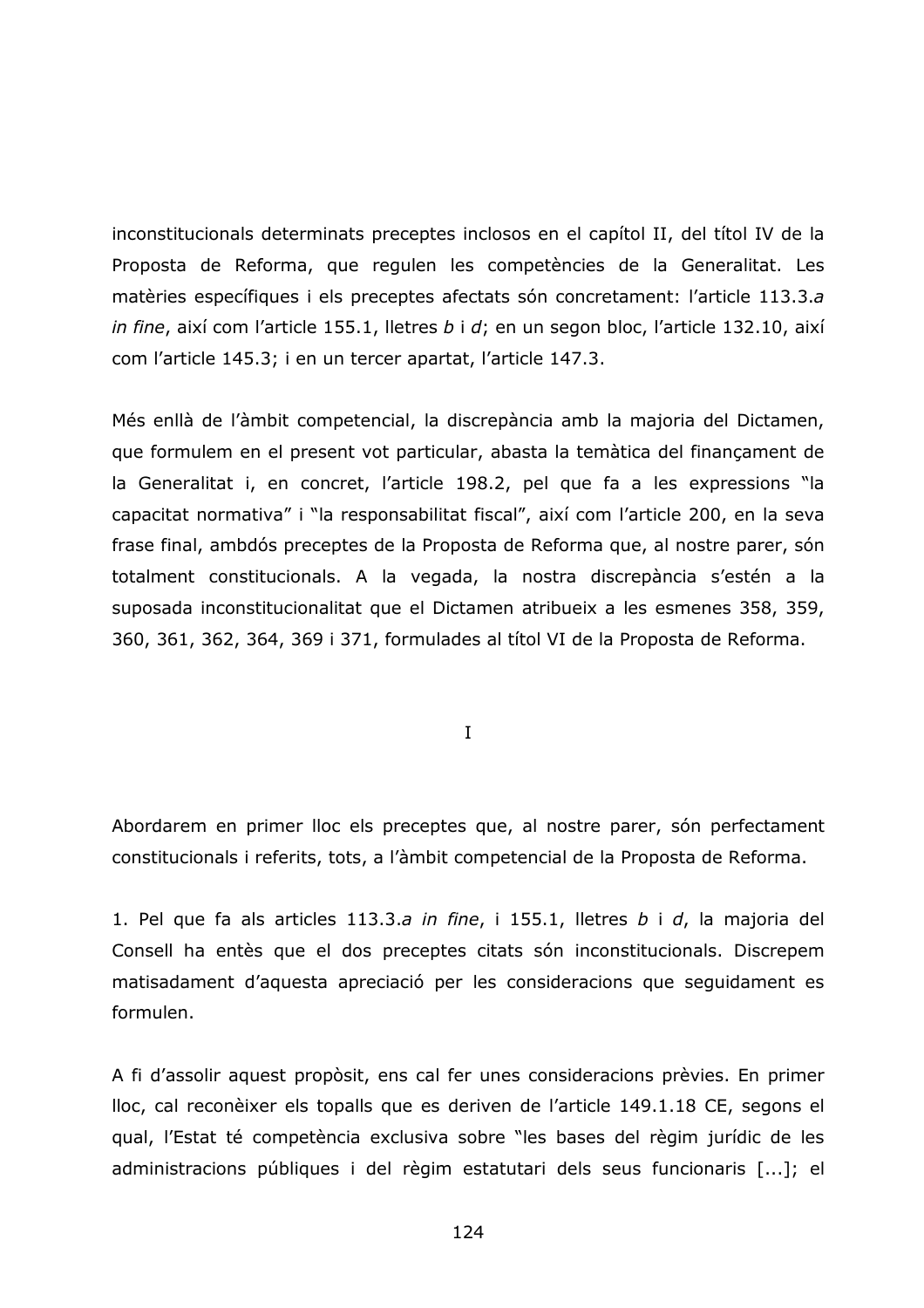inconstitucionals determinats preceptes inclosos en el capítol II, del títol IV de la Proposta de Reforma, que regulen les competències de la Generalitat. Les matèries específiques i els preceptes afectats són concretament: l'article 113.3.*a in fine*, així com l'article 155.1, lletres *b* i *d*; en un segon bloc, l'article 132.10, així com l'article 145.3; i en un tercer apartat, l'article 147.3.

Més enllà de l'àmbit competencial, la discrepància amb la majoria del Dictamen, que formulem en el present vot particular, abasta la temàtica del finançament de la Generalitat i, en concret, l'article 198.2, pel que fa a les expressions "la capacitat normativa" i "la responsabilitat fiscal", així com l'article 200, en la seva frase final, ambdós preceptes de la Proposta de Reforma que, al nostre parer, són totalment constitucionals. A la vegada, la nostra discrepància s'estén a la suposada inconstitucionalitat que el Dictamen atribueix a les esmenes 358, 359, 360, 361, 362, 364, 369 i 371, formulades al títol VI de la Proposta de Reforma.

## I

Abordarem en primer lloc els preceptes que, al nostre parer, són perfectament constitucionals i referits, tots, a l'àmbit competencial de la Proposta de Reforma.

1. Pel que fa als articles 113.3.*a in fine*, i 155.1, lletres *b* i *d*, la majoria del Consell ha entès que el dos preceptes citats són inconstitucionals. Discrepem matisadament d'aquesta apreciació per les consideracions que seguidament es formulen.

A fi d'assolir aquest propòsit, ens cal fer unes consideracions prèvies. En primer lloc, cal reconèixer els topalls que es deriven de l'article 149.1.18 CE, segons el qual, l'Estat té competència exclusiva sobre "les bases del règim jurídic de les administracions públiques i del règim estatutari dels seus funcionaris [...]; el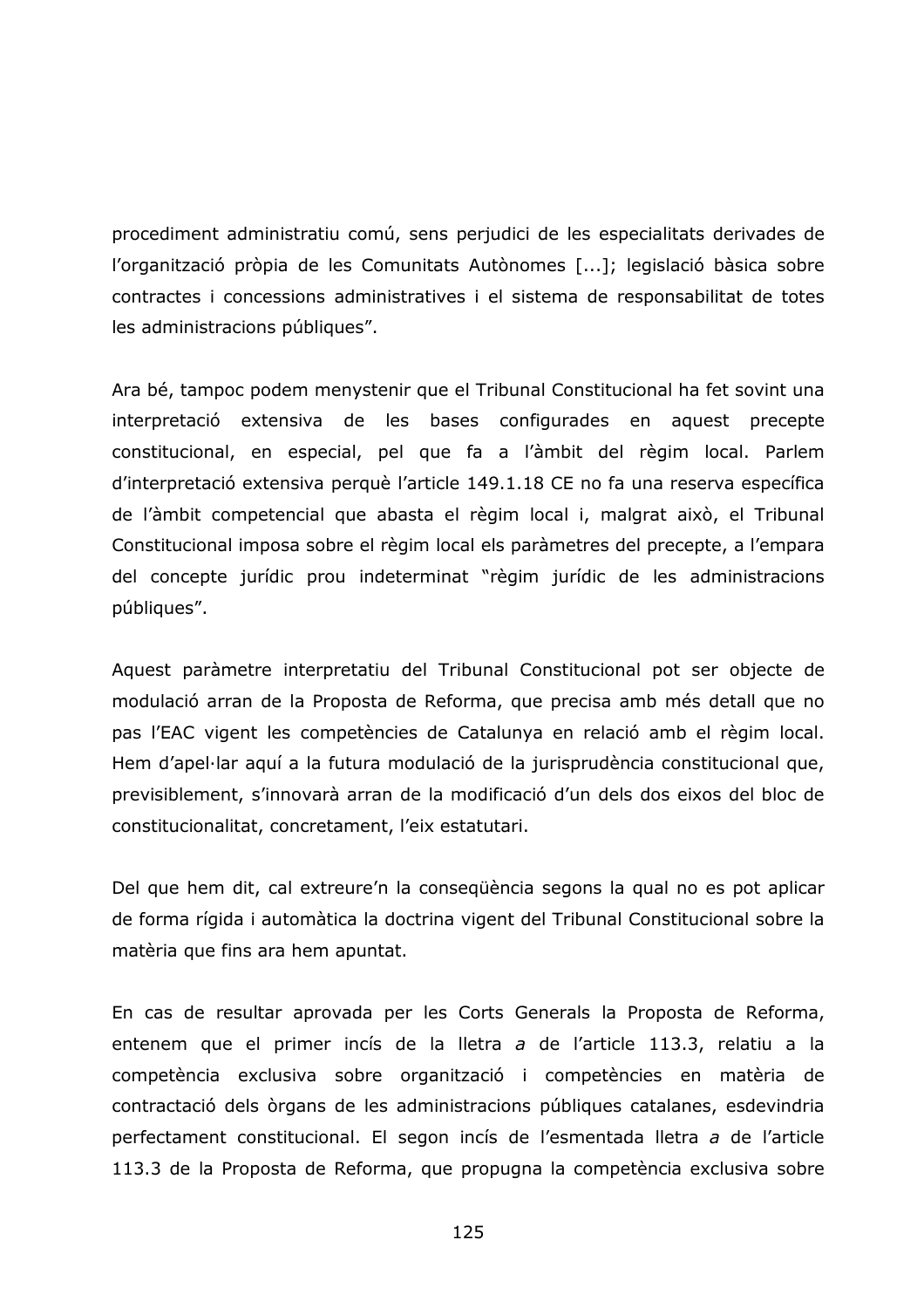procediment administratiu comú, sens perjudici de les especialitats derivades de l'organització pròpia de les Comunitats Autònomes [...]; legislació bàsica sobre contractes i concessions administratives i el sistema de responsabilitat de totes les administracions públiques".

Ara bé, tampoc podem menystenir que el Tribunal Constitucional ha fet sovint una interpretació extensiva de les bases configurades en aquest precepte constitucional, en especial, pel que fa a l'àmbit del règim local. Parlem d'interpretació extensiva perquè l'article 149.1.18 CE no fa una reserva específica de l'àmbit competencial que abasta el règim local i, malgrat això, el Tribunal Constitucional imposa sobre el règim local els paràmetres del precepte, a l'empara del concepte jurídic prou indeterminat "règim jurídic de les administracions públiques".

Aquest paràmetre interpretatiu del Tribunal Constitucional pot ser objecte de modulació arran de la Proposta de Reforma, que precisa amb més detall que no pas l'EAC vigent les competències de Catalunya en relació amb el règim local. Hem d'apel·lar aquí a la futura modulació de la jurisprudència constitucional que, previsiblement, s'innovarà arran de la modificació d'un dels dos eixos del bloc de constitucionalitat, concretament, l'eix estatutari.

Del que hem dit, cal extreure'n la conseqüència segons la qual no es pot aplicar de forma rígida i automàtica la doctrina vigent del Tribunal Constitucional sobre la matèria que fins ara hem apuntat.

En cas de resultar aprovada per les Corts Generals la Proposta de Reforma, entenem que el primer incís de la lletra *a* de l'article 113.3, relatiu a la competència exclusiva sobre organització i competències en matèria de contractació dels òrgans de les administracions públiques catalanes, esdevindria perfectament constitucional. El segon incís de l'esmentada lletra *a* de l'article 113.3 de la Proposta de Reforma, que propugna la competència exclusiva sobre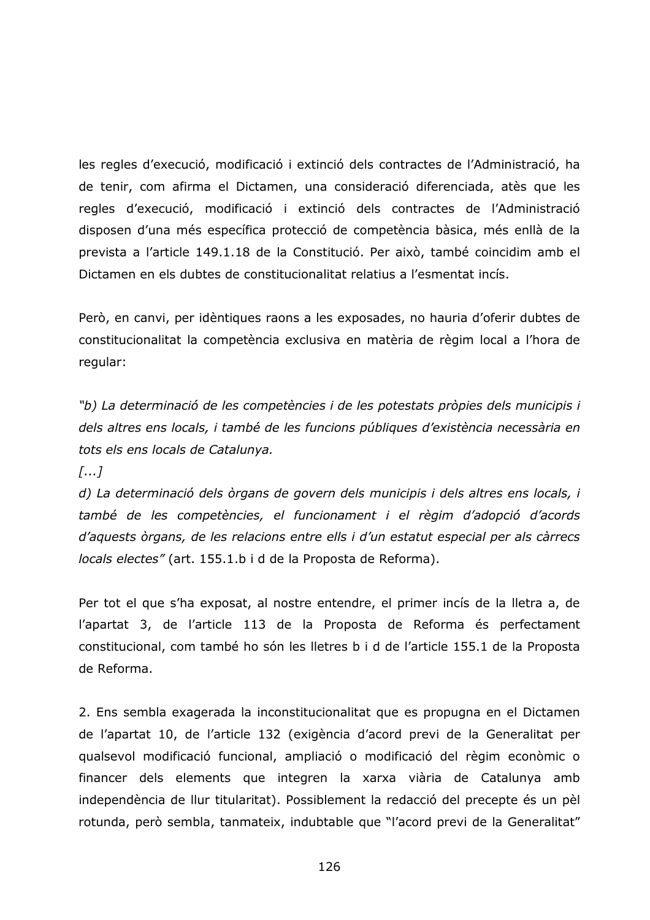les regles d'execució, modificació i extinció dels contractes de l'Administració, ha de tenir, com afirma el Dictamen, una consideració diferenciada, atès que les regles d'execució, modificació i extinció dels contractes de l'Administració disposen d'una més específica protecció de competència bàsica, més enllà de la prevista a l'article 149.1.18 de la Constitució. Per això, també coincidim amb el Dictamen en els dubtes de constitucionalitat relatius a l'esmentat incís.

Però, en canvi, per idèntiques raons a les exposades, no hauria d'oferir dubtes de constitucionalitat la competència exclusiva en matèria de règim local a l'hora de regular:

*"b) La determinació de les competències i de les potestats pròpies dels municipis i dels altres ens locals, i també de les funcions públiques d'existència necessària en tots els ens locals de Catalunya.*

*[...]*

*d) La determinació dels òrgans de govern dels municipis i dels altres ens locals, i també de les competències, el funcionament i el règim d'adopció d'acords d'aquests òrgans, de les relacions entre ells i d'un estatut especial per als càrrecs locals electes"* (art. 155.1.b i d de la Proposta de Reforma).

Per tot el que s'ha exposat, al nostre entendre, el primer incís de la lletra a, de l'apartat 3, de l'article 113 de la Proposta de Reforma és perfectament constitucional, com també ho són les lletres b i d de l'article 155.1 de la Proposta de Reforma.

2. Ens sembla exagerada la inconstitucionalitat que es propugna en el Dictamen de l'apartat 10, de l'article 132 (exigència d'acord previ de la Generalitat per qualsevol modificació funcional, ampliació o modificació del règim econòmic o financer dels elements que integren la xarxa viària de Catalunya amb independència de llur titularitat). Possiblement la redacció del precepte és un pèl rotunda, però sembla, tanmateix, indubtable que "l'acord previ de la Generalitat"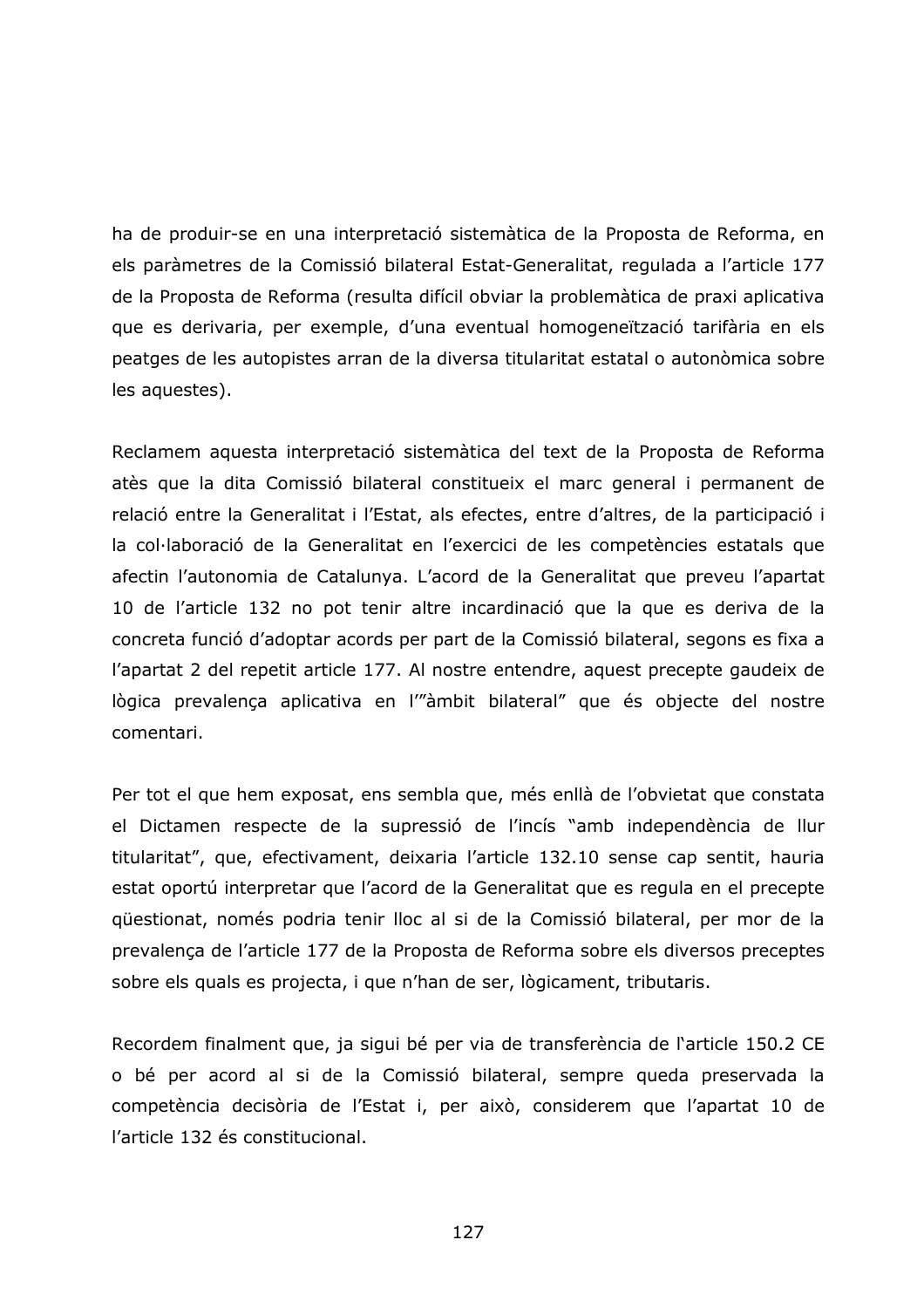ha de produir-se en una interpretació sistemàtica de la Proposta de Reforma, en els paràmetres de la Comissió bilateral Estat-Generalitat, regulada a l'article 177 de la Proposta de Reforma (resulta difícil obviar la problemàtica de praxi aplicativa que es derivaria, per exemple, d'una eventual homogeneïtzació tarifària en els peatges de les autopistes arran de la diversa titularitat estatal o autonòmica sobre les aquestes).

Reclamem aquesta interpretació sistemàtica del text de la Proposta de Reforma atès que la dita Comissió bilateral constitueix el marc general i permanent de relació entre la Generalitat i l'Estat, als efectes, entre d'altres, de la participació i la col·laboració de la Generalitat en l'exercici de les competències estatals que afectin l'autonomia de Catalunya. L'acord de la Generalitat que preveu l'apartat 10 de l'article 132 no pot tenir altre incardinació que la que es deriva de la concreta funció d'adoptar acords per part de la Comissió bilateral, segons es fixa a l'apartat 2 del repetit article 177. Al nostre entendre, aquest precepte gaudeix de lògica prevalença aplicativa en l'"àmbit bilateral" que és objecte del nostre comentari.

Per tot el que hem exposat, ens sembla que, més enllà de l'obvietat que constata el Dictamen respecte de la supressió de l'incís "amb independència de llur titularitat", que, efectivament, deixaria l'article 132.10 sense cap sentit, hauria estat oportú interpretar que l'acord de la Generalitat que es regula en el precepte qüestionat, només podria tenir lloc al si de la Comissió bilateral, per mor de la prevalença de l'article 177 de la Proposta de Reforma sobre els diversos preceptes sobre els quals es projecta, i que n'han de ser, lògicament, tributaris.

Recordem finalment que, ja sigui bé per via de transferència de l'article 150.2 CE o bé per acord al si de la Comissió bilateral, sempre queda preservada la competència decisòria de l'Estat i, per això, considerem que l'apartat 10 de l'article 132 és constitucional.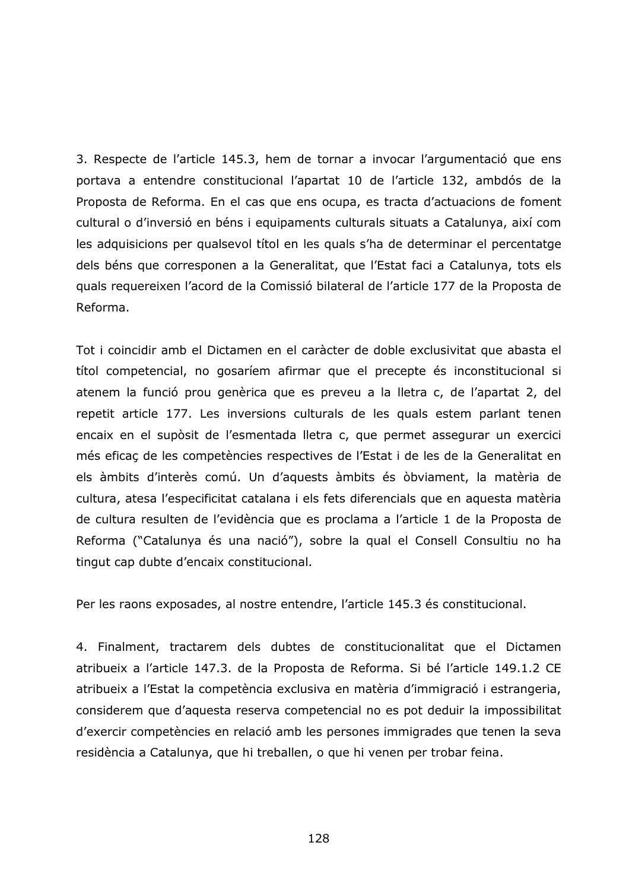3. Respecte de l'article 145.3, hem de tornar a invocar l'argumentació que ens portava a entendre constitucional l'apartat 10 de l'article 132, ambdós de la Proposta de Reforma. En el cas que ens ocupa, es tracta d'actuacions de foment cultural o d'inversió en béns i equipaments culturals situats a Catalunya, així com les adquisicions per qualsevol títol en les quals s'ha de determinar el percentatge dels béns que corresponen a la Generalitat, que l'Estat faci a Catalunya, tots els quals requereixen l'acord de la Comissió bilateral de l'article 177 de la Proposta de Reforma.

Tot i coincidir amb el Dictamen en el caràcter de doble exclusivitat que abasta el títol competencial, no gosaríem afirmar que el precepte és inconstitucional si atenem la funció prou genèrica que es preveu a la lletra c, de l'apartat 2, del repetit article 177. Les inversions culturals de les quals estem parlant tenen encaix en el supòsit de l'esmentada lletra c, que permet assegurar un exercici més eficaç de les competències respectives de l'Estat i de les de la Generalitat en els àmbits d'interès comú. Un d'aquests àmbits és òbviament, la matèria de cultura, atesa l'especificitat catalana i els fets diferencials que en aquesta matèria de cultura resulten de l'evidència que es proclama a l'article 1 de la Proposta de Reforma ("Catalunya és una nació"), sobre la qual el Consell Consultiu no ha tingut cap dubte d'encaix constitucional.

Per les raons exposades, al nostre entendre, l'article 145.3 és constitucional.

4. Finalment, tractarem dels dubtes de constitucionalitat que el Dictamen atribueix a l'article 147.3. de la Proposta de Reforma. Si bé l'article 149.1.2 CE atribueix a l'Estat la competència exclusiva en matèria d'immigració i estrangeria, considerem que d'aquesta reserva competencial no es pot deduir la impossibilitat d'exercir competències en relació amb les persones immigrades que tenen la seva residència a Catalunya, que hi treballen, o que hi venen per trobar feina.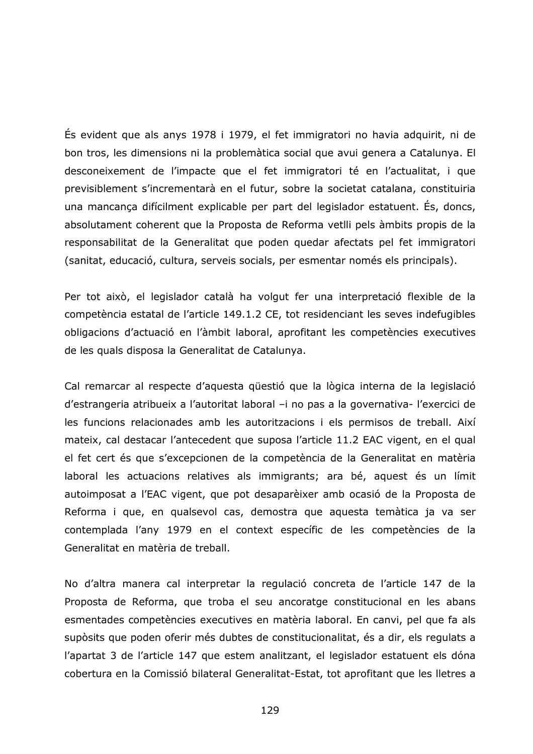És evident que als anys 1978 i 1979, el fet immigratori no havia adquirit, ni de bon tros, les dimensions ni la problemàtica social que avui genera a Catalunya. El desconeixement de l'impacte que el fet immigratori té en l'actualitat, i que previsiblement s'incrementarà en el futur, sobre la societat catalana, constituiria una mancança difícilment explicable per part del legislador estatuent. És, doncs, absolutament coherent que la Proposta de Reforma vetlli pels àmbits propis de la responsabilitat de la Generalitat que poden quedar afectats pel fet immigratori (sanitat, educació, cultura, serveis socials, per esmentar només els principals).

Per tot això, el legislador català ha volgut fer una interpretació flexible de la competència estatal de l'article 149.1.2 CE, tot residenciant les seves indefugibles obligacions d'actuació en l'àmbit laboral, aprofitant les competències executives de les quals disposa la Generalitat de Catalunya.

Cal remarcar al respecte d'aquesta qüestió que la lògica interna de la legislació d'estrangeria atribueix a l'autoritat laboral –i no pas a la governativa- l'exercici de les funcions relacionades amb les autoritzacions i els permisos de treball. Així mateix, cal destacar l'antecedent que suposa l'article 11.2 EAC vigent, en el qual el fet cert és que s'excepcionen de la competència de la Generalitat en matèria laboral les actuacions relatives als immigrants; ara bé, aquest és un límit autoimposat a l'EAC vigent, que pot desaparèixer amb ocasió de la Proposta de Reforma i que, en qualsevol cas, demostra que aquesta temàtica ja va ser contemplada l'any 1979 en el context específic de les competències de la Generalitat en matèria de treball.

No d'altra manera cal interpretar la regulació concreta de l'article 147 de la Proposta de Reforma, que troba el seu ancoratge constitucional en les abans esmentades competències executives en matèria laboral. En canvi, pel que fa als supòsits que poden oferir més dubtes de constitucionalitat, és a dir, els regulats a l'apartat 3 de l'article 147 que estem analitzant, el legislador estatuent els dóna cobertura en la Comissió bilateral Generalitat-Estat, tot aprofitant que les lletres a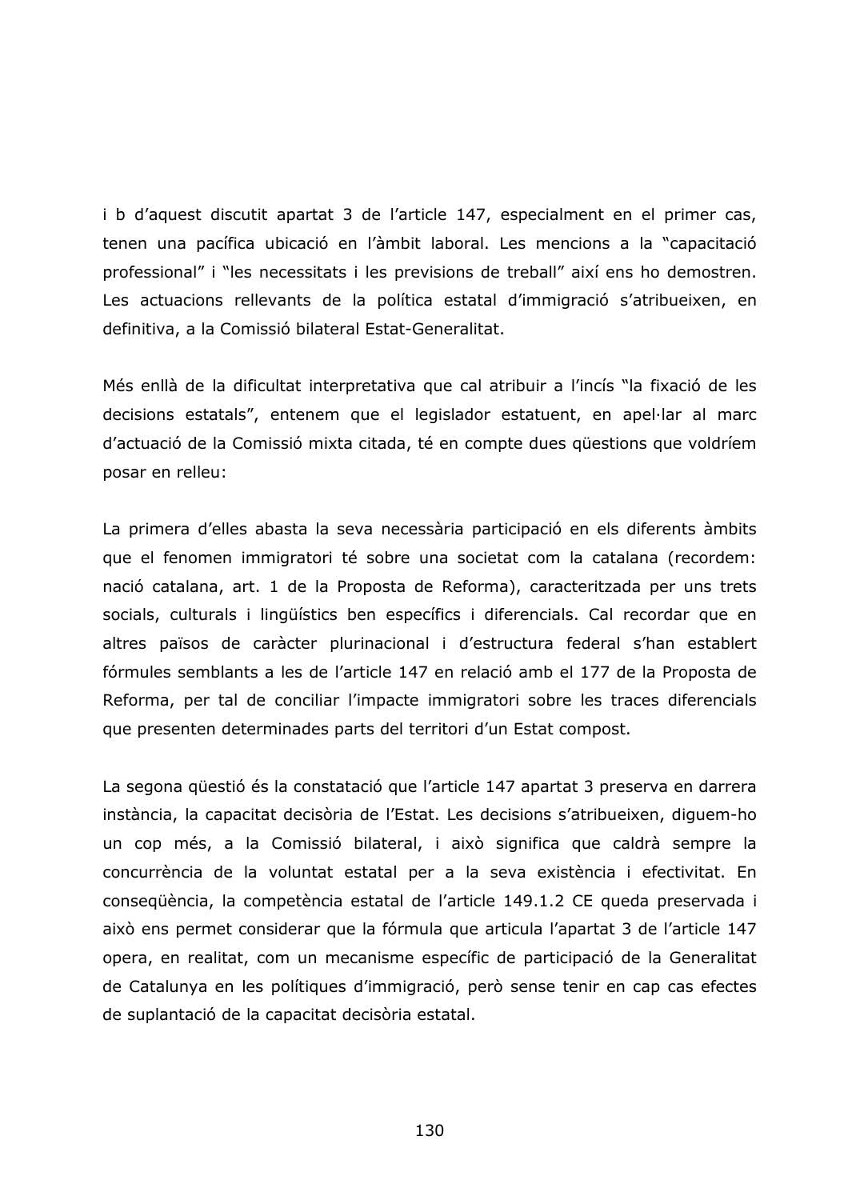i b d'aquest discutit apartat 3 de l'article 147, especialment en el primer cas, tenen una pacífica ubicació en l'àmbit laboral. Les mencions a la "capacitació professional" i "les necessitats i les previsions de treball" així ens ho demostren. Les actuacions rellevants de la política estatal d'immigració s'atribueixen, en definitiva, a la Comissió bilateral Estat-Generalitat.

Més enllà de la dificultat interpretativa que cal atribuir a l'incís "la fixació de les decisions estatals", entenem que el legislador estatuent, en apel·lar al marc d'actuació de la Comissió mixta citada, té en compte dues qüestions que voldríem posar en relleu:

La primera d'elles abasta la seva necessària participació en els diferents àmbits que el fenomen immigratori té sobre una societat com la catalana (recordem: nació catalana, art. 1 de la Proposta de Reforma), caracteritzada per uns trets socials, culturals i lingüístics ben específics i diferencials. Cal recordar que en altres països de caràcter plurinacional i d'estructura federal s'han establert fórmules semblants a les de l'article 147 en relació amb el 177 de la Proposta de Reforma, per tal de conciliar l'impacte immigratori sobre les traces diferencials que presenten determinades parts del territori d'un Estat compost.

La segona qüestió és la constatació que l'article 147 apartat 3 preserva en darrera instància, la capacitat decisòria de l'Estat. Les decisions s'atribueixen, diguem-ho un cop més, a la Comissió bilateral, i això significa que caldrà sempre la concurrència de la voluntat estatal per a la seva existència i efectivitat. En conseqüència, la competència estatal de l'article 149.1.2 CE queda preservada i això ens permet considerar que la fórmula que articula l'apartat 3 de l'article 147 opera, en realitat, com un mecanisme específic de participació de la Generalitat de Catalunya en les polítiques d'immigració, però sense tenir en cap cas efectes de suplantació de la capacitat decisòria estatal.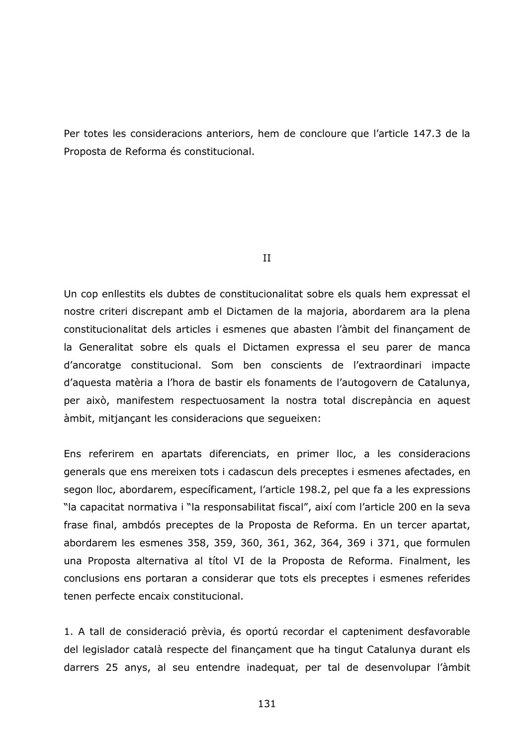Per totes les consideracions anteriors, hem de concloure que l'article 147.3 de la Proposta de Reforma és constitucional.

II

Un cop enllestits els dubtes de constitucionalitat sobre els quals hem expressat el nostre criteri discrepant amb el Dictamen de la majoria, abordarem ara la plena constitucionalitat dels articles i esmenes que abasten l'àmbit del finançament de la Generalitat sobre els quals el Dictamen expressa el seu parer de manca d'ancoratge constitucional. Som ben conscients de l'extraordinari impacte d'aquesta matèria a l'hora de bastir els fonaments de l'autogovern de Catalunya, per això, manifestem respectuosament la nostra total discrepància en aquest àmbit, mitjançant les consideracions que segueixen:

Ens referirem en apartats diferenciats, en primer lloc, a les consideracions generals que ens mereixen tots i cadascun dels preceptes i esmenes afectades, en segon lloc, abordarem, específicament, l'article 198.2, pel que fa a les expressions "la capacitat normativa i "la responsabilitat fiscal", així com l'article 200 en la seva frase final, ambdós preceptes de la Proposta de Reforma. En un tercer apartat, abordarem les esmenes 358, 359, 360, 361, 362, 364, 369 i 371, que formulen una Proposta alternativa al títol VI de la Proposta de Reforma. Finalment, les conclusions ens portaran a considerar que tots els preceptes i esmenes referides tenen perfecte encaix constitucional.

1. A tall de consideració prèvia, és oportú recordar el capteniment desfavorable del legislador català respecte del finançament que ha tingut Catalunya durant els darrers 25 anys, al seu entendre inadequat, per tal de desenvolupar l'àmbit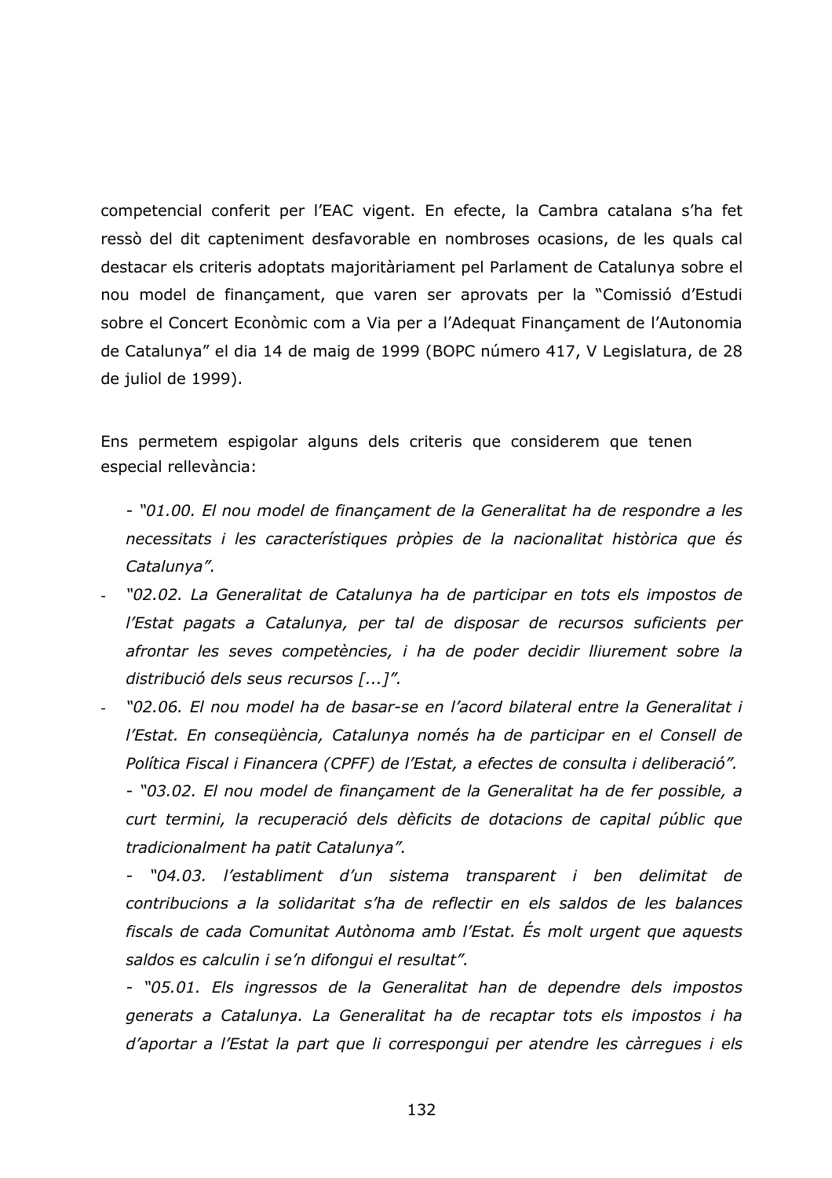competencial conferit per l'EAC vigent. En efecte, la Cambra catalana s'ha fet ressò del dit capteniment desfavorable en nombroses ocasions, de les quals cal destacar els criteris adoptats majoritàriament pel Parlament de Catalunya sobre el nou model de finançament, que varen ser aprovats per la "Comissió d'Estudi sobre el Concert Econòmic com a Via per a l'Adequat Finançament de l'Autonomia de Catalunya" el dia 14 de maig de 1999 (BOPC número 417, V Legislatura, de 28 de juliol de 1999).

Ens permetem espigolar alguns dels criteris que considerem que tenen especial rellevància:

- *"01.00. El nou model de finançament de la Generalitat ha de respondre a les necessitats i les característiques pròpies de la nacionalitat històrica que és Catalunya".*
- *"02.02. La Generalitat de Catalunya ha de participar en tots els impostos de l'Estat pagats a Catalunya, per tal de disposar de recursos suficients per afrontar les seves competències, i ha de poder decidir lliurement sobre la distribució dels seus recursos [...]".*
- *"02.06. El nou model ha de basar-se en l'acord bilateral entre la Generalitat i l'Estat. En conseqüència, Catalunya només ha de participar en el Consell de Política Fiscal i Financera (CPFF) de l'Estat, a efectes de consulta i deliberació".*
- *"03.02. El nou model de finançament de la Generalitat ha de fer possible, a curt termini, la recuperació dels dèficits de dotacions de capital públic que tradicionalment ha patit Catalunya".*
- *"04.03. l'establiment d'un sistema transparent i ben delimitat de contribucions a la solidaritat s'ha de reflectir en els saldos de les balances fiscals de cada Comunitat Autònoma amb l'Estat. És molt urgent que aquests saldos es calculin i se'n difongui el resultat".*
- *"05.01. Els ingressos de la Generalitat han de dependre dels impostos generats a Catalunya. La Generalitat ha de recaptar tots els impostos i ha d'aportar a l'Estat la part que li correspongui per atendre les càrregues i els*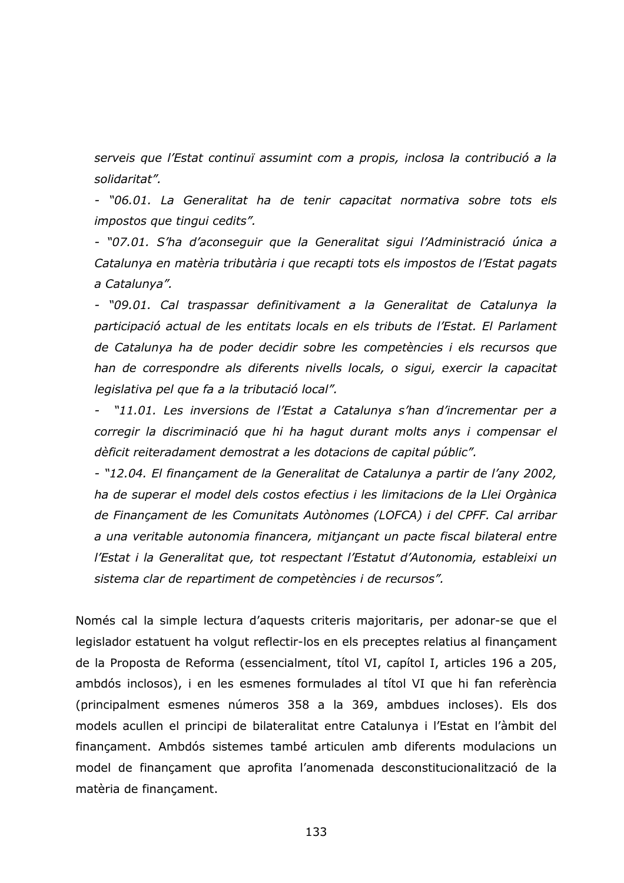*serveis que l'Estat continuï assumint com a propis, inclosa la contribució a la solidaritat".*

- *"06.01. La Generalitat ha de tenir capacitat normativa sobre tots els impostos que tingui cedits".*
- *"07.01. S'ha d'aconseguir que la Generalitat sigui l'Administració única a Catalunya en matèria tributària i que recapti tots els impostos de l'Estat pagats a Catalunya".*
- *"09.01. Cal traspassar definitivament a la Generalitat de Catalunya la participació actual de les entitats locals en els tributs de l'Estat. El Parlament de Catalunya ha de poder decidir sobre les competències i els recursos que han de correspondre als diferents nivells locals, o sigui, exercir la capacitat legislativa pel que fa a la tributació local".*
- *"11.01. Les inversions de l'Estat a Catalunya s'han d'incrementar per a corregir la discriminació que hi ha hagut durant molts anys i compensar el dèficit reiteradament demostrat a les dotacions de capital públic".*
- *"12.04. El finançament de la Generalitat de Catalunya a partir de l'any 2002, ha de superar el model dels costos efectius i les limitacions de la Llei Orgànica de Finançament de les Comunitats Autònomes (LOFCA) i del CPFF. Cal arribar a una veritable autonomia financera, mitjançant un pacte fiscal bilateral entre l'Estat i la Generalitat que, tot respectant l'Estatut d'Autonomia, estableixi un sistema clar de repartiment de competències i de recursos".*

Només cal la simple lectura d'aquests criteris majoritaris, per adonar-se que el legislador estatuent ha volgut reflectir-los en els preceptes relatius al finançament de la Proposta de Reforma (essencialment, títol VI, capítol I, articles 196 a 205, ambdós inclosos), i en les esmenes formulades al títol VI que hi fan referència (principalment esmenes números 358 a la 369, ambdues incloses). Els dos models acullen el principi de bilateralitat entre Catalunya i l'Estat en l'àmbit del finançament. Ambdós sistemes també articulen amb diferents modulacions un model de finançament que aprofita l'anomenada desconstitucionalització de la matèria de finançament.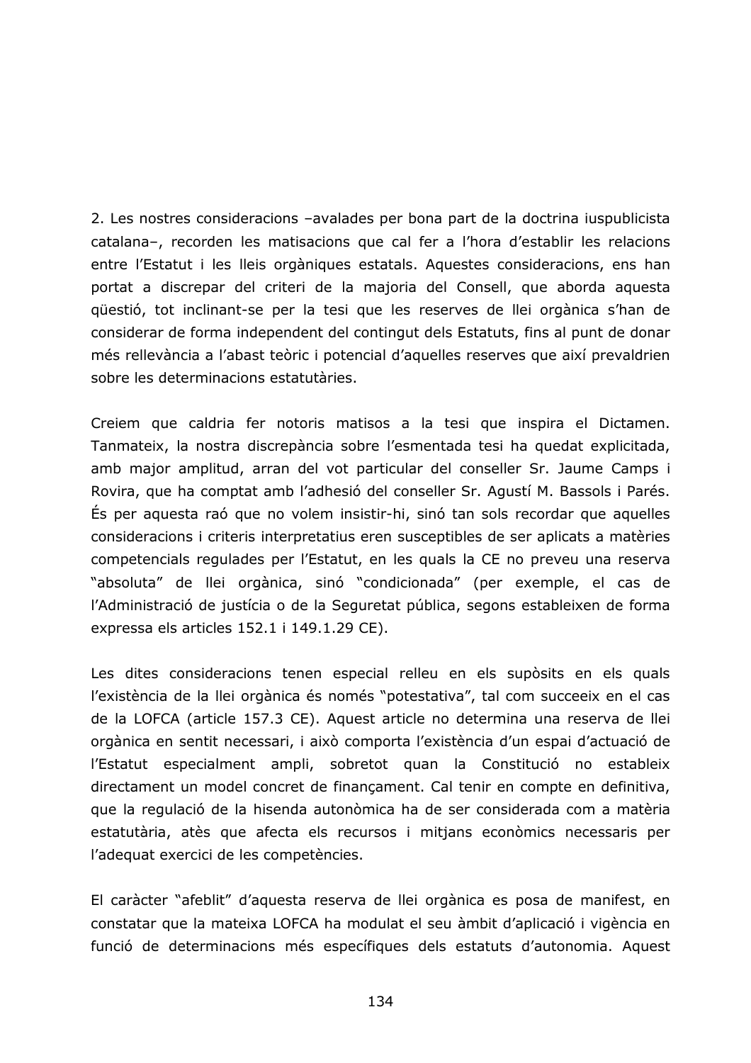2. Les nostres consideracions –avalades per bona part de la doctrina iuspublicista catalana–, recorden les matisacions que cal fer a l'hora d'establir les relacions entre l'Estatut i les lleis orgàniques estatals. Aquestes consideracions, ens han portat a discrepar del criteri de la majoria del Consell, que aborda aquesta qüestió, tot inclinant-se per la tesi que les reserves de llei orgànica s'han de considerar de forma independent del contingut dels Estatuts, fins al punt de donar més rellevància a l'abast teòric i potencial d'aquelles reserves que així prevaldrien sobre les determinacions estatutàries.

Creiem que caldria fer notoris matisos a la tesi que inspira el Dictamen. Tanmateix, la nostra discrepància sobre l'esmentada tesi ha quedat explicitada, amb major amplitud, arran del vot particular del conseller Sr. Jaume Camps i Rovira, que ha comptat amb l'adhesió del conseller Sr. Agustí M. Bassols i Parés. És per aquesta raó que no volem insistir-hi, sinó tan sols recordar que aquelles consideracions i criteris interpretatius eren susceptibles de ser aplicats a matèries competencials regulades per l'Estatut, en les quals la CE no preveu una reserva "absoluta" de llei orgànica, sinó "condicionada" (per exemple, el cas de l'Administració de justícia o de la Seguretat pública, segons estableixen de forma expressa els articles 152.1 i 149.1.29 CE).

Les dites consideracions tenen especial relleu en els supòsits en els quals l'existència de la llei orgànica és només "potestativa", tal com succeeix en el cas de la LOFCA (article 157.3 CE). Aquest article no determina una reserva de llei orgànica en sentit necessari, i això comporta l'existència d'un espai d'actuació de l'Estatut especialment ampli, sobretot quan la Constitució no estableix directament un model concret de finançament. Cal tenir en compte en definitiva, que la regulació de la hisenda autonòmica ha de ser considerada com a matèria estatutària, atès que afecta els recursos i mitjans econòmics necessaris per l'adequat exercici de les competències.

El caràcter "afeblit" d'aquesta reserva de llei orgànica es posa de manifest, en constatar que la mateixa LOFCA ha modulat el seu àmbit d'aplicació i vigència en funció de determinacions més específiques dels estatuts d'autonomia. Aquest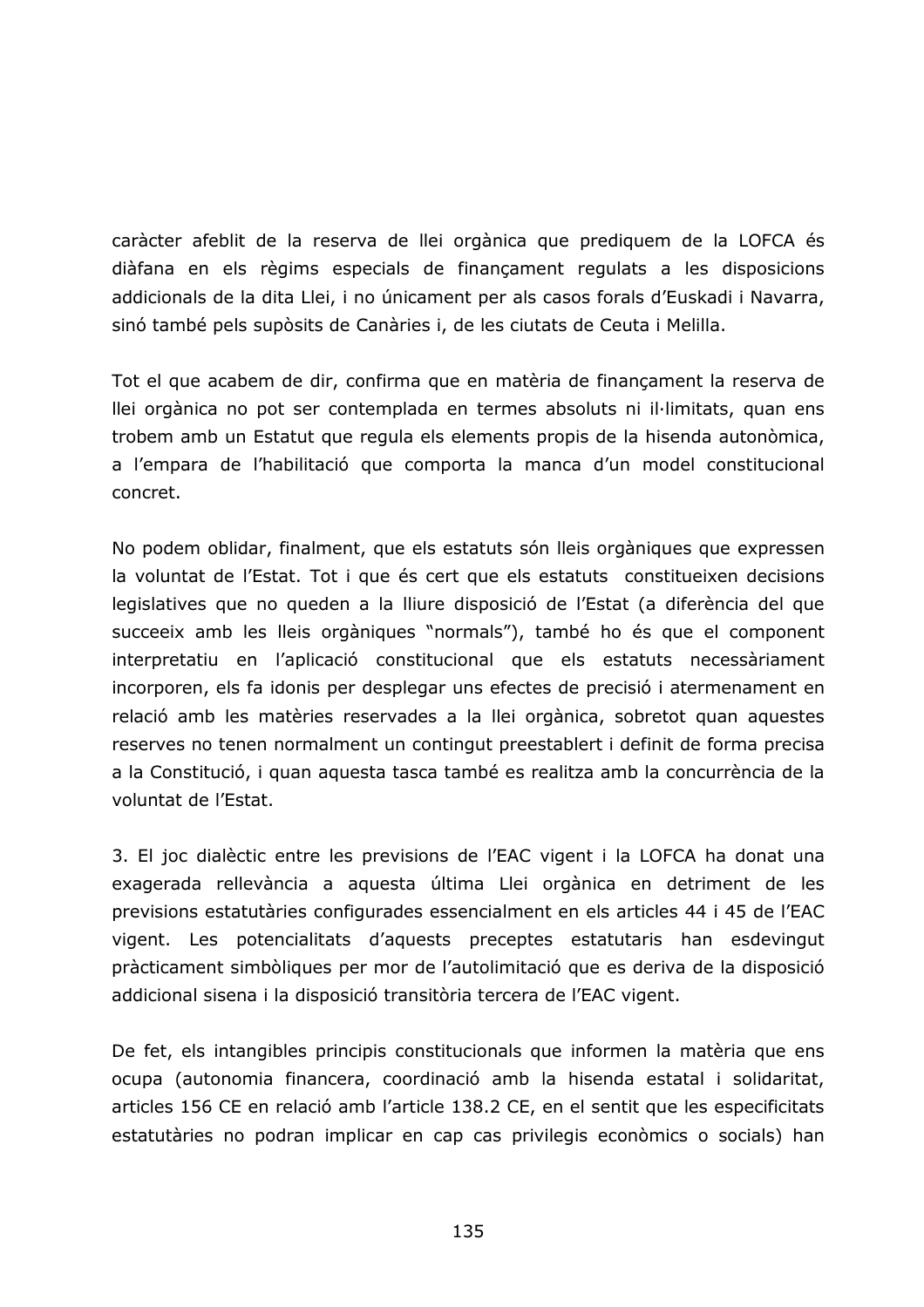caràcter afeblit de la reserva de llei orgànica que prediquem de la LOFCA és diàfana en els règims especials de finançament regulats a les disposicions addicionals de la dita Llei, i no únicament per als casos forals d'Euskadi i Navarra, sinó també pels supòsits de Canàries i, de les ciutats de Ceuta i Melilla.

Tot el que acabem de dir, confirma que en matèria de finançament la reserva de llei orgànica no pot ser contemplada en termes absoluts ni il·limitats, quan ens trobem amb un Estatut que regula els elements propis de la hisenda autonòmica, a l'empara de l'habilitació que comporta la manca d'un model constitucional concret.

No podem oblidar, finalment, que els estatuts són lleis orgàniques que expressen la voluntat de l'Estat. Tot i que és cert que els estatuts constitueixen decisions legislatives que no queden a la lliure disposició de l'Estat (a diferència del que succeeix amb les lleis orgàniques "normals"), també ho és que el component interpretatiu en l'aplicació constitucional que els estatuts necessàriament incorporen, els fa idonis per desplegar uns efectes de precisió i atermenament en relació amb les matèries reservades a la llei orgànica, sobretot quan aquestes reserves no tenen normalment un contingut preestablert i definit de forma precisa a la Constitució, i quan aquesta tasca també es realitza amb la concurrència de la voluntat de l'Estat.

3. El joc dialèctic entre les previsions de l'EAC vigent i la LOFCA ha donat una exagerada rellevància a aquesta última Llei orgànica en detriment de les previsions estatutàries configurades essencialment en els articles 44 i 45 de l'EAC vigent. Les potencialitats d'aquests preceptes estatutaris han esdevingut pràcticament simbòliques per mor de l'autolimitació que es deriva de la disposició addicional sisena i la disposició transitòria tercera de l'EAC vigent.

De fet, els intangibles principis constitucionals que informen la matèria que ens ocupa (autonomia financera, coordinació amb la hisenda estatal i solidaritat, articles 156 CE en relació amb l'article 138.2 CE, en el sentit que les especificitats estatutàries no podran implicar en cap cas privilegis econòmics o socials) han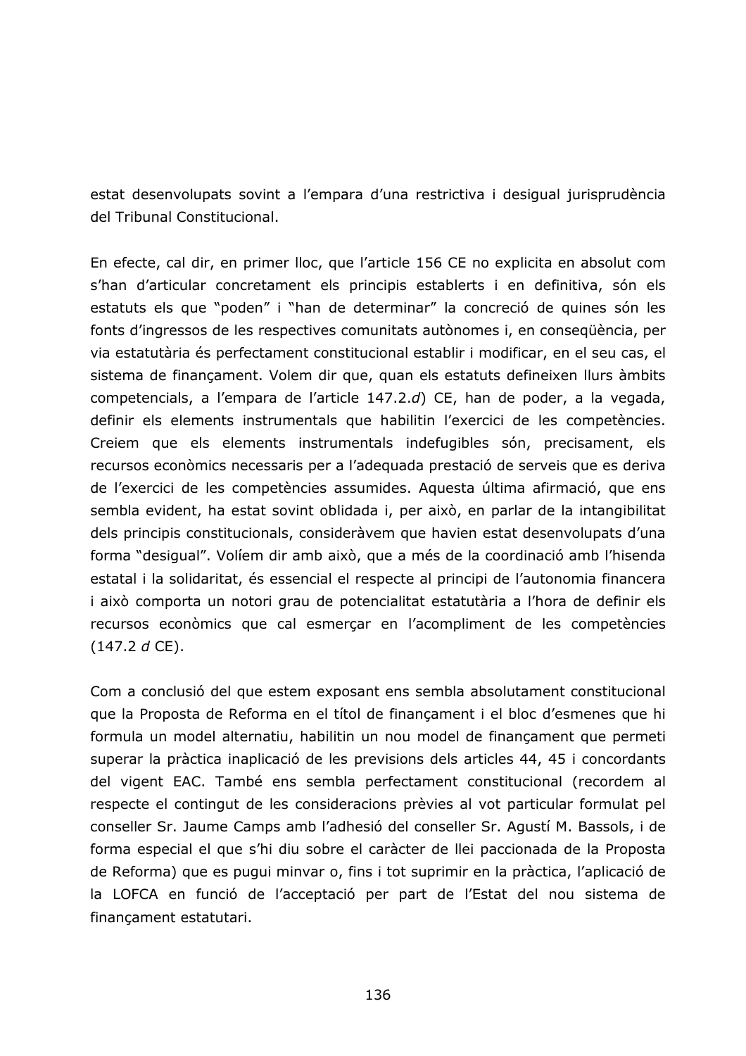estat desenvolupats sovint a l'empara d'una restrictiva i desigual jurisprudència del Tribunal Constitucional.

En efecte, cal dir, en primer lloc, que l'article 156 CE no explicita en absolut com s'han d'articular concretament els principis establerts i en definitiva, són els estatuts els que "poden" i "han de determinar" la concreció de quines són les fonts d'ingressos de les respectives comunitats autònomes i, en conseqüència, per via estatutària és perfectament constitucional establir i modificar, en el seu cas, el sistema de finançament. Volem dir que, quan els estatuts defineixen llurs àmbits competencials, a l'empara de l'article 147.2.*d*) CE, han de poder, a la vegada, definir els elements instrumentals que habilitin l'exercici de les competències. Creiem que els elements instrumentals indefugibles són, precisament, els recursos econòmics necessaris per a l'adequada prestació de serveis que es deriva de l'exercici de les competències assumides. Aquesta última afirmació, que ens sembla evident, ha estat sovint oblidada i, per això, en parlar de la intangibilitat dels principis constitucionals, consideràvem que havien estat desenvolupats d'una forma "desigual". Volíem dir amb això, que a més de la coordinació amb l'hisenda estatal i la solidaritat, és essencial el respecte al principi de l'autonomia financera i això comporta un notori grau de potencialitat estatutària a l'hora de definir els recursos econòmics que cal esmerçar en l'acompliment de les competències (147.2 *d* CE).

Com a conclusió del que estem exposant ens sembla absolutament constitucional que la Proposta de Reforma en el títol de finançament i el bloc d'esmenes que hi formula un model alternatiu, habilitin un nou model de finançament que permeti superar la pràctica inaplicació de les previsions dels articles 44, 45 i concordants del vigent EAC. També ens sembla perfectament constitucional (recordem al respecte el contingut de les consideracions prèvies al vot particular formulat pel conseller Sr. Jaume Camps amb l'adhesió del conseller Sr. Agustí M. Bassols, i de forma especial el que s'hi diu sobre el caràcter de llei paccionada de la Proposta de Reforma) que es pugui minvar o, fins i tot suprimir en la pràctica, l'aplicació de la LOFCA en funció de l'acceptació per part de l'Estat del nou sistema de finançament estatutari.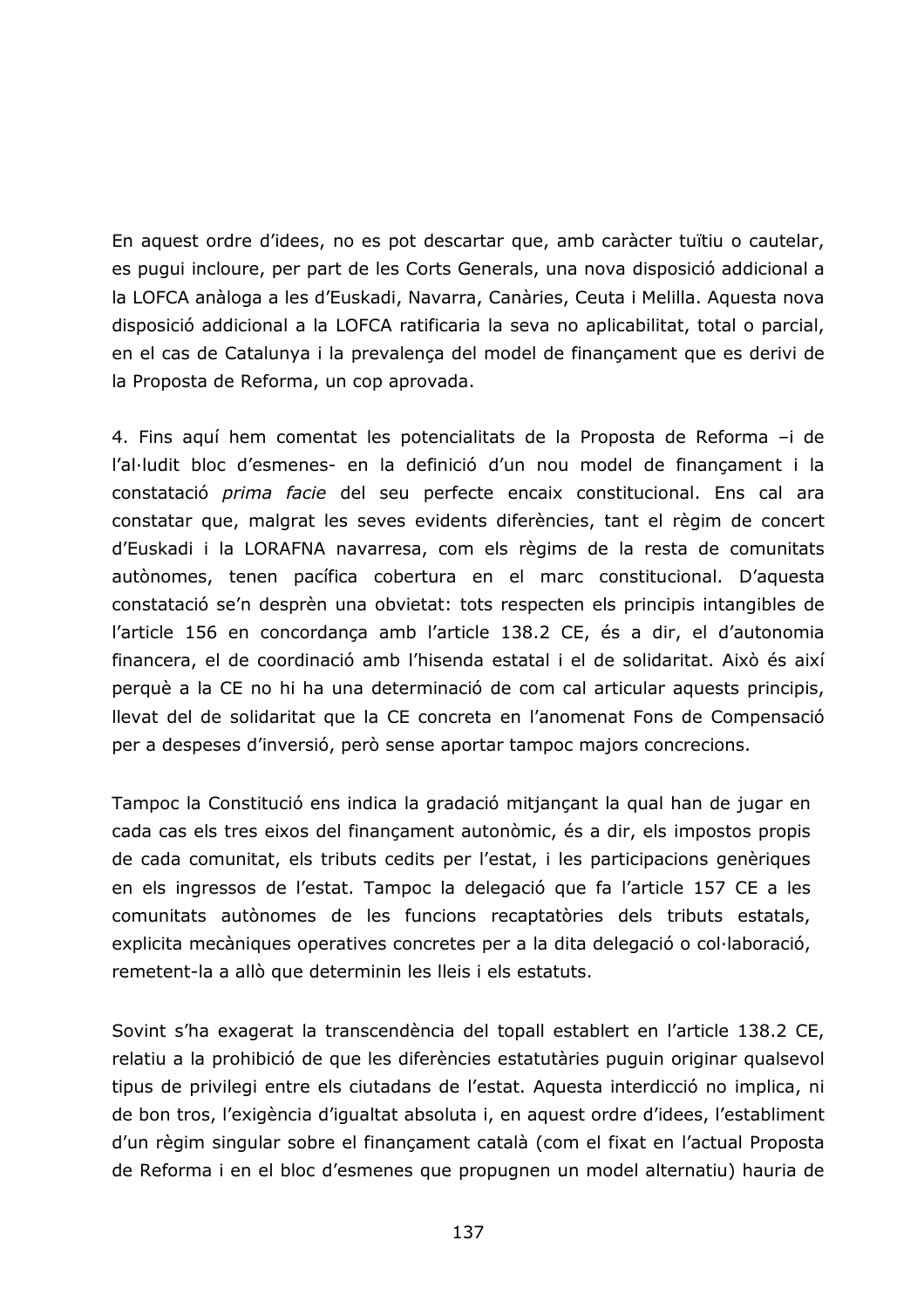En aquest ordre d'idees, no es pot descartar que, amb caràcter tuïtiu o cautelar, es pugui incloure, per part de les Corts Generals, una nova disposició addicional a la LOFCA anàloga a les d'Euskadi, Navarra, Canàries, Ceuta i Melilla. Aquesta nova disposició addicional a la LOFCA ratificaria la seva no aplicabilitat, total o parcial, en el cas de Catalunya i la prevalença del model de finançament que es derivi de la Proposta de Reforma, un cop aprovada.

4. Fins aquí hem comentat les potencialitats de la Proposta de Reforma –i de l'al·ludit bloc d'esmenes- en la definició d'un nou model de finançament i la constatació *prima facie* del seu perfecte encaix constitucional. Ens cal ara constatar que, malgrat les seves evidents diferències, tant el règim de concert d'Euskadi i la LORAFNA navarresa, com els règims de la resta de comunitats autònomes, tenen pacífica cobertura en el marc constitucional. D'aquesta constatació se'n desprèn una obvietat: tots respecten els principis intangibles de l'article 156 en concordança amb l'article 138.2 CE, és a dir, el d'autonomia financera, el de coordinació amb l'hisenda estatal i el de solidaritat. Això és així perquè a la CE no hi ha una determinació de com cal articular aquests principis, llevat del de solidaritat que la CE concreta en l'anomenat Fons de Compensació per a despeses d'inversió, però sense aportar tampoc majors concrecions.

Tampoc la Constitució ens indica la gradació mitjançant la qual han de jugar en cada cas els tres eixos del finançament autonòmic, és a dir, els impostos propis de cada comunitat, els tributs cedits per l'estat, i les participacions genèriques en els ingressos de l'estat. Tampoc la delegació que fa l'article 157 CE a les comunitats autònomes de les funcions recaptatòries dels tributs estatals, explicita mecàniques operatives concretes per a la dita delegació o col·laboració, remetent-la a allò que determinin les lleis i els estatuts.

Sovint s'ha exagerat la transcendència del topall establert en l'article 138.2 CE, relatiu a la prohibició de que les diferències estatutàries puguin originar qualsevol tipus de privilegi entre els ciutadans de l'estat. Aquesta interdicció no implica, ni de bon tros, l'exigència d'igualtat absoluta i, en aquest ordre d'idees, l'establiment d'un règim singular sobre el finançament català (com el fixat en l'actual Proposta de Reforma i en el bloc d'esmenes que propugnen un model alternatiu) hauria de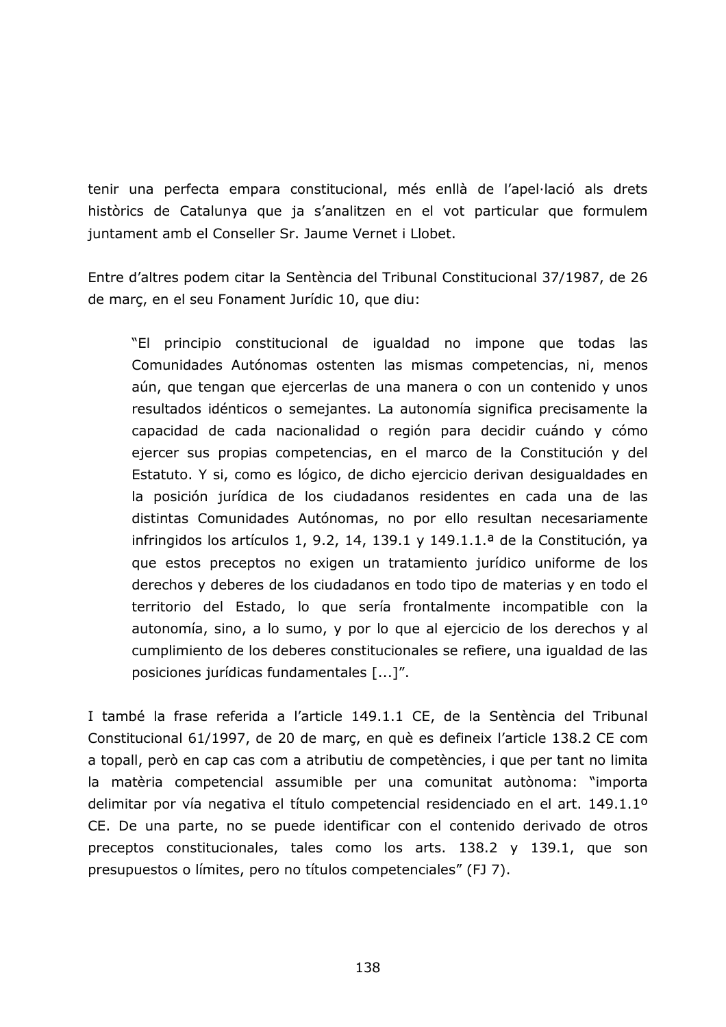tenir una perfecta empara constitucional, més enllà de l'apel·lació als drets històrics de Catalunya que ja s'analitzen en el vot particular que formulem juntament amb el Conseller Sr. Jaume Vernet i Llobet.

Entre d'altres podem citar la Sentència del Tribunal Constitucional 37/1987, de 26 de març, en el seu Fonament Jurídic 10, que diu:

> "El principio constitucional de igualdad no impone que todas las Comunidades Autónomas ostenten las mismas competencias, ni, menos aún, que tengan que ejercerlas de una manera o con un contenido y unos resultados idénticos o semejantes. La autonomía significa precisamente la capacidad de cada nacionalidad o región para decidir cuándo y cómo ejercer sus propias competencias, en el marco de la Constitución y del Estatuto. Y si, como es lógico, de dicho ejercicio derivan desigualdades en la posición jurídica de los ciudadanos residentes en cada una de las distintas Comunidades Autónomas, no por ello resultan necesariamente infringidos los artículos 1, 9.2, 14, 139.1 y 149.1.1.ª de la Constitución, ya que estos preceptos no exigen un tratamiento jurídico uniforme de los derechos y deberes de los ciudadanos en todo tipo de materias y en todo el territorio del Estado, lo que sería frontalmente incompatible con la autonomía, sino, a lo sumo, y por lo que al ejercicio de los derechos y al cumplimiento de los deberes constitucionales se refiere, una igualdad de las posiciones jurídicas fundamentales [...]".

I també la frase referida a l'article 149.1.1 CE, de la Sentència del Tribunal Constitucional 61/1997, de 20 de març, en què es defineix l'article 138.2 CE com a topall, però en cap cas com a atributiu de competències, i que per tant no limita la matèria competencial assumible per una comunitat autònoma: "importa delimitar por vía negativa el título competencial residenciado en el art. 149.1.1º CE. De una parte, no se puede identificar con el contenido derivado de otros preceptos constitucionales, tales como los arts. 138.2 y 139.1, que son presupuestos o límites, pero no títulos competenciales" (FJ 7).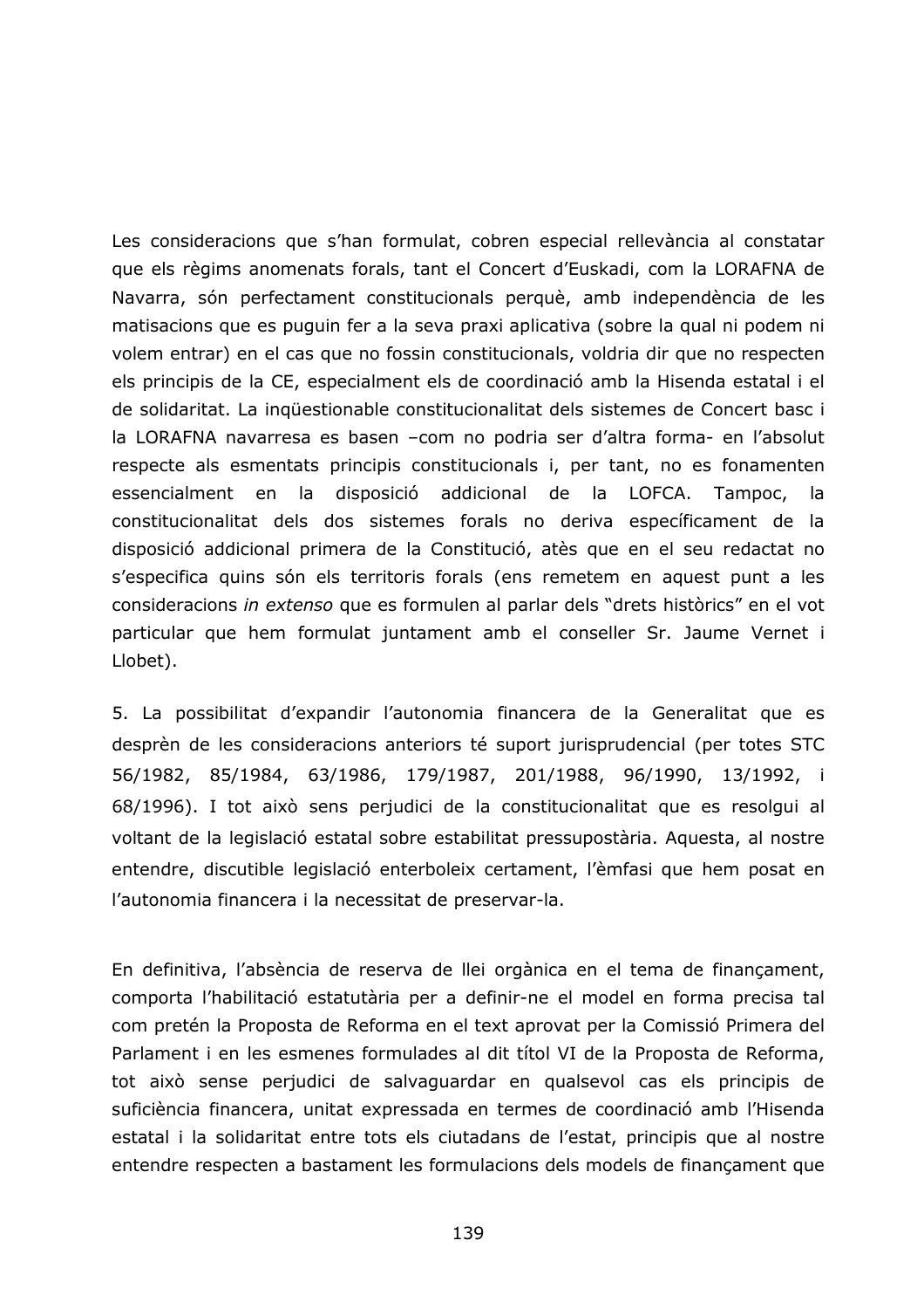Les consideracions que s'han formulat, cobren especial rellevància al constatar que els règims anomenats forals, tant el Concert d'Euskadi, com la LORAFNA de Navarra, són perfectament constitucionals perquè, amb independència de les matisacions que es puguin fer a la seva praxi aplicativa (sobre la qual ni podem ni volem entrar) en el cas que no fossin constitucionals, voldria dir que no respecten els principis de la CE, especialment els de coordinació amb la Hisenda estatal i el de solidaritat. La inqüestionable constitucionalitat dels sistemes de Concert basc i la LORAFNA navarresa es basen –com no podria ser d'altra forma- en l'absolut respecte als esmentats principis constitucionals i, per tant, no es fonamenten essencialment en la disposició addicional de la LOFCA. Tampoc, la constitucionalitat dels dos sistemes forals no deriva específicament de la disposició addicional primera de la Constitució, atès que en el seu redactat no s'especifica quins són els territoris forals (ens remetem en aquest punt a les consideracions *in extenso* que es formulen al parlar dels "drets històrics" en el vot particular que hem formulat juntament amb el conseller Sr. Jaume Vernet i Llobet).

5. La possibilitat d'expandir l'autonomia financera de la Generalitat que es desprèn de les consideracions anteriors té suport jurisprudencial (per totes STC 56/1982, 85/1984, 63/1986, 179/1987, 201/1988, 96/1990, 13/1992, i 68/1996). I tot això sens perjudici de la constitucionalitat que es resolgui al voltant de la legislació estatal sobre estabilitat pressupostària. Aquesta, al nostre entendre, discutible legislació enterboleix certament, l'èmfasi que hem posat en l'autonomia financera i la necessitat de preservar-la.

En definitiva, l'absència de reserva de llei orgànica en el tema de finançament, comporta l'habilitació estatutària per a definir-ne el model en forma precisa tal com pretén la Proposta de Reforma en el text aprovat per la Comissió Primera del Parlament i en les esmenes formulades al dit títol VI de la Proposta de Reforma, tot això sense perjudici de salvaguardar en qualsevol cas els principis de suficiència financera, unitat expressada en termes de coordinació amb l'Hisenda estatal i la solidaritat entre tots els ciutadans de l'estat, principis que al nostre entendre respecten a bastament les formulacions dels models de finançament que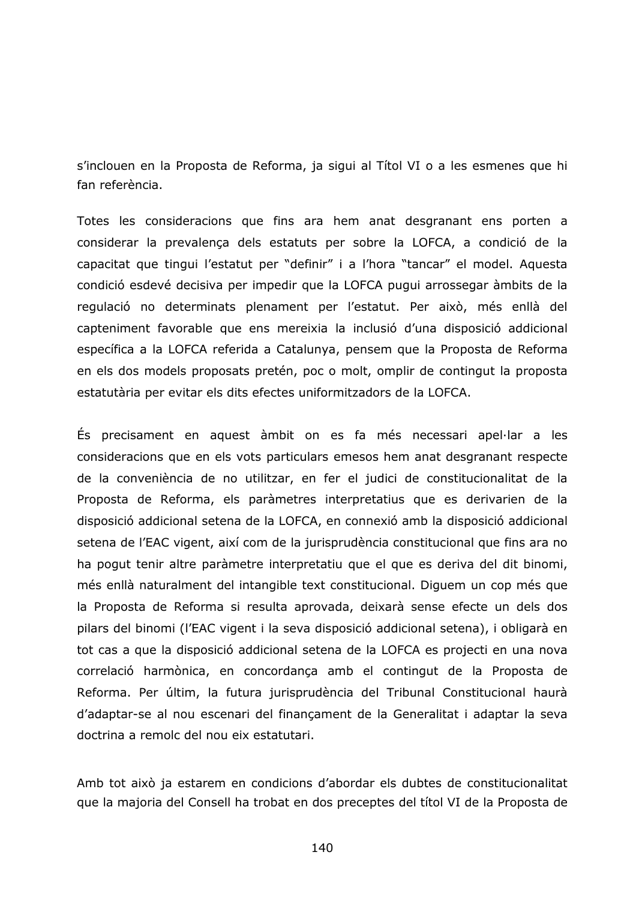s'inclouen en la Proposta de Reforma, ja sigui al Títol VI o a les esmenes que hi fan referència.

Totes les consideracions que fins ara hem anat desgranant ens porten a considerar la prevalença dels estatuts per sobre la LOFCA, a condició de la capacitat que tingui l'estatut per "definir" i a l'hora "tancar" el model. Aquesta condició esdevé decisiva per impedir que la LOFCA pugui arrossegar àmbits de la regulació no determinats plenament per l'estatut. Per això, més enllà del capteniment favorable que ens mereixia la inclusió d'una disposició addicional específica a la LOFCA referida a Catalunya, pensem que la Proposta de Reforma en els dos models proposats pretén, poc o molt, omplir de contingut la proposta estatutària per evitar els dits efectes uniformitzadors de la LOFCA.

És precisament en aquest àmbit on es fa més necessari apel·lar a les consideracions que en els vots particulars emesos hem anat desgranant respecte de la conveniència de no utilitzar, en fer el judici de constitucionalitat de la Proposta de Reforma, els paràmetres interpretatius que es derivarien de la disposició addicional setena de la LOFCA, en connexió amb la disposició addicional setena de l'EAC vigent, així com de la jurisprudència constitucional que fins ara no ha pogut tenir altre paràmetre interpretatiu que el que es deriva del dit binomi, més enllà naturalment del intangible text constitucional. Diguem un cop més que la Proposta de Reforma si resulta aprovada, deixarà sense efecte un dels dos pilars del binomi (l'EAC vigent i la seva disposició addicional setena), i obligarà en tot cas a que la disposició addicional setena de la LOFCA es projecti en una nova correlació harmònica, en concordança amb el contingut de la Proposta de Reforma. Per últim, la futura jurisprudència del Tribunal Constitucional haurà d'adaptar-se al nou escenari del finançament de la Generalitat i adaptar la seva doctrina a remolc del nou eix estatutari.

Amb tot això ja estarem en condicions d'abordar els dubtes de constitucionalitat que la majoria del Consell ha trobat en dos preceptes del títol VI de la Proposta de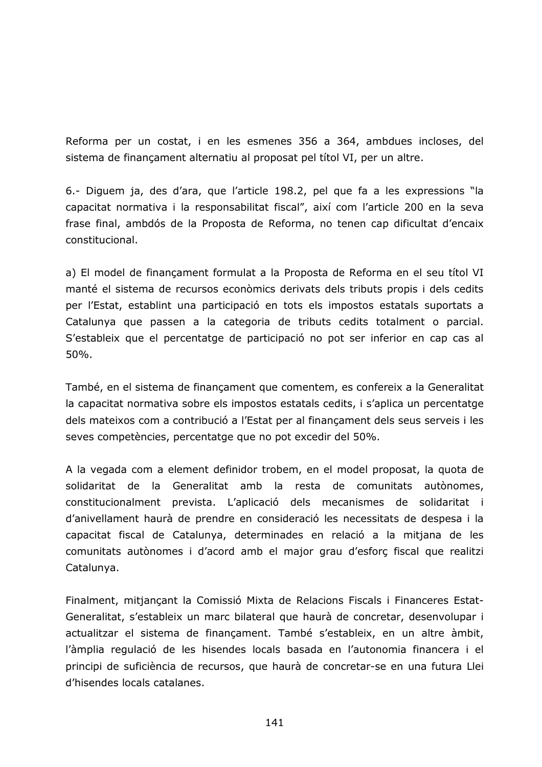Reforma per un costat, i en les esmenes 356 a 364, ambdues incloses, del sistema de finançament alternatiu al proposat pel títol VI, per un altre.

6.- Diguem ja, des d'ara, que l'article 198.2, pel que fa a les expressions "la capacitat normativa i la responsabilitat fiscal", així com l'article 200 en la seva frase final, ambdós de la Proposta de Reforma, no tenen cap dificultat d'encaix constitucional.

a) El model de finançament formulat a la Proposta de Reforma en el seu títol VI manté el sistema de recursos econòmics derivats dels tributs propis i dels cedits per l'Estat, establint una participació en tots els impostos estatals suportats a Catalunya que passen a la categoria de tributs cedits totalment o parcial. S'estableix que el percentatge de participació no pot ser inferior en cap cas al 50%.

També, en el sistema de finançament que comentem, es confereix a la Generalitat la capacitat normativa sobre els impostos estatals cedits, i s'aplica un percentatge dels mateixos com a contribució a l'Estat per al finançament dels seus serveis i les seves competències, percentatge que no pot excedir del 50%.

A la vegada com a element definidor trobem, en el model proposat, la quota de solidaritat de la Generalitat amb la resta de comunitats autònomes, constitucionalment prevista. L'aplicació dels mecanismes de solidaritat i d'anivellament haurà de prendre en consideració les necessitats de despesa i la capacitat fiscal de Catalunya, determinades en relació a la mitjana de les comunitats autònomes i d'acord amb el major grau d'esforç fiscal que realitzi Catalunya.

Finalment, mitjançant la Comissió Mixta de Relacions Fiscals i Financeres Estat-Generalitat, s'estableix un marc bilateral que haurà de concretar, desenvolupar i actualitzar el sistema de finançament. També s'estableix, en un altre àmbit, l'àmplia regulació de les hisendes locals basada en l'autonomia financera i el principi de suficiència de recursos, que haurà de concretar-se en una futura Llei d'hisendes locals catalanes.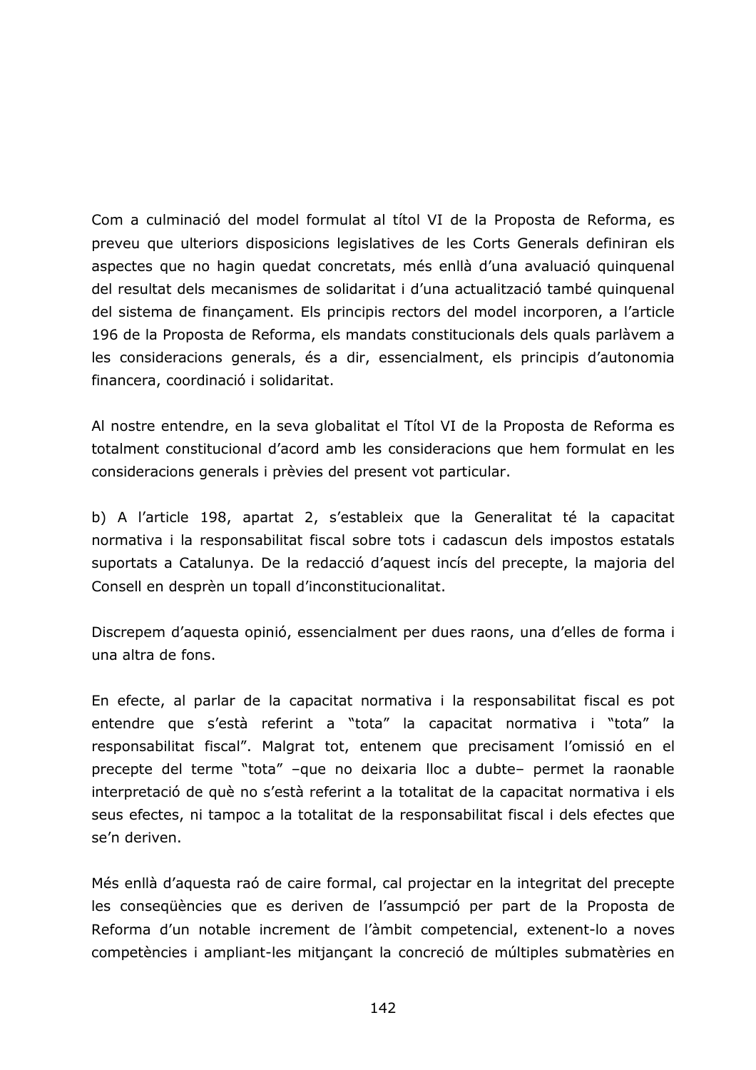Com a culminació del model formulat al títol VI de la Proposta de Reforma, es preveu que ulteriors disposicions legislatives de les Corts Generals definiran els aspectes que no hagin quedat concretats, més enllà d'una avaluació quinquenal del resultat dels mecanismes de solidaritat i d'una actualització també quinquenal del sistema de finançament. Els principis rectors del model incorporen, a l'article 196 de la Proposta de Reforma, els mandats constitucionals dels quals parlàvem a les consideracions generals, és a dir, essencialment, els principis d'autonomia financera, coordinació i solidaritat.

Al nostre entendre, en la seva globalitat el Títol VI de la Proposta de Reforma es totalment constitucional d'acord amb les consideracions que hem formulat en les consideracions generals i prèvies del present vot particular.

b) A l'article 198, apartat 2, s'estableix que la Generalitat té la capacitat normativa i la responsabilitat fiscal sobre tots i cadascun dels impostos estatals suportats a Catalunya. De la redacció d'aquest incís del precepte, la majoria del Consell en desprèn un topall d'inconstitucionalitat.

Discrepem d'aquesta opinió, essencialment per dues raons, una d'elles de forma i una altra de fons.

En efecte, al parlar de la capacitat normativa i la responsabilitat fiscal es pot entendre que s'està referint a "tota" la capacitat normativa i "tota" la responsabilitat fiscal". Malgrat tot, entenem que precisament l'omissió en el precepte del terme "tota" –que no deixaria lloc a dubte– permet la raonable interpretació de què no s'està referint a la totalitat de la capacitat normativa i els seus efectes, ni tampoc a la totalitat de la responsabilitat fiscal i dels efectes que se'n deriven.

Més enllà d'aquesta raó de caire formal, cal projectar en la integritat del precepte les conseqüències que es deriven de l'assumpció per part de la Proposta de Reforma d'un notable increment de l'àmbit competencial, extenent-lo a noves competències i ampliant-les mitjançant la concreció de múltiples submatèries en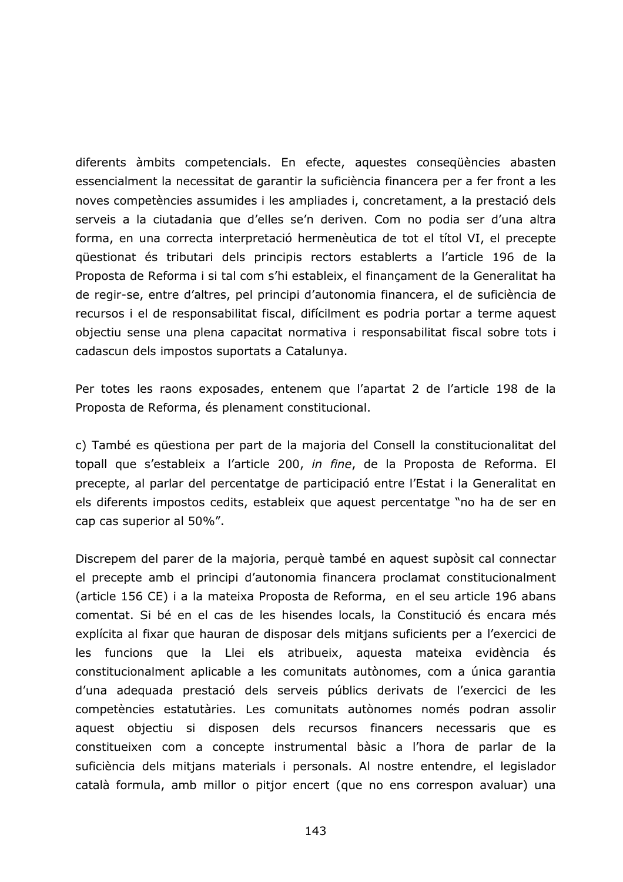diferents àmbits competencials. En efecte, aquestes conseqüències abasten essencialment la necessitat de garantir la suficiència financera per a fer front a les noves competències assumides i les ampliades i, concretament, a la prestació dels serveis a la ciutadania que d'elles se'n deriven. Com no podia ser d'una altra forma, en una correcta interpretació hermenèutica de tot el títol VI, el precepte qüestionat és tributari dels principis rectors establerts a l'article 196 de la Proposta de Reforma i si tal com s'hi estableix, el finançament de la Generalitat ha de regir-se, entre d'altres, pel principi d'autonomia financera, el de suficiència de recursos i el de responsabilitat fiscal, difícilment es podria portar a terme aquest objectiu sense una plena capacitat normativa i responsabilitat fiscal sobre tots i cadascun dels impostos suportats a Catalunya.

Per totes les raons exposades, entenem que l'apartat 2 de l'article 198 de la Proposta de Reforma, és plenament constitucional.

c) També es qüestiona per part de la majoria del Consell la constitucionalitat del topall que s'estableix a l'article 200, *in fine*, de la Proposta de Reforma. El precepte, al parlar del percentatge de participació entre l'Estat i la Generalitat en els diferents impostos cedits, estableix que aquest percentatge "no ha de ser en cap cas superior al 50%".

Discrepem del parer de la majoria, perquè també en aquest supòsit cal connectar el precepte amb el principi d'autonomia financera proclamat constitucionalment (article 156 CE) i a la mateixa Proposta de Reforma, en el seu article 196 abans comentat. Si bé en el cas de les hisendes locals, la Constitució és encara més explícita al fixar que hauran de disposar dels mitjans suficients per a l'exercici de les funcions que la Llei els atribueix, aquesta mateixa evidència és constitucionalment aplicable a les comunitats autònomes, com a única garantia d'una adequada prestació dels serveis públics derivats de l'exercici de les competències estatutàries. Les comunitats autònomes només podran assolir aquest objectiu si disposen dels recursos financers necessaris que es constitueixen com a concepte instrumental bàsic a l'hora de parlar de la suficiència dels mitjans materials i personals. Al nostre entendre, el legislador català formula, amb millor o pitjor encert (que no ens correspon avaluar) una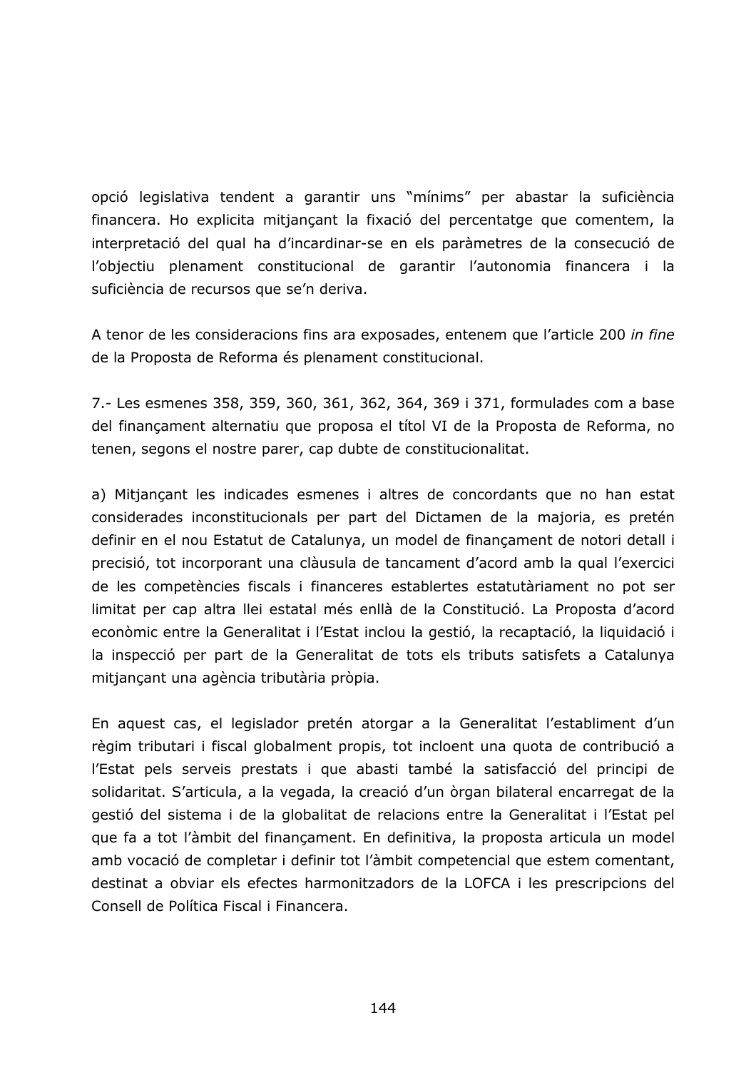opció legislativa tendent a garantir uns "mínims" per abastar la suficiència financera. Ho explicita mitjançant la fixació del percentatge que comentem, la interpretació del qual ha d'incardinar-se en els paràmetres de la consecució de l'objectiu plenament constitucional de garantir l'autonomia financera i la suficiència de recursos que se'n deriva.

A tenor de les consideracions fins ara exposades, entenem que l'article 200 *in fine* de la Proposta de Reforma és plenament constitucional.

7.- Les esmenes 358, 359, 360, 361, 362, 364, 369 i 371, formulades com a base del finançament alternatiu que proposa el títol VI de la Proposta de Reforma, no tenen, segons el nostre parer, cap dubte de constitucionalitat.

a) Mitjançant les indicades esmenes i altres de concordants que no han estat considerades inconstitucionals per part del Dictamen de la majoria, es pretén definir en el nou Estatut de Catalunya, un model de finançament de notori detall i precisió, tot incorporant una clàusula de tancament d'acord amb la qual l'exercici de les competències fiscals i financeres establertes estatutàriament no pot ser limitat per cap altra llei estatal més enllà de la Constitució. La Proposta d'acord econòmic entre la Generalitat i l'Estat inclou la gestió, la recaptació, la liquidació i la inspecció per part de la Generalitat de tots els tributs satisfets a Catalunya mitjançant una agència tributària pròpia.

En aquest cas, el legislador pretén atorgar a la Generalitat l'establiment d'un règim tributari i fiscal globalment propis, tot incloent una quota de contribució a l'Estat pels serveis prestats i que abasti també la satisfacció del principi de solidaritat. S'articula, a la vegada, la creació d'un òrgan bilateral encarregat de la gestió del sistema i de la globalitat de relacions entre la Generalitat i l'Estat pel que fa a tot l'àmbit del finançament. En definitiva, la proposta articula un model amb vocació de completar i definir tot l'àmbit competencial que estem comentant, destinat a obviar els efectes harmonitzadors de la LOFCA i les prescripcions del Consell de Política Fiscal i Financera.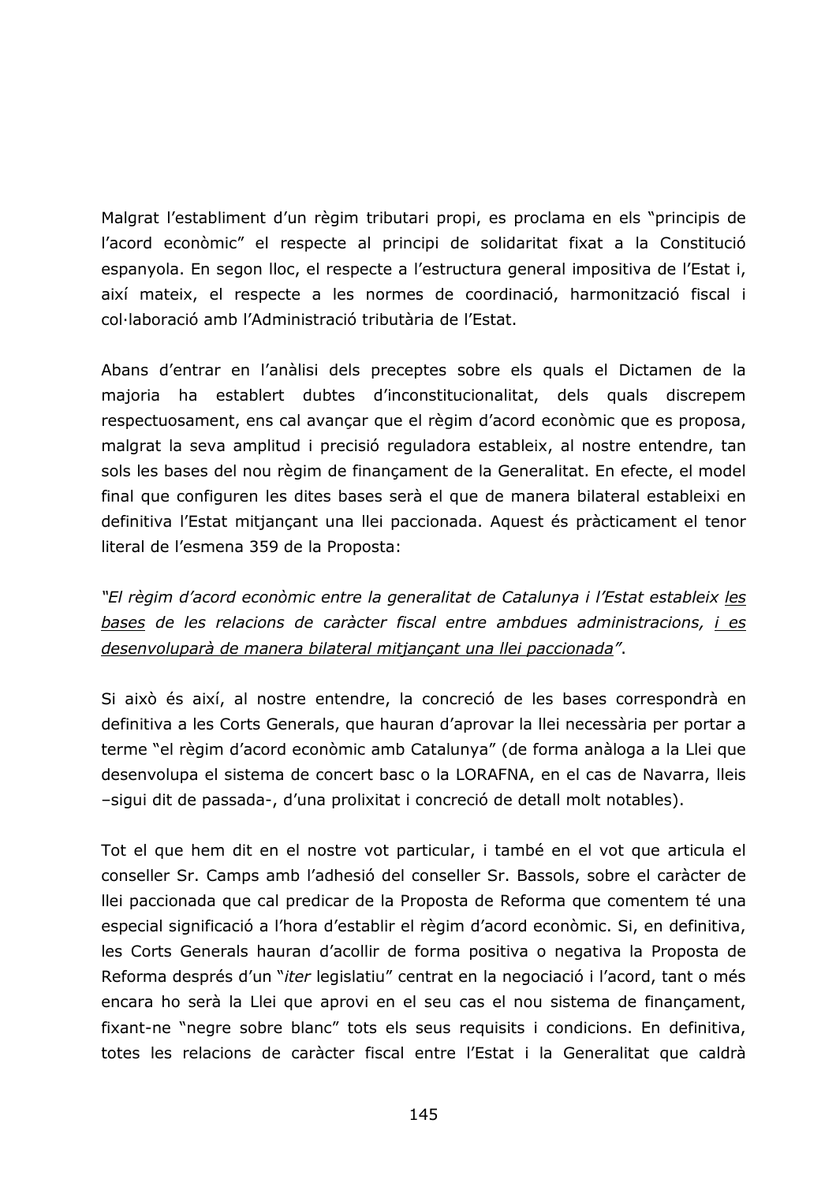Malgrat l'establiment d'un règim tributari propi, es proclama en els "principis de l'acord econòmic" el respecte al principi de solidaritat fixat a la Constitució espanyola. En segon lloc, el respecte a l'estructura general impositiva de l'Estat i, així mateix, el respecte a les normes de coordinació, harmonització fiscal i col·laboració amb l'Administració tributària de l'Estat.

Abans d'entrar en l'anàlisi dels preceptes sobre els quals el Dictamen de la majoria ha establert dubtes d'inconstitucionalitat, dels quals discrepem respectuosament, ens cal avançar que el règim d'acord econòmic que es proposa, malgrat la seva amplitud i precisió reguladora estableix, al nostre entendre, tan sols les bases del nou règim de finançament de la Generalitat. En efecte, el model final que configuren les dites bases serà el que de manera bilateral estableixi en definitiva l'Estat mitjançant una llei paccionada. Aquest és pràcticament el tenor literal de l'esmena 359 de la Proposta:

*"El règim d'acord econòmic entre la generalitat de Catalunya i l'Estat estableix <u>les bases</u> de les relacions de caràcter fiscal entre ambdues administracions, <u>i es desenvoluparà de manera bilateral mitjançant una llei paccionada</u>".*

Si això és així, al nostre entendre, la concreció de les bases correspondrà en definitiva a les Corts Generals, que hauran d'aprovar la llei necessària per portar a terme "el règim d'acord econòmic amb Catalunya" (de forma anàloga a la Llei que desenvolupa el sistema de concert basc o la LORAFNA, en el cas de Navarra, lleis –sigui dit de passada-, d'una prolixitat i concreció de detall molt notables).

Tot el que hem dit en el nostre vot particular, i també en el vot que articula el conseller Sr. Camps amb l'adhesió del conseller Sr. Bassols, sobre el caràcter de llei paccionada que cal predicar de la Proposta de Reforma que comentem té una especial significació a l'hora d'establir el règim d'acord econòmic. Si, en definitiva, les Corts Generals hauran d'acollir de forma positiva o negativa la Proposta de Reforma després d'un "*iter* legislatiu" centrat en la negociació i l'acord, tant o més encara ho serà la Llei que aprovi en el seu cas el nou sistema de finançament, fixant-ne "negre sobre blanc" tots els seus requisits i condicions. En definitiva, totes les relacions de caràcter fiscal entre l'Estat i la Generalitat que caldrà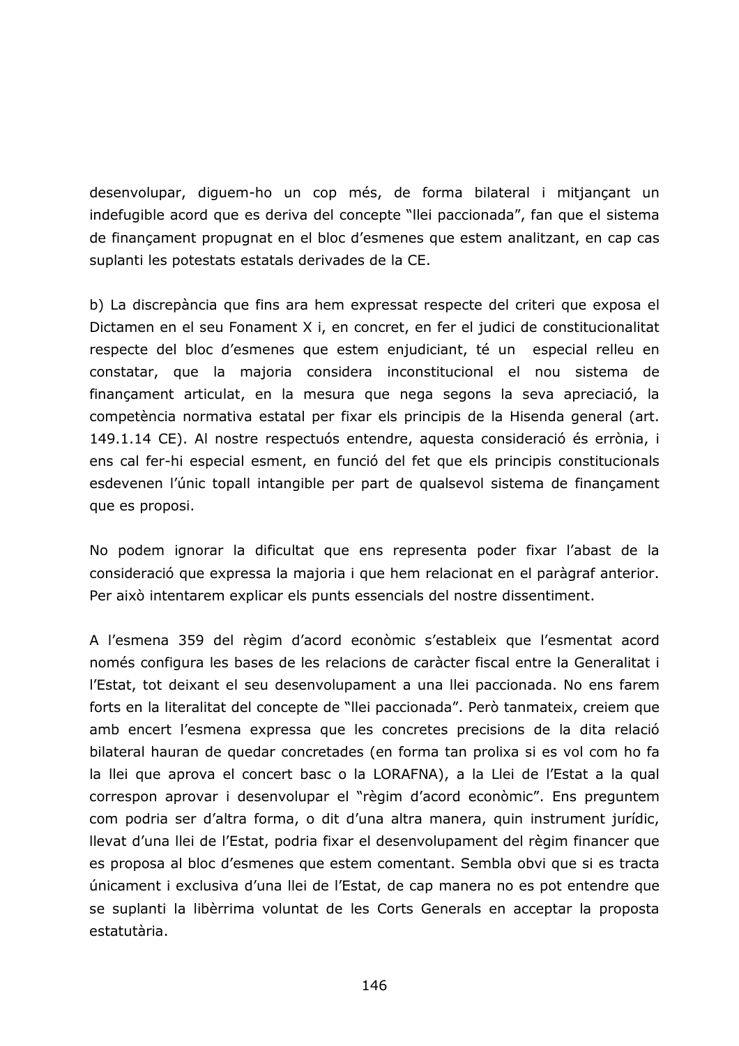desenvolupar, diguem-ho un cop més, de forma bilateral i mitjançant un indefugible acord que es deriva del concepte "llei paccionada", fan que el sistema de finançament propugnat en el bloc d'esmenes que estem analitzant, en cap cas suplanti les potestats estatals derivades de la CE.

b) La discrepància que fins ara hem expressat respecte del criteri que exposa el Dictamen en el seu Fonament X i, en concret, en fer el judici de constitucionalitat respecte del bloc d'esmenes que estem enjudiciant, té un especial relleu en constatar, que la majoria considera inconstitucional el nou sistema de finançament articulat, en la mesura que nega segons la seva apreciació, la competència normativa estatal per fixar els principis de la Hisenda general (art. 149.1.14 CE). Al nostre respectuós entendre, aquesta consideració és errònia, i ens cal fer-hi especial esment, en funció del fet que els principis constitucionals esdevenen l'únic topall intangible per part de qualsevol sistema de finançament que es proposi.

No podem ignorar la dificultat que ens representa poder fixar l'abast de la consideració que expressa la majoria i que hem relacionat en el paràgraf anterior. Per això intentarem explicar els punts essencials del nostre dissentiment.

A l'esmena 359 del règim d'acord econòmic s'estableix que l'esmentat acord només configura les bases de les relacions de caràcter fiscal entre la Generalitat i l'Estat, tot deixant el seu desenvolupament a una llei paccionada. No ens farem forts en la literalitat del concepte de "llei paccionada". Però tanmateix, creiem que amb encert l'esmena expressa que les concretes precisions de la dita relació bilateral hauran de quedar concretades (en forma tan prolixa si es vol com ho fa la llei que aprova el concert basc o la LORAFNA), a la Llei de l'Estat a la qual correspon aprovar i desenvolupar el "règim d'acord econòmic". Ens preguntem com podria ser d'altra forma, o dit d'una altra manera, quin instrument jurídic, llevat d'una llei de l'Estat, podria fixar el desenvolupament del règim financer que es proposa al bloc d'esmenes que estem comentant. Sembla obvi que si es tracta únicament i exclusiva d'una llei de l'Estat, de cap manera no es pot entendre que se suplanti la libèrrima voluntat de les Corts Generals en acceptar la proposta estatutària.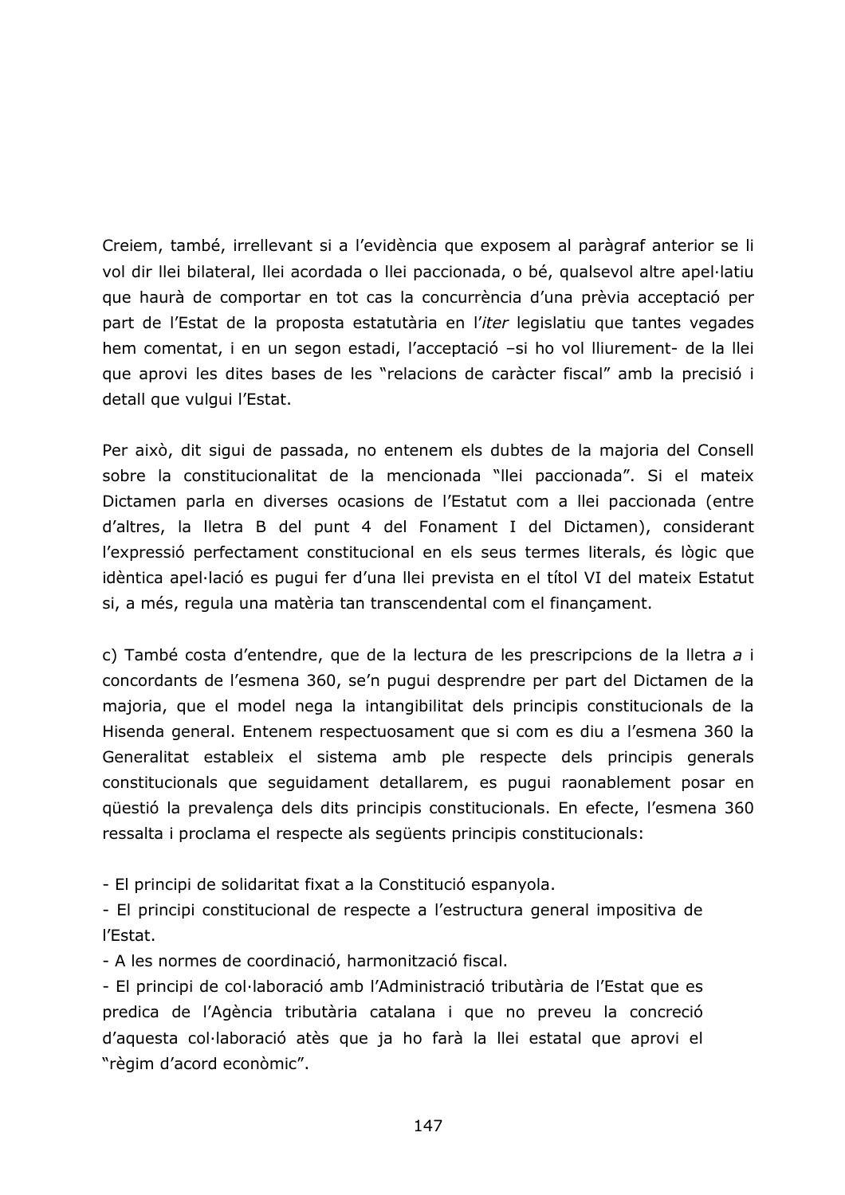Creiem, també, irrellevant si a l'evidència que exposem al paràgraf anterior se li vol dir llei bilateral, llei acordada o llei paccionada, o bé, qualsevol altre apel·latiu que haurà de comportar en tot cas la concurrència d'una prèvia acceptació per part de l'Estat de la proposta estatutària en l'*iter* legislatiu que tantes vegades hem comentat, i en un segon estadi, l'acceptació –si ho vol lliurement- de la llei que aprovi les dites bases de les "relacions de caràcter fiscal" amb la precisió i detall que vulgui l'Estat.

Per això, dit sigui de passada, no entenem els dubtes de la majoria del Consell sobre la constitucionalitat de la mencionada "llei paccionada". Si el mateix Dictamen parla en diverses ocasions de l'Estatut com a llei paccionada (entre d'altres, la lletra B del punt 4 del Fonament I del Dictamen), considerant l'expressió perfectament constitucional en els seus termes literals, és lògic que idèntica apel·lació es pugui fer d'una llei prevista en el títol VI del mateix Estatut si, a més, regula una matèria tan transcendental com el finançament.

c) També costa d'entendre, que de la lectura de les prescripcions de la lletra *a* i concordants de l'esmena 360, se'n pugui desprendre per part del Dictamen de la majoria, que el model nega la intangibilitat dels principis constitucionals de la Hisenda general. Entenem respectuosament que si com es diu a l'esmena 360 la Generalitat estableix el sistema amb ple respecte dels principis generals constitucionals que seguidament detallarem, es pugui raonablement posar en qüestió la prevalença dels dits principis constitucionals. En efecte, l'esmena 360 ressalta i proclama el respecte als següents principis constitucionals:

- El principi de solidaritat fixat a la Constitució espanyola.
- El principi constitucional de respecte a l'estructura general impositiva de l'Estat.
- A les normes de coordinació, harmonització fiscal.
- El principi de col·laboració amb l'Administració tributària de l'Estat que es predica de l'Agència tributària catalana i que no preveu la concreció d'aquesta col·laboració atès que ja ho farà la llei estatal que aprovi el "règim d'acord econòmic".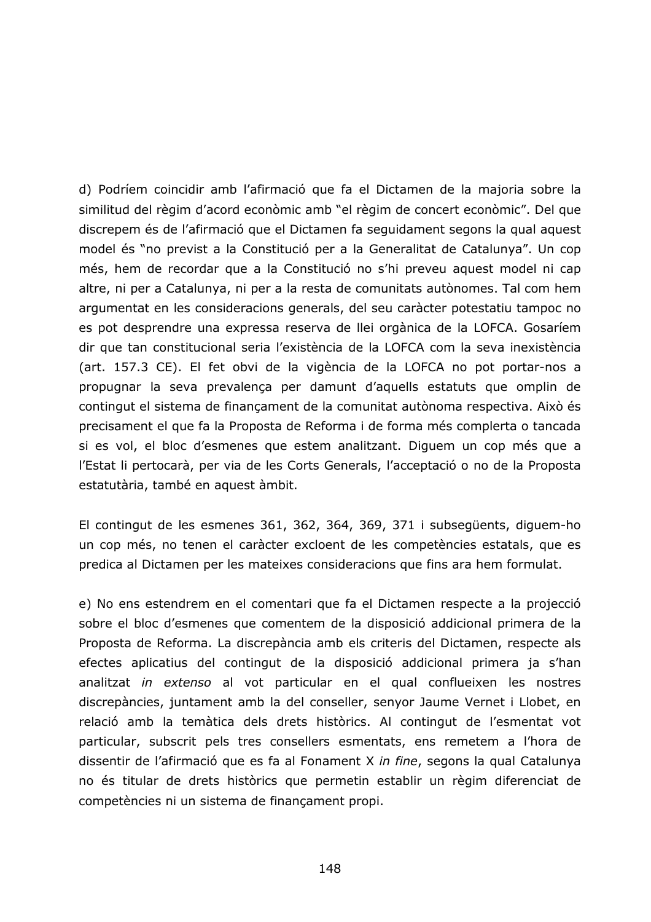d) Podríem coincidir amb l'afirmació que fa el Dictamen de la majoria sobre la similitud del règim d'acord econòmic amb "el règim de concert econòmic". Del que discrepem és de l'afirmació que el Dictamen fa seguidament segons la qual aquest model és "no previst a la Constitució per a la Generalitat de Catalunya". Un cop més, hem de recordar que a la Constitució no s'hi preveu aquest model ni cap altre, ni per a Catalunya, ni per a la resta de comunitats autònomes. Tal com hem argumentat en les consideracions generals, del seu caràcter potestatiu tampoc no es pot desprendre una expressa reserva de llei orgànica de la LOFCA. Gosaríem dir que tan constitucional seria l'existència de la LOFCA com la seva inexistència (art. 157.3 CE). El fet obvi de la vigència de la LOFCA no pot portar-nos a propugnar la seva prevalença per damunt d'aquells estatuts que omplin de contingut el sistema de finançament de la comunitat autònoma respectiva. Això és precisament el que fa la Proposta de Reforma i de forma més complerta o tancada si es vol, el bloc d'esmenes que estem analitzant. Diguem un cop més que a l'Estat li pertocarà, per via de les Corts Generals, l'acceptació o no de la Proposta estatutària, també en aquest àmbit.

El contingut de les esmenes 361, 362, 364, 369, 371 i subsegüents, diguem-ho un cop més, no tenen el caràcter excloent de les competències estatals, que es predica al Dictamen per les mateixes consideracions que fins ara hem formulat.

e) No ens estendrem en el comentari que fa el Dictamen respecte a la projecció sobre el bloc d'esmenes que comentem de la disposició addicional primera de la Proposta de Reforma. La discrepància amb els criteris del Dictamen, respecte als efectes aplicatius del contingut de la disposició addicional primera ja s'han analitzat *in extenso* al vot particular en el qual conflueixen les nostres discrepàncies, juntament amb la del conseller, senyor Jaume Vernet i Llobet, en relació amb la temàtica dels drets històrics. Al contingut de l'esmentat vot particular, subscrit pels tres consellers esmentats, ens remetem a l'hora de dissentir de l'afirmació que es fa al Fonament X *in fine*, segons la qual Catalunya no és titular de drets històrics que permetin establir un règim diferenciat de competències ni un sistema de finançament propi.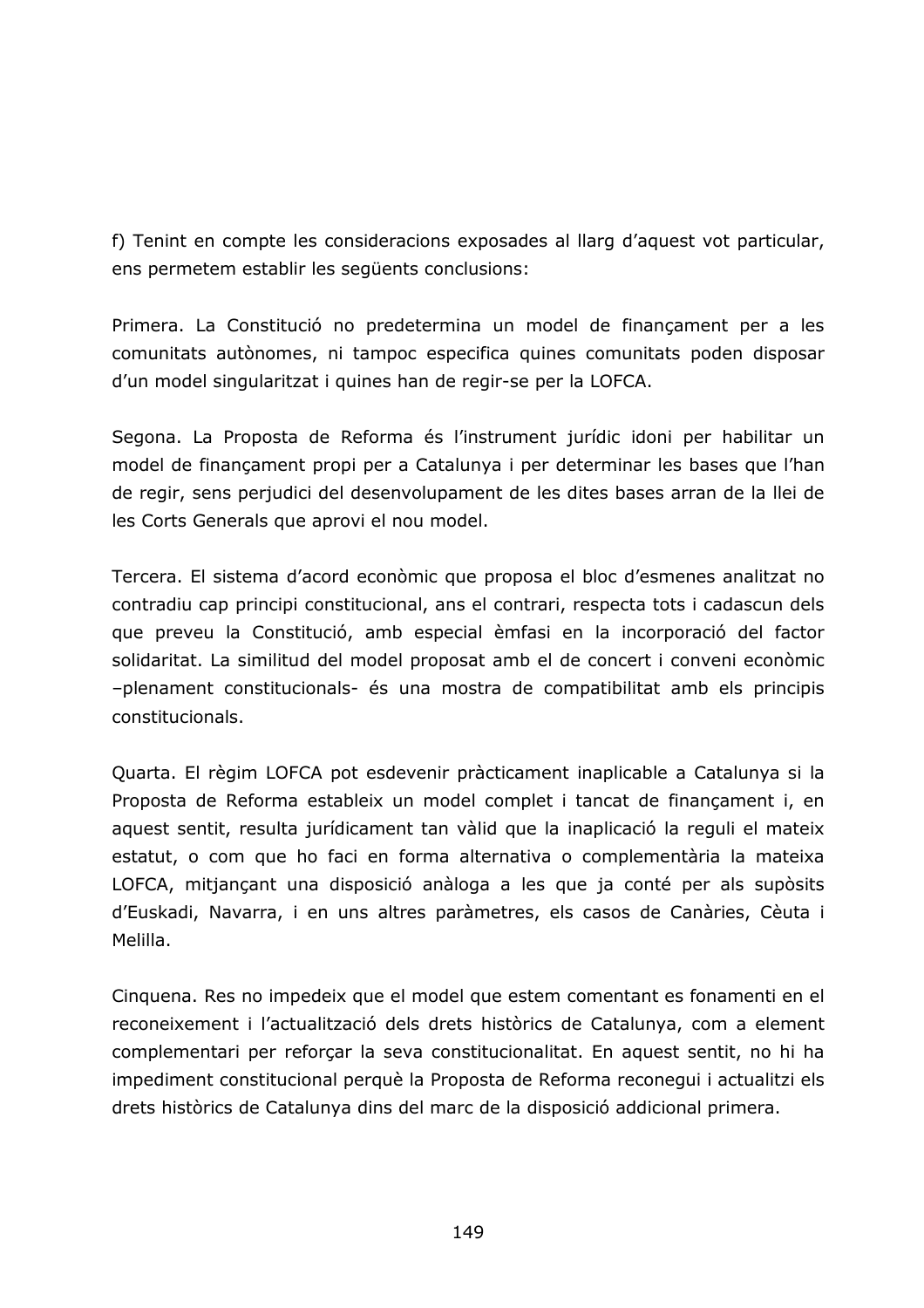f) Tenint en compte les consideracions exposades al llarg d'aquest vot particular, ens permetem establir les següents conclusions:

Primera. La Constitució no predetermina un model de finançament per a les comunitats autònomes, ni tampoc especifica quines comunitats poden disposar d'un model singularitzat i quines han de regir-se per la LOFCA.

Segona. La Proposta de Reforma és l'instrument jurídic idoni per habilitar un model de finançament propi per a Catalunya i per determinar les bases que l'han de regir, sens perjudici del desenvolupament de les dites bases arran de la llei de les Corts Generals que aprovi el nou model.

Tercera. El sistema d'acord econòmic que proposa el bloc d'esmenes analitzat no contradiu cap principi constitucional, ans el contrari, respecta tots i cadascun dels que preveu la Constitució, amb especial èmfasi en la incorporació del factor solidaritat. La similitud del model proposat amb el de concert i conveni econòmic –plenament constitucionals- és una mostra de compatibilitat amb els principis constitucionals.

Quarta. El règim LOFCA pot esdevenir pràcticament inaplicable a Catalunya si la Proposta de Reforma estableix un model complet i tancat de finançament i, en aquest sentit, resulta jurídicament tan vàlid que la inaplicació la reguli el mateix estatut, o com que ho faci en forma alternativa o complementària la mateixa LOFCA, mitjançant una disposició anàloga a les que ja conté per als supòsits d'Euskadi, Navarra, i en uns altres paràmetres, els casos de Canàries, Cèuta i Melilla.

Cinquena. Res no impedeix que el model que estem comentant es fonamenti en el reconeixement i l'actualització dels drets històrics de Catalunya, com a element complementari per reforçar la seva constitucionalitat. En aquest sentit, no hi ha impediment constitucional perquè la Proposta de Reforma reconegui i actualitzi els drets històrics de Catalunya dins del marc de la disposició addicional primera.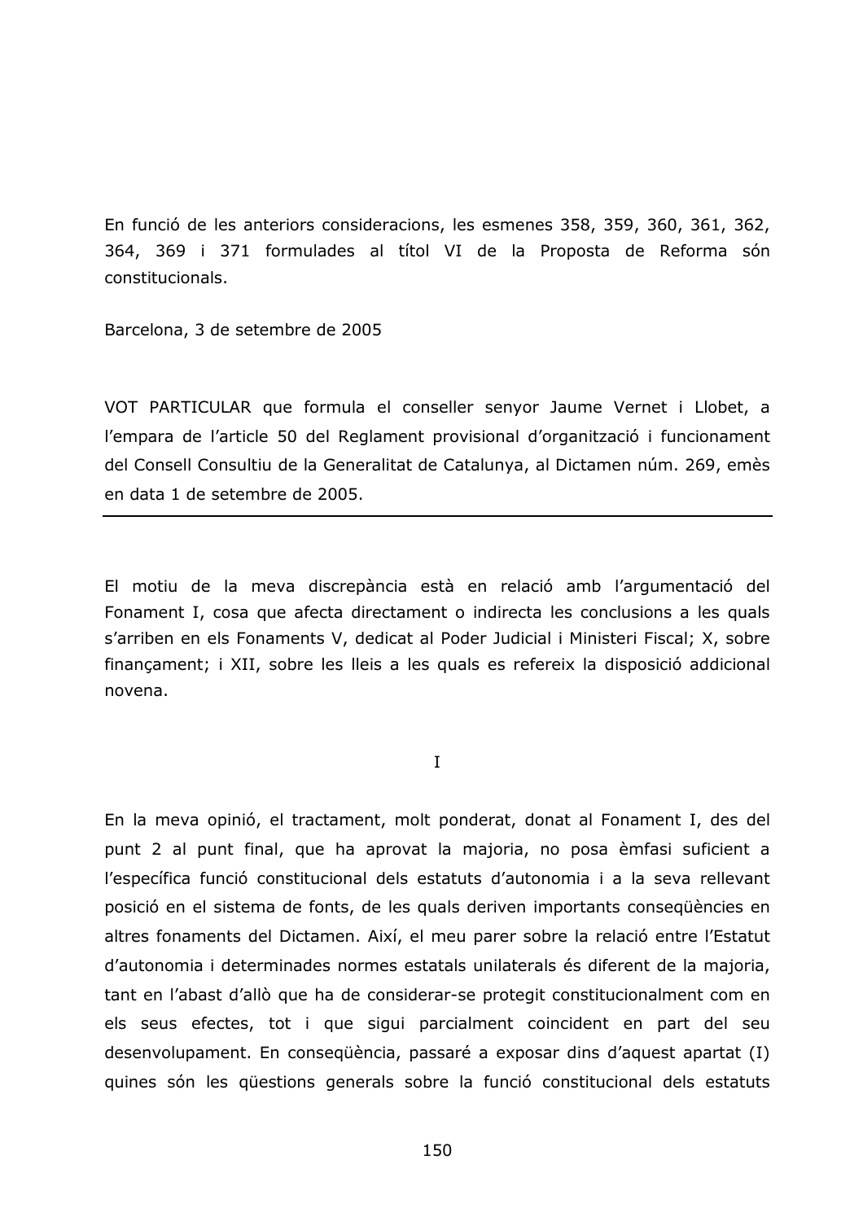En funció de les anteriors consideracions, les esmenes 358, 359, 360, 361, 362, 364, 369 i 371 formulades al títol VI de la Proposta de Reforma són constitucionals.

Barcelona, 3 de setembre de 2005

VOT PARTICULAR que formula el conseller senyor Jaume Vernet i Llobet, a l'empara de l'article 50 del Reglament provisional d'organització i funcionament del Consell Consultiu de la Generalitat de Catalunya, al Dictamen núm. 269, emès en data 1 de setembre de 2005.

---

El motiu de la meva discrepància està en relació amb l'argumentació del Fonament I, cosa que afecta directament o indirecta les conclusions a les quals s'arriben en els Fonaments V, dedicat al Poder Judicial i Ministeri Fiscal; X, sobre finançament; i XII, sobre les lleis a les quals es refereix la disposició addicional novena.

## I

En la meva opinió, el tractament, molt ponderat, donat al Fonament I, des del punt 2 al punt final, que ha aprovat la majoria, no posa èmfasi suficient a l'específica funció constitucional dels estatuts d'autonomia i a la seva rellevant posició en el sistema de fonts, de les quals deriven importants conseqüències en altres fonaments del Dictamen. Així, el meu parer sobre la relació entre l'Estatut d'autonomia i determinades normes estatals unilaterals és diferent de la majoria, tant en l'abast d'allò que ha de considerar-se protegit constitucionalment com en els seus efectes, tot i que sigui parcialment coincident en part del seu desenvolupament. En conseqüència, passaré a exposar dins d'aquest apartat (I) quines són les qüestions generals sobre la funció constitucional dels estatuts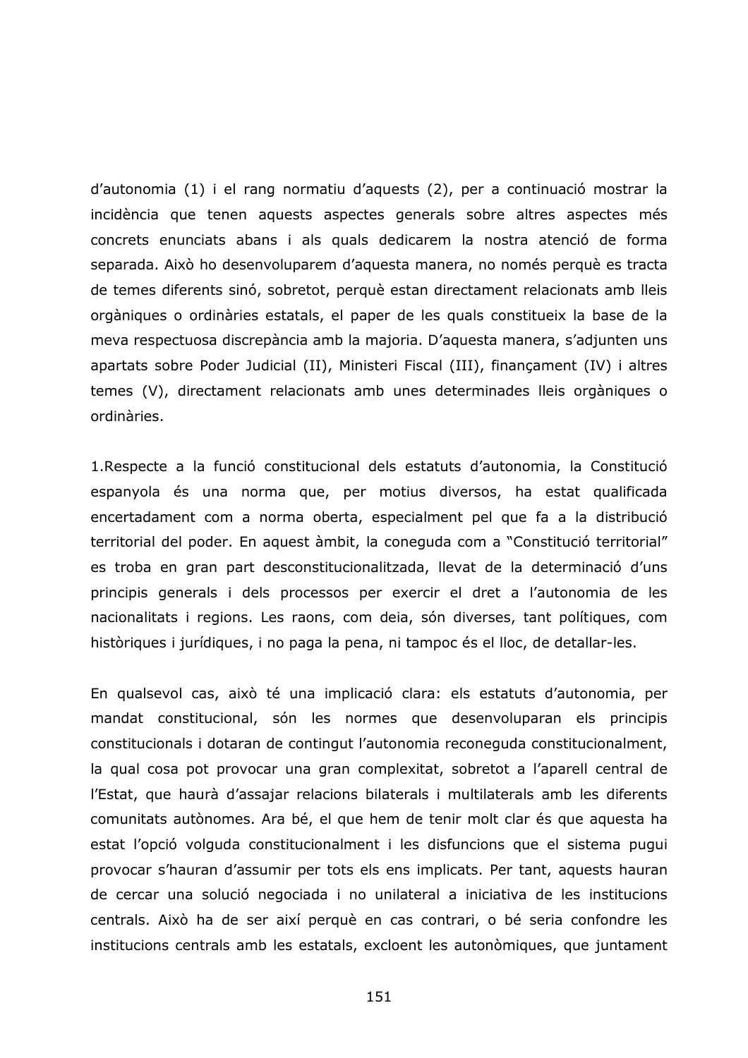d'autonomia (1) i el rang normatiu d'aquests (2), per a continuació mostrar la incidència que tenen aquests aspectes generals sobre altres aspectes més concrets enunciats abans i als quals dedicarem la nostra atenció de forma separada. Això ho desenvoluparem d'aquesta manera, no només perquè es tracta de temes diferents sinó, sobretot, perquè estan directament relacionats amb lleis orgàniques o ordinàries estatals, el paper de les quals constitueix la base de la meva respectuosa discrepància amb la majoria. D'aquesta manera, s'adjunten uns apartats sobre Poder Judicial (II), Ministeri Fiscal (III), finançament (IV) i altres temes (V), directament relacionats amb unes determinades lleis orgàniques o ordinàries.

1.Respecte a la funció constitucional dels estatuts d'autonomia, la Constitució espanyola és una norma que, per motius diversos, ha estat qualificada encertadament com a norma oberta, especialment pel que fa a la distribució territorial del poder. En aquest àmbit, la coneguda com a "Constitució territorial" es troba en gran part desconstitucionalitzada, llevat de la determinació d'uns principis generals i dels processos per exercir el dret a l'autonomia de les nacionalitats i regions. Les raons, com deia, són diverses, tant polítiques, com històriques i jurídiques, i no paga la pena, ni tampoc és el lloc, de detallar-les.

En qualsevol cas, això té una implicació clara: els estatuts d'autonomia, per mandat constitucional, són les normes que desenvoluparan els principis constitucionals i dotaran de contingut l'autonomia reconeguda constitucionalment, la qual cosa pot provocar una gran complexitat, sobretot a l'aparell central de l'Estat, que haurà d'assajar relacions bilaterals i multilaterals amb les diferents comunitats autònomes. Ara bé, el que hem de tenir molt clar és que aquesta ha estat l'opció volguda constitucionalment i les disfuncions que el sistema pugui provocar s'hauran d'assumir per tots els ens implicats. Per tant, aquests hauran de cercar una solució negociada i no unilateral a iniciativa de les institucions centrals. Això ha de ser així perquè en cas contrari, o bé seria confondre les institucions centrals amb les estatals, excloent les autonòmiques, que juntament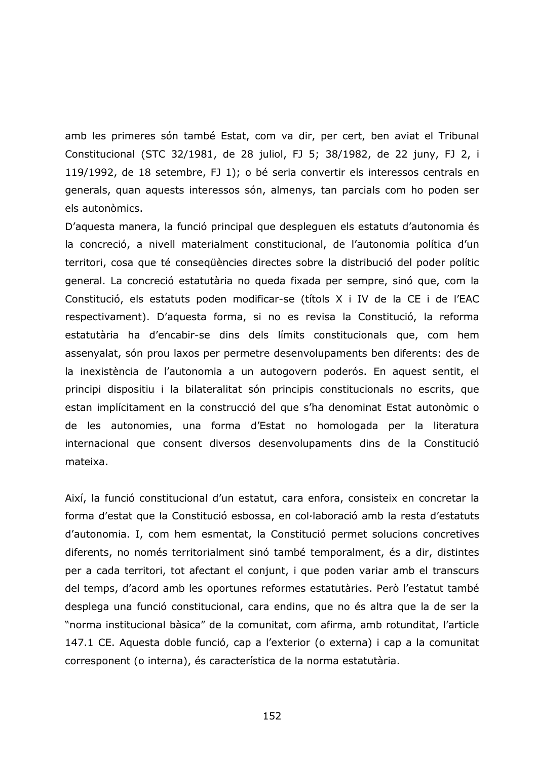amb les primeres són també Estat, com va dir, per cert, ben aviat el Tribunal Constitucional (STC 32/1981, de 28 juliol, FJ 5; 38/1982, de 22 juny, FJ 2, i 119/1992, de 18 setembre, FJ 1); o bé seria convertir els interessos centrals en generals, quan aquests interessos són, almenys, tan parcials com ho poden ser els autonòmics.

D'aquesta manera, la funció principal que despleguen els estatuts d'autonomia és la concreció, a nivell materialment constitucional, de l'autonomia política d'un territori, cosa que té conseqüències directes sobre la distribució del poder polític general. La concreció estatutària no queda fixada per sempre, sinó que, com la Constitució, els estatuts poden modificar-se (títols X i IV de la CE i de l'EAC respectivament). D'aquesta forma, si no es revisa la Constitució, la reforma estatutària ha d'encabir-se dins dels límits constitucionals que, com hem assenyalat, són prou laxos per permetre desenvolupaments ben diferents: des de la inexistència de l'autonomia a un autogovern poderós. En aquest sentit, el principi dispositiu i la bilateralitat són principis constitucionals no escrits, que estan implícitament en la construcció del que s'ha denominat Estat autonòmic o de les autonomies, una forma d'Estat no homologada per la literatura internacional que consent diversos desenvolupaments dins de la Constitució mateixa.

Així, la funció constitucional d'un estatut, cara enfora, consisteix en concretar la forma d'estat que la Constitució esbossa, en col·laboració amb la resta d'estatuts d'autonomia. I, com hem esmentat, la Constitució permet solucions concretives diferents, no només territorialment sinó també temporalment, és a dir, distintes per a cada territori, tot afectant el conjunt, i que poden variar amb el transcurs del temps, d'acord amb les oportunes reformes estatutàries. Però l'estatut també desplega una funció constitucional, cara endins, que no és altra que la de ser la "norma institucional bàsica" de la comunitat, com afirma, amb rotunditat, l'article 147.1 CE. Aquesta doble funció, cap a l'exterior (o externa) i cap a la comunitat corresponent (o interna), és característica de la norma estatutària.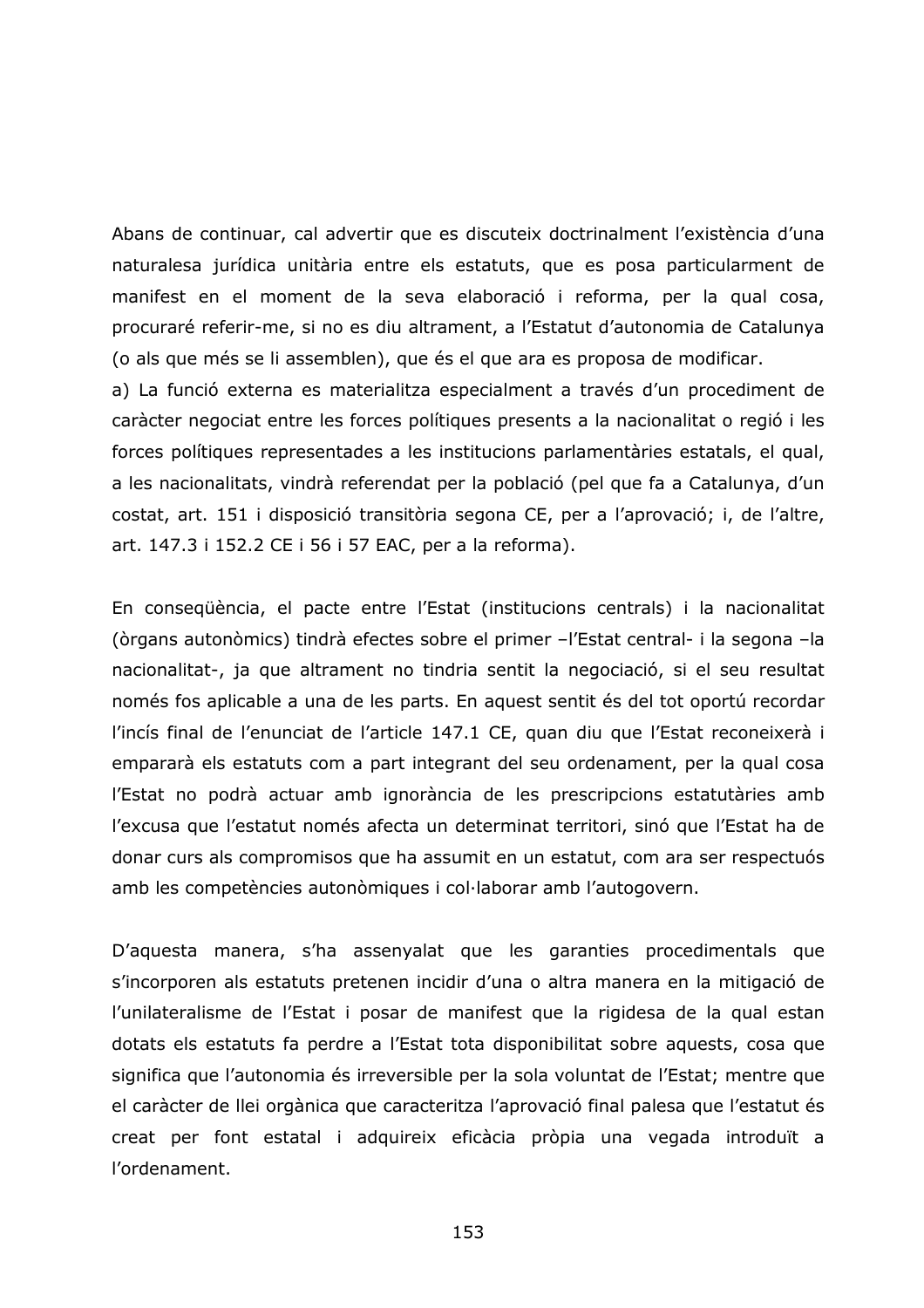Abans de continuar, cal advertir que es discuteix doctrinalment l'existència d'una naturalesa jurídica unitària entre els estatuts, que es posa particularment de manifest en el moment de la seva elaboració i reforma, per la qual cosa, procuraré referir-me, si no es diu altrament, a l'Estatut d'autonomia de Catalunya (o als que més se li assemblen), que és el que ara es proposa de modificar.

a) La funció externa es materialitza especialment a través d'un procediment de caràcter negociat entre les forces polítiques presents a la nacionalitat o regió i les forces polítiques representades a les institucions parlamentàries estatals, el qual, a les nacionalitats, vindrà referendat per la població (pel que fa a Catalunya, d'un costat, art. 151 i disposició transitòria segona CE, per a l'aprovació; i, de l'altre, art. 147.3 i 152.2 CE i 56 i 57 EAC, per a la reforma).

En conseqüència, el pacte entre l'Estat (institucions centrals) i la nacionalitat (òrgans autonòmics) tindrà efectes sobre el primer –l'Estat central- i la segona –la nacionalitat-, ja que altrament no tindria sentit la negociació, si el seu resultat només fos aplicable a una de les parts. En aquest sentit és del tot oportú recordar l'incís final de l'enunciat de l'article 147.1 CE, quan diu que l'Estat reconeixerà i emplararà els estatuts com a part integrant del seu ordenament, per la qual cosa l'Estat no podrà actuar amb ignorància de les prescripcions estatutàries amb l'excusa que l'estatut només afecta un determinat territori, sinó que l'Estat ha de donar curs als compromisos que ha assumit en un estatut, com ara ser respectuós amb les competències autonòmiques i col·laborar amb l'autogovern.

D'aquesta manera, s'ha assenyalat que les garanties procedimentals que s'incorporen als estatuts pretenen incidir d'una o altra manera en la mitigació de l'unilateralisme de l'Estat i posar de manifest que la rigidesa de la qual estan dotats els estatuts fa perdre a l'Estat tota disponibilitat sobre aquests, cosa que significa que l'autonomia és irreversible per la sola voluntat de l'Estat; mentre que el caràcter de llei orgànica que caracteritza l'aprovació final palesa que l'estatut és creat per font estatal i adquireix eficàcia pròpia una vegada introduït a l'ordenament.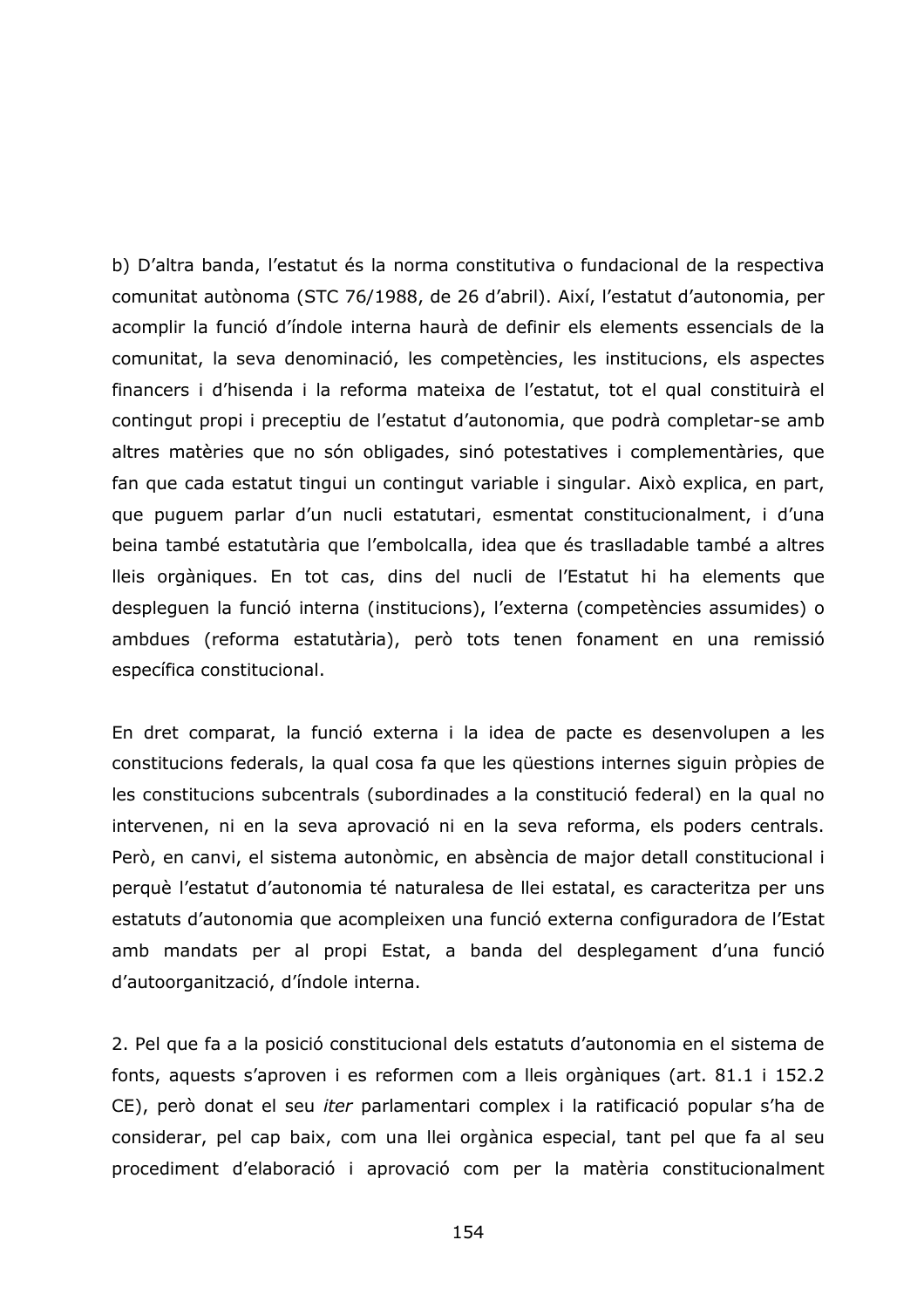b) D'altra banda, l'estatut és la norma constitutiva o fundacional de la respectiva comunitat autònoma (STC 76/1988, de 26 d'abril). Així, l'estatut d'autonomia, per acomplir la funció d'índole interna haurà de definir els elements essencials de la comunitat, la seva denominació, les competències, les institucions, els aspectes financers i d'hisenda i la reforma mateixa de l'estatut, tot el qual constituirà el contingut propi i preceptiu de l'estatut d'autonomia, que podrà completar-se amb altres matèries que no són obligades, sinó potestatives i complementàries, que fan que cada estatut tingui un contingut variable i singular. Això explica, en part, que puguem parlar d'un nucli estatutari, esmentat constitucionalment, i d'una beina també estatutària que l'embolcalla, idea que és traslladable també a altres lleis orgàniques. En tot cas, dins del nucli de l'Estatut hi ha elements que despleguen la funció interna (institucions), l'externa (competències assumides) o ambdues (reforma estatutària), però tots tenen fonament en una remissió específica constitucional.

En dret comparat, la funció externa i la idea de pacte es desenvolupen a les constitucions federals, la qual cosa fa que les qüestions internes siguin pròpies de les constitucions subcentrals (subordinades a la constitució federal) en la qual no intervenen, ni en la seva aprovació ni en la seva reforma, els poders centrals. Però, en canvi, el sistema autonòmic, en absència de major detall constitucional i perquè l'estatut d'autonomia té naturalesa de llei estatal, es caracteritza per uns estatuts d'autonomia que acompleixen una funció externa configuradora de l'Estat amb mandats per al propi Estat, a banda del desplegament d'una funció d'autoorganització, d'índole interna.

2. Pel que fa a la posició constitucional dels estatuts d'autonomia en el sistema de fonts, aquests s'aproven i es reformen com a lleis orgàniques (art. 81.1 i 152.2 CE), però donat el seu *iter* parlamentari complex i la ratificació popular s'ha de considerar, pel cap baix, com una llei orgànica especial, tant pel que fa al seu procediment d'elaboració i aprovació com per la matèria constitucionalment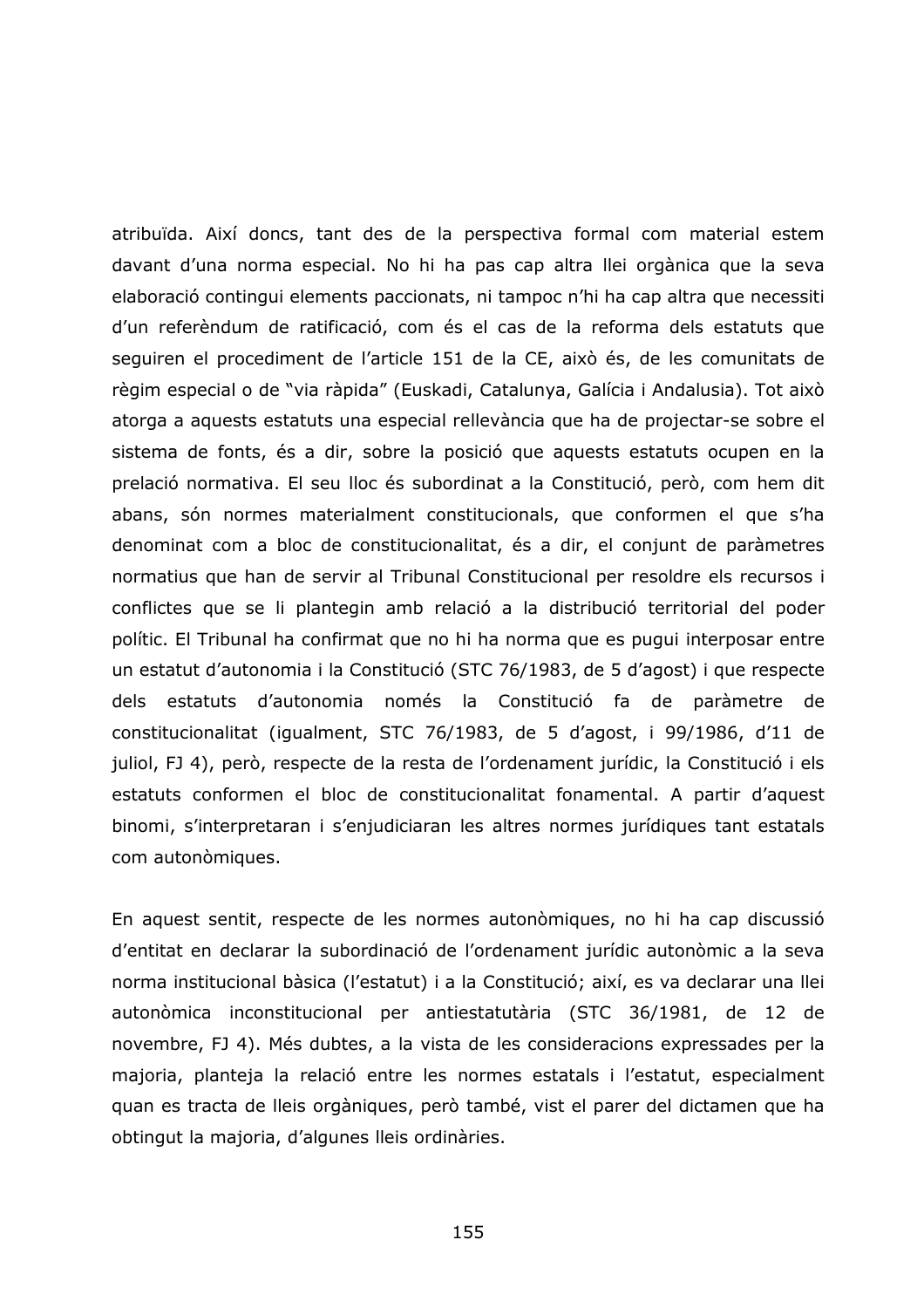atribuïda. Així doncs, tant des de la perspectiva formal com material estem davant d'una norma especial. No hi ha pas cap altra llei orgànica que la seva elaboració contingui elements paccionats, ni tampoc n'hi ha cap altra que necessiti d'un referèndum de ratificació, com és el cas de la reforma dels estatuts que seguiren el procediment de l'article 151 de la CE, això és, de les comunitats de règim especial o de "via ràpida" (Euskadi, Catalunya, Galícia i Andalusia). Tot això atorga a aquests estatuts una especial rellevància que ha de projectar-se sobre el sistema de fonts, és a dir, sobre la posició que aquests estatuts ocupen en la prelació normativa. El seu lloc és subordinat a la Constitució, però, com hem dit abans, són normes materialment constitucionals, que conformen el que s'ha denominat com a bloc de constitucionalitat, és a dir, el conjunt de paràmetres normatius que han de servir al Tribunal Constitucional per resoldre els recursos i conflictes que se li plantegin amb relació a la distribució territorial del poder polític. El Tribunal ha confirmat que no hi ha norma que es pugui interposar entre un estatut d'autonomia i la Constitució (STC 76/1983, de 5 d'agost) i que respecte dels estatuts d'autonomia només la Constitució fa de paràmetre de constitucionalitat (igualment, STC 76/1983, de 5 d'agost, i 99/1986, d'11 de juliol, FJ 4), però, respecte de la resta de l'ordenament jurídic, la Constitució i els estatuts conformen el bloc de constitucionalitat fonamental. A partir d'aquest binomi, s'interpretaran i s'enjudiciaran les altres normes jurídiques tant estatals com autonòmiques.

En aquest sentit, respecte de les normes autonòmiques, no hi ha cap discussió d'entitat en declarar la subordinació de l'ordenament jurídic autonòmic a la seva norma institucional bàsica (l'estatut) i a la Constitució; així, es va declarar una llei autonòmica inconstitucional per antiestatutària (STC 36/1981, de 12 de novembre, FJ 4). Més dubtes, a la vista de les consideracions expressades per la majoria, planteja la relació entre les normes estatals i l'estatut, especialment quan es tracta de lleis orgàniques, però també, vist el parer del dictamen que ha obtingut la majoria, d'algunes lleis ordinàries.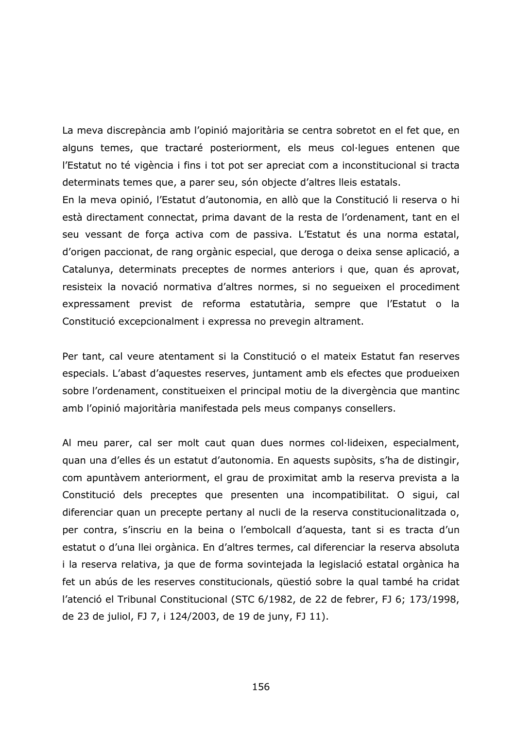La meva discrepància amb l'opinió majoritària se centra sobretot en el fet que, en alguns temes, que tractaré posteriorment, els meus col·legues entenen que l'Estatut no té vigència i fins i tot pot ser apreciat com a inconstitucional si tracta determinats temes que, a parer seu, són objecte d'altres lleis estatals.
En la meva opinió, l'Estatut d'autonomia, en allò que la Constitució li reserva o hi està directament connectat, prima davant de la resta de l'ordenament, tant en el seu vessant de força activa com de passiva. L'Estatut és una norma estatal, d'origen paccionat, de rang orgànic especial, que deroga o deixa sense aplicació, a Catalunya, determinats preceptes de normes anteriors i que, quan és aprovat, resisteix la novació normativa d'altres normes, si no segueixen el procediment expressament previst de reforma estatutària, sempre que l'Estatut o la Constitució excepcionalment i expressa no prevegin altrament.

Per tant, cal veure atentament si la Constitució o el mateix Estatut fan reserves especials. L'abast d'aquestes reserves, juntament amb els efectes que produeixen sobre l'ordenament, constitueixen el principal motiu de la divergència que mantinc amb l'opinió majoritària manifestada pels meus companys consellers.

Al meu parer, cal ser molt caut quan dues normes col·lideixen, especialment, quan una d'elles és un estatut d'autonomia. En aquests supòsits, s'ha de distingir, com apuntàvem anteriorment, el grau de proximitat amb la reserva prevista a la Constitució dels preceptes que presenten una incompatibilitat. O sigui, cal diferenciar quan un precepte pertany al nucli de la reserva constitucionalitzada o, per contra, s'inscriu en la beina o l'embolcall d'aquesta, tant si es tracta d'un estatut o d'una llei orgànica. En d'altres termes, cal diferenciar la reserva absoluta i la reserva relativa, ja que de forma sovintejada la legislació estatal orgànica ha fet un abús de les reserves constitucionals, qüestió sobre la qual també ha cridat l'atenció el Tribunal Constitucional (STC 6/1982, de 22 de febrer, FJ 6; 173/1998, de 23 de juliol, FJ 7, i 124/2003, de 19 de juny, FJ 11).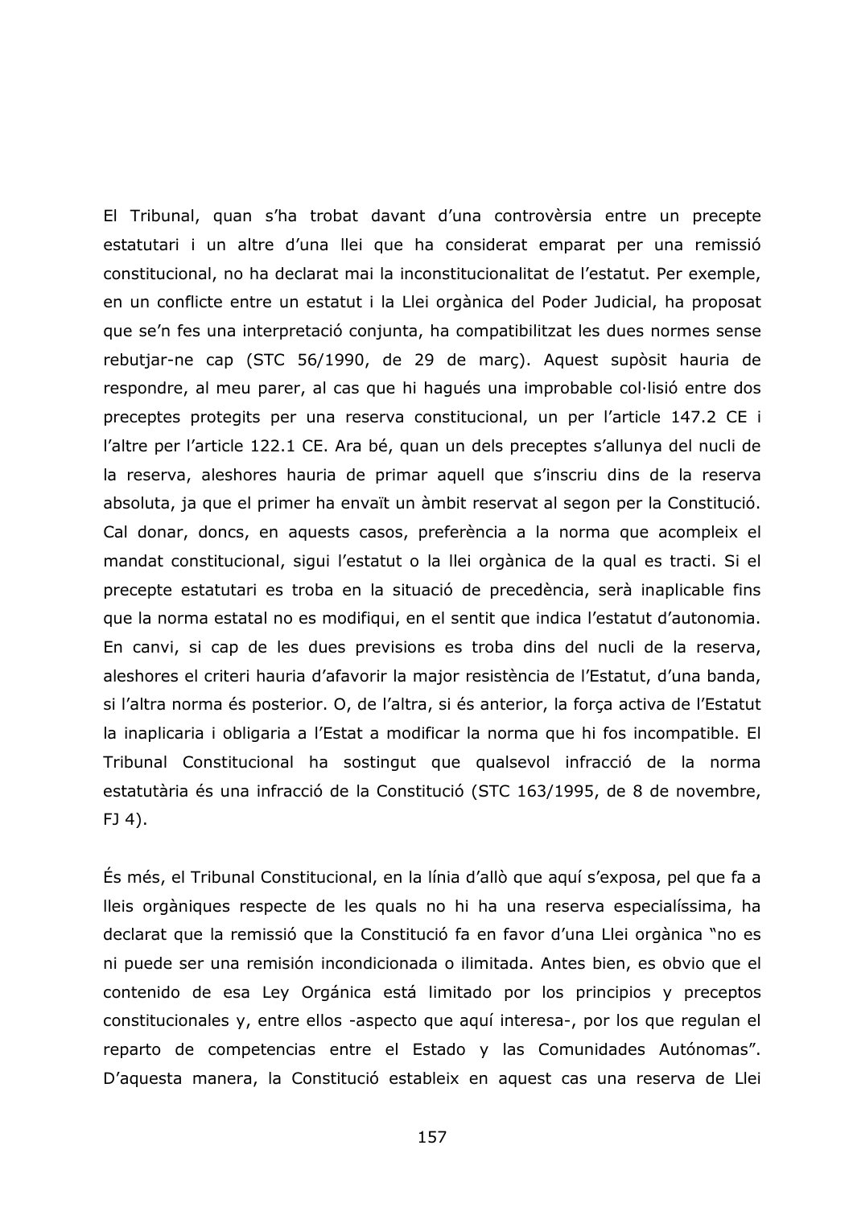El Tribunal, quan s'ha trobat davant d'una controvèrsia entre un precepte estatutari i un altre d'una llei que ha considerat emparat per una remissió constitucional, no ha declarat mai la inconstitucionalitat de l'estatut. Per exemple, en un conflicte entre un estatut i la Llei orgànica del Poder Judicial, ha proposat que se'n fes una interpretació conjunta, ha compatibilitzat les dues normes sense rebutjar-ne cap (STC 56/1990, de 29 de març). Aquest supòsit hauria de respondre, al meu parer, al cas que hi hagués una improbable col·lisió entre dos preceptes protegits per una reserva constitucional, un per l'article 147.2 CE i l'altre per l'article 122.1 CE. Ara bé, quan un dels preceptes s'allunya del nucli de la reserva, aleshores hauria de primar aquell que s'inscriu dins de la reserva absoluta, ja que el primer ha envaït un àmbit reservat al segon per la Constitució. Cal donar, doncs, en aquests casos, preferència a la norma que acompleix el mandat constitucional, sigui l'estatut o la llei orgànica de la qual es tracti. Si el precepte estatutari es troba en la situació de precedència, serà inaplicable fins que la norma estatal no es modifiqui, en el sentit que indica l'estatut d'autonomia. En canvi, si cap de les dues previsions es troba dins del nucli de la reserva, aleshores el criteri hauria d'afavorir la major resistència de l'Estatut, d'una banda, si l'altra norma és posterior. O, de l'altra, si és anterior, la força activa de l'Estatut la inaplicaria i obligaria a l'Estat a modificar la norma que hi fos incompatible. El Tribunal Constitucional ha sostingut que qualsevol infracció de la norma estatutària és una infracció de la Constitució (STC 163/1995, de 8 de novembre, FJ 4).

És més, el Tribunal Constitucional, en la línia d'allò que aquí s'exposa, pel que fa a lleis orgàniques respecte de les quals no hi ha una reserva especialíssima, ha declarat que la remissió que la Constitució fa en favor d'una Llei orgànica "no es ni puede ser una remisión incondicionada o ilimitada. Antes bien, es obvio que el contenido de esa Ley Orgánica está limitado por los principios y preceptos constitucionales y, entre ellos -aspecto que aquí interesa-, por los que regulan el reparto de competencias entre el Estado y las Comunidades Autónomas". D'aquesta manera, la Constitució estableix en aquest cas una reserva de Llei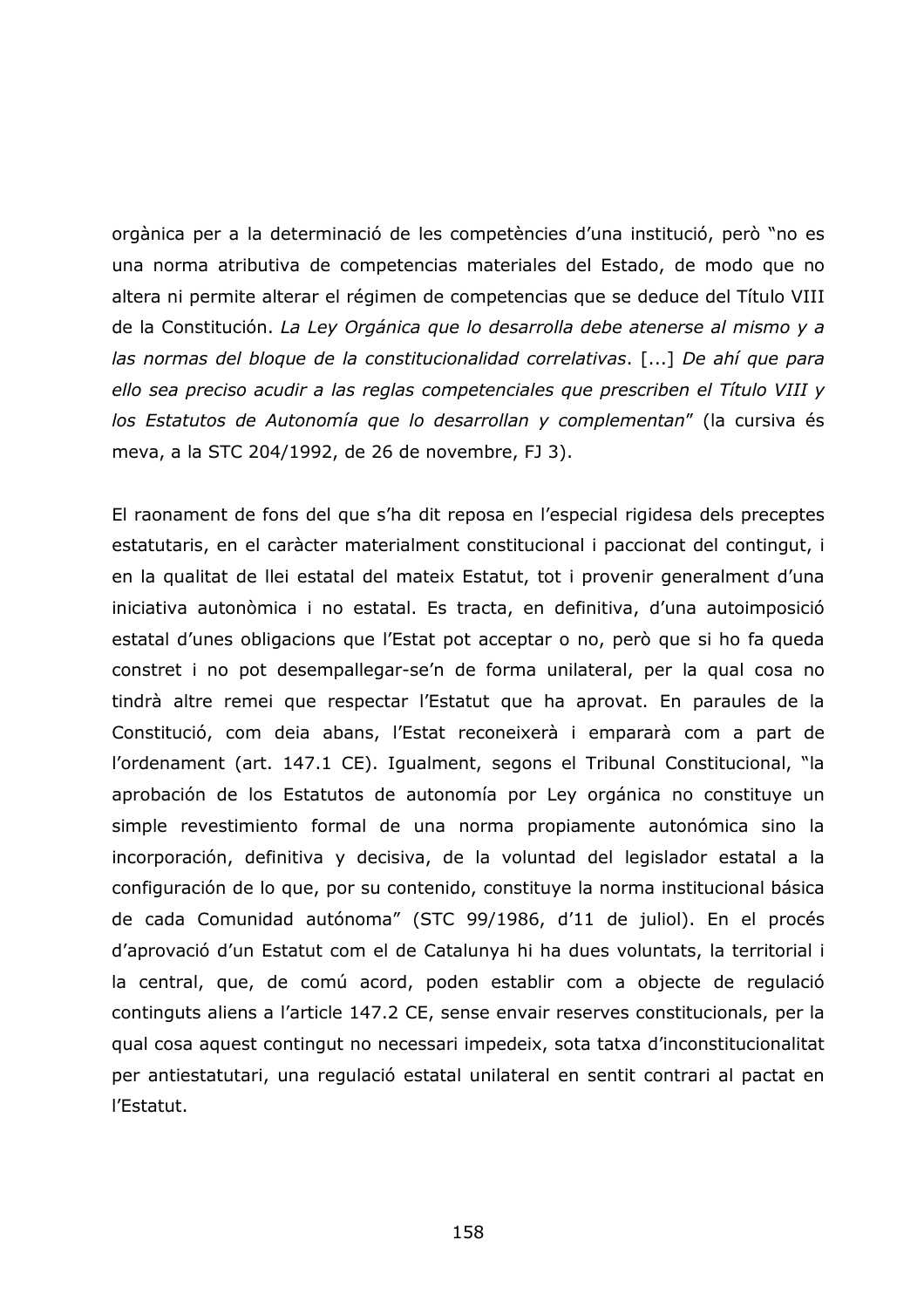orgànica per a la determinació de les competències d'una institució, però "no es una norma atributiva de competencias materiales del Estado, de modo que no altera ni permite alterar el régimen de competencias que se deduce del Título VIII de la Constitución. *La Ley Orgánica que lo desarrolla debe atenerse al mismo y a las normas del bloque de la constitucionalidad correlativas*. [...] *De ahí que para ello sea preciso acudir a las reglas competenciales que prescriben el Título VIII y los Estatutos de Autonomía que lo desarrollan y complementan*" (la cursiva és meva, a la STC 204/1992, de 26 de novembre, FJ 3).

El raonament de fons del que s'ha dit reposa en l'especial rigidesa dels preceptes estatutaris, en el caràcter materialment constitucional i paccionat del contingut, i en la qualitat de llei estatal del mateix Estatut, tot i provenir generalment d'una iniciativa autonòmica i no estatal. Es tracta, en definitiva, d'una autoimposició estatal d'unes obligacions que l'Estat pot acceptar o no, però que si ho fa queda constret i no pot desempallegar-se'n de forma unilateral, per la qual cosa no tindrà altre remei que respectar l'Estatut que ha aprovat. En paraules de la Constitució, com deia abans, l'Estat reconeixerà i emitarà com a part de l'ordenament (art. 147.1 CE). Igualment, segons el Tribunal Constitucional, "la aprobación de los Estatutos de autonomía por Ley orgánica no constituye un simple revestimiento formal de una norma propiamente autonómica sino la incorporación, definitiva y decisiva, de la voluntad del legislador estatal a la configuración de lo que, por su contenido, constituye la norma institucional básica de cada Comunidad autónoma" (STC 99/1986, d'11 de juliol). En el procés d'aprovació d'un Estatut com el de Catalunya hi ha dues voluntats, la territorial i la central, que, de comú acord, poden establir com a objecte de regulació continguts aliens a l'article 147.2 CE, sense envair reserves constitucionals, per la qual cosa aquest contingut no necessari impedeix, sota tatxa d'inconstitucionalitat per antiestatutari, una regulació estatal unilateral en sentit contrari al pactat en l'Estatut.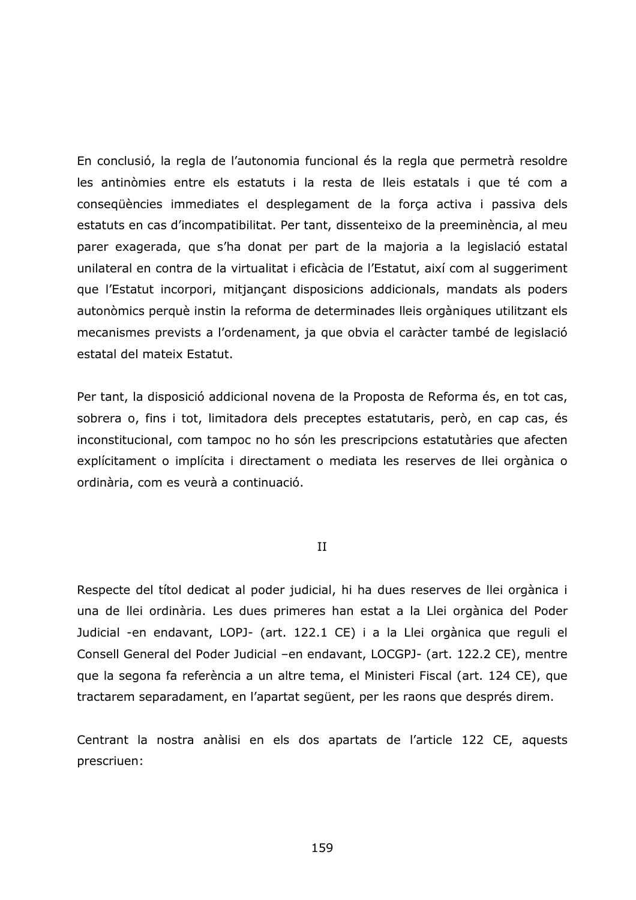En conclusió, la regla de l'autonomia funcional és la regla que permetrà resoldre les antinòmies entre els estatuts i la resta de lleis estatals i que té com a conseqüències immediates el desplegament de la força activa i passiva dels estatuts en cas d'incompatibilitat. Per tant, dissenteixo de la preeminència, al meu parer exagerada, que s'ha donat per part de la majoria a la legislació estatal unilateral en contra de la virtualitat i eficàcia de l'Estatut, així com al suggeriment que l'Estatut incorpori, mitjançant disposicions addicionals, mandats als poders autonòmics perquè instin la reforma de determinades lleis orgàniques utilitzant els mecanismes previstos a l'ordenament, ja que obvia el caràcter també de legislació estatal del mateix Estatut.

Per tant, la disposició addicional novena de la Proposta de Reforma és, en tot cas, sobrera o, fins i tot, limitadora dels preceptes estatutaris, però, en cap cas, és inconstitucional, com tampoc no ho són les prescripcions estatutàries que afecten explícitament o implícita i directament o mediata les reserves de llei orgànica o ordinària, com es veurà a continuació.

## II

Respecte del títol dedicat al poder judicial, hi ha dues reserves de llei orgànica i una de llei ordinària. Les dues primeres han estat a la Llei orgànica del Poder Judicial -en endavant, LOPJ- (art. 122.1 CE) i a la Llei orgànica que reguli el Consell General del Poder Judicial –en endavant, LOCGPJ- (art. 122.2 CE), mentre que la segona fa referència a un altre tema, el Ministeri Fiscal (art. 124 CE), que tractarem separadament, en l'apartat següent, per les raons que després direm.

Centrant la nostra anàlisi en els dos apartats de l'article 122 CE, aquests prescriuen: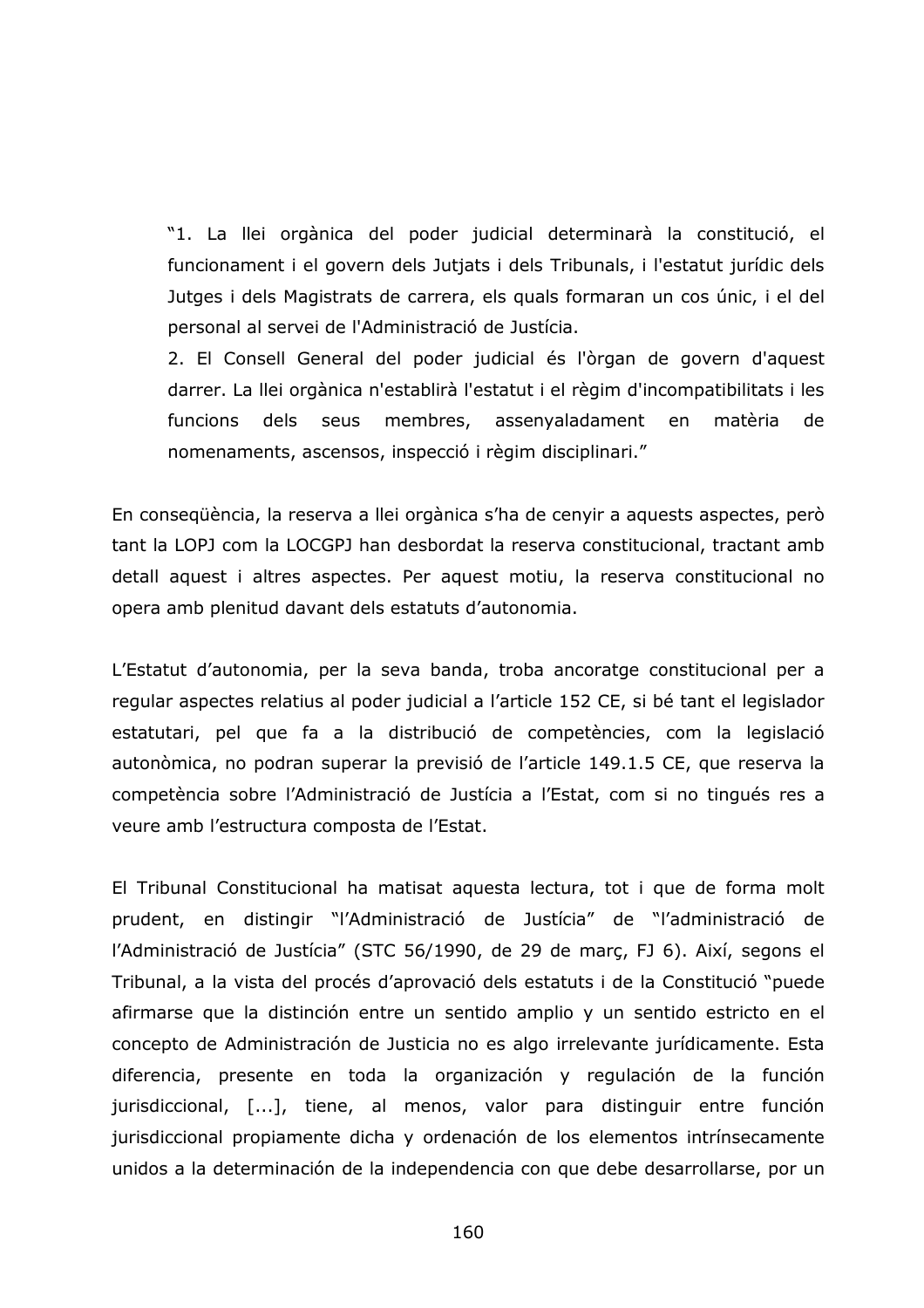> "1. La llei orgànica del poder judicial determinarà la constitució, el funcionament i el govern dels Jutjats i dels Tribunals, i l'estatut jurídic dels Jutges i dels Magistrats de carrera, els quals formaran un cos únic, i el del personal al servei de l'Administració de Justícia.
> 2. El Consell General del poder judicial és l'òrgan de govern d'aquest darrer. La llei orgànica n'establirà l'estatut i el règim d'incompatibilitats i les funcions dels seus membres, assenyaladament en matèria de nomenaments, ascensos, inspecció i règim disciplinari."

En conseqüència, la reserva a llei orgànica s'ha de cenyir a aquests aspectes, però tant la LOPJ com la LOCGPJ han desbordat la reserva constitucional, tractant amb detall aquest i altres aspectes. Per aquest motiu, la reserva constitucional no opera amb plenitud davant dels estatuts d'autonomia.

L'Estatut d'autonomia, per la seva banda, troba ancoratge constitucional per a regular aspectes relatius al poder judicial a l'article 152 CE, si bé tant el legislador estatutari, pel que fa a la distribució de competències, com la legislació autonòmica, no podran superar la previsió de l'article 149.1.5 CE, que reserva la competència sobre l'Administració de Justícia a l'Estat, com si no tingués res a veure amb l'estructura composta de l'Estat.

El Tribunal Constitucional ha matisat aquesta lectura, tot i que de forma molt prudent, en distingir "l'Administració de Justícia" de "l'administració de l'Administració de Justícia" (STC 56/1990, de 29 de març, FJ 6). Així, segons el Tribunal, a la vista del procés d'aprovació dels estatuts i de la Constitució "puede afirmarse que la distinción entre un sentido amplio y un sentido estricto en el concepto de Administración de Justicia no es algo irrelevante jurídicamente. Esta diferencia, presente en toda la organización y regulación de la función jurisdiccional, [...], tiene, al menos, valor para distinguir entre función jurisdiccional propiamente dicha y ordenación de los elementos intrínsecamente unidos a la determinación de la independencia con que debe desarrollarse, por un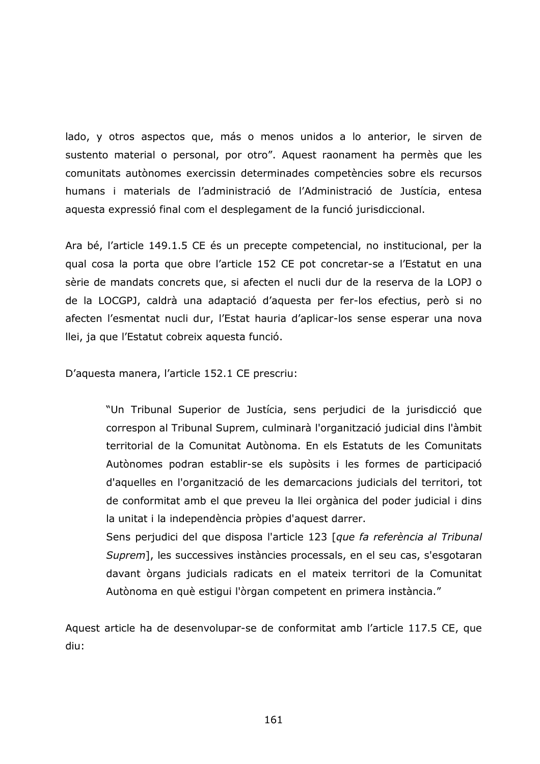lado, y otros aspectos que, más o menos unidos a lo anterior, le sirven de sustento material o personal, por otro". Aquest raonament ha permès que les comunitats autònomes exercissin determinades competències sobre els recursos humans i materials de l'administració de l'Administració de Justícia, entesa aquesta expressió final com el desplegament de la funció jurisdiccional.

Ara bé, l'article 149.1.5 CE és un precepte competencial, no institucional, per la qual cosa la porta que obre l'article 152 CE pot concretar-se a l'Estatut en una sèrie de mandats concrets que, si afecten el nucli dur de la reserva de la LOPJ o de la LOCGPJ, caldrà una adaptació d'aquesta per fer-los efectius, però si no afecten l'esmentat nucli dur, l'Estat hauria d'aplicar-los sense esperar una nova llei, ja que l'Estatut cobreix aquesta funció.

D'aquesta manera, l'article 152.1 CE prescriu:

> "Un Tribunal Superior de Justícia, sens perjudici de la jurisdicció que correspon al Tribunal Suprem, culminarà l'organització judicial dins l'àmbit territorial de la Comunitat Autònoma. En els Estatuts de les Comunitats Autònomes podran establir-se els supòsits i les formes de participació d'aquelles en l'organització de les demarcacions judicials del territori, tot de conformitat amb el que preveu la llei orgànica del poder judicial i dins la unitat i la independència pròpies d'aquest darrer.
> Sens perjudici del que disposa l'article 123 [*que fa referència al Tribunal Suprem*], les successives instàncies processals, en el seu cas, s'esgotaran davant òrgans judicials radicats en el mateix territori de la Comunitat Autònoma en què estigui l'òrgan competent en primera instància."

Aquest article ha de desenvolupar-se de conformitat amb l'article 117.5 CE, que diu: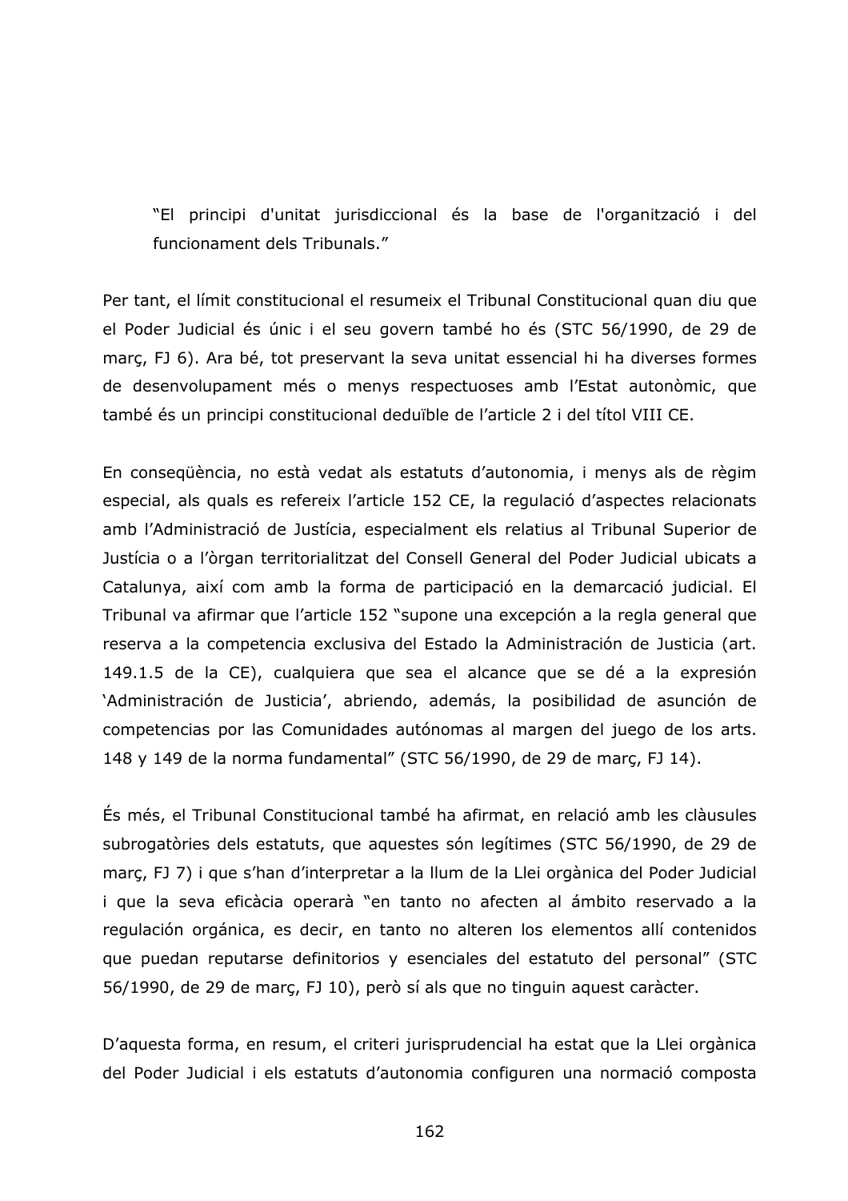> "El principi d'unitat jurisdiccional és la base de l'organització i del funcionament dels Tribunals."

Per tant, el límit constitucional el resumeix el Tribunal Constitucional quan diu que el Poder Judicial és únic i el seu govern també ho és (STC 56/1990, de 29 de març, FJ 6). Ara bé, tot preservant la seva unitat essencial hi ha diverses formes de desenvolupament més o menys respectuoses amb l'Estat autonòmic, que també és un principi constitucional deduïble de l'article 2 i del títol VIII CE.

En conseqüència, no està vedat als estatuts d'autonomia, i menys als de règim especial, als quals es refereix l'article 152 CE, la regulació d'aspectes relacionats amb l'Administració de Justícia, especialment els relatius al Tribunal Superior de Justícia o a l'òrgan territorialitzat del Consell General del Poder Judicial ubicats a Catalunya, així com amb la forma de participació en la demarcació judicial. El Tribunal va afirmar que l'article 152 "supone una excepción a la regla general que reserva a la competencia exclusiva del Estado la Administración de Justicia (art. 149.1.5 de la CE), cualquiera que sea el alcance que se dé a la expresión 'Administración de Justicia', abriendo, además, la posibilidad de asunción de competencias por las Comunidades autónomas al margen del juego de los arts. 148 y 149 de la norma fundamental" (STC 56/1990, de 29 de març, FJ 14).

És més, el Tribunal Constitucional també ha afirmat, en relació amb les clàusules subrogatòries dels estatuts, que aquestes són legítimes (STC 56/1990, de 29 de març, FJ 7) i que s'han d'interpretar a la llum de la Llei orgànica del Poder Judicial i que la seva eficàcia operarà "en tanto no afecten al ámbito reservado a la regulación orgánica, es decir, en tanto no alteren los elementos allí contenidos que puedan reputarse definitorios y esenciales del estatuto del personal" (STC 56/1990, de 29 de març, FJ 10), però sí als que no tinguin aquest caràcter.

D'aquesta forma, en resum, el criteri jurisprudencial ha estat que la Llei orgànica del Poder Judicial i els estatuts d'autonomia configuren una normació composta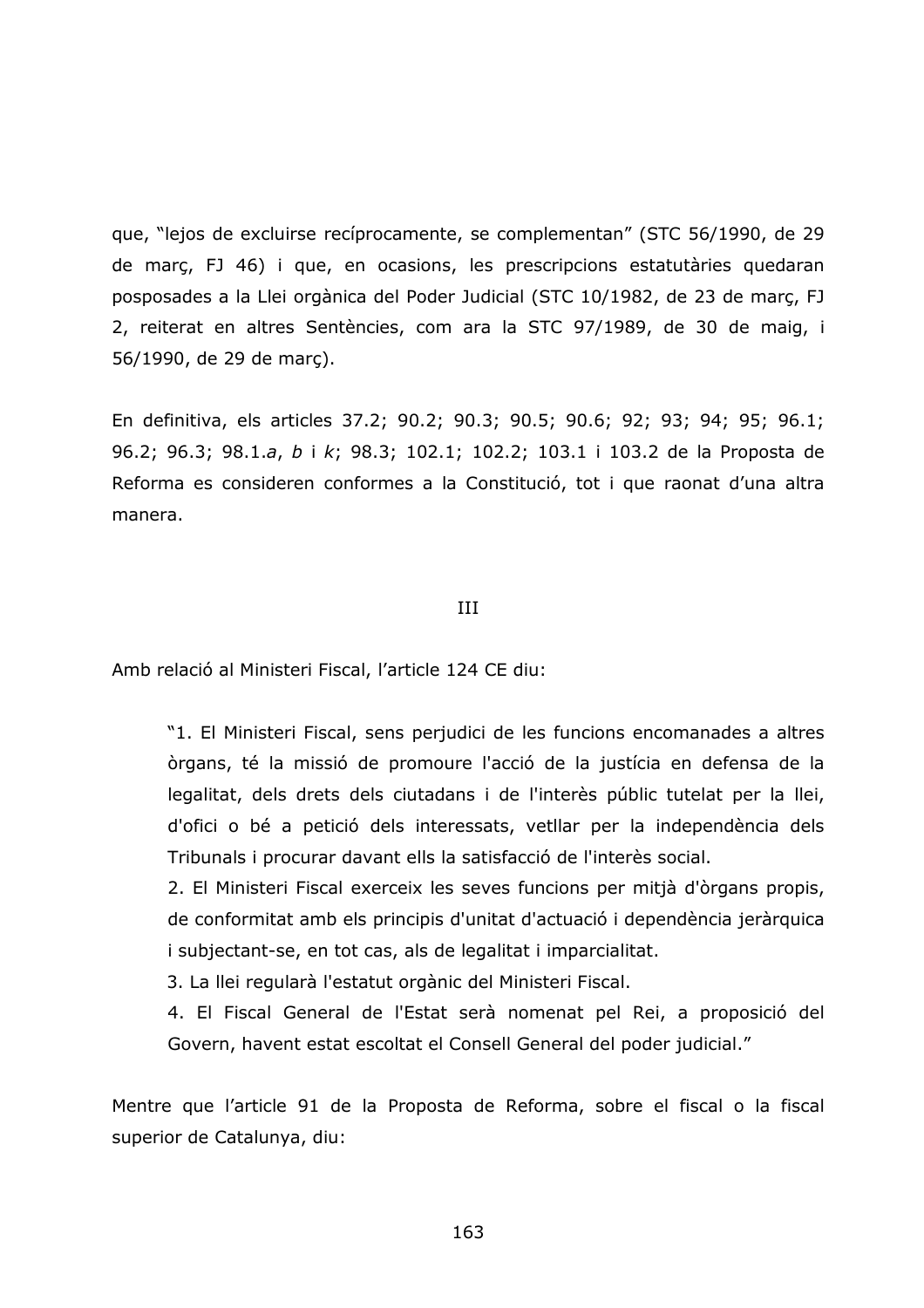que, "lejos de excluirse recíprocamente, se complementan" (STC 56/1990, de 29 de març, FJ 46) i que, en ocasions, les prescripcions estatutàries quedaran posposades a la Llei orgànica del Poder Judicial (STC 10/1982, de 23 de març, FJ 2, reiterat en altres Sentències, com ara la STC 97/1989, de 30 de maig, i 56/1990, de 29 de març).

En definitiva, els articles 37.2; 90.2; 90.3; 90.5; 90.6; 92; 93; 94; 95; 96.1; 96.2; 96.3; 98.1.*a*, *b* i *k*; 98.3; 102.1; 102.2; 103.1 i 103.2 de la Proposta de Reforma es consideren conformes a la Constitució, tot i que raonat d'una altra manera.

## III

Amb relació al Ministeri Fiscal, l'article 124 CE diu:

> "1. El Ministeri Fiscal, sens perjudici de les funcions encomanades a altres òrgans, té la missió de promoure l'acció de la justícia en defensa de la legalitat, dels drets dels ciutadans i de l'interès públic tutelat per la llei, d'ofici o bé a petició dels interessats, vetllar per la independència dels Tribunals i procurar davant ells la satisfacció de l'interès social.
> 2. El Ministeri Fiscal exerceix les seves funcions per mitjà d'òrgans propis, de conformitat amb els principis d'unitat d'actuació i dependència jeràrquica i subjectant-se, en tot cas, als de legalitat i imparcialitat.
> 3. La llei regularà l'estatut orgànic del Ministeri Fiscal.
> 4. El Fiscal General de l'Estat serà nomenat pel Rei, a proposició del Govern, havent estat escoltat el Consell General del poder judicial."

Mentre que l'article 91 de la Proposta de Reforma, sobre el fiscal o la fiscal superior de Catalunya, diu: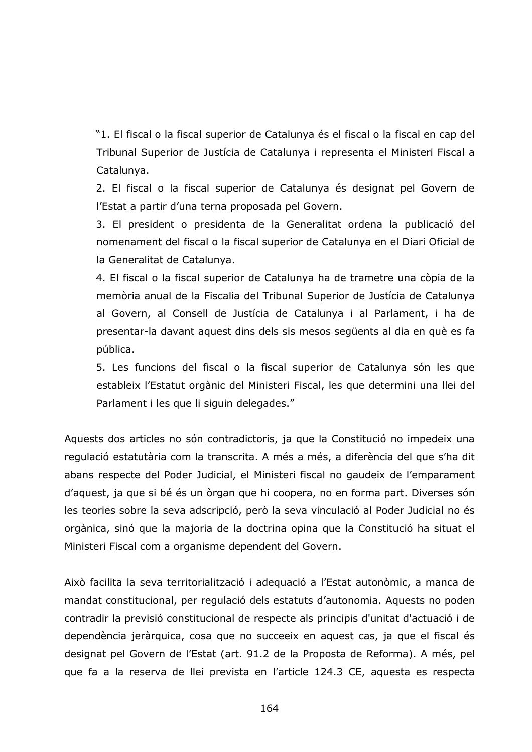> "1. El fiscal o la fiscal superior de Catalunya és el fiscal o la fiscal en cap del Tribunal Superior de Justícia de Catalunya i representa el Ministeri Fiscal a Catalunya.
> 2. El fiscal o la fiscal superior de Catalunya és designat pel Govern de l'Estat a partir d'una terna proposada pel Govern.
> 3. El president o presidenta de la Generalitat ordena la publicació del nomenament del fiscal o la fiscal superior de Catalunya en el Diari Oficial de la Generalitat de Catalunya.
> 4. El fiscal o la fiscal superior de Catalunya ha de trametre una còpia de la memòria anual de la Fiscalia del Tribunal Superior de Justícia de Catalunya al Govern, al Consell de Justícia de Catalunya i al Parlament, i ha de presentar-la davant aquest dins dels sis mesos següents al dia en què es fa pública.
> 5. Les funcions del fiscal o la fiscal superior de Catalunya són les que estableix l'Estatut orgànic del Ministeri Fiscal, les que determini una llei del Parlament i les que li siguin delegades."

Aquests dos articles no són contradictoris, ja que la Constitució no impedeix una regulació estatutària com la transcrita. A més a més, a diferència del que s'ha dit abans respecte del Poder Judicial, el Ministeri fiscal no gaudeix de l'emparament d'aquest, ja que si bé és un òrgan que hi coopera, no en forma part. Diverses són les teories sobre la seva adscripció, però la seva vinculació al Poder Judicial no és orgànica, sinó que la majoria de la doctrina opina que la Constitució ha situat el Ministeri Fiscal com a organisme dependent del Govern.

Això facilita la seva territorialització i adequació a l'Estat autonòmic, a manca de mandat constitucional, per regulació dels estatuts d'autonomia. Aquests no poden contradir la previsió constitucional de respecte als principis d'unitat d'actuació i de dependència jeràrquica, cosa que no succeeix en aquest cas, ja que el fiscal és designat pel Govern de l'Estat (art. 91.2 de la Proposta de Reforma). A més, pel que fa a la reserva de llei prevista en l'article 124.3 CE, aquesta es respecta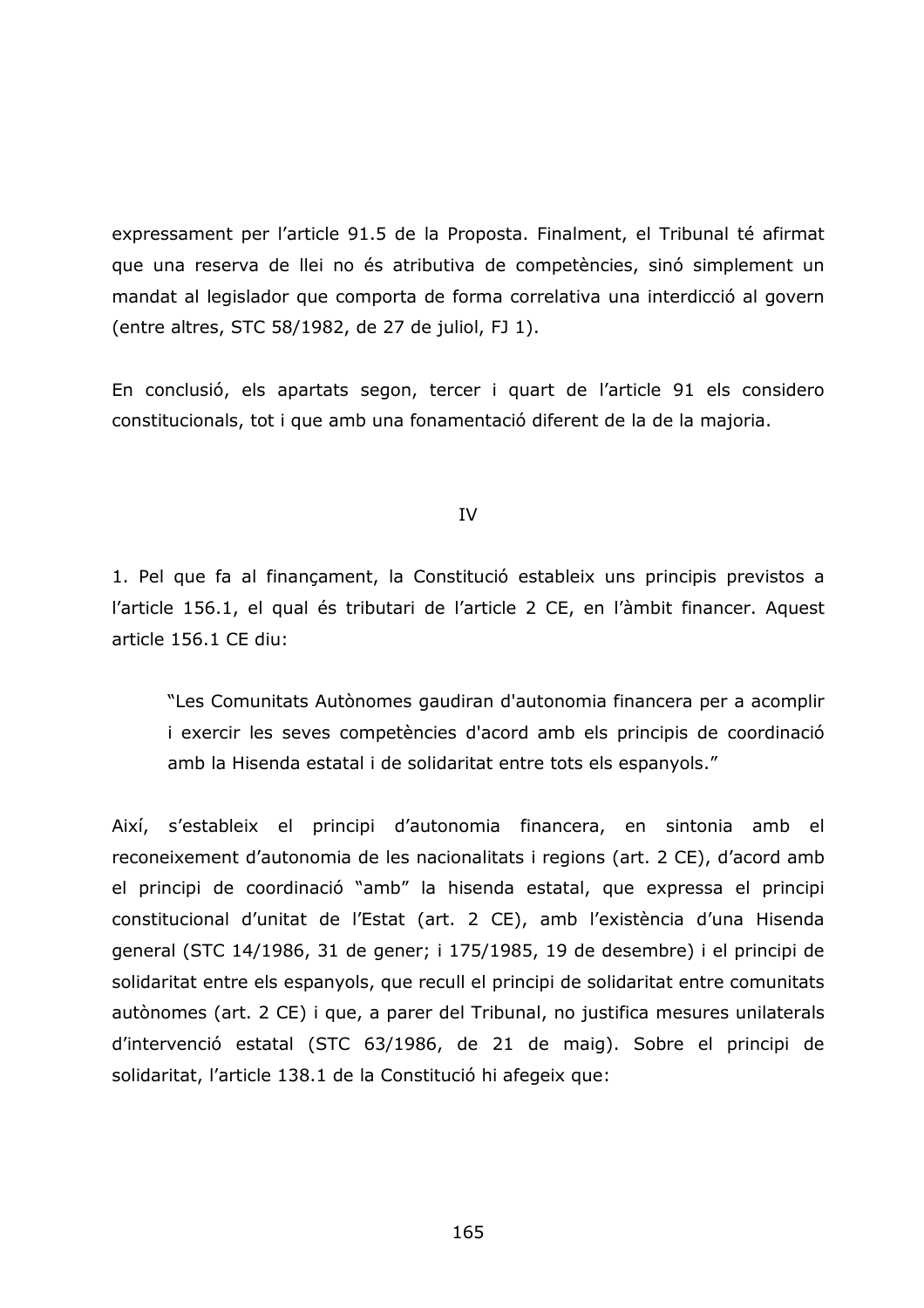expressament per l'article 91.5 de la Proposta. Finalment, el Tribunal té afirmat que una reserva de llei no és atributiva de competències, sinó simplement un mandat al legislador que comporta de forma correlativa una interdicció al govern (entre altres, STC 58/1982, de 27 de juliol, FJ 1).

En conclusió, els apartats segon, tercer i quart de l'article 91 els considero constitucionals, tot i que amb una fonamentació diferent de la de la majoria.

IV

1. Pel que fa al finançament, la Constitució estableix uns principis previstos a l'article 156.1, el qual és tributari de l'article 2 CE, en l'àmbit financer. Aquest article 156.1 CE diu:

> "Les Comunitats Autònomes gaudiran d'autonomia financera per a acomplir i exercir les seves competències d'acord amb els principis de coordinació amb la Hisenda estatal i de solidaritat entre tots els espanyols."

Així, s'estableix el principi d'autonomia financera, en sintonia amb el reconeixement d'autonomia de les nacionalitats i regions (art. 2 CE), d'acord amb el principi de coordinació "amb" la hisenda estatal, que expressa el principi constitucional d'unitat de l'Estat (art. 2 CE), amb l'existència d'una Hisenda general (STC 14/1986, 31 de gener; i 175/1985, 19 de desembre) i el principi de solidaritat entre els espanyols, que recull el principi de solidaritat entre comunitats autònomes (art. 2 CE) i que, a parer del Tribunal, no justifica mesures unilaterals d'intervenció estatal (STC 63/1986, de 21 de maig). Sobre el principi de solidaritat, l'article 138.1 de la Constitució hi afegeix que: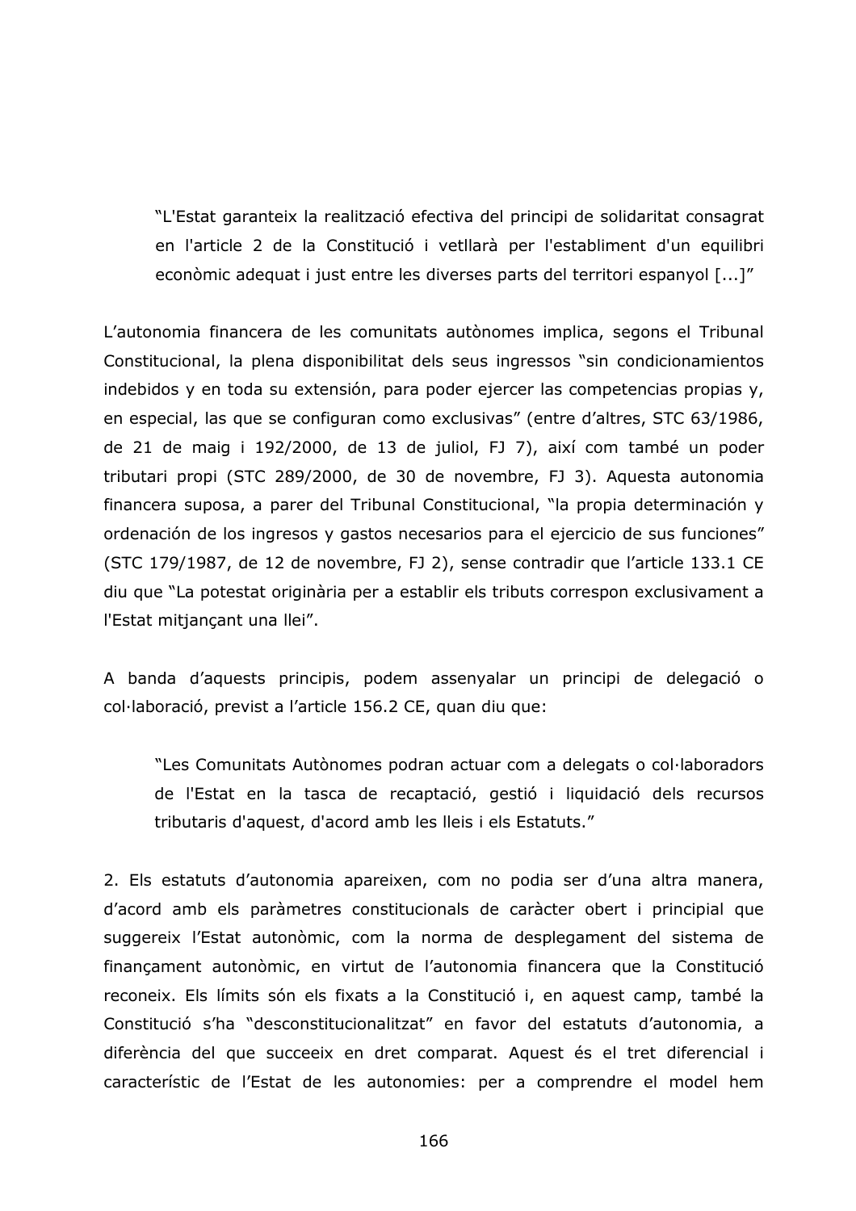> "L'Estat garanteix la realització efectiva del principi de solidaritat consagrat en l'article 2 de la Constitució i vetllarà per l'establiment d'un equilibri econòmic adequat i just entre les diverses parts del territori espanyol [...]"

L'autonomia financera de les comunitats autònomes implica, segons el Tribunal Constitucional, la plena disponibilitat dels seus ingressos "sin condicionamientos indebidos y en toda su extensión, para poder ejercer las competencias propias y, en especial, las que se configuran como exclusivas" (entre d'altres, STC 63/1986, de 21 de maig i 192/2000, de 13 de juliol, FJ 7), així com també un poder tributari propi (STC 289/2000, de 30 de novembre, FJ 3). Aquesta autonomia financera suposa, a parer del Tribunal Constitucional, "la propia determinación y ordenación de los ingresos y gastos necesarios para el ejercicio de sus funciones" (STC 179/1987, de 12 de novembre, FJ 2), sense contradir que l'article 133.1 CE diu que "La potestat originària per a establir els tributs correspon exclusivament a l'Estat mitjançant una llei".

A banda d'aquests principis, podem assenyalar un principi de delegació o col·laboració, previst a l'article 156.2 CE, quan diu que:

> "Les Comunitats Autònomes podran actuar com a delegats o col·laboradors de l'Estat en la tasca de recaptació, gestió i liquidació dels recursos tributaris d'aquest, d'acord amb les lleis i els Estatuts."

2. Els estatuts d'autonomia apareixen, com no podia ser d'una altra manera, d'acord amb els paràmetres constitucionals de caràcter obert i principial que suggereix l'Estat autonòmic, com la norma de desplegament del sistema de finançament autonòmic, en virtut de l'autonomia financera que la Constitució reconeix. Els límits són els fixats a la Constitució i, en aquest camp, també la Constitució s'ha "desconstitucionalitzat" en favor del estatuts d'autonomia, a diferència del que succeeix en dret comparat. Aquest és el tret diferencial i característic de l'Estat de les autonomies: per a comprendre el model hem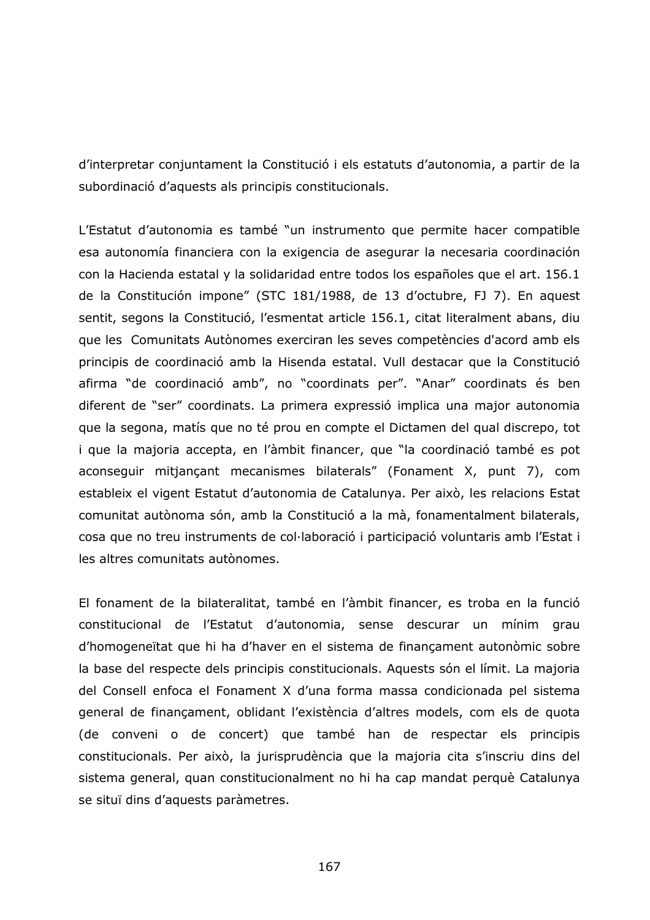d'interpretar conjuntament la Constitució i els estatuts d'autonomia, a partir de la subordinació d'aquests als principis constitucionals.

L'Estatut d'autonomia es també "un instrumento que permite hacer compatible esa autonomía financiera con la exigencia de asegurar la necesaria coordinación con la Hacienda estatal y la solidaridad entre todos los españoles que el art. 156.1 de la Constitución impone" (STC 181/1988, de 13 d'octubre, FJ 7). En aquest sentit, segons la Constitució, l'esmentat article 156.1, citat literalment abans, diu que les Comunitats Autònomes exerciran les seves competències d'acord amb els principis de coordinació amb la Hisenda estatal. Vull destacar que la Constitució afirma "de coordinació amb", no "coordinats per". "Anar" coordinats és ben diferent de "ser" coordinats. La primera expressió implica una major autonomia que la segona, matís que no té prou en compte el Dictamen del qual discrepo, tot i que la majoria accepta, en l'àmbit financer, que "la coordinació també es pot aconseguir mitjançant mecanismes bilaterals" (Fonament X, punt 7), com estableix el vigent Estatut d'autonomia de Catalunya. Per això, les relacions Estat comunitat autònoma són, amb la Constitució a la mà, fonamentalment bilaterals, cosa que no treu instruments de col·laboració i participació voluntaris amb l'Estat i les altres comunitats autònomes.

El fonament de la bilateralitat, també en l'àmbit financer, es troba en la funció constitucional de l'Estatut d'autonomia, sense descurar un mínim grau d'homogeneïtat que hi ha d'haver en el sistema de finançament autonòmic sobre la base del respecte dels principis constitucionals. Aquests són el límit. La majoria del Consell enfoca el Fonament X d'una forma massa condicionada pel sistema general de finançament, oblidant l'existència d'altres models, com els de quota (de conveni o de concert) que també han de respectar els principis constitucionals. Per això, la jurisprudència que la majoria cita s'inscriu dins del sistema general, quan constitucionalment no hi ha cap mandat perquè Catalunya se situï dins d'aquests paràmetres.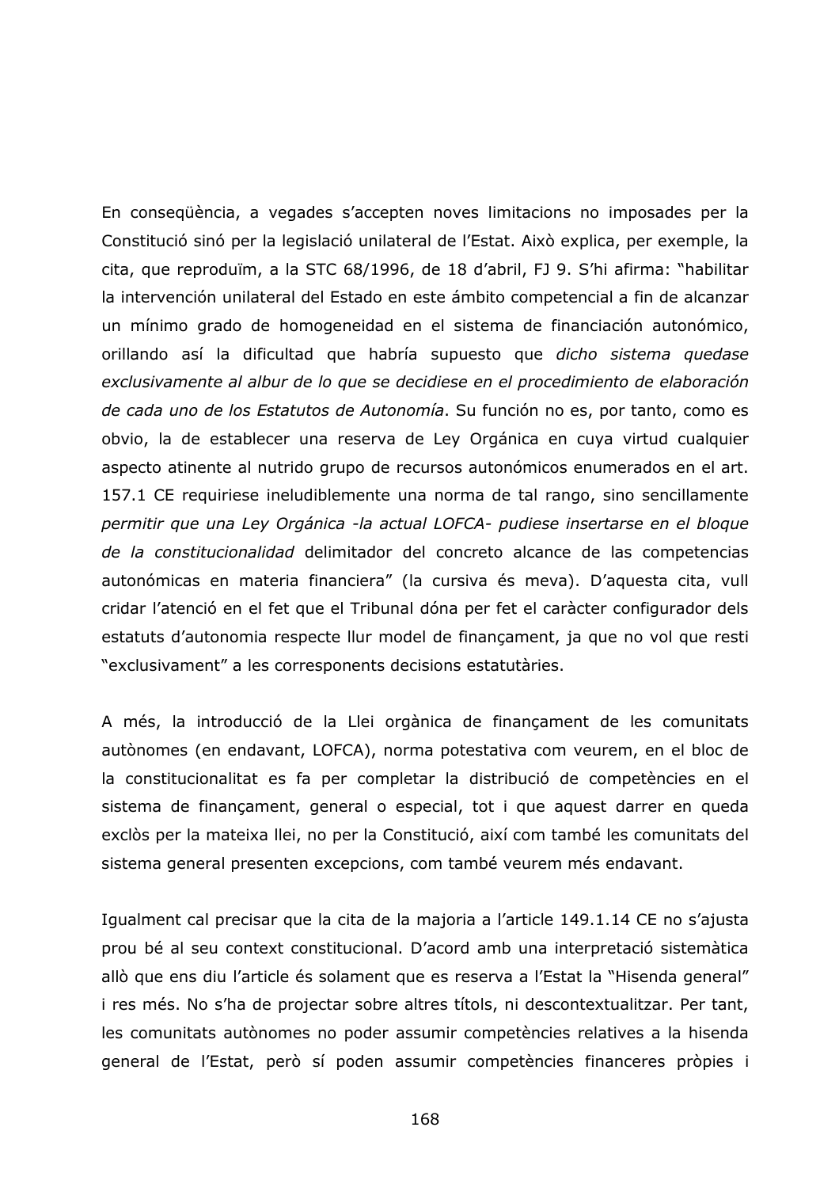En conseqüència, a vegades s'accepten noves limitacions no imposades per la Constitució sinó per la legislació unilateral de l'Estat. Això explica, per exemple, la cita, que reproduïm, a la STC 68/1996, de 18 d'abril, FJ 9. S'hi afirma: "habilitar la intervención unilateral del Estado en este ámbito competencial a fin de alcanzar un mínimo grado de homogeneidad en el sistema de financiación autonómico, orillando así la dificultad que habría supuesto que *dicho sistema quedase exclusivamente al albur de lo que se decidiese en el procedimiento de elaboración de cada uno de los Estatutos de Autonomía*. Su función no es, por tanto, como es obvio, la de establecer una reserva de Ley Orgánica en cuya virtud cualquier aspecto atinente al nutrido grupo de recursos autonómicos enumerados en el art. 157.1 CE requiriese ineludiblemente una norma de tal rango, sino sencillamente *permitir que una Ley Orgánica -la actual LOFCA- pudiese insertarse en el bloque de la constitucionalidad* delimitador del concreto alcance de las competencias autonómicas en materia financiera" (la cursiva és meva). D'aquesta cita, vull cridar l'atenció en el fet que el Tribunal dóna per fet el caràcter configurador dels estatuts d'autonomia respecte llur model de finançament, ja que no vol que resti "exclusivament" a les corresponents decisions estatutàries.

A més, la introducció de la Llei orgànica de finançament de les comunitats autònomes (en endavant, LOFCA), norma potestativa com veurem, en el bloc de la constitucionalitat es fa per completar la distribució de competències en el sistema de finançament, general o especial, tot i que aquest darrer en queda exclòs per la mateixa llei, no per la Constitució, així com també les comunitats del sistema general presenten excepcions, com també veurem més endavant.

Igualment cal precisar que la cita de la majoria a l'article 149.1.14 CE no s'ajusta prou bé al seu context constitucional. D'acord amb una interpretació sistemàtica allò que ens diu l'article és solament que es reserva a l'Estat la "Hisenda general" i res més. No s'ha de projectar sobre altres títols, ni descontextualitzar. Per tant, les comunitats autònomes no poder assumir competències relatives a la hisenda general de l'Estat, però sí poden assumir competències financeres pròpies i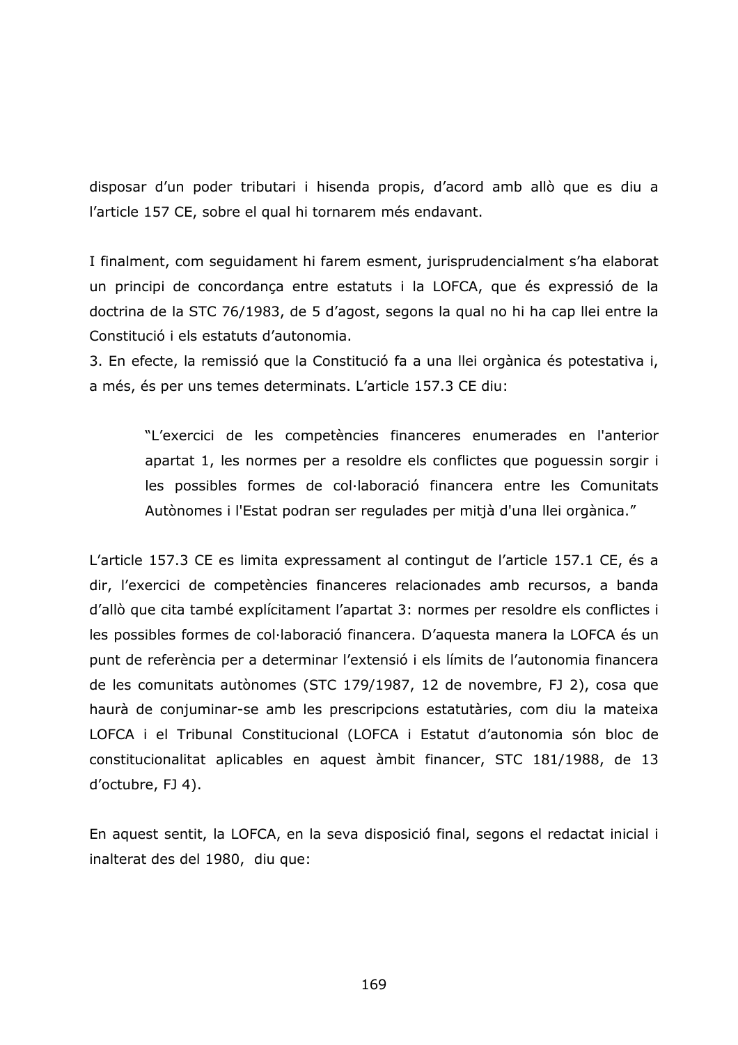disposar d'un poder tributari i hisenda propis, d'acord amb allò que es diu a l'article 157 CE, sobre el qual hi tornarem més endavant.

I finalment, com seguidament hi farem esment, jurisprudencialment s'ha elaborat un principi de concordança entre estatuts i la LOFCA, que és expressió de la doctrina de la STC 76/1983, de 5 d'agost, segons la qual no hi ha cap llei entre la Constitució i els estatuts d'autonomia.

3. En efecte, la remissió que la Constitució fa a una llei orgànica és potestativa i, a més, és per uns temes determinats. L'article 157.3 CE diu:

> "L'exercici de les competències financeres enumerades en l'anterior apartat 1, les normes per a resoldre els conflictes que poguessin sorgir i les possibles formes de col·laboració financera entre les Comunitats Autònomes i l'Estat podran ser regulades per mitjà d'una llei orgànica."

L'article 157.3 CE es limita expressament al contingut de l'article 157.1 CE, és a dir, l'exercici de competències financeres relacionades amb recursos, a banda d'allò que cita també explícitament l'apartat 3: normes per resoldre els conflictes i les possibles formes de col·laboració financera. D'aquesta manera la LOFCA és un punt de referència per a determinar l'extensió i els límits de l'autonomia financera de les comunitats autònomes (STC 179/1987, 12 de novembre, FJ 2), cosa que haurà de conjuminar-se amb les prescripcions estatutàries, com diu la mateixa LOFCA i el Tribunal Constitucional (LOFCA i Estatut d'autonomia són bloc de constitucionalitat aplicables en aquest àmbit financer, STC 181/1988, de 13 d'octubre, FJ 4).

En aquest sentit, la LOFCA, en la seva disposició final, segons el redactat inicial i inalterat des del 1980, diu que: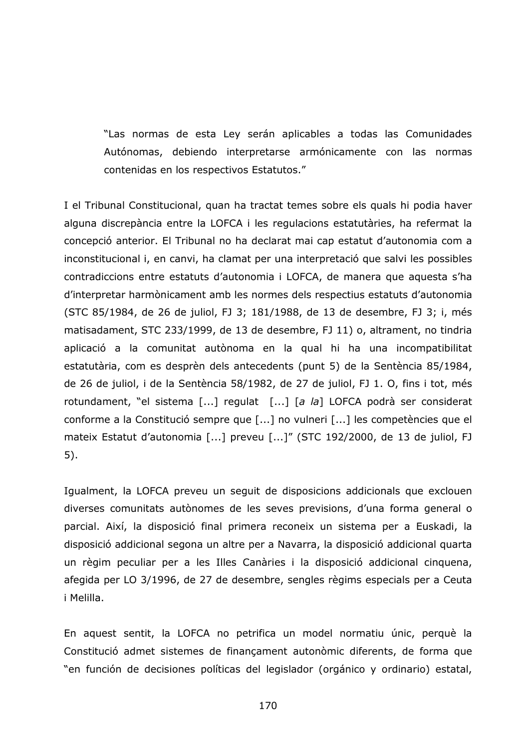> "Las normas de esta Ley serán aplicables a todas las Comunidades Autónomas, debiendo interpretarse armónicamente con las normas contenidas en los respectivos Estatutos."

I el Tribunal Constitucional, quan ha tractat temes sobre els quals hi podia haver alguna discrepància entre la LOFCA i les regulacions estatutàries, ha refermat la concepció anterior. El Tribunal no ha declarat mai cap estatut d'autonomia com a inconstitucional i, en canvi, ha clamat per una interpretació que salvi les possibles contradiccions entre estatuts d'autonomia i LOFCA, de manera que aquesta s'ha d'interpretar harmònicament amb les normes dels respectius estatuts d'autonomia (STC 85/1984, de 26 de juliol, FJ 3; 181/1988, de 13 de desembre, FJ 3; i, més matisadament, STC 233/1999, de 13 de desembre, FJ 11) o, altrament, no tindria aplicació a la comunitat autònoma en la qual hi ha una incompatibilitat estatutària, com es desprèn dels antecedents (punt 5) de la Sentència 85/1984, de 26 de juliol, i de la Sentència 58/1982, de 27 de juliol, FJ 1. O, fins i tot, més rotundament, "el sistema [...] regulat [...] [*a la*] LOFCA podrà ser considerat conforme a la Constitució sempre que [...] no vulneri [...] les competències que el mateix Estatut d'autonomia [...] preveu [...]" (STC 192/2000, de 13 de juliol, FJ 5).

Igualment, la LOFCA preveu un seguit de disposicions addicionals que exclouen diverses comunitats autònomes de les seves previsions, d'una forma general o parcial. Així, la disposició final primera reconeix un sistema per a Euskadi, la disposició addicional segona un altre per a Navarra, la disposició addicional quarta un règim peculiar per a les Illes Canàries i la disposició addicional cinquena, afegida per LO 3/1996, de 27 de desembre, sengles règims especials per a Ceuta i Melilla.

En aquest sentit, la LOFCA no petrifica un model normatiu únic, perquè la Constitució admet sistemes de finançament autonòmic diferents, de forma que "en función de decisiones políticas del legislador (orgánico y ordinario) estatal,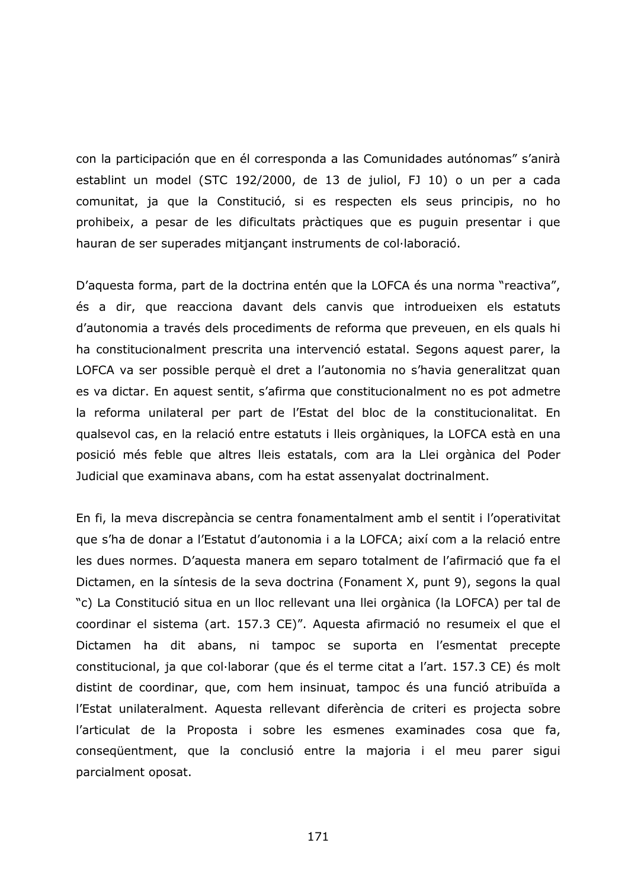con la participación que en él corresponda a las Comunidades autónomas" s'anirà establint un model (STC 192/2000, de 13 de juliol, FJ 10) o un per a cada comunitat, ja que la Constitució, si es respecten els seus principis, no ho prohibeix, a pesar de les dificultats pràctiques que es puguin presentar i que hauran de ser superades mitjançant instruments de col·laboració.

D'aquesta forma, part de la doctrina entén que la LOFCA és una norma "reactiva", és a dir, que reacciona davant dels canvis que introdueixen els estatuts d'autonomia a través dels procediments de reforma que preveuen, en els quals hi ha constitucionalment prescrita una intervenció estatal. Segons aquest parer, la LOFCA va ser possible perquè el dret a l'autonomia no s'havia generalitzat quan es va dictar. En aquest sentit, s'afirma que constitucionalment no es pot admetre la reforma unilateral per part de l'Estat del bloc de la constitucionalitat. En qualsevol cas, en la relació entre estatuts i lleis orgàniques, la LOFCA està en una posició més feble que altres lleis estatals, com ara la Llei orgànica del Poder Judicial que examinava abans, com ha estat assenyalat doctrinalment.

En fi, la meva discrepància se centra fonamentalment amb el sentit i l'operativitat que s'ha de donar a l'Estatut d'autonomia i a la LOFCA; així com a la relació entre les dues normes. D'aquesta manera em separo totalment de l'afirmació que fa el Dictamen, en la síntesis de la seva doctrina (Fonament X, punt 9), segons la qual "c) La Constitució situa en un lloc rellevant una llei orgànica (la LOFCA) per tal de coordinar el sistema (art. 157.3 CE)". Aquesta afirmació no resumeix el que el Dictamen ha dit abans, ni tampoc se suporta en l'esmentat precepte constitucional, ja que col·laborar (que és el terme citat a l'art. 157.3 CE) és molt distint de coordinar, que, com hem insinuat, tampoc és una funció atribuïda a l'Estat unilateralment. Aquesta rellevant diferència de criteri es projecta sobre l'articulat de la Proposta i sobre les esmenes examinades cosa que fa, conseqüentment, que la conclusió entre la majoria i el meu parer sigui parcialment oposat.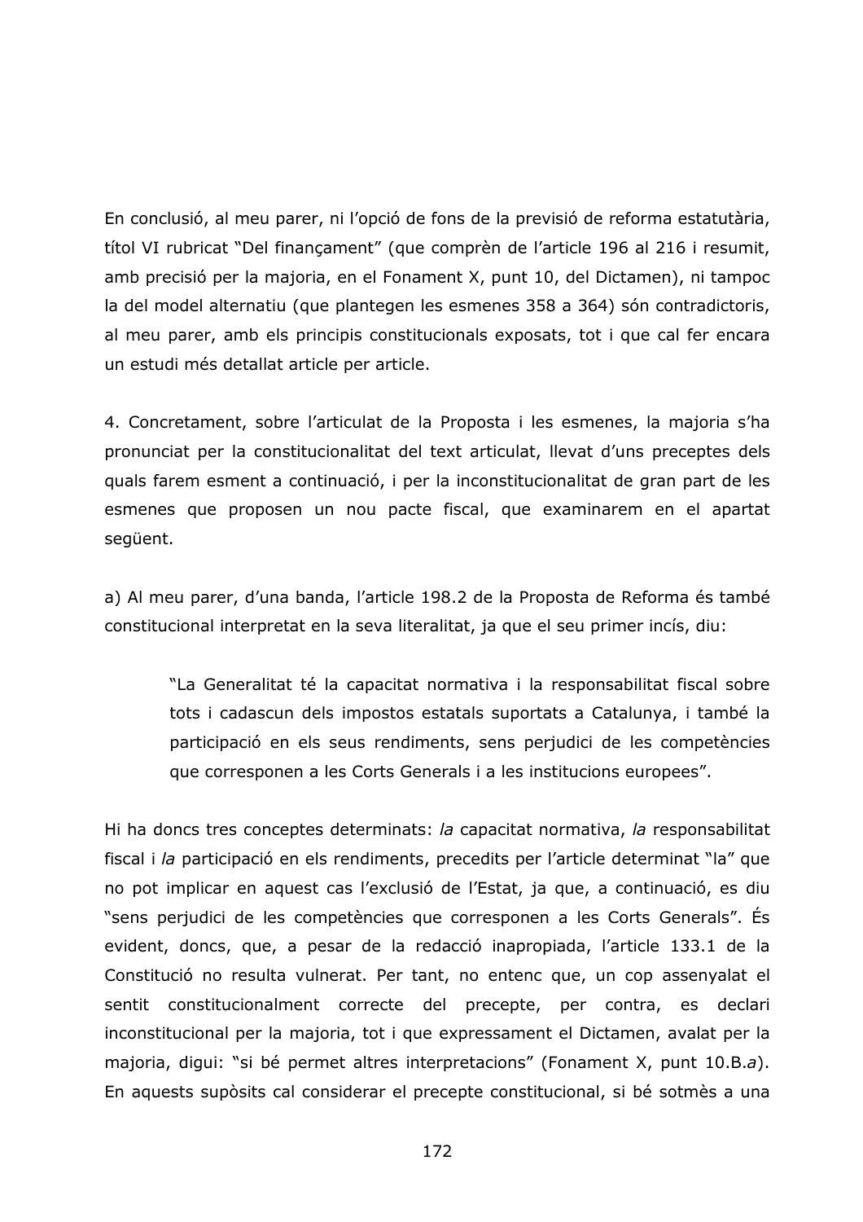En conclusió, al meu parer, ni l'opció de fons de la previsió de reforma estatutària, títol VI rubricat "Del finançament" (que comprèn de l'article 196 al 216 i resumit, amb precisió per la majoria, en el Fonament X, punt 10, del Dictamen), ni tampoc la del model alternatiu (que plantegen les esmenes 358 a 364) són contradictoris, al meu parer, amb els principis constitucionals exposats, tot i que cal fer encara un estudi més detallat article per article.

4. Concretament, sobre l'articulat de la Proposta i les esmenes, la majoria s'ha pronunciat per la constitucionalitat del text articulat, llevat d'uns preceptes dels quals farem esment a continuació, i per la inconstitucionalitat de gran part de les esmenes que proposen un nou pacte fiscal, que examinarem en el apartat següent.

a) Al meu parer, d'una banda, l'article 198.2 de la Proposta de Reforma és també constitucional interpretat en la seva literalitat, ja que el seu primer incís, diu:

> "La Generalitat té la capacitat normativa i la responsabilitat fiscal sobre tots i cadascun dels impostos estatals suportats a Catalunya, i també la participació en els seus rendiments, sens perjudici de les competències que corresponen a les Corts Generals i a les institucions europees".

Hi ha doncs tres conceptes determinats: *la* capacitat normativa, *la* responsabilitat fiscal i *la* participació en els rendiments, precedits per l'article determinat "la" que no pot implicar en aquest cas l'exclusió de l'Estat, ja que, a continuació, es diu "sens perjudici de les competències que corresponen a les Corts Generals". És evident, doncs, que, a pesar de la redacció inapropiada, l'article 133.1 de la Constitució no resulta vulnerat. Per tant, no entenc que, un cop assenyalat el sentit constitucionalment correcte del precepte, per contra, es declari inconstitucional per la majoria, tot i que expressament el Dictamen, avalat per la majoria, digui: "si bé permet altres interpretacions" (Fonament X, punt 10.B.*a*). En aquests supòsits cal considerar el precepte constitucional, si bé sotmès a una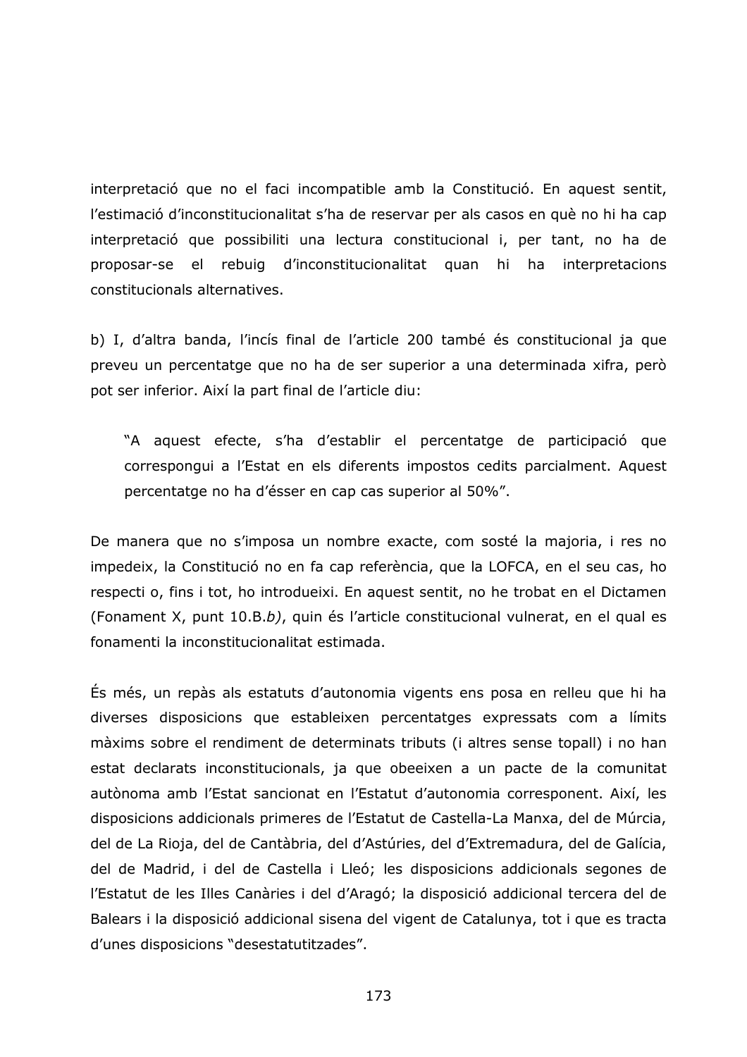interpretació que no el faci incompatible amb la Constitució. En aquest sentit, l'estimació d'inconstitucionalitat s'ha de reservar per als casos en què no hi ha cap interpretació que possibiliti una lectura constitucional i, per tant, no ha de proposar-se el rebuig d'inconstitucionalitat quan hi ha interpretacions constitucionals alternatives.

b) I, d'altra banda, l'incís final de l'article 200 també és constitucional ja que preveu un percentatge que no ha de ser superior a una determinada xifra, però pot ser inferior. Així la part final de l'article diu:

> "A aquest efecte, s'ha d'establir el percentatge de participació que correspongui a l'Estat en els diferents impostos cedits parcialment. Aquest percentatge no ha d'ésser en cap cas superior al 50%".

De manera que no s'imposa un nombre exacte, com sosté la majoria, i res no impedeix, la Constitució no en fa cap referència, que la LOFCA, en el seu cas, ho respecti o, fins i tot, ho introdueixi. En aquest sentit, no he trobat en el Dictamen (Fonament X, punt 10.B.*b)*, quin és l'article constitucional vulnerat, en el qual es fonamenti la inconstitucionalitat estimada.

És més, un repàs als estatuts d'autonomia vigents ens posa en relleu que hi ha diverses disposicions que estableixen percentatges expressats com a límits màxims sobre el rendiment de determinats tributs (i altres sense topall) i no han estat declarats inconstitucionals, ja que obeeixen a un pacte de la comunitat autònoma amb l'Estat sancionat en l'Estatut d'autonomia corresponent. Així, les disposicions addicionals primeres de l'Estatut de Castella-La Manxa, del de Múrcia, del de La Rioja, del de Cantàbria, del d'Astúries, del d'Extremadura, del de Galícia, del de Madrid, i del de Castella i Lleó; les disposicions addicionals segones de l'Estatut de les Illes Canàries i del d'Aragó; la disposició addicional tercera del de Balears i la disposició addicional sisena del vigent de Catalunya, tot i que es tracta d'unes disposicions "desestatutitzades".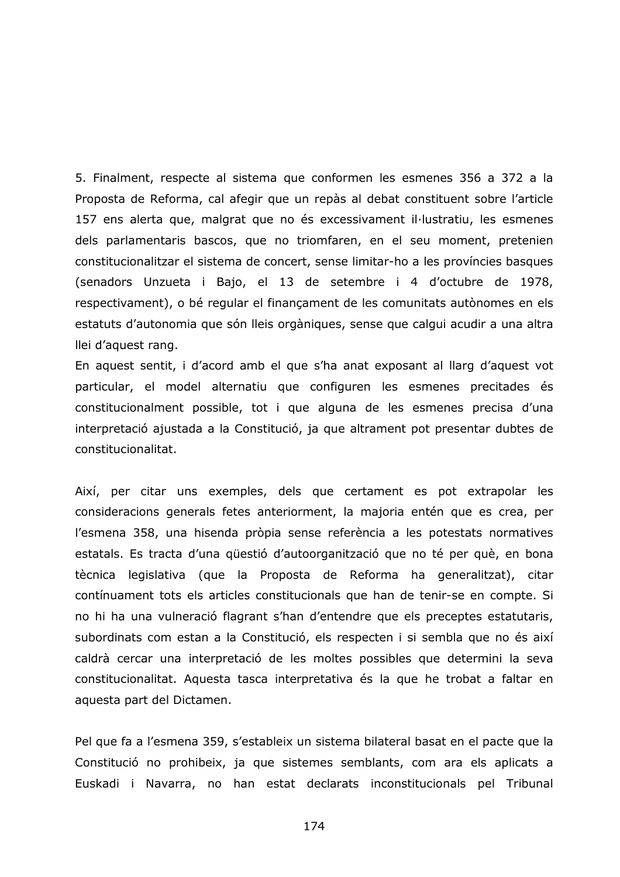5. Finalment, respecte al sistema que conformen les esmenes 356 a 372 a la Proposta de Reforma, cal afegir que un repàs al debat constituent sobre l'article 157 ens alerta que, malgrat que no és excessivament il·lustratiu, les esmenes dels parlamentaris bascos, que no triomfaren, en el seu moment, pretenien constitucionalitzar el sistema de concert, sense limitar-ho a les províncies basques (senadors Unzueta i Bajo, el 13 de setembre i 4 d'octubre de 1978, respectivament), o bé regular el finançament de les comunitats autònomes en els estatuts d'autonomia que són lleis orgàniques, sense que calgui acudir a una altra llei d'aquest rang.
En aquest sentit, i d'acord amb el que s'ha anat exposant al llarg d'aquest vot particular, el model alternatiu que configuren les esmenes precitades és constitucionalment possible, tot i que alguna de les esmenes precisa d'una interpretació ajustada a la Constitució, ja que altrament pot presentar dubtes de constitucionalitat.

Així, per citar uns exemples, dels que certament es pot extrapolar les consideracions generals fetes anteriorment, la majoria entén que es crea, per l'esmena 358, una hisenda pròpia sense referència a les potestats normatives estatals. Es tracta d'una qüestió d'autoorganització que no té per què, en bona tècnica legislativa (que la Proposta de Reforma ha generalitzat), citar contínuament tots els articles constitucionals que han de tenir-se en compte. Si no hi ha una vulneració flagrant s'han d'entendre que els preceptes estatutaris, subordinats com estan a la Constitució, els respecten i si sembla que no és així caldrà cercar una interpretació de les moltes possibles que determini la seva constitucionalitat. Aquesta tasca interpretativa és la que he trobat a faltar en aquesta part del Dictamen.

Pel que fa a l'esmena 359, s'estableix un sistema bilateral basat en el pacte que la Constitució no prohibeix, ja que sistemes semblants, com ara els aplicats a Euskadi i Navarra, no han estat declarats inconstitucionals pel Tribunal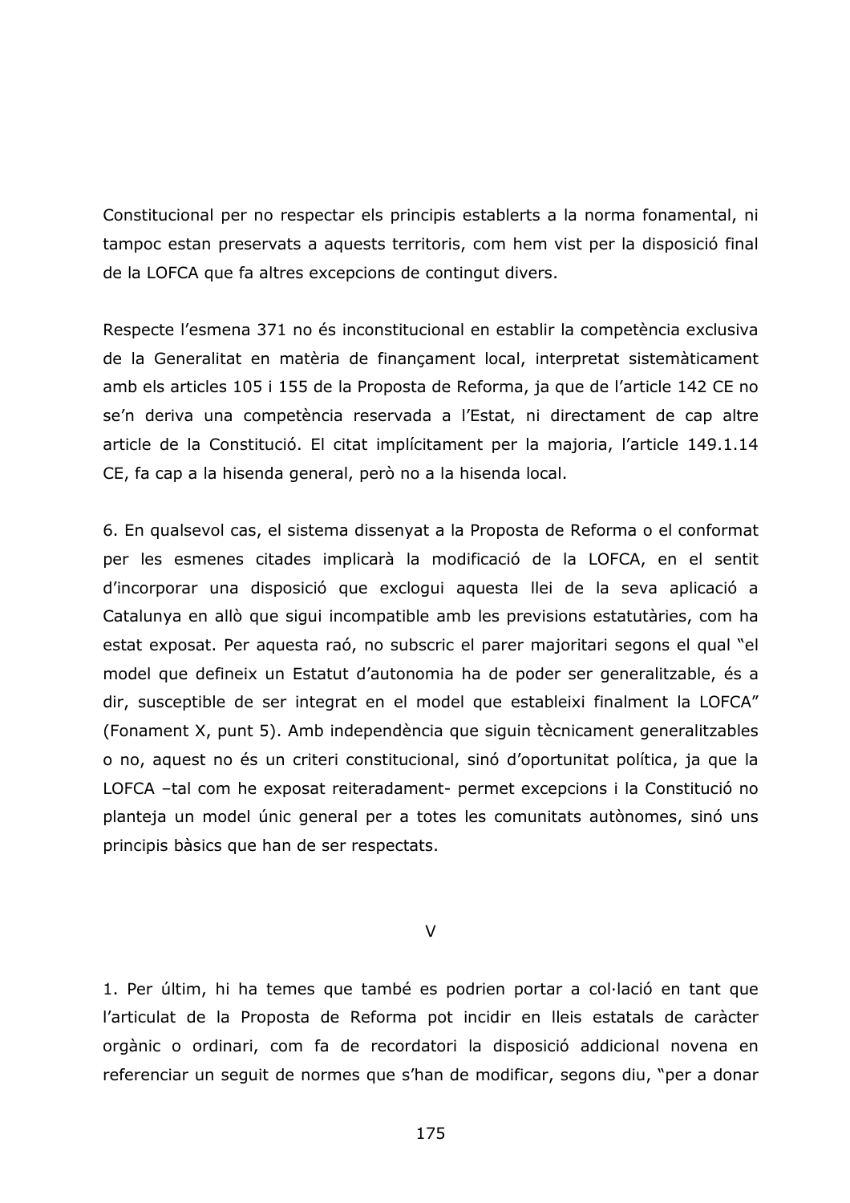Constitucional per no respectar els principis establerts a la norma fonamental, ni tampoc estan preservats a aquests territoris, com hem vist per la disposició final de la LOFCA que fa altres excepcions de contingut divers.

Respecte l'esmena 371 no és inconstitucional en establir la competència exclusiva de la Generalitat en matèria de finançament local, interpretat sistemàticament amb els articles 105 i 155 de la Proposta de Reforma, ja que de l'article 142 CE no se'n deriva una competència reservada a l'Estat, ni directament de cap altre article de la Constitució. El citat implícitament per la majoria, l'article 149.1.14 CE, fa cap a la hisenda general, però no a la hisenda local.

6. En qualsevol cas, el sistema dissenyat a la Proposta de Reforma o el conformat per les esmenes citades implicarà la modificació de la LOFCA, en el sentit d'incorporar una disposició que exclogui aquesta llei de la seva aplicació a Catalunya en allò que sigui incompatible amb les previsions estatutàries, com ha estat exposat. Per aquesta raó, no subscric el parer majoritari segons el qual "el model que defineix un Estatut d'autonomia ha de poder ser generalitzable, és a dir, susceptible de ser integrat en el model que estableixi finalment la LOFCA" (Fonament X, punt 5). Amb independència que siguin tècnicament generalitzables o no, aquest no és un criteri constitucional, sinó d'oportunitat política, ja que la LOFCA –tal com he exposat reiteradament- permet excepcions i la Constitució no planteja un model únic general per a totes les comunitats autònomes, sinó uns principis bàsics que han de ser respectats.

## V

1. Per últim, hi ha temes que també es podrien portar a col·lació en tant que l'articulat de la Proposta de Reforma pot incidir en lleis estatals de caràcter orgànic o ordinari, com fa de recordatori la disposició addicional novena en referenciar un seguit de normes que s'han de modificar, segons diu, "per a donar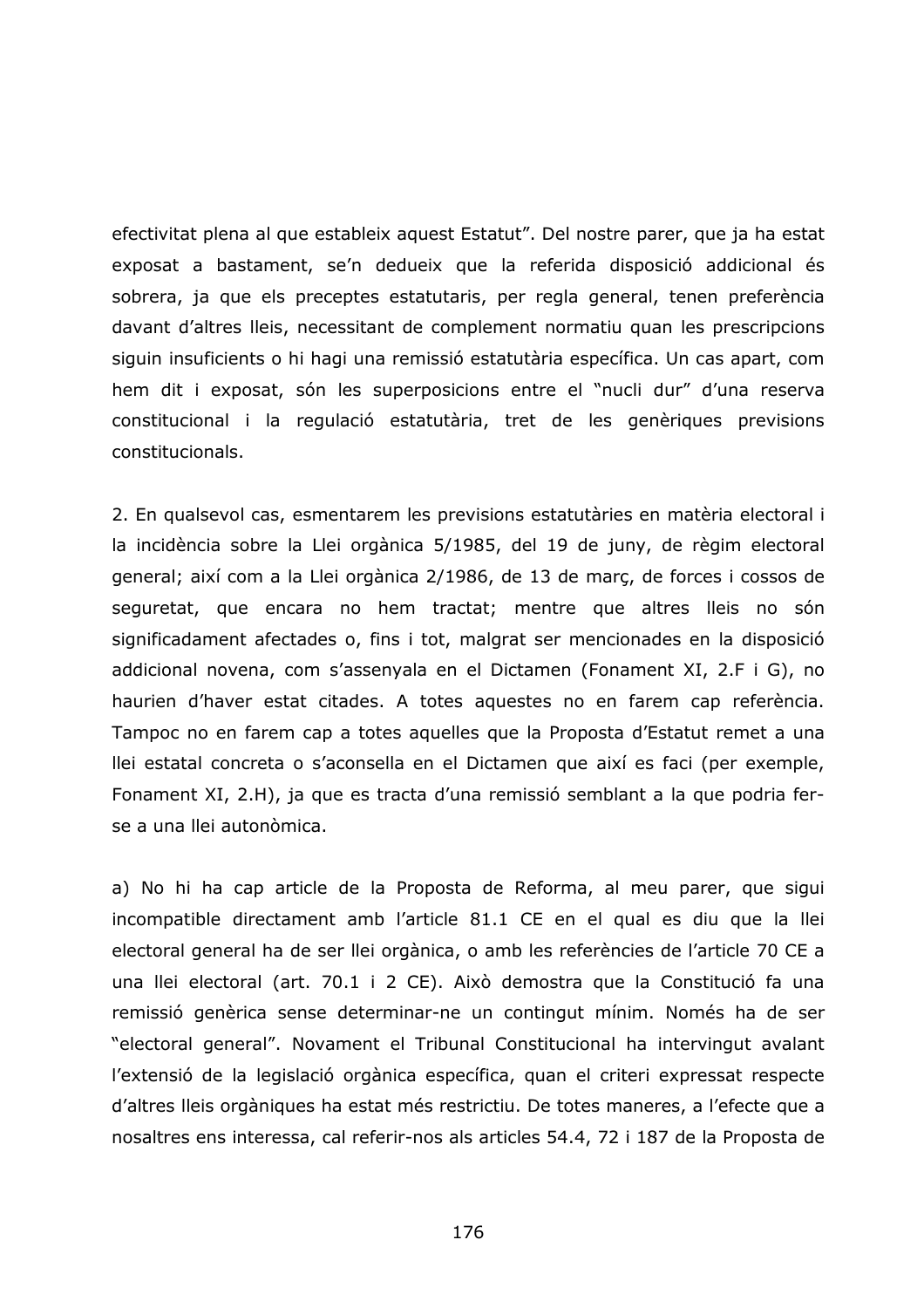efectivitat plena al que estableix aquest Estatut". Del nostre parer, que ja ha estat exposat a bastament, se'n dedueix que la referida disposició addicional és sobrera, ja que els preceptes estatutaris, per regla general, tenen preferència davant d'altres lleis, necessitant de complement normatiu quan les prescripcions siguin insuficients o hi hagi una remissió estatutària específica. Un cas apart, com hem dit i exposat, són les superposicions entre el "nucli dur" d'una reserva constitucional i la regulació estatutària, tret de les genèriques previsions constitucionals.

2. En qualsevol cas, esmentarem les previsions estatutàries en matèria electoral i la incidència sobre la Llei orgànica 5/1985, del 19 de juny, de règim electoral general; així com a la Llei orgànica 2/1986, de 13 de març, de forces i cossos de seguretat, que encara no hem tractat; mentre que altres lleis no són significadament afectades o, fins i tot, malgrat ser mencionades en la disposició addicional novena, com s'assenyala en el Dictamen (Fonament XI, 2.F i G), no haurien d'haver estat citades. A totes aquestes no en farem cap referència. Tampoc no en farem cap a totes aquelles que la Proposta d'Estatut remet a una llei estatal concreta o s'aconsella en el Dictamen que així es faci (per exemple, Fonament XI, 2.H), ja que es tracta d'una remissió semblant a la que podria fer-se a una llei autonòmica.

a) No hi ha cap article de la Proposta de Reforma, al meu parer, que sigui incompatible directament amb l'article 81.1 CE en el qual es diu que la llei electoral general ha de ser llei orgànica, o amb les referències de l'article 70 CE a una llei electoral (art. 70.1 i 2 CE). Això demostra que la Constitució fa una remissió genèrica sense determinar-ne un contingut mínim. Només ha de ser "electoral general". Novament el Tribunal Constitucional ha intervingut avalant l'extensió de la legislació orgànica específica, quan el criteri expressat respecte d'altres lleis orgàniques ha estat més restrictiu. De totes maneres, a l'efecte que a nosaltres ens interessa, cal referir-nos als articles 54.4, 72 i 187 de la Proposta de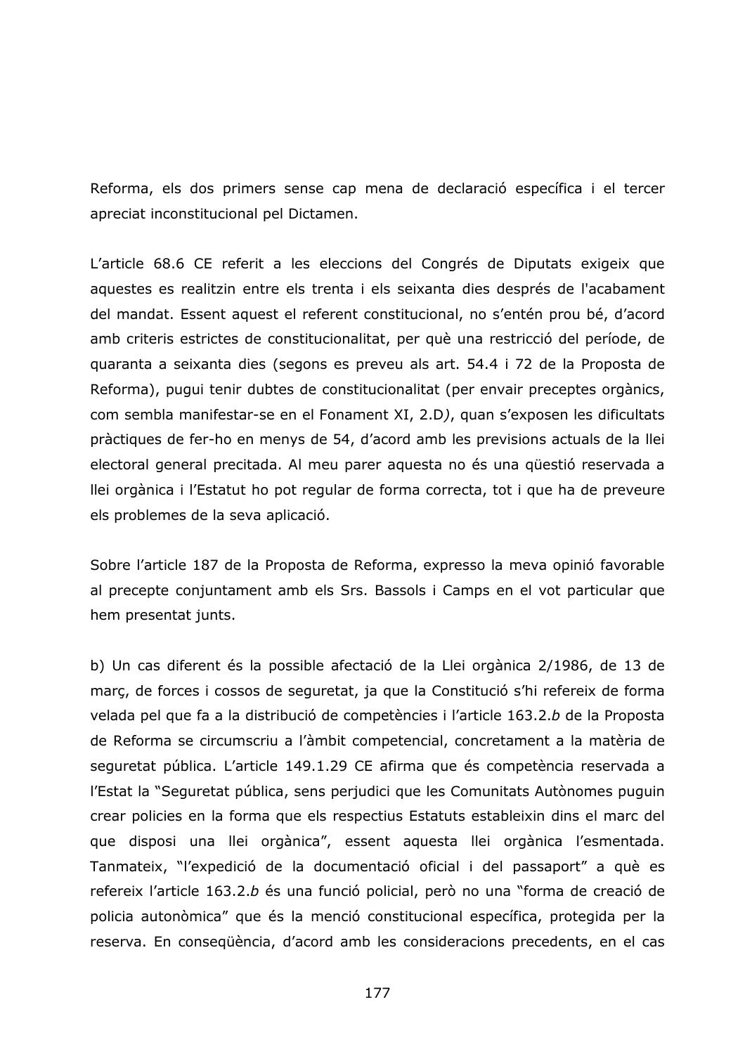Reforma, els dos primers sense cap mena de declaració específica i el tercer apreciat inconstitucional pel Dictamen.

L'article 68.6 CE referit a les eleccions del Congrés de Diputats exigeix que aquestes es realitzin entre els trenta i els seixanta dies després de l'acabament del mandat. Essent aquest el referent constitucional, no s'entén prou bé, d'acord amb criteris estrictes de constitucionalitat, per què una restricció del període, de quaranta a seixanta dies (segons es preveu als art. 54.4 i 72 de la Proposta de Reforma), pugui tenir dubtes de constitucionalitat (per envair preceptes orgànics, com sembla manifestar-se en el Fonament XI, 2.D*)*, quan s'exposen les dificultats pràctiques de fer-ho en menys de 54, d'acord amb les previsions actuals de la llei electoral general precitada. Al meu parer aquesta no és una qüestió reservada a llei orgànica i l'Estatut ho pot regular de forma correcta, tot i que ha de preveure els problemes de la seva aplicació.

Sobre l'article 187 de la Proposta de Reforma, expresso la meva opinió favorable al precepte conjuntament amb els Srs. Bassols i Camps en el vot particular que hem presentat junts.

b) Un cas diferent és la possible afectació de la Llei orgànica 2/1986, de 13 de març, de forces i cossos de seguretat, ja que la Constitució s'hi refereix de forma velada pel que fa a la distribució de competències i l'article 163.2.*b* de la Proposta de Reforma se circumscriu a l'àmbit competencial, concretament a la matèria de seguretat pública. L'article 149.1.29 CE afirma que és competència reservada a l'Estat la "Seguretat pública, sens perjudici que les Comunitats Autònomes puguin crear policies en la forma que els respectius Estatuts estableixin dins el marc del que disposi una llei orgànica", essent aquesta llei orgànica l'esmentada. Tanmateix, "l'expedició de la documentació oficial i del passaport" a què es refereix l'article 163.2.*b* és una funció policial, però no una "forma de creació de policia autonòmica" que és la menció constitucional específica, protegida per la reserva. En conseqüència, d'acord amb les consideracions precedents, en el cas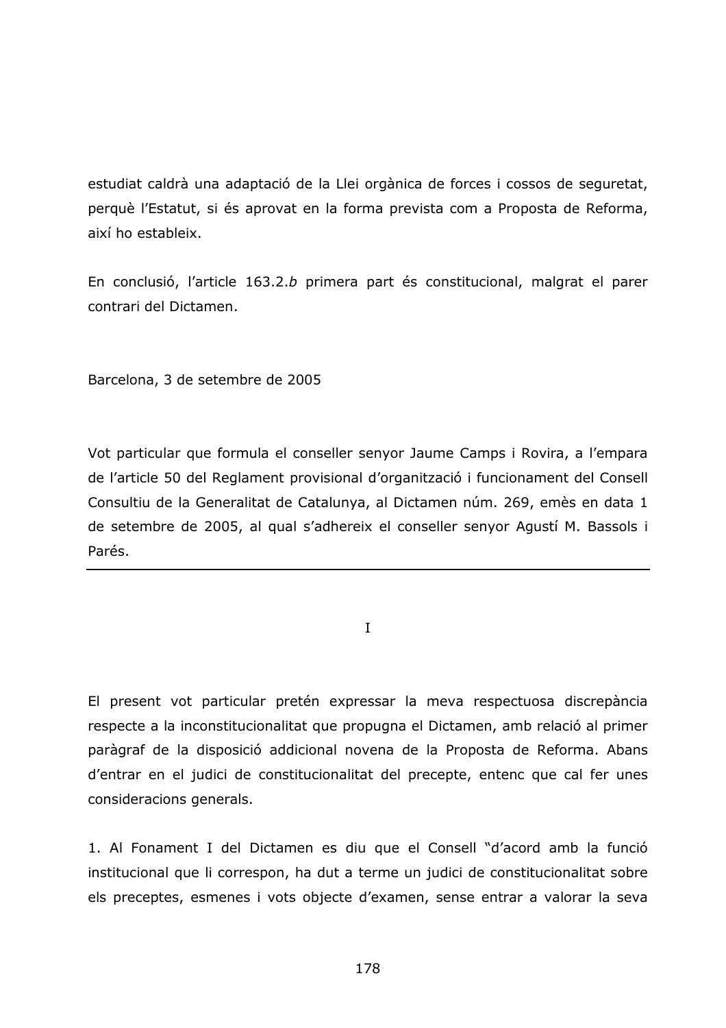estudiat caldrà una adaptació de la Llei orgànica de forces i cossos de seguretat, perquè l'Estatut, si és aprovat en la forma prevista com a Proposta de Reforma, així ho estableix.

En conclusió, l'article 163.2.*b* primera part és constitucional, malgrat el parer contrari del Dictamen.

Barcelona, 3 de setembre de 2005

Vot particular que formula el conseller senyor Jaume Camps i Rovira, a l'empara de l'article 50 del Reglament provisional d'organització i funcionament del Consell Consultiu de la Generalitat de Catalunya, al Dictamen núm. 269, emès en data 1 de setembre de 2005, al qual s'adhereix el conseller senyor Agustí M. Bassols i Parés.

---

I

El present vot particular pretén expressar la meva respectuosa discrepància respecte a la inconstitucionalitat que propugna el Dictamen, amb relació al primer paràgraf de la disposició addicional novena de la Proposta de Reforma. Abans d'entrar en el judici de constitucionalitat del precepte, entenc que cal fer unes consideracions generals.

1. Al Fonament I del Dictamen es diu que el Consell "d'acord amb la funció institucional que li correspon, ha dut a terme un judici de constitucionalitat sobre els preceptes, esmenes i vots objecte d'examen, sense entrar a valorar la seva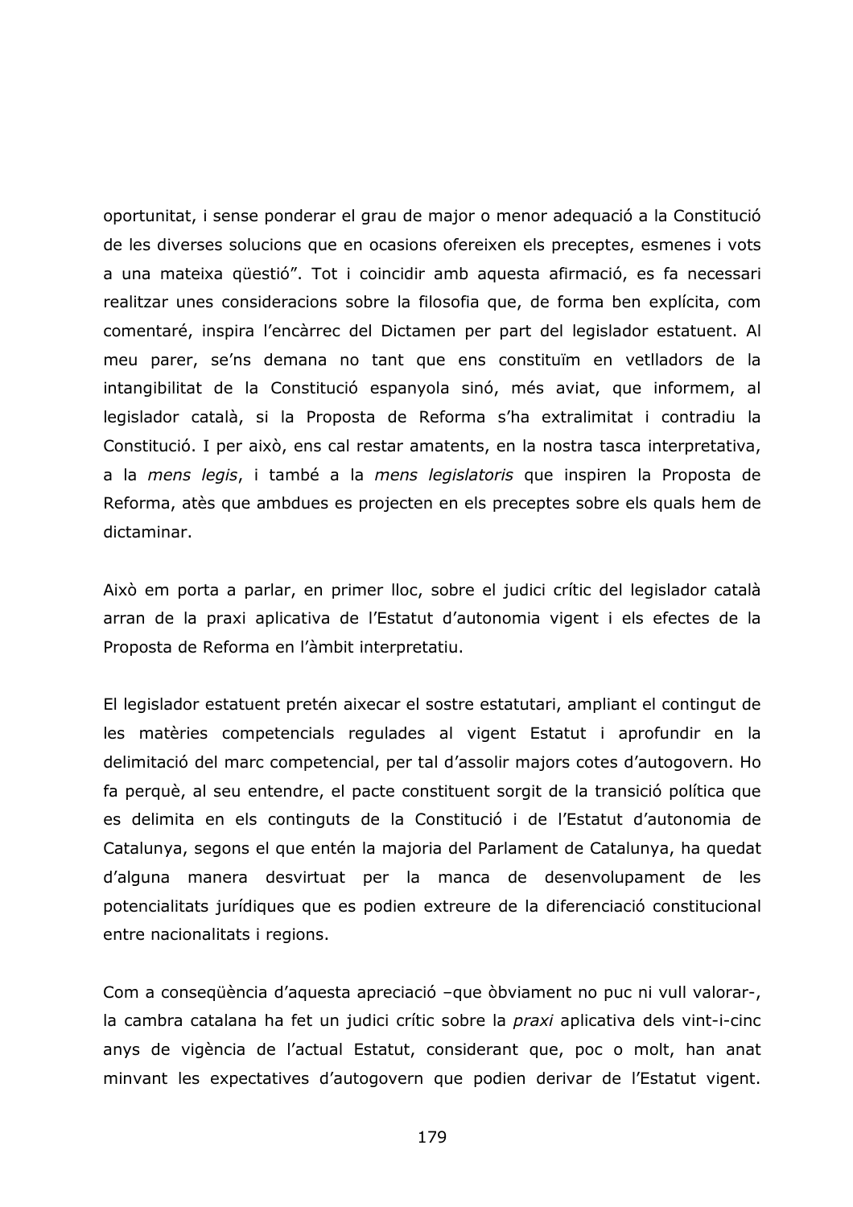oportunitat, i sense ponderar el grau de major o menor adequació a la Constitució de les diverses solucions que en ocasions ofereixen els preceptes, esmenes i vots a una mateixa qüestió". Tot i coincidir amb aquesta afirmació, es fa necessari realitzar unes consideracions sobre la filosofia que, de forma ben explícita, com comentaré, inspira l'encàrrec del Dictamen per part del legislador estatuent. Al meu parer, se'ns demana no tant que ens constituïm en vetlladors de la intangibilitat de la Constitució espanyola sinó, més aviat, que informem, al legislador català, si la Proposta de Reforma s'ha extralimitat i contradiu la Constitució. I per això, ens cal restar amatents, en la nostra tasca interpretativa, a la *mens legis*, i també a la *mens legislatoris* que inspiren la Proposta de Reforma, atès que ambdues es projecten en els preceptes sobre els quals hem de dictaminar.

Això em porta a parlar, en primer lloc, sobre el judici crític del legislador català arran de la praxi aplicativa de l'Estatut d'autonomia vigent i els efectes de la Proposta de Reforma en l'àmbit interpretatiu.

El legislador estatuent pretén aixecar el sostre estatutari, ampliant el contingut de les matèries competencials regulades al vigent Estatut i aprofundir en la delimitació del marc competencial, per tal d'assolir majors cotes d'autogovern. Ho fa perquè, al seu entendre, el pacte constituent sorgit de la transició política que es delimita en els continguts de la Constitució i de l'Estatut d'autonomia de Catalunya, segons el que entén la majoria del Parlament de Catalunya, ha quedat d'alguna manera desvirtuat per la manca de desenvolupament de les potencialitats jurídiques que es podien extreure de la diferenciació constitucional entre nacionalitats i regions.

Com a conseqüència d'aquesta apreciació –que òbviament no puc ni vull valorar-, la cambra catalana ha fet un judici crític sobre la *praxi* aplicativa dels vint-i-cinc anys de vigència de l'actual Estatut, considerant que, poc o molt, han anat minvant les expectatives d'autogovern que podien derivar de l'Estatut vigent.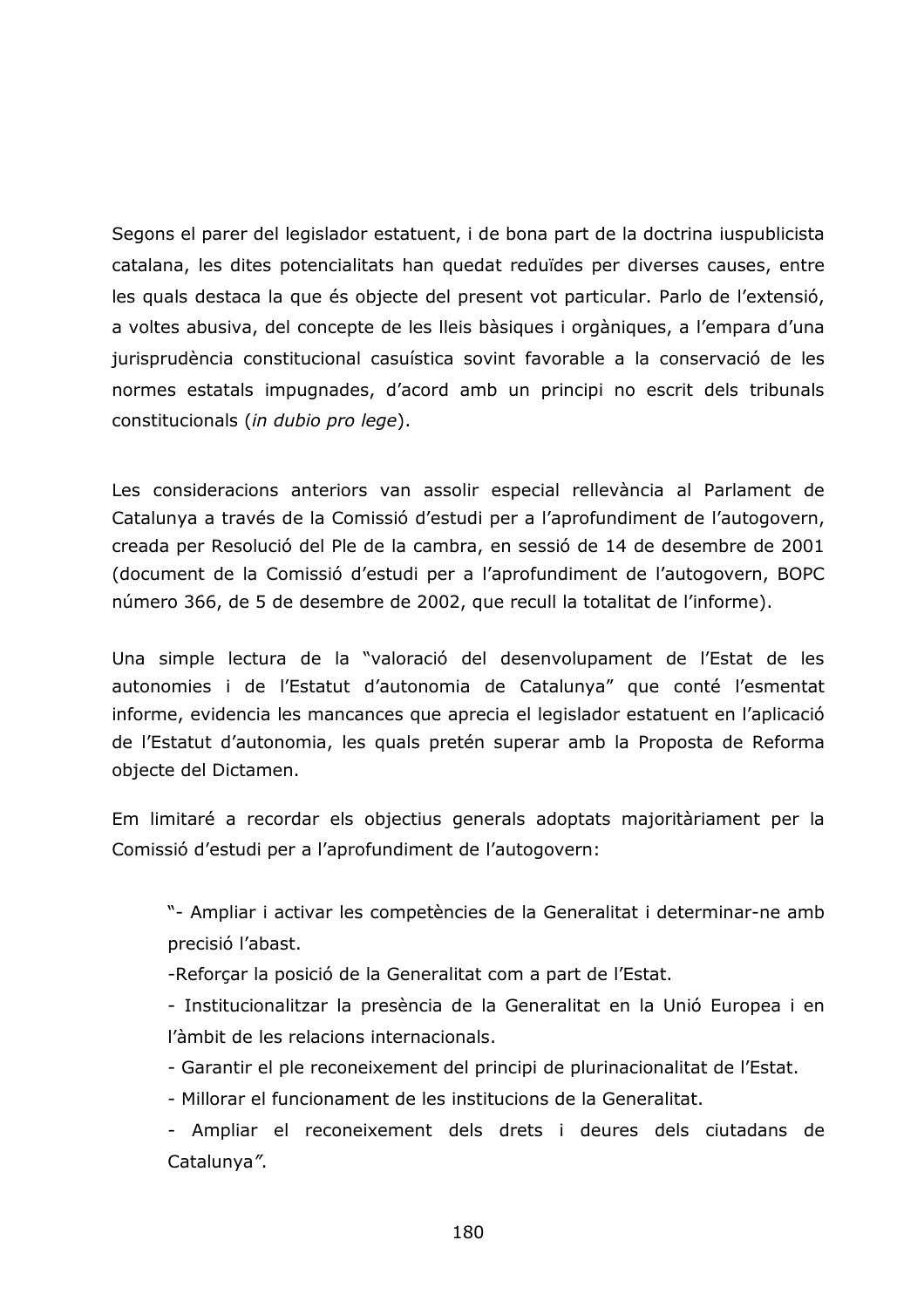Segons el parer del legislador estatuent, i de bona part de la doctrina iuspublicista catalana, les dites potencialitats han quedat reduïdes per diverses causes, entre les quals destaca la que és objecte del present vot particular. Parlo de l'extensió, a voltes abusiva, del concepte de les lleis bàsiques i orgàniques, a l'empara d'una jurisprudència constitucional casuística sovint favorable a la conservació de les normes estatals impugnades, d'acord amb un principi no escrit dels tribunals constitucionals (*in dubio pro lege*).

Les consideracions anteriors van assolir especial rellevància al Parlament de Catalunya a través de la Comissió d'estudi per a l'aprofundiment de l'autogovern, creada per Resolució del Ple de la cambra, en sessió de 14 de desembre de 2001 (document de la Comissió d'estudi per a l'aprofundiment de l'autogovern, BOPC número 366, de 5 de desembre de 2002, que recull la totalitat de l'informe).

Una simple lectura de la "valoració del desenvolupament de l'Estat de les autonomies i de l'Estatut d'autonomia de Catalunya" que conté l'esmentat informe, evidencia les mancances que aprecia el legislador estatuent en l'aplicació de l'Estatut d'autonomia, les quals pretén superar amb la Proposta de Reforma objecte del Dictamen.

Em limitaré a recordar els objectius generals adoptats majoritàriament per la Comissió d'estudi per a l'aprofundiment de l'autogovern:

> "- Ampliar i activar les competències de la Generalitat i determinar-ne amb precisió l'abast.
> -Reforçar la posició de la Generalitat com a part de l'Estat.
> - Institucionalitzar la presència de la Generalitat en la Unió Europea i en l'àmbit de les relacions internacionals.
> - Garantir el ple reconeixement del principi de plurinacionalitat de l'Estat.
> - Millorar el funcionament de les institucions de la Generalitat.
> - Ampliar el reconeixement dels drets i deures dels ciutadans de Catalunya*"*.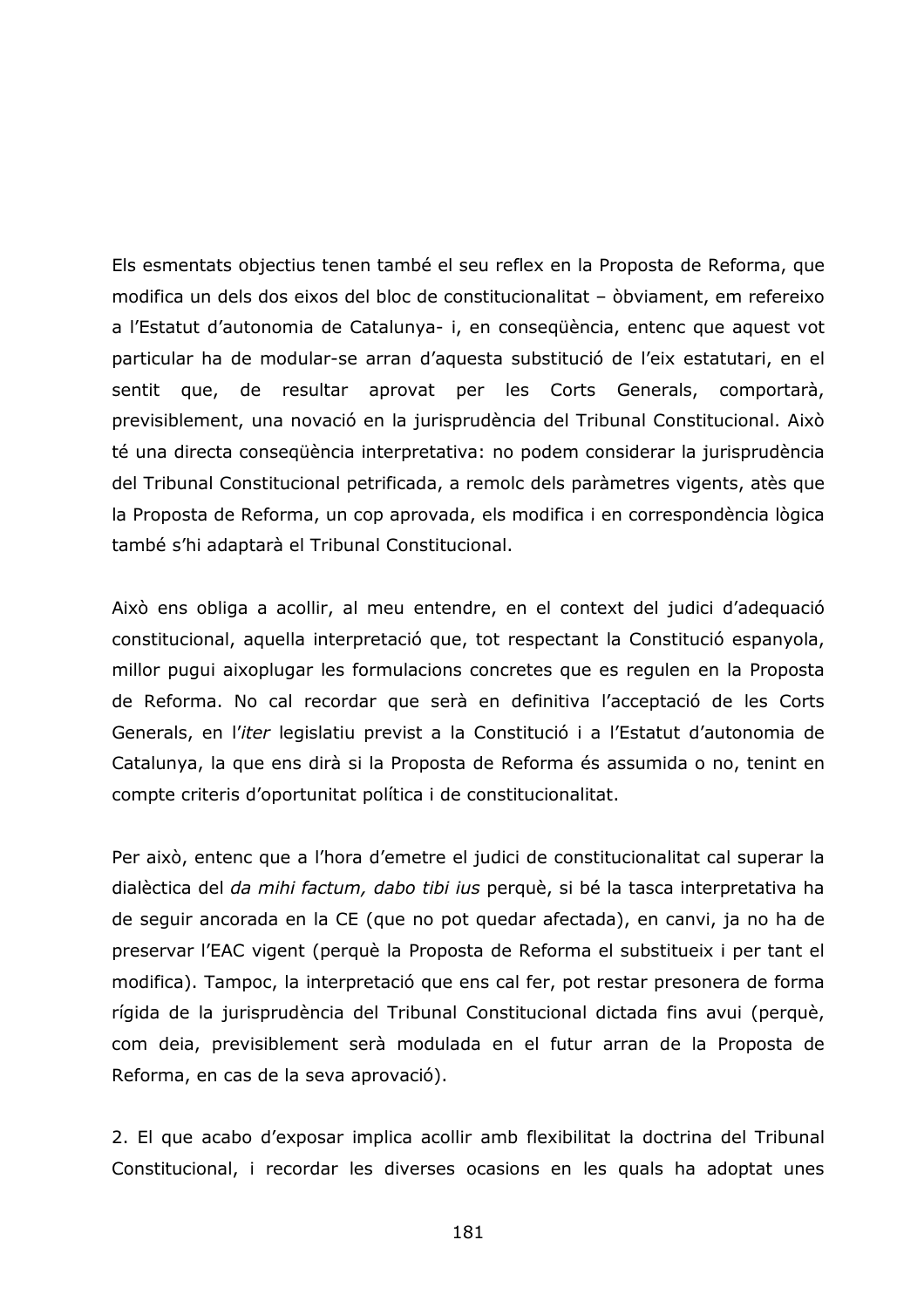Els esmentats objectius tenen també el seu reflex en la Proposta de Reforma, que modifica un dels dos eixos del bloc de constitucionalitat – òbviament, em refereixo a l'Estatut d'autonomia de Catalunya- i, en conseqüència, entenc que aquest vot particular ha de modular-se arran d'aquesta substitució de l'eix estatutari, en el sentit que, de resultar aprovat per les Corts Generals, comportarà, previsiblement, una novació en la jurisprudència del Tribunal Constitucional. Això té una directa conseqüència interpretativa: no podem considerar la jurisprudència del Tribunal Constitucional petrificada, a remolc dels paràmetres vigents, atès que la Proposta de Reforma, un cop aprovada, els modifica i en correspondència lògica també s'hi adaptarà el Tribunal Constitucional.

Això ens obliga a acollir, al meu entendre, en el context del judici d'adequació constitucional, aquella interpretació que, tot respectant la Constitució espanyola, millor pugui aixoplugar les formulacions concretes que es regulen en la Proposta de Reforma. No cal recordar que serà en definitiva l'acceptació de les Corts Generals, en l'*iter* legislatiu previst a la Constitució i a l'Estatut d'autonomia de Catalunya, la que ens dirà si la Proposta de Reforma és assumida o no, tenint en compte criteris d'oportunitat política i de constitucionalitat.

Per això, entenc que a l'hora d'emetre el judici de constitucionalitat cal superar la dialèctica del *da mihi factum, dabo tibi ius* perquè, si bé la tasca interpretativa ha de seguir ancorada en la CE (que no pot quedar afectada), en canvi, ja no ha de preservar l'EAC vigent (perquè la Proposta de Reforma el substitueix i per tant el modifica). Tampoc, la interpretació que ens cal fer, pot restar presonera de forma rígida de la jurisprudència del Tribunal Constitucional dictada fins avui (perquè, com deia, previsiblement serà modulada en el futur arran de la Proposta de Reforma, en cas de la seva aprovació).

2. El que acabo d'exposar implica acollir amb flexibilitat la doctrina del Tribunal Constitucional, i recordar les diverses ocasions en les quals ha adoptat unes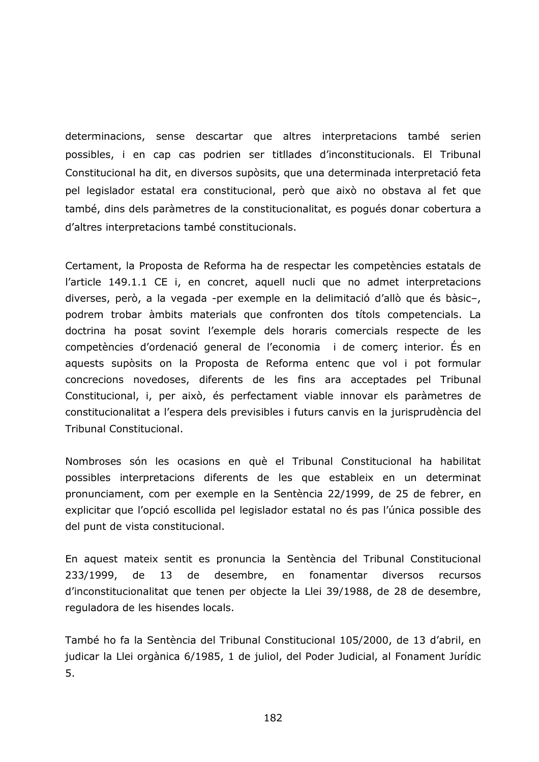determinacions, sense descartar que altres interpretacions també serien possibles, i en cap cas podrien ser titllades d'inconstitucionals. El Tribunal Constitucional ha dit, en diversos supòsits, que una determinada interpretació feta pel legislador estatal era constitucional, però que això no obstava al fet que també, dins dels paràmetres de la constitucionalitat, es pogués donar cobertura a d'altres interpretacions també constitucionals.

Certament, la Proposta de Reforma ha de respectar les competències estatals de l'article 149.1.1 CE i, en concret, aquell nucli que no admet interpretacions diverses, però, a la vegada -per exemple en la delimitació d'allò que és bàsic–, podrem trobar àmbits materials que confronten dos títols competencials. La doctrina ha posat sovint l'exemple dels horaris comercials respecte de les competències d'ordenació general de l'economia  i de comerç interior. És en aquests supòsits on la Proposta de Reforma entenc que vol i pot formular concrecions novedoses, diferents de les fins ara acceptades pel Tribunal Constitucional, i, per això, és perfectament viable innovar els paràmetres de constitucionalitat a l'espera dels previsibles i futurs canvis en la jurisprudència del Tribunal Constitucional.

Nombroses són les ocasions en què el Tribunal Constitucional ha habilitat possibles interpretacions diferents de les que estableix en un determinat pronunciament, com per exemple en la Sentència 22/1999, de 25 de febrer, en explicitar que l'opció escollida pel legislador estatal no és pas l'única possible des del punt de vista constitucional.

En aquest mateix sentit es pronuncia la Sentència del Tribunal Constitucional 233/1999, de 13 de desembre, en fonamentar diversos recursos d'inconstitucionalitat que tenen per objecte la Llei 39/1988, de 28 de desembre, reguladora de les hisendes locals.

També ho fa la Sentència del Tribunal Constitucional 105/2000, de 13 d'abril, en judicar la Llei orgànica 6/1985, 1 de juliol, del Poder Judicial, al Fonament Jurídic 5.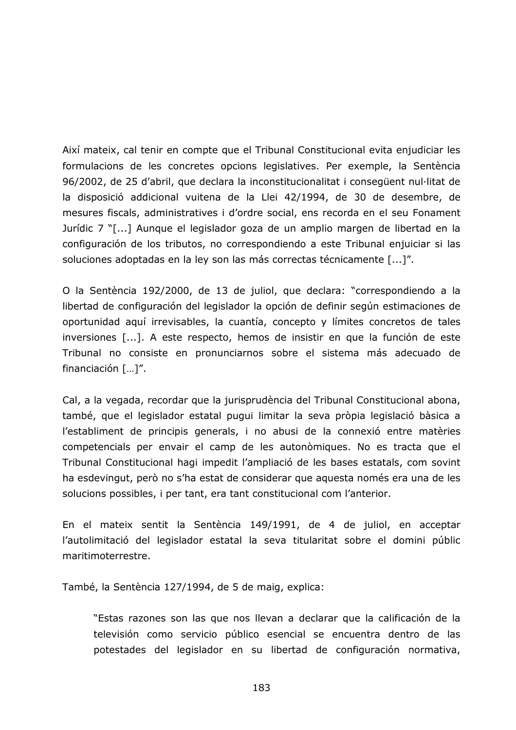Així mateix, cal tenir en compte que el Tribunal Constitucional evita enjudiciar les formulacions de les concretes opcions legislatives. Per exemple, la Sentència 96/2002, de 25 d'abril, que declara la inconstitucionalitat i conseqüent nul·litat de la disposició addicional vuitena de la Llei 42/1994, de 30 de desembre, de mesures fiscals, administratives i d'ordre social, ens recorda en el seu Fonament Jurídic 7 "[...] Aunque el legislador goza de un amplio margen de libertad en la configuración de los tributos, no correspondiendo a este Tribunal enjuiciar si las soluciones adoptadas en la ley son las más correctas técnicamente [...]".

O la Sentència 192/2000, de 13 de juliol, que declara: "correspondiendo a la libertad de configuración del legislador la opción de definir según estimaciones de oportunidad aquí irrevisables, la cuantía, concepto y límites concretos de tales inversiones [...]. A este respecto, hemos de insistir en que la función de este Tribunal no consiste en pronunciarnos sobre el sistema más adecuado de financiación […]".

Cal, a la vegada, recordar que la jurisprudència del Tribunal Constitucional abona, també, que el legislador estatal pugui limitar la seva pròpia legislació bàsica a l'establiment de principis generals, i no abusi de la connexió entre matèries competencials per envair el camp de les autonòmiques. No es tracta que el Tribunal Constitucional hagi impedit l'ampliació de les bases estatals, com sovint ha esdevingut, però no s'ha estat de considerar que aquesta només era una de les solucions possibles, i per tant, era tant constitucional com l'anterior.

En el mateix sentit la Sentència 149/1991, de 4 de juliol, en acceptar l'autolimitació del legislador estatal la seva titularitat sobre el domini públic maritimoterrestre.

També, la Sentència 127/1994, de 5 de maig, explica:

> "Estas razones son las que nos llevan a declarar que la calificación de la televisión como servicio público esencial se encuentra dentro de las potestades del legislador en su libertad de configuración normativa,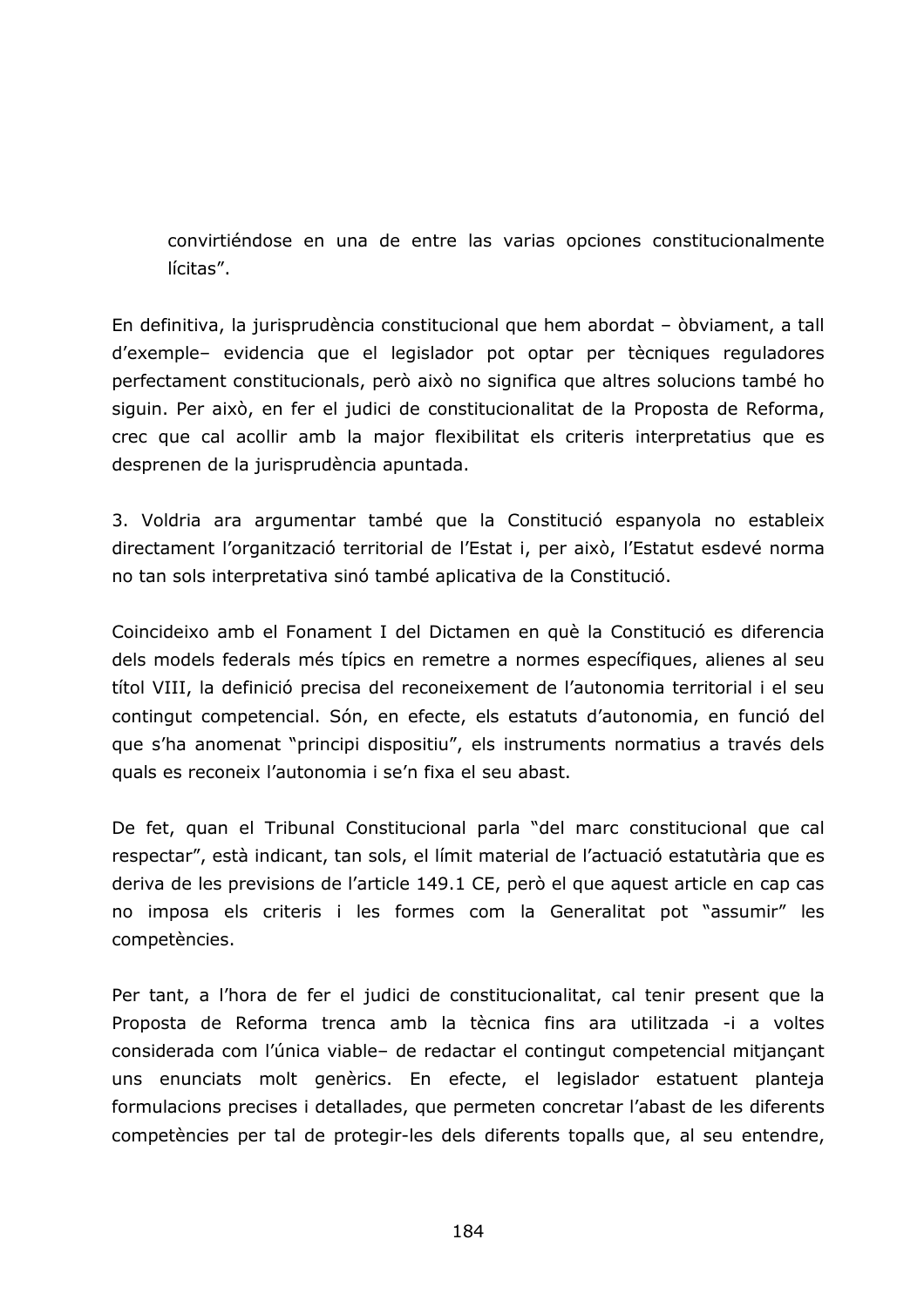> convirtiéndose en una de entre las varias opciones constitucionalmente lícitas".

En definitiva, la jurisprudència constitucional que hem abordat – òbviament, a tall d'exemple– evidencia que el legislador pot optar per tècniques reguladores perfectament constitucionals, però això no significa que altres solucions també ho siguin. Per això, en fer el judici de constitucionalitat de la Proposta de Reforma, crec que cal acollir amb la major flexibilitat els criteris interpretatius que es desprenen de la jurisprudència apuntada.

3. Voldria ara argumentar també que la Constitució espanyola no estableix directament l'organització territorial de l'Estat i, per això, l'Estatut esdevé norma no tan sols interpretativa sinó també aplicativa de la Constitució.

Coincideixo amb el Fonament I del Dictamen en què la Constitució es diferencia dels models federals més típics en remetre a normes específiques, alienes al seu títol VIII, la definició precisa del reconeixement de l'autonomia territorial i el seu contingut competencial. Són, en efecte, els estatuts d'autonomia, en funció del que s'ha anomenat "principi dispositiu", els instruments normatius a través dels quals es reconeix l'autonomia i se'n fixa el seu abast.

De fet, quan el Tribunal Constitucional parla "del marc constitucional que cal respectar", està indicant, tan sols, el límit material de l'actuació estatutària que es deriva de les previsions de l'article 149.1 CE, però el que aquest article en cap cas no imposa els criteris i les formes com la Generalitat pot "assumir" les competències.

Per tant, a l'hora de fer el judici de constitucionalitat, cal tenir present que la Proposta de Reforma trenca amb la tècnica fins ara utilitzada -i a voltes considerada com l'única viable– de redactar el contingut competencial mitjançant uns enunciats molt genèrics. En efecte, el legislador estatuent planteja formulacions precises i detallades, que permeten concretar l'abast de les diferents competències per tal de protegir-les dels diferents topalls que, al seu entendre,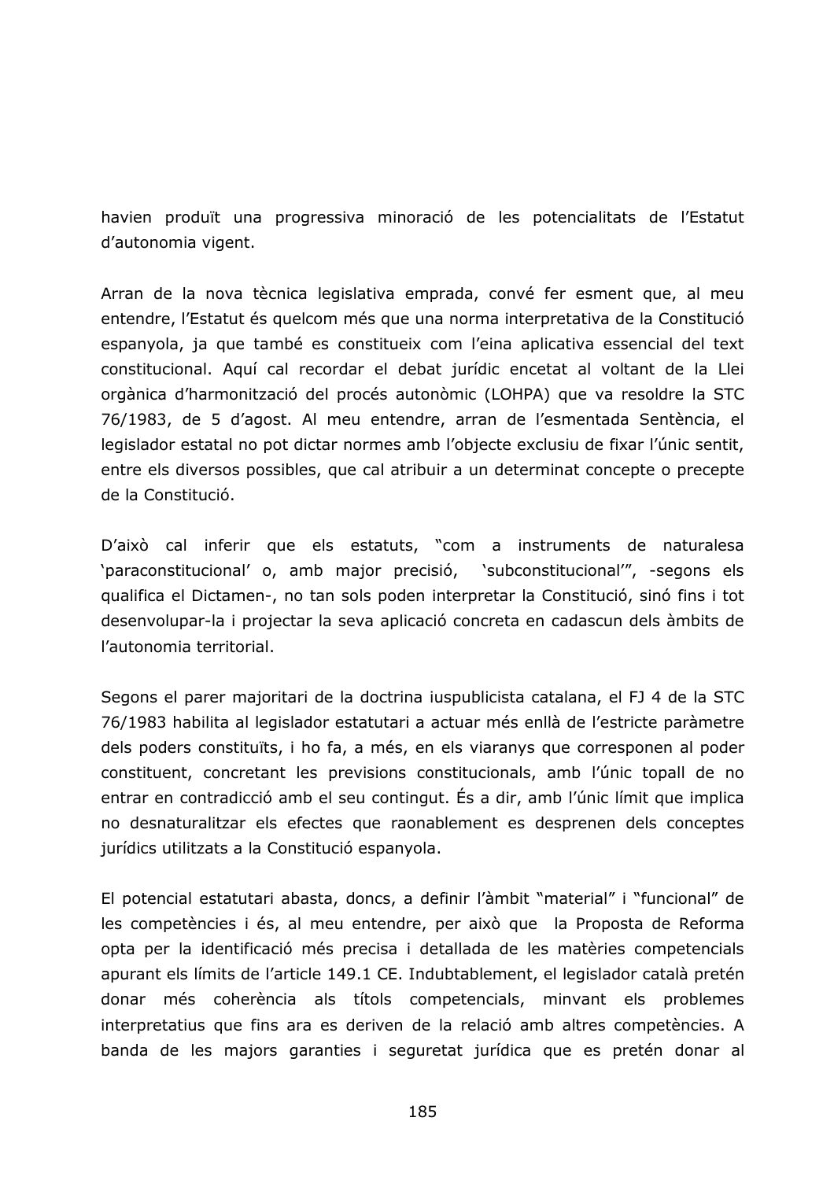havien produït una progressiva minoració de les potencialitats de l'Estatut d'autonomia vigent.

Arran de la nova tècnica legislativa emprada, convé fer esment que, al meu entendre, l'Estatut és quelcom més que una norma interpretativa de la Constitució espanyola, ja que també es constitueix com l'eina aplicativa essencial del text constitucional. Aquí cal recordar el debat jurídic encetat al voltant de la Llei orgànica d'harmonització del procés autonòmic (LOHPA) que va resoldre la STC 76/1983, de 5 d'agost. Al meu entendre, arran de l'esmentada Sentència, el legislador estatal no pot dictar normes amb l'objecte exclusiu de fixar l'únic sentit, entre els diversos possibles, que cal atribuir a un determinat concepte o precepte de la Constitució.

D'això cal inferir que els estatuts, "com a instruments de naturalesa 'paraconstitucional' o, amb major precisió, 'subconstitucional'", -segons els qualifica el Dictamen-, no tan sols poden interpretar la Constitució, sinó fins i tot desenvolupar-la i projectar la seva aplicació concreta en cadascun dels àmbits de l'autonomia territorial.

Segons el parer majoritari de la doctrina iuspublicista catalana, el FJ 4 de la STC 76/1983 habilita al legislador estatutari a actuar més enllà de l'estricte paràmetre dels poders constituïts, i ho fa, a més, en els viaranys que corresponen al poder constituent, concretant les previsions constitucionals, amb l'únic topall de no entrar en contradicció amb el seu contingut. És a dir, amb l'únic límit que implica no desnaturalitzar els efectes que raonablement es desprenen dels conceptes jurídics utilitzats a la Constitució espanyola.

El potencial estatutari abasta, doncs, a definir l'àmbit "material" i "funcional" de les competències i és, al meu entendre, per això que la Proposta de Reforma opta per la identificació més precisa i detallada de les matèries competencials apurant els límits de l'article 149.1 CE. Indubtablement, el legislador català pretén donar més coherència als títols competencials, minvant els problemes interpretatius que fins ara es deriven de la relació amb altres competències. A banda de les majors garanties i seguretat jurídica que es pretén donar al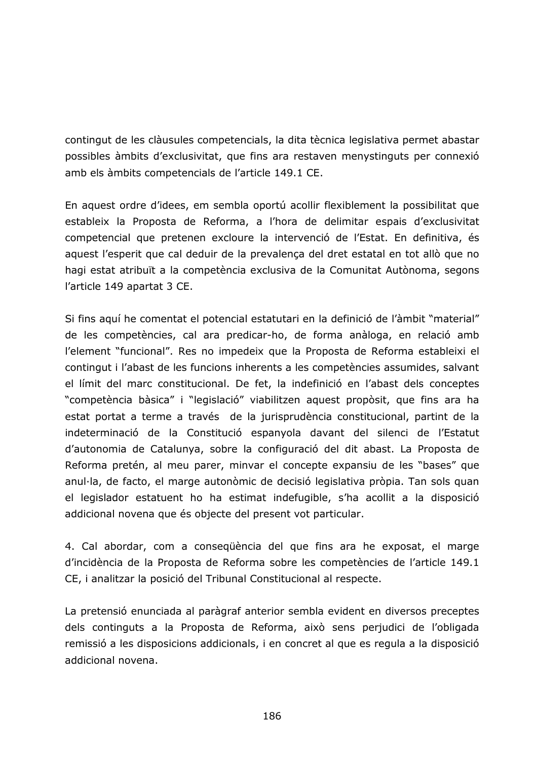contingut de les clàusules competencials, la dita tècnica legislativa permet abastar possibles àmbits d'exclusivitat, que fins ara restaven menystinguts per connexió amb els àmbits competencials de l'article 149.1 CE.

En aquest ordre d'idees, em sembla oportú acollir flexiblement la possibilitat que estableix la Proposta de Reforma, a l'hora de delimitar espais d'exclusivitat competencial que pretenen excloure la intervenció de l'Estat. En definitiva, és aquest l'esperit que cal deduir de la prevalença del dret estatal en tot allò que no hagi estat atribuït a la competència exclusiva de la Comunitat Autònoma, segons l'article 149 apartat 3 CE.

Si fins aquí he comentat el potencial estatutari en la definició de l'àmbit "material" de les competències, cal ara predicar-ho, de forma anàloga, en relació amb l'element "funcional". Res no impedeix que la Proposta de Reforma estableixi el contingut i l'abast de les funcions inherents a les competències assumides, salvant el límit del marc constitucional. De fet, la indefinició en l'abast dels conceptes "competència bàsica" i "legislació" viabilitzen aquest propòsit, que fins ara ha estat portat a terme a través de la jurisprudència constitucional, partint de la indeterminació de la Constitució espanyola davant del silenci de l'Estatut d'autonomia de Catalunya, sobre la configuració del dit abast. La Proposta de Reforma pretén, al meu parer, minvar el concepte expansiu de les "bases" que anul·la, de facto, el marge autonòmic de decisió legislativa pròpia. Tan sols quan el legislador estatuent ho ha estimat indefugible, s'ha acollit a la disposició addicional novena que és objecte del present vot particular.

4. Cal abordar, com a conseqüència del que fins ara he exposat, el marge d'incidència de la Proposta de Reforma sobre les competències de l'article 149.1 CE, i analitzar la posició del Tribunal Constitucional al respecte.

La pretensió enunciada al paràgraf anterior sembla evident en diversos preceptes dels continguts a la Proposta de Reforma, això sens perjudici de l'obligada remissió a les disposicions addicionals, i en concret al que es regula a la disposició addicional novena.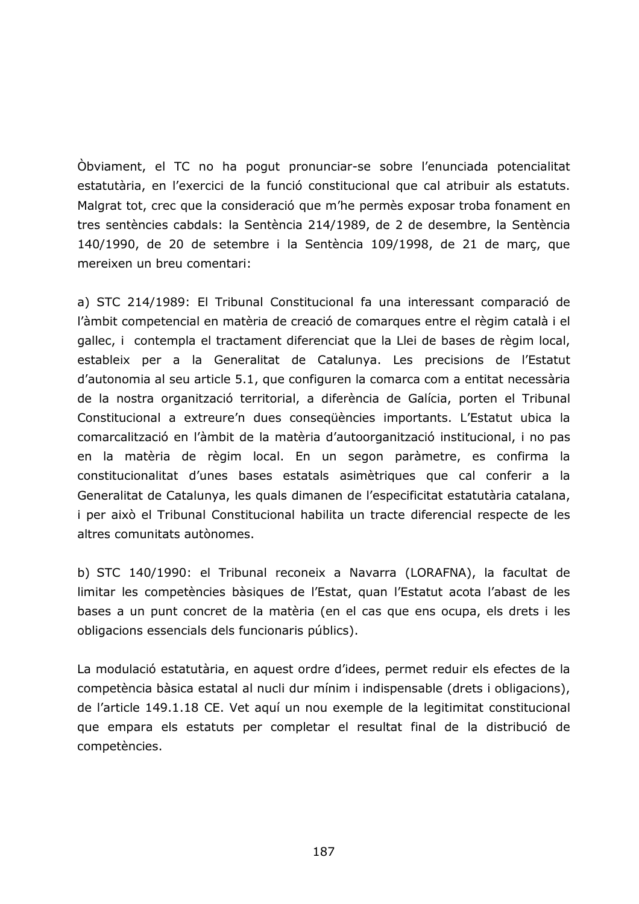Òbviament, el TC no ha pogut pronunciar-se sobre l'enunciada potencialitat estatutària, en l'exercici de la funció constitucional que cal atribuir als estatuts. Malgrat tot, crec que la consideració que m'he permès exposar troba fonament en tres sentències cabdals: la Sentència 214/1989, de 2 de desembre, la Sentència 140/1990, de 20 de setembre i la Sentència 109/1998, de 21 de març, que mereixen un breu comentari:

a) STC 214/1989: El Tribunal Constitucional fa una interessant comparació de l'àmbit competencial en matèria de creació de comarques entre el règim català i el gallec, i contempla el tractament diferenciat que la Llei de bases de règim local, estableix per a la Generalitat de Catalunya. Les precisions de l'Estatut d'autonomia al seu article 5.1, que configuren la comarca com a entitat necessària de la nostra organització territorial, a diferència de Galícia, porten el Tribunal Constitucional a extreure'n dues conseqüències importants. L'Estatut ubica la comarcalització en l'àmbit de la matèria d'autoorganització institucional, i no pas en la matèria de règim local. En un segon paràmetre, es confirma la constitucionalitat d'unes bases estatals asimètriques que cal conferir a la Generalitat de Catalunya, les quals dimanen de l'especificitat estatutària catalana, i per això el Tribunal Constitucional habilita un tracte diferencial respecte de les altres comunitats autònomes.

b) STC 140/1990: el Tribunal reconeix a Navarra (LORAFNA), la facultat de limitar les competències bàsiques de l'Estat, quan l'Estatut acota l'abast de les bases a un punt concret de la matèria (en el cas que ens ocupa, els drets i les obligacions essencials dels funcionaris públics).

La modulació estatutària, en aquest ordre d'idees, permet reduir els efectes de la competència bàsica estatal al nucli dur mínim i indispensable (drets i obligacions), de l'article 149.1.18 CE. Vet aquí un nou exemple de la legitimitat constitucional que empara els estatuts per completar el resultat final de la distribució de competències.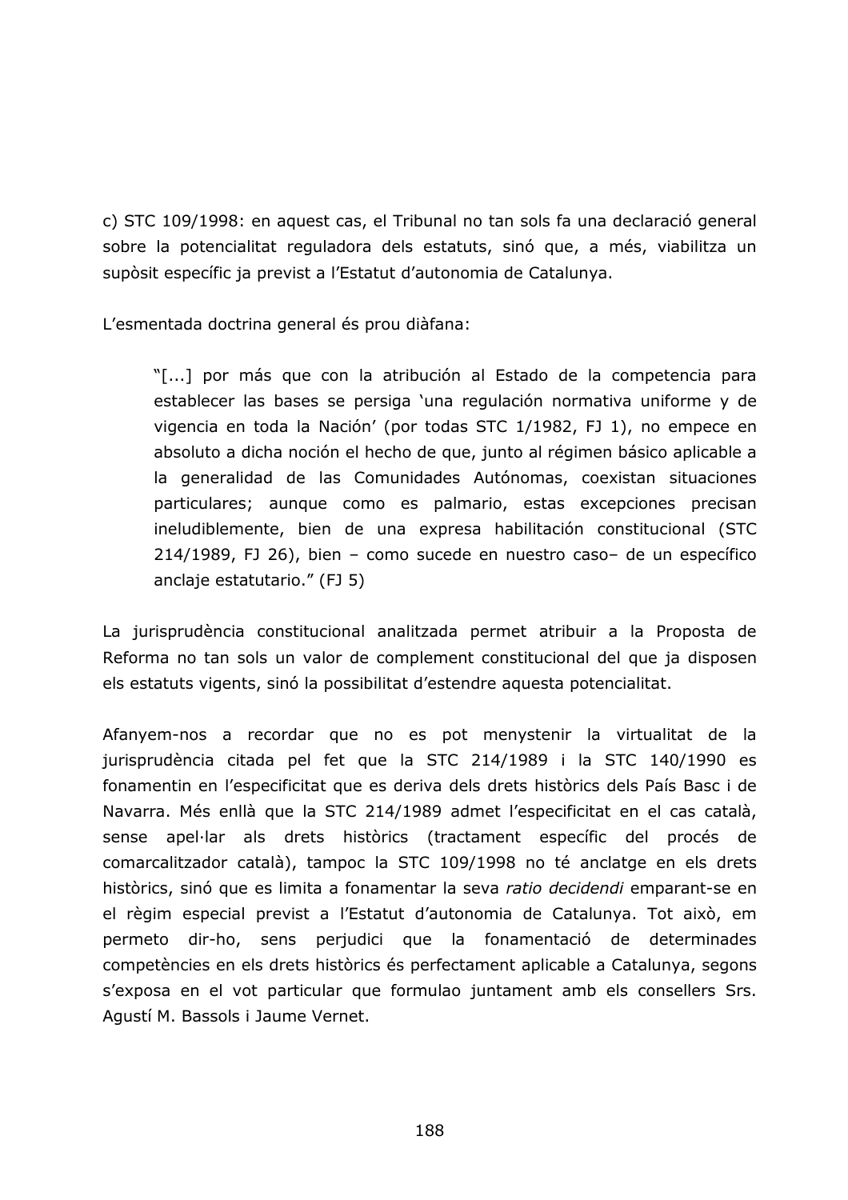c) STC 109/1998: en aquest cas, el Tribunal no tan sols fa una declaració general sobre la potencialitat reguladora dels estatuts, sinó que, a més, viabilitza un supòsit específic ja previst a l'Estatut d'autonomia de Catalunya.

L'esmentada doctrina general és prou diàfana:

> "[...] por más que con la atribución al Estado de la competencia para establecer las bases se persiga 'una regulación normativa uniforme y de vigencia en toda la Nación' (por todas STC 1/1982, FJ 1), no empece en absoluto a dicha noción el hecho de que, junto al régimen básico aplicable a la generalidad de las Comunidades Autónomas, coexistan situaciones particulares; aunque como es palmario, estas excepciones precisan ineludiblemente, bien de una expresa habilitación constitucional (STC 214/1989, FJ 26), bien – como sucede en nuestro caso– de un específico anclaje estatutario." (FJ 5)

La jurisprudència constitucional analitzada permet atribuir a la Proposta de Reforma no tan sols un valor de complement constitucional del que ja disposen els estatuts vigents, sinó la possibilitat d'estendre aquesta potencialitat.

Afanyem-nos a recordar que no es pot menystenir la virtualitat de la jurisprudència citada pel fet que la STC 214/1989 i la STC 140/1990 es fonamentin en l'especificitat que es deriva dels drets històrics dels País Basc i de Navarra. Més enllà que la STC 214/1989 admet l'especificitat en el cas català, sense apel·lar als drets històrics (tractament específic del procés de comarcalitzador català), tampoc la STC 109/1998 no té anclatge en els drets històrics, sinó que es limita a fonamentar la seva *ratio decidendi* emparant-se en el règim especial previst a l'Estatut d'autonomia de Catalunya. Tot això, em permeto dir-ho, sens perjudici que la fonamentació de determinades competències en els drets històrics és perfectament aplicable a Catalunya, segons s'exposa en el vot particular que formulao juntament amb els consellers Srs. Agustí M. Bassols i Jaume Vernet.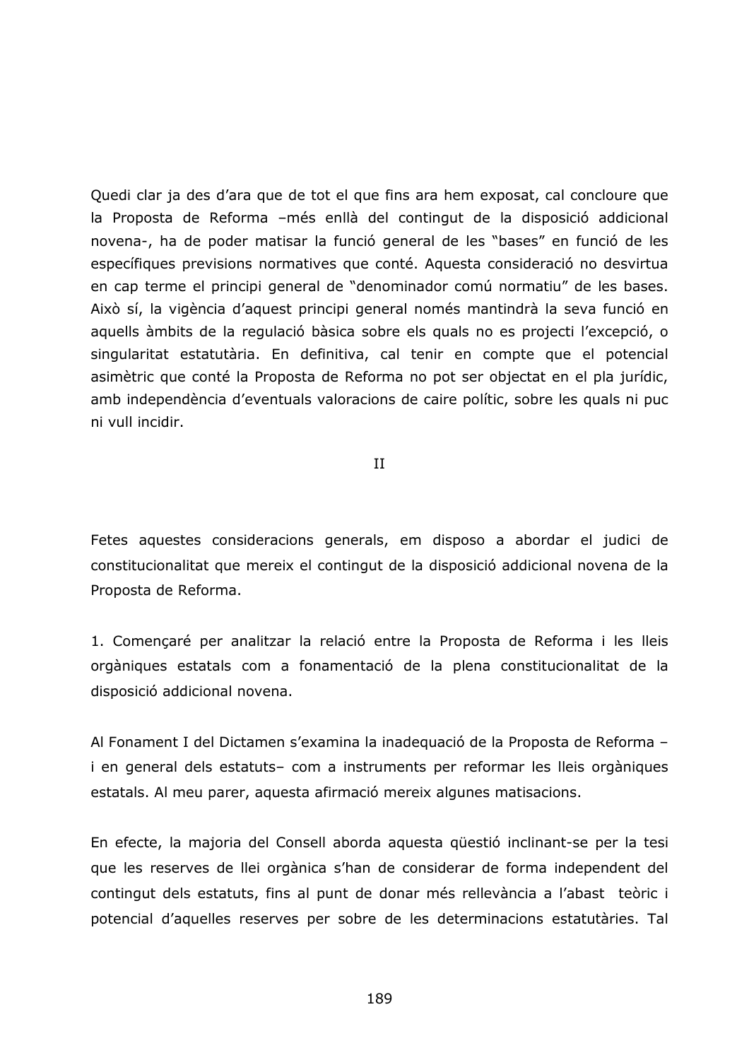Quedi clar ja des d'ara que de tot el que fins ara hem exposat, cal concloure que la Proposta de Reforma –més enllà del contingut de la disposició addicional novena-, ha de poder matisar la funció general de les "bases" en funció de les específiques previsions normatives que conté. Aquesta consideració no desvirtua en cap terme el principi general de "denominador comú normatiu" de les bases. Això sí, la vigència d'aquest principi general només mantindrà la seva funció en aquells àmbits de la regulació bàsica sobre els quals no es projecti l'excepció, o singularitat estatutària. En definitiva, cal tenir en compte que el potencial asimètric que conté la Proposta de Reforma no pot ser objectat en el pla jurídic, amb independència d'eventuals valoracions de caire polític, sobre les quals ni puc ni vull incidir.

II

Fetes aquestes consideracions generals, em disposo a abordar el judici de constitucionalitat que mereix el contingut de la disposició addicional novena de la Proposta de Reforma.

1. Començaré per analitzar la relació entre la Proposta de Reforma i les lleis orgàniques estatals com a fonamentació de la plena constitucionalitat de la disposició addicional novena.

Al Fonament I del Dictamen s'examina la inadequació de la Proposta de Reforma – i en general dels estatuts– com a instruments per reformar les lleis orgàniques estatals. Al meu parer, aquesta afirmació mereix algunes matisacions.

En efecte, la majoria del Consell aborda aquesta qüestió inclinant-se per la tesi que les reserves de llei orgànica s'han de considerar de forma independent del contingut dels estatuts, fins al punt de donar més rellevància a l'abast teòric i potencial d'aquelles reserves per sobre de les determinacions estatutàries. Tal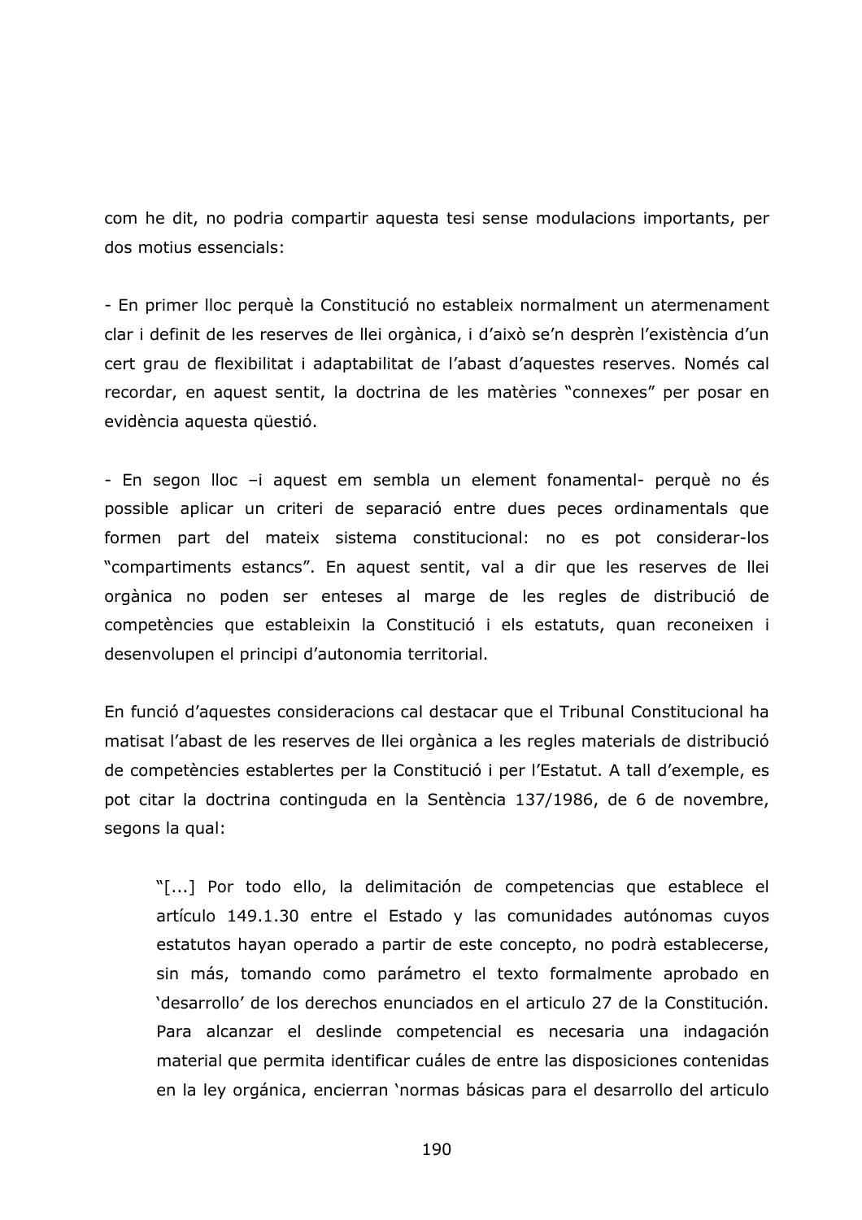com he dit, no podria compartir aquesta tesi sense modulacions importants, per dos motius essencials:

- En primer lloc perquè la Constitució no estableix normalment un atermenament clar i definit de les reserves de llei orgànica, i d'això se'n desprèn l'existència d'un cert grau de flexibilitat i adaptabilitat de l'abast d'aquestes reserves. Només cal recordar, en aquest sentit, la doctrina de les matèries "connexes" per posar en evidència aquesta qüestió.

- En segon lloc –i aquest em sembla un element fonamental- perquè no és possible aplicar un criteri de separació entre dues peces ordinamentals que formen part del mateix sistema constitucional: no es pot considerar-los "compartiments estancs". En aquest sentit, val a dir que les reserves de llei orgànica no poden ser enteses al marge de les regles de distribució de competències que estableixin la Constitució i els estatuts, quan reconeixen i desenvolupen el principi d'autonomia territorial.

En funció d'aquestes consideracions cal destacar que el Tribunal Constitucional ha matisat l'abast de les reserves de llei orgànica a les regles materials de distribució de competències establertes per la Constitució i per l'Estatut. A tall d'exemple, es pot citar la doctrina continguda en la Sentència 137/1986, de 6 de novembre, segons la qual:

> "[...] Por todo ello, la delimitación de competencias que establece el artículo 149.1.30 entre el Estado y las comunidades autónomas cuyos estatutos hayan operado a partir de este concepto, no podrà establecerse, sin más, tomando como parámetro el texto formalmente aprobado en 'desarrollo' de los derechos enunciados en el articulo 27 de la Constitución. Para alcanzar el deslinde competencial es necesaria una indagación material que permita identificar cuáles de entre las disposiciones contenidas en la ley orgánica, encierran 'normas básicas para el desarrollo del articulo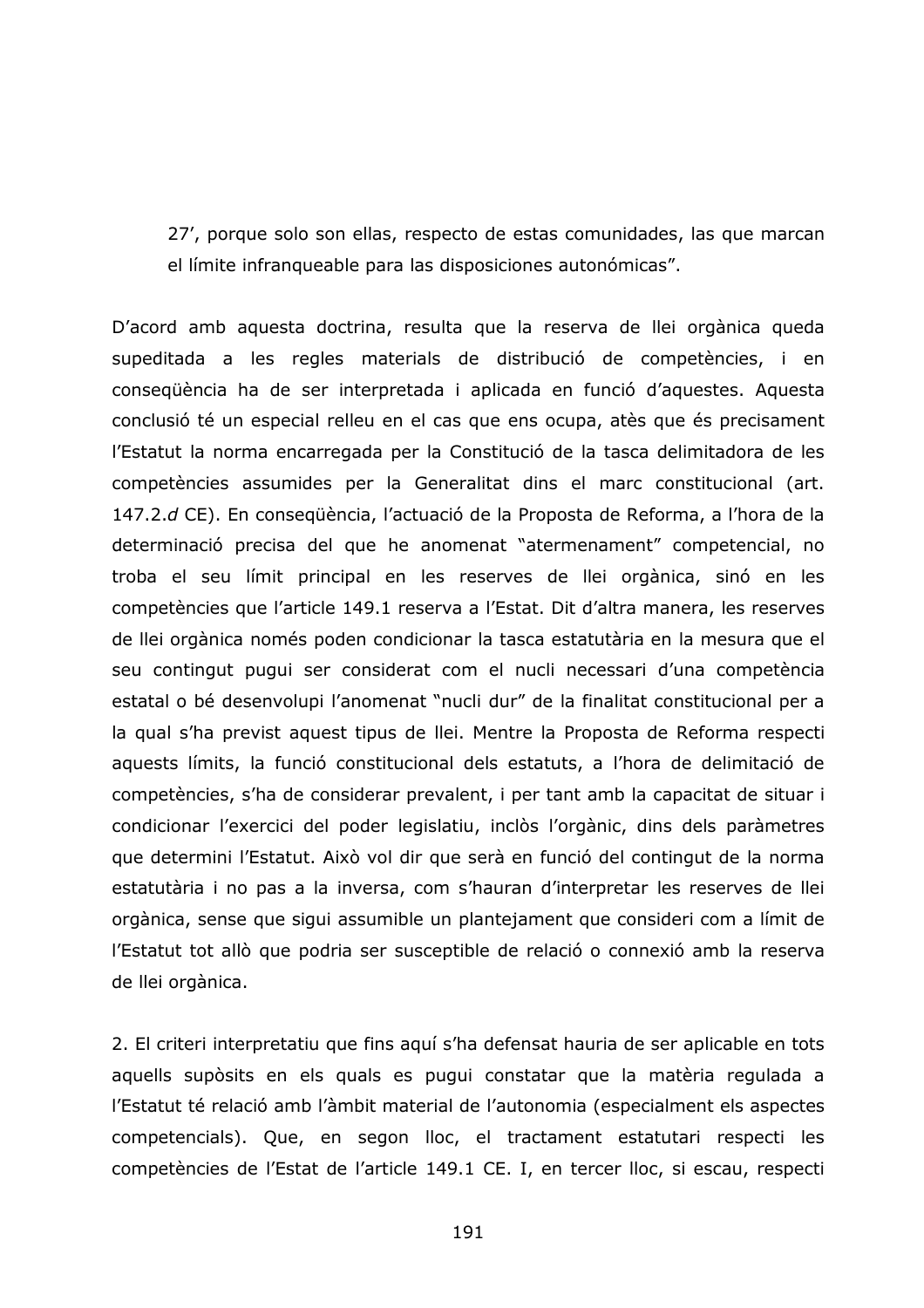27', porque solo son ellas, respecto de estas comunidades, las que marcan el límite infranqueable para las disposiciones autonómicas".

D'acord amb aquesta doctrina, resulta que la reserva de llei orgànica queda supeditada a les regles materials de distribució de competències, i en conseqüència ha de ser interpretada i aplicada en funció d'aquestes. Aquesta conclusió té un especial relleu en el cas que ens ocupa, atès que és precisament l'Estatut la norma encarregada per la Constitució de la tasca delimitadora de les competències assumides per la Generalitat dins el marc constitucional (art. 147.2.*d* CE). En conseqüència, l'actuació de la Proposta de Reforma, a l'hora de la determinació precisa del que he anomenat "atermenament" competencial, no troba el seu límit principal en les reserves de llei orgànica, sinó en les competències que l'article 149.1 reserva a l'Estat. Dit d'altra manera, les reserves de llei orgànica només poden condicionar la tasca estatutària en la mesura que el seu contingut pugui ser considerat com el nucli necessari d'una competència estatal o bé desenvolupi l'anomenat "nucli dur" de la finalitat constitucional per a la qual s'ha previst aquest tipus de llei. Mentre la Proposta de Reforma respecti aquests límits, la funció constitucional dels estatuts, a l'hora de delimitació de competències, s'ha de considerar prevalent, i per tant amb la capacitat de situar i condicionar l'exercici del poder legislatiu, inclòs l'orgànic, dins dels paràmetres que determini l'Estatut. Això vol dir que serà en funció del contingut de la norma estatutària i no pas a la inversa, com s'hauran d'interpretar les reserves de llei orgànica, sense que sigui assumible un plantejament que consideri com a límit de l'Estatut tot allò que podria ser susceptible de relació o connexió amb la reserva de llei orgànica.

2. El criteri interpretatiu que fins aquí s'ha defensat hauria de ser aplicable en tots aquells supòsits en els quals es pugui constatar que la matèria regulada a l'Estatut té relació amb l'àmbit material de l'autonomia (especialment els aspectes competencials). Que, en segon lloc, el tractament estatutari respecti les competències de l'Estat de l'article 149.1 CE. I, en tercer lloc, si escau, respecti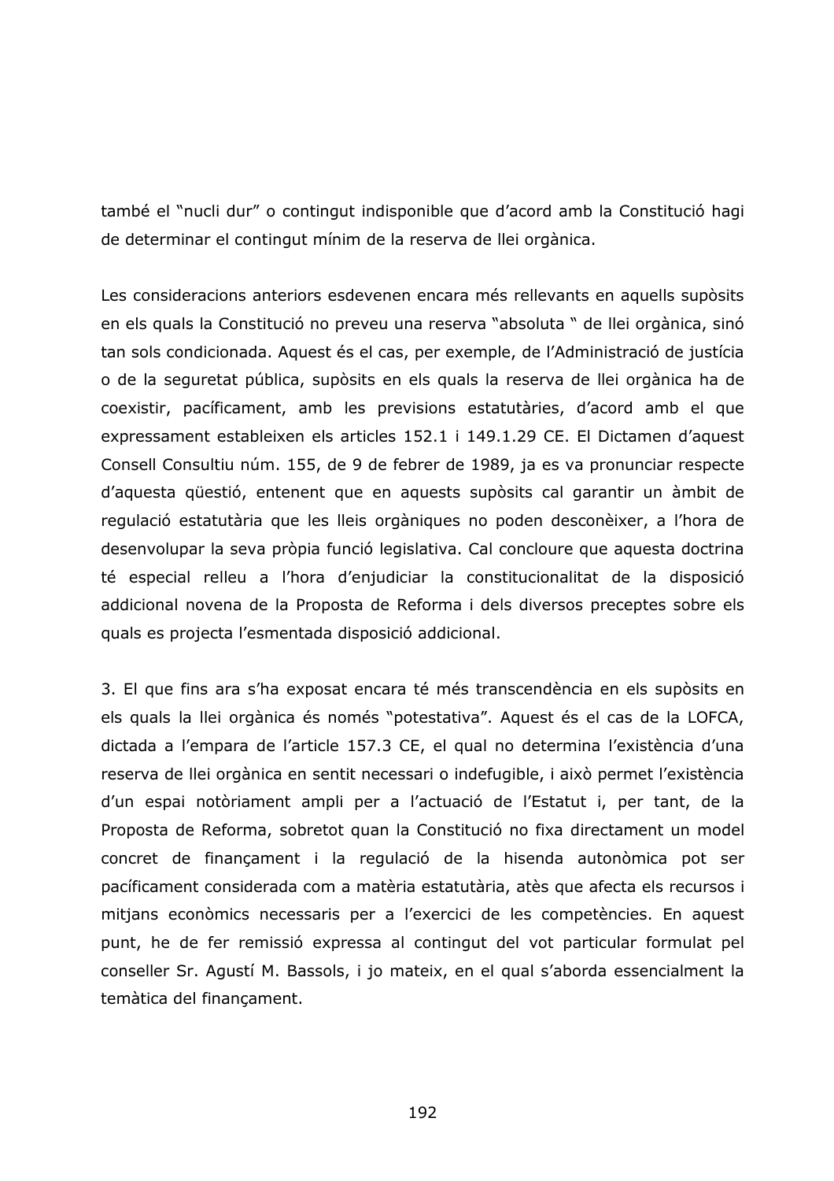també el "nucli dur" o contingut indisponible que d'acord amb la Constitució hagi de determinar el contingut mínim de la reserva de llei orgànica.

Les consideracions anteriors esdevenen encara més rellevants en aquells supòsits en els quals la Constitució no preveu una reserva "absoluta " de llei orgànica, sinó tan sols condicionada. Aquest és el cas, per exemple, de l'Administració de justícia o de la seguretat pública, supòsits en els quals la reserva de llei orgànica ha de coexistir, pacíficament, amb les previsions estatutàries, d'acord amb el que expressament estableixen els articles 152.1 i 149.1.29 CE. El Dictamen d'aquest Consell Consultiu núm. 155, de 9 de febrer de 1989, ja es va pronunciar respecte d'aquesta qüestió, entenent que en aquests supòsits cal garantir un àmbit de regulació estatutària que les lleis orgàniques no poden desconèixer, a l'hora de desenvolupar la seva pròpia funció legislativa. Cal concloure que aquesta doctrina té especial relleu a l'hora d'enjudiciar la constitucionalitat de la disposició addicional novena de la Proposta de Reforma i dels diversos preceptes sobre els quals es projecta l'esmentada disposició addicional.

3. El que fins ara s'ha exposat encara té més transcendència en els supòsits en els quals la llei orgànica és només "potestativa". Aquest és el cas de la LOFCA, dictada a l'empara de l'article 157.3 CE, el qual no determina l'existència d'una reserva de llei orgànica en sentit necessari o indefugible, i això permet l'existència d'un espai notòriament ampli per a l'actuació de l'Estatut i, per tant, de la Proposta de Reforma, sobretot quan la Constitució no fixa directament un model concret de finançament i la regulació de la hisenda autonòmica pot ser pacíficament considerada com a matèria estatutària, atès que afecta els recursos i mitjans econòmics necessaris per a l'exercici de les competències. En aquest punt, he de fer remissió expressa al contingut del vot particular formulat pel conseller Sr. Agustí M. Bassols, i jo mateix, en el qual s'aborda essencialment la temàtica del finançament.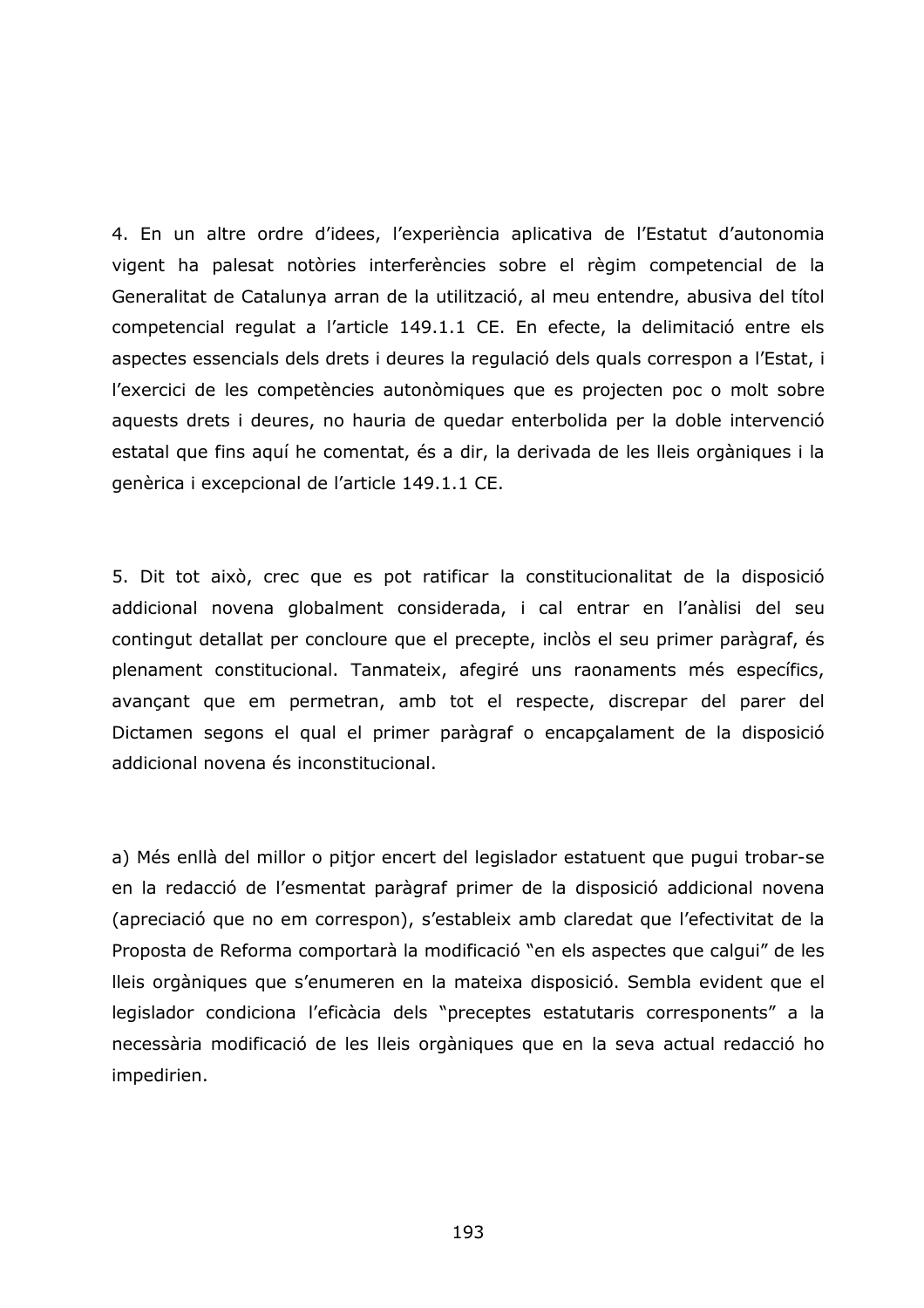4. En un altre ordre d'idees, l'experiència aplicativa de l'Estatut d'autonomia vigent ha palesat notòries interferències sobre el règim competencial de la Generalitat de Catalunya arran de la utilització, al meu entendre, abusiva del títol competencial regulat a l'article 149.1.1 CE. En efecte, la delimitació entre els aspectes essencials dels drets i deures la regulació dels quals correspon a l'Estat, i l'exercici de les competències autonòmiques que es projecten poc o molt sobre aquests drets i deures, no hauria de quedar enterbolida per la doble intervenció estatal que fins aquí he comentat, és a dir, la derivada de les lleis orgàniques i la genèrica i excepcional de l'article 149.1.1 CE.

5. Dit tot això, crec que es pot ratificar la constitucionalitat de la disposició addicional novena globalment considerada, i cal entrar en l'anàlisi del seu contingut detallat per concloure que el precepte, inclòs el seu primer paràgraf, és plenament constitucional. Tanmateix, afegiré uns raonaments més específics, avançant que em permetran, amb tot el respecte, discrepar del parer del Dictamen segons el qual el primer paràgraf o encapçalament de la disposició addicional novena és inconstitucional.

a) Més enllà del millor o pitjor encert del legislador estatuent que pugui trobar-se en la redacció de l'esmentat paràgraf primer de la disposició addicional novena (apreciació que no em correspon), s'estableix amb claredat que l'efectivitat de la Proposta de Reforma comportarà la modificació "en els aspectes que calgui" de les lleis orgàniques que s'enumeren en la mateixa disposició. Sembla evident que el legislador condiciona l'eficàcia dels "preceptes estatutaris corresponents" a la necessària modificació de les lleis orgàniques que en la seva actual redacció ho impedirien.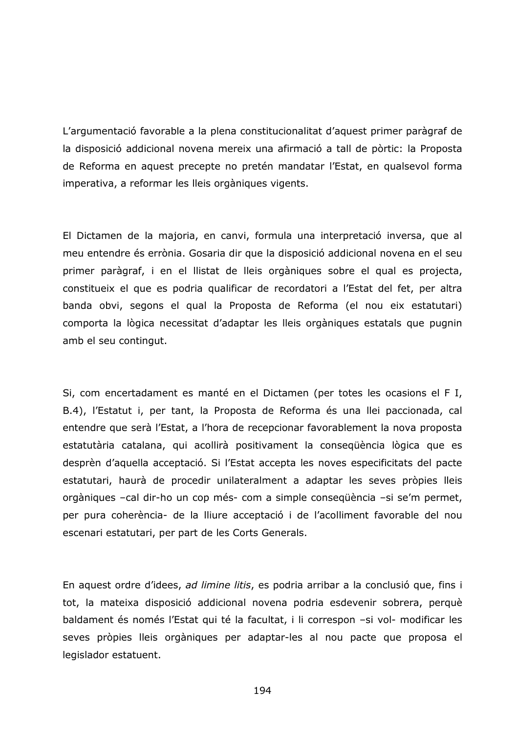L’argumentació favorable a la plena constitucionalitat d’aquest primer paràgraf de la disposició addicional novena mereix una afirmació a tall de pòrtic: la Proposta de Reforma en aquest precepte no pretén mandatar l’Estat, en qualsevol forma imperativa, a reformar les lleis orgàniques vigents.

El Dictamen de la majoria, en canvi, formula una interpretació inversa, que al meu entendre és errònia. Gosaria dir que la disposició addicional novena en el seu primer paràgraf, i en el llistat de lleis orgàniques sobre el qual es projecta, constitueix el que es podria qualificar de recordatori a l’Estat del fet, per altra banda obvi, segons el qual la Proposta de Reforma (el nou eix estatutari) comporta la lògica necessitat d’adaptar les lleis orgàniques estatals que pugnin amb el seu contingut.

Si, com encertadament es manté en el Dictamen (per totes les ocasions el F I, B.4), l’Estatut i, per tant, la Proposta de Reforma és una llei paccionada, cal entendre que serà l’Estat, a l’hora de recepcionar favorablement la nova proposta estatutària catalana, qui acollirà positivament la conseqüència lògica que es desprèn d’aquella acceptació. Si l’Estat accepta les noves especificitats del pacte estatutari, haurà de procedir unilateralment a adaptar les seves pròpies lleis orgàniques –cal dir-ho un cop més- com a simple conseqüència –si se’m permet, per pura coherència- de la lliure acceptació i de l’acolliment favorable del nou escenari estatutari, per part de les Corts Generals.

En aquest ordre d’idees, *ad limine litis*, es podria arribar a la conclusió que, fins i tot, la mateixa disposició addicional novena podria esdevenir sobrera, perquè baldament és només l’Estat qui té la facultat, i li correspon –si vol- modificar les seves pròpies lleis orgàniques per adaptar-les al nou pacte que proposa el legislador estatuent.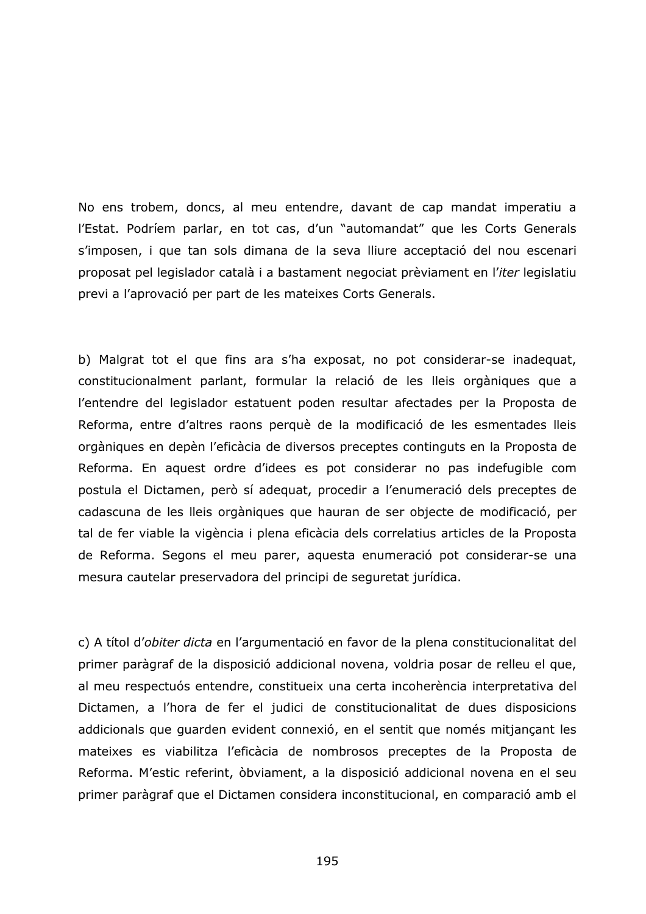No ens trobem, doncs, al meu entendre, davant de cap mandat imperatiu a l'Estat. Podríem parlar, en tot cas, d'un "automandat" que les Corts Generals s'imposen, i que tan sols dimana de la seva lliure acceptació del nou escenari proposat pel legislador català i a bastament negociat prèviament en l'*iter* legislatiu previ a l'aprovació per part de les mateixes Corts Generals.

b) Malgrat tot el que fins ara s'ha exposat, no pot considerar-se inadequat, constitucionalment parlant, formular la relació de les lleis orgàniques que a l'entendre del legislador estatuent poden resultar afectades per la Proposta de Reforma, entre d'altres raons perquè de la modificació de les esmentades lleis orgàniques en depèn l'eficàcia de diversos preceptes continguts en la Proposta de Reforma. En aquest ordre d'idees es pot considerar no pas indefugible com postula el Dictamen, però sí adequat, procedir a l'enumeració dels preceptes de cadascuna de les lleis orgàniques que hauran de ser objecte de modificació, per tal de fer viable la vigència i plena eficàcia dels correlatius articles de la Proposta de Reforma. Segons el meu parer, aquesta enumeració pot considerar-se una mesura cautelar preservadora del principi de seguretat jurídica.

c) A títol d'*obiter dicta* en l'argumentació en favor de la plena constitucionalitat del primer paràgraf de la disposició addicional novena, voldria posar de relleu el que, al meu respectuós entendre, constitueix una certa incoherència interpretativa del Dictamen, a l'hora de fer el judici de constitucionalitat de dues disposicions addicionals que guarden evident connexió, en el sentit que només mitjançant les mateixes es viabilitza l'eficàcia de nombrosos preceptes de la Proposta de Reforma. M'estic referint, òbviament, a la disposició addicional novena en el seu primer paràgraf que el Dictamen considera inconstitucional, en comparació amb el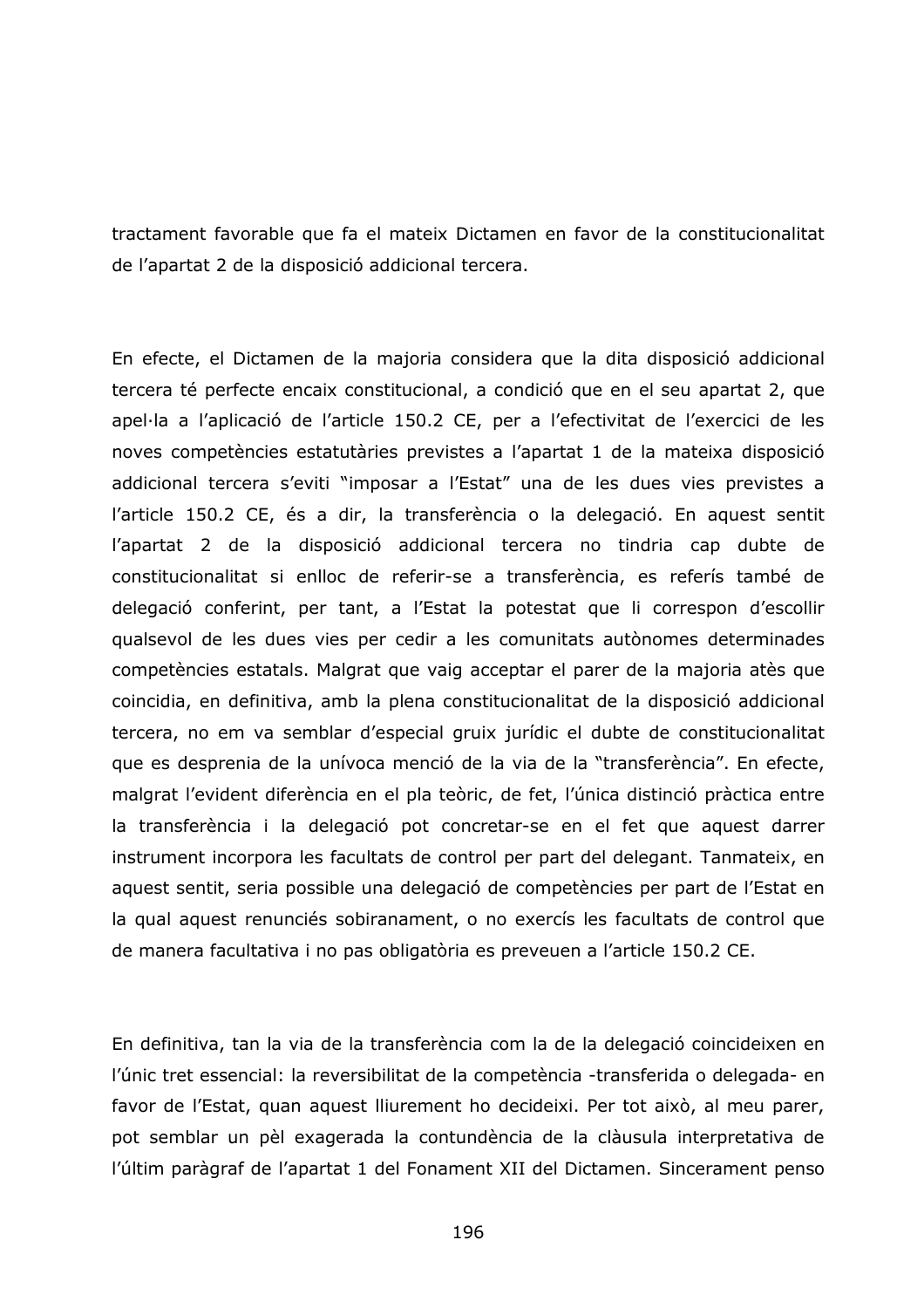tractament favorable que fa el mateix Dictamen en favor de la constitucionalitat de l'apartat 2 de la disposició addicional tercera.

En efecte, el Dictamen de la majoria considera que la dita disposició addicional tercera té perfecte encaix constitucional, a condició que en el seu apartat 2, que apel·la a l'aplicació de l'article 150.2 CE, per a l'efectivitat de l'exercici de les noves competències estatutàries previstes a l'apartat 1 de la mateixa disposició addicional tercera s'eviti "imposar a l'Estat" una de les dues vies previstes a l'article 150.2 CE, és a dir, la transferència o la delegació. En aquest sentit l'apartat 2 de la disposició addicional tercera no tindria cap dubte de constitucionalitat si enlloc de referir-se a transferència, es referís també de delegació conferint, per tant, a l'Estat la potestat que li correspon d'escollir qualsevol de les dues vies per cedir a les comunitats autònomes determinades competències estatals. Malgrat que vaig acceptar el parer de la majoria atès que coincidia, en definitiva, amb la plena constitucionalitat de la disposició addicional tercera, no em va semblar d'especial gruix jurídic el dubte de constitucionalitat que es desprenia de la unívoca menció de la via de la "transferència". En efecte, malgrat l'evident diferència en el pla teòric, de fet, l'única distinció pràctica entre la transferència i la delegació pot concretar-se en el fet que aquest darrer instrument incorpora les facultats de control per part del delegant. Tanmateix, en aquest sentit, seria possible una delegació de competències per part de l'Estat en la qual aquest renunciés sobiranament, o no exercís les facultats de control que de manera facultativa i no pas obligatòria es preveuen a l'article 150.2 CE.

En definitiva, tan la via de la transferència com la de la delegació coincideixen en l'únic tret essencial: la reversibilitat de la competència -transferida o delegada- en favor de l'Estat, quan aquest lliurement ho decideixi. Per tot això, al meu parer, pot semblar un pèl exagerada la contundència de la clàusula interpretativa de l'últim paràgraf de l'apartat 1 del Fonament XII del Dictamen. Sincerament penso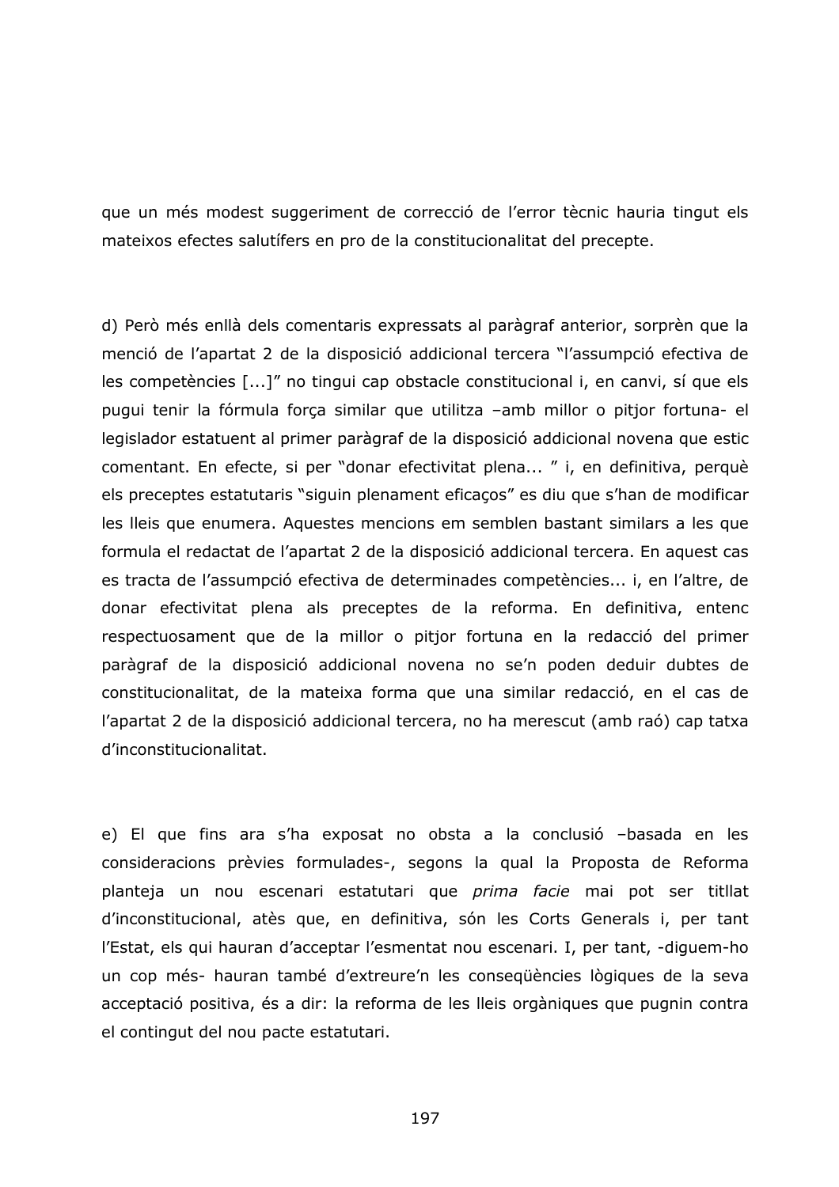que un més modest suggeriment de correcció de l'error tècnic hauria tingut els mateixos efectes salutífers en pro de la constitucionalitat del precepte.

d) Però més enllà dels comentaris expressats al paràgraf anterior, sorprèn que la menció de l'apartat 2 de la disposició addicional tercera "l'assumpció efectiva de les competències [...]" no tingui cap obstacle constitucional i, en canvi, sí que els pugui tenir la fórmula força similar que utilitza –amb millor o pitjor fortuna- el legislador estatuent al primer paràgraf de la disposició addicional novena que estic comentant. En efecte, si per "donar efectivitat plena... " i, en definitiva, perquè els preceptes estatutaris "siguin plenament eficaços" es diu que s'han de modificar les lleis que enumera. Aquestes mencions em semblen bastant similars a les que formula el redactat de l'apartat 2 de la disposició addicional tercera. En aquest cas es tracta de l'assumpció efectiva de determinades competències... i, en l'altre, de donar efectivitat plena als preceptes de la reforma. En definitiva, entenc respectuosament que de la millor o pitjor fortuna en la redacció del primer paràgraf de la disposició addicional novena no se'n poden deduir dubtes de constitucionalitat, de la mateixa forma que una similar redacció, en el cas de l'apartat 2 de la disposició addicional tercera, no ha merescut (amb raó) cap tatxa d'inconstitucionalitat.

e) El que fins ara s'ha exposat no obsta a la conclusió –basada en les consideracions prèvies formulades-, segons la qual la Proposta de Reforma planteja un nou escenari estatutari que *prima facie* mai pot ser titllat d'inconstitucional, atès que, en definitiva, són les Corts Generals i, per tant l'Estat, els qui hauran d'acceptar l'esmentat nou escenari. I, per tant, -diguem-ho un cop més- hauran també d'extreure'n les conseqüències lògiques de la seva acceptació positiva, és a dir: la reforma de les lleis orgàniques que pugnin contra el contingut del nou pacte estatutari.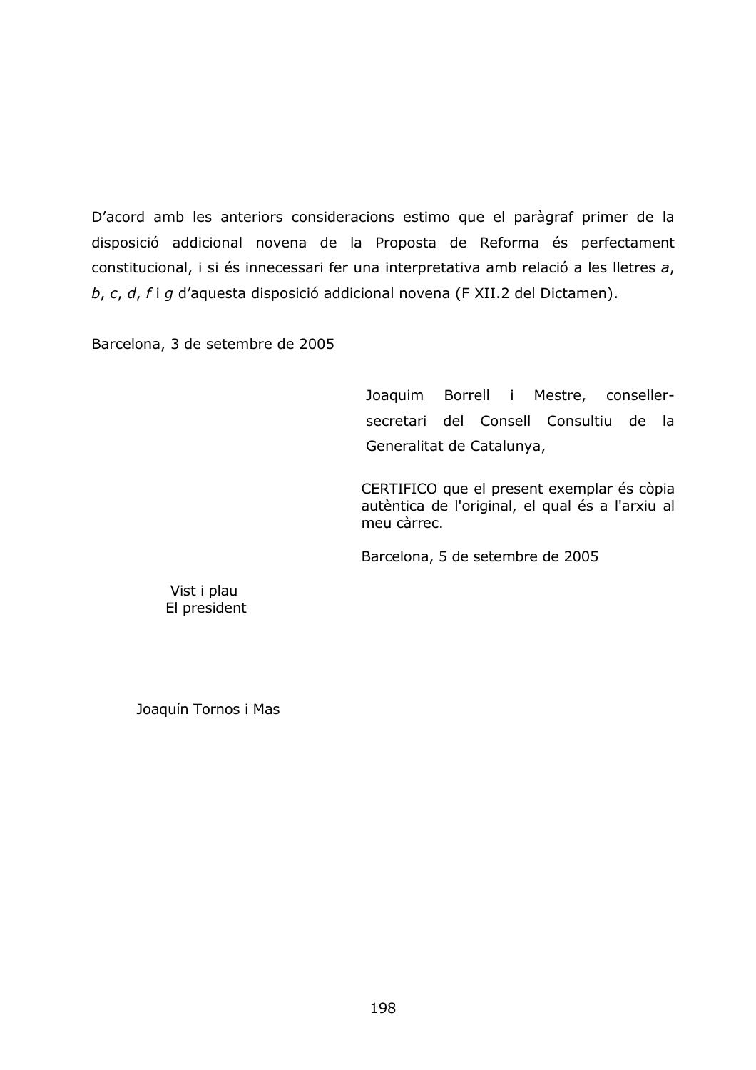D'acord amb les anteriors consideracions estimo que el paràgraf primer de la disposició addicional novena de la Proposta de Reforma és perfectament constitucional, i si és innecessari fer una interpretativa amb relació a les lletres *a*, *b*, *c*, *d*, *f* i *g* d'aquesta disposició addicional novena (F XII.2 del Dictamen).

Barcelona, 3 de setembre de 2005

Joaquim Borrell i Mestre, conseller-secretari del Consell Consultiu de la Generalitat de Catalunya,

CERTIFICO que el present exemplar és còpia autèntica de l'original, el qual és a l'arxiu al meu càrrec.

Barcelona, 5 de setembre de 2005

Vist i plau
El president

Joaquín Tornos i Mas